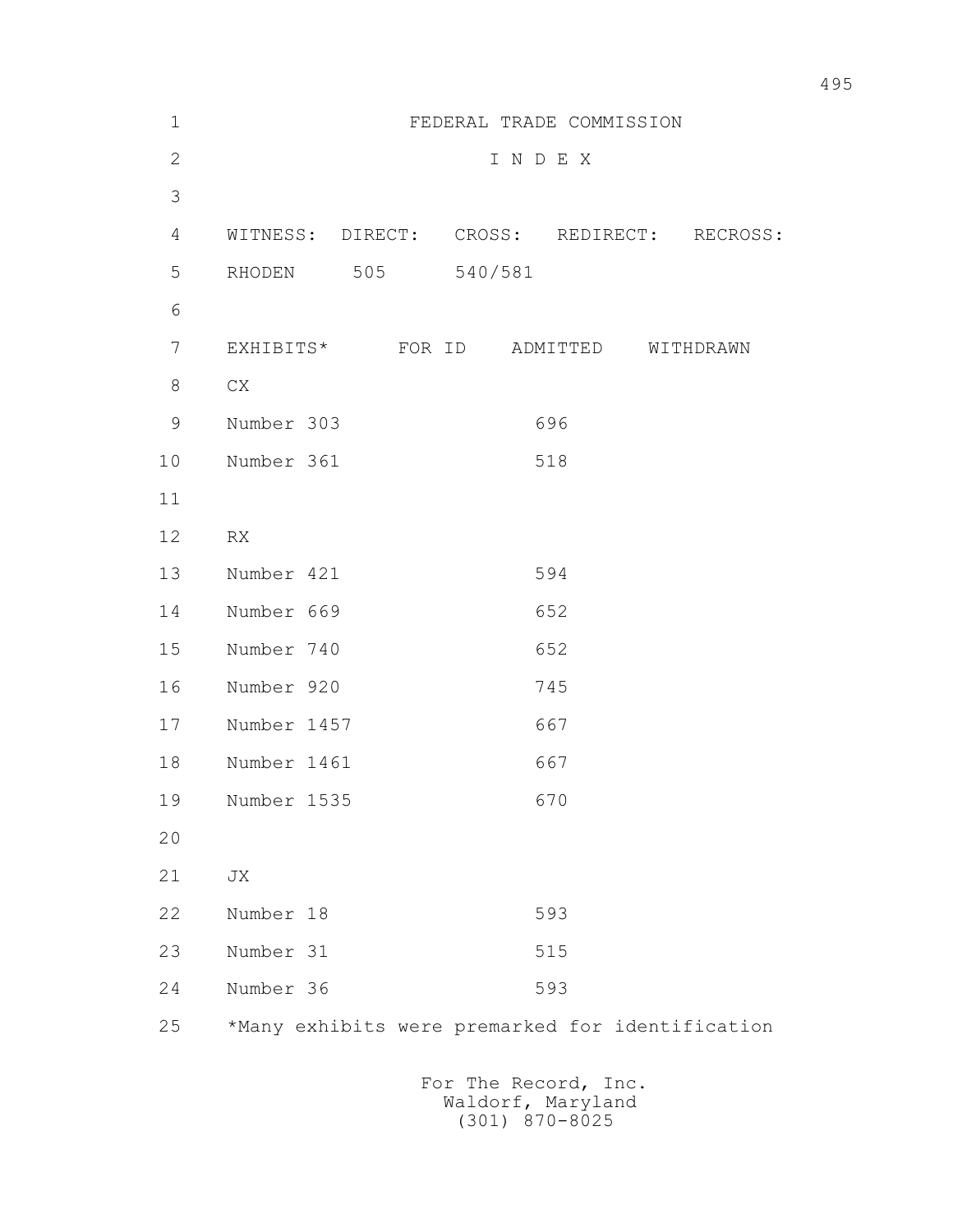# FEDERAL TRADE COMMISSION

## I N D E X

| WITNESS: | DIRECT: | CROSS: | REDIRECT: | RECROSS: |
|---|---|---|---|---|
| RHODEN | 505 | 540/581 | | |

| EXHIBITS* | FOR ID | ADMITTED | WITHDRAWN |
|---|---|---|---|
| CX | | | |
| Number 303 | | 696 | |
| Number 361 | | 518 | |
| | | | |
| RX | | | |
| Number 421 | | 594 | |
| Number 669 | | 652 | |
| Number 740 | | 652 | |
| Number 920 | | 745 | |
| Number 1457 | | 667 | |
| Number 1461 | | 667 | |
| Number 1535 | | 670 | |
| | | | |
| JX | | | |
| Number 18 | | 593 | |
| Number 31 | | 515 | |
| Number 36 | | 593 | |

*Many exhibits were premarked for identification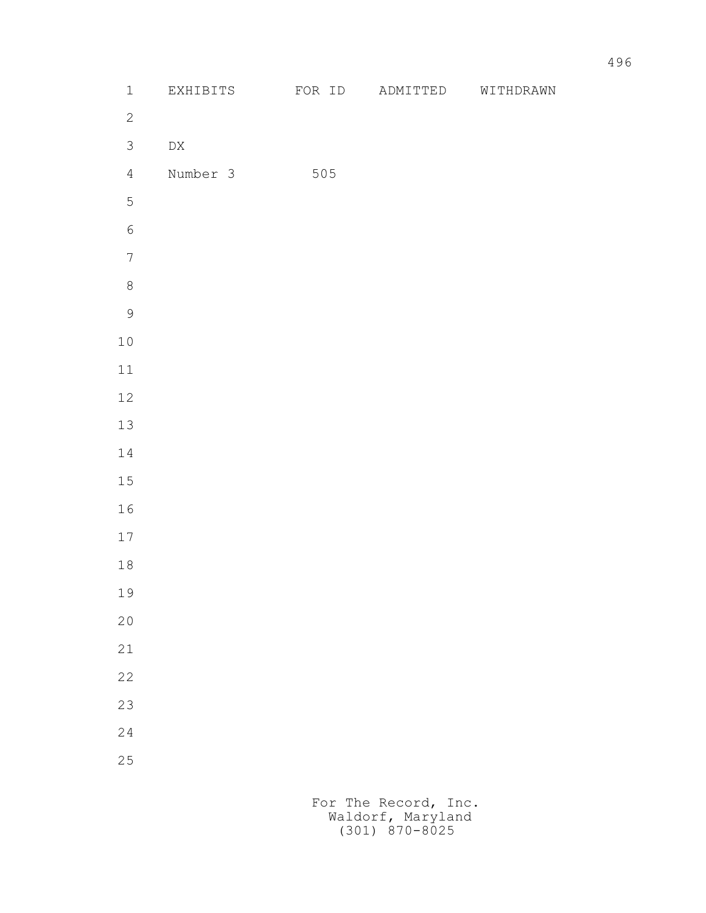| EXHIBITS | FOR ID | ADMITTED | WITHDRAWN |
| --- | --- | --- | --- |
| DX | | | |
| Number 3 | 505 | | |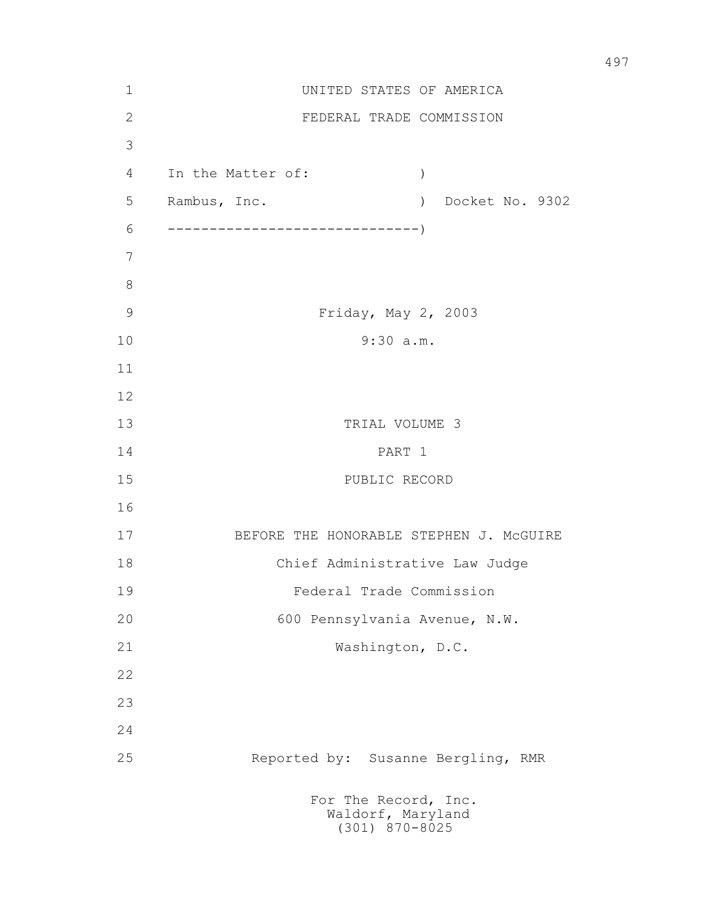UNITED STATES OF AMERICA

FEDERAL TRADE COMMISSION

In the Matter of: )

Rambus, Inc. ) Docket No. 9302

------------------------------)

Friday, May 2, 2003

9:30 a.m.

TRIAL VOLUME 3

PART 1

PUBLIC RECORD

BEFORE THE HONORABLE STEPHEN J. McGUIRE

Chief Administrative Law Judge

Federal Trade Commission

600 Pennsylvania Avenue, N.W.

Washington, D.C.

Reported by: Susanne Bergling, RMR

For The Record, Inc.
Waldorf, Maryland
(301) 870-8025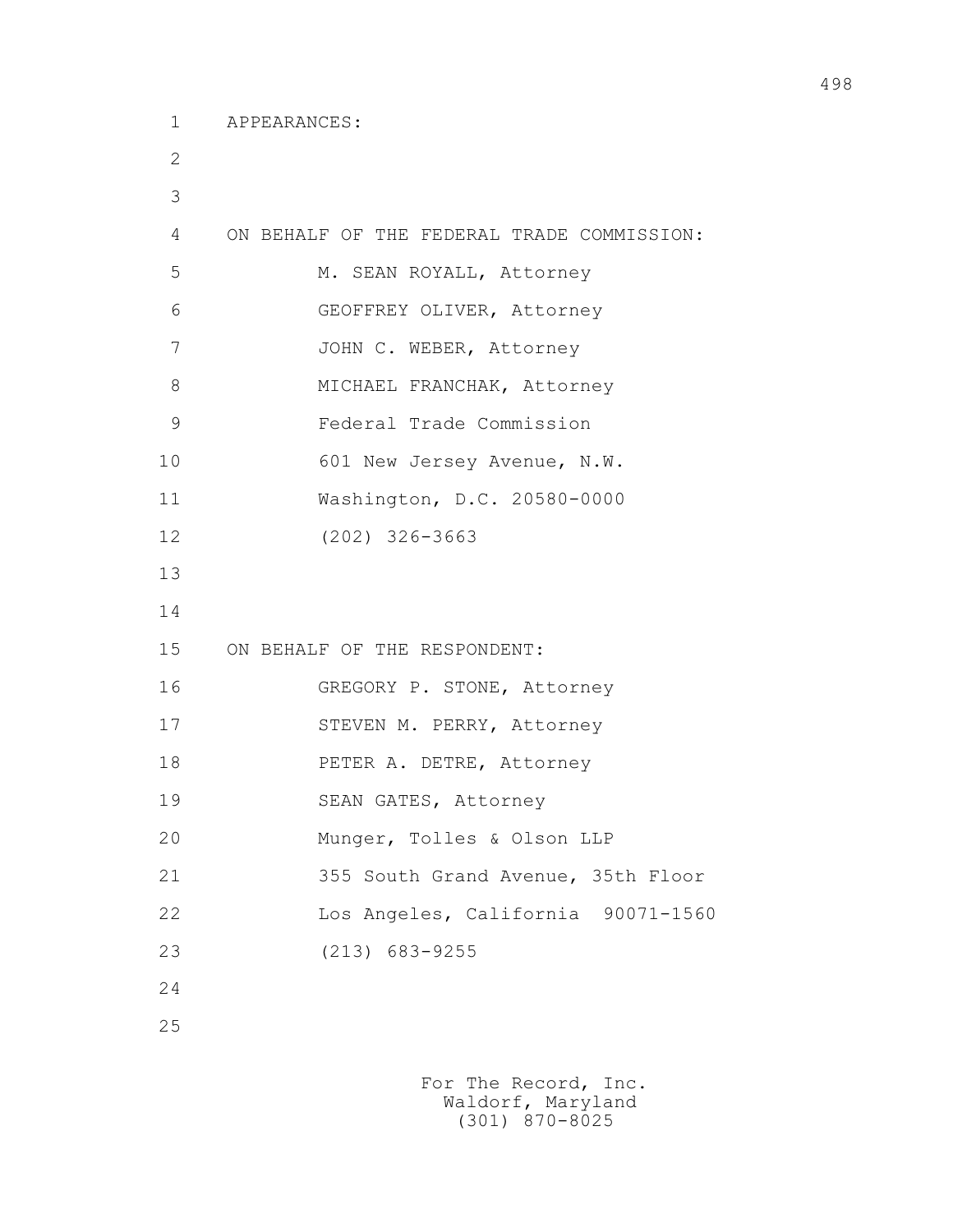APPEARANCES:

ON BEHALF OF THE FEDERAL TRADE COMMISSION:

M. SEAN ROYALL, Attorney
GEOFFREY OLIVER, Attorney
JOHN C. WEBER, Attorney
MICHAEL FRANCHAK, Attorney
Federal Trade Commission
601 New Jersey Avenue, N.W.
Washington, D.C. 20580-0000
(202) 326-3663

ON BEHALF OF THE RESPONDENT:

GREGORY P. STONE, Attorney
STEVEN M. PERRY, Attorney
PETER A. DETRE, Attorney
SEAN GATES, Attorney
Munger, Tolles & Olson LLP
355 South Grand Avenue, 35th Floor
Los Angeles, California 90071-1560
(213) 683-9255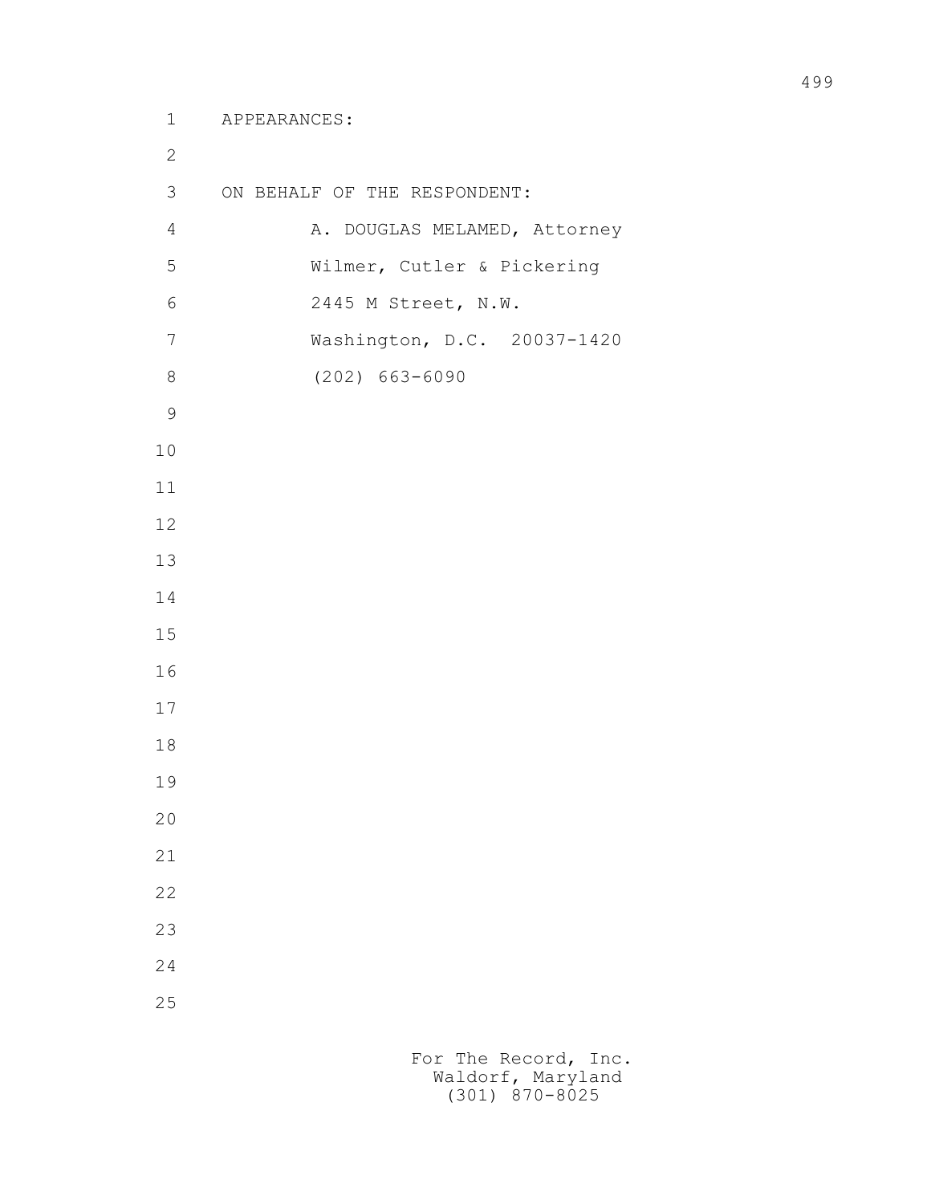APPEARANCES:

ON BEHALF OF THE RESPONDENT:

A. DOUGLAS MELAMED, Attorney
Wilmer, Cutler & Pickering
2445 M Street, N.W.
Washington, D.C. 20037-1420
(202) 663-6090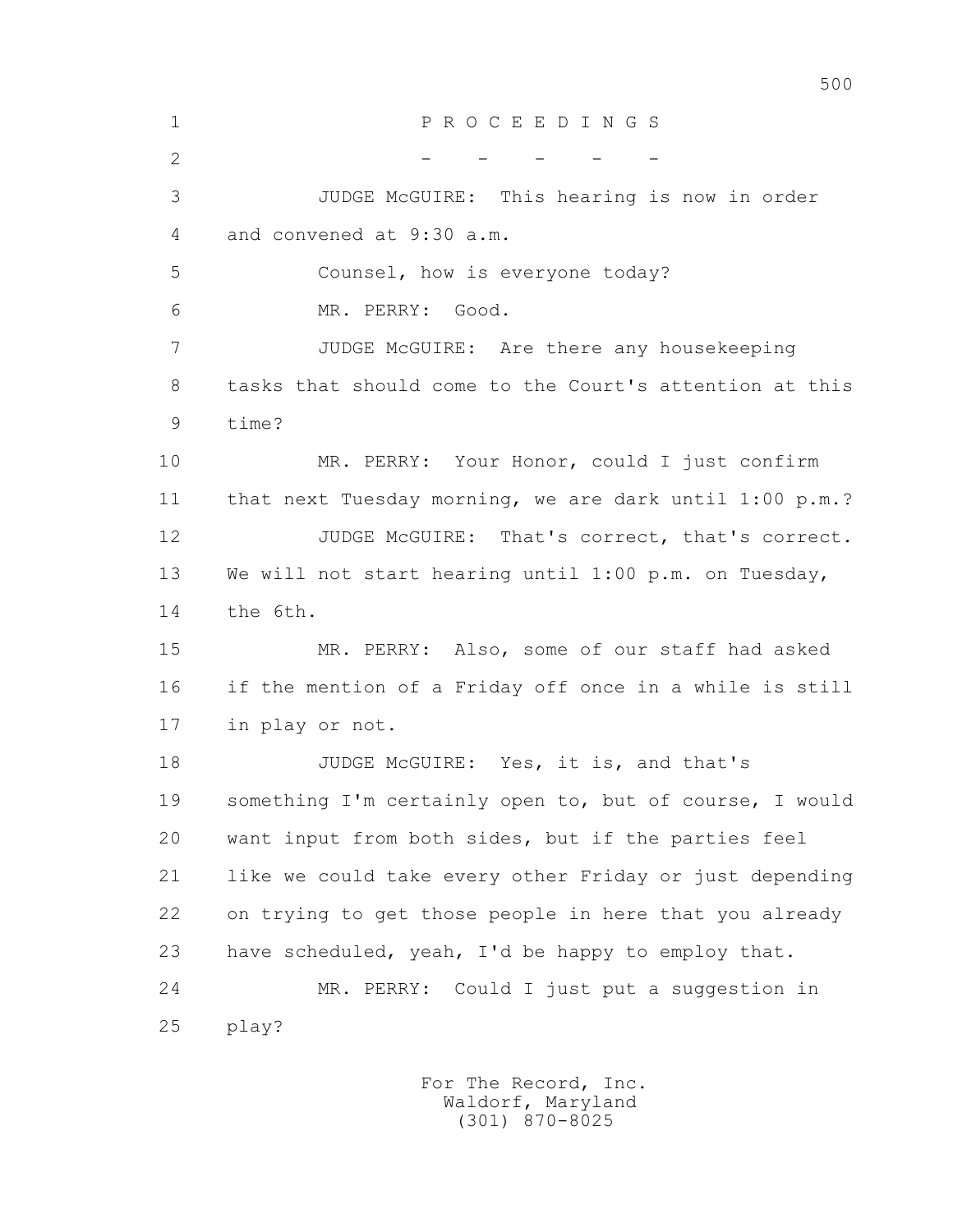P R O C E E D I N G S

\- - - - -

JUDGE McGUIRE: This hearing is now in order and convened at 9:30 a.m.

Counsel, how is everyone today?

MR. PERRY: Good.

JUDGE McGUIRE: Are there any housekeeping tasks that should come to the Court's attention at this time?

MR. PERRY: Your Honor, could I just confirm that next Tuesday morning, we are dark until 1:00 p.m.?

JUDGE McGUIRE: That's correct, that's correct. We will not start hearing until 1:00 p.m. on Tuesday, the 6th.

MR. PERRY: Also, some of our staff had asked if the mention of a Friday off once in a while is still in play or not.

JUDGE McGUIRE: Yes, it is, and that's something I'm certainly open to, but of course, I would want input from both sides, but if the parties feel like we could take every other Friday or just depending on trying to get those people in here that you already have scheduled, yeah, I'd be happy to employ that.

MR. PERRY: Could I just put a suggestion in play?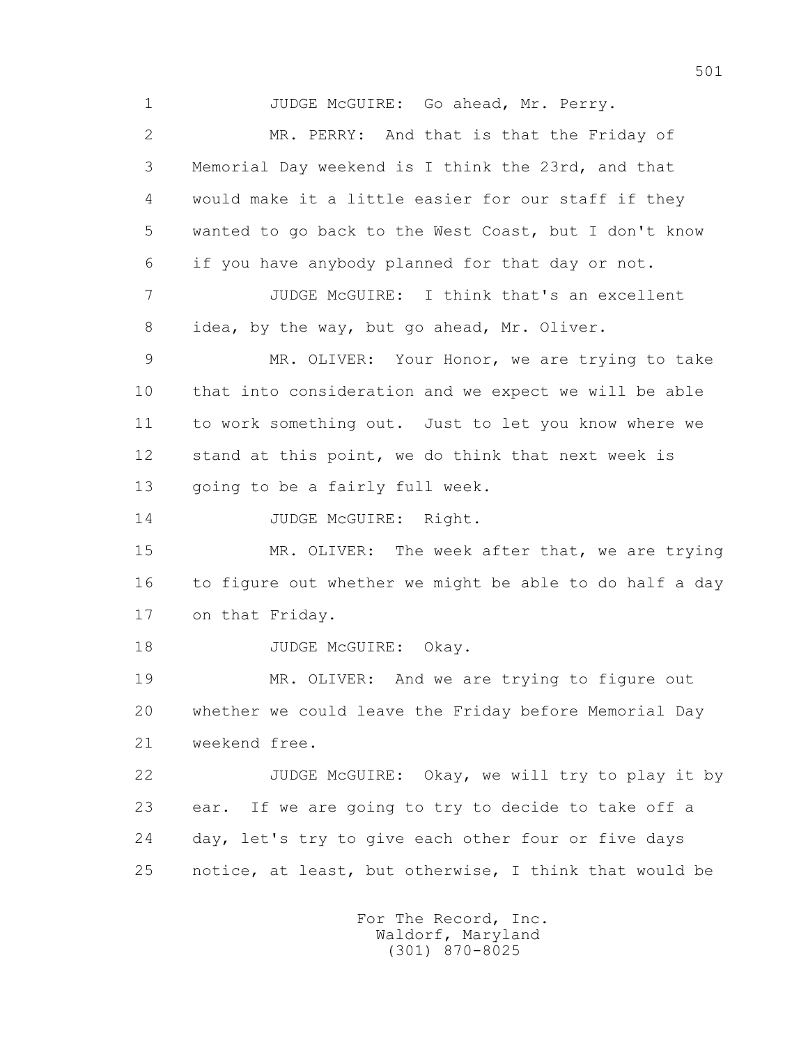1 JUDGE McGUIRE: Go ahead, Mr. Perry.

2 MR. PERRY: And that is that the Friday of

3 Memorial Day weekend is I think the 23rd, and that

4 would make it a little easier for our staff if they

5 wanted to go back to the West Coast, but I don't know

6 if you have anybody planned for that day or not.

7 JUDGE McGUIRE: I think that's an excellent

8 idea, by the way, but go ahead, Mr. Oliver.

9 MR. OLIVER: Your Honor, we are trying to take

10 that into consideration and we expect we will be able

11 to work something out. Just to let you know where we

12 stand at this point, we do think that next week is

13 going to be a fairly full week.

14 JUDGE McGUIRE: Right.

15 MR. OLIVER: The week after that, we are trying

16 to figure out whether we might be able to do half a day

17 on that Friday.

18 JUDGE McGUIRE: Okay.

19 MR. OLIVER: And we are trying to figure out

20 whether we could leave the Friday before Memorial Day

21 weekend free.

22 JUDGE McGUIRE: Okay, we will try to play it by

23 ear. If we are going to try to decide to take off a

24 day, let's try to give each other four or five days

25 notice, at least, but otherwise, I think that would be

For The Record, Inc.
Waldorf, Maryland
(301) 870-8025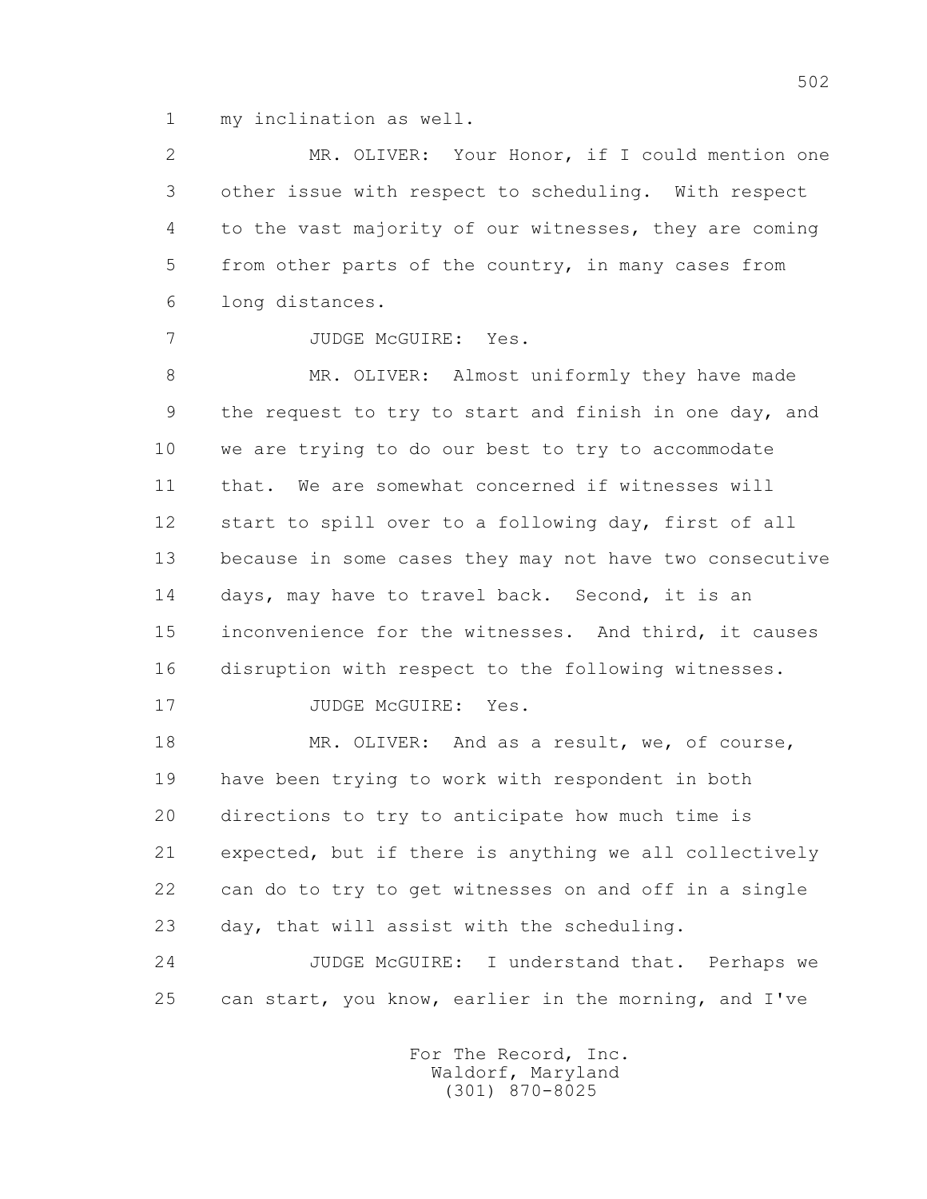1 my inclination as well.

2 MR. OLIVER: Your Honor, if I could mention one
3 other issue with respect to scheduling. With respect
4 to the vast majority of our witnesses, they are coming
5 from other parts of the country, in many cases from
6 long distances.

7 JUDGE McGUIRE: Yes.

8 MR. OLIVER: Almost uniformly they have made
9 the request to try to start and finish in one day, and
10 we are trying to do our best to try to accommodate
11 that. We are somewhat concerned if witnesses will
12 start to spill over to a following day, first of all
13 because in some cases they may not have two consecutive
14 days, may have to travel back. Second, it is an
15 inconvenience for the witnesses. And third, it causes
16 disruption with respect to the following witnesses.

17 JUDGE McGUIRE: Yes.

18 MR. OLIVER: And as a result, we, of course,
19 have been trying to work with respondent in both
20 directions to try to anticipate how much time is
21 expected, but if there is anything we all collectively
22 can do to try to get witnesses on and off in a single
23 day, that will assist with the scheduling.

24 JUDGE McGUIRE: I understand that. Perhaps we
25 can start, you know, earlier in the morning, and I've

For The Record, Inc.
Waldorf, Maryland
(301) 870-8025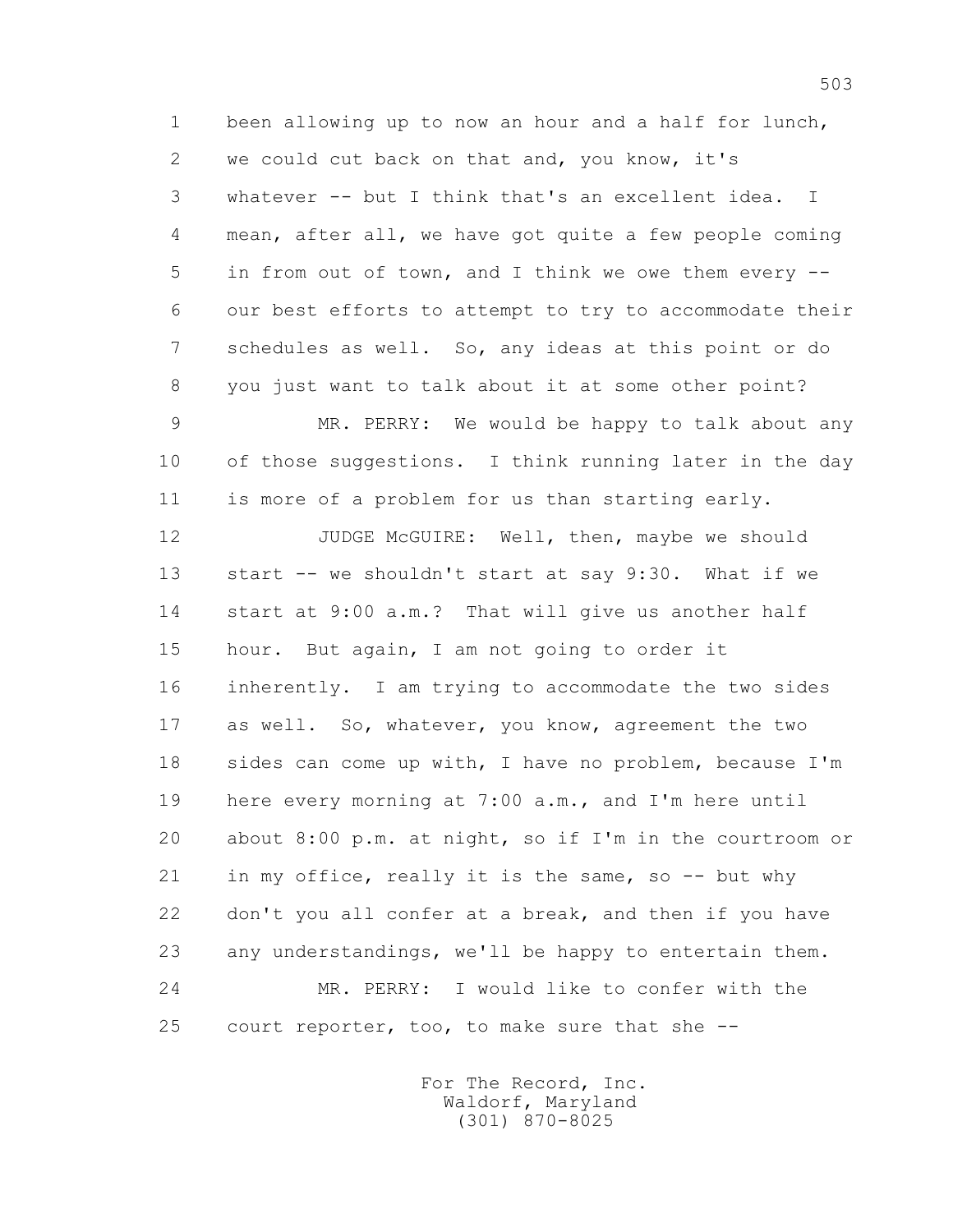been allowing up to now an hour and a half for lunch, we could cut back on that and, you know, it's whatever -- but I think that's an excellent idea. I mean, after all, we have got quite a few people coming in from out of town, and I think we owe them every -- our best efforts to attempt to try to accommodate their schedules as well. So, any ideas at this point or do you just want to talk about it at some other point?

MR. PERRY: We would be happy to talk about any of those suggestions. I think running later in the day is more of a problem for us than starting early.

JUDGE McGUIRE: Well, then, maybe we should start -- we shouldn't start at say 9:30. What if we start at 9:00 a.m.? That will give us another half hour. But again, I am not going to order it inherently. I am trying to accommodate the two sides as well. So, whatever, you know, agreement the two sides can come up with, I have no problem, because I'm here every morning at 7:00 a.m., and I'm here until about 8:00 p.m. at night, so if I'm in the courtroom or in my office, really it is the same, so -- but why don't you all confer at a break, and then if you have any understandings, we'll be happy to entertain them.

MR. PERRY: I would like to confer with the court reporter, too, to make sure that she --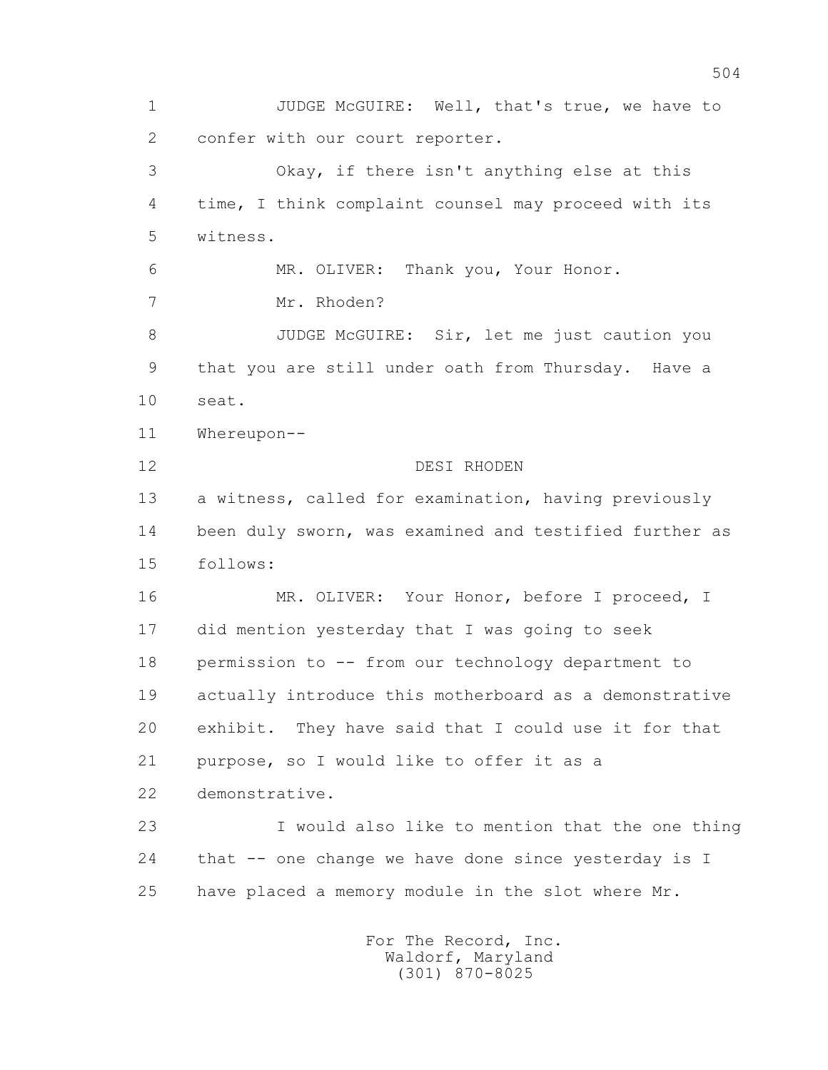JUDGE McGUIRE: Well, that's true, we have to confer with our court reporter.

Okay, if there isn't anything else at this time, I think complaint counsel may proceed with its witness.

MR. OLIVER: Thank you, Your Honor.

Mr. Rhoden?

JUDGE McGUIRE: Sir, let me just caution you that you are still under oath from Thursday. Have a seat.

Whereupon--

DESI RHODEN

a witness, called for examination, having previously been duly sworn, was examined and testified further as follows:

MR. OLIVER: Your Honor, before I proceed, I did mention yesterday that I was going to seek permission to -- from our technology department to actually introduce this motherboard as a demonstrative exhibit. They have said that I could use it for that purpose, so I would like to offer it as a demonstrative.

I would also like to mention that the one thing that -- one change we have done since yesterday is I have placed a memory module in the slot where Mr.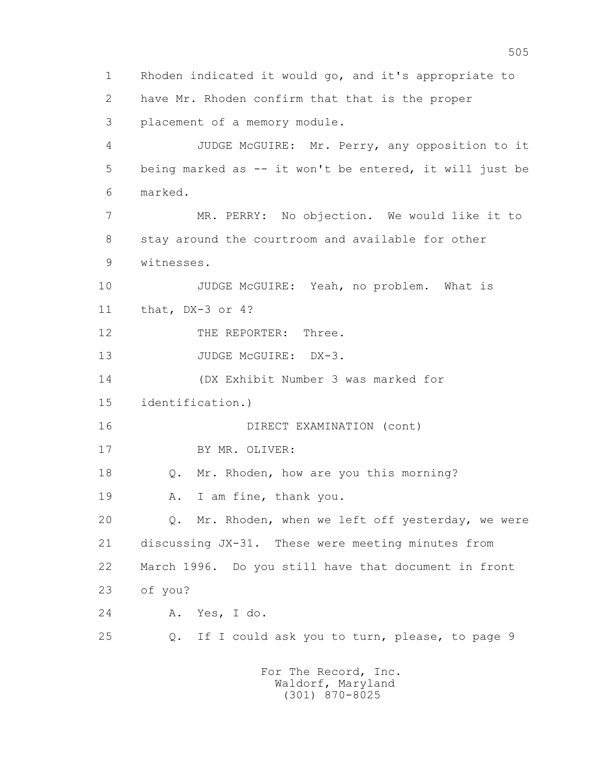1 Rhoden indicated it would go, and it's appropriate to
2 have Mr. Rhoden confirm that that is the proper
3 placement of a memory module.
4 JUDGE McGUIRE: Mr. Perry, any opposition to it
5 being marked as -- it won't be entered, it will just be
6 marked.
7 MR. PERRY: No objection. We would like it to
8 stay around the courtroom and available for other
9 witnesses.
10 JUDGE McGUIRE: Yeah, no problem. What is
11 that, DX-3 or 4?
12 THE REPORTER: Three.
13 JUDGE McGUIRE: DX-3.
14 (DX Exhibit Number 3 was marked for
15 identification.)
16 DIRECT EXAMINATION (cont)
17 BY MR. OLIVER:
18 Q. Mr. Rhoden, how are you this morning?
19 A. I am fine, thank you.
20 Q. Mr. Rhoden, when we left off yesterday, we were
21 discussing JX-31. These were meeting minutes from
22 March 1996. Do you still have that document in front
23 of you?
24 A. Yes, I do.
25 Q. If I could ask you to turn, please, to page 9

For The Record, Inc.
Waldorf, Maryland
(301) 870-8025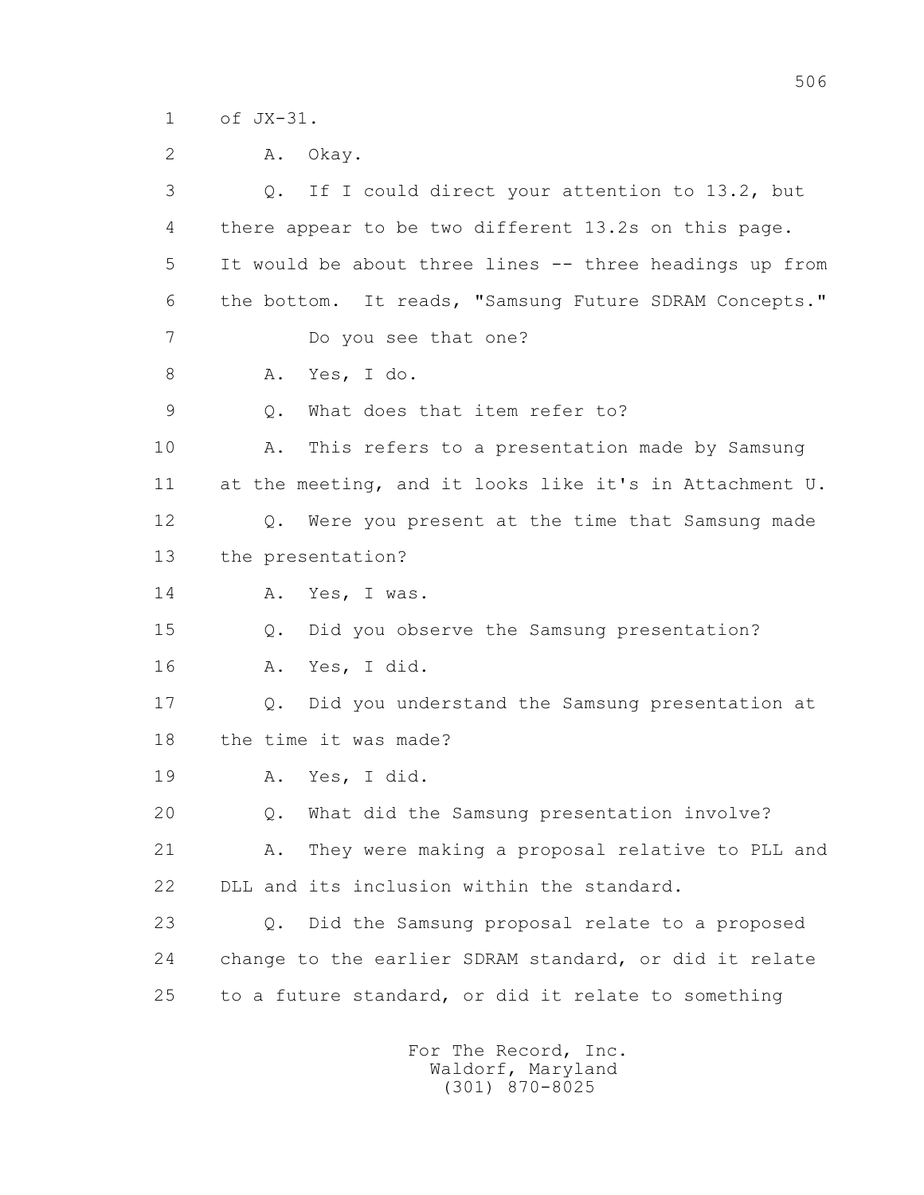of JX-31.

A. Okay.

Q. If I could direct your attention to 13.2, but there appear to be two different 13.2s on this page. It would be about three lines -- three headings up from the bottom. It reads, "Samsung Future SDRAM Concepts."

Do you see that one?

A. Yes, I do.

Q. What does that item refer to?

A. This refers to a presentation made by Samsung at the meeting, and it looks like it's in Attachment U.

Q. Were you present at the time that Samsung made the presentation?

A. Yes, I was.

Q. Did you observe the Samsung presentation?

A. Yes, I did.

Q. Did you understand the Samsung presentation at the time it was made?

A. Yes, I did.

Q. What did the Samsung presentation involve?

A. They were making a proposal relative to PLL and DLL and its inclusion within the standard.

Q. Did the Samsung proposal relate to a proposed change to the earlier SDRAM standard, or did it relate to a future standard, or did it relate to something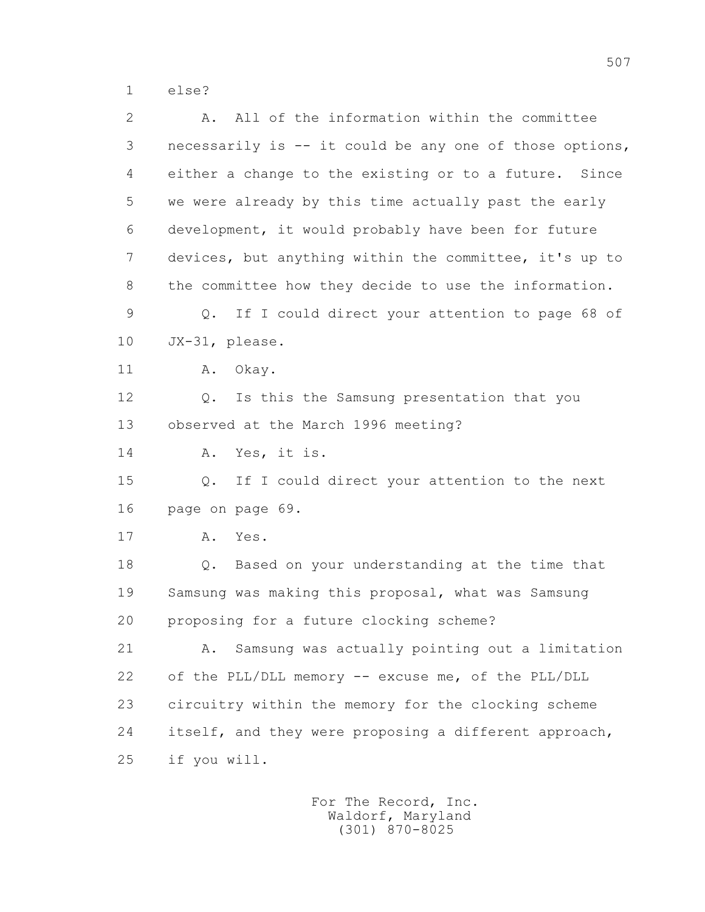1 else?

2 A. All of the information within the committee
3 necessarily is -- it could be any one of those options,
4 either a change to the existing or to a future. Since
5 we were already by this time actually past the early
6 development, it would probably have been for future
7 devices, but anything within the committee, it's up to
8 the committee how they decide to use the information.

9 Q. If I could direct your attention to page 68 of
10 JX-31, please.

11 A. Okay.

12 Q. Is this the Samsung presentation that you
13 observed at the March 1996 meeting?

14 A. Yes, it is.

15 Q. If I could direct your attention to the next
16 page on page 69.

17 A. Yes.

18 Q. Based on your understanding at the time that
19 Samsung was making this proposal, what was Samsung
20 proposing for a future clocking scheme?

21 A. Samsung was actually pointing out a limitation
22 of the PLL/DLL memory -- excuse me, of the PLL/DLL
23 circuitry within the memory for the clocking scheme
24 itself, and they were proposing a different approach,
25 if you will.

For The Record, Inc.
Waldorf, Maryland
(301) 870-8025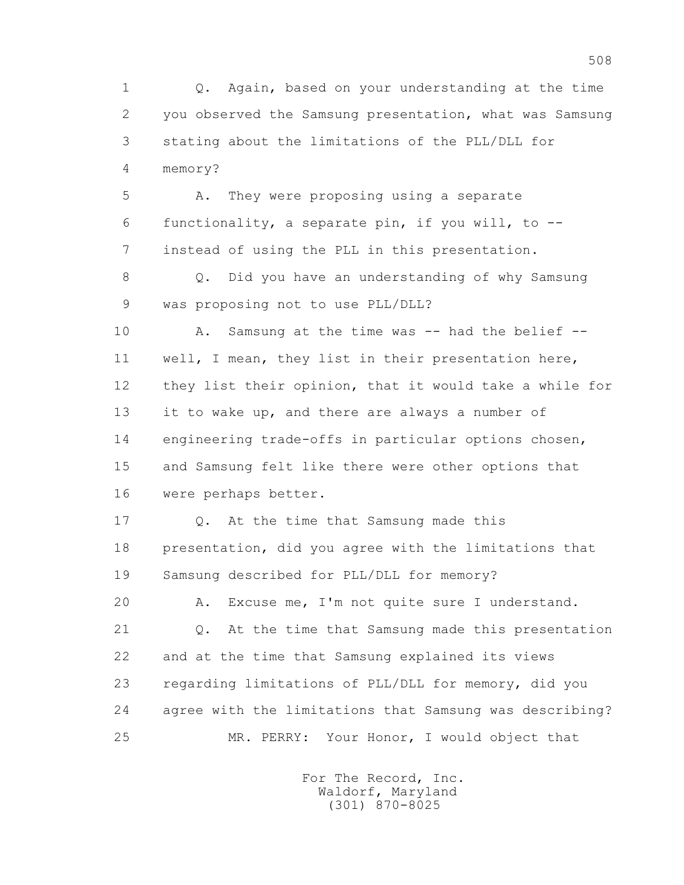1 Q. Again, based on your understanding at the time
2 you observed the Samsung presentation, what was Samsung
3 stating about the limitations of the PLL/DLL for
4 memory?
5 A. They were proposing using a separate
6 functionality, a separate pin, if you will, to --
7 instead of using the PLL in this presentation.
8 Q. Did you have an understanding of why Samsung
9 was proposing not to use PLL/DLL?
10 A. Samsung at the time was -- had the belief --
11 well, I mean, they list in their presentation here,
12 they list their opinion, that it would take a while for
13 it to wake up, and there are always a number of
14 engineering trade-offs in particular options chosen,
15 and Samsung felt like there were other options that
16 were perhaps better.
17 Q. At the time that Samsung made this
18 presentation, did you agree with the limitations that
19 Samsung described for PLL/DLL for memory?
20 A. Excuse me, I'm not quite sure I understand.
21 Q. At the time that Samsung made this presentation
22 and at the time that Samsung explained its views
23 regarding limitations of PLL/DLL for memory, did you
24 agree with the limitations that Samsung was describing?
25 MR. PERRY: Your Honor, I would object that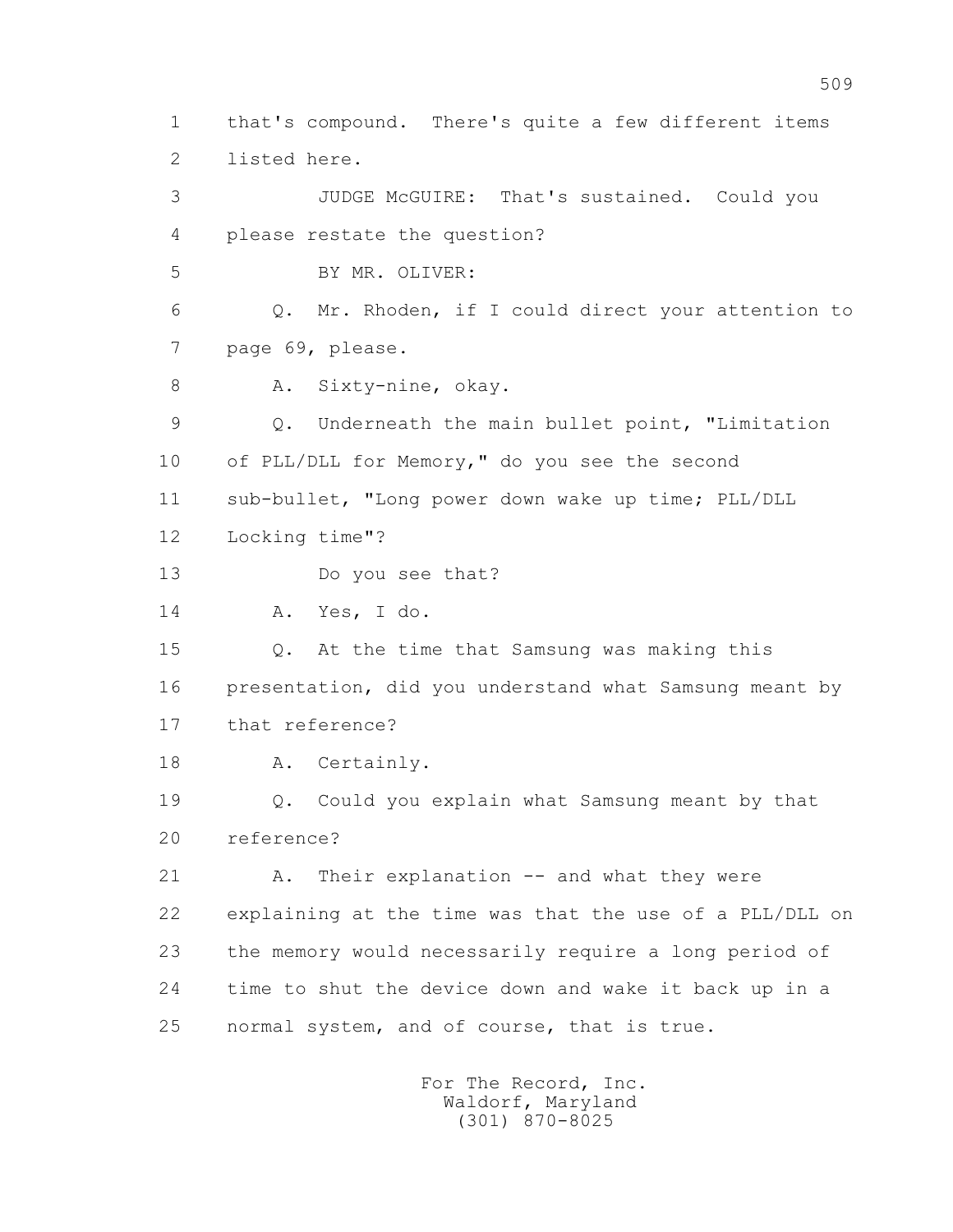1 that's compound. There's quite a few different items
2 listed here.
3 JUDGE McGUIRE: That's sustained. Could you
4 please restate the question?
5 BY MR. OLIVER:
6 Q. Mr. Rhoden, if I could direct your attention to
7 page 69, please.
8 A. Sixty-nine, okay.
9 Q. Underneath the main bullet point, "Limitation
10 of PLL/DLL for Memory," do you see the second
11 sub-bullet, "Long power down wake up time; PLL/DLL
12 Locking time"?
13 Do you see that?
14 A. Yes, I do.
15 Q. At the time that Samsung was making this
16 presentation, did you understand what Samsung meant by
17 that reference?
18 A. Certainly.
19 Q. Could you explain what Samsung meant by that
20 reference?
21 A. Their explanation -- and what they were
22 explaining at the time was that the use of a PLL/DLL on
23 the memory would necessarily require a long period of
24 time to shut the device down and wake it back up in a
25 normal system, and of course, that is true.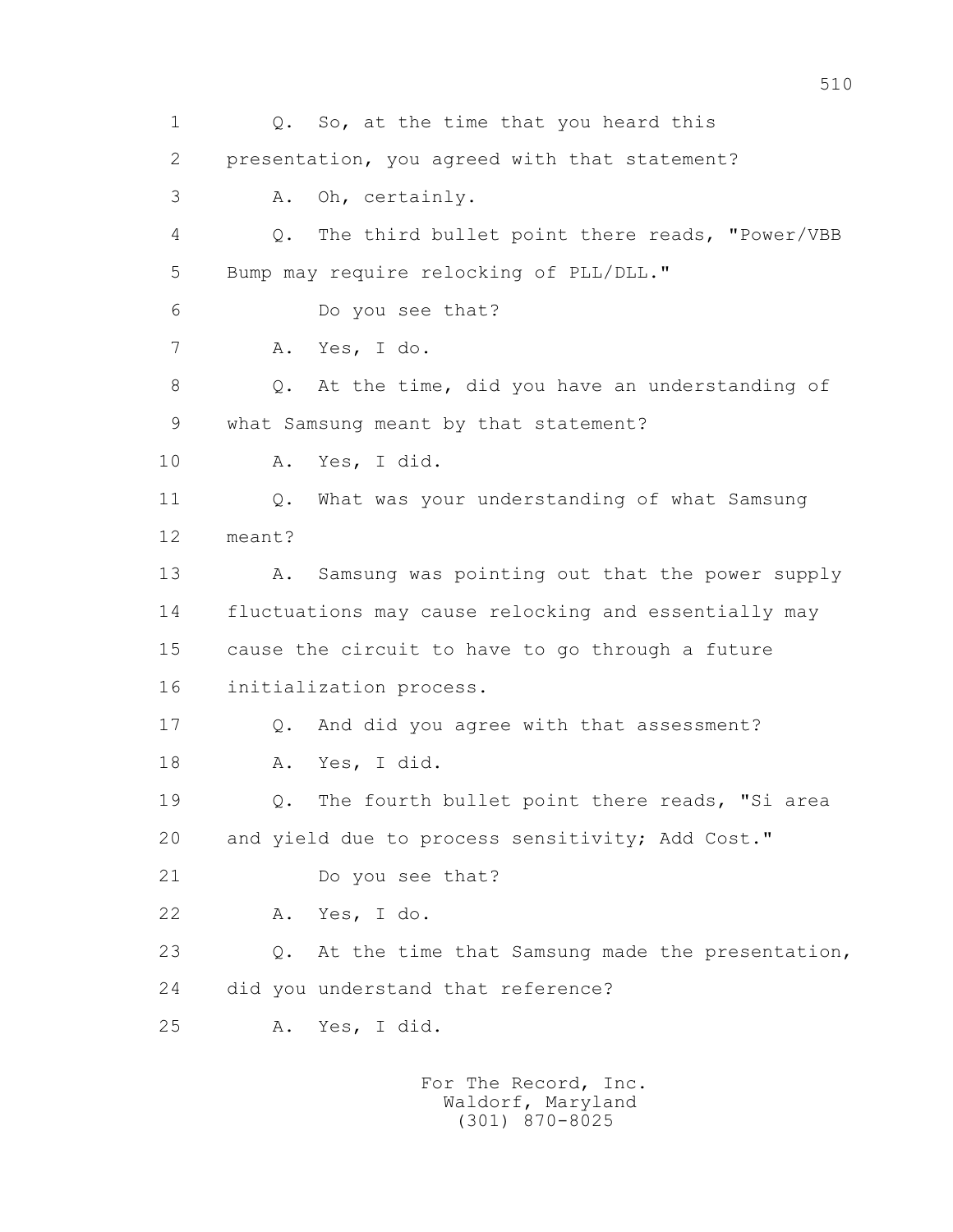1 Q. So, at the time that you heard this
2 presentation, you agreed with that statement?
3 A. Oh, certainly.
4 Q. The third bullet point there reads, "Power/VBB
5 Bump may require relocking of PLL/DLL."
6 Do you see that?
7 A. Yes, I do.
8 Q. At the time, did you have an understanding of
9 what Samsung meant by that statement?
10 A. Yes, I did.
11 Q. What was your understanding of what Samsung
12 meant?
13 A. Samsung was pointing out that the power supply
14 fluctuations may cause relocking and essentially may
15 cause the circuit to have to go through a future
16 initialization process.
17 Q. And did you agree with that assessment?
18 A. Yes, I did.
19 Q. The fourth bullet point there reads, "Si area
20 and yield due to process sensitivity; Add Cost."
21 Do you see that?
22 A. Yes, I do.
23 Q. At the time that Samsung made the presentation,
24 did you understand that reference?
25 A. Yes, I did.

For The Record, Inc.
Waldorf, Maryland
(301) 870-8025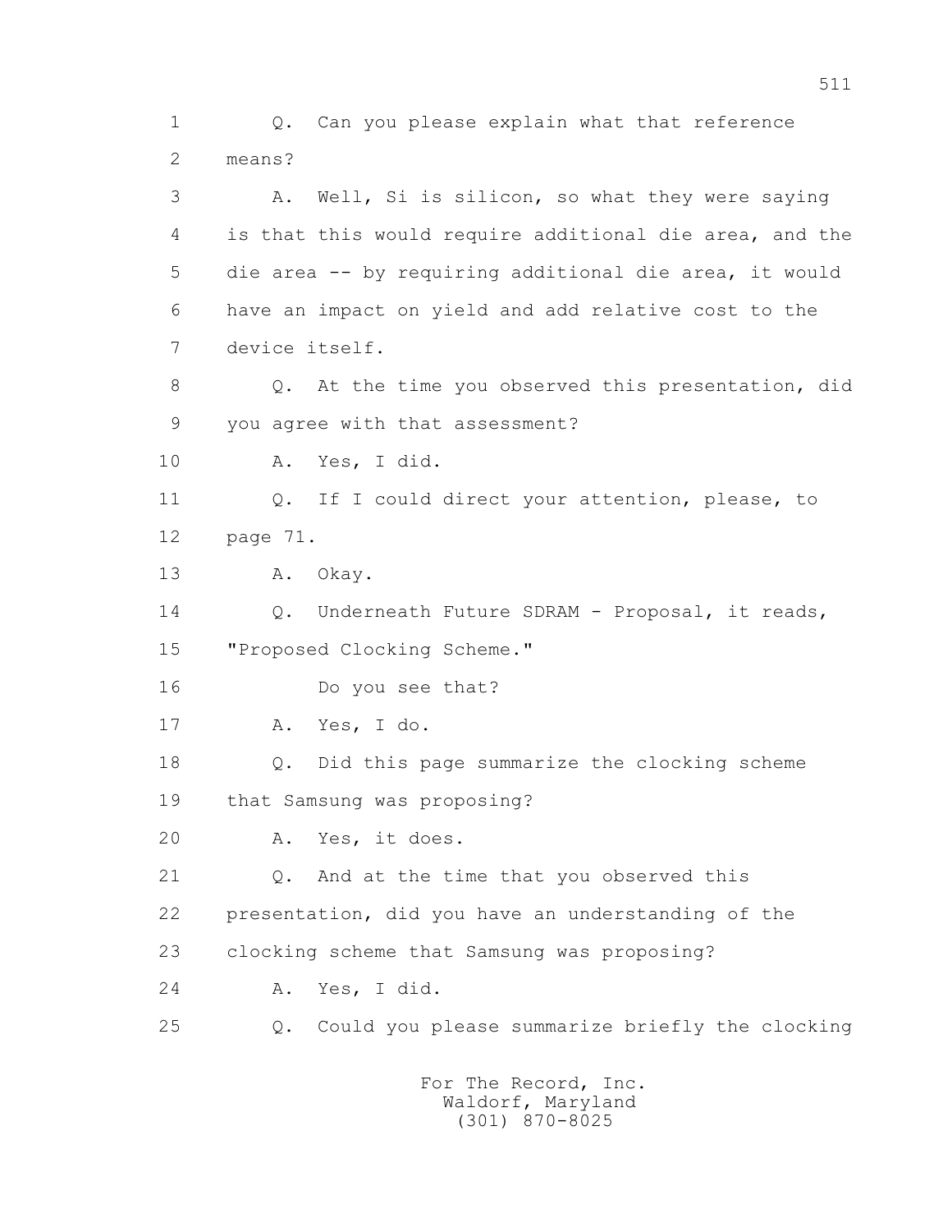Q. Can you please explain what that reference means?

A. Well, Si is silicon, so what they were saying is that this would require additional die area, and the die area -- by requiring additional die area, it would have an impact on yield and add relative cost to the device itself.

Q. At the time you observed this presentation, did you agree with that assessment?

A. Yes, I did.

Q. If I could direct your attention, please, to page 71.

A. Okay.

Q. Underneath Future SDRAM - Proposal, it reads, "Proposed Clocking Scheme."

Do you see that?

A. Yes, I do.

Q. Did this page summarize the clocking scheme that Samsung was proposing?

A. Yes, it does.

Q. And at the time that you observed this presentation, did you have an understanding of the clocking scheme that Samsung was proposing?

A. Yes, I did.

Q. Could you please summarize briefly the clocking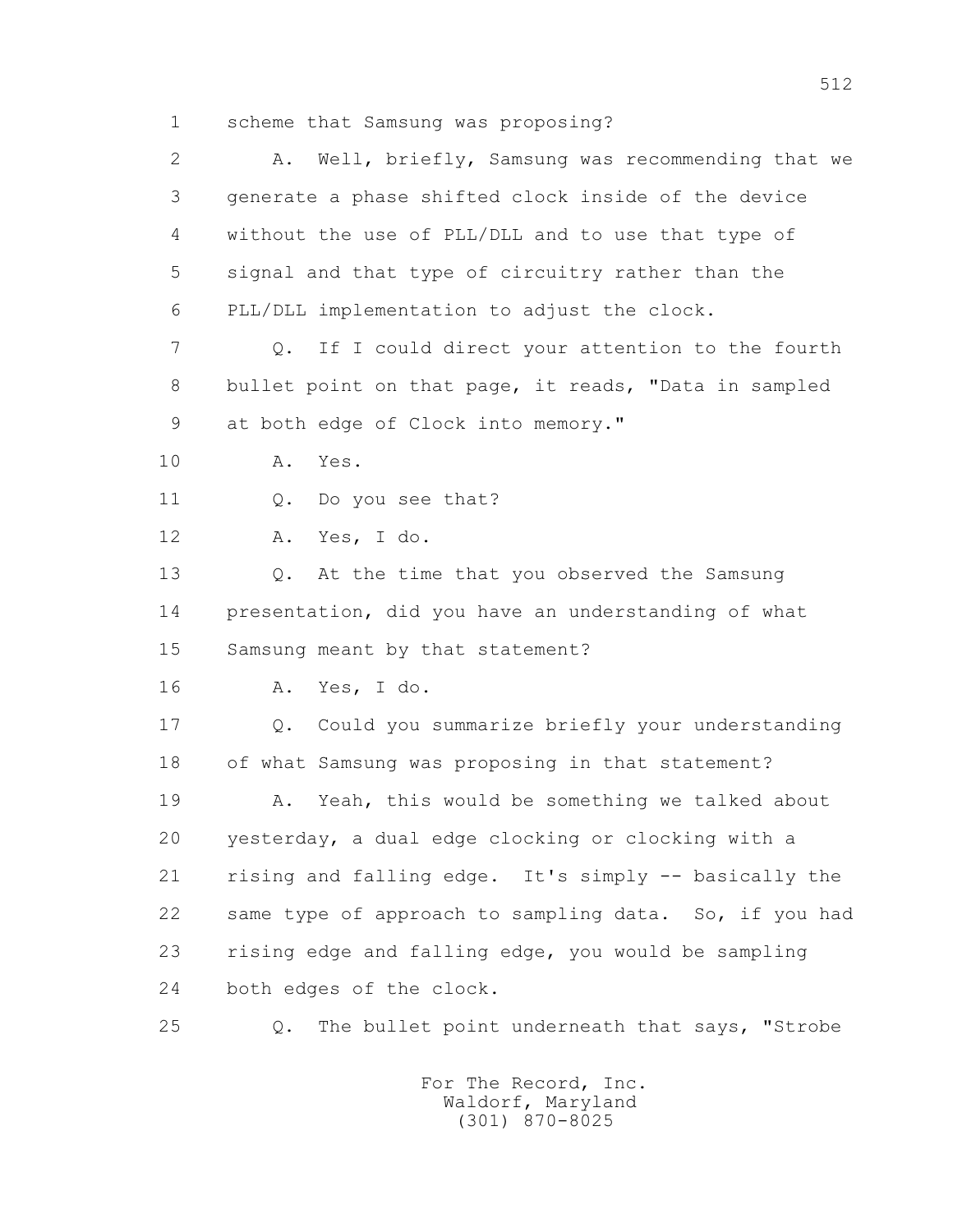1 scheme that Samsung was proposing?

2 A. Well, briefly, Samsung was recommending that we

3 generate a phase shifted clock inside of the device

4 without the use of PLL/DLL and to use that type of

5 signal and that type of circuitry rather than the

6 PLL/DLL implementation to adjust the clock.

7 Q. If I could direct your attention to the fourth

8 bullet point on that page, it reads, "Data in sampled

9 at both edge of Clock into memory."

10 A. Yes.

11 Q. Do you see that?

12 A. Yes, I do.

13 Q. At the time that you observed the Samsung

14 presentation, did you have an understanding of what

15 Samsung meant by that statement?

16 A. Yes, I do.

17 Q. Could you summarize briefly your understanding

18 of what Samsung was proposing in that statement?

19 A. Yeah, this would be something we talked about

20 yesterday, a dual edge clocking or clocking with a

21 rising and falling edge. It's simply -- basically the

22 same type of approach to sampling data. So, if you had

23 rising edge and falling edge, you would be sampling

24 both edges of the clock.

25 Q. The bullet point underneath that says, "Strobe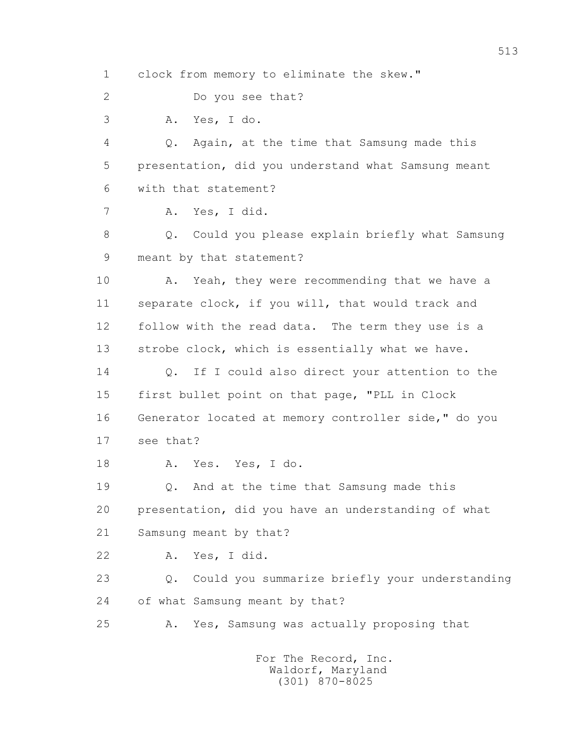1 clock from memory to eliminate the skew."

2 Do you see that?

3 A. Yes, I do.

4 Q. Again, at the time that Samsung made this

5 presentation, did you understand what Samsung meant

6 with that statement?

7 A. Yes, I did.

8 Q. Could you please explain briefly what Samsung

9 meant by that statement?

10 A. Yeah, they were recommending that we have a

11 separate clock, if you will, that would track and

12 follow with the read data. The term they use is a

13 strobe clock, which is essentially what we have.

14 Q. If I could also direct your attention to the

15 first bullet point on that page, "PLL in Clock

16 Generator located at memory controller side," do you

17 see that?

18 A. Yes. Yes, I do.

19 Q. And at the time that Samsung made this

20 presentation, did you have an understanding of what

21 Samsung meant by that?

22 A. Yes, I did.

23 Q. Could you summarize briefly your understanding

24 of what Samsung meant by that?

25 A. Yes, Samsung was actually proposing that

For The Record, Inc.
Waldorf, Maryland
(301) 870-8025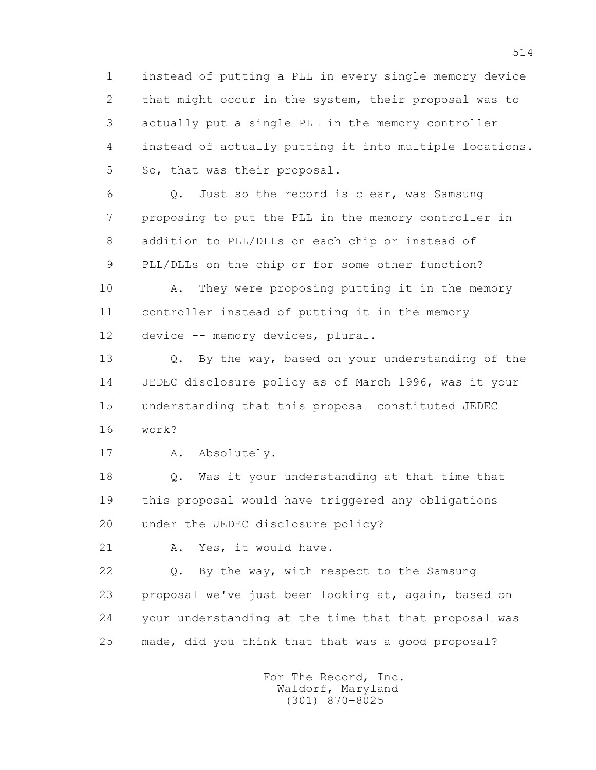1 instead of putting a PLL in every single memory device
2 that might occur in the system, their proposal was to
3 actually put a single PLL in the memory controller
4 instead of actually putting it into multiple locations.
5 So, that was their proposal.

6 Q. Just so the record is clear, was Samsung
7 proposing to put the PLL in the memory controller in
8 addition to PLL/DLLs on each chip or instead of
9 PLL/DLLs on the chip or for some other function?

10 A. They were proposing putting it in the memory
11 controller instead of putting it in the memory
12 device -- memory devices, plural.

13 Q. By the way, based on your understanding of the
14 JEDEC disclosure policy as of March 1996, was it your
15 understanding that this proposal constituted JEDEC
16 work?

17 A. Absolutely.

18 Q. Was it your understanding at that time that
19 this proposal would have triggered any obligations
20 under the JEDEC disclosure policy?

21 A. Yes, it would have.

22 Q. By the way, with respect to the Samsung
23 proposal we've just been looking at, again, based on
24 your understanding at the time that that proposal was
25 made, did you think that that was a good proposal?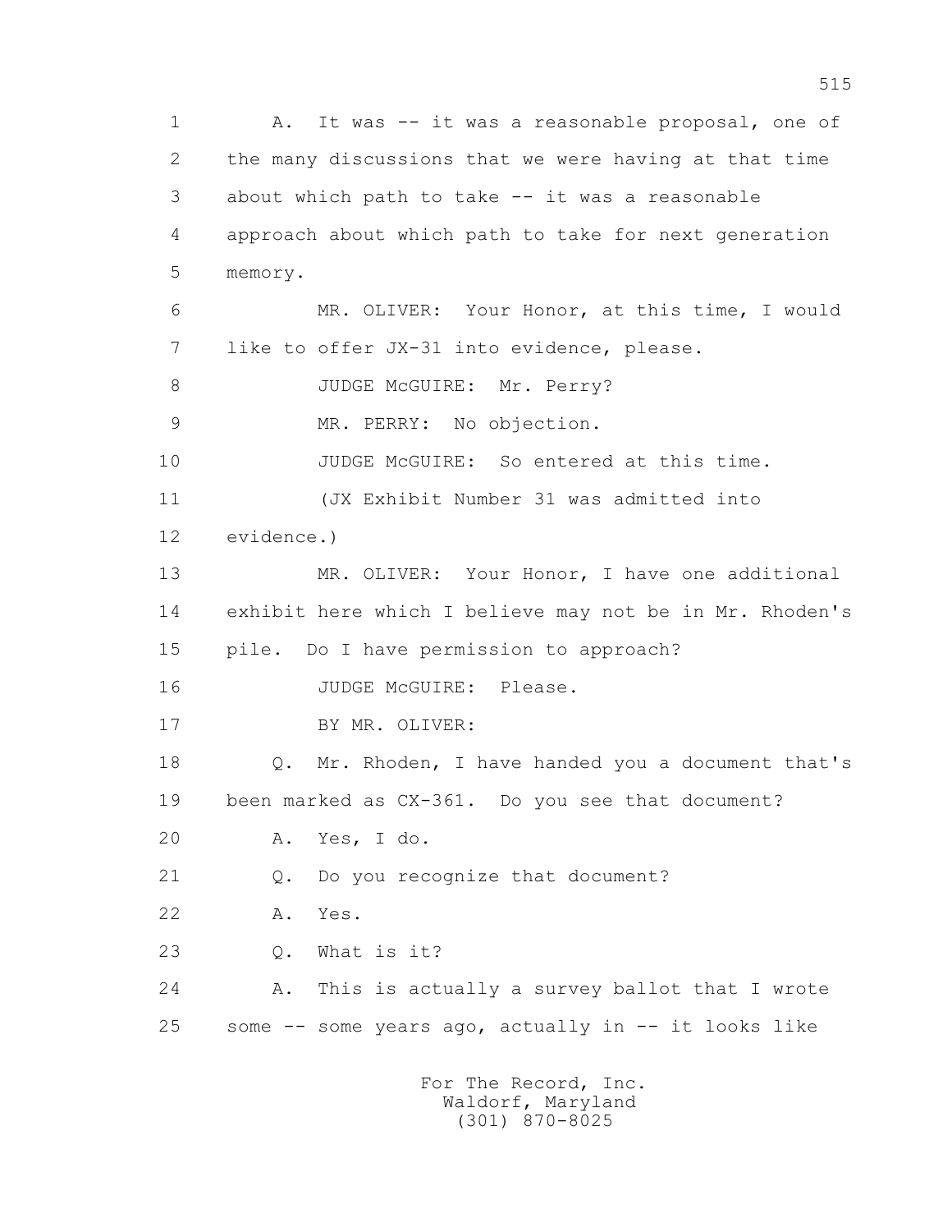1 A. It was -- it was a reasonable proposal, one of
2 the many discussions that we were having at that time
3 about which path to take -- it was a reasonable
4 approach about which path to take for next generation
5 memory.
6 MR. OLIVER: Your Honor, at this time, I would
7 like to offer JX-31 into evidence, please.
8 JUDGE McGUIRE: Mr. Perry?
9 MR. PERRY: No objection.
10 JUDGE McGUIRE: So entered at this time.
11 (JX Exhibit Number 31 was admitted into
12 evidence.)
13 MR. OLIVER: Your Honor, I have one additional
14 exhibit here which I believe may not be in Mr. Rhoden's
15 pile. Do I have permission to approach?
16 JUDGE McGUIRE: Please.
17 BY MR. OLIVER:
18 Q. Mr. Rhoden, I have handed you a document that's
19 been marked as CX-361. Do you see that document?
20 A. Yes, I do.
21 Q. Do you recognize that document?
22 A. Yes.
23 Q. What is it?
24 A. This is actually a survey ballot that I wrote
25 some -- some years ago, actually in -- it looks like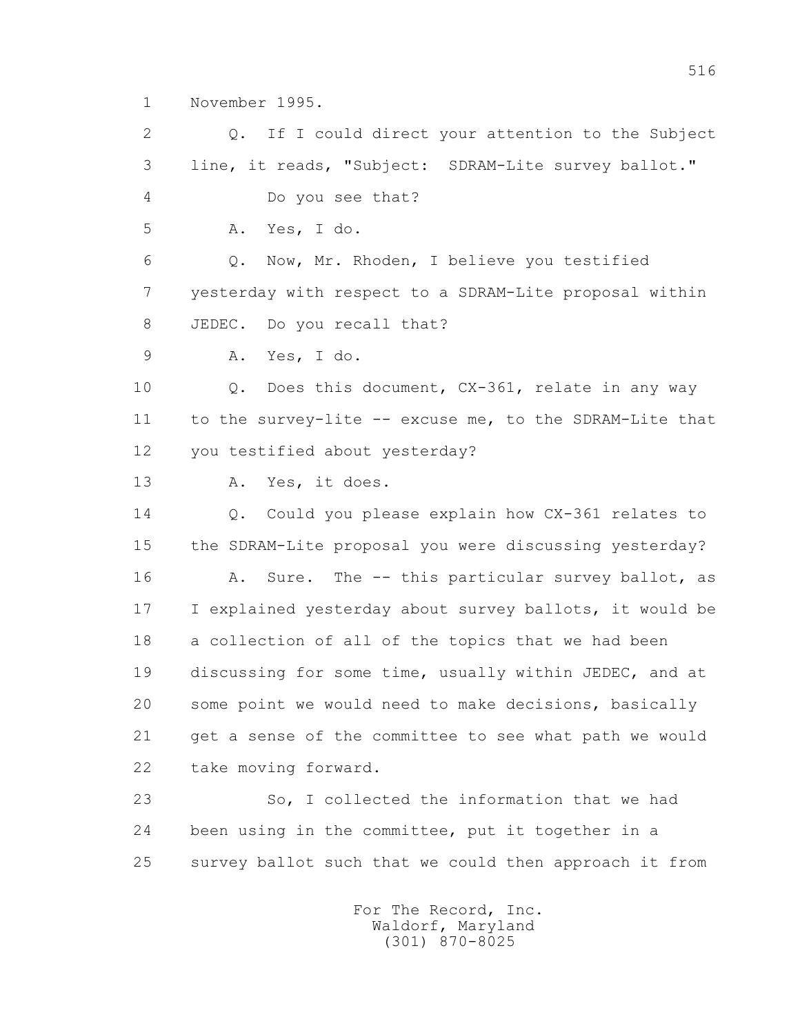1 November 1995.

2 Q. If I could direct your attention to the Subject

3 line, it reads, "Subject: SDRAM-Lite survey ballot."

4 Do you see that?

5 A. Yes, I do.

6 Q. Now, Mr. Rhoden, I believe you testified

7 yesterday with respect to a SDRAM-Lite proposal within

8 JEDEC. Do you recall that?

9 A. Yes, I do.

10 Q. Does this document, CX-361, relate in any way

11 to the survey-lite -- excuse me, to the SDRAM-Lite that

12 you testified about yesterday?

13 A. Yes, it does.

14 Q. Could you please explain how CX-361 relates to

15 the SDRAM-Lite proposal you were discussing yesterday?

16 A. Sure. The -- this particular survey ballot, as

17 I explained yesterday about survey ballots, it would be

18 a collection of all of the topics that we had been

19 discussing for some time, usually within JEDEC, and at

20 some point we would need to make decisions, basically

21 get a sense of the committee to see what path we would

22 take moving forward.

23 So, I collected the information that we had

24 been using in the committee, put it together in a

25 survey ballot such that we could then approach it from

For The Record, Inc.
Waldorf, Maryland
(301) 870-8025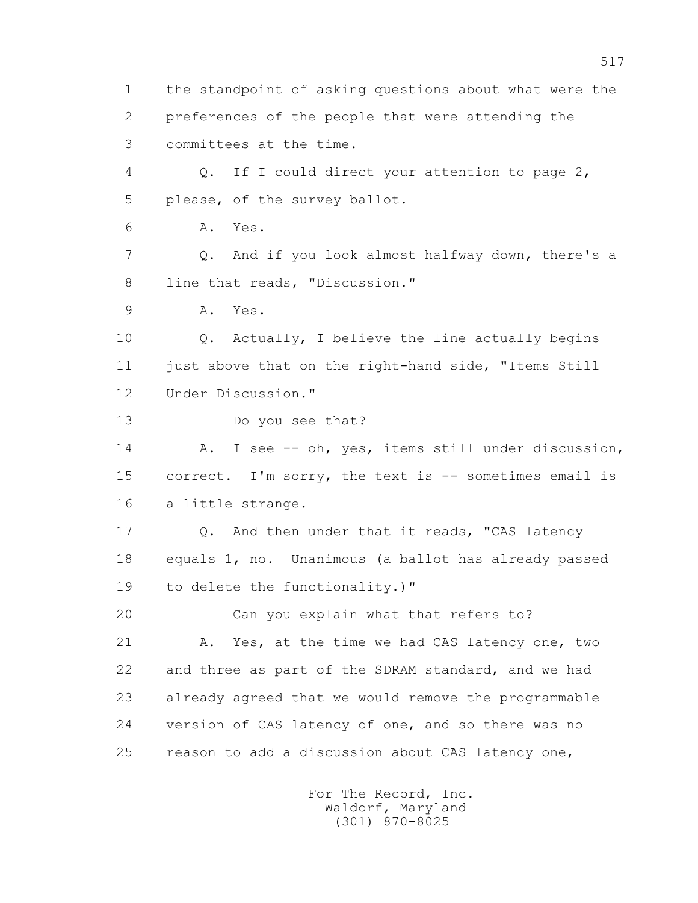1 the standpoint of asking questions about what were the
2 preferences of the people that were attending the
3 committees at the time.

4 Q. If I could direct your attention to page 2,
5 please, of the survey ballot.

6 A. Yes.

7 Q. And if you look almost halfway down, there's a
8 line that reads, "Discussion."

9 A. Yes.

10 Q. Actually, I believe the line actually begins
11 just above that on the right-hand side, "Items Still
12 Under Discussion."

13 Do you see that?

14 A. I see -- oh, yes, items still under discussion,
15 correct. I'm sorry, the text is -- sometimes email is
16 a little strange.

17 Q. And then under that it reads, "CAS latency
18 equals 1, no. Unanimous (a ballot has already passed
19 to delete the functionality.)"

20 Can you explain what that refers to?

21 A. Yes, at the time we had CAS latency one, two
22 and three as part of the SDRAM standard, and we had
23 already agreed that we would remove the programmable
24 version of CAS latency of one, and so there was no
25 reason to add a discussion about CAS latency one,

For The Record, Inc.
Waldorf, Maryland
(301) 870-8025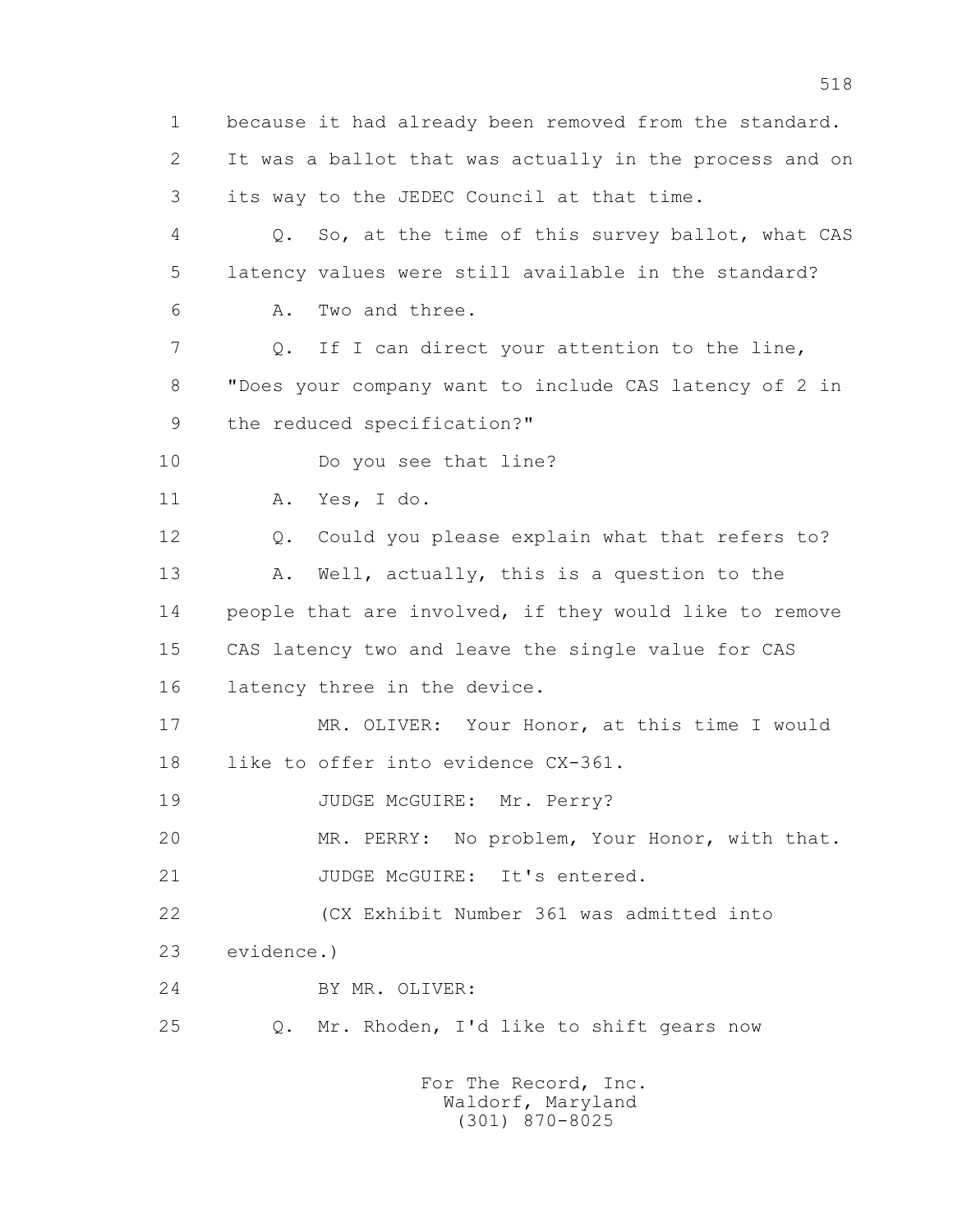because it had already been removed from the standard. It was a ballot that was actually in the process and on its way to the JEDEC Council at that time.

Q. So, at the time of this survey ballot, what CAS latency values were still available in the standard?

A. Two and three.

Q. If I can direct your attention to the line, "Does your company want to include CAS latency of 2 in the reduced specification?"

Do you see that line?

A. Yes, I do.

Q. Could you please explain what that refers to?

A. Well, actually, this is a question to the people that are involved, if they would like to remove CAS latency two and leave the single value for CAS latency three in the device.

MR. OLIVER: Your Honor, at this time I would like to offer into evidence CX-361.

JUDGE McGUIRE: Mr. Perry?

MR. PERRY: No problem, Your Honor, with that.

JUDGE McGUIRE: It's entered.

(CX Exhibit Number 361 was admitted into evidence.)

BY MR. OLIVER:

Q. Mr. Rhoden, I'd like to shift gears now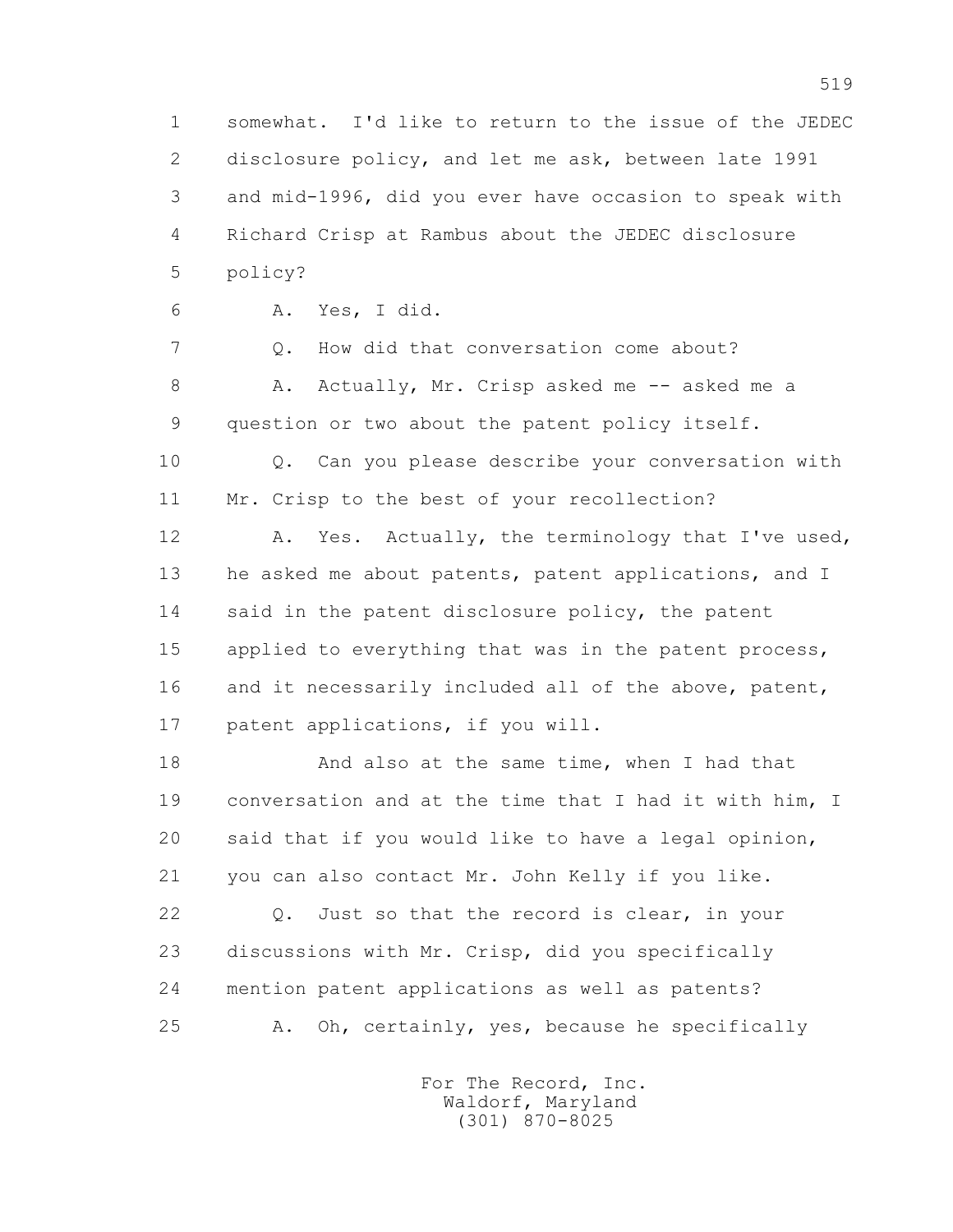1 somewhat. I'd like to return to the issue of the JEDEC
2 disclosure policy, and let me ask, between late 1991
3 and mid-1996, did you ever have occasion to speak with
4 Richard Crisp at Rambus about the JEDEC disclosure
5 policy?

6 A. Yes, I did.

7 Q. How did that conversation come about?

8 A. Actually, Mr. Crisp asked me -- asked me a
9 question or two about the patent policy itself.

10 Q. Can you please describe your conversation with
11 Mr. Crisp to the best of your recollection?

12 A. Yes. Actually, the terminology that I've used,
13 he asked me about patents, patent applications, and I
14 said in the patent disclosure policy, the patent
15 applied to everything that was in the patent process,
16 and it necessarily included all of the above, patent,
17 patent applications, if you will.

18 And also at the same time, when I had that
19 conversation and at the time that I had it with him, I
20 said that if you would like to have a legal opinion,
21 you can also contact Mr. John Kelly if you like.

22 Q. Just so that the record is clear, in your
23 discussions with Mr. Crisp, did you specifically
24 mention patent applications as well as patents?

25 A. Oh, certainly, yes, because he specifically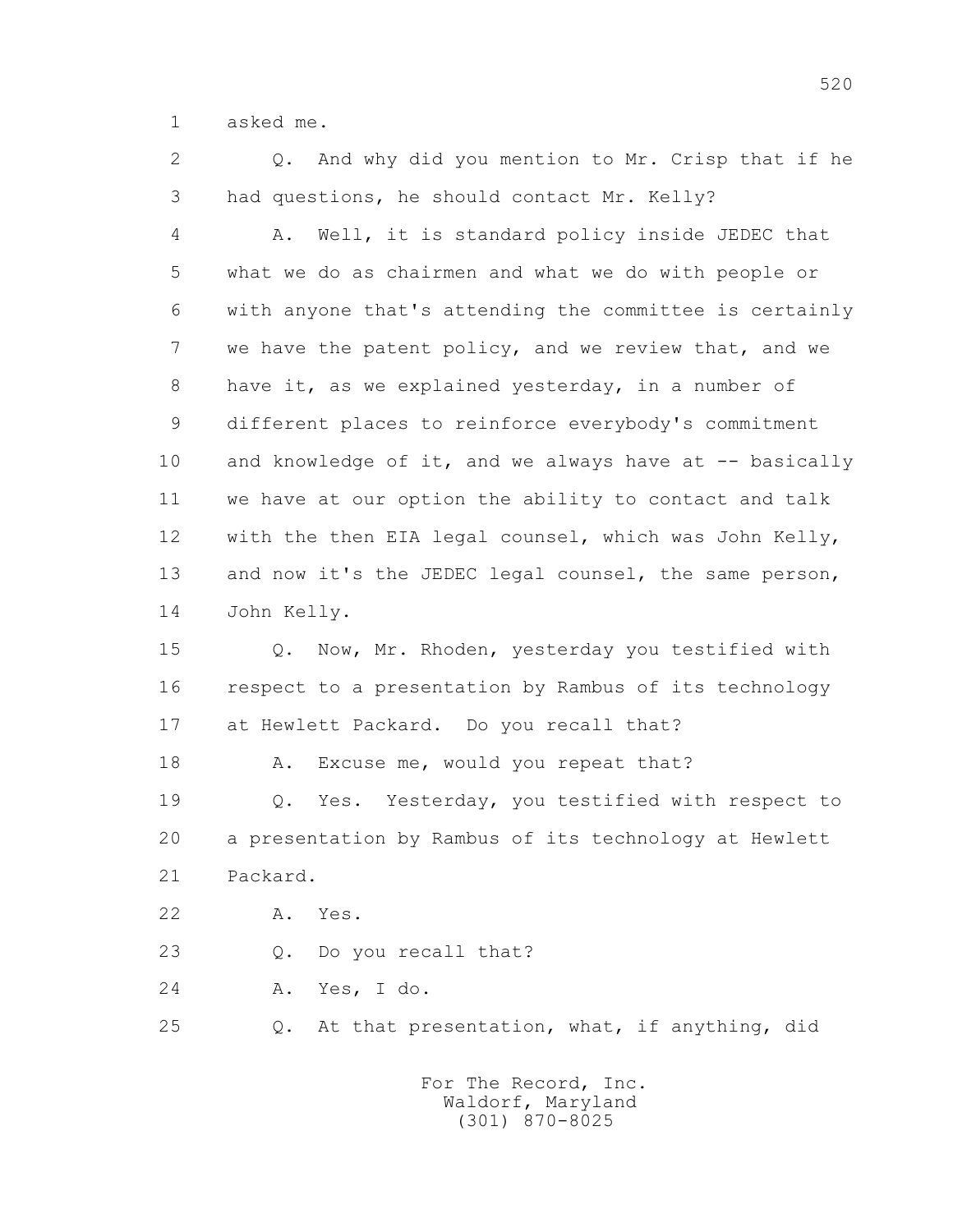1 asked me.

2 Q. And why did you mention to Mr. Crisp that if he

3 had questions, he should contact Mr. Kelly?

4 A. Well, it is standard policy inside JEDEC that

5 what we do as chairmen and what we do with people or

6 with anyone that's attending the committee is certainly

7 we have the patent policy, and we review that, and we

8 have it, as we explained yesterday, in a number of

9 different places to reinforce everybody's commitment

10 and knowledge of it, and we always have at -- basically

11 we have at our option the ability to contact and talk

12 with the then EIA legal counsel, which was John Kelly,

13 and now it's the JEDEC legal counsel, the same person,

14 John Kelly.

15 Q. Now, Mr. Rhoden, yesterday you testified with

16 respect to a presentation by Rambus of its technology

17 at Hewlett Packard. Do you recall that?

18 A. Excuse me, would you repeat that?

19 Q. Yes. Yesterday, you testified with respect to

20 a presentation by Rambus of its technology at Hewlett

21 Packard.

22 A. Yes.

23 Q. Do you recall that?

24 A. Yes, I do.

25 Q. At that presentation, what, if anything, did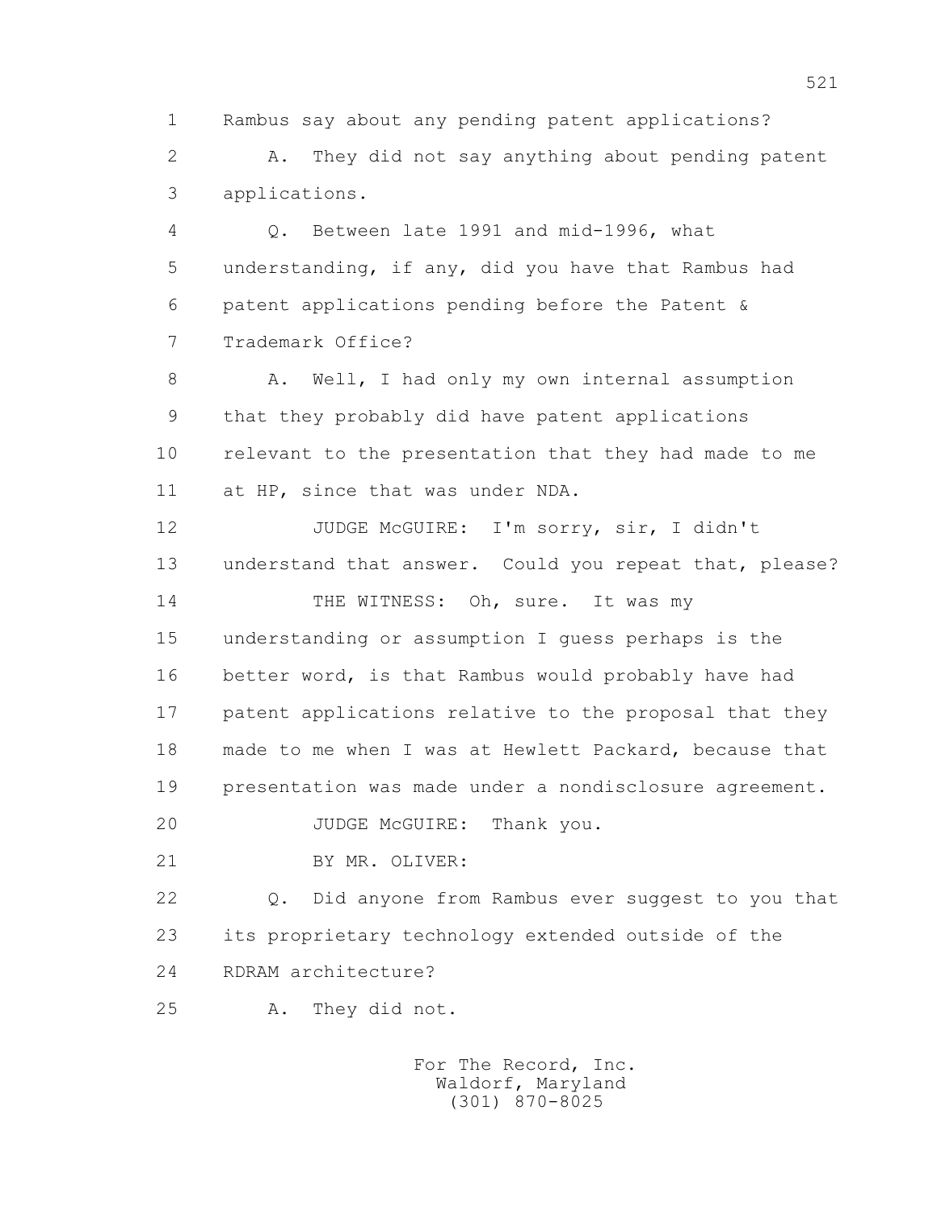1 Rambus say about any pending patent applications?

2 A. They did not say anything about pending patent

3 applications.

4 Q. Between late 1991 and mid-1996, what

5 understanding, if any, did you have that Rambus had

6 patent applications pending before the Patent &

7 Trademark Office?

8 A. Well, I had only my own internal assumption

9 that they probably did have patent applications

10 relevant to the presentation that they had made to me

11 at HP, since that was under NDA.

12 JUDGE McGUIRE: I'm sorry, sir, I didn't

13 understand that answer. Could you repeat that, please?

14 THE WITNESS: Oh, sure. It was my

15 understanding or assumption I guess perhaps is the

16 better word, is that Rambus would probably have had

17 patent applications relative to the proposal that they

18 made to me when I was at Hewlett Packard, because that

19 presentation was made under a nondisclosure agreement.

20 JUDGE McGUIRE: Thank you.

21 BY MR. OLIVER:

22 Q. Did anyone from Rambus ever suggest to you that

23 its proprietary technology extended outside of the

24 RDRAM architecture?

25 A. They did not.

For The Record, Inc.
Waldorf, Maryland
(301) 870-8025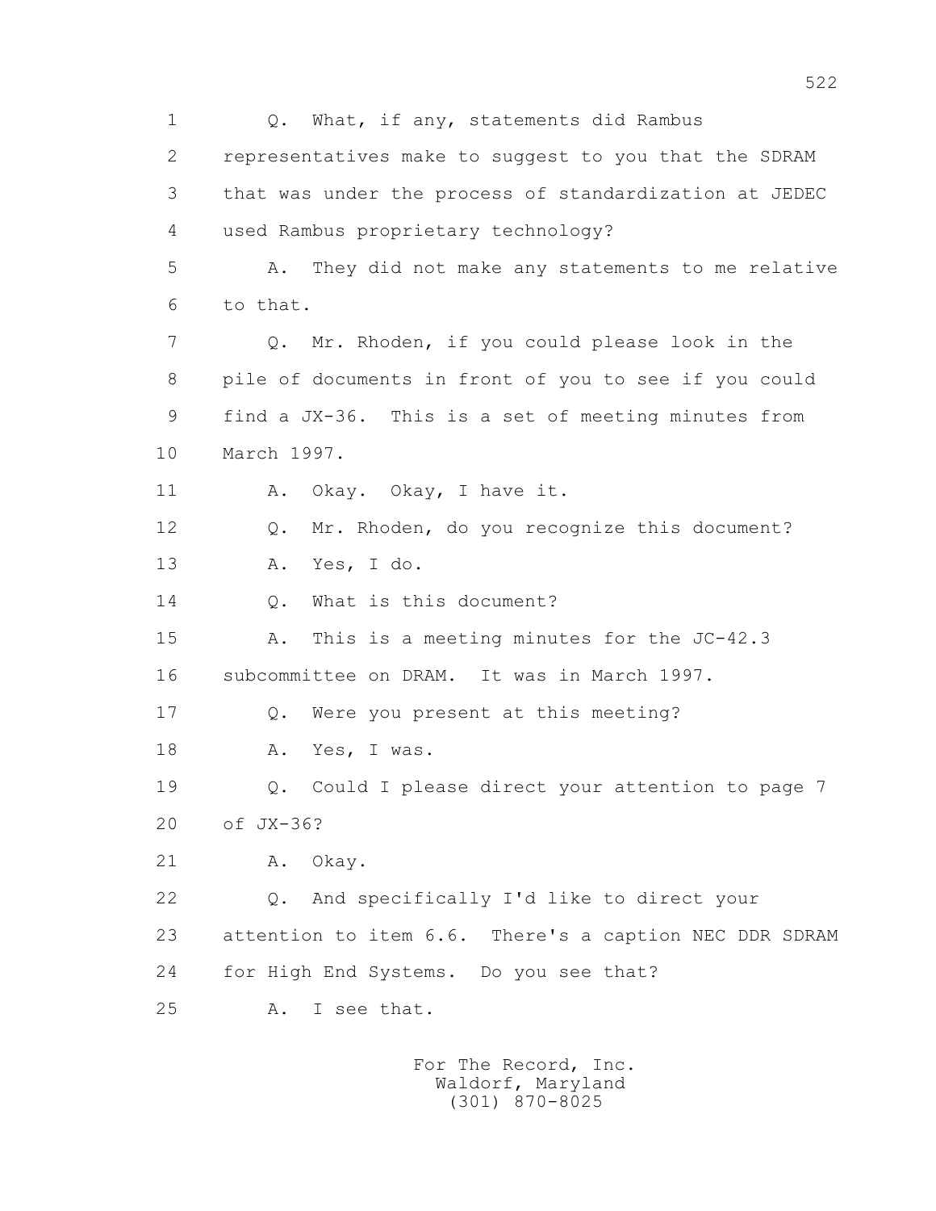1 Q. What, if any, statements did Rambus
2 representatives make to suggest to you that the SDRAM
3 that was under the process of standardization at JEDEC
4 used Rambus proprietary technology?
5 A. They did not make any statements to me relative
6 to that.
7 Q. Mr. Rhoden, if you could please look in the
8 pile of documents in front of you to see if you could
9 find a JX-36. This is a set of meeting minutes from
10 March 1997.
11 A. Okay. Okay, I have it.
12 Q. Mr. Rhoden, do you recognize this document?
13 A. Yes, I do.
14 Q. What is this document?
15 A. This is a meeting minutes for the JC-42.3
16 subcommittee on DRAM. It was in March 1997.
17 Q. Were you present at this meeting?
18 A. Yes, I was.
19 Q. Could I please direct your attention to page 7
20 of JX-36?
21 A. Okay.
22 Q. And specifically I'd like to direct your
23 attention to item 6.6. There's a caption NEC DDR SDRAM
24 for High End Systems. Do you see that?
25 A. I see that.

For The Record, Inc.
Waldorf, Maryland
(301) 870-8025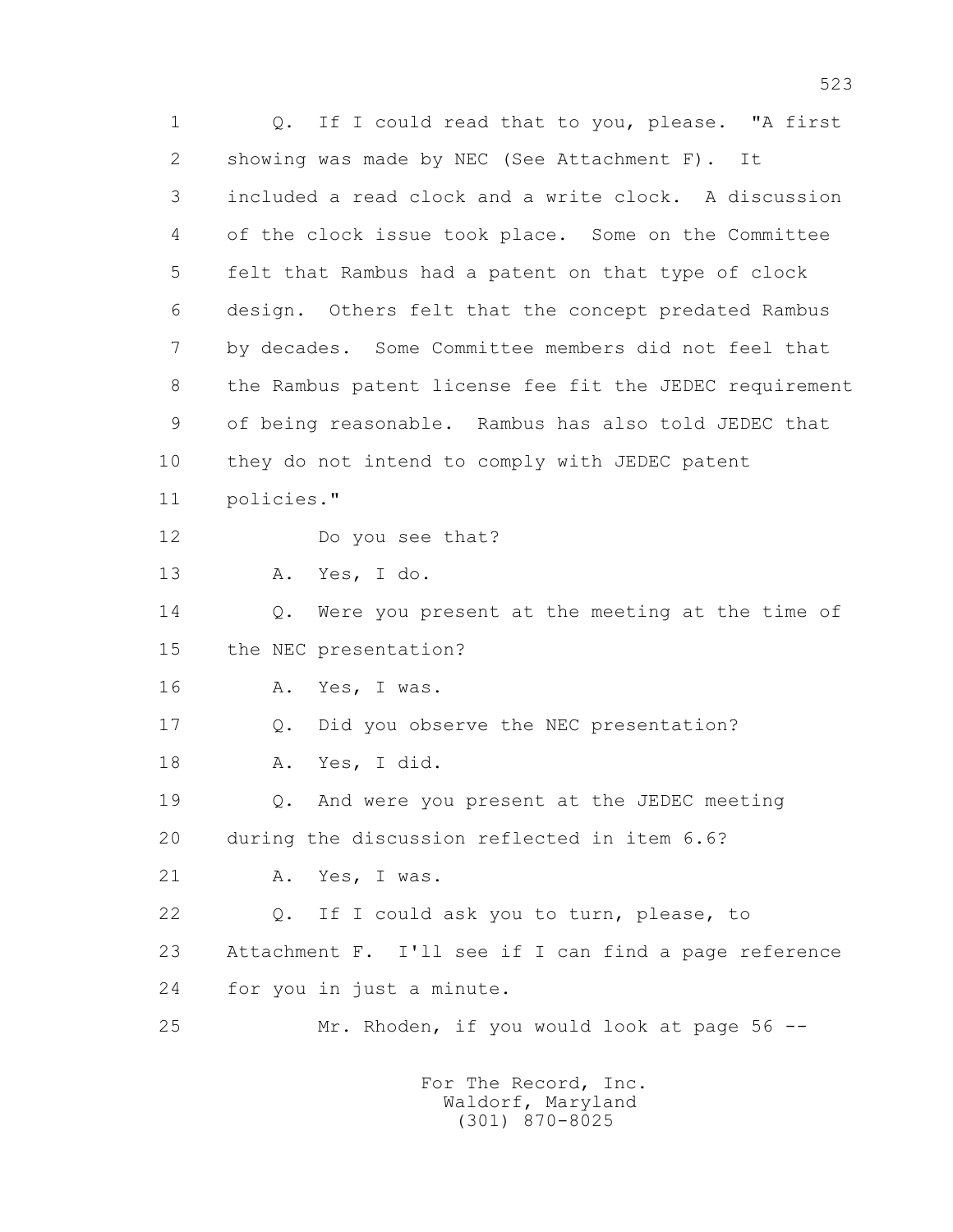Q. If I could read that to you, please. "A first showing was made by NEC (See Attachment F). It included a read clock and a write clock. A discussion of the clock issue took place. Some on the Committee felt that Rambus had a patent on that type of clock design. Others felt that the concept predated Rambus by decades. Some Committee members did not feel that the Rambus patent license fee fit the JEDEC requirement of being reasonable. Rambus has also told JEDEC that they do not intend to comply with JEDEC patent policies."

Do you see that?

A. Yes, I do.

Q. Were you present at the meeting at the time of the NEC presentation?

A. Yes, I was.

Q. Did you observe the NEC presentation?

A. Yes, I did.

Q. And were you present at the JEDEC meeting during the discussion reflected in item 6.6?

A. Yes, I was.

Q. If I could ask you to turn, please, to Attachment F. I'll see if I can find a page reference for you in just a minute.

Mr. Rhoden, if you would look at page 56 --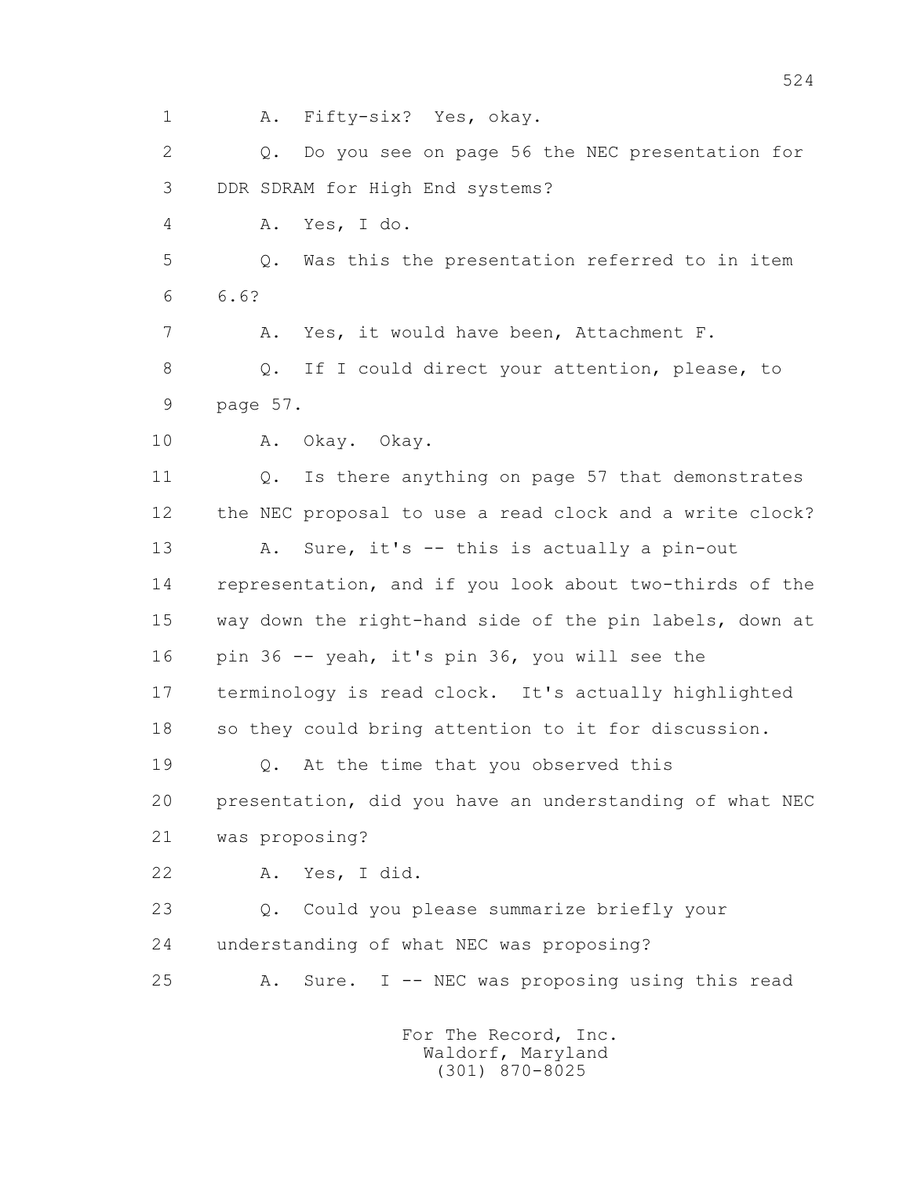1 A. Fifty-six? Yes, okay.

2 Q. Do you see on page 56 the NEC presentation for

3 DDR SDRAM for High End systems?

4 A. Yes, I do.

5 Q. Was this the presentation referred to in item

6 6.6?

7 A. Yes, it would have been, Attachment F.

8 Q. If I could direct your attention, please, to

9 page 57.

10 A. Okay. Okay.

11 Q. Is there anything on page 57 that demonstrates

12 the NEC proposal to use a read clock and a write clock?

13 A. Sure, it's -- this is actually a pin-out

14 representation, and if you look about two-thirds of the

15 way down the right-hand side of the pin labels, down at

16 pin 36 -- yeah, it's pin 36, you will see the

17 terminology is read clock. It's actually highlighted

18 so they could bring attention to it for discussion.

19 Q. At the time that you observed this

20 presentation, did you have an understanding of what NEC

21 was proposing?

22 A. Yes, I did.

23 Q. Could you please summarize briefly your

24 understanding of what NEC was proposing?

25 A. Sure. I -- NEC was proposing using this read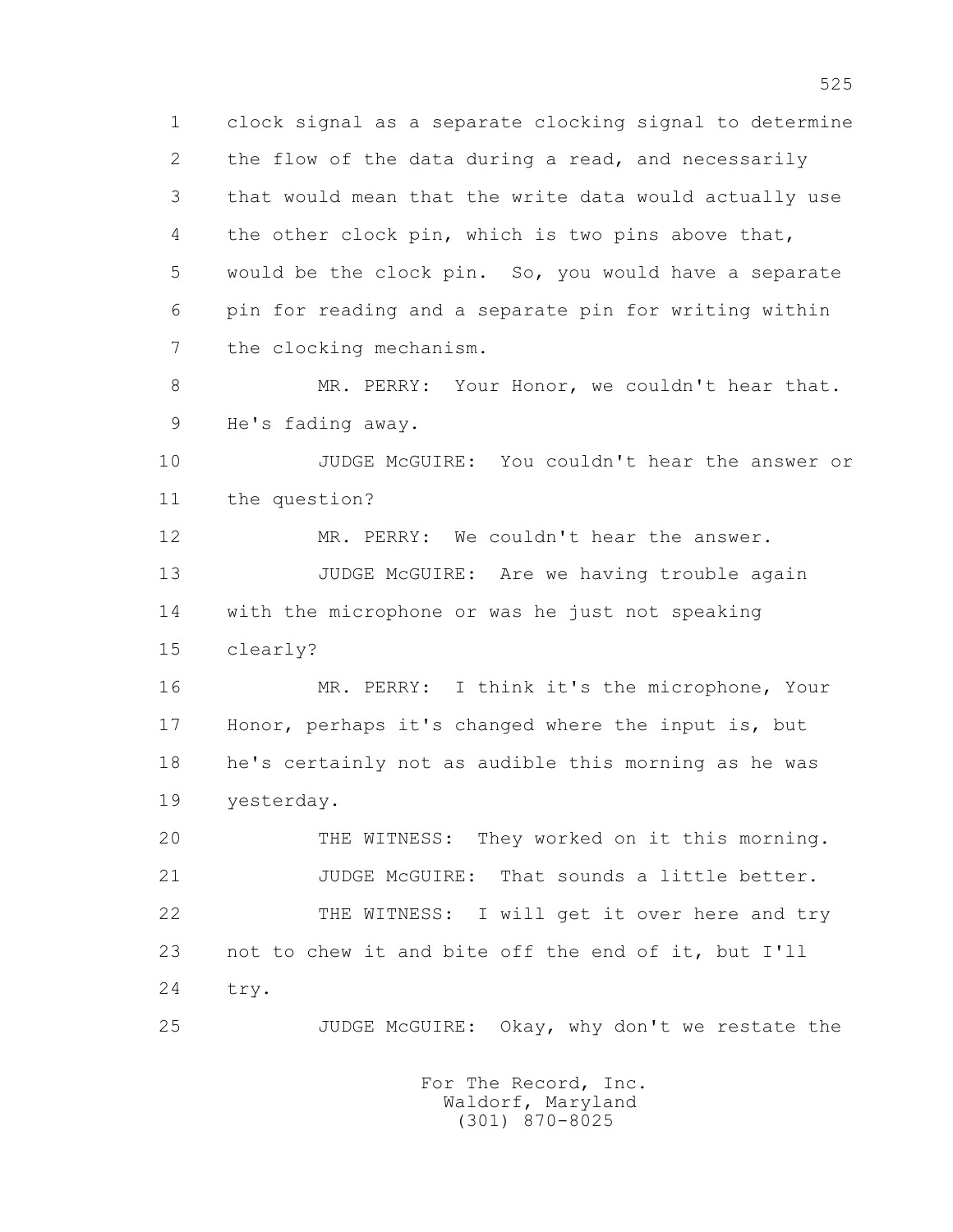1 clock signal as a separate clocking signal to determine
2 the flow of the data during a read, and necessarily
3 that would mean that the write data would actually use
4 the other clock pin, which is two pins above that,
5 would be the clock pin. So, you would have a separate
6 pin for reading and a separate pin for writing within
7 the clocking mechanism.

8 MR. PERRY: Your Honor, we couldn't hear that.
9 He's fading away.

10 JUDGE McGUIRE: You couldn't hear the answer or
11 the question?

12 MR. PERRY: We couldn't hear the answer.

13 JUDGE McGUIRE: Are we having trouble again
14 with the microphone or was he just not speaking
15 clearly?

16 MR. PERRY: I think it's the microphone, Your
17 Honor, perhaps it's changed where the input is, but
18 he's certainly not as audible this morning as he was
19 yesterday.

20 THE WITNESS: They worked on it this morning.

21 JUDGE McGUIRE: That sounds a little better.

22 THE WITNESS: I will get it over here and try
23 not to chew it and bite off the end of it, but I'll
24 try.

25 JUDGE McGUIRE: Okay, why don't we restate the

For The Record, Inc.
Waldorf, Maryland
(301) 870-8025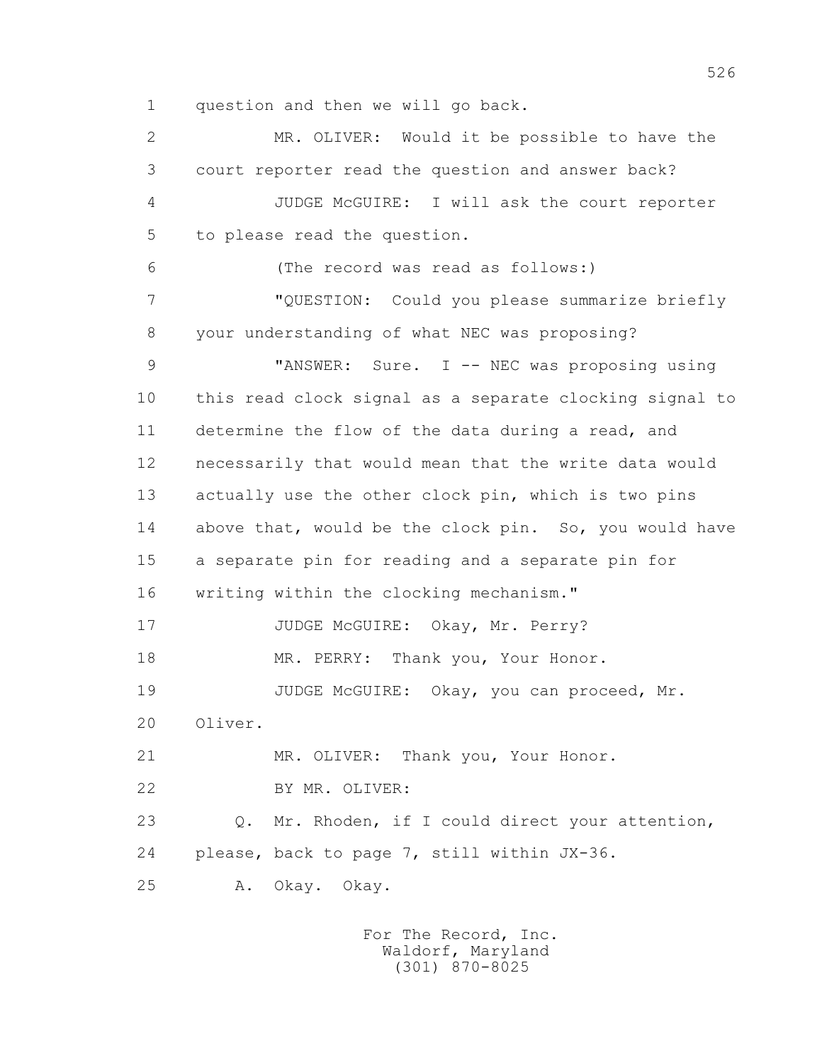1 question and then we will go back.

2 MR. OLIVER: Would it be possible to have the

3 court reporter read the question and answer back?

4 JUDGE McGUIRE: I will ask the court reporter

5 to please read the question.

6 (The record was read as follows:)

7 "QUESTION: Could you please summarize briefly

8 your understanding of what NEC was proposing?

9 "ANSWER: Sure. I -- NEC was proposing using

10 this read clock signal as a separate clocking signal to

11 determine the flow of the data during a read, and

12 necessarily that would mean that the write data would

13 actually use the other clock pin, which is two pins

14 above that, would be the clock pin. So, you would have

15 a separate pin for reading and a separate pin for

16 writing within the clocking mechanism."

17 JUDGE McGUIRE: Okay, Mr. Perry?

18 MR. PERRY: Thank you, Your Honor.

19 JUDGE McGUIRE: Okay, you can proceed, Mr.

20 Oliver.

21 MR. OLIVER: Thank you, Your Honor.

22 BY MR. OLIVER:

23 Q. Mr. Rhoden, if I could direct your attention,

24 please, back to page 7, still within JX-36.

25 A. Okay. Okay.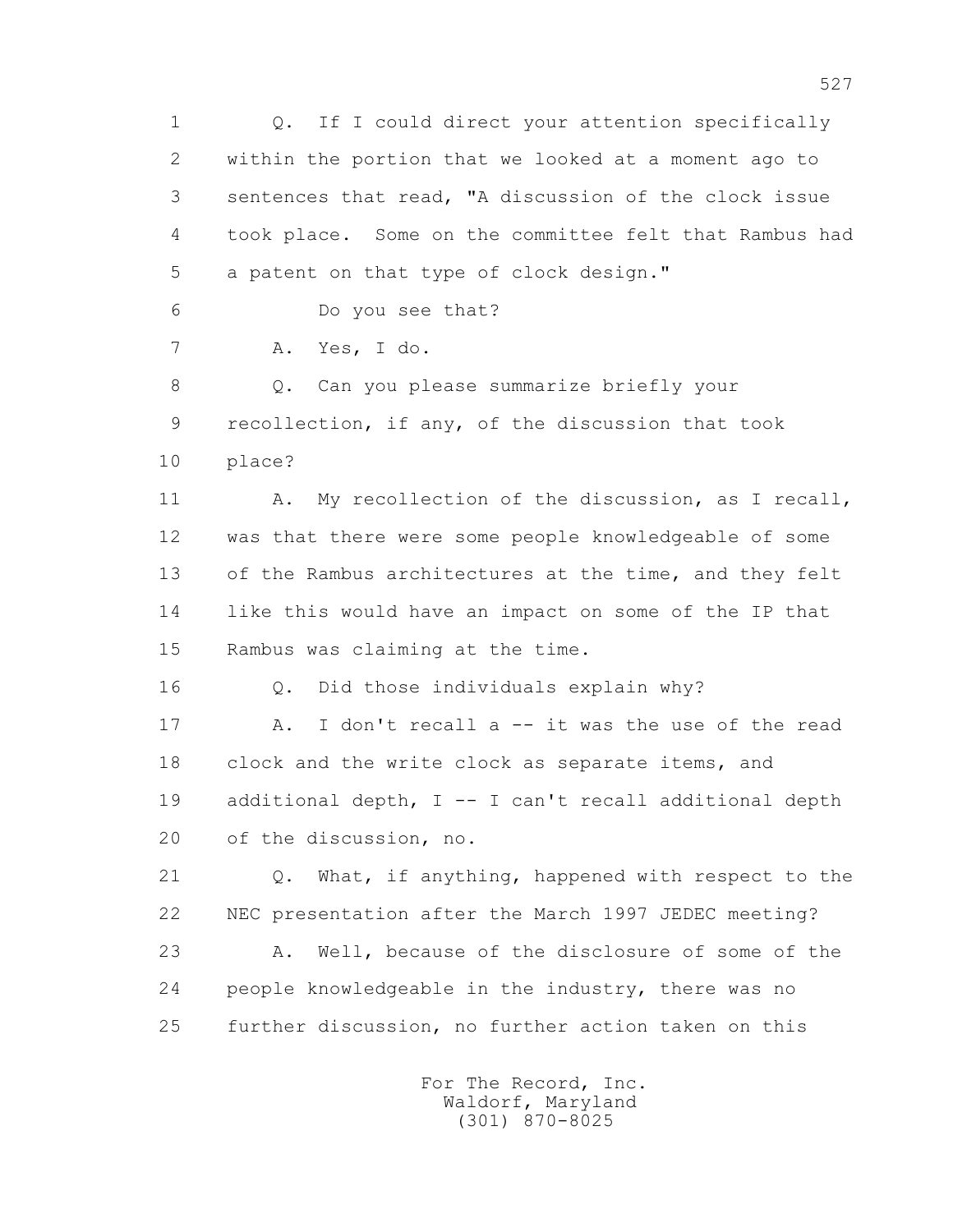1 Q. If I could direct your attention specifically
2 within the portion that we looked at a moment ago to
3 sentences that read, "A discussion of the clock issue
4 took place. Some on the committee felt that Rambus had
5 a patent on that type of clock design."
6 Do you see that?
7 A. Yes, I do.
8 Q. Can you please summarize briefly your
9 recollection, if any, of the discussion that took
10 place?
11 A. My recollection of the discussion, as I recall,
12 was that there were some people knowledgeable of some
13 of the Rambus architectures at the time, and they felt
14 like this would have an impact on some of the IP that
15 Rambus was claiming at the time.
16 Q. Did those individuals explain why?
17 A. I don't recall a -- it was the use of the read
18 clock and the write clock as separate items, and
19 additional depth, I -- I can't recall additional depth
20 of the discussion, no.
21 Q. What, if anything, happened with respect to the
22 NEC presentation after the March 1997 JEDEC meeting?
23 A. Well, because of the disclosure of some of the
24 people knowledgeable in the industry, there was no
25 further discussion, no further action taken on this

For The Record, Inc.
Waldorf, Maryland
(301) 870-8025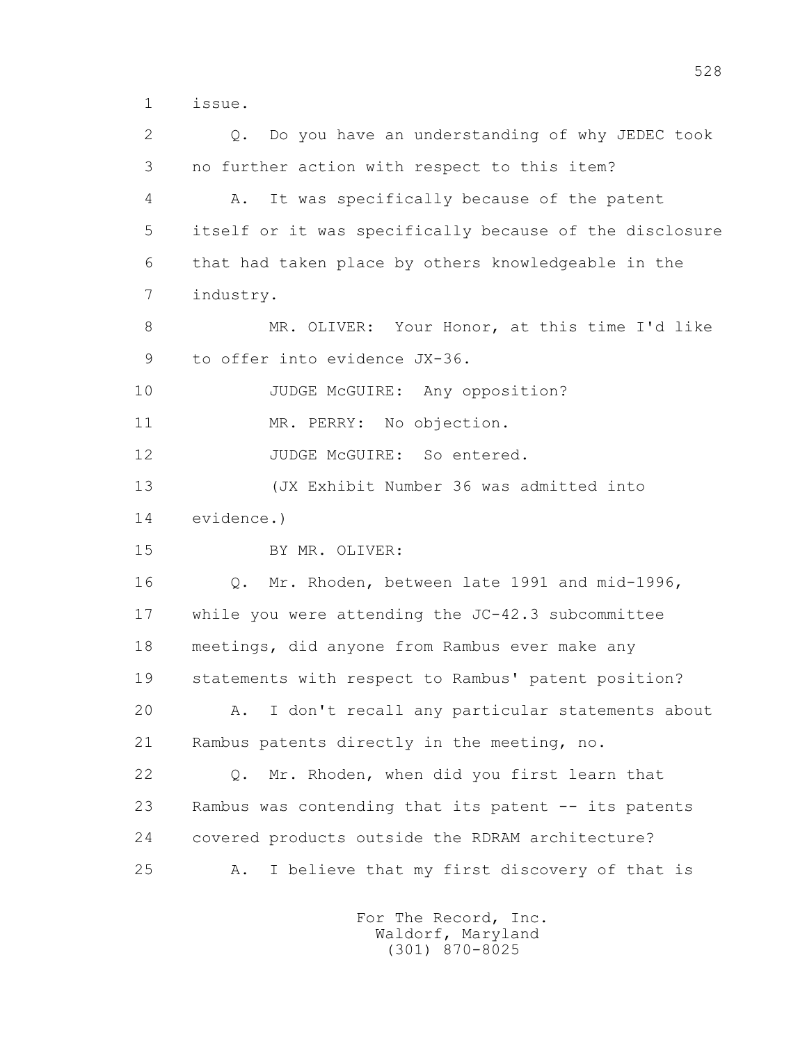1 issue.

2 Q. Do you have an understanding of why JEDEC took

3 no further action with respect to this item?

4 A. It was specifically because of the patent

5 itself or it was specifically because of the disclosure

6 that had taken place by others knowledgeable in the

7 industry.

8 MR. OLIVER: Your Honor, at this time I'd like

9 to offer into evidence JX-36.

10 JUDGE McGUIRE: Any opposition?

11 MR. PERRY: No objection.

12 JUDGE McGUIRE: So entered.

13 (JX Exhibit Number 36 was admitted into

14 evidence.)

15 BY MR. OLIVER:

16 Q. Mr. Rhoden, between late 1991 and mid-1996,

17 while you were attending the JC-42.3 subcommittee

18 meetings, did anyone from Rambus ever make any

19 statements with respect to Rambus' patent position?

20 A. I don't recall any particular statements about

21 Rambus patents directly in the meeting, no.

22 Q. Mr. Rhoden, when did you first learn that

23 Rambus was contending that its patent -- its patents

24 covered products outside the RDRAM architecture?

25 A. I believe that my first discovery of that is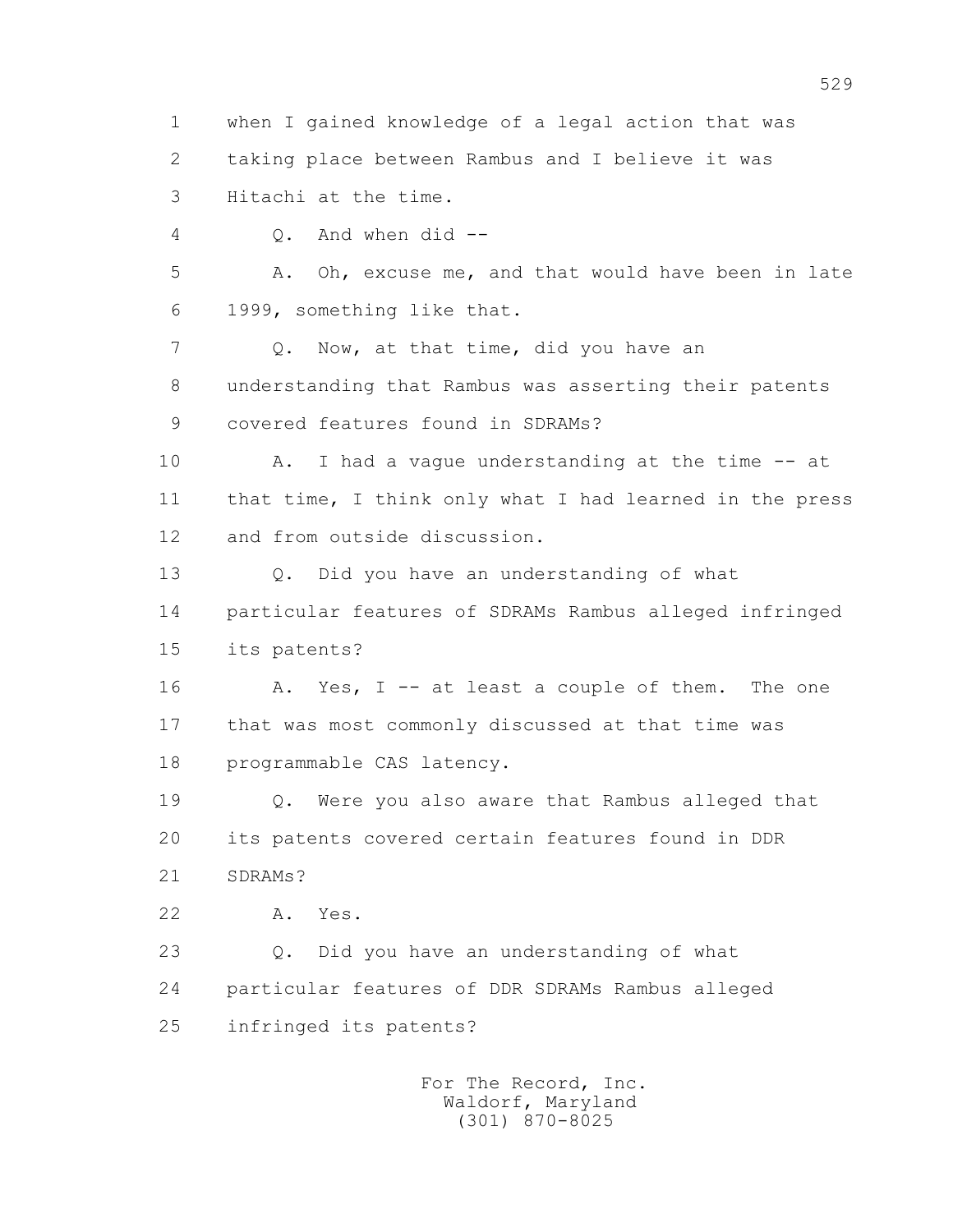1 when I gained knowledge of a legal action that was
2 taking place between Rambus and I believe it was
3 Hitachi at the time.

4 Q. And when did --

5 A. Oh, excuse me, and that would have been in late
6 1999, something like that.

7 Q. Now, at that time, did you have an
8 understanding that Rambus was asserting their patents
9 covered features found in SDRAMs?

10 A. I had a vague understanding at the time -- at
11 that time, I think only what I had learned in the press
12 and from outside discussion.

13 Q. Did you have an understanding of what
14 particular features of SDRAMs Rambus alleged infringed
15 its patents?

16 A. Yes, I -- at least a couple of them. The one
17 that was most commonly discussed at that time was
18 programmable CAS latency.

19 Q. Were you also aware that Rambus alleged that
20 its patents covered certain features found in DDR
21 SDRAMs?

22 A. Yes.

23 Q. Did you have an understanding of what
24 particular features of DDR SDRAMs Rambus alleged
25 infringed its patents?

For The Record, Inc.
Waldorf, Maryland
(301) 870-8025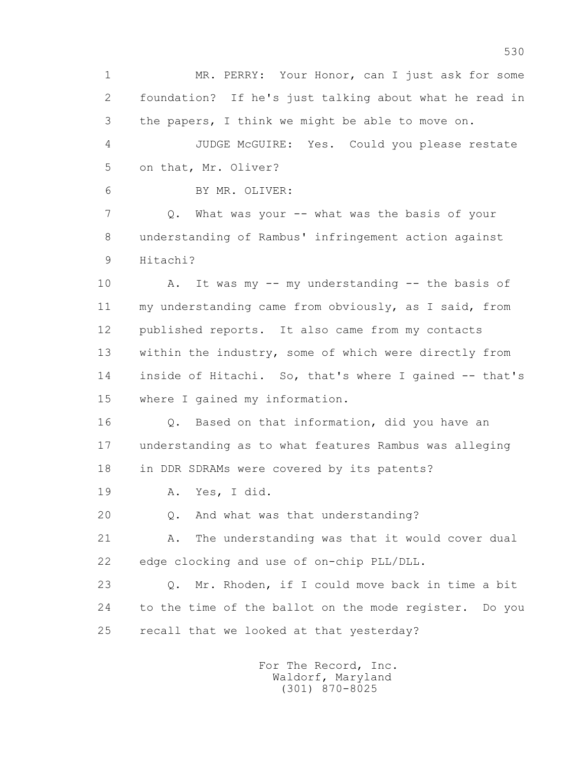1 MR. PERRY: Your Honor, can I just ask for some
2 foundation? If he's just talking about what he read in
3 the papers, I think we might be able to move on.
4 JUDGE McGUIRE: Yes. Could you please restate
5 on that, Mr. Oliver?
6 BY MR. OLIVER:
7 Q. What was your -- what was the basis of your
8 understanding of Rambus' infringement action against
9 Hitachi?
10 A. It was my -- my understanding -- the basis of
11 my understanding came from obviously, as I said, from
12 published reports. It also came from my contacts
13 within the industry, some of which were directly from
14 inside of Hitachi. So, that's where I gained -- that's
15 where I gained my information.
16 Q. Based on that information, did you have an
17 understanding as to what features Rambus was alleging
18 in DDR SDRAMs were covered by its patents?
19 A. Yes, I did.
20 Q. And what was that understanding?
21 A. The understanding was that it would cover dual
22 edge clocking and use of on-chip PLL/DLL.
23 Q. Mr. Rhoden, if I could move back in time a bit
24 to the time of the ballot on the mode register. Do you
25 recall that we looked at that yesterday?

For The Record, Inc.
Waldorf, Maryland
(301) 870-8025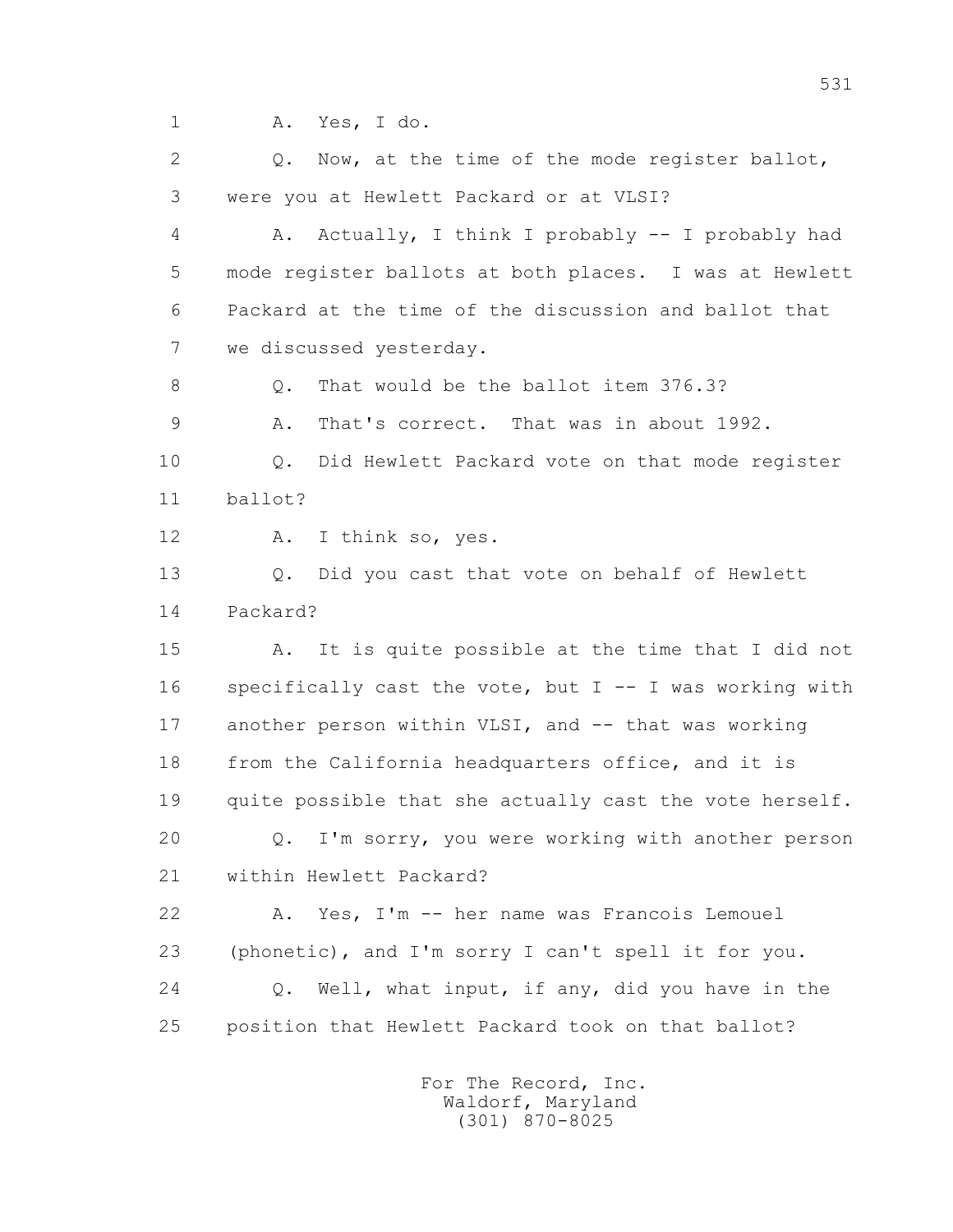1 A. Yes, I do.

2 Q. Now, at the time of the mode register ballot,

3 were you at Hewlett Packard or at VLSI?

4 A. Actually, I think I probably -- I probably had

5 mode register ballots at both places. I was at Hewlett

6 Packard at the time of the discussion and ballot that

7 we discussed yesterday.

8 Q. That would be the ballot item 376.3?

9 A. That's correct. That was in about 1992.

10 Q. Did Hewlett Packard vote on that mode register

11 ballot?

12 A. I think so, yes.

13 Q. Did you cast that vote on behalf of Hewlett

14 Packard?

15 A. It is quite possible at the time that I did not

16 specifically cast the vote, but I -- I was working with

17 another person within VLSI, and -- that was working

18 from the California headquarters office, and it is

19 quite possible that she actually cast the vote herself.

20 Q. I'm sorry, you were working with another person

21 within Hewlett Packard?

22 A. Yes, I'm -- her name was Francois Lemouel

23 (phonetic), and I'm sorry I can't spell it for you.

24 Q. Well, what input, if any, did you have in the

25 position that Hewlett Packard took on that ballot?

For The Record, Inc.
Waldorf, Maryland
(301) 870-8025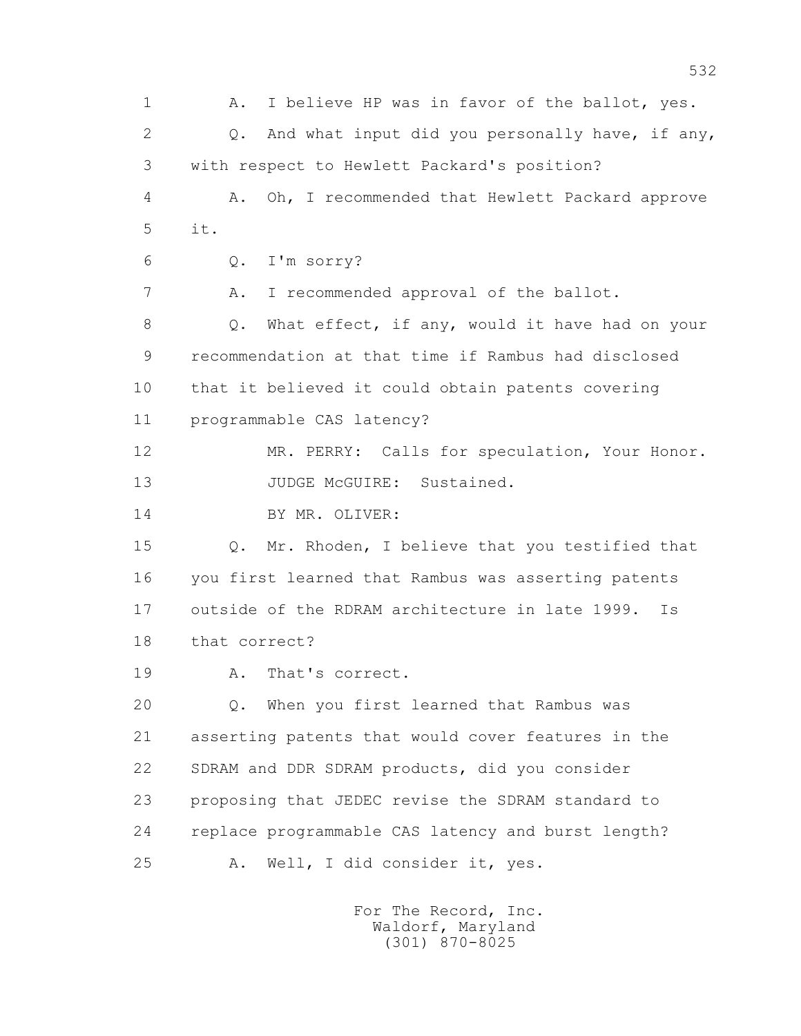1 A. I believe HP was in favor of the ballot, yes.

2 Q. And what input did you personally have, if any,

3 with respect to Hewlett Packard's position?

4 A. Oh, I recommended that Hewlett Packard approve

5 it.

6 Q. I'm sorry?

7 A. I recommended approval of the ballot.

8 Q. What effect, if any, would it have had on your

9 recommendation at that time if Rambus had disclosed

10 that it believed it could obtain patents covering

11 programmable CAS latency?

12 MR. PERRY: Calls for speculation, Your Honor.

13 JUDGE McGUIRE: Sustained.

14 BY MR. OLIVER:

15 Q. Mr. Rhoden, I believe that you testified that

16 you first learned that Rambus was asserting patents

17 outside of the RDRAM architecture in late 1999. Is

18 that correct?

19 A. That's correct.

20 Q. When you first learned that Rambus was

21 asserting patents that would cover features in the

22 SDRAM and DDR SDRAM products, did you consider

23 proposing that JEDEC revise the SDRAM standard to

24 replace programmable CAS latency and burst length?

25 A. Well, I did consider it, yes.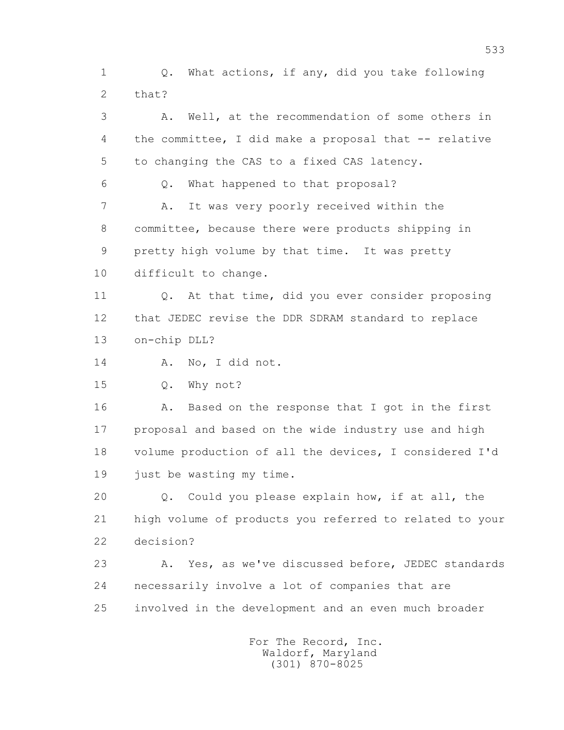Q. What actions, if any, did you take following that?

A. Well, at the recommendation of some others in the committee, I did make a proposal that -- relative to changing the CAS to a fixed CAS latency.

Q. What happened to that proposal?

A. It was very poorly received within the committee, because there were products shipping in pretty high volume by that time. It was pretty difficult to change.

Q. At that time, did you ever consider proposing that JEDEC revise the DDR SDRAM standard to replace on-chip DLL?

A. No, I did not.

Q. Why not?

A. Based on the response that I got in the first proposal and based on the wide industry use and high volume production of all the devices, I considered I'd just be wasting my time.

Q. Could you please explain how, if at all, the high volume of products you referred to related to your decision?

A. Yes, as we've discussed before, JEDEC standards necessarily involve a lot of companies that are involved in the development and an even much broader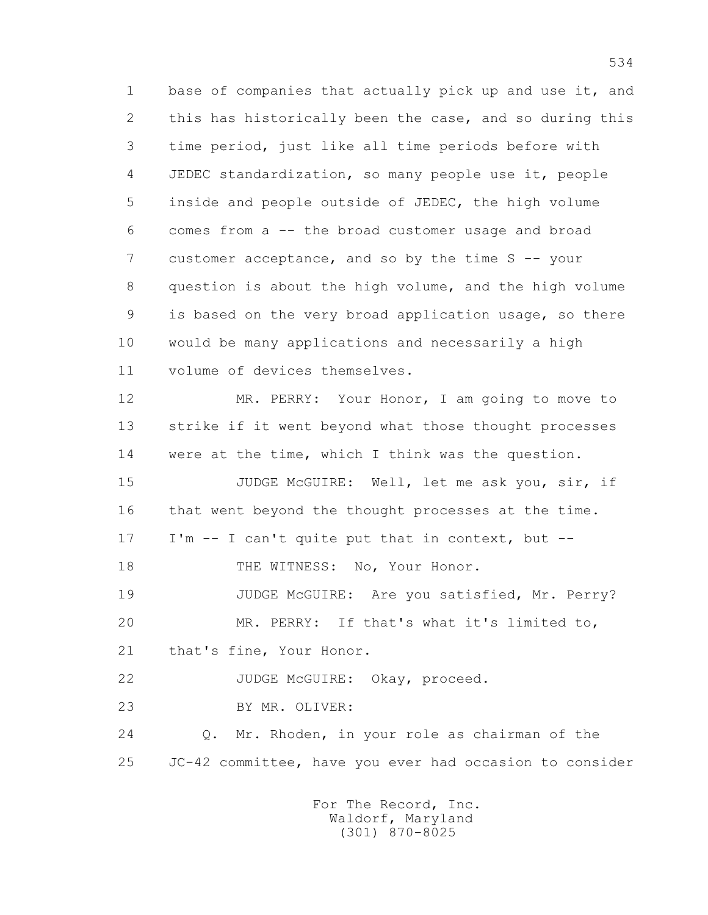1 base of companies that actually pick up and use it, and
2 this has historically been the case, and so during this
3 time period, just like all time periods before with
4 JEDEC standardization, so many people use it, people
5 inside and people outside of JEDEC, the high volume
6 comes from a -- the broad customer usage and broad
7 customer acceptance, and so by the time S -- your
8 question is about the high volume, and the high volume
9 is based on the very broad application usage, so there
10 would be many applications and necessarily a high
11 volume of devices themselves.

12 MR. PERRY: Your Honor, I am going to move to
13 strike if it went beyond what those thought processes
14 were at the time, which I think was the question.

15 JUDGE McGUIRE: Well, let me ask you, sir, if
16 that went beyond the thought processes at the time.
17 I'm -- I can't quite put that in context, but --

18 THE WITNESS: No, Your Honor.

19 JUDGE McGUIRE: Are you satisfied, Mr. Perry?

20 MR. PERRY: If that's what it's limited to,
21 that's fine, Your Honor.

22 JUDGE McGUIRE: Okay, proceed.

23 BY MR. OLIVER:

24 Q. Mr. Rhoden, in your role as chairman of the
25 JC-42 committee, have you ever had occasion to consider

For The Record, Inc.
Waldorf, Maryland
(301) 870-8025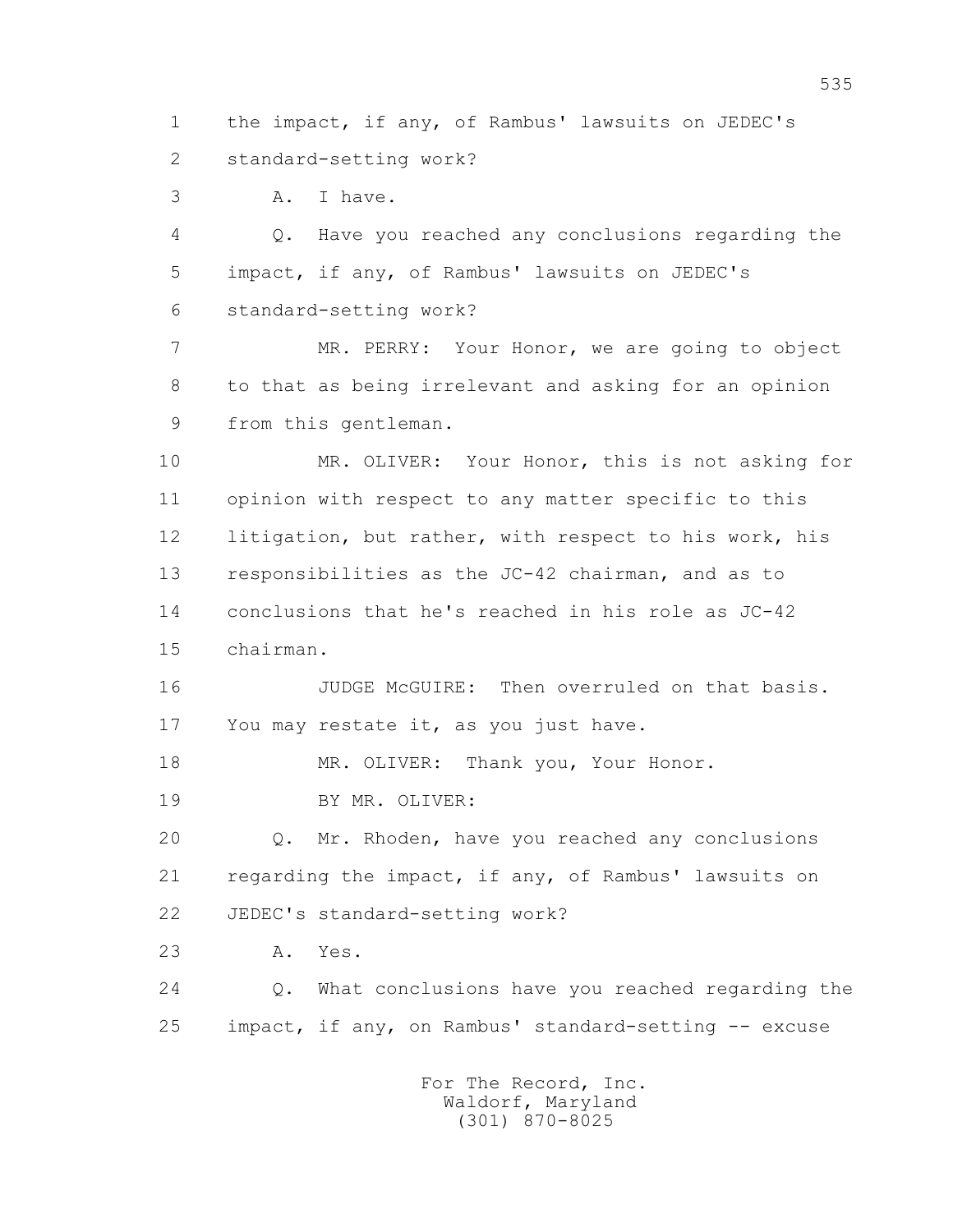1 the impact, if any, of Rambus' lawsuits on JEDEC's
2 standard-setting work?
3 A. I have.
4 Q. Have you reached any conclusions regarding the
5 impact, if any, of Rambus' lawsuits on JEDEC's
6 standard-setting work?
7 MR. PERRY: Your Honor, we are going to object
8 to that as being irrelevant and asking for an opinion
9 from this gentleman.
10 MR. OLIVER: Your Honor, this is not asking for
11 opinion with respect to any matter specific to this
12 litigation, but rather, with respect to his work, his
13 responsibilities as the JC-42 chairman, and as to
14 conclusions that he's reached in his role as JC-42
15 chairman.
16 JUDGE McGUIRE: Then overruled on that basis.
17 You may restate it, as you just have.
18 MR. OLIVER: Thank you, Your Honor.
19 BY MR. OLIVER:
20 Q. Mr. Rhoden, have you reached any conclusions
21 regarding the impact, if any, of Rambus' lawsuits on
22 JEDEC's standard-setting work?
23 A. Yes.
24 Q. What conclusions have you reached regarding the
25 impact, if any, on Rambus' standard-setting -- excuse

For The Record, Inc.
Waldorf, Maryland
(301) 870-8025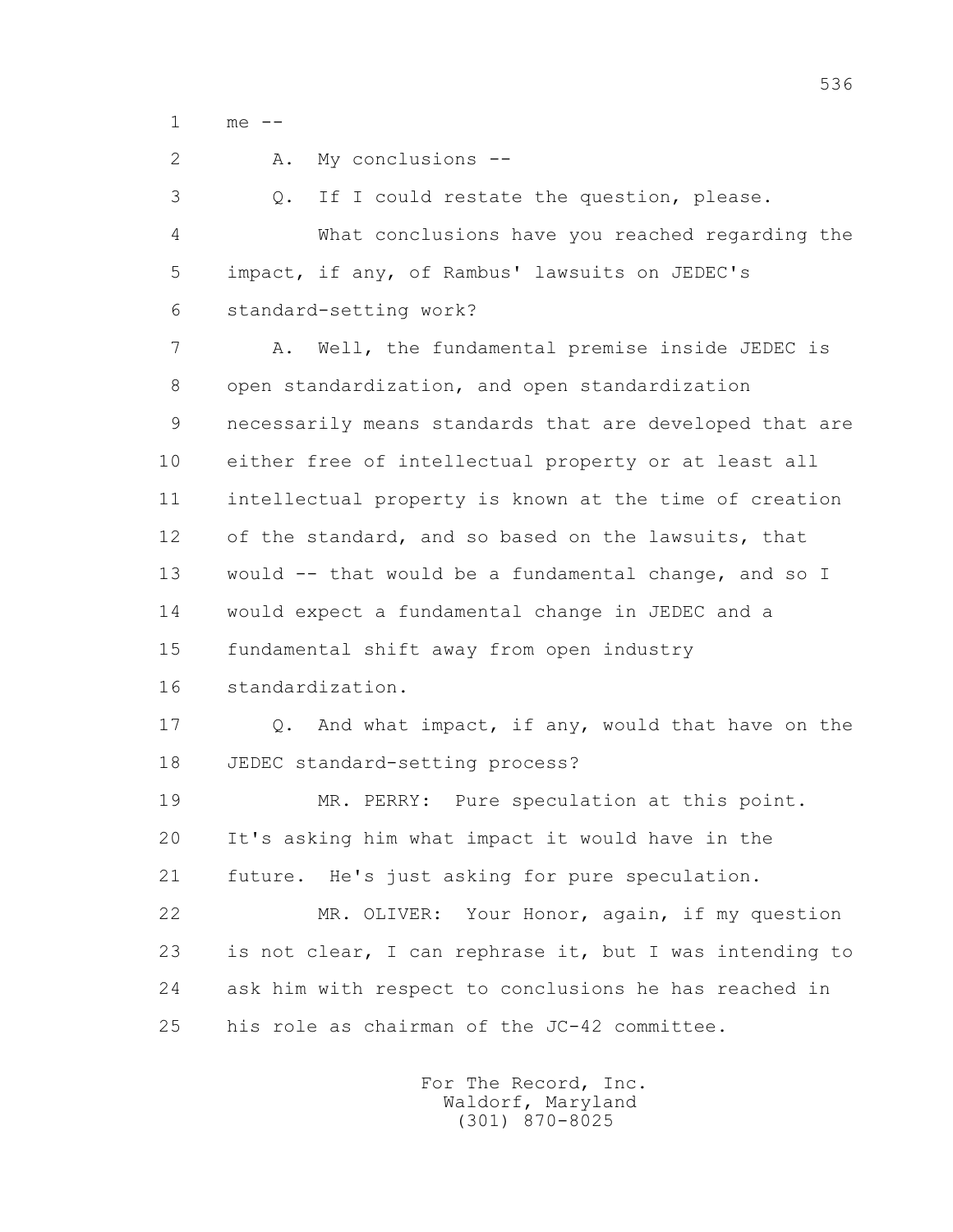1 me --

2 A. My conclusions --

3 Q. If I could restate the question, please.

4 What conclusions have you reached regarding the

5 impact, if any, of Rambus' lawsuits on JEDEC's

6 standard-setting work?

7 A. Well, the fundamental premise inside JEDEC is

8 open standardization, and open standardization

9 necessarily means standards that are developed that are

10 either free of intellectual property or at least all

11 intellectual property is known at the time of creation

12 of the standard, and so based on the lawsuits, that

13 would -- that would be a fundamental change, and so I

14 would expect a fundamental change in JEDEC and a

15 fundamental shift away from open industry

16 standardization.

17 Q. And what impact, if any, would that have on the

18 JEDEC standard-setting process?

19 MR. PERRY: Pure speculation at this point.

20 It's asking him what impact it would have in the

21 future. He's just asking for pure speculation.

22 MR. OLIVER: Your Honor, again, if my question

23 is not clear, I can rephrase it, but I was intending to

24 ask him with respect to conclusions he has reached in

25 his role as chairman of the JC-42 committee.

For The Record, Inc.
Waldorf, Maryland
(301) 870-8025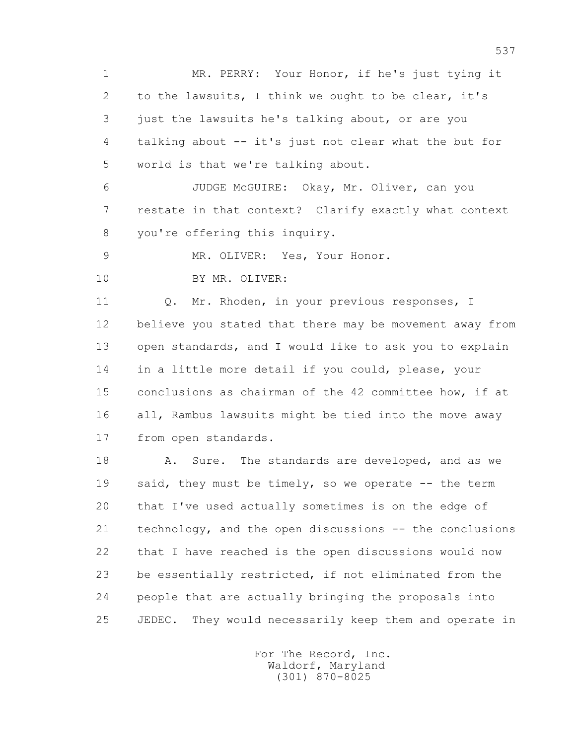MR. PERRY: Your Honor, if he's just tying it to the lawsuits, I think we ought to be clear, it's just the lawsuits he's talking about, or are you talking about -- it's just not clear what the but for world is that we're talking about.

JUDGE McGUIRE: Okay, Mr. Oliver, can you restate in that context? Clarify exactly what context you're offering this inquiry.

MR. OLIVER: Yes, Your Honor.

BY MR. OLIVER:

Q. Mr. Rhoden, in your previous responses, I believe you stated that there may be movement away from open standards, and I would like to ask you to explain in a little more detail if you could, please, your conclusions as chairman of the 42 committee how, if at all, Rambus lawsuits might be tied into the move away from open standards.

A. Sure. The standards are developed, and as we said, they must be timely, so we operate -- the term that I've used actually sometimes is on the edge of technology, and the open discussions -- the conclusions that I have reached is the open discussions would now be essentially restricted, if not eliminated from the people that are actually bringing the proposals into JEDEC. They would necessarily keep them and operate in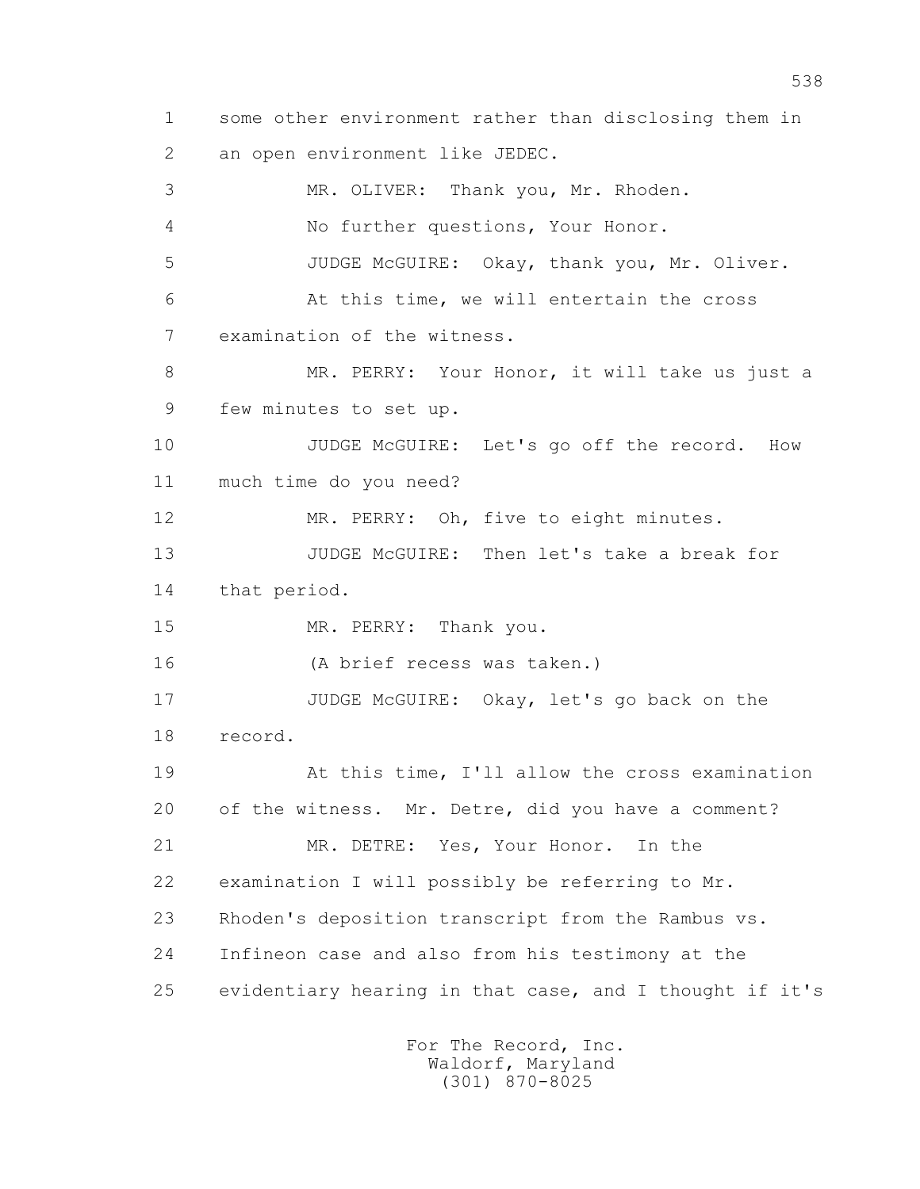1 some other environment rather than disclosing them in
2 an open environment like JEDEC.
3 MR. OLIVER: Thank you, Mr. Rhoden.
4 No further questions, Your Honor.
5 JUDGE McGUIRE: Okay, thank you, Mr. Oliver.
6 At this time, we will entertain the cross
7 examination of the witness.
8 MR. PERRY: Your Honor, it will take us just a
9 few minutes to set up.
10 JUDGE McGUIRE: Let's go off the record. How
11 much time do you need?
12 MR. PERRY: Oh, five to eight minutes.
13 JUDGE McGUIRE: Then let's take a break for
14 that period.
15 MR. PERRY: Thank you.
16 (A brief recess was taken.)
17 JUDGE McGUIRE: Okay, let's go back on the
18 record.
19 At this time, I'll allow the cross examination
20 of the witness. Mr. Detre, did you have a comment?
21 MR. DETRE: Yes, Your Honor. In the
22 examination I will possibly be referring to Mr.
23 Rhoden's deposition transcript from the Rambus vs.
24 Infineon case and also from his testimony at the
25 evidentiary hearing in that case, and I thought if it's

For The Record, Inc.
Waldorf, Maryland
(301) 870-8025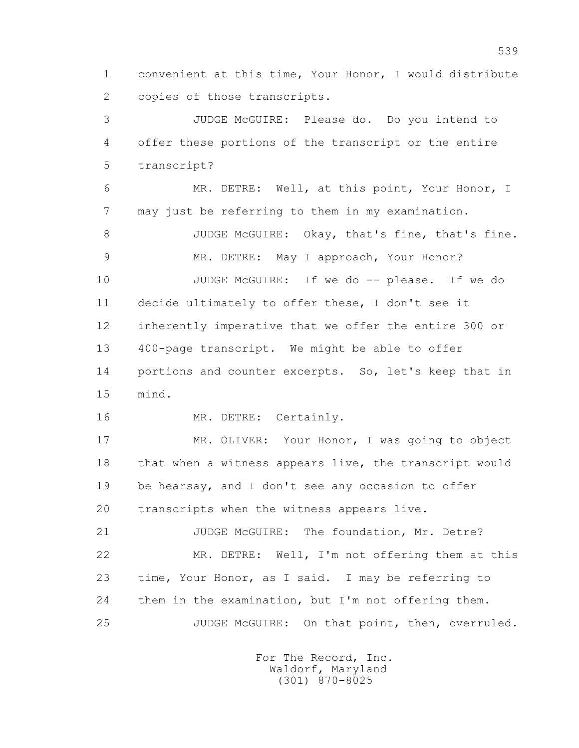1 convenient at this time, Your Honor, I would distribute
2 copies of those transcripts.

3 JUDGE McGUIRE: Please do. Do you intend to
4 offer these portions of the transcript or the entire
5 transcript?

6 MR. DETRE: Well, at this point, Your Honor, I
7 may just be referring to them in my examination.

8 JUDGE McGUIRE: Okay, that's fine, that's fine.

9 MR. DETRE: May I approach, Your Honor?

10 JUDGE McGUIRE: If we do -- please. If we do
11 decide ultimately to offer these, I don't see it
12 inherently imperative that we offer the entire 300 or
13 400-page transcript. We might be able to offer
14 portions and counter excerpts. So, let's keep that in
15 mind.

16 MR. DETRE: Certainly.

17 MR. OLIVER: Your Honor, I was going to object
18 that when a witness appears live, the transcript would
19 be hearsay, and I don't see any occasion to offer
20 transcripts when the witness appears live.

21 JUDGE McGUIRE: The foundation, Mr. Detre?

22 MR. DETRE: Well, I'm not offering them at this
23 time, Your Honor, as I said. I may be referring to
24 them in the examination, but I'm not offering them.

25 JUDGE McGUIRE: On that point, then, overruled.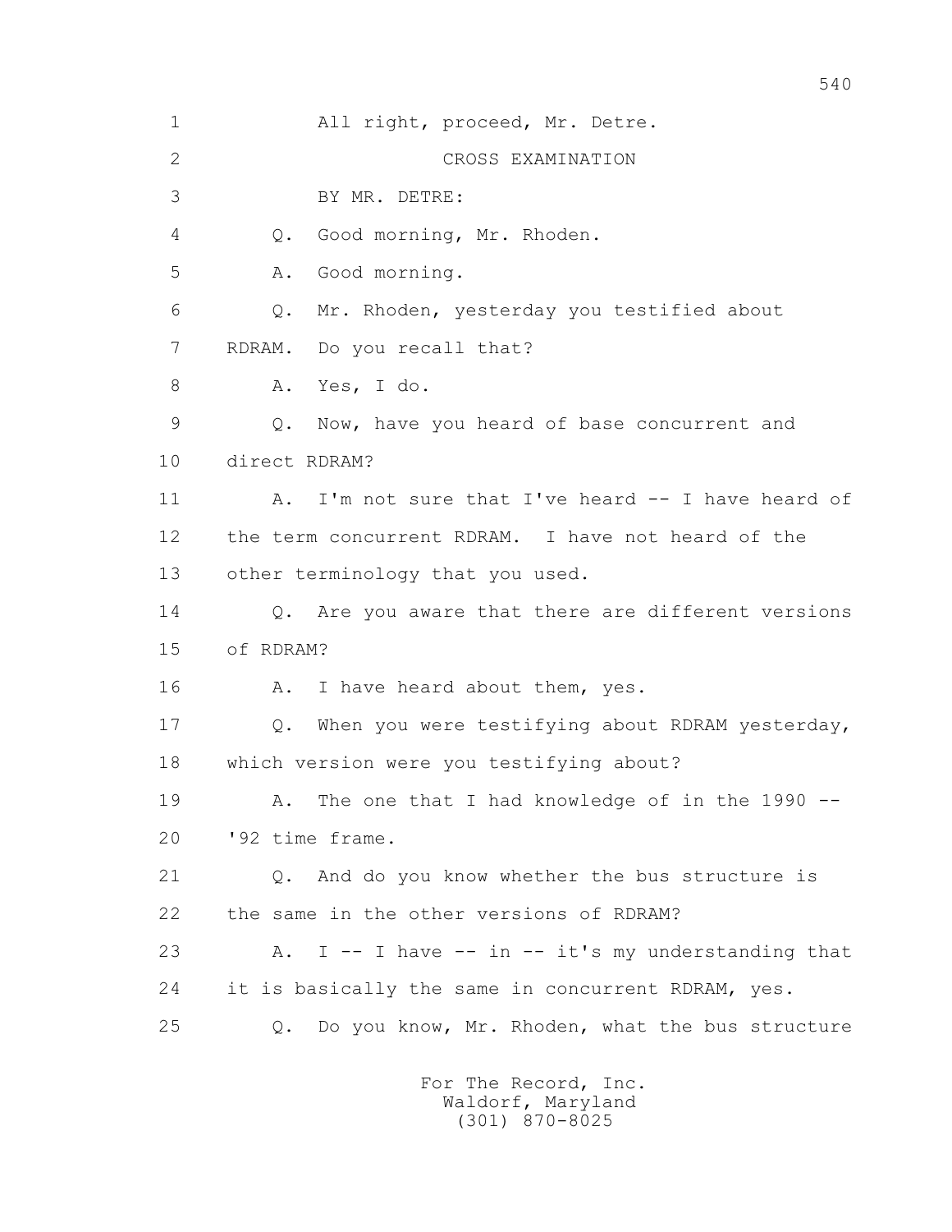1 All right, proceed, Mr. Detre.

2 CROSS EXAMINATION

3 BY MR. DETRE:

4 Q. Good morning, Mr. Rhoden.

5 A. Good morning.

6 Q. Mr. Rhoden, yesterday you testified about

7 RDRAM. Do you recall that?

8 A. Yes, I do.

9 Q. Now, have you heard of base concurrent and

10 direct RDRAM?

11 A. I'm not sure that I've heard -- I have heard of

12 the term concurrent RDRAM. I have not heard of the

13 other terminology that you used.

14 Q. Are you aware that there are different versions

15 of RDRAM?

16 A. I have heard about them, yes.

17 Q. When you were testifying about RDRAM yesterday,

18 which version were you testifying about?

19 A. The one that I had knowledge of in the 1990 --

20 '92 time frame.

21 Q. And do you know whether the bus structure is

22 the same in the other versions of RDRAM?

23 A. I -- I have -- in -- it's my understanding that

24 it is basically the same in concurrent RDRAM, yes.

25 Q. Do you know, Mr. Rhoden, what the bus structure

For The Record, Inc.
Waldorf, Maryland
(301) 870-8025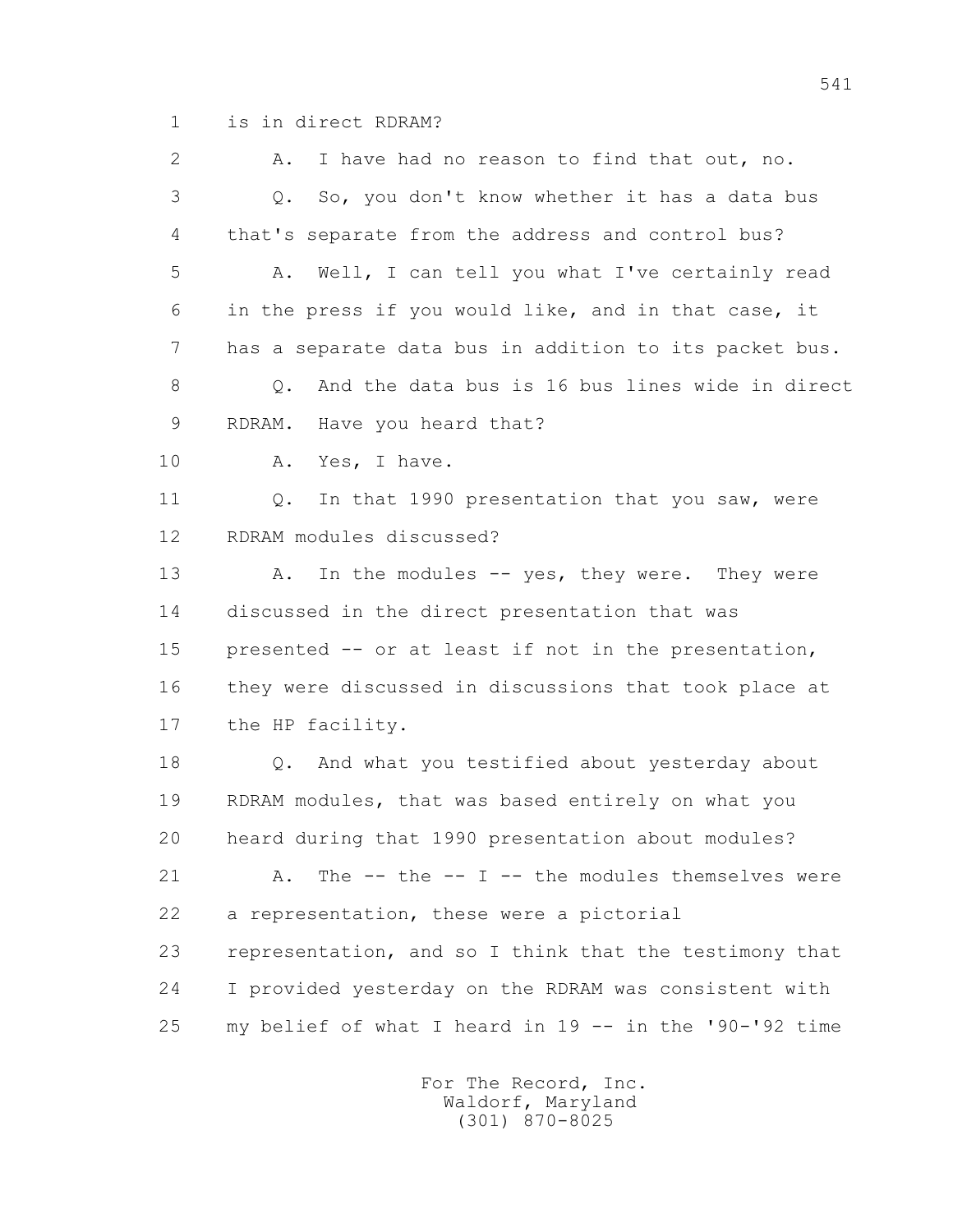1 is in direct RDRAM?

2 A. I have had no reason to find that out, no.

3 Q. So, you don't know whether it has a data bus

4 that's separate from the address and control bus?

5 A. Well, I can tell you what I've certainly read

6 in the press if you would like, and in that case, it

7 has a separate data bus in addition to its packet bus.

8 Q. And the data bus is 16 bus lines wide in direct

9 RDRAM. Have you heard that?

10 A. Yes, I have.

11 Q. In that 1990 presentation that you saw, were

12 RDRAM modules discussed?

13 A. In the modules -- yes, they were. They were

14 discussed in the direct presentation that was

15 presented -- or at least if not in the presentation,

16 they were discussed in discussions that took place at

17 the HP facility.

18 Q. And what you testified about yesterday about

19 RDRAM modules, that was based entirely on what you

20 heard during that 1990 presentation about modules?

21 A. The -- the -- I -- the modules themselves were

22 a representation, these were a pictorial

23 representation, and so I think that the testimony that

24 I provided yesterday on the RDRAM was consistent with

25 my belief of what I heard in 19 -- in the '90-'92 time

For The Record, Inc.
Waldorf, Maryland
(301) 870-8025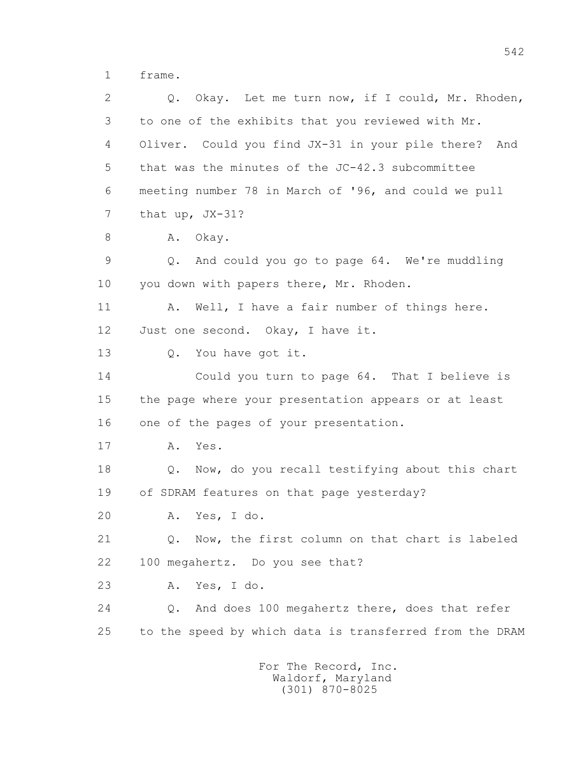1 frame.

2 Q. Okay. Let me turn now, if I could, Mr. Rhoden,

3 to one of the exhibits that you reviewed with Mr.

4 Oliver. Could you find JX-31 in your pile there? And

5 that was the minutes of the JC-42.3 subcommittee

6 meeting number 78 in March of '96, and could we pull

7 that up, JX-31?

8 A. Okay.

9 Q. And could you go to page 64. We're muddling

10 you down with papers there, Mr. Rhoden.

11 A. Well, I have a fair number of things here.

12 Just one second. Okay, I have it.

13 Q. You have got it.

14 Could you turn to page 64. That I believe is

15 the page where your presentation appears or at least

16 one of the pages of your presentation.

17 A. Yes.

18 Q. Now, do you recall testifying about this chart

19 of SDRAM features on that page yesterday?

20 A. Yes, I do.

21 Q. Now, the first column on that chart is labeled

22 100 megahertz. Do you see that?

23 A. Yes, I do.

24 Q. And does 100 megahertz there, does that refer

25 to the speed by which data is transferred from the DRAM

For The Record, Inc.
Waldorf, Maryland
(301) 870-8025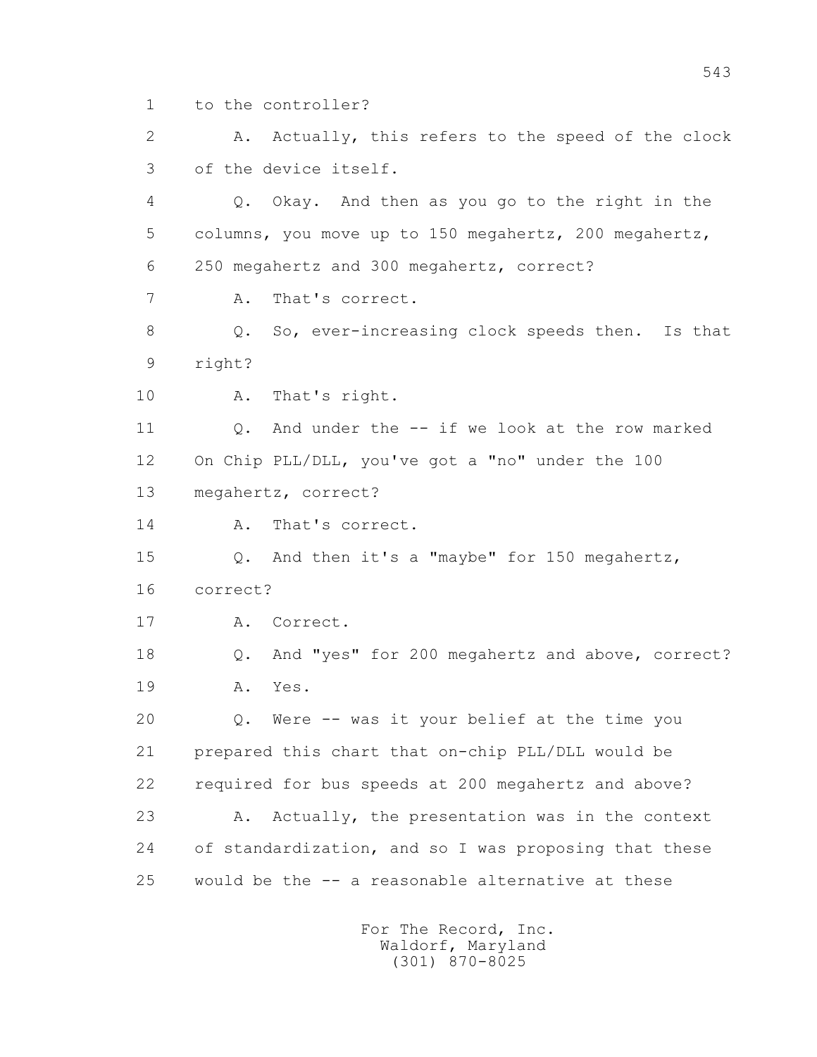1 to the controller?

2 A. Actually, this refers to the speed of the clock

3 of the device itself.

4 Q. Okay. And then as you go to the right in the

5 columns, you move up to 150 megahertz, 200 megahertz,

6 250 megahertz and 300 megahertz, correct?

7 A. That's correct.

8 Q. So, ever-increasing clock speeds then. Is that

9 right?

10 A. That's right.

11 Q. And under the -- if we look at the row marked

12 On Chip PLL/DLL, you've got a "no" under the 100

13 megahertz, correct?

14 A. That's correct.

15 Q. And then it's a "maybe" for 150 megahertz,

16 correct?

17 A. Correct.

18 Q. And "yes" for 200 megahertz and above, correct?

19 A. Yes.

20 Q. Were -- was it your belief at the time you

21 prepared this chart that on-chip PLL/DLL would be

22 required for bus speeds at 200 megahertz and above?

23 A. Actually, the presentation was in the context

24 of standardization, and so I was proposing that these

25 would be the -- a reasonable alternative at these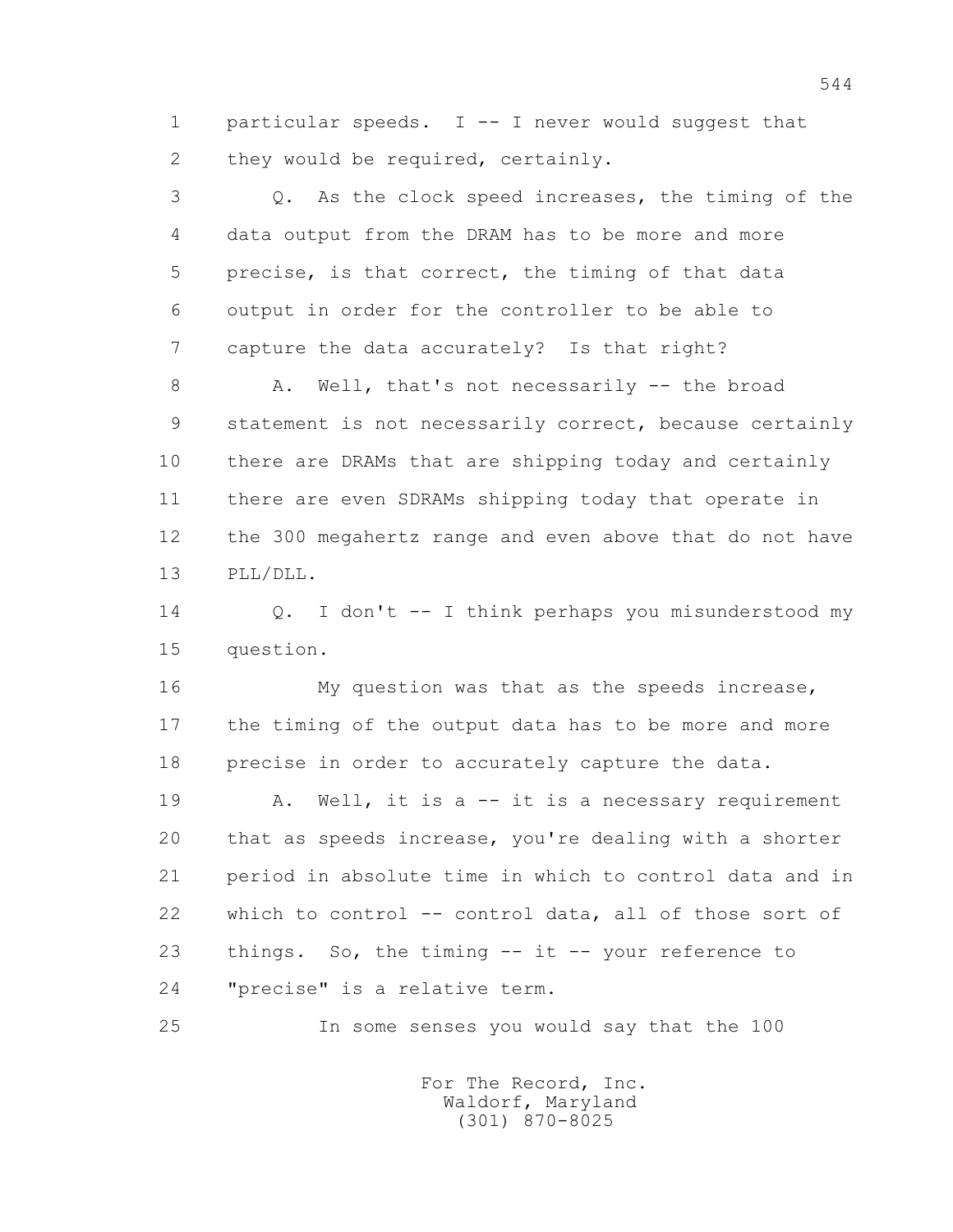1 particular speeds. I -- I never would suggest that
2 they would be required, certainly.

3 Q. As the clock speed increases, the timing of the
4 data output from the DRAM has to be more and more
5 precise, is that correct, the timing of that data
6 output in order for the controller to be able to
7 capture the data accurately? Is that right?

8 A. Well, that's not necessarily -- the broad
9 statement is not necessarily correct, because certainly
10 there are DRAMs that are shipping today and certainly
11 there are even SDRAMs shipping today that operate in
12 the 300 megahertz range and even above that do not have
13 PLL/DLL.

14 Q. I don't -- I think perhaps you misunderstood my
15 question.

16 My question was that as the speeds increase,
17 the timing of the output data has to be more and more
18 precise in order to accurately capture the data.

19 A. Well, it is a -- it is a necessary requirement
20 that as speeds increase, you're dealing with a shorter
21 period in absolute time in which to control data and in
22 which to control -- control data, all of those sort of
23 things. So, the timing -- it -- your reference to
24 "precise" is a relative term.

25 In some senses you would say that the 100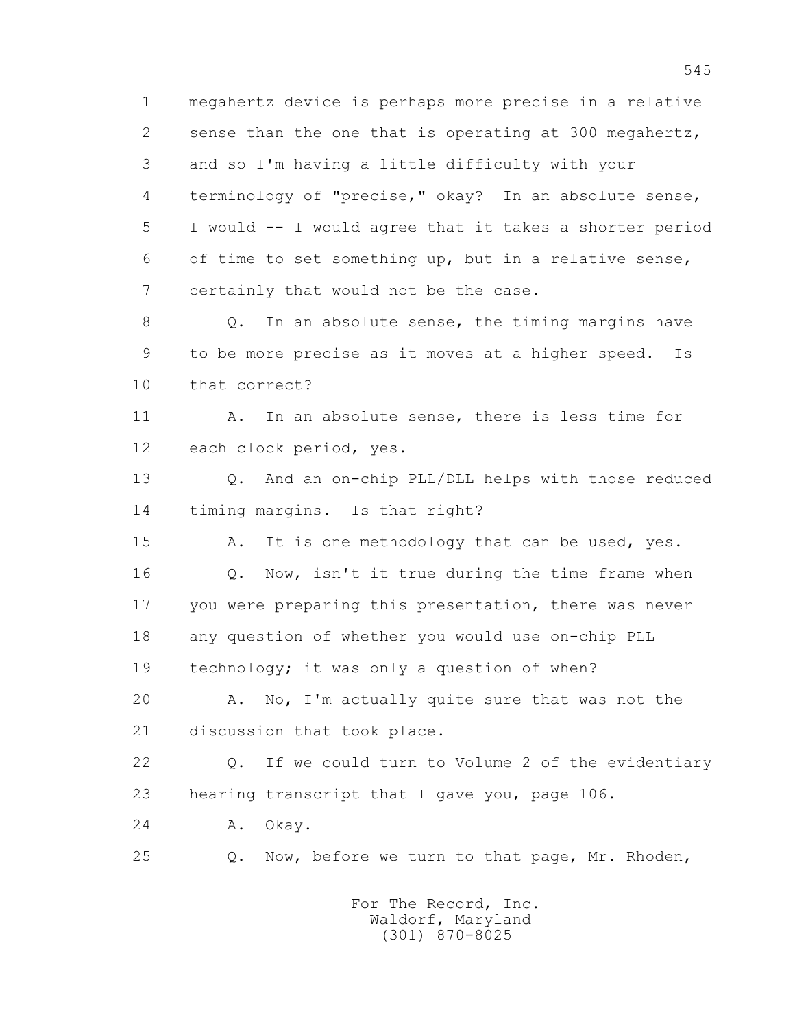1 megahertz device is perhaps more precise in a relative
2 sense than the one that is operating at 300 megahertz,
3 and so I'm having a little difficulty with your
4 terminology of "precise," okay? In an absolute sense,
5 I would -- I would agree that it takes a shorter period
6 of time to set something up, but in a relative sense,
7 certainly that would not be the case.

8 Q. In an absolute sense, the timing margins have
9 to be more precise as it moves at a higher speed. Is
10 that correct?

11 A. In an absolute sense, there is less time for
12 each clock period, yes.

13 Q. And an on-chip PLL/DLL helps with those reduced
14 timing margins. Is that right?

15 A. It is one methodology that can be used, yes.

16 Q. Now, isn't it true during the time frame when
17 you were preparing this presentation, there was never
18 any question of whether you would use on-chip PLL
19 technology; it was only a question of when?

20 A. No, I'm actually quite sure that was not the
21 discussion that took place.

22 Q. If we could turn to Volume 2 of the evidentiary
23 hearing transcript that I gave you, page 106.

24 A. Okay.

25 Q. Now, before we turn to that page, Mr. Rhoden,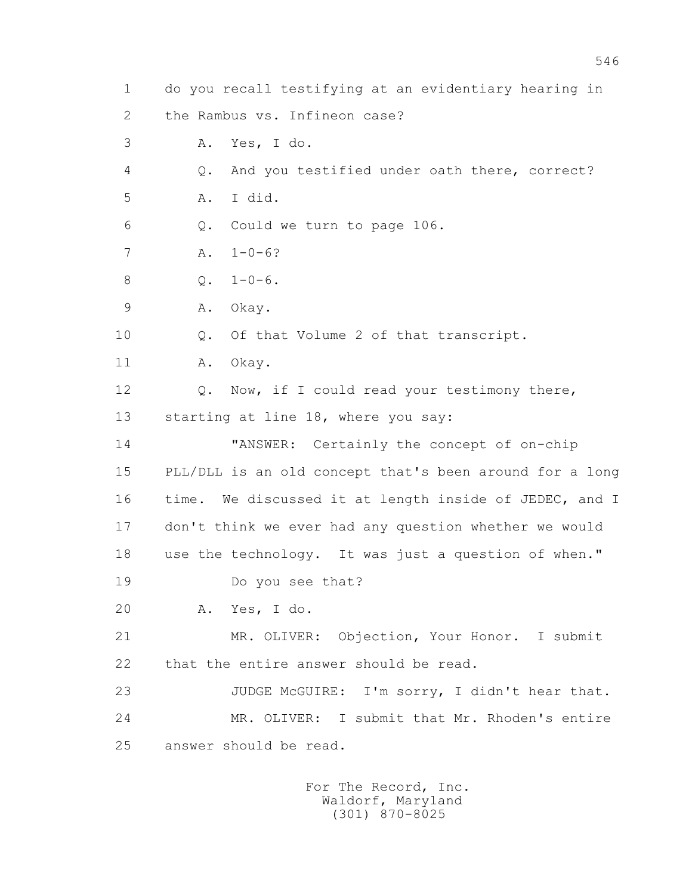1 do you recall testifying at an evidentiary hearing in
2 the Rambus vs. Infineon case?
3 A. Yes, I do.
4 Q. And you testified under oath there, correct?
5 A. I did.
6 Q. Could we turn to page 106.
7 A. 1-0-6?
8 Q. 1-0-6.
9 A. Okay.
10 Q. Of that Volume 2 of that transcript.
11 A. Okay.
12 Q. Now, if I could read your testimony there,
13 starting at line 18, where you say:
14 "ANSWER: Certainly the concept of on-chip
15 PLL/DLL is an old concept that's been around for a long
16 time. We discussed it at length inside of JEDEC, and I
17 don't think we ever had any question whether we would
18 use the technology. It was just a question of when."
19 Do you see that?
20 A. Yes, I do.
21 MR. OLIVER: Objection, Your Honor. I submit
22 that the entire answer should be read.
23 JUDGE McGUIRE: I'm sorry, I didn't hear that.
24 MR. OLIVER: I submit that Mr. Rhoden's entire
25 answer should be read.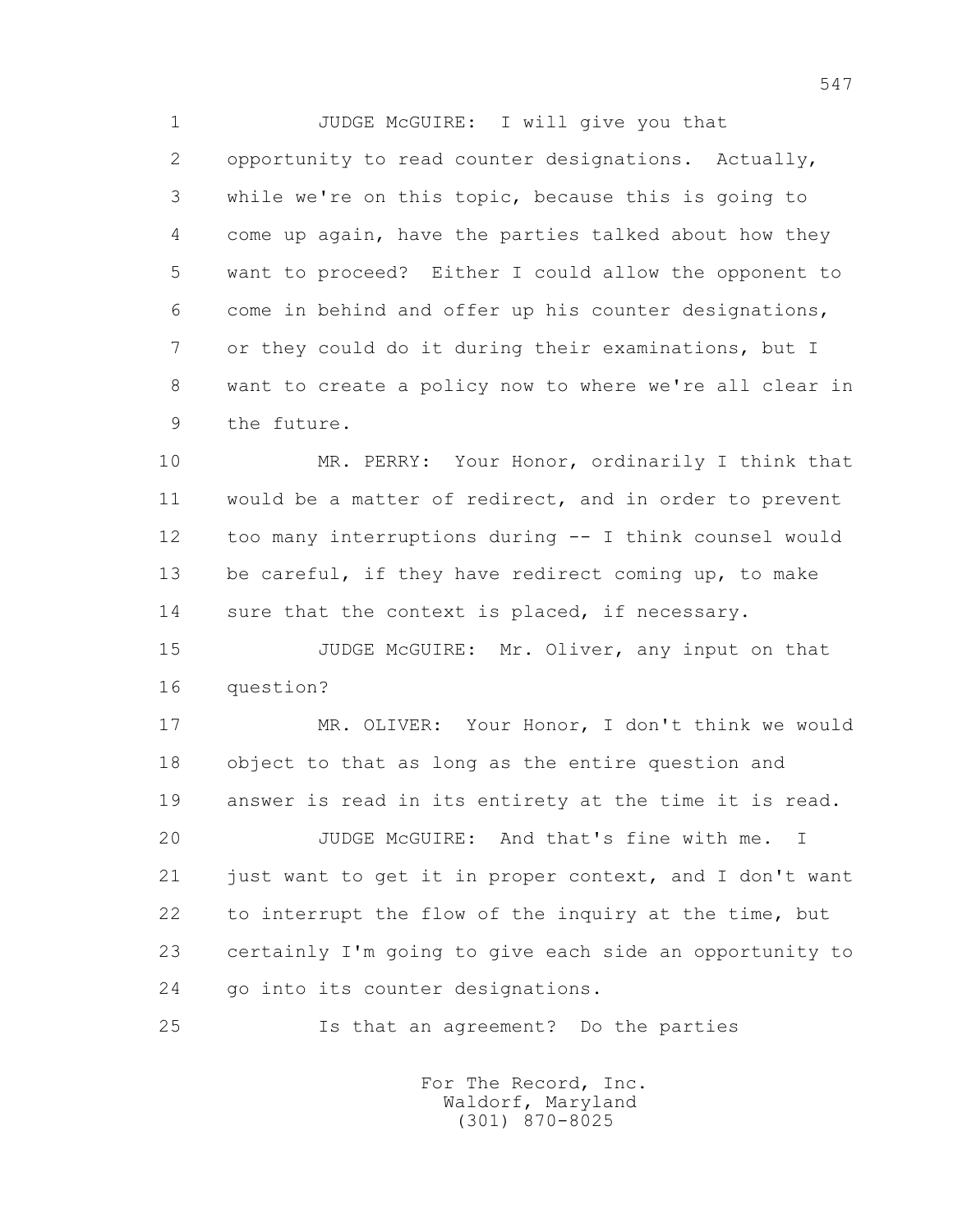JUDGE McGUIRE: I will give you that opportunity to read counter designations. Actually, while we're on this topic, because this is going to come up again, have the parties talked about how they want to proceed? Either I could allow the opponent to come in behind and offer up his counter designations, or they could do it during their examinations, but I want to create a policy now to where we're all clear in the future.

MR. PERRY: Your Honor, ordinarily I think that would be a matter of redirect, and in order to prevent too many interruptions during -- I think counsel would be careful, if they have redirect coming up, to make sure that the context is placed, if necessary.

JUDGE McGUIRE: Mr. Oliver, any input on that question?

MR. OLIVER: Your Honor, I don't think we would object to that as long as the entire question and answer is read in its entirety at the time it is read.

JUDGE McGUIRE: And that's fine with me. I just want to get it in proper context, and I don't want to interrupt the flow of the inquiry at the time, but certainly I'm going to give each side an opportunity to go into its counter designations.

Is that an agreement? Do the parties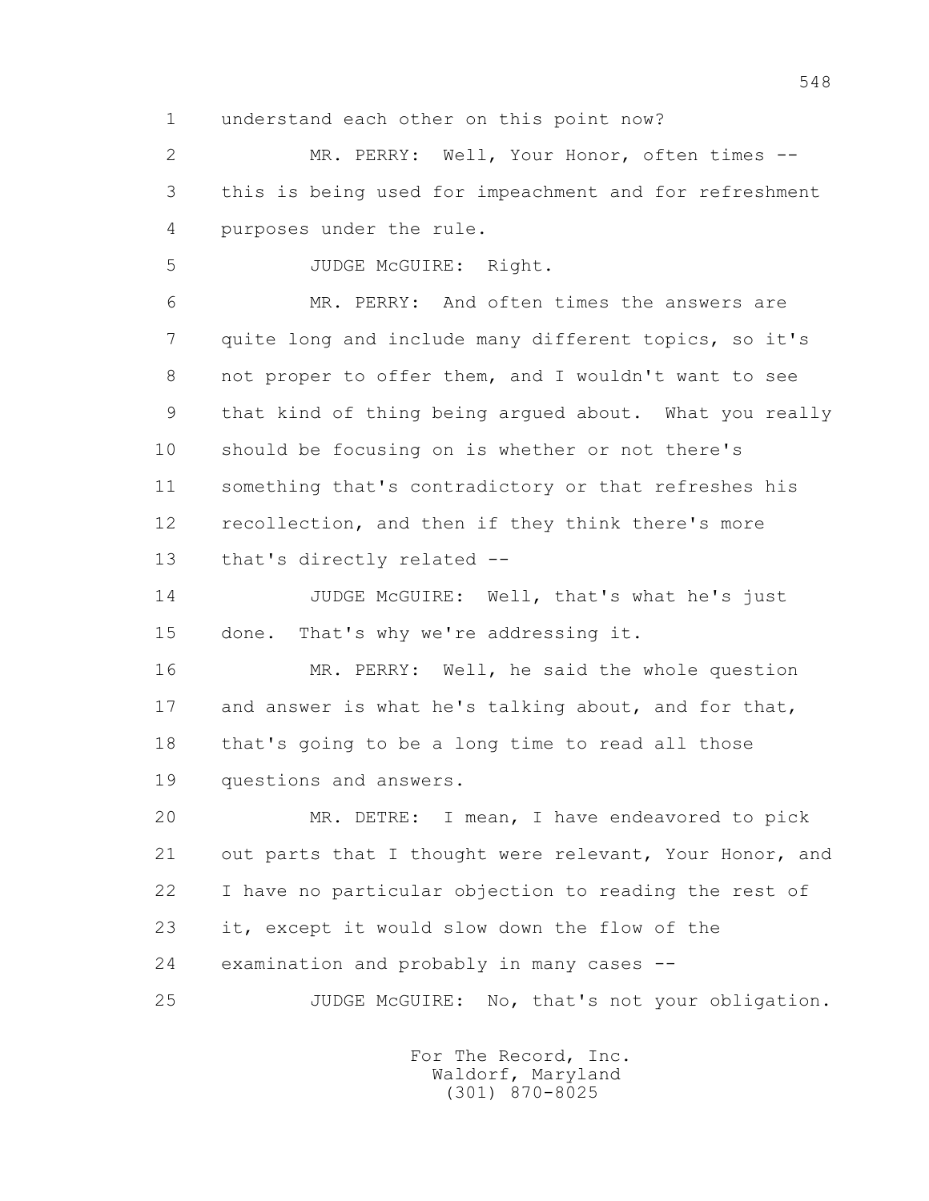understand each other on this point now?

MR. PERRY: Well, Your Honor, often times -- this is being used for impeachment and for refreshment purposes under the rule.

JUDGE McGUIRE: Right.

MR. PERRY: And often times the answers are quite long and include many different topics, so it's not proper to offer them, and I wouldn't want to see that kind of thing being argued about. What you really should be focusing on is whether or not there's something that's contradictory or that refreshes his recollection, and then if they think there's more that's directly related --

JUDGE McGUIRE: Well, that's what he's just done. That's why we're addressing it.

MR. PERRY: Well, he said the whole question and answer is what he's talking about, and for that, that's going to be a long time to read all those questions and answers.

MR. DETRE: I mean, I have endeavored to pick out parts that I thought were relevant, Your Honor, and I have no particular objection to reading the rest of it, except it would slow down the flow of the examination and probably in many cases --

JUDGE McGUIRE: No, that's not your obligation.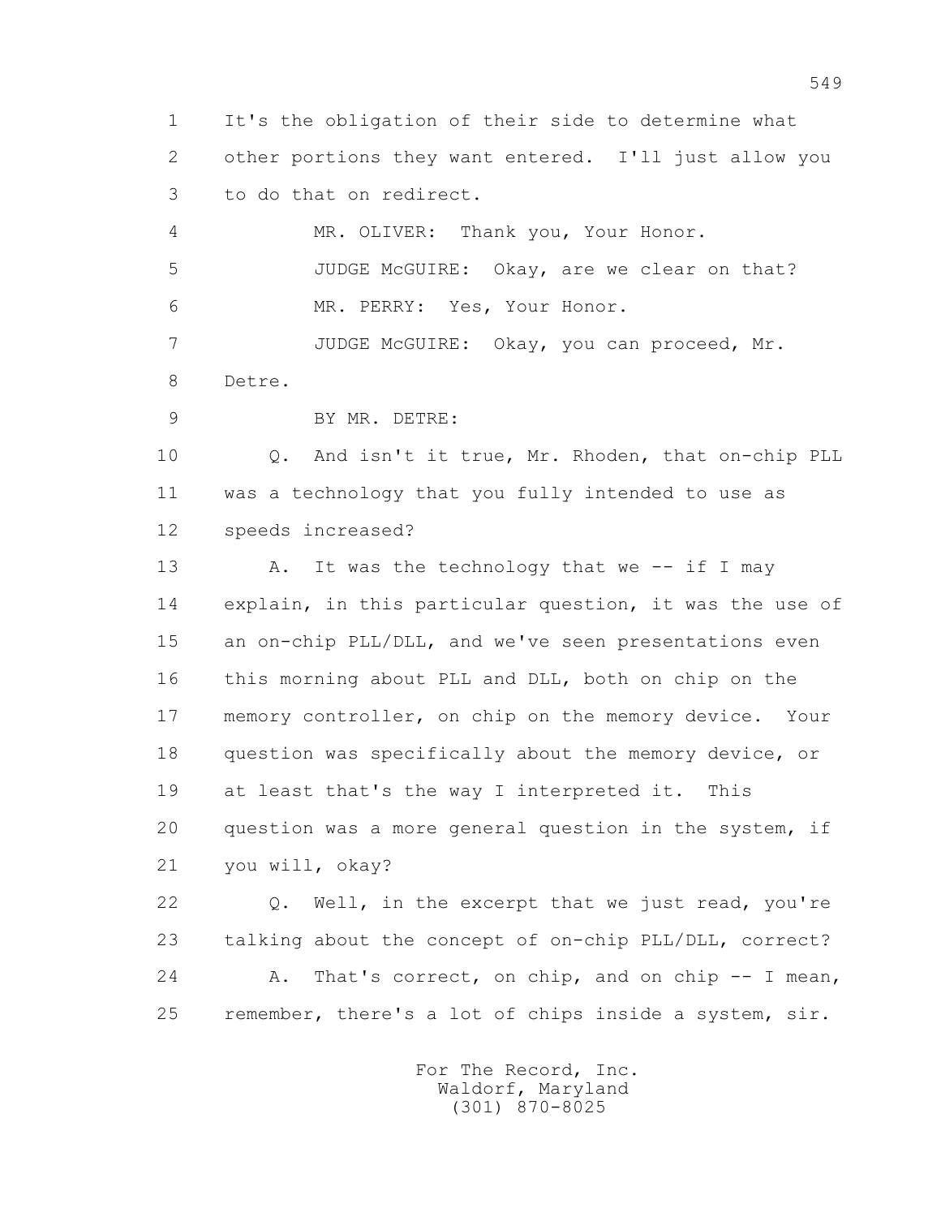1 It's the obligation of their side to determine what
2 other portions they want entered. I'll just allow you
3 to do that on redirect.

4 MR. OLIVER: Thank you, Your Honor.

5 JUDGE McGUIRE: Okay, are we clear on that?

6 MR. PERRY: Yes, Your Honor.

7 JUDGE McGUIRE: Okay, you can proceed, Mr.
8 Detre.

9 BY MR. DETRE:

10 Q. And isn't it true, Mr. Rhoden, that on-chip PLL
11 was a technology that you fully intended to use as
12 speeds increased?

13 A. It was the technology that we -- if I may
14 explain, in this particular question, it was the use of
15 an on-chip PLL/DLL, and we've seen presentations even
16 this morning about PLL and DLL, both on chip on the
17 memory controller, on chip on the memory device. Your
18 question was specifically about the memory device, or
19 at least that's the way I interpreted it. This
20 question was a more general question in the system, if
21 you will, okay?

22 Q. Well, in the excerpt that we just read, you're
23 talking about the concept of on-chip PLL/DLL, correct?

24 A. That's correct, on chip, and on chip -- I mean,
25 remember, there's a lot of chips inside a system, sir.

For The Record, Inc.
Waldorf, Maryland
(301) 870-8025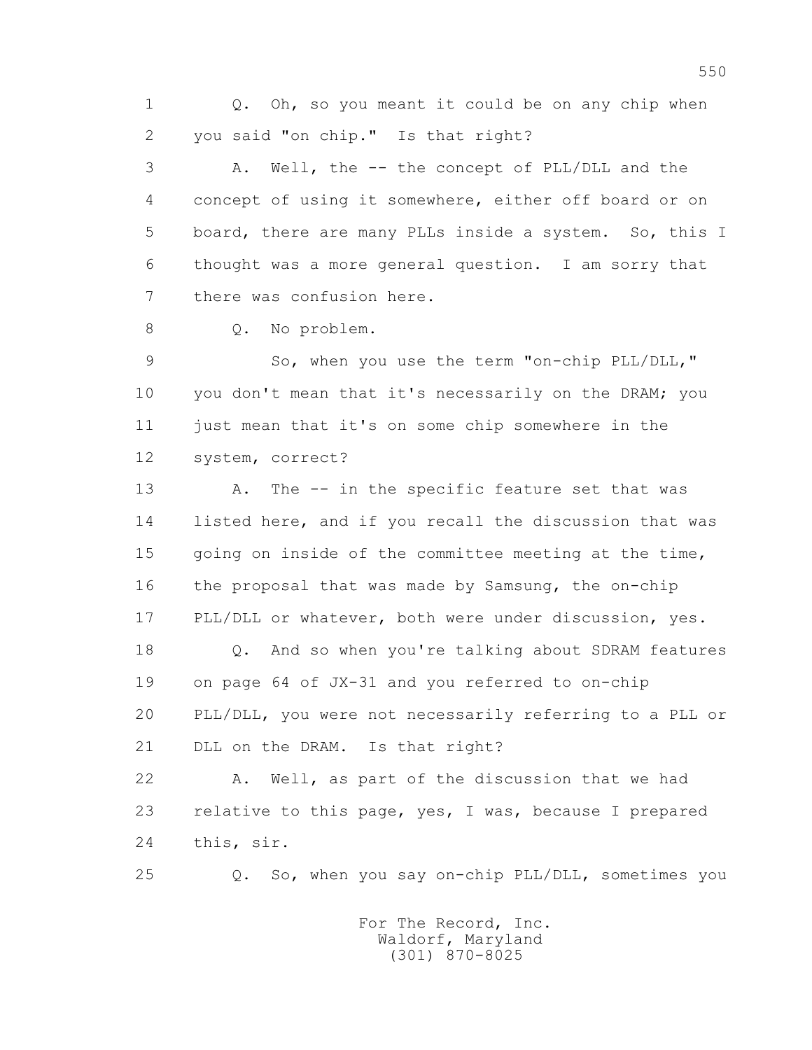1 Q. Oh, so you meant it could be on any chip when
2 you said "on chip." Is that right?
3 A. Well, the -- the concept of PLL/DLL and the
4 concept of using it somewhere, either off board or on
5 board, there are many PLLs inside a system. So, this I
6 thought was a more general question. I am sorry that
7 there was confusion here.
8 Q. No problem.
9 So, when you use the term "on-chip PLL/DLL,"
10 you don't mean that it's necessarily on the DRAM; you
11 just mean that it's on some chip somewhere in the
12 system, correct?
13 A. The -- in the specific feature set that was
14 listed here, and if you recall the discussion that was
15 going on inside of the committee meeting at the time,
16 the proposal that was made by Samsung, the on-chip
17 PLL/DLL or whatever, both were under discussion, yes.
18 Q. And so when you're talking about SDRAM features
19 on page 64 of JX-31 and you referred to on-chip
20 PLL/DLL, you were not necessarily referring to a PLL or
21 DLL on the DRAM. Is that right?
22 A. Well, as part of the discussion that we had
23 relative to this page, yes, I was, because I prepared
24 this, sir.
25 Q. So, when you say on-chip PLL/DLL, sometimes you

For The Record, Inc.
Waldorf, Maryland
(301) 870-8025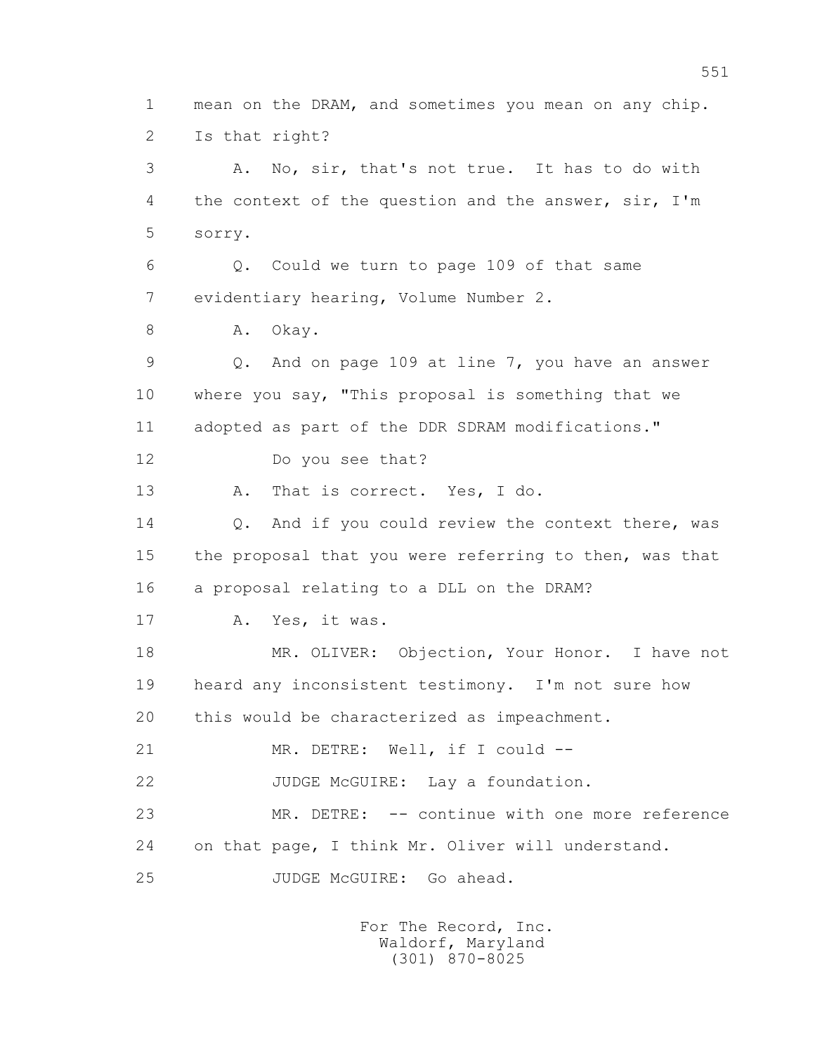1 mean on the DRAM, and sometimes you mean on any chip.
2 Is that right?
3 A. No, sir, that's not true. It has to do with
4 the context of the question and the answer, sir, I'm
5 sorry.
6 Q. Could we turn to page 109 of that same
7 evidentiary hearing, Volume Number 2.
8 A. Okay.
9 Q. And on page 109 at line 7, you have an answer
10 where you say, "This proposal is something that we
11 adopted as part of the DDR SDRAM modifications."
12 Do you see that?
13 A. That is correct. Yes, I do.
14 Q. And if you could review the context there, was
15 the proposal that you were referring to then, was that
16 a proposal relating to a DLL on the DRAM?
17 A. Yes, it was.
18 MR. OLIVER: Objection, Your Honor. I have not
19 heard any inconsistent testimony. I'm not sure how
20 this would be characterized as impeachment.
21 MR. DETRE: Well, if I could --
22 JUDGE McGUIRE: Lay a foundation.
23 MR. DETRE: -- continue with one more reference
24 on that page, I think Mr. Oliver will understand.
25 JUDGE McGUIRE: Go ahead.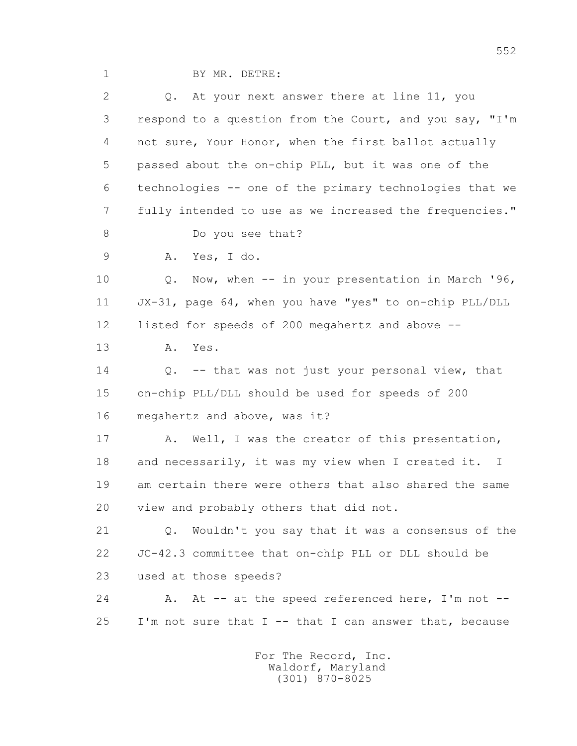1 BY MR. DETRE:

2 Q. At your next answer there at line 11, you

3 respond to a question from the Court, and you say, "I'm

4 not sure, Your Honor, when the first ballot actually

5 passed about the on-chip PLL, but it was one of the

6 technologies -- one of the primary technologies that we

7 fully intended to use as we increased the frequencies."

8 Do you see that?

9 A. Yes, I do.

10 Q. Now, when -- in your presentation in March '96,

11 JX-31, page 64, when you have "yes" to on-chip PLL/DLL

12 listed for speeds of 200 megahertz and above --

13 A. Yes.

14 Q. -- that was not just your personal view, that

15 on-chip PLL/DLL should be used for speeds of 200

16 megahertz and above, was it?

17 A. Well, I was the creator of this presentation,

18 and necessarily, it was my view when I created it. I

19 am certain there were others that also shared the same

20 view and probably others that did not.

21 Q. Wouldn't you say that it was a consensus of the

22 JC-42.3 committee that on-chip PLL or DLL should be

23 used at those speeds?

24 A. At -- at the speed referenced here, I'm not --

25 I'm not sure that I -- that I can answer that, because

For The Record, Inc.
Waldorf, Maryland
(301) 870-8025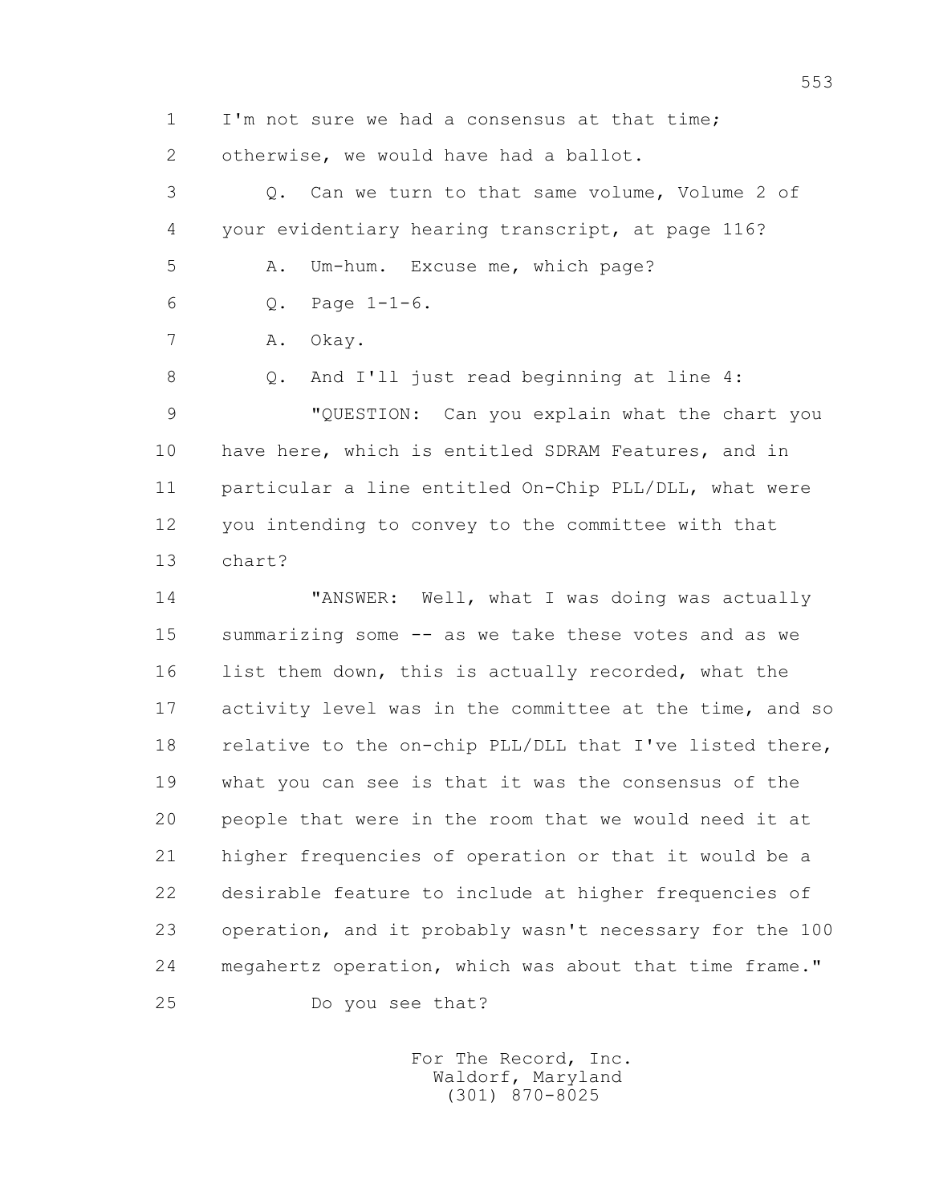1 I'm not sure we had a consensus at that time;
2 otherwise, we would have had a ballot.
3 Q. Can we turn to that same volume, Volume 2 of
4 your evidentiary hearing transcript, at page 116?
5 A. Um-hum. Excuse me, which page?
6 Q. Page 1-1-6.
7 A. Okay.
8 Q. And I'll just read beginning at line 4:
9 "QUESTION: Can you explain what the chart you
10 have here, which is entitled SDRAM Features, and in
11 particular a line entitled On-Chip PLL/DLL, what were
12 you intending to convey to the committee with that
13 chart?
14 "ANSWER: Well, what I was doing was actually
15 summarizing some -- as we take these votes and as we
16 list them down, this is actually recorded, what the
17 activity level was in the committee at the time, and so
18 relative to the on-chip PLL/DLL that I've listed there,
19 what you can see is that it was the consensus of the
20 people that were in the room that we would need it at
21 higher frequencies of operation or that it would be a
22 desirable feature to include at higher frequencies of
23 operation, and it probably wasn't necessary for the 100
24 megahertz operation, which was about that time frame."
25 Do you see that?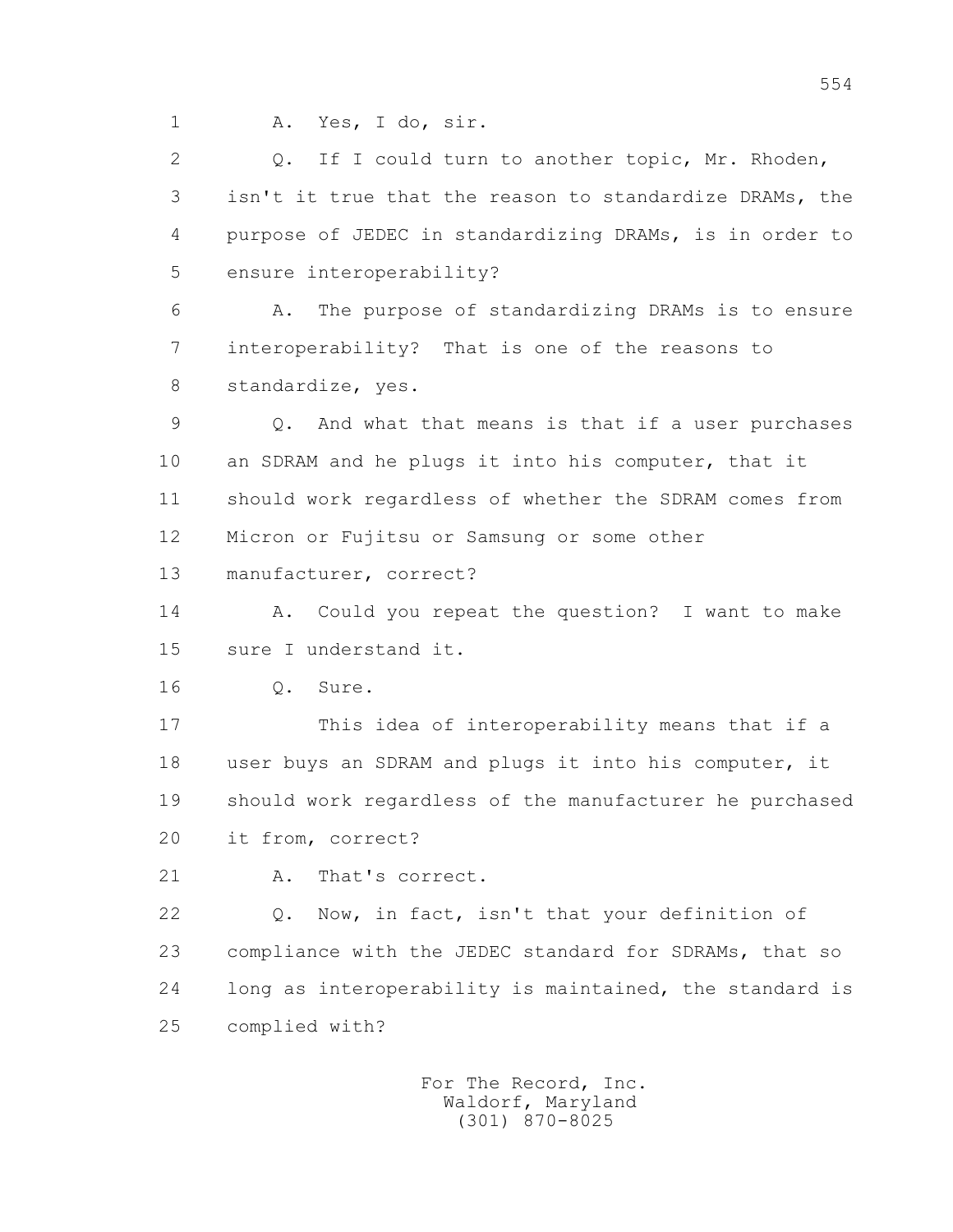1 A. Yes, I do, sir.

2 Q. If I could turn to another topic, Mr. Rhoden,

3 isn't it true that the reason to standardize DRAMs, the

4 purpose of JEDEC in standardizing DRAMs, is in order to

5 ensure interoperability?

6 A. The purpose of standardizing DRAMs is to ensure

7 interoperability? That is one of the reasons to

8 standardize, yes.

9 Q. And what that means is that if a user purchases

10 an SDRAM and he plugs it into his computer, that it

11 should work regardless of whether the SDRAM comes from

12 Micron or Fujitsu or Samsung or some other

13 manufacturer, correct?

14 A. Could you repeat the question? I want to make

15 sure I understand it.

16 Q. Sure.

17 This idea of interoperability means that if a

18 user buys an SDRAM and plugs it into his computer, it

19 should work regardless of the manufacturer he purchased

20 it from, correct?

21 A. That's correct.

22 Q. Now, in fact, isn't that your definition of

23 compliance with the JEDEC standard for SDRAMs, that so

24 long as interoperability is maintained, the standard is

25 complied with?

For The Record, Inc.
Waldorf, Maryland
(301) 870-8025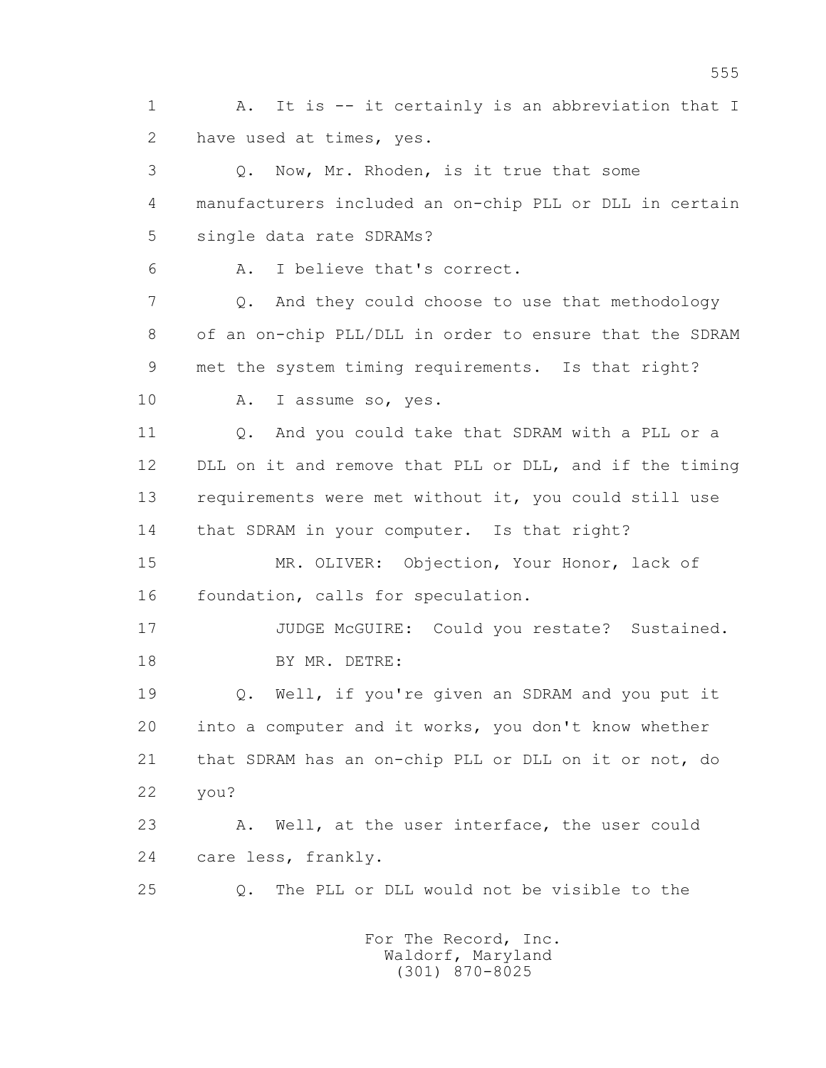1 A. It is -- it certainly is an abbreviation that I
2 have used at times, yes.
3 Q. Now, Mr. Rhoden, is it true that some
4 manufacturers included an on-chip PLL or DLL in certain
5 single data rate SDRAMs?
6 A. I believe that's correct.
7 Q. And they could choose to use that methodology
8 of an on-chip PLL/DLL in order to ensure that the SDRAM
9 met the system timing requirements. Is that right?
10 A. I assume so, yes.
11 Q. And you could take that SDRAM with a PLL or a
12 DLL on it and remove that PLL or DLL, and if the timing
13 requirements were met without it, you could still use
14 that SDRAM in your computer. Is that right?
15 MR. OLIVER: Objection, Your Honor, lack of
16 foundation, calls for speculation.
17 JUDGE McGUIRE: Could you restate? Sustained.
18 BY MR. DETRE:
19 Q. Well, if you're given an SDRAM and you put it
20 into a computer and it works, you don't know whether
21 that SDRAM has an on-chip PLL or DLL on it or not, do
22 you?
23 A. Well, at the user interface, the user could
24 care less, frankly.
25 Q. The PLL or DLL would not be visible to the

For The Record, Inc.
Waldorf, Maryland
(301) 870-8025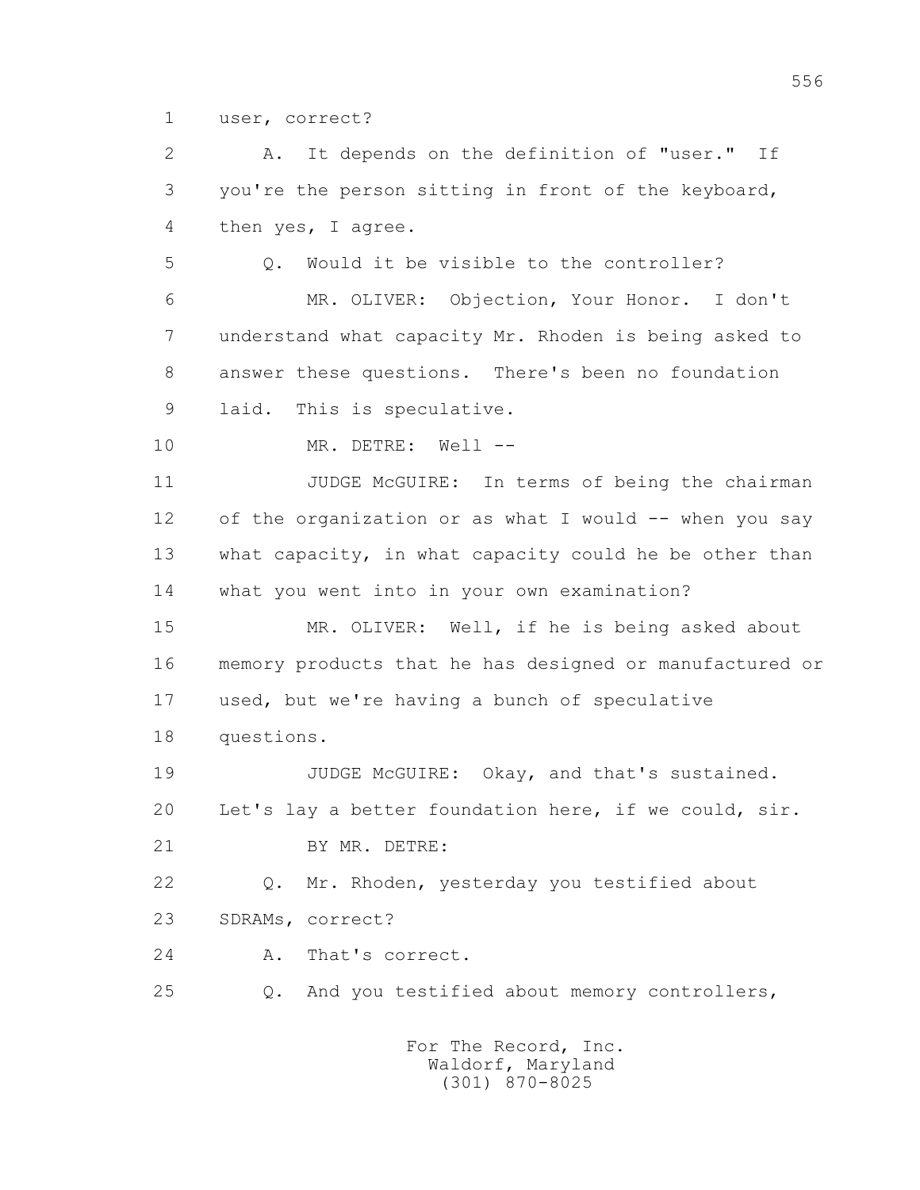1 user, correct?

2 A. It depends on the definition of "user." If

3 you're the person sitting in front of the keyboard,

4 then yes, I agree.

5 Q. Would it be visible to the controller?

6 MR. OLIVER: Objection, Your Honor. I don't

7 understand what capacity Mr. Rhoden is being asked to

8 answer these questions. There's been no foundation

9 laid. This is speculative.

10 MR. DETRE: Well --

11 JUDGE McGUIRE: In terms of being the chairman

12 of the organization or as what I would -- when you say

13 what capacity, in what capacity could he be other than

14 what you went into in your own examination?

15 MR. OLIVER: Well, if he is being asked about

16 memory products that he has designed or manufactured or

17 used, but we're having a bunch of speculative

18 questions.

19 JUDGE McGUIRE: Okay, and that's sustained.

20 Let's lay a better foundation here, if we could, sir.

21 BY MR. DETRE:

22 Q. Mr. Rhoden, yesterday you testified about

23 SDRAMs, correct?

24 A. That's correct.

25 Q. And you testified about memory controllers,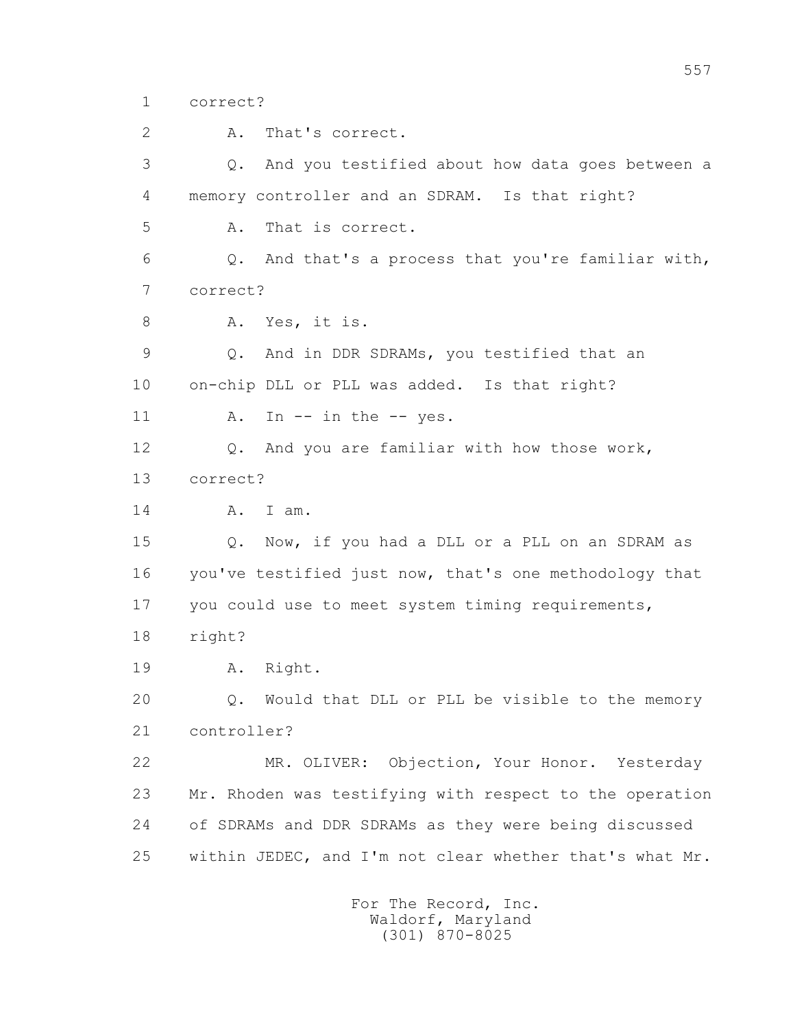1 correct?

2 A. That's correct.

3 Q. And you testified about how data goes between a

4 memory controller and an SDRAM. Is that right?

5 A. That is correct.

6 Q. And that's a process that you're familiar with,

7 correct?

8 A. Yes, it is.

9 Q. And in DDR SDRAMs, you testified that an

10 on-chip DLL or PLL was added. Is that right?

11 A. In -- in the -- yes.

12 Q. And you are familiar with how those work,

13 correct?

14 A. I am.

15 Q. Now, if you had a DLL or a PLL on an SDRAM as

16 you've testified just now, that's one methodology that

17 you could use to meet system timing requirements,

18 right?

19 A. Right.

20 Q. Would that DLL or PLL be visible to the memory

21 controller?

22 MR. OLIVER: Objection, Your Honor. Yesterday

23 Mr. Rhoden was testifying with respect to the operation

24 of SDRAMs and DDR SDRAMs as they were being discussed

25 within JEDEC, and I'm not clear whether that's what Mr.

For The Record, Inc.
Waldorf, Maryland
(301) 870-8025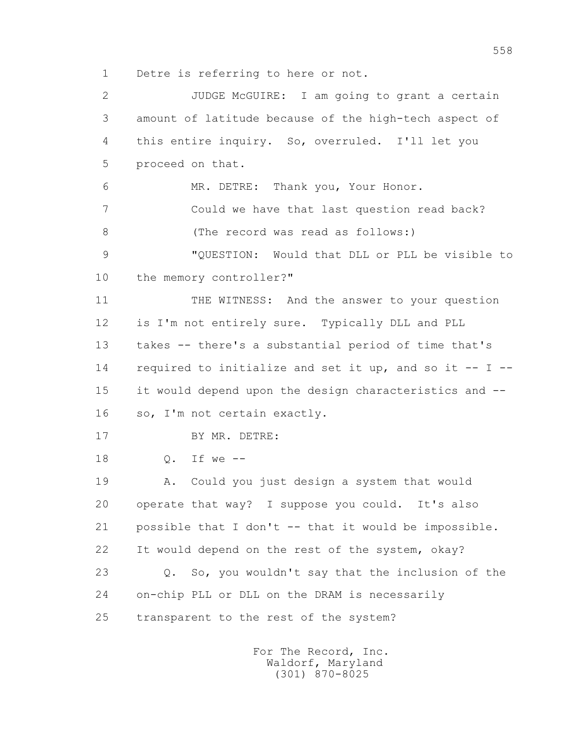Detre is referring to here or not.

JUDGE McGUIRE: I am going to grant a certain amount of latitude because of the high-tech aspect of this entire inquiry. So, overruled. I'll let you proceed on that.

MR. DETRE: Thank you, Your Honor.

Could we have that last question read back?

(The record was read as follows:)

"QUESTION: Would that DLL or PLL be visible to the memory controller?"

THE WITNESS: And the answer to your question is I'm not entirely sure. Typically DLL and PLL takes -- there's a substantial period of time that's required to initialize and set it up, and so it -- I -- it would depend upon the design characteristics and -- so, I'm not certain exactly.

BY MR. DETRE:

Q. If we --

A. Could you just design a system that would operate that way? I suppose you could. It's also possible that I don't -- that it would be impossible. It would depend on the rest of the system, okay?

Q. So, you wouldn't say that the inclusion of the on-chip PLL or DLL on the DRAM is necessarily transparent to the rest of the system?

For The Record, Inc.
Waldorf, Maryland
(301) 870-8025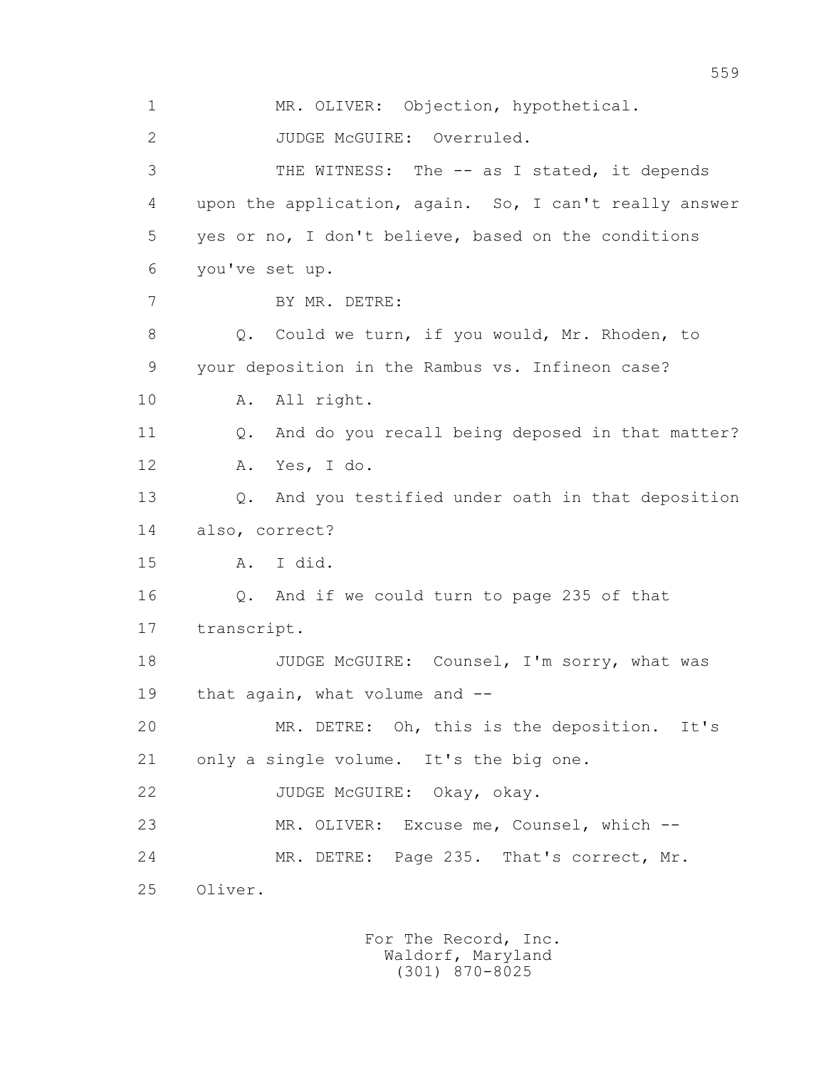1 MR. OLIVER: Objection, hypothetical.

2 JUDGE McGUIRE: Overruled.

3 THE WITNESS: The -- as I stated, it depends

4 upon the application, again. So, I can't really answer

5 yes or no, I don't believe, based on the conditions

6 you've set up.

7 BY MR. DETRE:

8 Q. Could we turn, if you would, Mr. Rhoden, to

9 your deposition in the Rambus vs. Infineon case?

10 A. All right.

11 Q. And do you recall being deposed in that matter?

12 A. Yes, I do.

13 Q. And you testified under oath in that deposition

14 also, correct?

15 A. I did.

16 Q. And if we could turn to page 235 of that

17 transcript.

18 JUDGE McGUIRE: Counsel, I'm sorry, what was

19 that again, what volume and --

20 MR. DETRE: Oh, this is the deposition. It's

21 only a single volume. It's the big one.

22 JUDGE McGUIRE: Okay, okay.

23 MR. OLIVER: Excuse me, Counsel, which --

24 MR. DETRE: Page 235. That's correct, Mr.

25 Oliver.

For The Record, Inc.
Waldorf, Maryland
(301) 870-8025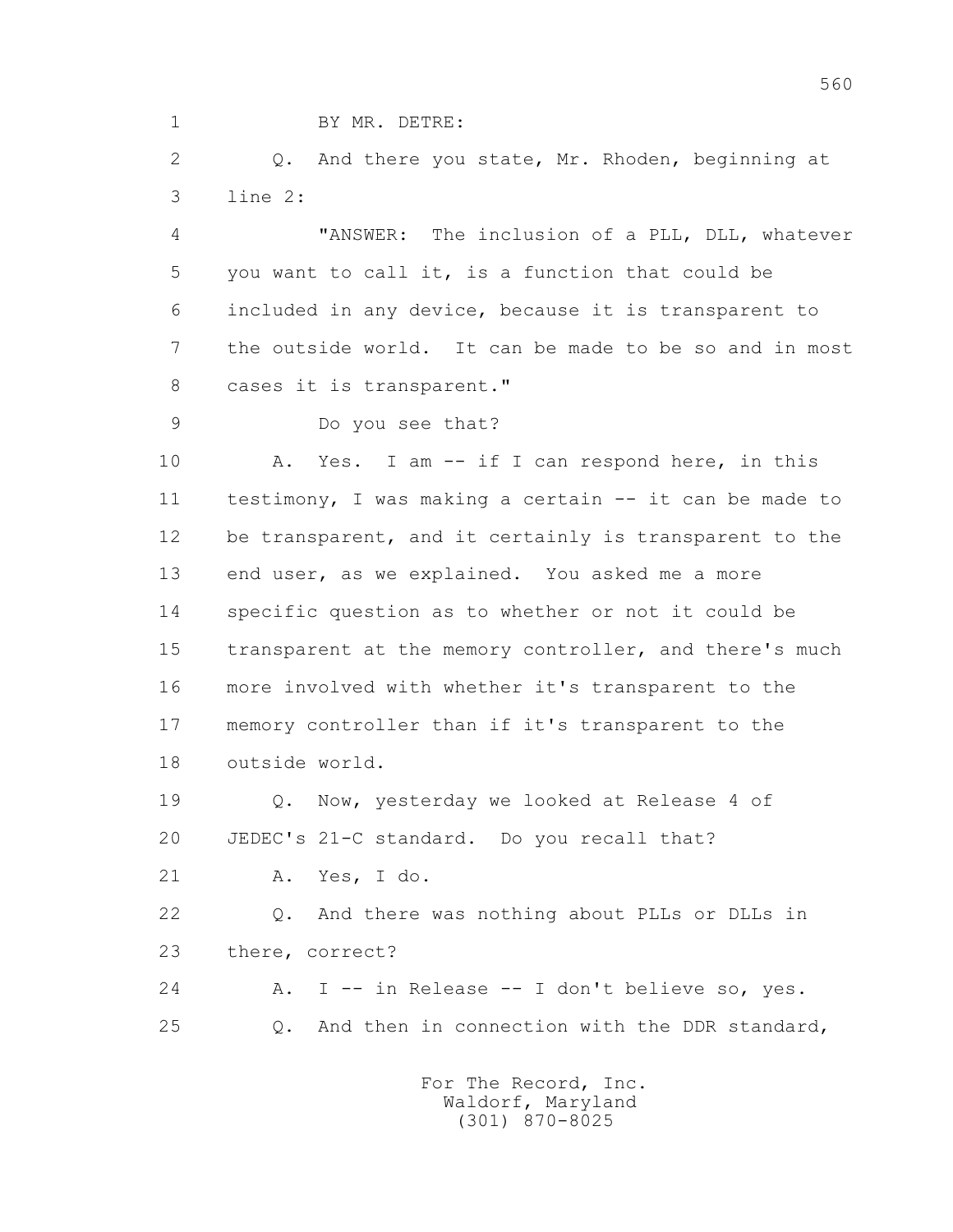BY MR. DETRE:

Q. And there you state, Mr. Rhoden, beginning at line 2:

"ANSWER: The inclusion of a PLL, DLL, whatever you want to call it, is a function that could be included in any device, because it is transparent to the outside world. It can be made to be so and in most cases it is transparent."

Do you see that?

A. Yes. I am -- if I can respond here, in this testimony, I was making a certain -- it can be made to be transparent, and it certainly is transparent to the end user, as we explained. You asked me a more specific question as to whether or not it could be transparent at the memory controller, and there's much more involved with whether it's transparent to the memory controller than if it's transparent to the outside world.

Q. Now, yesterday we looked at Release 4 of JEDEC's 21-C standard. Do you recall that?

A. Yes, I do.

Q. And there was nothing about PLLs or DLLs in there, correct?

A. I -- in Release -- I don't believe so, yes.

Q. And then in connection with the DDR standard,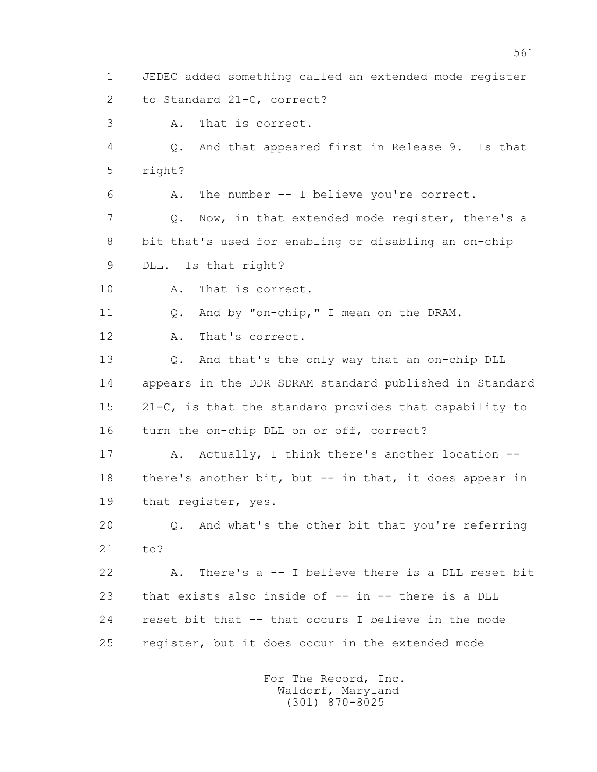1 JEDEC added something called an extended mode register
2 to Standard 21-C, correct?
3 A. That is correct.
4 Q. And that appeared first in Release 9. Is that
5 right?
6 A. The number -- I believe you're correct.
7 Q. Now, in that extended mode register, there's a
8 bit that's used for enabling or disabling an on-chip
9 DLL. Is that right?
10 A. That is correct.
11 Q. And by "on-chip," I mean on the DRAM.
12 A. That's correct.
13 Q. And that's the only way that an on-chip DLL
14 appears in the DDR SDRAM standard published in Standard
15 21-C, is that the standard provides that capability to
16 turn the on-chip DLL on or off, correct?
17 A. Actually, I think there's another location --
18 there's another bit, but -- in that, it does appear in
19 that register, yes.
20 Q. And what's the other bit that you're referring
21 to?
22 A. There's a -- I believe there is a DLL reset bit
23 that exists also inside of -- in -- there is a DLL
24 reset bit that -- that occurs I believe in the mode
25 register, but it does occur in the extended mode

For The Record, Inc.
Waldorf, Maryland
(301) 870-8025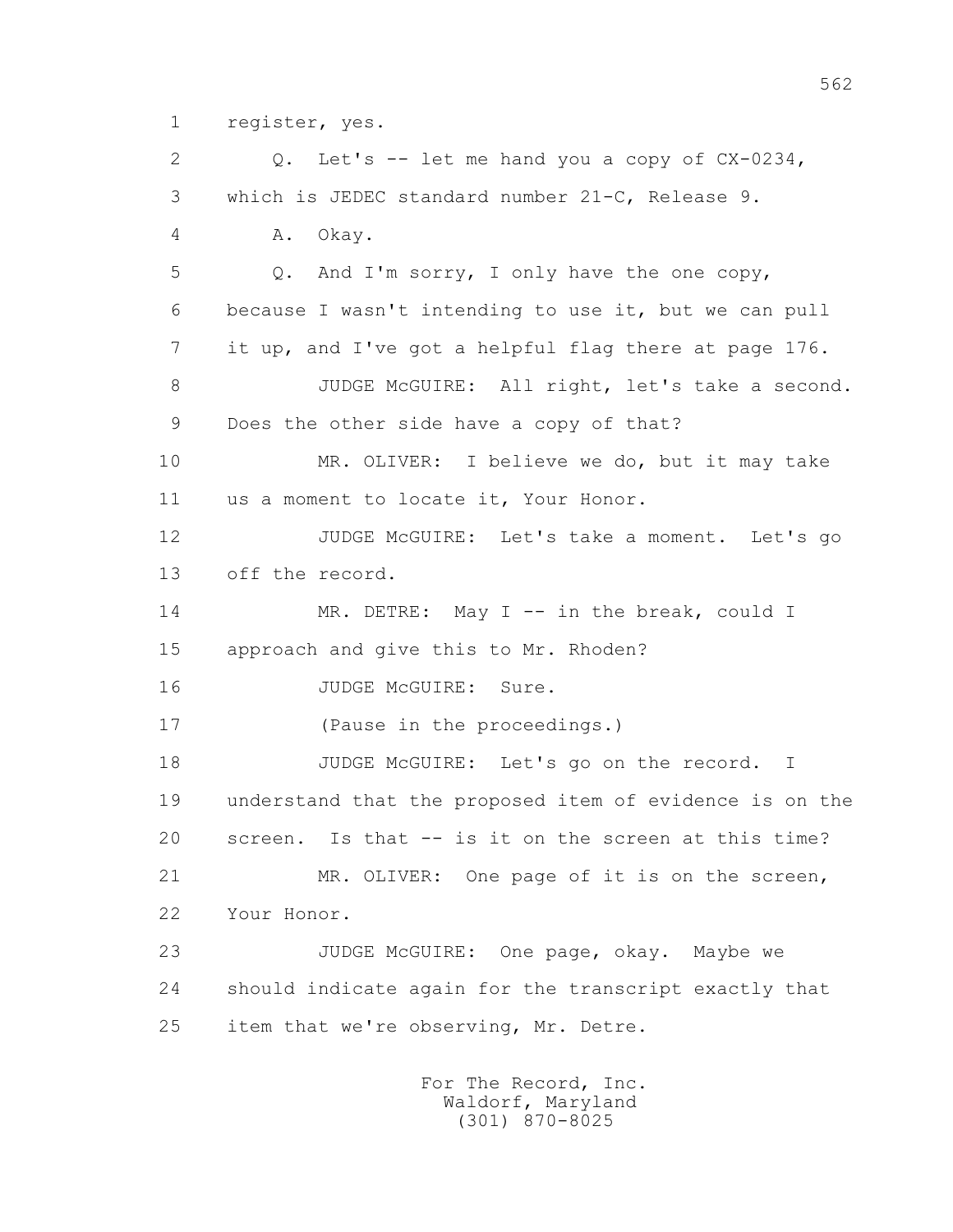1 register, yes.

2 Q. Let's -- let me hand you a copy of CX-0234,

3 which is JEDEC standard number 21-C, Release 9.

4 A. Okay.

5 Q. And I'm sorry, I only have the one copy,

6 because I wasn't intending to use it, but we can pull

7 it up, and I've got a helpful flag there at page 176.

8 JUDGE McGUIRE: All right, let's take a second.

9 Does the other side have a copy of that?

10 MR. OLIVER: I believe we do, but it may take

11 us a moment to locate it, Your Honor.

12 JUDGE McGUIRE: Let's take a moment. Let's go

13 off the record.

14 MR. DETRE: May I -- in the break, could I

15 approach and give this to Mr. Rhoden?

16 JUDGE McGUIRE: Sure.

17 (Pause in the proceedings.)

18 JUDGE McGUIRE: Let's go on the record. I

19 understand that the proposed item of evidence is on the

20 screen. Is that -- is it on the screen at this time?

21 MR. OLIVER: One page of it is on the screen,

22 Your Honor.

23 JUDGE McGUIRE: One page, okay. Maybe we

24 should indicate again for the transcript exactly that

25 item that we're observing, Mr. Detre.

For The Record, Inc.
Waldorf, Maryland
(301) 870-8025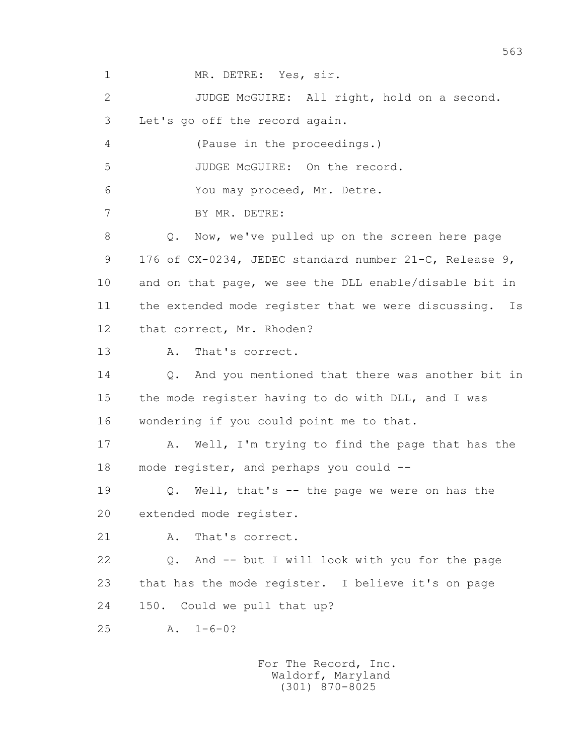1 MR. DETRE: Yes, sir.

2 JUDGE McGUIRE: All right, hold on a second.

3 Let's go off the record again.

4 (Pause in the proceedings.)

5 JUDGE McGUIRE: On the record.

6 You may proceed, Mr. Detre.

7 BY MR. DETRE:

8 Q. Now, we've pulled up on the screen here page

9 176 of CX-0234, JEDEC standard number 21-C, Release 9,

10 and on that page, we see the DLL enable/disable bit in

11 the extended mode register that we were discussing. Is

12 that correct, Mr. Rhoden?

13 A. That's correct.

14 Q. And you mentioned that there was another bit in

15 the mode register having to do with DLL, and I was

16 wondering if you could point me to that.

17 A. Well, I'm trying to find the page that has the

18 mode register, and perhaps you could --

19 Q. Well, that's -- the page we were on has the

20 extended mode register.

21 A. That's correct.

22 Q. And -- but I will look with you for the page

23 that has the mode register. I believe it's on page

24 150. Could we pull that up?

25 A. 1-6-0?

For The Record, Inc.
Waldorf, Maryland
(301) 870-8025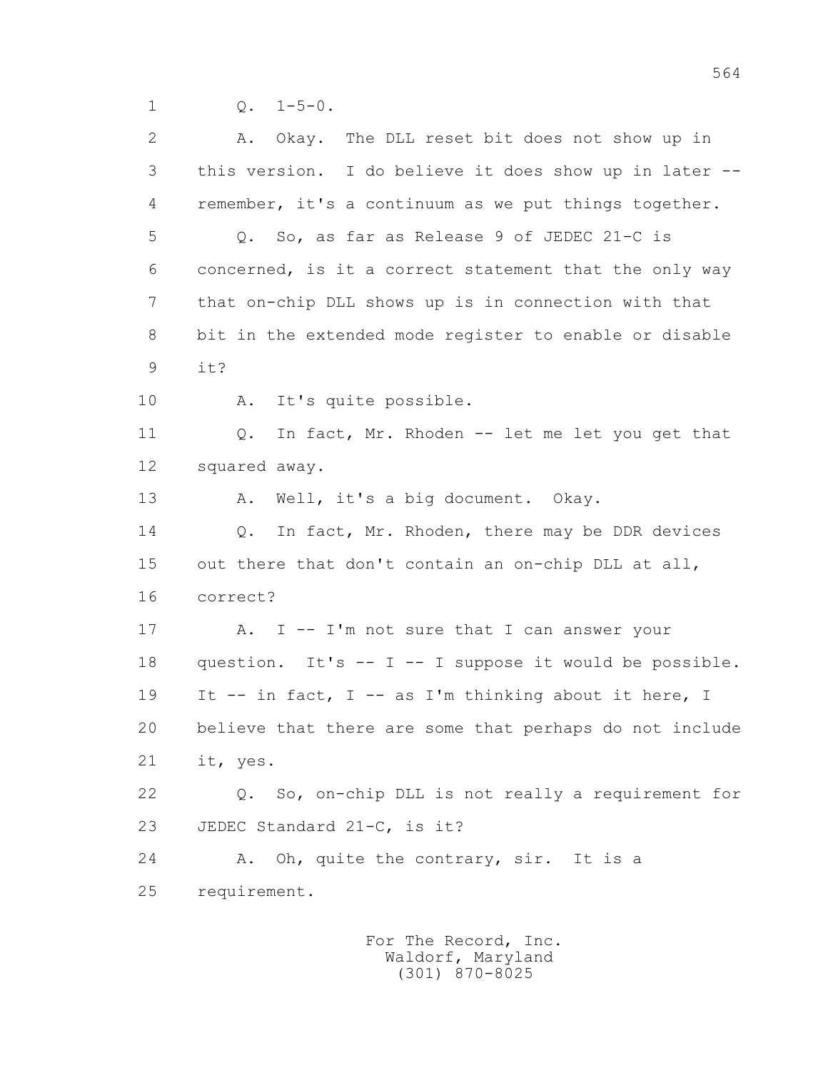1 Q. 1-5-0.

2 A. Okay. The DLL reset bit does not show up in

3 this version. I do believe it does show up in later --

4 remember, it's a continuum as we put things together.

5 Q. So, as far as Release 9 of JEDEC 21-C is

6 concerned, is it a correct statement that the only way

7 that on-chip DLL shows up is in connection with that

8 bit in the extended mode register to enable or disable

9 it?

10 A. It's quite possible.

11 Q. In fact, Mr. Rhoden -- let me let you get that

12 squared away.

13 A. Well, it's a big document. Okay.

14 Q. In fact, Mr. Rhoden, there may be DDR devices

15 out there that don't contain an on-chip DLL at all,

16 correct?

17 A. I -- I'm not sure that I can answer your

18 question. It's -- I -- I suppose it would be possible.

19 It -- in fact, I -- as I'm thinking about it here, I

20 believe that there are some that perhaps do not include

21 it, yes.

22 Q. So, on-chip DLL is not really a requirement for

23 JEDEC Standard 21-C, is it?

24 A. Oh, quite the contrary, sir. It is a

25 requirement.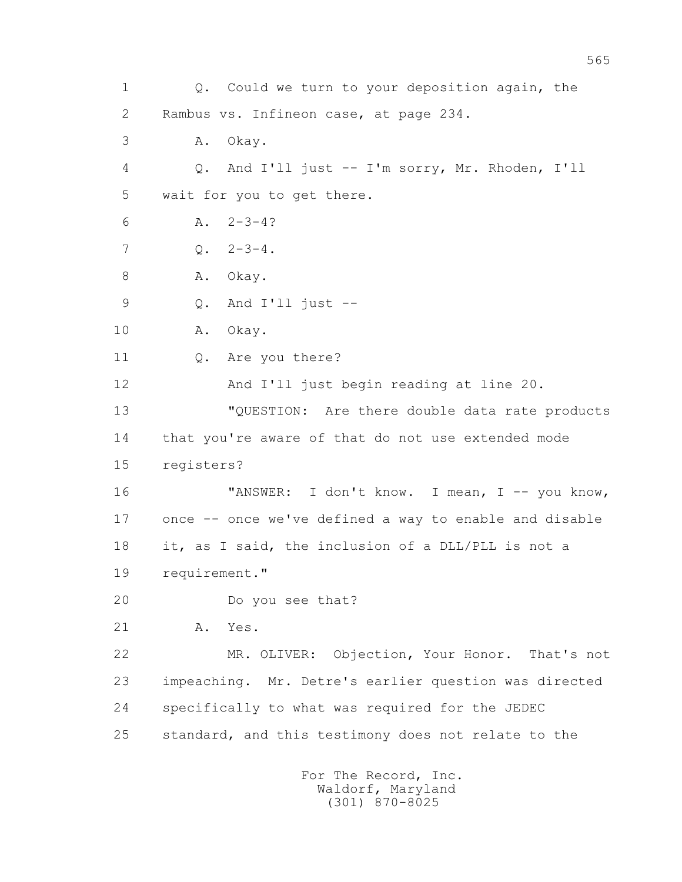1 Q. Could we turn to your deposition again, the
2 Rambus vs. Infineon case, at page 234.
3 A. Okay.
4 Q. And I'll just -- I'm sorry, Mr. Rhoden, I'll
5 wait for you to get there.
6 A. 2-3-4?
7 Q. 2-3-4.
8 A. Okay.
9 Q. And I'll just --
10 A. Okay.
11 Q. Are you there?
12 And I'll just begin reading at line 20.
13 "QUESTION: Are there double data rate products
14 that you're aware of that do not use extended mode
15 registers?
16 "ANSWER: I don't know. I mean, I -- you know,
17 once -- once we've defined a way to enable and disable
18 it, as I said, the inclusion of a DLL/PLL is not a
19 requirement."
20 Do you see that?
21 A. Yes.
22 MR. OLIVER: Objection, Your Honor. That's not
23 impeaching. Mr. Detre's earlier question was directed
24 specifically to what was required for the JEDEC
25 standard, and this testimony does not relate to the

For The Record, Inc.
Waldorf, Maryland
(301) 870-8025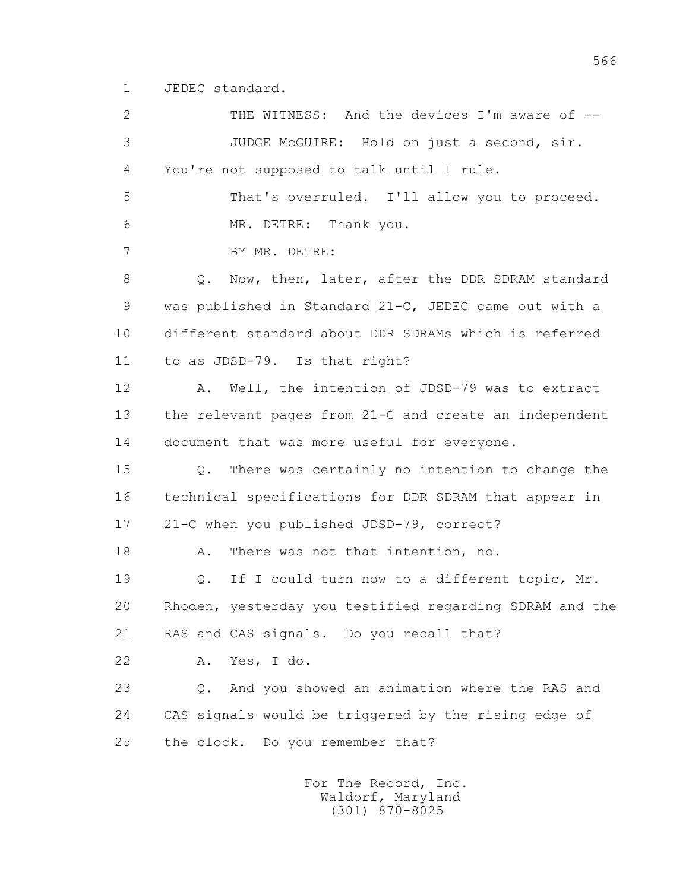1 JEDEC standard.

2 THE WITNESS: And the devices I'm aware of --

3 JUDGE McGUIRE: Hold on just a second, sir.

4 You're not supposed to talk until I rule.

5 That's overruled. I'll allow you to proceed.

6 MR. DETRE: Thank you.

7 BY MR. DETRE:

8 Q. Now, then, later, after the DDR SDRAM standard

9 was published in Standard 21-C, JEDEC came out with a

10 different standard about DDR SDRAMs which is referred

11 to as JDSD-79. Is that right?

12 A. Well, the intention of JDSD-79 was to extract

13 the relevant pages from 21-C and create an independent

14 document that was more useful for everyone.

15 Q. There was certainly no intention to change the

16 technical specifications for DDR SDRAM that appear in

17 21-C when you published JDSD-79, correct?

18 A. There was not that intention, no.

19 Q. If I could turn now to a different topic, Mr.

20 Rhoden, yesterday you testified regarding SDRAM and the

21 RAS and CAS signals. Do you recall that?

22 A. Yes, I do.

23 Q. And you showed an animation where the RAS and

24 CAS signals would be triggered by the rising edge of

25 the clock. Do you remember that?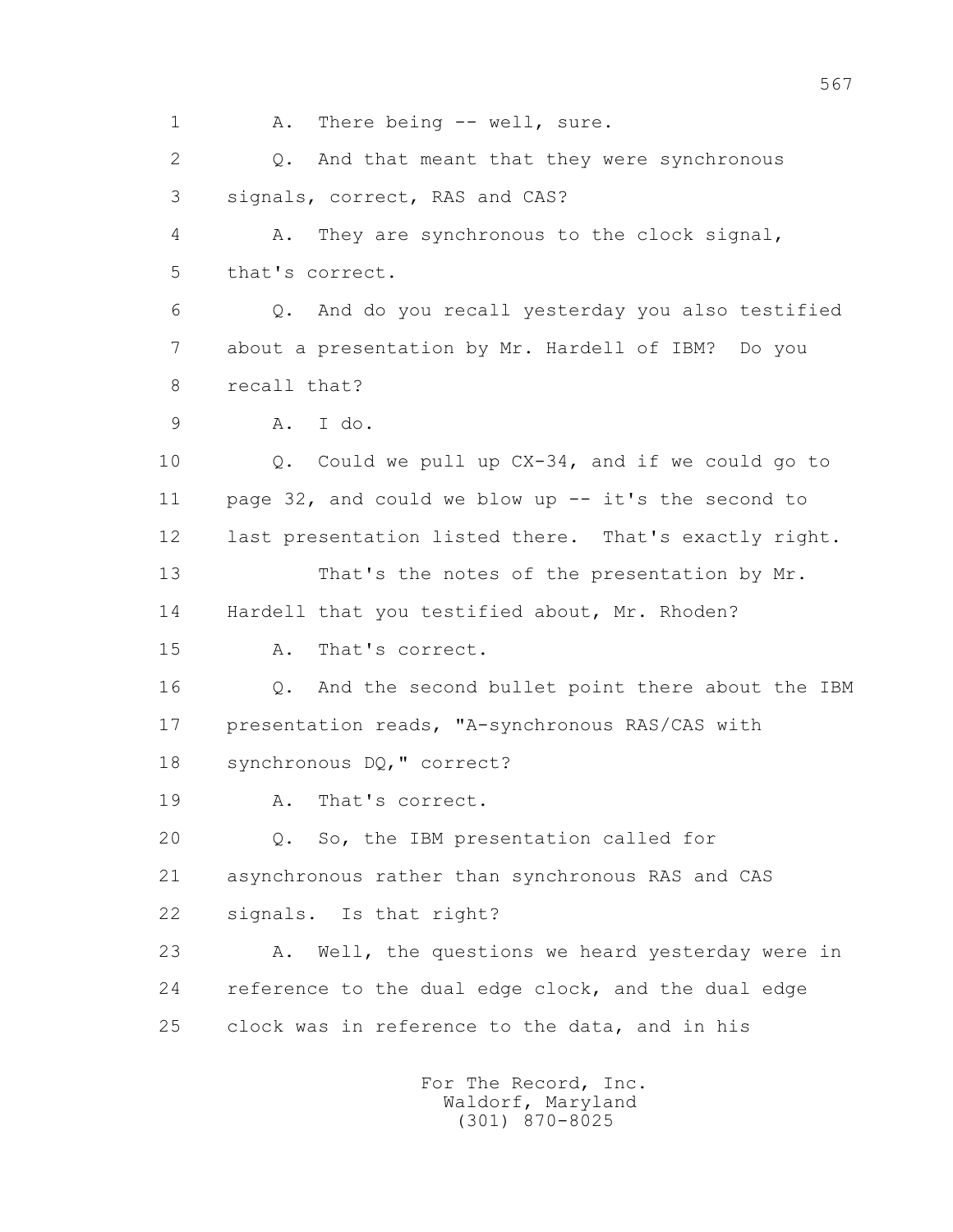1 A. There being -- well, sure.

2 Q. And that meant that they were synchronous

3 signals, correct, RAS and CAS?

4 A. They are synchronous to the clock signal,

5 that's correct.

6 Q. And do you recall yesterday you also testified

7 about a presentation by Mr. Hardell of IBM? Do you

8 recall that?

9 A. I do.

10 Q. Could we pull up CX-34, and if we could go to

11 page 32, and could we blow up -- it's the second to

12 last presentation listed there. That's exactly right.

13 That's the notes of the presentation by Mr.

14 Hardell that you testified about, Mr. Rhoden?

15 A. That's correct.

16 Q. And the second bullet point there about the IBM

17 presentation reads, "A-synchronous RAS/CAS with

18 synchronous DQ," correct?

19 A. That's correct.

20 Q. So, the IBM presentation called for

21 asynchronous rather than synchronous RAS and CAS

22 signals. Is that right?

23 A. Well, the questions we heard yesterday were in

24 reference to the dual edge clock, and the dual edge

25 clock was in reference to the data, and in his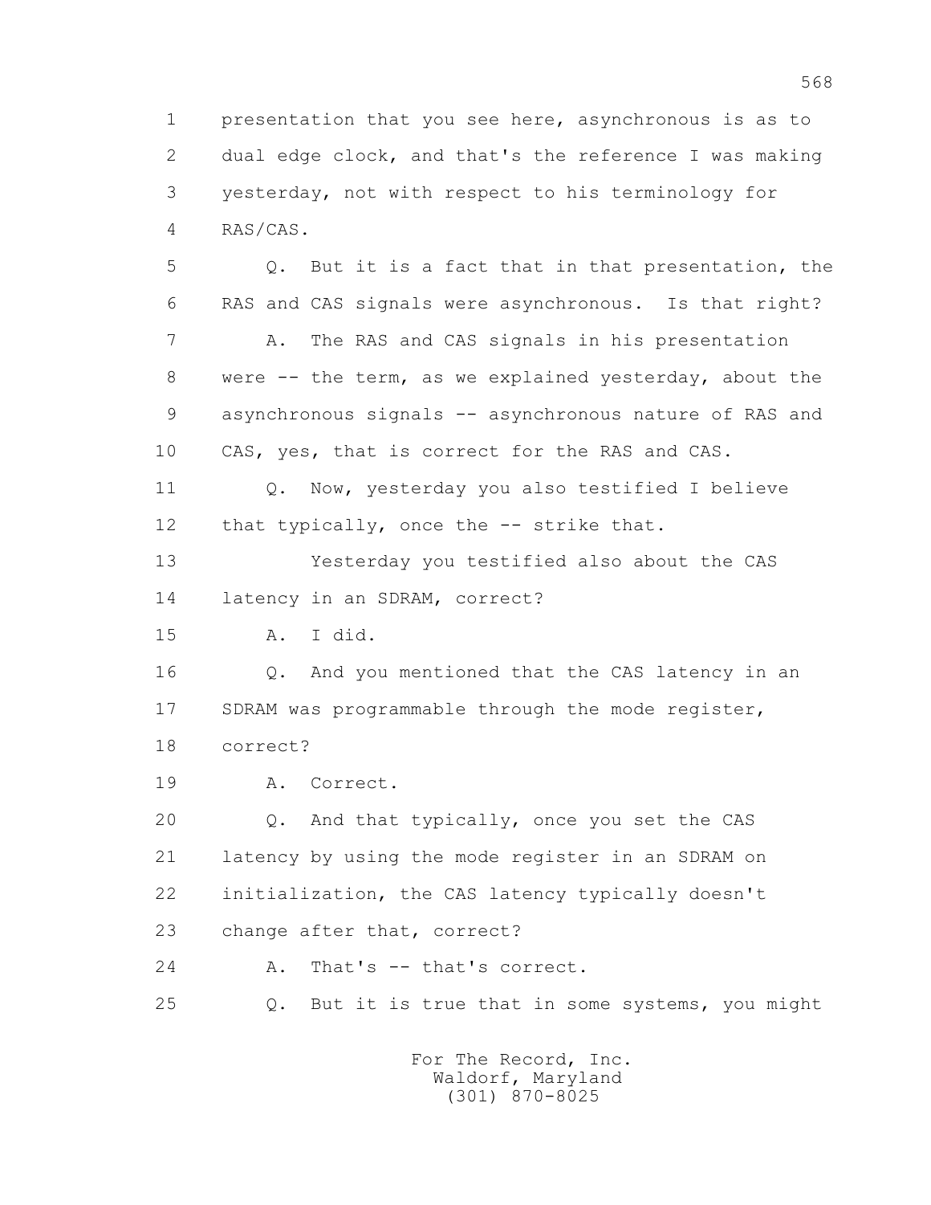1 presentation that you see here, asynchronous is as to
2 dual edge clock, and that's the reference I was making
3 yesterday, not with respect to his terminology for
4 RAS/CAS.

5 Q. But it is a fact that in that presentation, the
6 RAS and CAS signals were asynchronous. Is that right?

7 A. The RAS and CAS signals in his presentation
8 were -- the term, as we explained yesterday, about the
9 asynchronous signals -- asynchronous nature of RAS and
10 CAS, yes, that is correct for the RAS and CAS.

11 Q. Now, yesterday you also testified I believe
12 that typically, once the -- strike that.

13 Yesterday you testified also about the CAS
14 latency in an SDRAM, correct?

15 A. I did.

16 Q. And you mentioned that the CAS latency in an
17 SDRAM was programmable through the mode register,
18 correct?

19 A. Correct.

20 Q. And that typically, once you set the CAS
21 latency by using the mode register in an SDRAM on
22 initialization, the CAS latency typically doesn't
23 change after that, correct?

24 A. That's -- that's correct.

25 Q. But it is true that in some systems, you might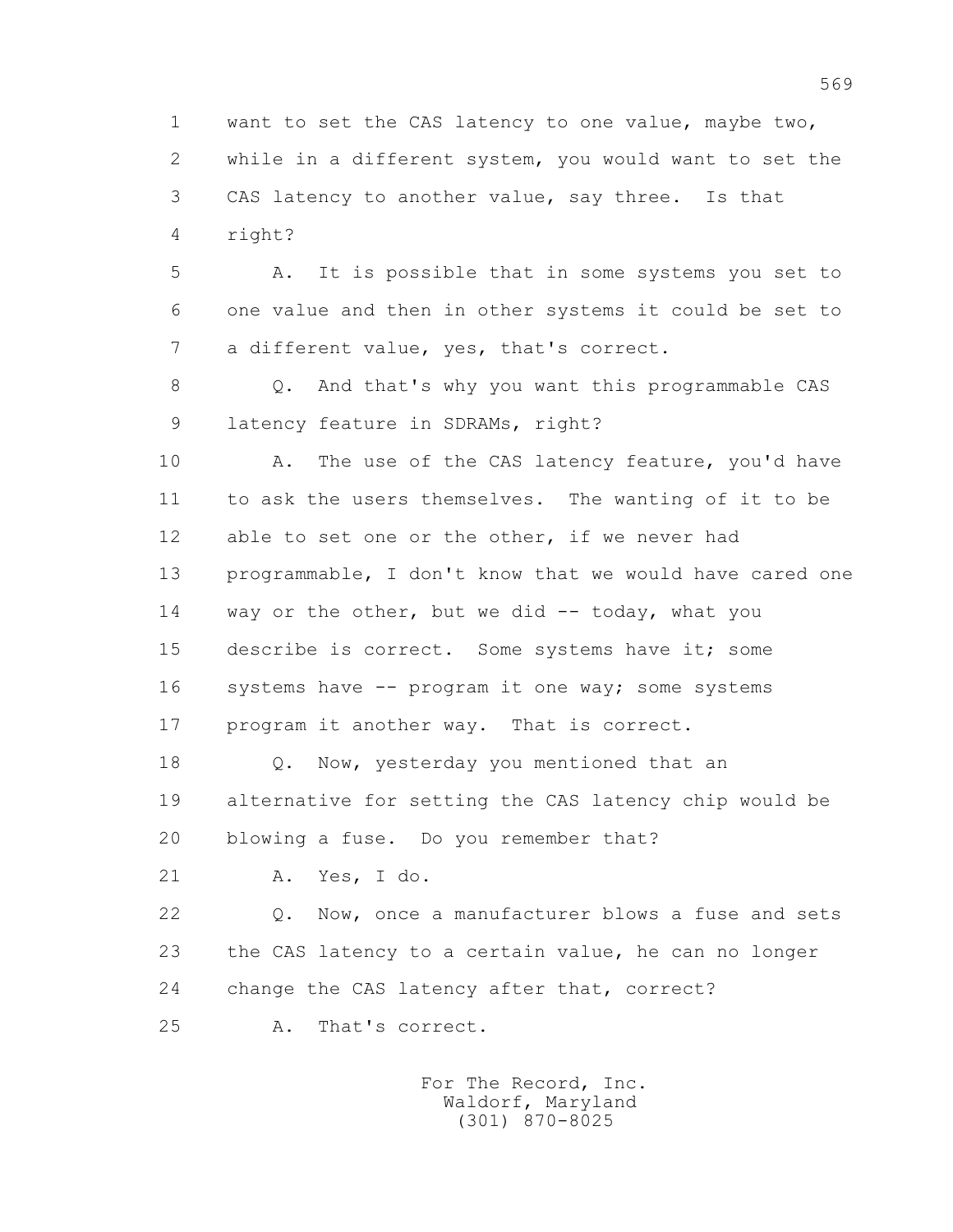1 want to set the CAS latency to one value, maybe two,
2 while in a different system, you would want to set the
3 CAS latency to another value, say three. Is that
4 right?

5 A. It is possible that in some systems you set to
6 one value and then in other systems it could be set to
7 a different value, yes, that's correct.

8 Q. And that's why you want this programmable CAS
9 latency feature in SDRAMs, right?

10 A. The use of the CAS latency feature, you'd have
11 to ask the users themselves. The wanting of it to be
12 able to set one or the other, if we never had
13 programmable, I don't know that we would have cared one
14 way or the other, but we did -- today, what you
15 describe is correct. Some systems have it; some
16 systems have -- program it one way; some systems
17 program it another way. That is correct.

18 Q. Now, yesterday you mentioned that an
19 alternative for setting the CAS latency chip would be
20 blowing a fuse. Do you remember that?

21 A. Yes, I do.

22 Q. Now, once a manufacturer blows a fuse and sets
23 the CAS latency to a certain value, he can no longer
24 change the CAS latency after that, correct?

25 A. That's correct.

For The Record, Inc.
Waldorf, Maryland
(301) 870-8025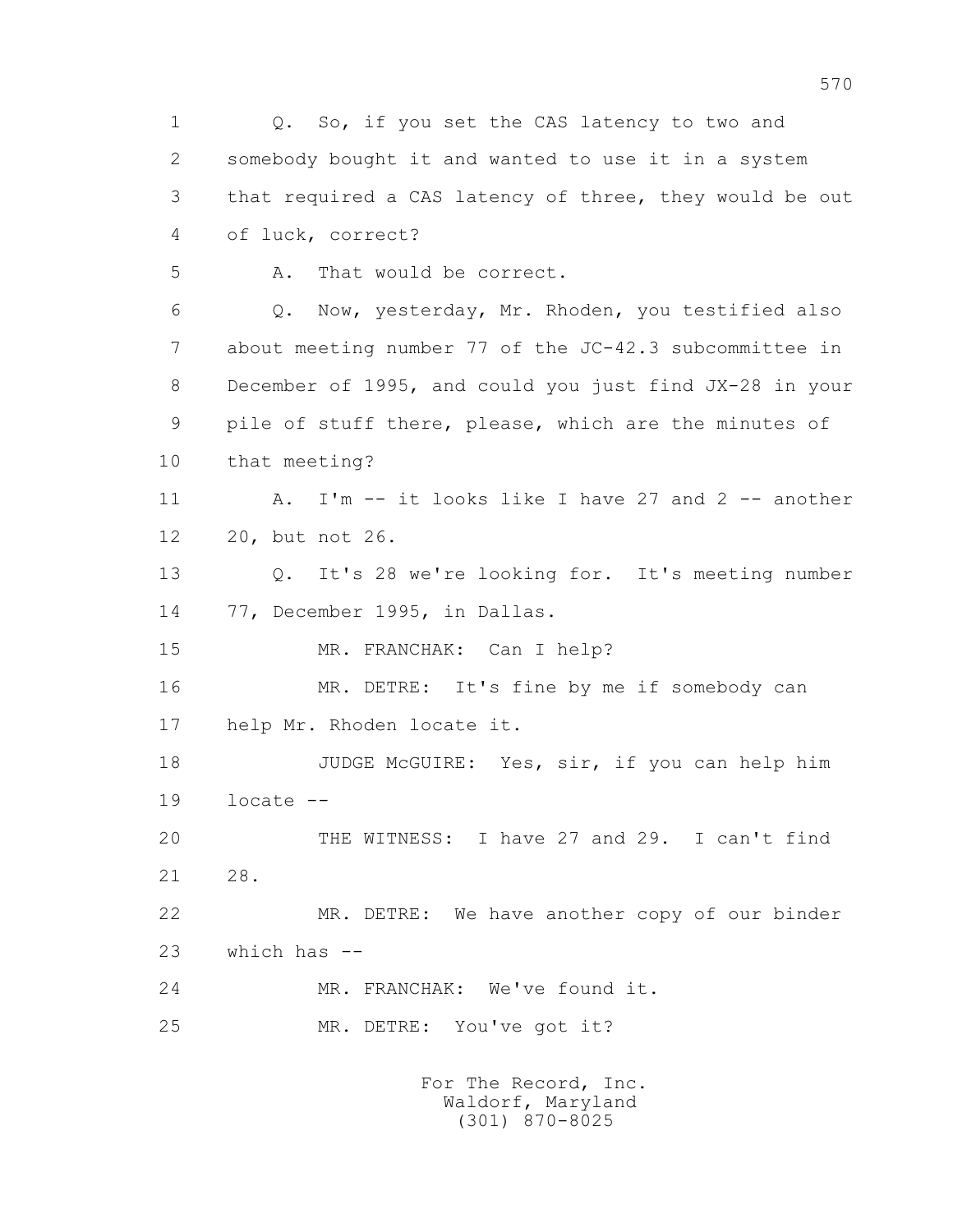1 Q. So, if you set the CAS latency to two and
2 somebody bought it and wanted to use it in a system
3 that required a CAS latency of three, they would be out
4 of luck, correct?
5 A. That would be correct.
6 Q. Now, yesterday, Mr. Rhoden, you testified also
7 about meeting number 77 of the JC-42.3 subcommittee in
8 December of 1995, and could you just find JX-28 in your
9 pile of stuff there, please, which are the minutes of
10 that meeting?
11 A. I'm -- it looks like I have 27 and 2 -- another
12 20, but not 26.
13 Q. It's 28 we're looking for. It's meeting number
14 77, December 1995, in Dallas.
15 MR. FRANCHAK: Can I help?
16 MR. DETRE: It's fine by me if somebody can
17 help Mr. Rhoden locate it.
18 JUDGE McGUIRE: Yes, sir, if you can help him
19 locate --
20 THE WITNESS: I have 27 and 29. I can't find
21 28.
22 MR. DETRE: We have another copy of our binder
23 which has --
24 MR. FRANCHAK: We've found it.
25 MR. DETRE: You've got it?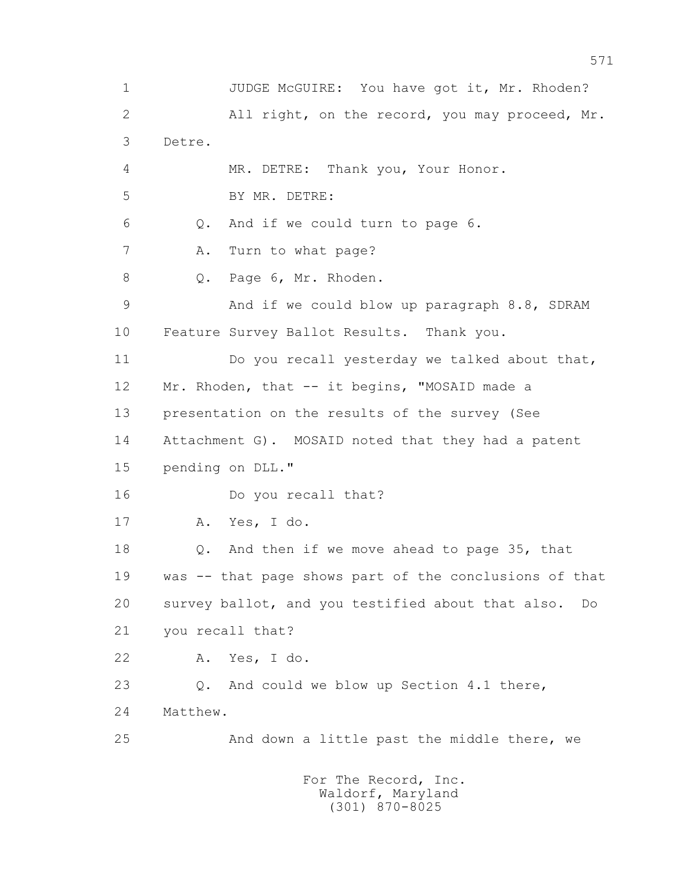1 JUDGE McGUIRE: You have got it, Mr. Rhoden?

2 All right, on the record, you may proceed, Mr.

3 Detre.

4 MR. DETRE: Thank you, Your Honor.

5 BY MR. DETRE:

6 Q. And if we could turn to page 6.

7 A. Turn to what page?

8 Q. Page 6, Mr. Rhoden.

9 And if we could blow up paragraph 8.8, SDRAM

10 Feature Survey Ballot Results. Thank you.

11 Do you recall yesterday we talked about that,

12 Mr. Rhoden, that -- it begins, "MOSAID made a

13 presentation on the results of the survey (See

14 Attachment G). MOSAID noted that they had a patent

15 pending on DLL."

16 Do you recall that?

17 A. Yes, I do.

18 Q. And then if we move ahead to page 35, that

19 was -- that page shows part of the conclusions of that

20 survey ballot, and you testified about that also. Do

21 you recall that?

22 A. Yes, I do.

23 Q. And could we blow up Section 4.1 there,

24 Matthew.

25 And down a little past the middle there, we

For The Record, Inc.
Waldorf, Maryland
(301) 870-8025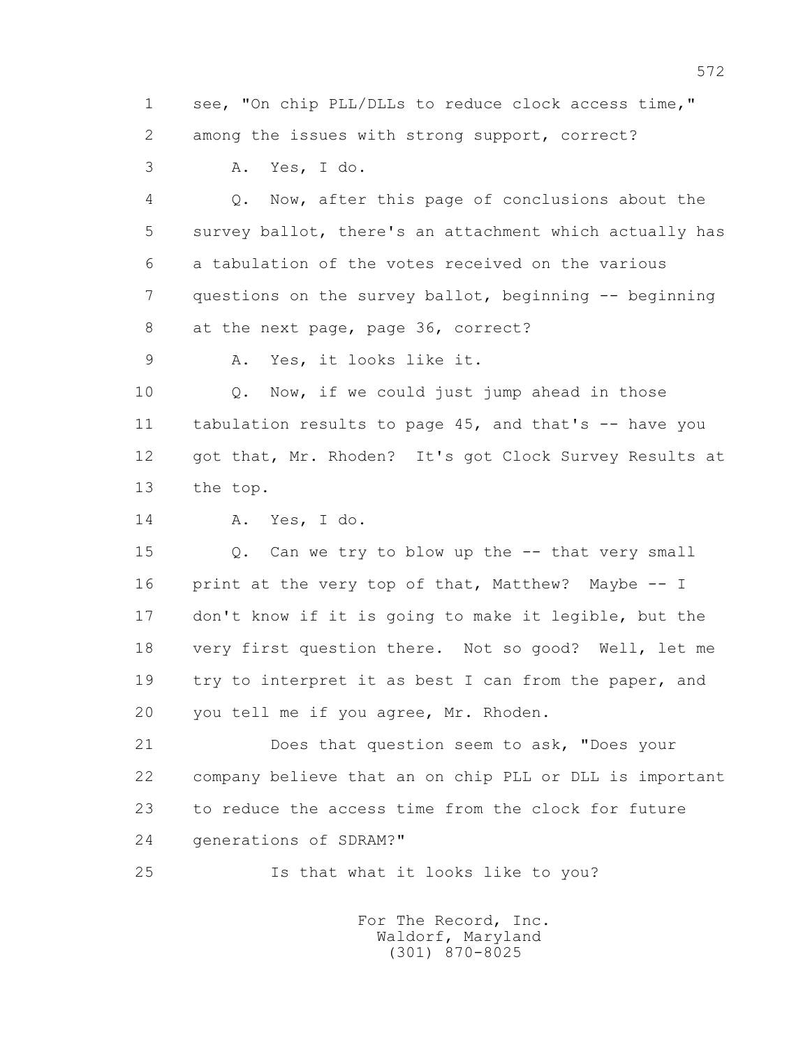1 see, "On chip PLL/DLLs to reduce clock access time,"

2 among the issues with strong support, correct?

3 A. Yes, I do.

4 Q. Now, after this page of conclusions about the

5 survey ballot, there's an attachment which actually has

6 a tabulation of the votes received on the various

7 questions on the survey ballot, beginning -- beginning

8 at the next page, page 36, correct?

9 A. Yes, it looks like it.

10 Q. Now, if we could just jump ahead in those

11 tabulation results to page 45, and that's -- have you

12 got that, Mr. Rhoden? It's got Clock Survey Results at

13 the top.

14 A. Yes, I do.

15 Q. Can we try to blow up the -- that very small

16 print at the very top of that, Matthew? Maybe -- I

17 don't know if it is going to make it legible, but the

18 very first question there. Not so good? Well, let me

19 try to interpret it as best I can from the paper, and

20 you tell me if you agree, Mr. Rhoden.

21 Does that question seem to ask, "Does your

22 company believe that an on chip PLL or DLL is important

23 to reduce the access time from the clock for future

24 generations of SDRAM?"

25 Is that what it looks like to you?

For The Record, Inc.
Waldorf, Maryland
(301) 870-8025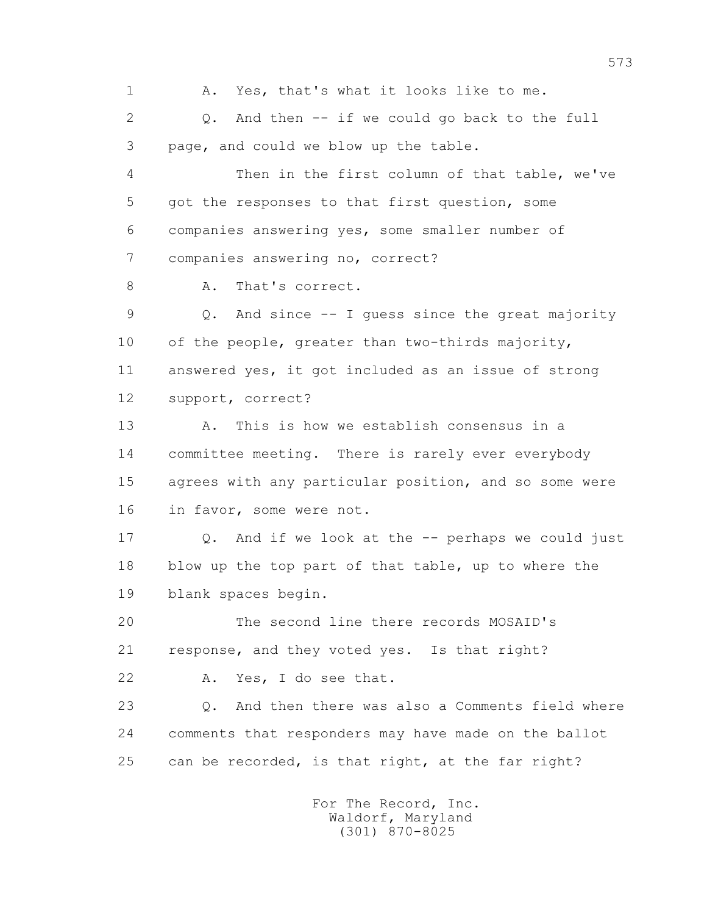1 A. Yes, that's what it looks like to me.

2 Q. And then -- if we could go back to the full

3 page, and could we blow up the table.

4 Then in the first column of that table, we've

5 got the responses to that first question, some

6 companies answering yes, some smaller number of

7 companies answering no, correct?

8 A. That's correct.

9 Q. And since -- I guess since the great majority

10 of the people, greater than two-thirds majority,

11 answered yes, it got included as an issue of strong

12 support, correct?

13 A. This is how we establish consensus in a

14 committee meeting. There is rarely ever everybody

15 agrees with any particular position, and so some were

16 in favor, some were not.

17 Q. And if we look at the -- perhaps we could just

18 blow up the top part of that table, up to where the

19 blank spaces begin.

20 The second line there records MOSAID's

21 response, and they voted yes. Is that right?

22 A. Yes, I do see that.

23 Q. And then there was also a Comments field where

24 comments that responders may have made on the ballot

25 can be recorded, is that right, at the far right?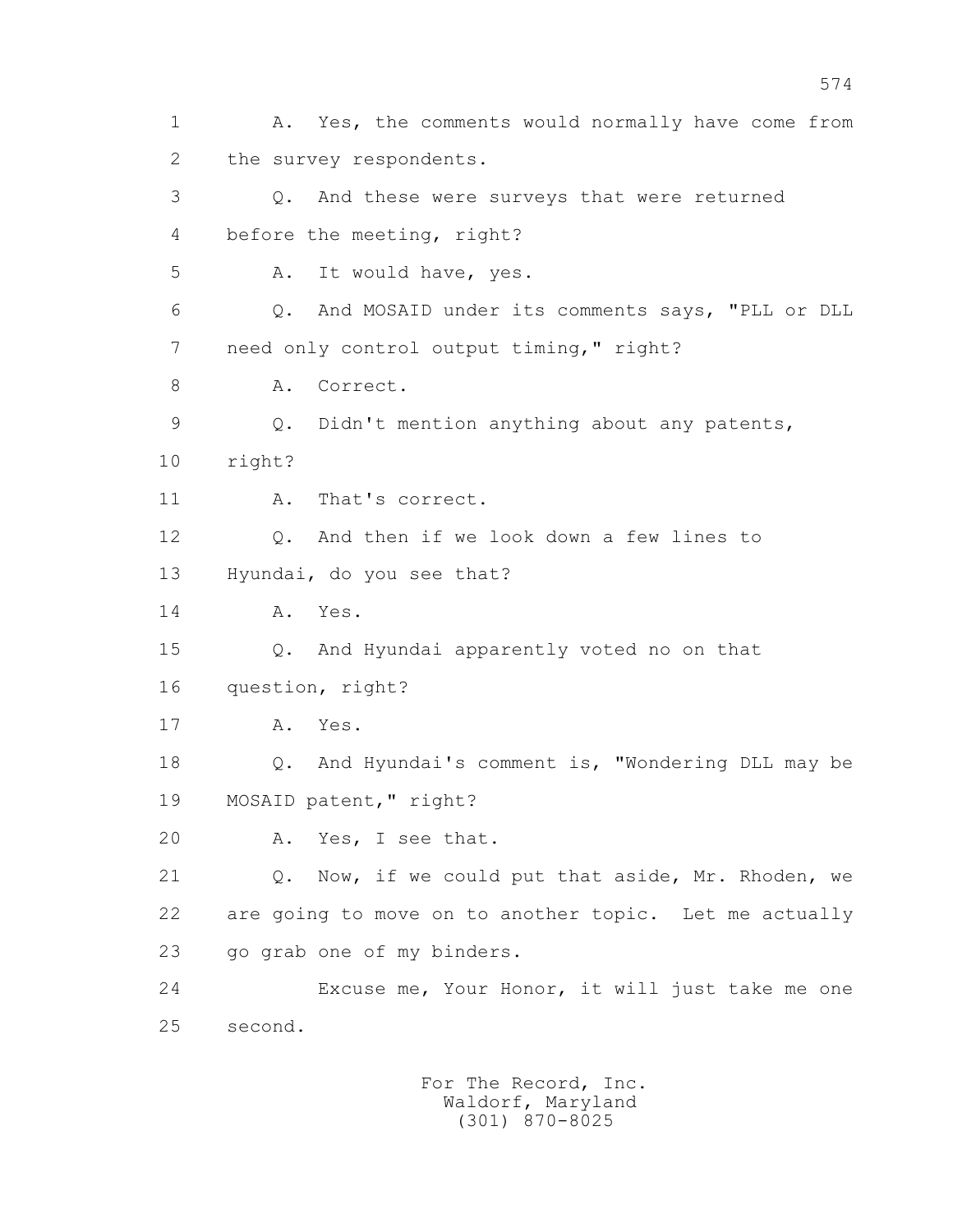1 A. Yes, the comments would normally have come from
2 the survey respondents.
3 Q. And these were surveys that were returned
4 before the meeting, right?
5 A. It would have, yes.
6 Q. And MOSAID under its comments says, "PLL or DLL
7 need only control output timing," right?
8 A. Correct.
9 Q. Didn't mention anything about any patents,
10 right?
11 A. That's correct.
12 Q. And then if we look down a few lines to
13 Hyundai, do you see that?
14 A. Yes.
15 Q. And Hyundai apparently voted no on that
16 question, right?
17 A. Yes.
18 Q. And Hyundai's comment is, "Wondering DLL may be
19 MOSAID patent," right?
20 A. Yes, I see that.
21 Q. Now, if we could put that aside, Mr. Rhoden, we
22 are going to move on to another topic. Let me actually
23 go grab one of my binders.
24 Excuse me, Your Honor, it will just take me one
25 second.

For The Record, Inc.
Waldorf, Maryland
(301) 870-8025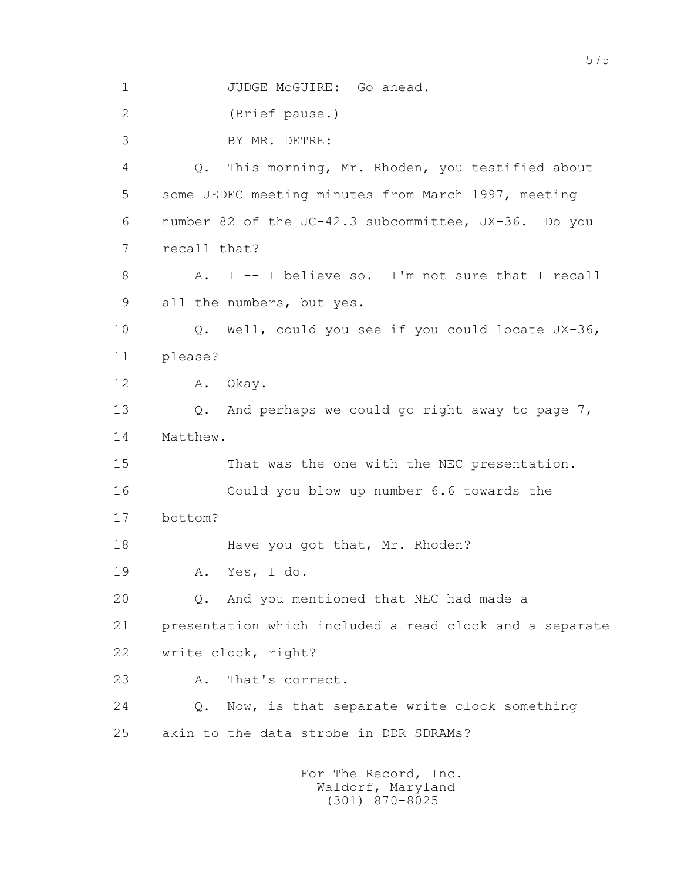1 JUDGE McGUIRE: Go ahead.

2 (Brief pause.)

3 BY MR. DETRE:

4 Q. This morning, Mr. Rhoden, you testified about

5 some JEDEC meeting minutes from March 1997, meeting

6 number 82 of the JC-42.3 subcommittee, JX-36. Do you

7 recall that?

8 A. I -- I believe so. I'm not sure that I recall

9 all the numbers, but yes.

10 Q. Well, could you see if you could locate JX-36,

11 please?

12 A. Okay.

13 Q. And perhaps we could go right away to page 7,

14 Matthew.

15 That was the one with the NEC presentation.

16 Could you blow up number 6.6 towards the

17 bottom?

18 Have you got that, Mr. Rhoden?

19 A. Yes, I do.

20 Q. And you mentioned that NEC had made a

21 presentation which included a read clock and a separate

22 write clock, right?

23 A. That's correct.

24 Q. Now, is that separate write clock something

25 akin to the data strobe in DDR SDRAMs?

For The Record, Inc.
Waldorf, Maryland
(301) 870-8025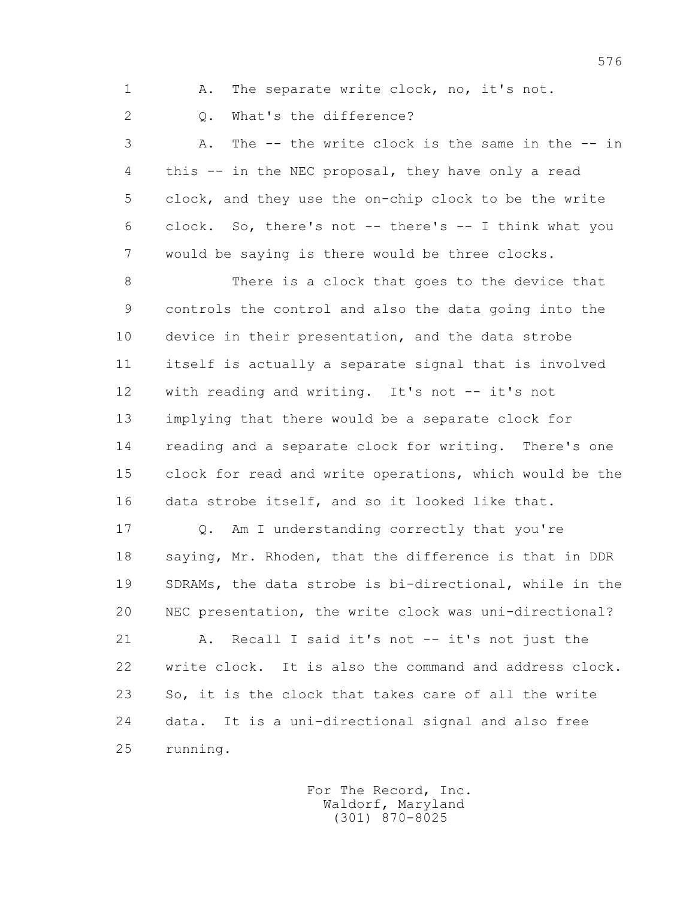1 A. The separate write clock, no, it's not.

2 Q. What's the difference?

3 A. The -- the write clock is the same in the -- in
4 this -- in the NEC proposal, they have only a read
5 clock, and they use the on-chip clock to be the write
6 clock. So, there's not -- there's -- I think what you
7 would be saying is there would be three clocks.

8 There is a clock that goes to the device that
9 controls the control and also the data going into the
10 device in their presentation, and the data strobe
11 itself is actually a separate signal that is involved
12 with reading and writing. It's not -- it's not
13 implying that there would be a separate clock for
14 reading and a separate clock for writing. There's one
15 clock for read and write operations, which would be the
16 data strobe itself, and so it looked like that.

17 Q. Am I understanding correctly that you're
18 saying, Mr. Rhoden, that the difference is that in DDR
19 SDRAMs, the data strobe is bi-directional, while in the
20 NEC presentation, the write clock was uni-directional?

21 A. Recall I said it's not -- it's not just the
22 write clock. It is also the command and address clock.
23 So, it is the clock that takes care of all the write
24 data. It is a uni-directional signal and also free
25 running.

For The Record, Inc.
Waldorf, Maryland
(301) 870-8025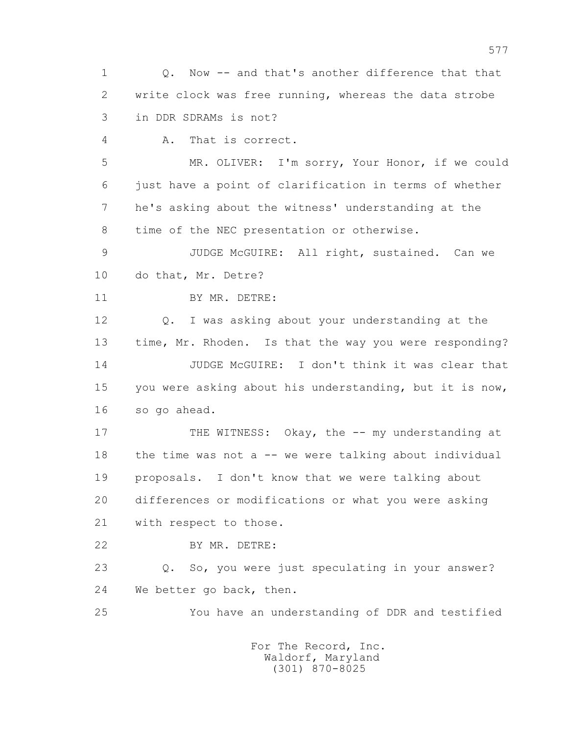1 Q. Now -- and that's another difference that that
2 write clock was free running, whereas the data strobe
3 in DDR SDRAMs is not?
4 A. That is correct.
5 MR. OLIVER: I'm sorry, Your Honor, if we could
6 just have a point of clarification in terms of whether
7 he's asking about the witness' understanding at the
8 time of the NEC presentation or otherwise.
9 JUDGE McGUIRE: All right, sustained. Can we
10 do that, Mr. Detre?
11 BY MR. DETRE:
12 Q. I was asking about your understanding at the
13 time, Mr. Rhoden. Is that the way you were responding?
14 JUDGE McGUIRE: I don't think it was clear that
15 you were asking about his understanding, but it is now,
16 so go ahead.
17 THE WITNESS: Okay, the -- my understanding at
18 the time was not a -- we were talking about individual
19 proposals. I don't know that we were talking about
20 differences or modifications or what you were asking
21 with respect to those.
22 BY MR. DETRE:
23 Q. So, you were just speculating in your answer?
24 We better go back, then.
25 You have an understanding of DDR and testified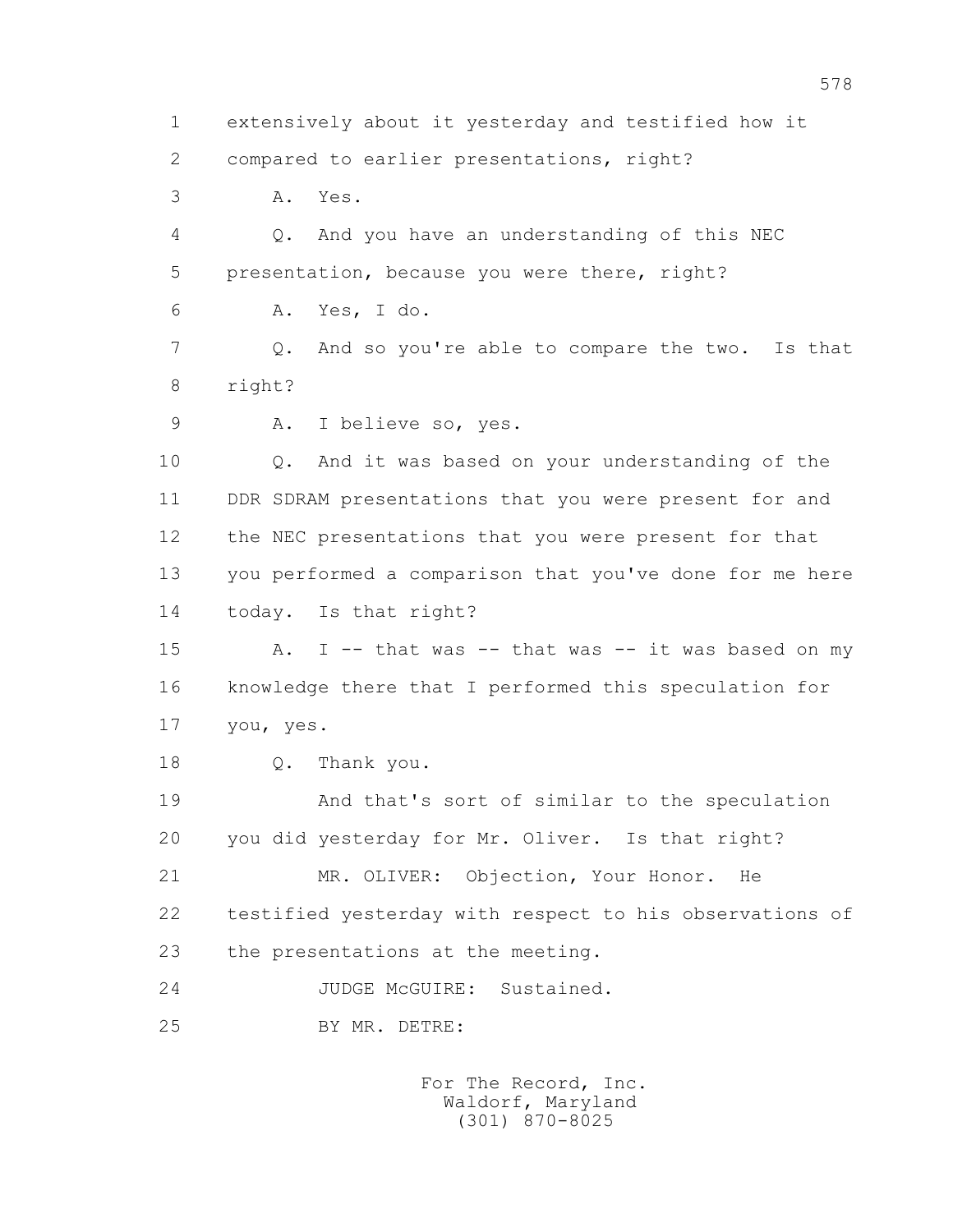1 extensively about it yesterday and testified how it
2 compared to earlier presentations, right?
3 A. Yes.
4 Q. And you have an understanding of this NEC
5 presentation, because you were there, right?
6 A. Yes, I do.
7 Q. And so you're able to compare the two. Is that
8 right?
9 A. I believe so, yes.
10 Q. And it was based on your understanding of the
11 DDR SDRAM presentations that you were present for and
12 the NEC presentations that you were present for that
13 you performed a comparison that you've done for me here
14 today. Is that right?
15 A. I -- that was -- that was -- it was based on my
16 knowledge there that I performed this speculation for
17 you, yes.
18 Q. Thank you.
19 And that's sort of similar to the speculation
20 you did yesterday for Mr. Oliver. Is that right?
21 MR. OLIVER: Objection, Your Honor. He
22 testified yesterday with respect to his observations of
23 the presentations at the meeting.
24 JUDGE McGUIRE: Sustained.
25 BY MR. DETRE: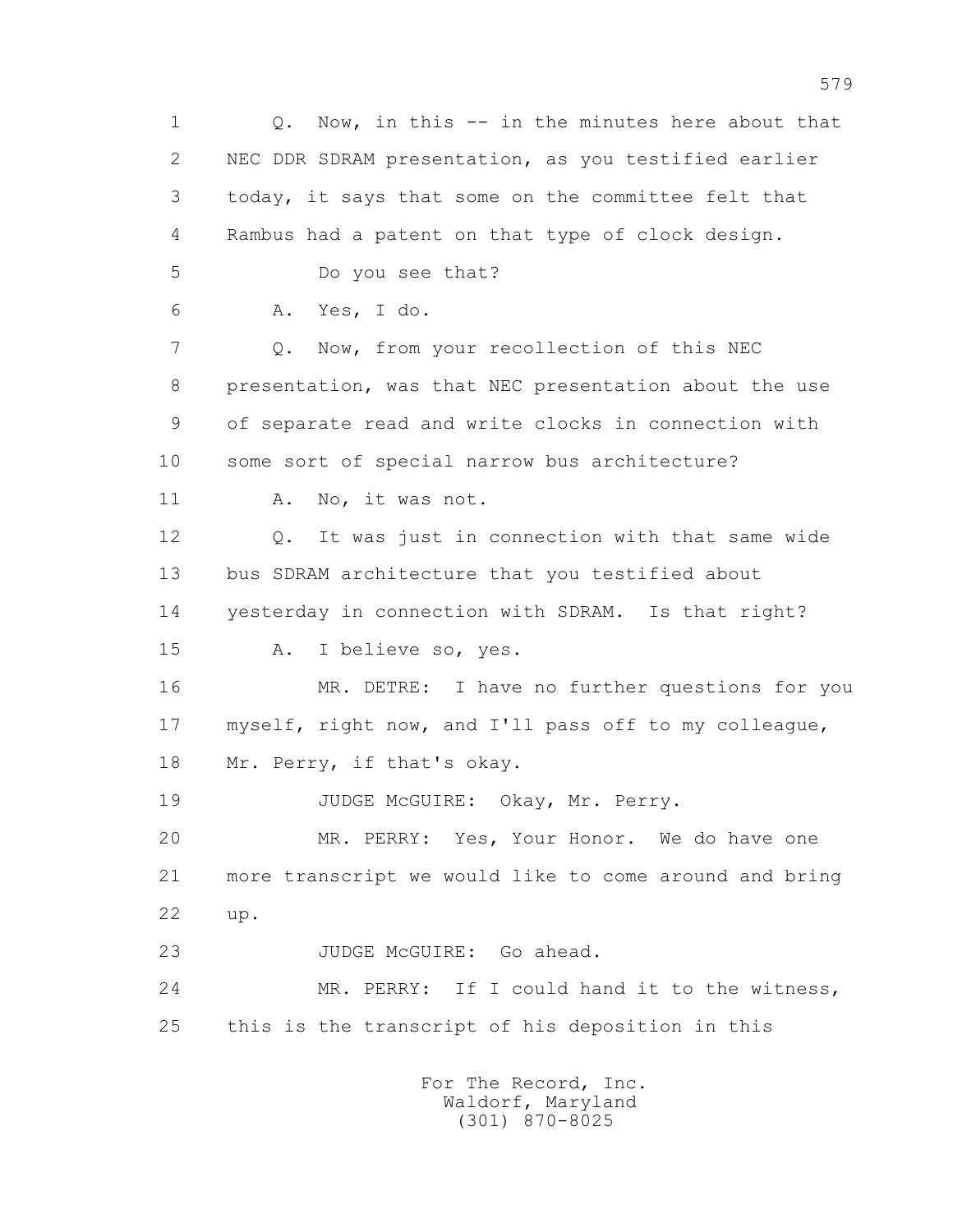1 Q. Now, in this -- in the minutes here about that
2 NEC DDR SDRAM presentation, as you testified earlier
3 today, it says that some on the committee felt that
4 Rambus had a patent on that type of clock design.
5 Do you see that?
6 A. Yes, I do.
7 Q. Now, from your recollection of this NEC
8 presentation, was that NEC presentation about the use
9 of separate read and write clocks in connection with
10 some sort of special narrow bus architecture?
11 A. No, it was not.
12 Q. It was just in connection with that same wide
13 bus SDRAM architecture that you testified about
14 yesterday in connection with SDRAM. Is that right?
15 A. I believe so, yes.
16 MR. DETRE: I have no further questions for you
17 myself, right now, and I'll pass off to my colleague,
18 Mr. Perry, if that's okay.
19 JUDGE McGUIRE: Okay, Mr. Perry.
20 MR. PERRY: Yes, Your Honor. We do have one
21 more transcript we would like to come around and bring
22 up.
23 JUDGE McGUIRE: Go ahead.
24 MR. PERRY: If I could hand it to the witness,
25 this is the transcript of his deposition in this

For The Record, Inc.
Waldorf, Maryland
(301) 870-8025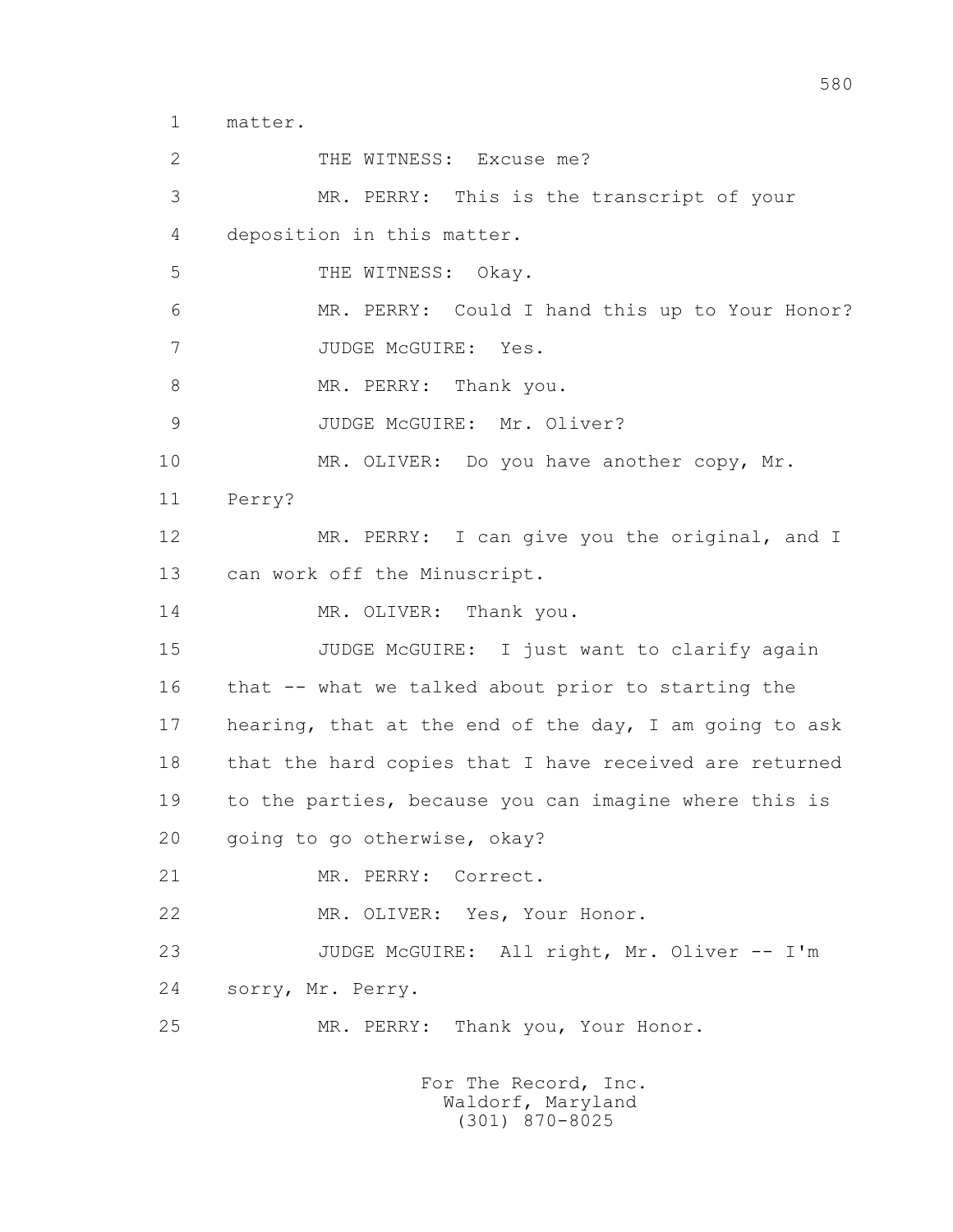1 matter.

2 THE WITNESS: Excuse me?

3 MR. PERRY: This is the transcript of your

4 deposition in this matter.

5 THE WITNESS: Okay.

6 MR. PERRY: Could I hand this up to Your Honor?

7 JUDGE McGUIRE: Yes.

8 MR. PERRY: Thank you.

9 JUDGE McGUIRE: Mr. Oliver?

10 MR. OLIVER: Do you have another copy, Mr.

11 Perry?

12 MR. PERRY: I can give you the original, and I

13 can work off the Minuscript.

14 MR. OLIVER: Thank you.

15 JUDGE McGUIRE: I just want to clarify again

16 that -- what we talked about prior to starting the

17 hearing, that at the end of the day, I am going to ask

18 that the hard copies that I have received are returned

19 to the parties, because you can imagine where this is

20 going to go otherwise, okay?

21 MR. PERRY: Correct.

22 MR. OLIVER: Yes, Your Honor.

23 JUDGE McGUIRE: All right, Mr. Oliver -- I'm

24 sorry, Mr. Perry.

25 MR. PERRY: Thank you, Your Honor.

For The Record, Inc.
Waldorf, Maryland
(301) 870-8025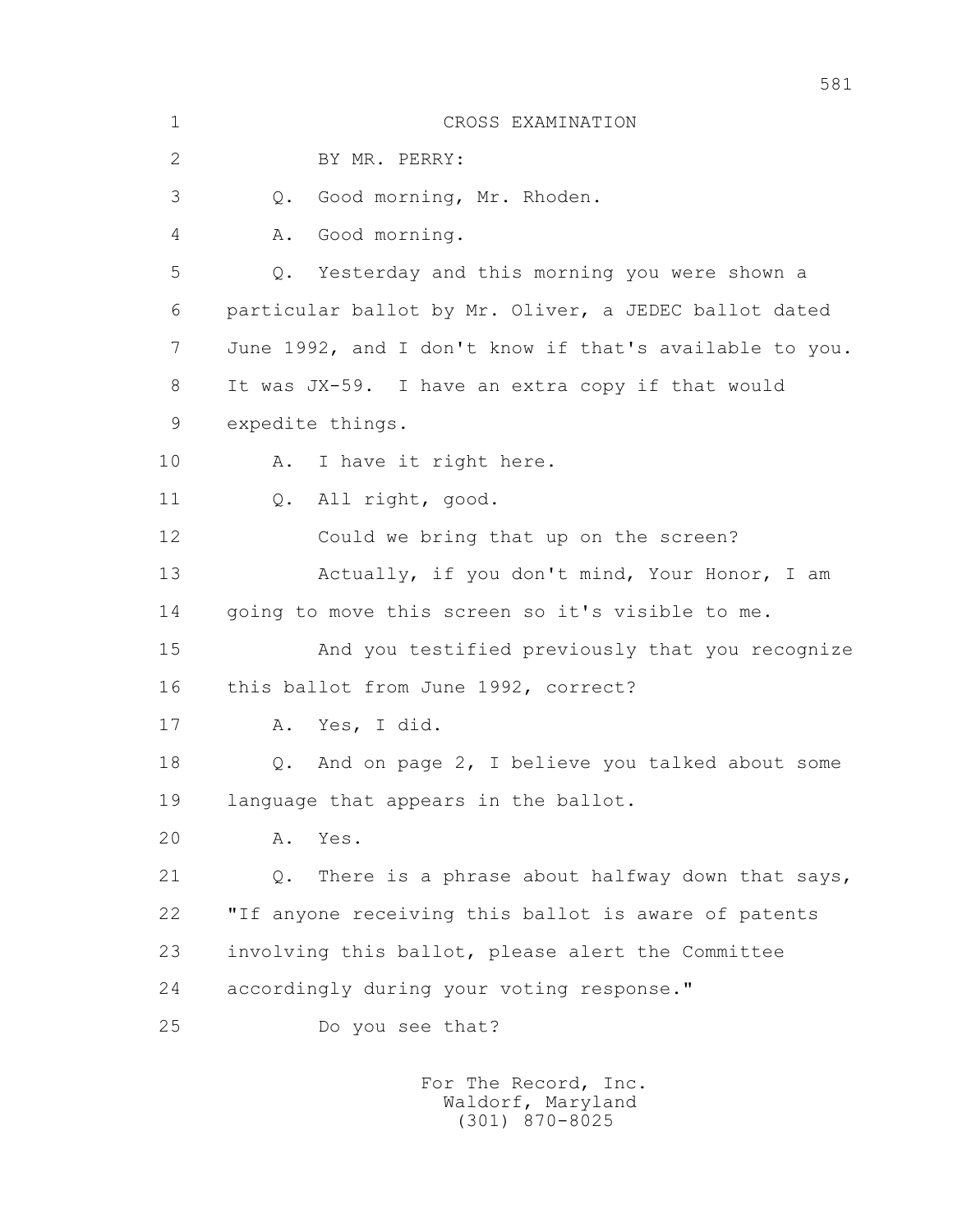# CROSS EXAMINATION

BY MR. PERRY:

Q. Good morning, Mr. Rhoden.

A. Good morning.

Q. Yesterday and this morning you were shown a particular ballot by Mr. Oliver, a JEDEC ballot dated June 1992, and I don't know if that's available to you. It was JX-59. I have an extra copy if that would expedite things.

A. I have it right here.

Q. All right, good.

Could we bring that up on the screen?

Actually, if you don't mind, Your Honor, I am going to move this screen so it's visible to me.

And you testified previously that you recognize this ballot from June 1992, correct?

A. Yes, I did.

Q. And on page 2, I believe you talked about some language that appears in the ballot.

A. Yes.

Q. There is a phrase about halfway down that says, "If anyone receiving this ballot is aware of patents involving this ballot, please alert the Committee accordingly during your voting response."

Do you see that?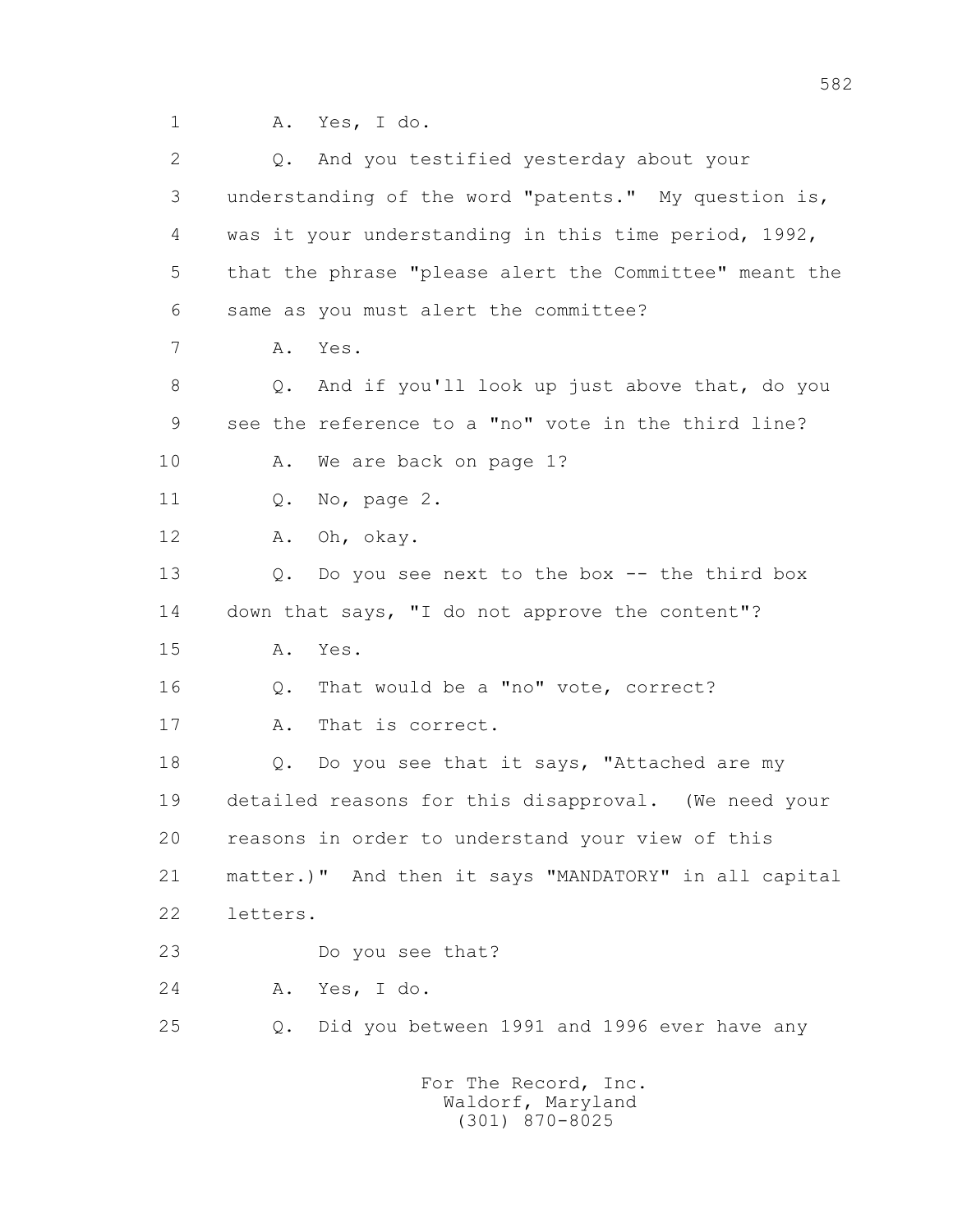1 A. Yes, I do.

2 Q. And you testified yesterday about your

3 understanding of the word "patents." My question is,

4 was it your understanding in this time period, 1992,

5 that the phrase "please alert the Committee" meant the

6 same as you must alert the committee?

7 A. Yes.

8 Q. And if you'll look up just above that, do you

9 see the reference to a "no" vote in the third line?

10 A. We are back on page 1?

11 Q. No, page 2.

12 A. Oh, okay.

13 Q. Do you see next to the box -- the third box

14 down that says, "I do not approve the content"?

15 A. Yes.

16 Q. That would be a "no" vote, correct?

17 A. That is correct.

18 Q. Do you see that it says, "Attached are my

19 detailed reasons for this disapproval. (We need your

20 reasons in order to understand your view of this

21 matter.)" And then it says "MANDATORY" in all capital

22 letters.

23 Do you see that?

24 A. Yes, I do.

25 Q. Did you between 1991 and 1996 ever have any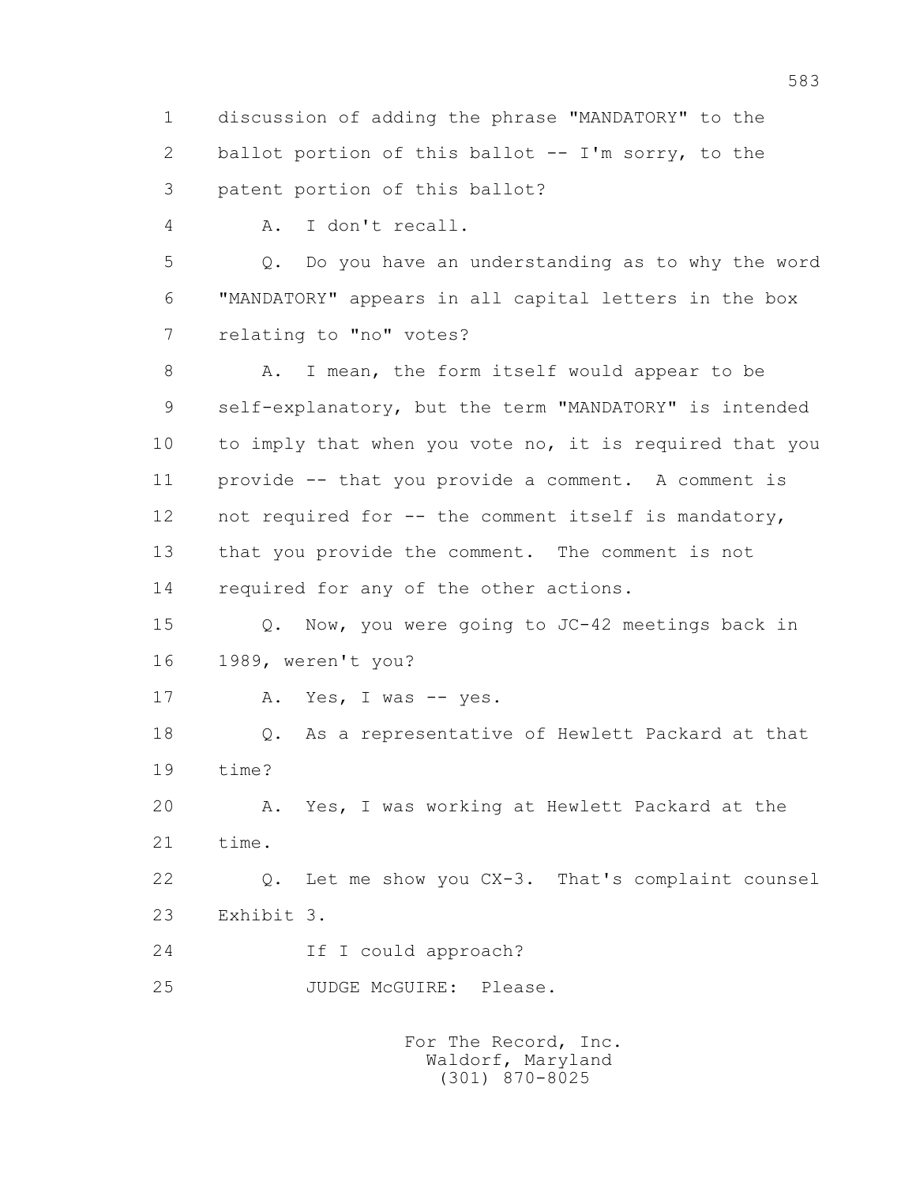1 discussion of adding the phrase "MANDATORY" to the
2 ballot portion of this ballot -- I'm sorry, to the
3 patent portion of this ballot?

4 A. I don't recall.

5 Q. Do you have an understanding as to why the word
6 "MANDATORY" appears in all capital letters in the box
7 relating to "no" votes?

8 A. I mean, the form itself would appear to be
9 self-explanatory, but the term "MANDATORY" is intended
10 to imply that when you vote no, it is required that you
11 provide -- that you provide a comment. A comment is
12 not required for -- the comment itself is mandatory,
13 that you provide the comment. The comment is not
14 required for any of the other actions.

15 Q. Now, you were going to JC-42 meetings back in
16 1989, weren't you?

17 A. Yes, I was -- yes.

18 Q. As a representative of Hewlett Packard at that
19 time?

20 A. Yes, I was working at Hewlett Packard at the
21 time.

22 Q. Let me show you CX-3. That's complaint counsel
23 Exhibit 3.

24 If I could approach?

25 JUDGE McGUIRE: Please.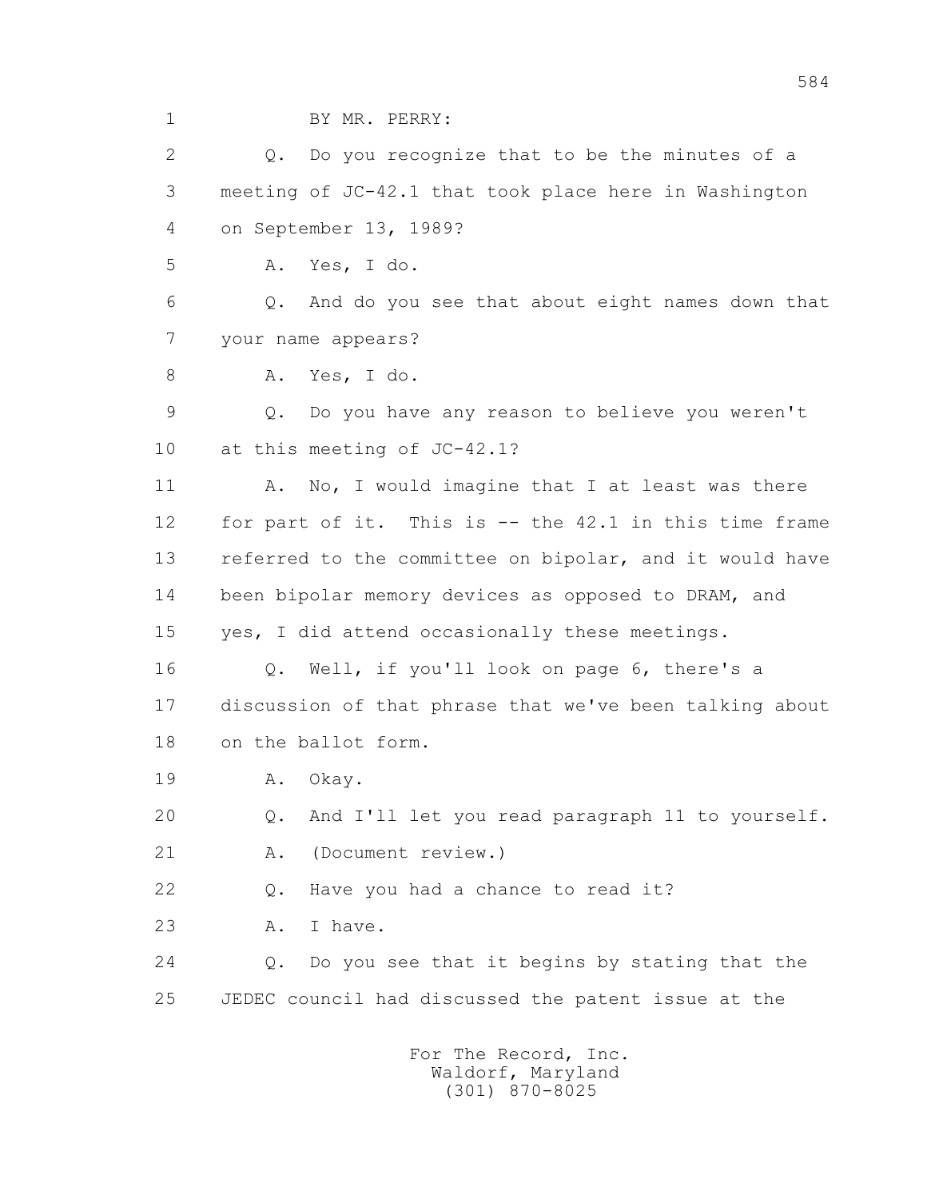1 BY MR. PERRY:

2 Q. Do you recognize that to be the minutes of a

3 meeting of JC-42.1 that took place here in Washington

4 on September 13, 1989?

5 A. Yes, I do.

6 Q. And do you see that about eight names down that

7 your name appears?

8 A. Yes, I do.

9 Q. Do you have any reason to believe you weren't

10 at this meeting of JC-42.1?

11 A. No, I would imagine that I at least was there

12 for part of it. This is -- the 42.1 in this time frame

13 referred to the committee on bipolar, and it would have

14 been bipolar memory devices as opposed to DRAM, and

15 yes, I did attend occasionally these meetings.

16 Q. Well, if you'll look on page 6, there's a

17 discussion of that phrase that we've been talking about

18 on the ballot form.

19 A. Okay.

20 Q. And I'll let you read paragraph 11 to yourself.

21 A. (Document review.)

22 Q. Have you had a chance to read it?

23 A. I have.

24 Q. Do you see that it begins by stating that the

25 JEDEC council had discussed the patent issue at the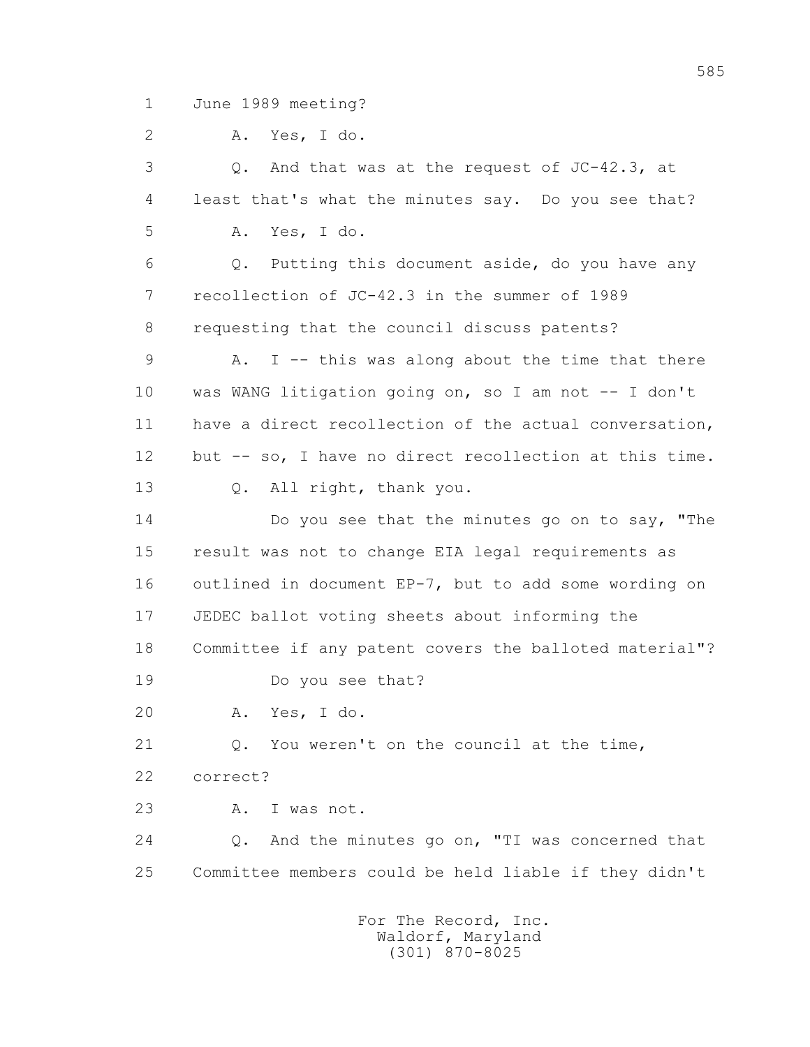1 June 1989 meeting?

2 A. Yes, I do.

3 Q. And that was at the request of JC-42.3, at

4 least that's what the minutes say. Do you see that?

5 A. Yes, I do.

6 Q. Putting this document aside, do you have any

7 recollection of JC-42.3 in the summer of 1989

8 requesting that the council discuss patents?

9 A. I -- this was along about the time that there

10 was WANG litigation going on, so I am not -- I don't

11 have a direct recollection of the actual conversation,

12 but -- so, I have no direct recollection at this time.

13 Q. All right, thank you.

14 Do you see that the minutes go on to say, "The

15 result was not to change EIA legal requirements as

16 outlined in document EP-7, but to add some wording on

17 JEDEC ballot voting sheets about informing the

18 Committee if any patent covers the balloted material"?

19 Do you see that?

20 A. Yes, I do.

21 Q. You weren't on the council at the time,

22 correct?

23 A. I was not.

24 Q. And the minutes go on, "TI was concerned that

25 Committee members could be held liable if they didn't

For The Record, Inc.
Waldorf, Maryland
(301) 870-8025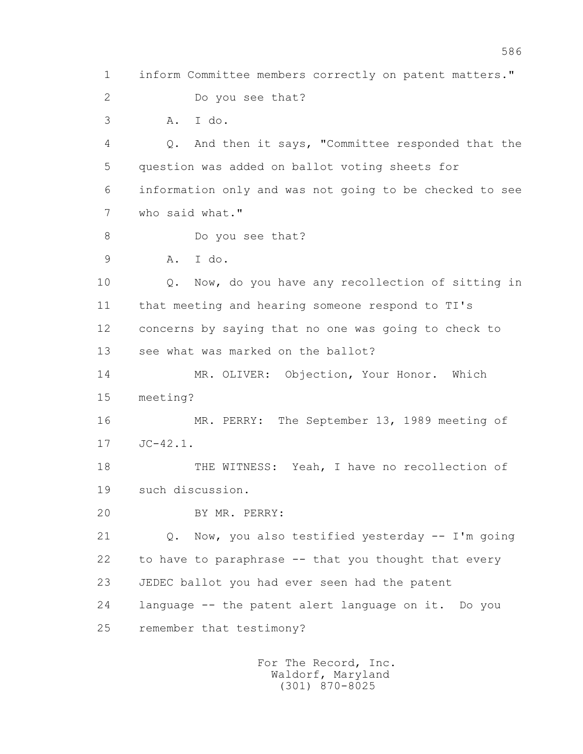inform Committee members correctly on patent matters."

Do you see that?

A. I do.

Q. And then it says, "Committee responded that the question was added on ballot voting sheets for information only and was not going to be checked to see who said what."

Do you see that?

A. I do.

Q. Now, do you have any recollection of sitting in that meeting and hearing someone respond to TI's concerns by saying that no one was going to check to see what was marked on the ballot?

MR. OLIVER: Objection, Your Honor. Which meeting?

MR. PERRY: The September 13, 1989 meeting of JC-42.1.

THE WITNESS: Yeah, I have no recollection of such discussion.

BY MR. PERRY:

Q. Now, you also testified yesterday -- I'm going to have to paraphrase -- that you thought that every JEDEC ballot you had ever seen had the patent language -- the patent alert language on it. Do you remember that testimony?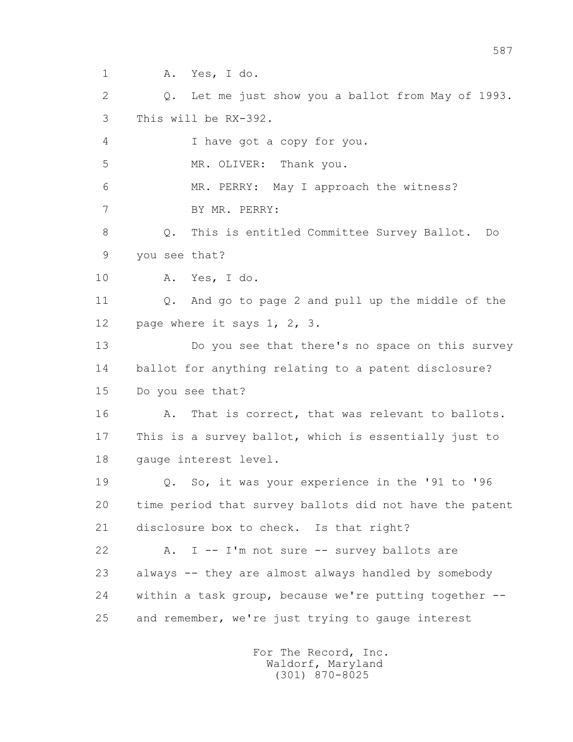1 A. Yes, I do.

2 Q. Let me just show you a ballot from May of 1993.

3 This will be RX-392.

4 I have got a copy for you.

5 MR. OLIVER: Thank you.

6 MR. PERRY: May I approach the witness?

7 BY MR. PERRY:

8 Q. This is entitled Committee Survey Ballot. Do

9 you see that?

10 A. Yes, I do.

11 Q. And go to page 2 and pull up the middle of the

12 page where it says 1, 2, 3.

13 Do you see that there's no space on this survey

14 ballot for anything relating to a patent disclosure?

15 Do you see that?

16 A. That is correct, that was relevant to ballots.

17 This is a survey ballot, which is essentially just to

18 gauge interest level.

19 Q. So, it was your experience in the '91 to '96

20 time period that survey ballots did not have the patent

21 disclosure box to check. Is that right?

22 A. I -- I'm not sure -- survey ballots are

23 always -- they are almost always handled by somebody

24 within a task group, because we're putting together --

25 and remember, we're just trying to gauge interest

For The Record, Inc.
Waldorf, Maryland
(301) 870-8025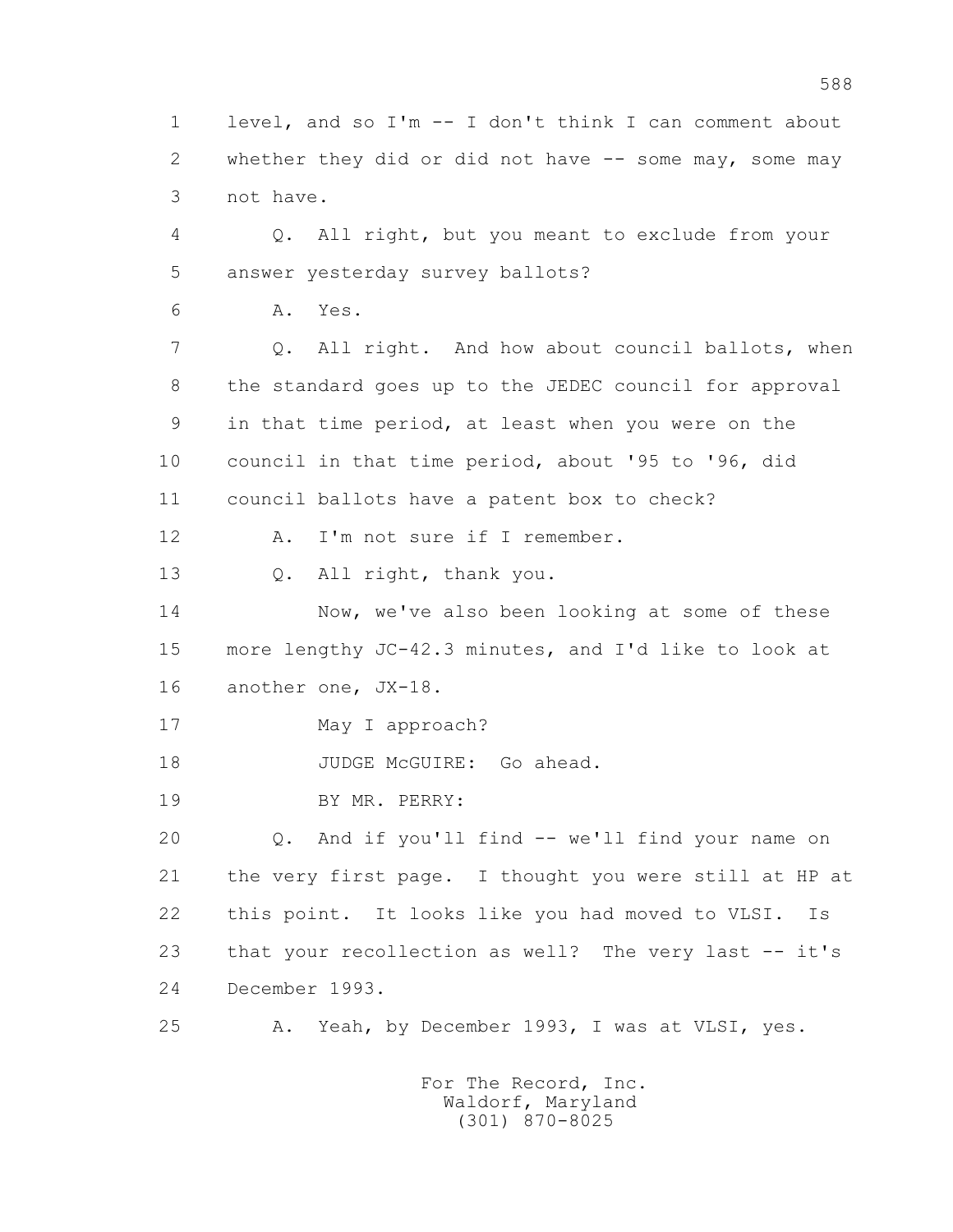1 level, and so I'm -- I don't think I can comment about
2 whether they did or did not have -- some may, some may
3 not have.

4 Q. All right, but you meant to exclude from your
5 answer yesterday survey ballots?

6 A. Yes.

7 Q. All right. And how about council ballots, when
8 the standard goes up to the JEDEC council for approval
9 in that time period, at least when you were on the
10 council in that time period, about '95 to '96, did
11 council ballots have a patent box to check?

12 A. I'm not sure if I remember.

13 Q. All right, thank you.

14 Now, we've also been looking at some of these
15 more lengthy JC-42.3 minutes, and I'd like to look at
16 another one, JX-18.

17 May I approach?

18 JUDGE McGUIRE: Go ahead.

19 BY MR. PERRY:

20 Q. And if you'll find -- we'll find your name on
21 the very first page. I thought you were still at HP at
22 this point. It looks like you had moved to VLSI. Is
23 that your recollection as well? The very last -- it's
24 December 1993.

25 A. Yeah, by December 1993, I was at VLSI, yes.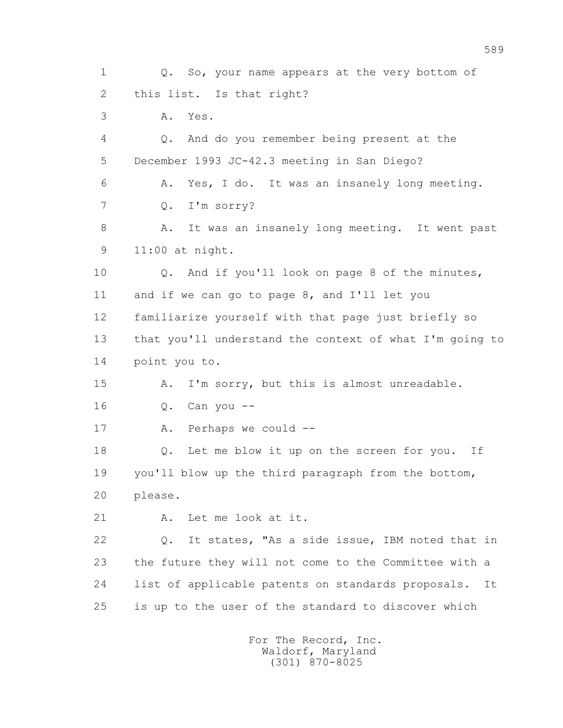1 Q. So, your name appears at the very bottom of
2 this list. Is that right?
3 A. Yes.
4 Q. And do you remember being present at the
5 December 1993 JC-42.3 meeting in San Diego?
6 A. Yes, I do. It was an insanely long meeting.
7 Q. I'm sorry?
8 A. It was an insanely long meeting. It went past
9 11:00 at night.
10 Q. And if you'll look on page 8 of the minutes,
11 and if we can go to page 8, and I'll let you
12 familiarize yourself with that page just briefly so
13 that you'll understand the context of what I'm going to
14 point you to.
15 A. I'm sorry, but this is almost unreadable.
16 Q. Can you --
17 A. Perhaps we could --
18 Q. Let me blow it up on the screen for you. If
19 you'll blow up the third paragraph from the bottom,
20 please.
21 A. Let me look at it.
22 Q. It states, "As a side issue, IBM noted that in
23 the future they will not come to the Committee with a
24 list of applicable patents on standards proposals. It
25 is up to the user of the standard to discover which

For The Record, Inc.
Waldorf, Maryland
(301) 870-8025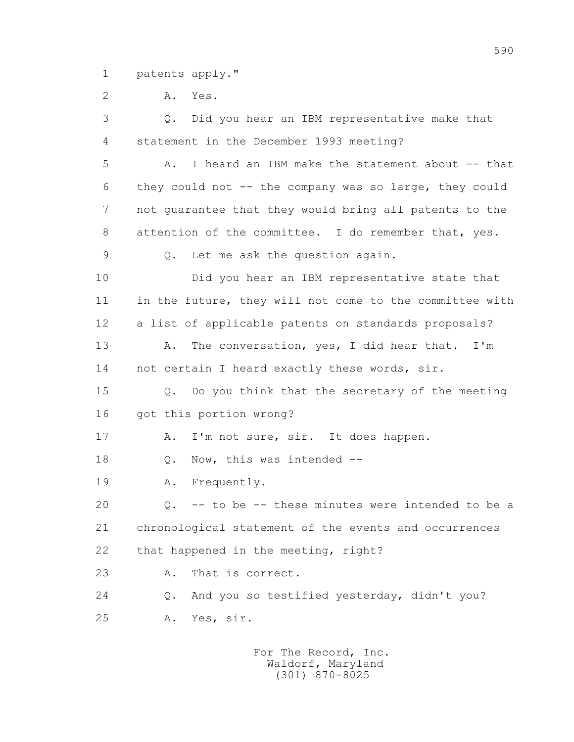1 patents apply."

2 A. Yes.

3 Q. Did you hear an IBM representative make that

4 statement in the December 1993 meeting?

5 A. I heard an IBM make the statement about -- that

6 they could not -- the company was so large, they could

7 not guarantee that they would bring all patents to the

8 attention of the committee. I do remember that, yes.

9 Q. Let me ask the question again.

10 Did you hear an IBM representative state that

11 in the future, they will not come to the committee with

12 a list of applicable patents on standards proposals?

13 A. The conversation, yes, I did hear that. I'm

14 not certain I heard exactly these words, sir.

15 Q. Do you think that the secretary of the meeting

16 got this portion wrong?

17 A. I'm not sure, sir. It does happen.

18 Q. Now, this was intended --

19 A. Frequently.

20 Q. -- to be -- these minutes were intended to be a

21 chronological statement of the events and occurrences

22 that happened in the meeting, right?

23 A. That is correct.

24 Q. And you so testified yesterday, didn't you?

25 A. Yes, sir.

For The Record, Inc.
Waldorf, Maryland
(301) 870-8025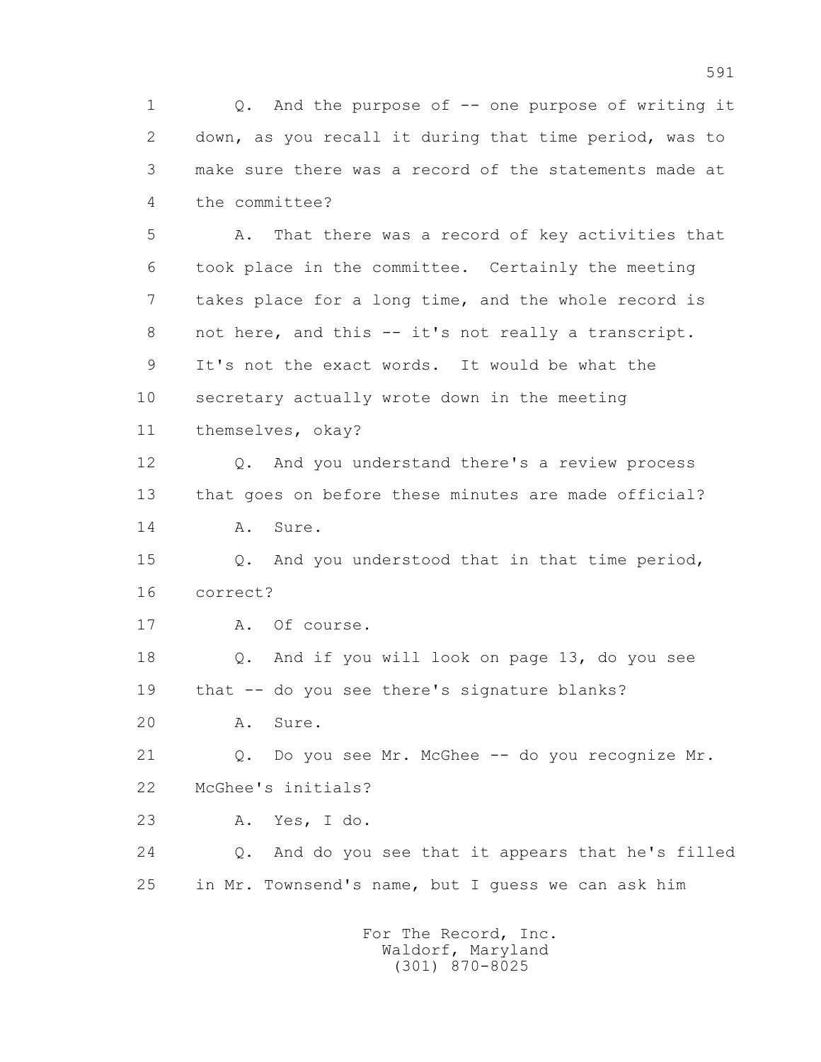Q. And the purpose of -- one purpose of writing it down, as you recall it during that time period, was to make sure there was a record of the statements made at the committee?

A. That there was a record of key activities that took place in the committee. Certainly the meeting takes place for a long time, and the whole record is not here, and this -- it's not really a transcript. It's not the exact words. It would be what the secretary actually wrote down in the meeting themselves, okay?

Q. And you understand there's a review process that goes on before these minutes are made official?

A. Sure.

Q. And you understood that in that time period, correct?

A. Of course.

Q. And if you will look on page 13, do you see that -- do you see there's signature blanks?

A. Sure.

Q. Do you see Mr. McGhee -- do you recognize Mr. McGhee's initials?

A. Yes, I do.

Q. And do you see that it appears that he's filled in Mr. Townsend's name, but I guess we can ask him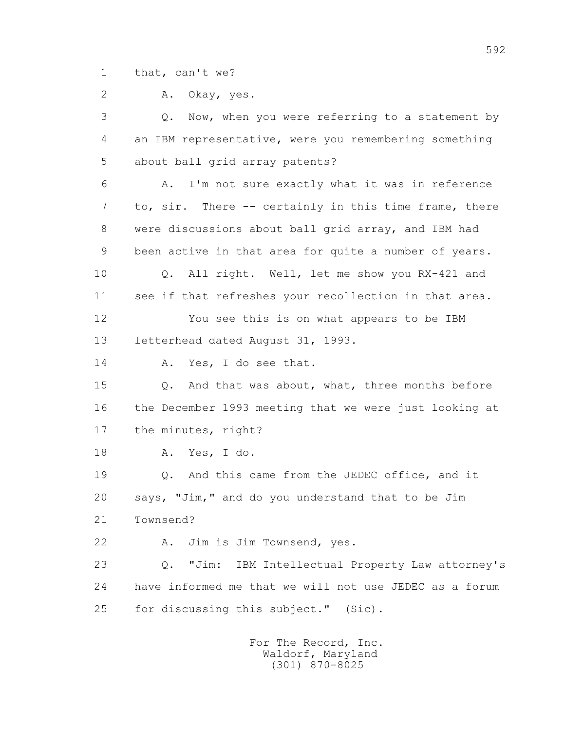1 that, can't we?

2 A. Okay, yes.

3 Q. Now, when you were referring to a statement by

4 an IBM representative, were you remembering something

5 about ball grid array patents?

6 A. I'm not sure exactly what it was in reference

7 to, sir. There -- certainly in this time frame, there

8 were discussions about ball grid array, and IBM had

9 been active in that area for quite a number of years.

10 Q. All right. Well, let me show you RX-421 and

11 see if that refreshes your recollection in that area.

12 You see this is on what appears to be IBM

13 letterhead dated August 31, 1993.

14 A. Yes, I do see that.

15 Q. And that was about, what, three months before

16 the December 1993 meeting that we were just looking at

17 the minutes, right?

18 A. Yes, I do.

19 Q. And this came from the JEDEC office, and it

20 says, "Jim," and do you understand that to be Jim

21 Townsend?

22 A. Jim is Jim Townsend, yes.

23 Q. "Jim: IBM Intellectual Property Law attorney's

24 have informed me that we will not use JEDEC as a forum

25 for discussing this subject." (Sic).

For The Record, Inc.
Waldorf, Maryland
(301) 870-8025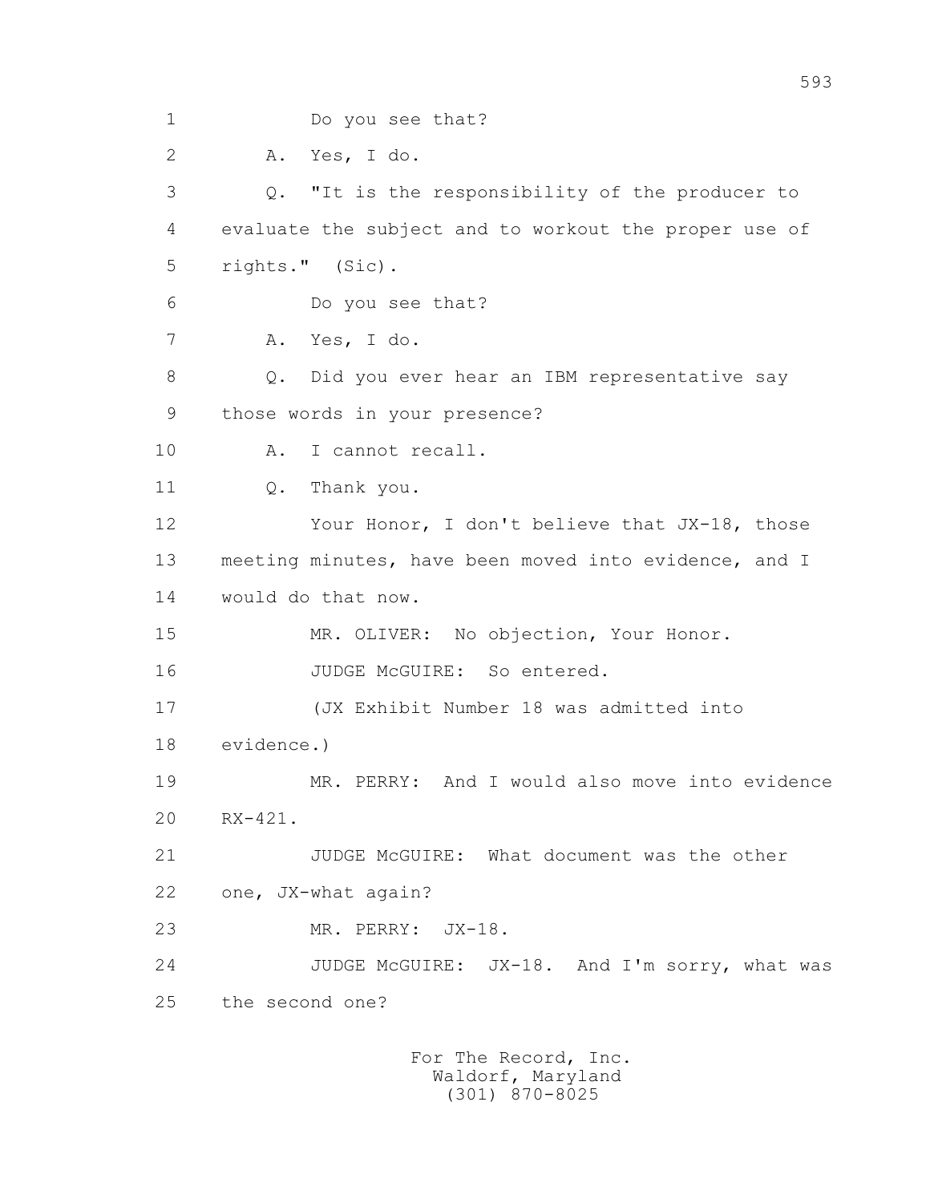1 Do you see that?

2 A. Yes, I do.

3 Q. "It is the responsibility of the producer to

4 evaluate the subject and to workout the proper use of

5 rights." (Sic).

6 Do you see that?

7 A. Yes, I do.

8 Q. Did you ever hear an IBM representative say

9 those words in your presence?

10 A. I cannot recall.

11 Q. Thank you.

12 Your Honor, I don't believe that JX-18, those

13 meeting minutes, have been moved into evidence, and I

14 would do that now.

15 MR. OLIVER: No objection, Your Honor.

16 JUDGE McGUIRE: So entered.

17 (JX Exhibit Number 18 was admitted into

18 evidence.)

19 MR. PERRY: And I would also move into evidence

20 RX-421.

21 JUDGE McGUIRE: What document was the other

22 one, JX-what again?

23 MR. PERRY: JX-18.

24 JUDGE McGUIRE: JX-18. And I'm sorry, what was

25 the second one?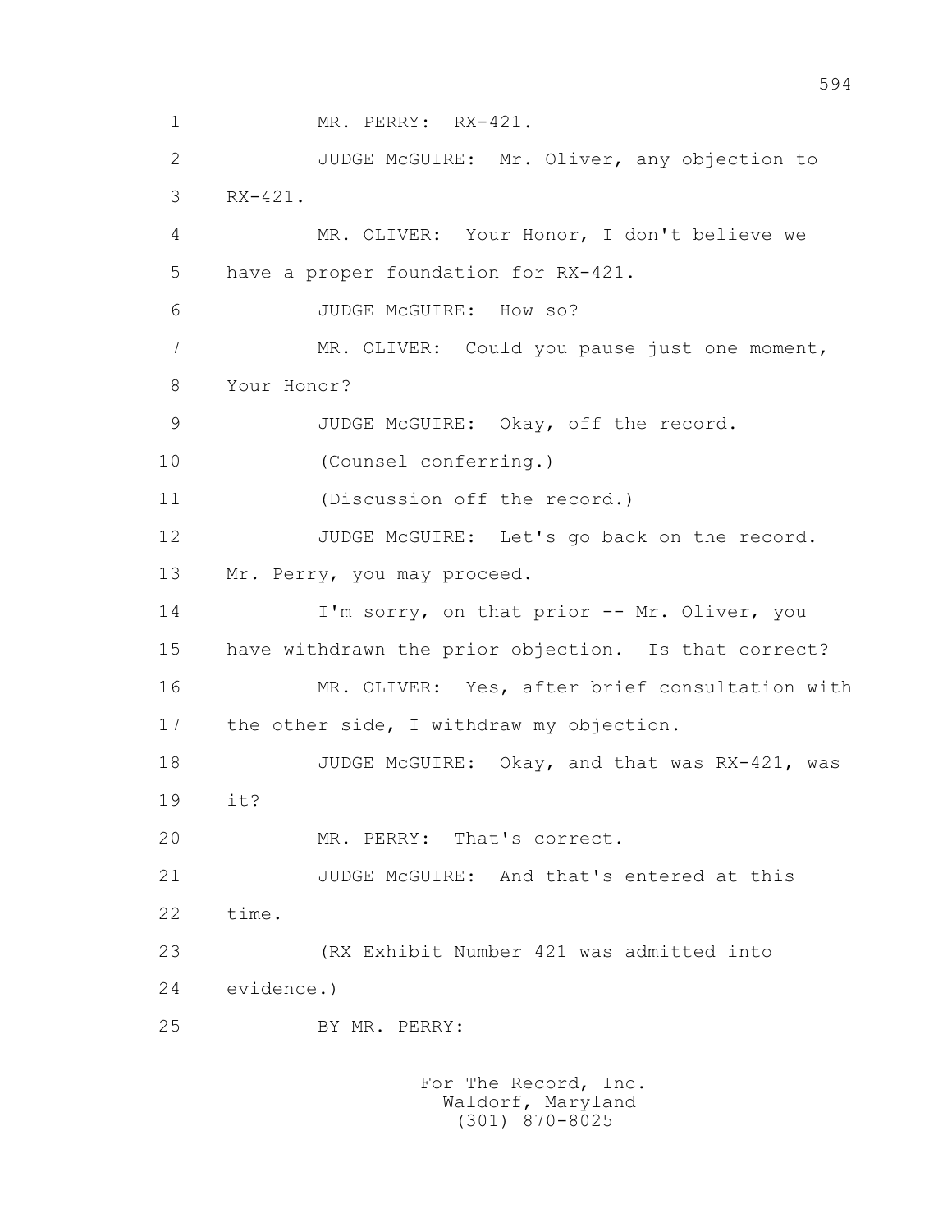1 MR. PERRY: RX-421.

2 JUDGE McGUIRE: Mr. Oliver, any objection to

3 RX-421.

4 MR. OLIVER: Your Honor, I don't believe we

5 have a proper foundation for RX-421.

6 JUDGE McGUIRE: How so?

7 MR. OLIVER: Could you pause just one moment,

8 Your Honor?

9 JUDGE McGUIRE: Okay, off the record.

10 (Counsel conferring.)

11 (Discussion off the record.)

12 JUDGE McGUIRE: Let's go back on the record.

13 Mr. Perry, you may proceed.

14 I'm sorry, on that prior -- Mr. Oliver, you

15 have withdrawn the prior objection. Is that correct?

16 MR. OLIVER: Yes, after brief consultation with

17 the other side, I withdraw my objection.

18 JUDGE McGUIRE: Okay, and that was RX-421, was

19 it?

20 MR. PERRY: That's correct.

21 JUDGE McGUIRE: And that's entered at this

22 time.

23 (RX Exhibit Number 421 was admitted into

24 evidence.)

25 BY MR. PERRY:

For The Record, Inc.
Waldorf, Maryland
(301) 870-8025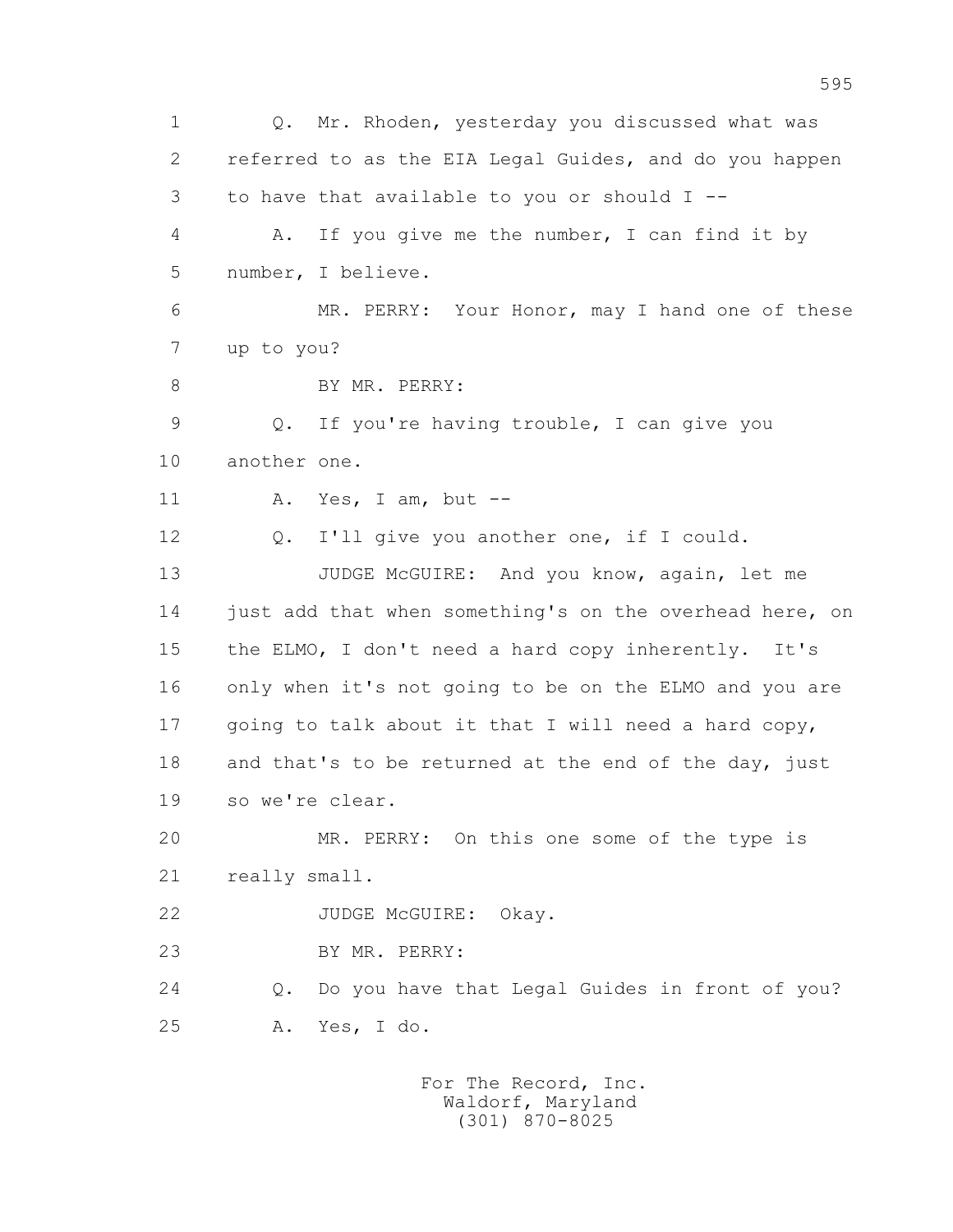1 Q. Mr. Rhoden, yesterday you discussed what was
2 referred to as the EIA Legal Guides, and do you happen
3 to have that available to you or should I --
4 A. If you give me the number, I can find it by
5 number, I believe.
6 MR. PERRY: Your Honor, may I hand one of these
7 up to you?
8 BY MR. PERRY:
9 Q. If you're having trouble, I can give you
10 another one.
11 A. Yes, I am, but --
12 Q. I'll give you another one, if I could.
13 JUDGE McGUIRE: And you know, again, let me
14 just add that when something's on the overhead here, on
15 the ELMO, I don't need a hard copy inherently. It's
16 only when it's not going to be on the ELMO and you are
17 going to talk about it that I will need a hard copy,
18 and that's to be returned at the end of the day, just
19 so we're clear.
20 MR. PERRY: On this one some of the type is
21 really small.
22 JUDGE McGUIRE: Okay.
23 BY MR. PERRY:
24 Q. Do you have that Legal Guides in front of you?
25 A. Yes, I do.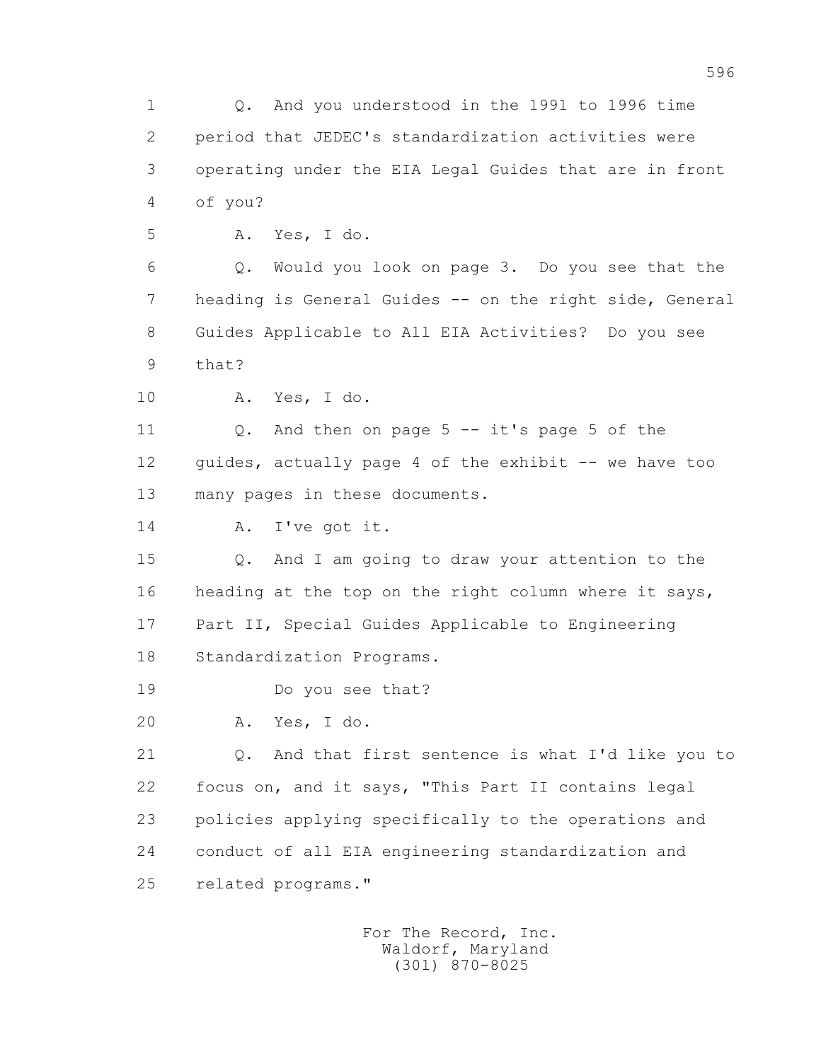1 Q. And you understood in the 1991 to 1996 time
2 period that JEDEC's standardization activities were
3 operating under the EIA Legal Guides that are in front
4 of you?

5 A. Yes, I do.

6 Q. Would you look on page 3. Do you see that the
7 heading is General Guides -- on the right side, General
8 Guides Applicable to All EIA Activities? Do you see
9 that?

10 A. Yes, I do.

11 Q. And then on page 5 -- it's page 5 of the
12 guides, actually page 4 of the exhibit -- we have too
13 many pages in these documents.

14 A. I've got it.

15 Q. And I am going to draw your attention to the
16 heading at the top on the right column where it says,
17 Part II, Special Guides Applicable to Engineering
18 Standardization Programs.

19 Do you see that?

20 A. Yes, I do.

21 Q. And that first sentence is what I'd like you to
22 focus on, and it says, "This Part II contains legal
23 policies applying specifically to the operations and
24 conduct of all EIA engineering standardization and
25 related programs."

For The Record, Inc.
Waldorf, Maryland
(301) 870-8025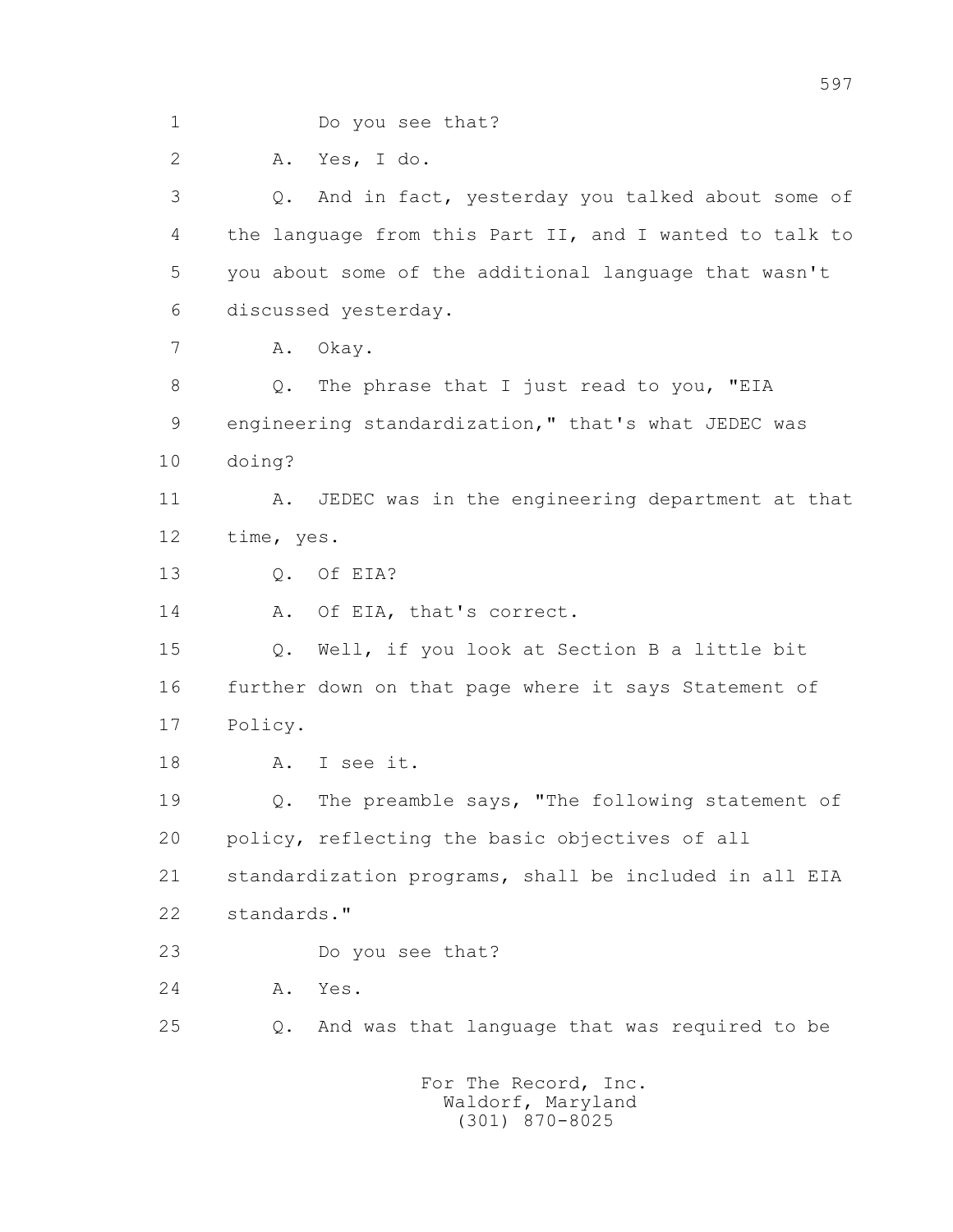1 Do you see that?

2 A. Yes, I do.

3 Q. And in fact, yesterday you talked about some of

4 the language from this Part II, and I wanted to talk to

5 you about some of the additional language that wasn't

6 discussed yesterday.

7 A. Okay.

8 Q. The phrase that I just read to you, "EIA

9 engineering standardization," that's what JEDEC was

10 doing?

11 A. JEDEC was in the engineering department at that

12 time, yes.

13 Q. Of EIA?

14 A. Of EIA, that's correct.

15 Q. Well, if you look at Section B a little bit

16 further down on that page where it says Statement of

17 Policy.

18 A. I see it.

19 Q. The preamble says, "The following statement of

20 policy, reflecting the basic objectives of all

21 standardization programs, shall be included in all EIA

22 standards."

23 Do you see that?

24 A. Yes.

25 Q. And was that language that was required to be

For The Record, Inc.
Waldorf, Maryland
(301) 870-8025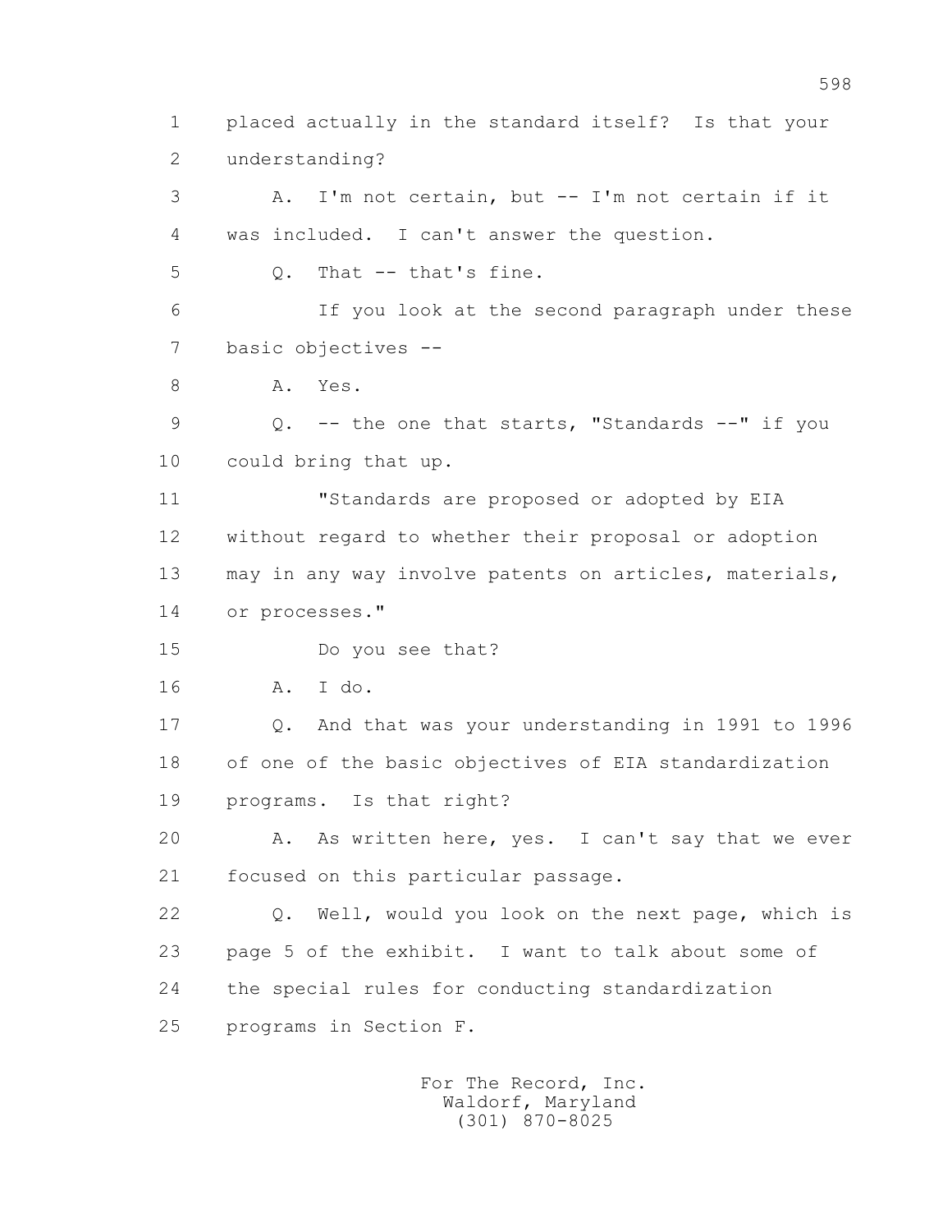1 placed actually in the standard itself? Is that your
2 understanding?
3 A. I'm not certain, but -- I'm not certain if it
4 was included. I can't answer the question.
5 Q. That -- that's fine.
6 If you look at the second paragraph under these
7 basic objectives --
8 A. Yes.
9 Q. -- the one that starts, "Standards --" if you
10 could bring that up.
11 "Standards are proposed or adopted by EIA
12 without regard to whether their proposal or adoption
13 may in any way involve patents on articles, materials,
14 or processes."
15 Do you see that?
16 A. I do.
17 Q. And that was your understanding in 1991 to 1996
18 of one of the basic objectives of EIA standardization
19 programs. Is that right?
20 A. As written here, yes. I can't say that we ever
21 focused on this particular passage.
22 Q. Well, would you look on the next page, which is
23 page 5 of the exhibit. I want to talk about some of
24 the special rules for conducting standardization
25 programs in Section F.

For The Record, Inc.
Waldorf, Maryland
(301) 870-8025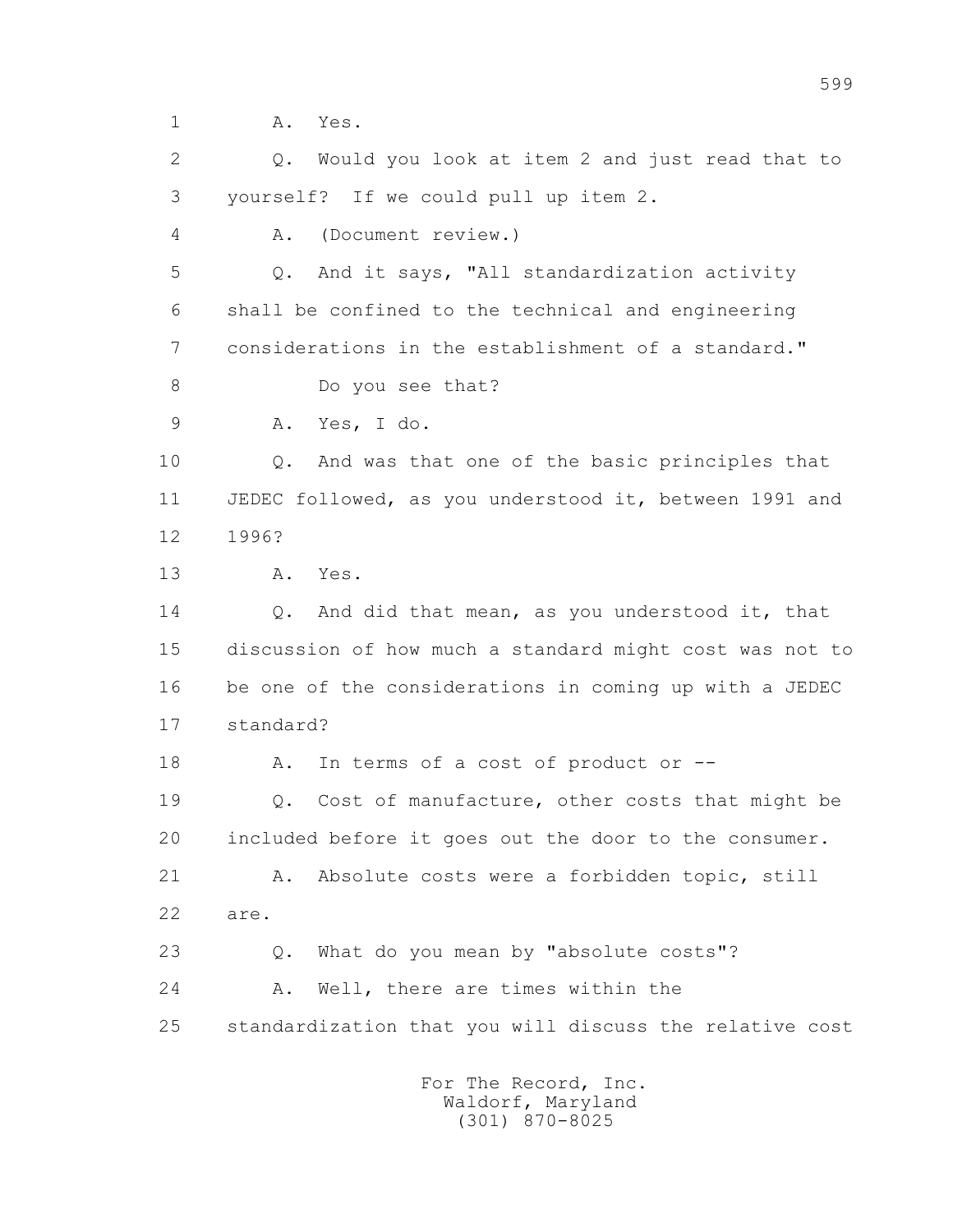1 A. Yes.

2 Q. Would you look at item 2 and just read that to

3 yourself? If we could pull up item 2.

4 A. (Document review.)

5 Q. And it says, "All standardization activity

6 shall be confined to the technical and engineering

7 considerations in the establishment of a standard."

8 Do you see that?

9 A. Yes, I do.

10 Q. And was that one of the basic principles that

11 JEDEC followed, as you understood it, between 1991 and

12 1996?

13 A. Yes.

14 Q. And did that mean, as you understood it, that

15 discussion of how much a standard might cost was not to

16 be one of the considerations in coming up with a JEDEC

17 standard?

18 A. In terms of a cost of product or --

19 Q. Cost of manufacture, other costs that might be

20 included before it goes out the door to the consumer.

21 A. Absolute costs were a forbidden topic, still

22 are.

23 Q. What do you mean by "absolute costs"?

24 A. Well, there are times within the

25 standardization that you will discuss the relative cost

For The Record, Inc.
Waldorf, Maryland
(301) 870-8025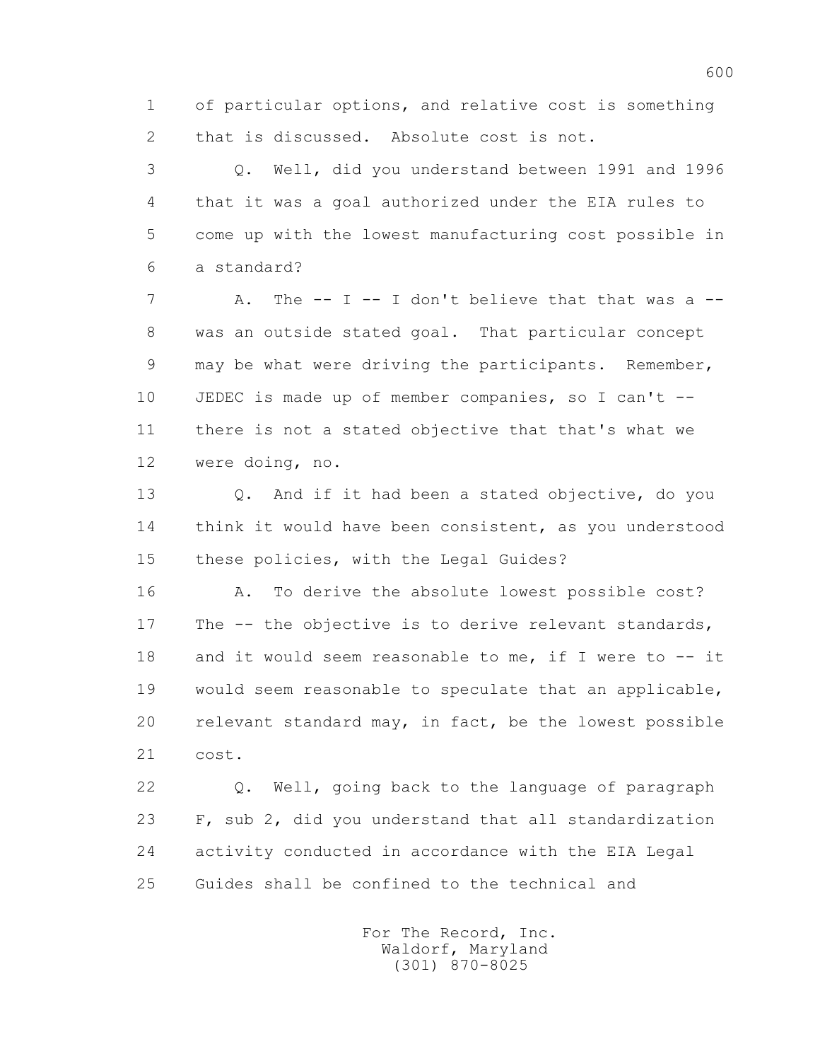1 of particular options, and relative cost is something
2 that is discussed. Absolute cost is not.

3 Q. Well, did you understand between 1991 and 1996
4 that it was a goal authorized under the EIA rules to
5 come up with the lowest manufacturing cost possible in
6 a standard?

7 A. The -- I -- I don't believe that that was a --
8 was an outside stated goal. That particular concept
9 may be what were driving the participants. Remember,
10 JEDEC is made up of member companies, so I can't --
11 there is not a stated objective that that's what we
12 were doing, no.

13 Q. And if it had been a stated objective, do you
14 think it would have been consistent, as you understood
15 these policies, with the Legal Guides?

16 A. To derive the absolute lowest possible cost?
17 The -- the objective is to derive relevant standards,
18 and it would seem reasonable to me, if I were to -- it
19 would seem reasonable to speculate that an applicable,
20 relevant standard may, in fact, be the lowest possible
21 cost.

22 Q. Well, going back to the language of paragraph
23 F, sub 2, did you understand that all standardization
24 activity conducted in accordance with the EIA Legal
25 Guides shall be confined to the technical and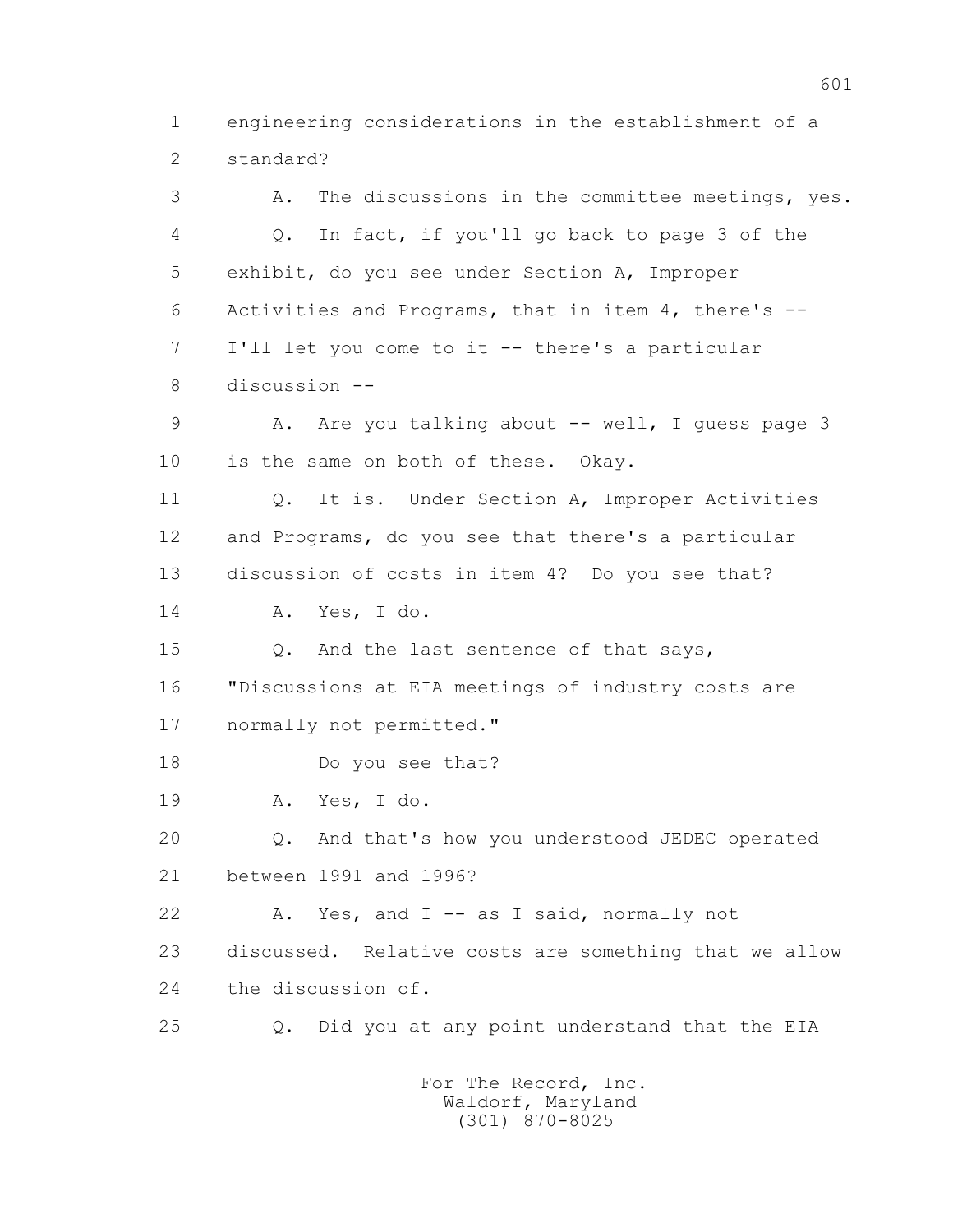1 engineering considerations in the establishment of a
2 standard?

3 A. The discussions in the committee meetings, yes.

4 Q. In fact, if you'll go back to page 3 of the
5 exhibit, do you see under Section A, Improper
6 Activities and Programs, that in item 4, there's --
7 I'll let you come to it -- there's a particular
8 discussion --

9 A. Are you talking about -- well, I guess page 3
10 is the same on both of these. Okay.

11 Q. It is. Under Section A, Improper Activities
12 and Programs, do you see that there's a particular
13 discussion of costs in item 4? Do you see that?

14 A. Yes, I do.

15 Q. And the last sentence of that says,
16 "Discussions at EIA meetings of industry costs are
17 normally not permitted."

18 Do you see that?

19 A. Yes, I do.

20 Q. And that's how you understood JEDEC operated
21 between 1991 and 1996?

22 A. Yes, and I -- as I said, normally not
23 discussed. Relative costs are something that we allow
24 the discussion of.

25 Q. Did you at any point understand that the EIA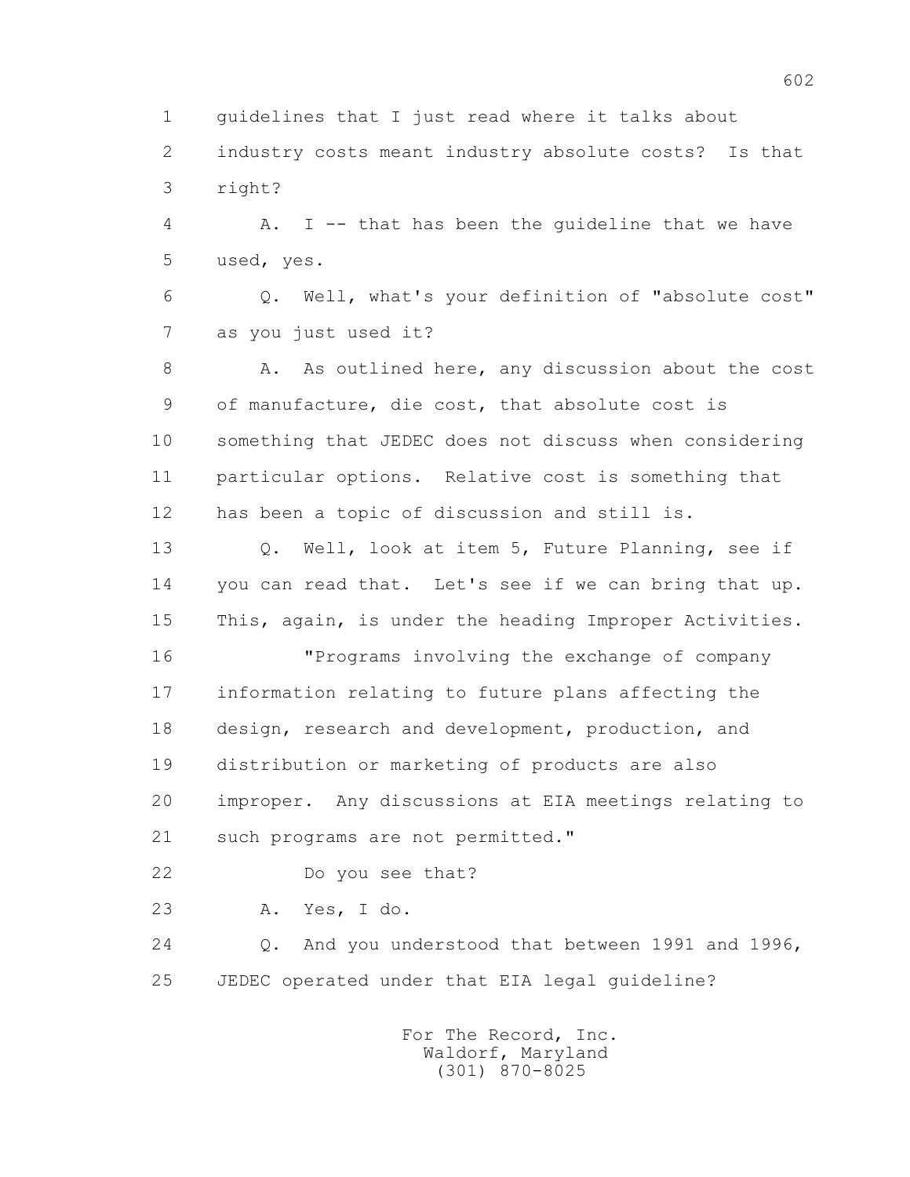1 guidelines that I just read where it talks about
2 industry costs meant industry absolute costs? Is that
3 right?

4 A. I -- that has been the guideline that we have
5 used, yes.

6 Q. Well, what's your definition of "absolute cost"
7 as you just used it?

8 A. As outlined here, any discussion about the cost
9 of manufacture, die cost, that absolute cost is
10 something that JEDEC does not discuss when considering
11 particular options. Relative cost is something that
12 has been a topic of discussion and still is.

13 Q. Well, look at item 5, Future Planning, see if
14 you can read that. Let's see if we can bring that up.
15 This, again, is under the heading Improper Activities.

16 "Programs involving the exchange of company
17 information relating to future plans affecting the
18 design, research and development, production, and
19 distribution or marketing of products are also
20 improper. Any discussions at EIA meetings relating to
21 such programs are not permitted."

22 Do you see that?

23 A. Yes, I do.

24 Q. And you understood that between 1991 and 1996,
25 JEDEC operated under that EIA legal guideline?

For The Record, Inc.
Waldorf, Maryland
(301) 870-8025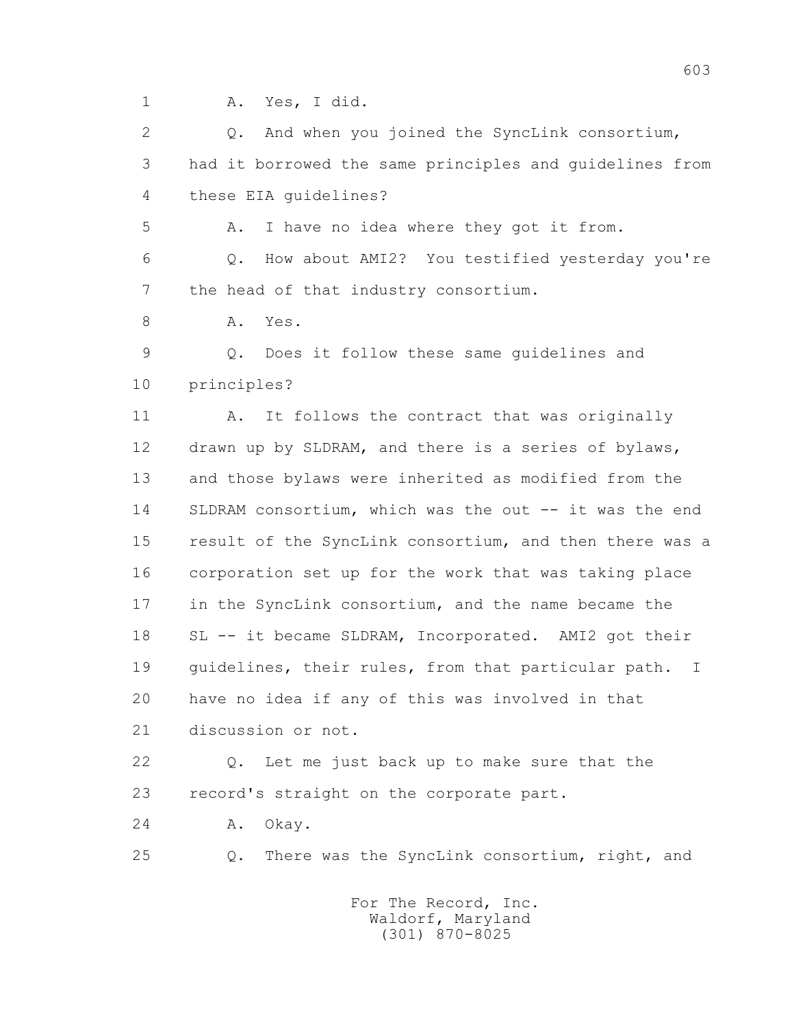1 A. Yes, I did.

2 Q. And when you joined the SyncLink consortium,

3 had it borrowed the same principles and guidelines from

4 these EIA guidelines?

5 A. I have no idea where they got it from.

6 Q. How about AMI2? You testified yesterday you're

7 the head of that industry consortium.

8 A. Yes.

9 Q. Does it follow these same guidelines and

10 principles?

11 A. It follows the contract that was originally

12 drawn up by SLDRAM, and there is a series of bylaws,

13 and those bylaws were inherited as modified from the

14 SLDRAM consortium, which was the out -- it was the end

15 result of the SyncLink consortium, and then there was a

16 corporation set up for the work that was taking place

17 in the SyncLink consortium, and the name became the

18 SL -- it became SLDRAM, Incorporated. AMI2 got their

19 guidelines, their rules, from that particular path. I

20 have no idea if any of this was involved in that

21 discussion or not.

22 Q. Let me just back up to make sure that the

23 record's straight on the corporate part.

24 A. Okay.

25 Q. There was the SyncLink consortium, right, and

For The Record, Inc.
Waldorf, Maryland
(301) 870-8025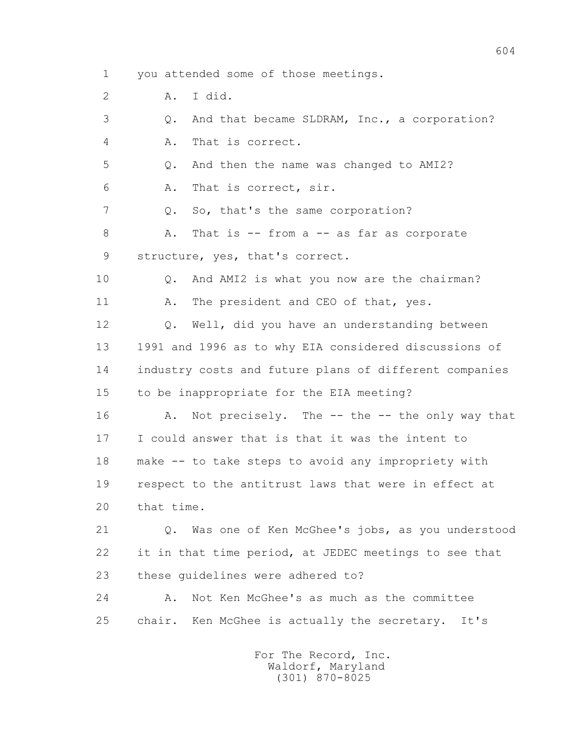1 you attended some of those meetings.

2 A. I did.

3 Q. And that became SLDRAM, Inc., a corporation?

4 A. That is correct.

5 Q. And then the name was changed to AMI2?

6 A. That is correct, sir.

7 Q. So, that's the same corporation?

8 A. That is -- from a -- as far as corporate

9 structure, yes, that's correct.

10 Q. And AMI2 is what you now are the chairman?

11 A. The president and CEO of that, yes.

12 Q. Well, did you have an understanding between

13 1991 and 1996 as to why EIA considered discussions of

14 industry costs and future plans of different companies

15 to be inappropriate for the EIA meeting?

16 A. Not precisely. The -- the -- the only way that

17 I could answer that is that it was the intent to

18 make -- to take steps to avoid any impropriety with

19 respect to the antitrust laws that were in effect at

20 that time.

21 Q. Was one of Ken McGhee's jobs, as you understood

22 it in that time period, at JEDEC meetings to see that

23 these guidelines were adhered to?

24 A. Not Ken McGhee's as much as the committee

25 chair. Ken McGhee is actually the secretary. It's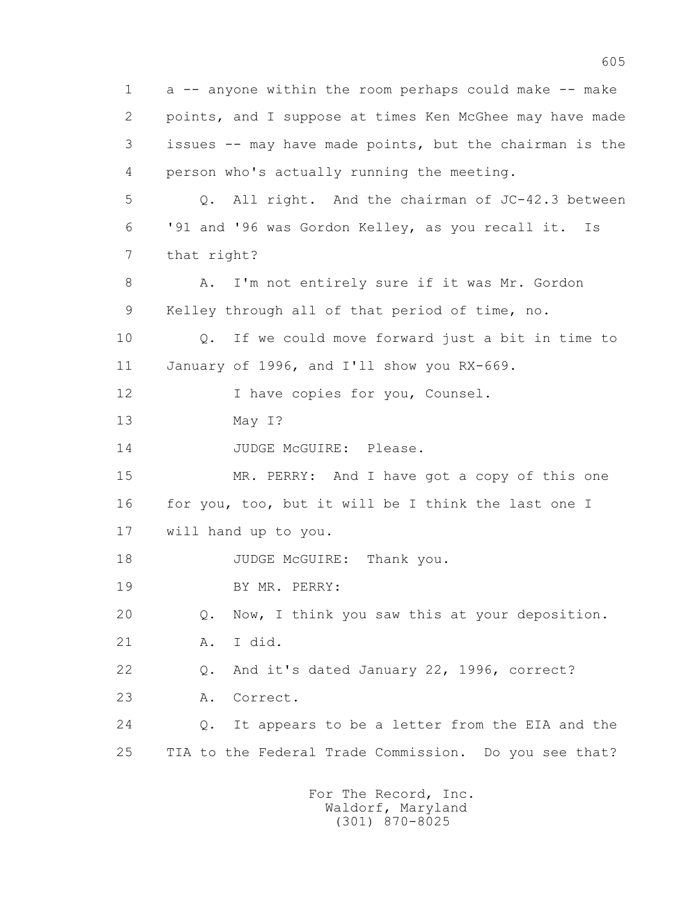1 a -- anyone within the room perhaps could make -- make
2 points, and I suppose at times Ken McGhee may have made
3 issues -- may have made points, but the chairman is the
4 person who's actually running the meeting.

5 Q. All right. And the chairman of JC-42.3 between
6 '91 and '96 was Gordon Kelley, as you recall it. Is
7 that right?

8 A. I'm not entirely sure if it was Mr. Gordon
9 Kelley through all of that period of time, no.

10 Q. If we could move forward just a bit in time to
11 January of 1996, and I'll show you RX-669.

12 I have copies for you, Counsel.

13 May I?

14 JUDGE McGUIRE: Please.

15 MR. PERRY: And I have got a copy of this one
16 for you, too, but it will be I think the last one I
17 will hand up to you.

18 JUDGE McGUIRE: Thank you.

19 BY MR. PERRY:

20 Q. Now, I think you saw this at your deposition.

21 A. I did.

22 Q. And it's dated January 22, 1996, correct?

23 A. Correct.

24 Q. It appears to be a letter from the EIA and the
25 TIA to the Federal Trade Commission. Do you see that?

For The Record, Inc.
Waldorf, Maryland
(301) 870-8025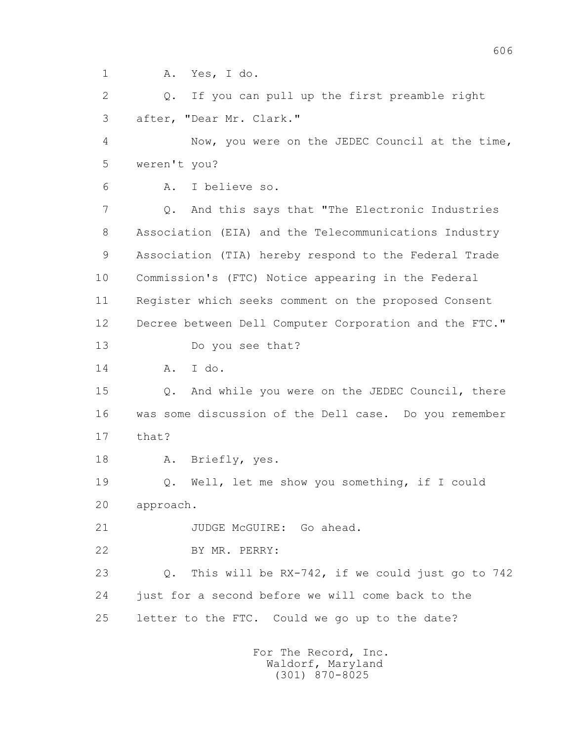1 A. Yes, I do.

2 Q. If you can pull up the first preamble right

3 after, "Dear Mr. Clark."

4 Now, you were on the JEDEC Council at the time,

5 weren't you?

6 A. I believe so.

7 Q. And this says that "The Electronic Industries

8 Association (EIA) and the Telecommunications Industry

9 Association (TIA) hereby respond to the Federal Trade

10 Commission's (FTC) Notice appearing in the Federal

11 Register which seeks comment on the proposed Consent

12 Decree between Dell Computer Corporation and the FTC."

13 Do you see that?

14 A. I do.

15 Q. And while you were on the JEDEC Council, there

16 was some discussion of the Dell case. Do you remember

17 that?

18 A. Briefly, yes.

19 Q. Well, let me show you something, if I could

20 approach.

21 JUDGE McGUIRE: Go ahead.

22 BY MR. PERRY:

23 Q. This will be RX-742, if we could just go to 742

24 just for a second before we will come back to the

25 letter to the FTC. Could we go up to the date?

For The Record, Inc.
Waldorf, Maryland
(301) 870-8025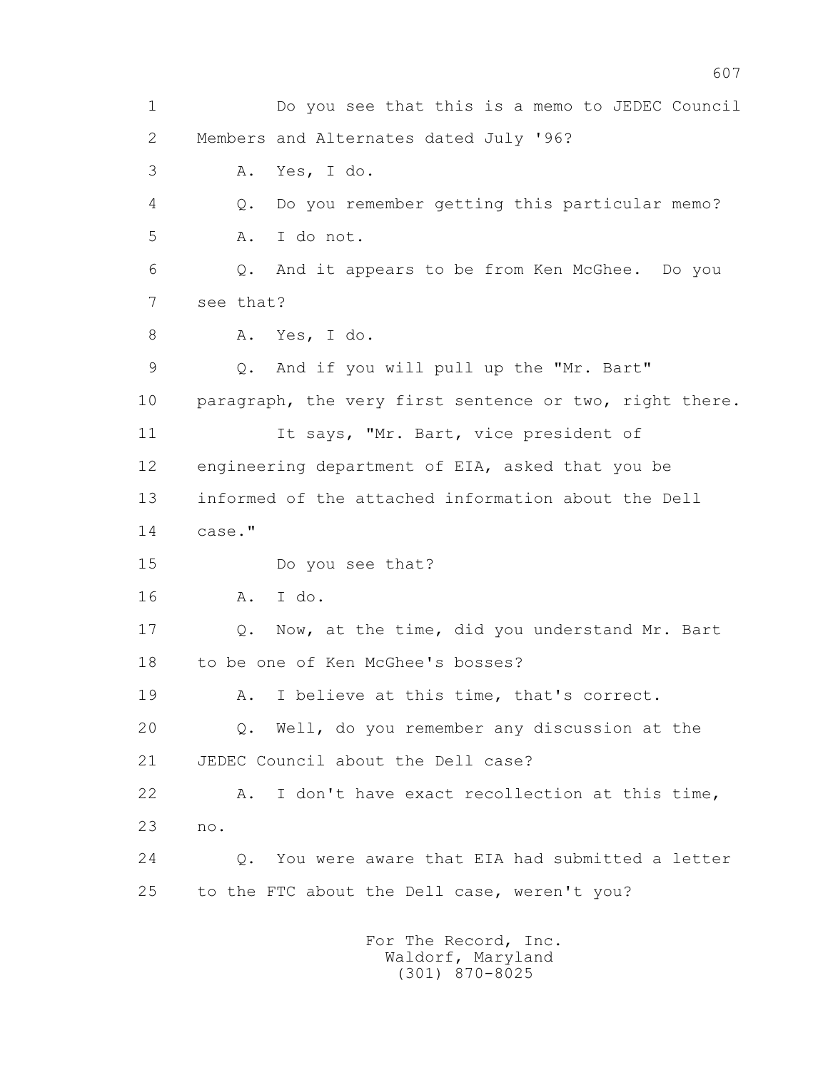Do you see that this is a memo to JEDEC Council Members and Alternates dated July '96?

A. Yes, I do.

Q. Do you remember getting this particular memo?

A. I do not.

Q. And it appears to be from Ken McGhee. Do you see that?

A. Yes, I do.

Q. And if you will pull up the "Mr. Bart" paragraph, the very first sentence or two, right there.

It says, "Mr. Bart, vice president of engineering department of EIA, asked that you be informed of the attached information about the Dell case."

Do you see that?

A. I do.

Q. Now, at the time, did you understand Mr. Bart to be one of Ken McGhee's bosses?

A. I believe at this time, that's correct.

Q. Well, do you remember any discussion at the JEDEC Council about the Dell case?

A. I don't have exact recollection at this time, no.

Q. You were aware that EIA had submitted a letter to the FTC about the Dell case, weren't you?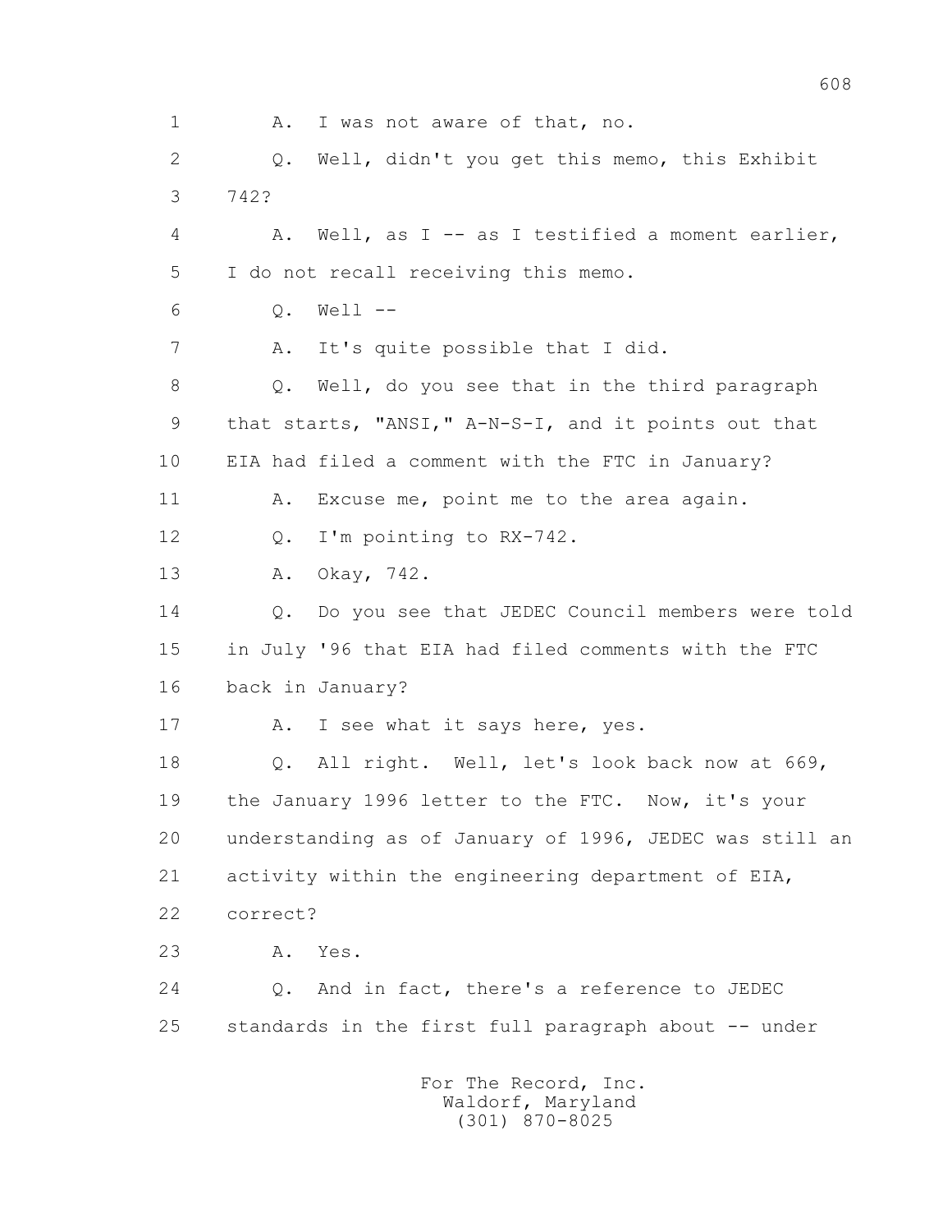1 A. I was not aware of that, no.

2 Q. Well, didn't you get this memo, this Exhibit

3 742?

4 A. Well, as I -- as I testified a moment earlier,

5 I do not recall receiving this memo.

6 Q. Well --

7 A. It's quite possible that I did.

8 Q. Well, do you see that in the third paragraph

9 that starts, "ANSI," A-N-S-I, and it points out that

10 EIA had filed a comment with the FTC in January?

11 A. Excuse me, point me to the area again.

12 Q. I'm pointing to RX-742.

13 A. Okay, 742.

14 Q. Do you see that JEDEC Council members were told

15 in July '96 that EIA had filed comments with the FTC

16 back in January?

17 A. I see what it says here, yes.

18 Q. All right. Well, let's look back now at 669,

19 the January 1996 letter to the FTC. Now, it's your

20 understanding as of January of 1996, JEDEC was still an

21 activity within the engineering department of EIA,

22 correct?

23 A. Yes.

24 Q. And in fact, there's a reference to JEDEC

25 standards in the first full paragraph about -- under

For The Record, Inc.
Waldorf, Maryland
(301) 870-8025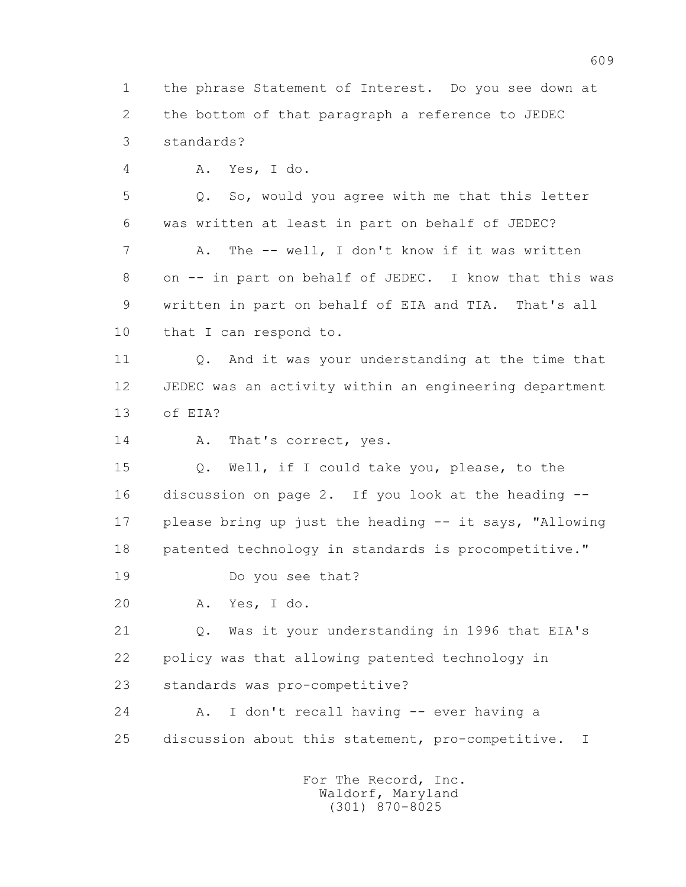1 the phrase Statement of Interest. Do you see down at
2 the bottom of that paragraph a reference to JEDEC
3 standards?

4 A. Yes, I do.

5 Q. So, would you agree with me that this letter
6 was written at least in part on behalf of JEDEC?

7 A. The -- well, I don't know if it was written
8 on -- in part on behalf of JEDEC. I know that this was
9 written in part on behalf of EIA and TIA. That's all
10 that I can respond to.

11 Q. And it was your understanding at the time that
12 JEDEC was an activity within an engineering department
13 of EIA?

14 A. That's correct, yes.

15 Q. Well, if I could take you, please, to the
16 discussion on page 2. If you look at the heading --
17 please bring up just the heading -- it says, "Allowing
18 patented technology in standards is procompetitive."

19 Do you see that?

20 A. Yes, I do.

21 Q. Was it your understanding in 1996 that EIA's
22 policy was that allowing patented technology in
23 standards was pro-competitive?

24 A. I don't recall having -- ever having a
25 discussion about this statement, pro-competitive. I

For The Record, Inc.
Waldorf, Maryland
(301) 870-8025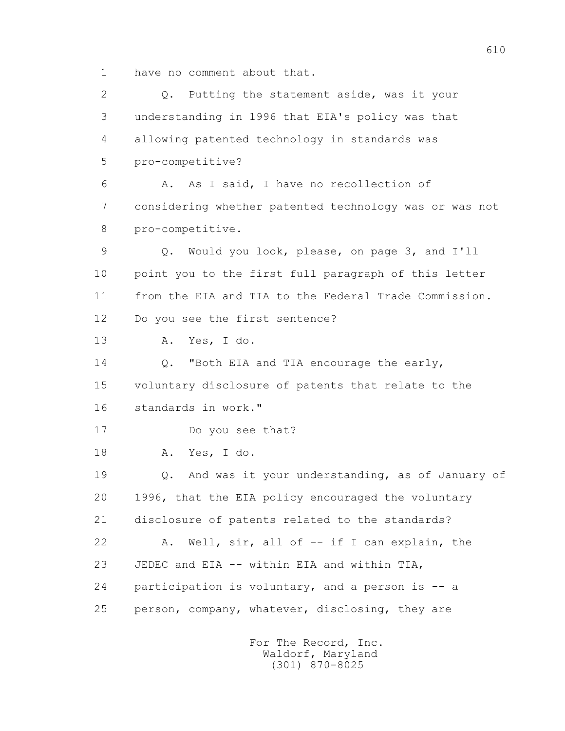1 have no comment about that.

2 Q. Putting the statement aside, was it your
3 understanding in 1996 that EIA's policy was that
4 allowing patented technology in standards was
5 pro-competitive?

6 A. As I said, I have no recollection of
7 considering whether patented technology was or was not
8 pro-competitive.

9 Q. Would you look, please, on page 3, and I'll
10 point you to the first full paragraph of this letter
11 from the EIA and TIA to the Federal Trade Commission.
12 Do you see the first sentence?

13 A. Yes, I do.

14 Q. "Both EIA and TIA encourage the early,
15 voluntary disclosure of patents that relate to the
16 standards in work."

17 Do you see that?

18 A. Yes, I do.

19 Q. And was it your understanding, as of January of
20 1996, that the EIA policy encouraged the voluntary
21 disclosure of patents related to the standards?

22 A. Well, sir, all of -- if I can explain, the
23 JEDEC and EIA -- within EIA and within TIA,
24 participation is voluntary, and a person is -- a
25 person, company, whatever, disclosing, they are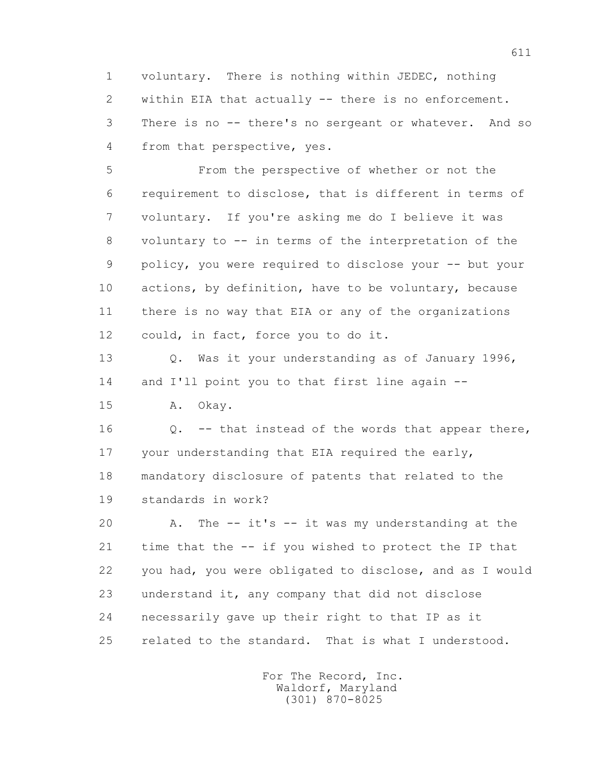1 voluntary. There is nothing within JEDEC, nothing
2 within EIA that actually -- there is no enforcement.
3 There is no -- there's no sergeant or whatever. And so
4 from that perspective, yes.
5 From the perspective of whether or not the
6 requirement to disclose, that is different in terms of
7 voluntary. If you're asking me do I believe it was
8 voluntary to -- in terms of the interpretation of the
9 policy, you were required to disclose your -- but your
10 actions, by definition, have to be voluntary, because
11 there is no way that EIA or any of the organizations
12 could, in fact, force you to do it.
13 Q. Was it your understanding as of January 1996,
14 and I'll point you to that first line again --
15 A. Okay.
16 Q. -- that instead of the words that appear there,
17 your understanding that EIA required the early,
18 mandatory disclosure of patents that related to the
19 standards in work?
20 A. The -- it's -- it was my understanding at the
21 time that the -- if you wished to protect the IP that
22 you had, you were obligated to disclose, and as I would
23 understand it, any company that did not disclose
24 necessarily gave up their right to that IP as it
25 related to the standard. That is what I understood.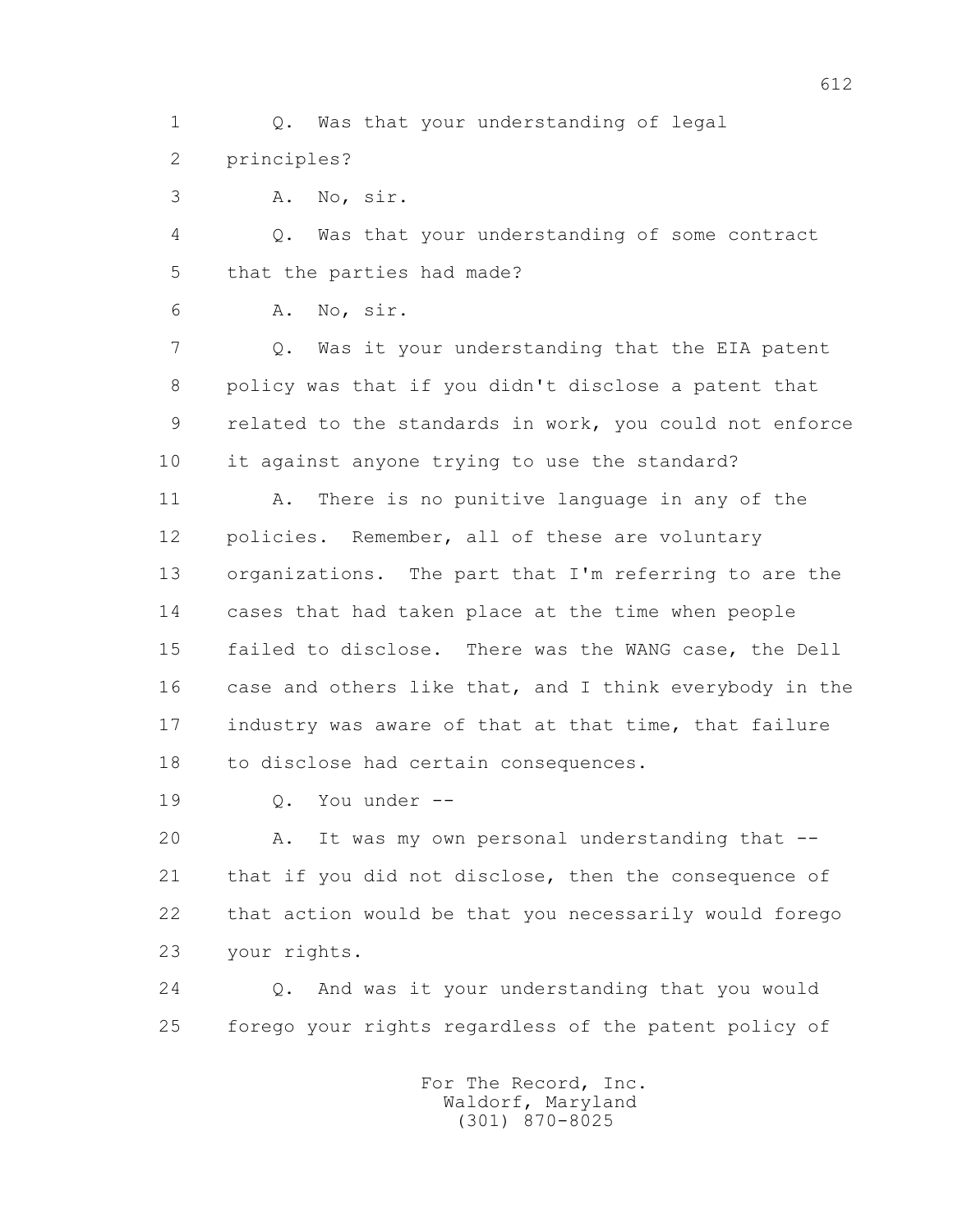1 Q. Was that your understanding of legal
2 principles?
3 A. No, sir.
4 Q. Was that your understanding of some contract
5 that the parties had made?
6 A. No, sir.
7 Q. Was it your understanding that the EIA patent
8 policy was that if you didn't disclose a patent that
9 related to the standards in work, you could not enforce
10 it against anyone trying to use the standard?
11 A. There is no punitive language in any of the
12 policies. Remember, all of these are voluntary
13 organizations. The part that I'm referring to are the
14 cases that had taken place at the time when people
15 failed to disclose. There was the WANG case, the Dell
16 case and others like that, and I think everybody in the
17 industry was aware of that at that time, that failure
18 to disclose had certain consequences.
19 Q. You under --
20 A. It was my own personal understanding that --
21 that if you did not disclose, then the consequence of
22 that action would be that you necessarily would forego
23 your rights.
24 Q. And was it your understanding that you would
25 forego your rights regardless of the patent policy of

For The Record, Inc.
Waldorf, Maryland
(301) 870-8025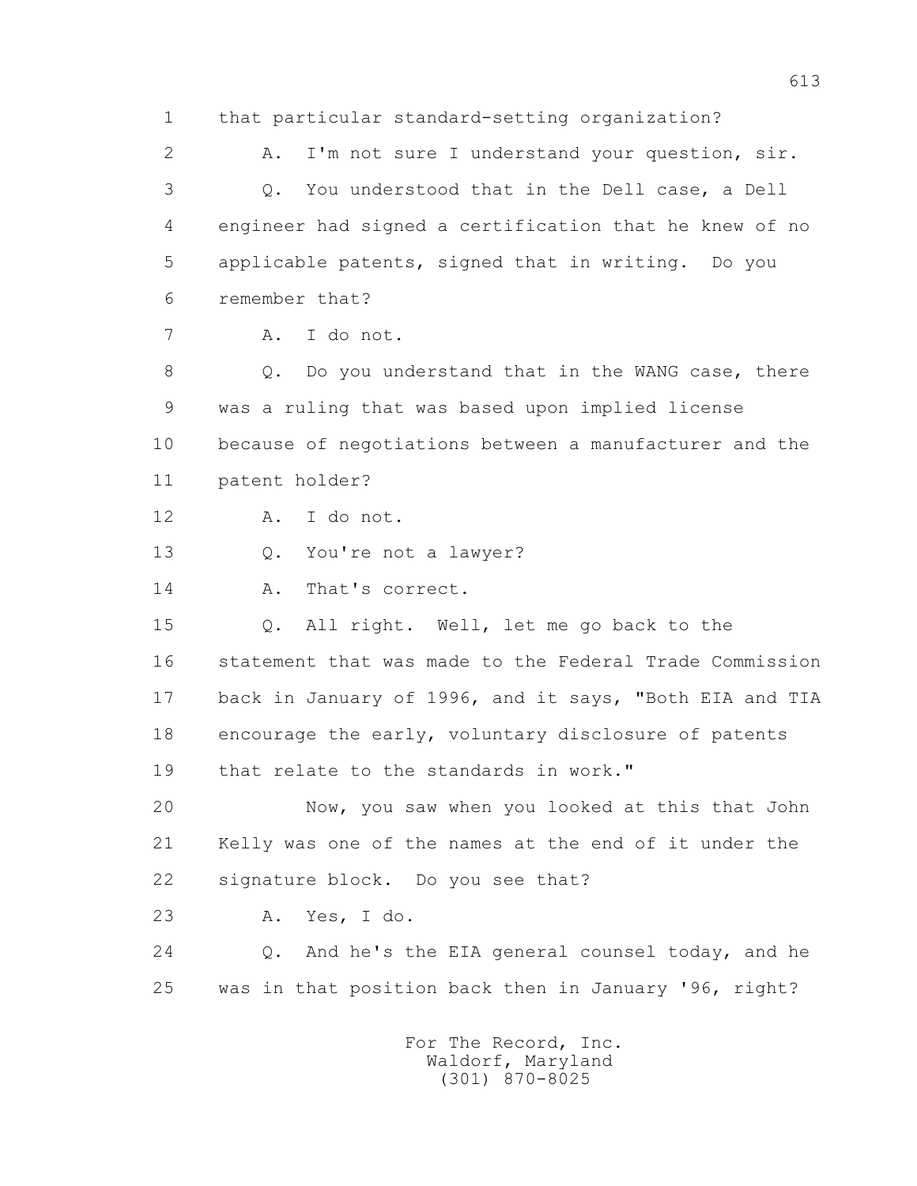1 that particular standard-setting organization?

2 A. I'm not sure I understand your question, sir.

3 Q. You understood that in the Dell case, a Dell

4 engineer had signed a certification that he knew of no

5 applicable patents, signed that in writing. Do you

6 remember that?

7 A. I do not.

8 Q. Do you understand that in the WANG case, there

9 was a ruling that was based upon implied license

10 because of negotiations between a manufacturer and the

11 patent holder?

12 A. I do not.

13 Q. You're not a lawyer?

14 A. That's correct.

15 Q. All right. Well, let me go back to the

16 statement that was made to the Federal Trade Commission

17 back in January of 1996, and it says, "Both EIA and TIA

18 encourage the early, voluntary disclosure of patents

19 that relate to the standards in work."

20 Now, you saw when you looked at this that John

21 Kelly was one of the names at the end of it under the

22 signature block. Do you see that?

23 A. Yes, I do.

24 Q. And he's the EIA general counsel today, and he

25 was in that position back then in January '96, right?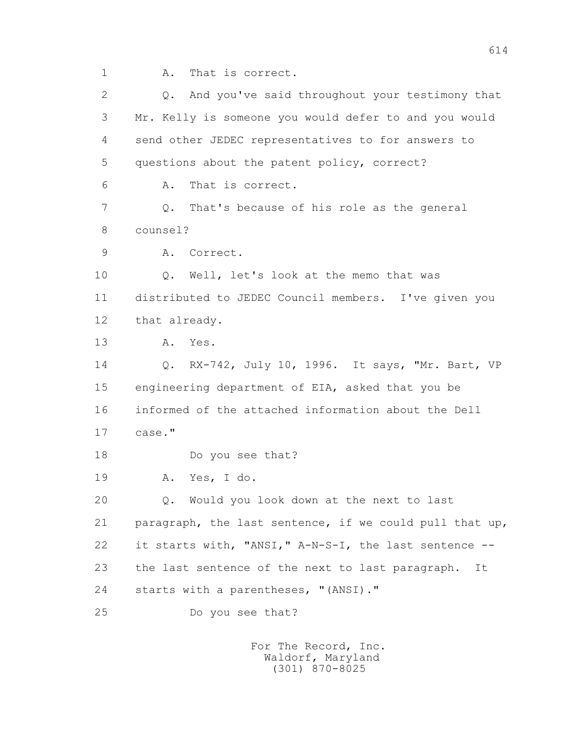1 A. That is correct.

2 Q. And you've said throughout your testimony that

3 Mr. Kelly is someone you would defer to and you would

4 send other JEDEC representatives to for answers to

5 questions about the patent policy, correct?

6 A. That is correct.

7 Q. That's because of his role as the general

8 counsel?

9 A. Correct.

10 Q. Well, let's look at the memo that was

11 distributed to JEDEC Council members. I've given you

12 that already.

13 A. Yes.

14 Q. RX-742, July 10, 1996. It says, "Mr. Bart, VP

15 engineering department of EIA, asked that you be

16 informed of the attached information about the Dell

17 case."

18 Do you see that?

19 A. Yes, I do.

20 Q. Would you look down at the next to last

21 paragraph, the last sentence, if we could pull that up,

22 it starts with, "ANSI," A-N-S-I, the last sentence --

23 the last sentence of the next to last paragraph. It

24 starts with a parentheses, "(ANSI)."

25 Do you see that?

For The Record, Inc.
Waldorf, Maryland
(301) 870-8025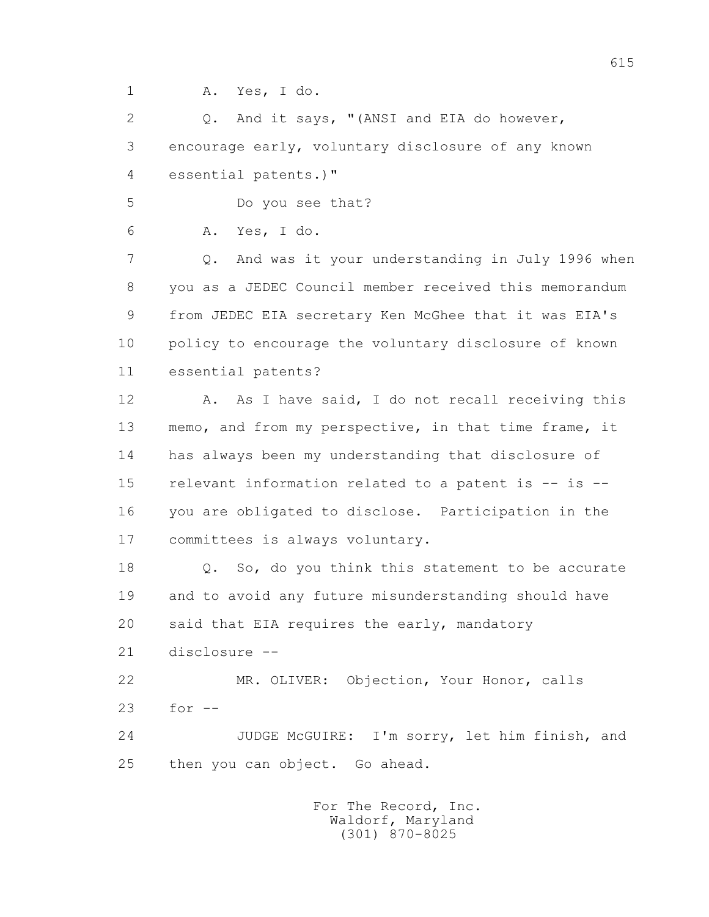1 A. Yes, I do.

2 Q. And it says, "(ANSI and EIA do however,

3 encourage early, voluntary disclosure of any known

4 essential patents.)"

5 Do you see that?

6 A. Yes, I do.

7 Q. And was it your understanding in July 1996 when

8 you as a JEDEC Council member received this memorandum

9 from JEDEC EIA secretary Ken McGhee that it was EIA's

10 policy to encourage the voluntary disclosure of known

11 essential patents?

12 A. As I have said, I do not recall receiving this

13 memo, and from my perspective, in that time frame, it

14 has always been my understanding that disclosure of

15 relevant information related to a patent is -- is --

16 you are obligated to disclose. Participation in the

17 committees is always voluntary.

18 Q. So, do you think this statement to be accurate

19 and to avoid any future misunderstanding should have

20 said that EIA requires the early, mandatory

21 disclosure --

22 MR. OLIVER: Objection, Your Honor, calls

23 for --

24 JUDGE McGUIRE: I'm sorry, let him finish, and

25 then you can object. Go ahead.

For The Record, Inc.
Waldorf, Maryland
(301) 870-8025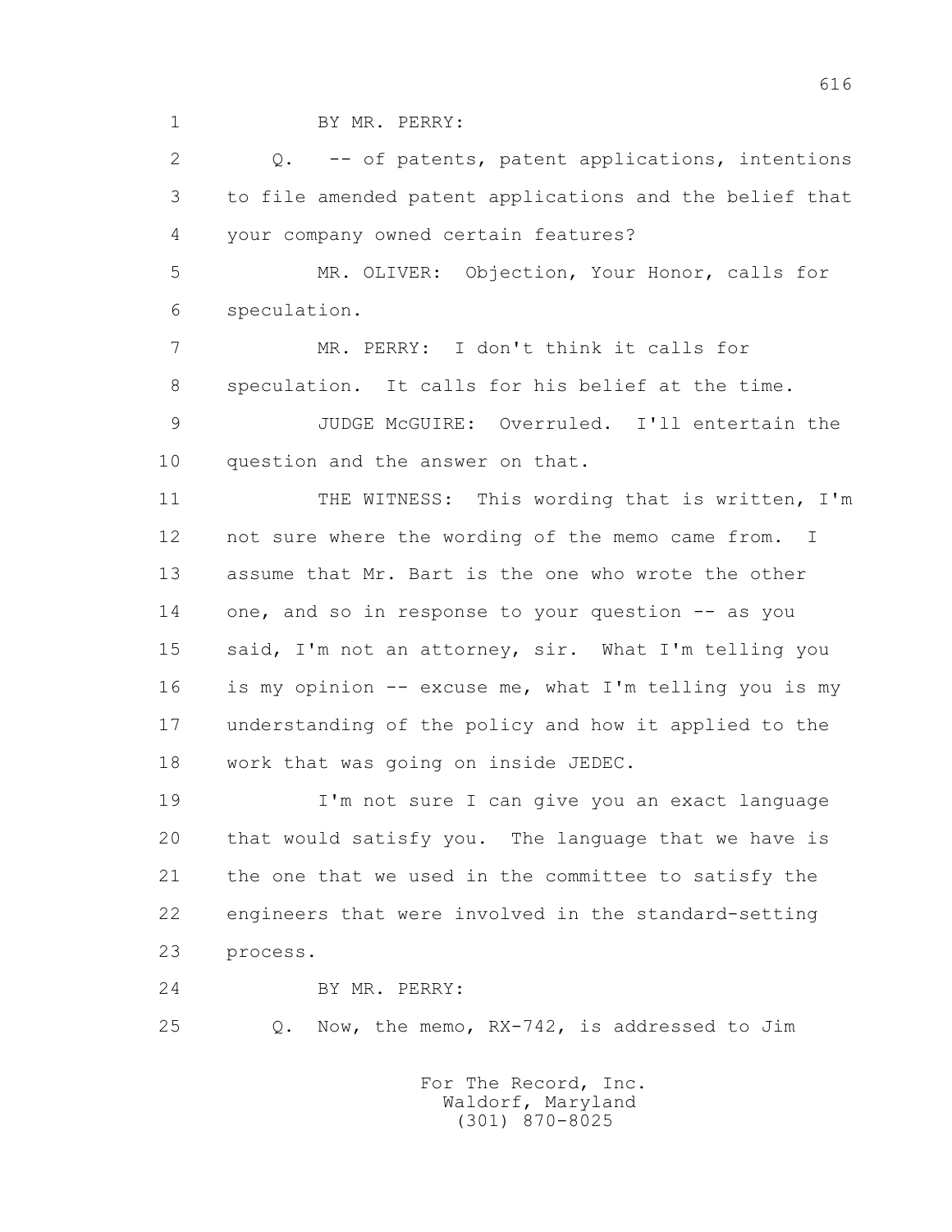BY MR. PERRY:

Q. -- of patents, patent applications, intentions to file amended patent applications and the belief that your company owned certain features?

MR. OLIVER: Objection, Your Honor, calls for speculation.

MR. PERRY: I don't think it calls for speculation. It calls for his belief at the time.

JUDGE McGUIRE: Overruled. I'll entertain the question and the answer on that.

THE WITNESS: This wording that is written, I'm not sure where the wording of the memo came from. I assume that Mr. Bart is the one who wrote the other one, and so in response to your question -- as you said, I'm not an attorney, sir. What I'm telling you is my opinion -- excuse me, what I'm telling you is my understanding of the policy and how it applied to the work that was going on inside JEDEC.

I'm not sure I can give you an exact language that would satisfy you. The language that we have is the one that we used in the committee to satisfy the engineers that were involved in the standard-setting process.

BY MR. PERRY:

Q. Now, the memo, RX-742, is addressed to Jim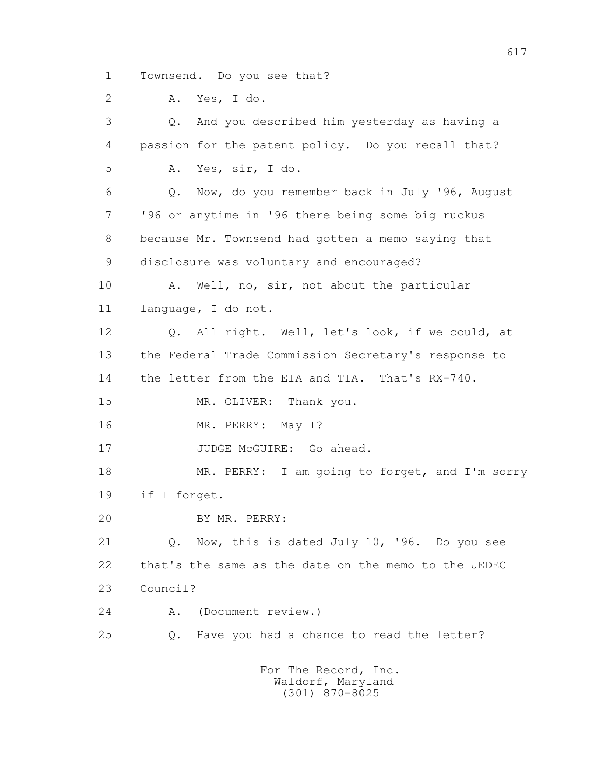1 Townsend. Do you see that?

2 A. Yes, I do.

3 Q. And you described him yesterday as having a

4 passion for the patent policy. Do you recall that?

5 A. Yes, sir, I do.

6 Q. Now, do you remember back in July '96, August

7 '96 or anytime in '96 there being some big ruckus

8 because Mr. Townsend had gotten a memo saying that

9 disclosure was voluntary and encouraged?

10 A. Well, no, sir, not about the particular

11 language, I do not.

12 Q. All right. Well, let's look, if we could, at

13 the Federal Trade Commission Secretary's response to

14 the letter from the EIA and TIA. That's RX-740.

15 MR. OLIVER: Thank you.

16 MR. PERRY: May I?

17 JUDGE McGUIRE: Go ahead.

18 MR. PERRY: I am going to forget, and I'm sorry

19 if I forget.

20 BY MR. PERRY:

21 Q. Now, this is dated July 10, '96. Do you see

22 that's the same as the date on the memo to the JEDEC

23 Council?

24 A. (Document review.)

25 Q. Have you had a chance to read the letter?

For The Record, Inc.
Waldorf, Maryland
(301) 870-8025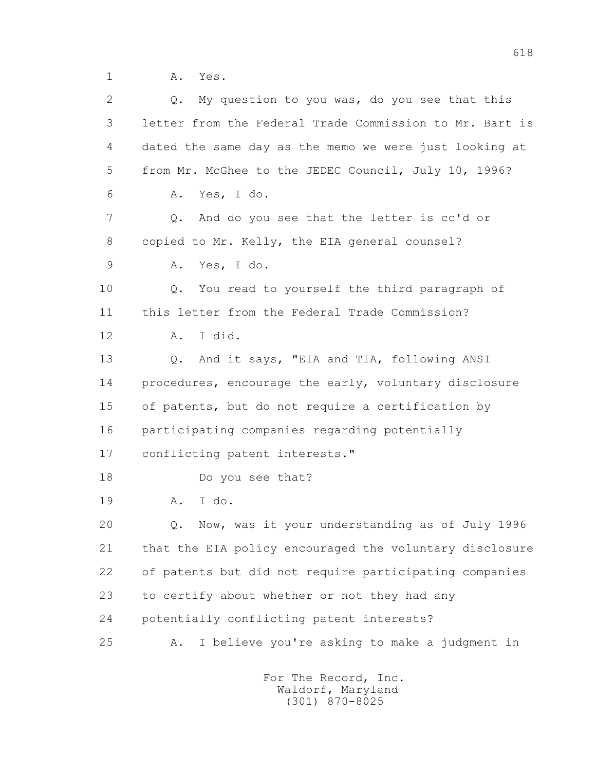1 A. Yes.

2 Q. My question to you was, do you see that this

3 letter from the Federal Trade Commission to Mr. Bart is

4 dated the same day as the memo we were just looking at

5 from Mr. McGhee to the JEDEC Council, July 10, 1996?

6 A. Yes, I do.

7 Q. And do you see that the letter is cc'd or

8 copied to Mr. Kelly, the EIA general counsel?

9 A. Yes, I do.

10 Q. You read to yourself the third paragraph of

11 this letter from the Federal Trade Commission?

12 A. I did.

13 Q. And it says, "EIA and TIA, following ANSI

14 procedures, encourage the early, voluntary disclosure

15 of patents, but do not require a certification by

16 participating companies regarding potentially

17 conflicting patent interests."

18 Do you see that?

19 A. I do.

20 Q. Now, was it your understanding as of July 1996

21 that the EIA policy encouraged the voluntary disclosure

22 of patents but did not require participating companies

23 to certify about whether or not they had any

24 potentially conflicting patent interests?

25 A. I believe you're asking to make a judgment in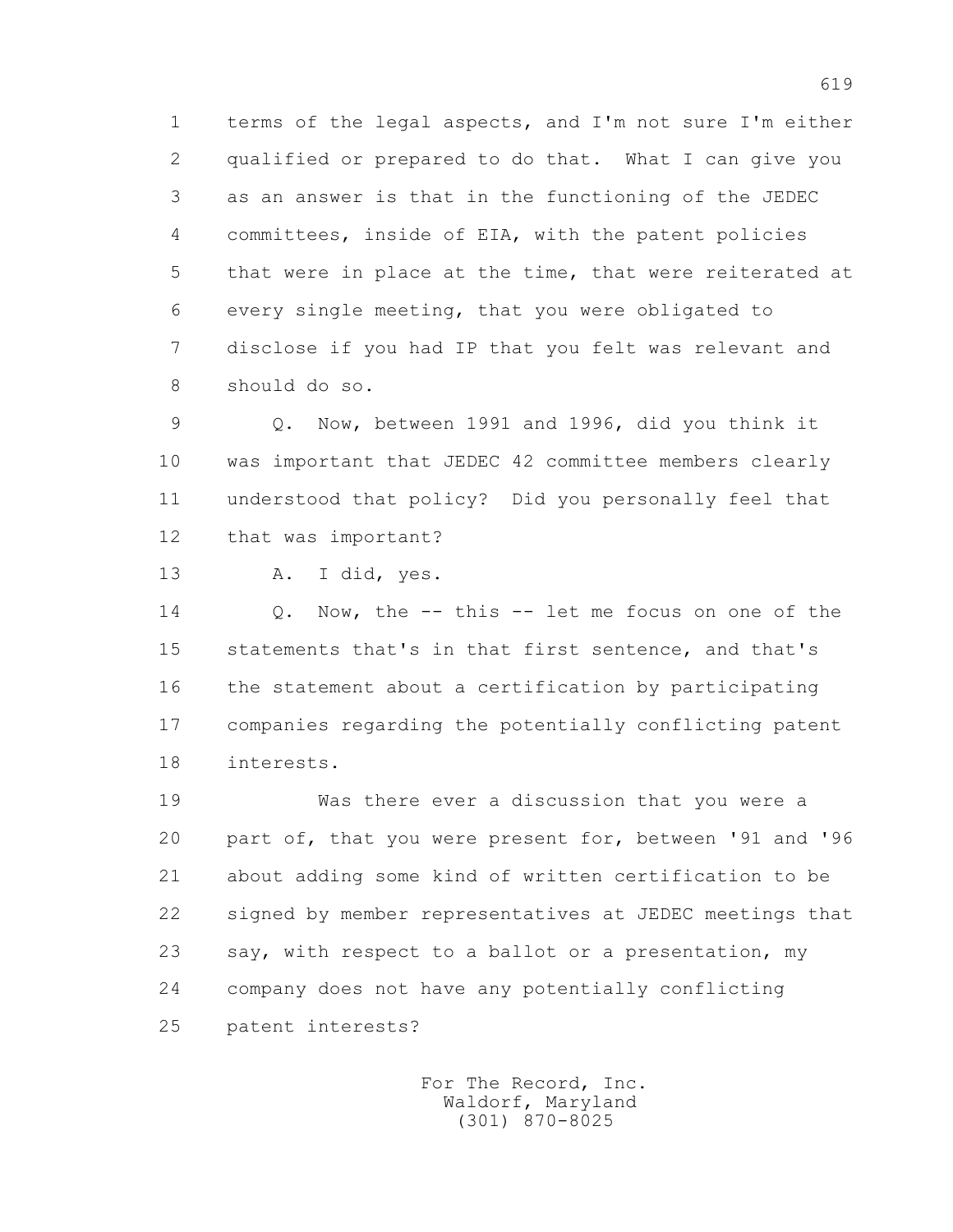1 terms of the legal aspects, and I'm not sure I'm either
2 qualified or prepared to do that. What I can give you
3 as an answer is that in the functioning of the JEDEC
4 committees, inside of EIA, with the patent policies
5 that were in place at the time, that were reiterated at
6 every single meeting, that you were obligated to
7 disclose if you had IP that you felt was relevant and
8 should do so.

9 Q. Now, between 1991 and 1996, did you think it
10 was important that JEDEC 42 committee members clearly
11 understood that policy? Did you personally feel that
12 that was important?

13 A. I did, yes.

14 Q. Now, the -- this -- let me focus on one of the
15 statements that's in that first sentence, and that's
16 the statement about a certification by participating
17 companies regarding the potentially conflicting patent
18 interests.

19 Was there ever a discussion that you were a
20 part of, that you were present for, between '91 and '96
21 about adding some kind of written certification to be
22 signed by member representatives at JEDEC meetings that
23 say, with respect to a ballot or a presentation, my
24 company does not have any potentially conflicting
25 patent interests?

For The Record, Inc.
Waldorf, Maryland
(301) 870-8025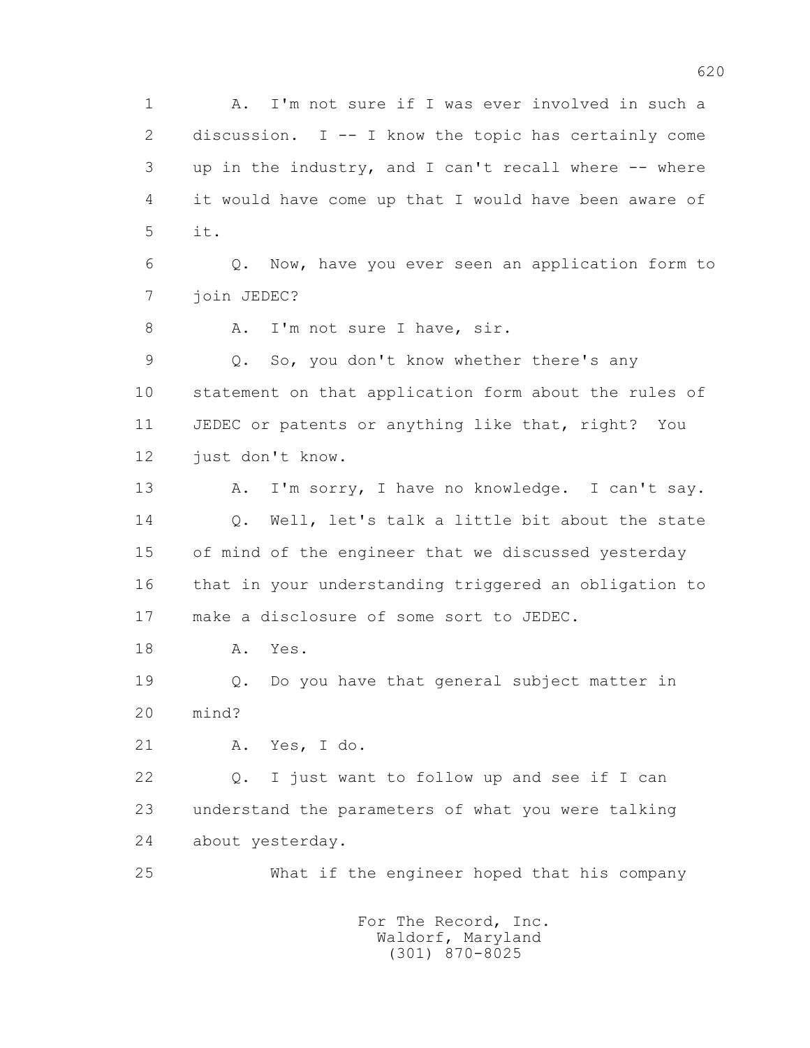1 A. I'm not sure if I was ever involved in such a
2 discussion. I -- I know the topic has certainly come
3 up in the industry, and I can't recall where -- where
4 it would have come up that I would have been aware of
5 it.

6 Q. Now, have you ever seen an application form to
7 join JEDEC?

8 A. I'm not sure I have, sir.

9 Q. So, you don't know whether there's any
10 statement on that application form about the rules of
11 JEDEC or patents or anything like that, right? You
12 just don't know.

13 A. I'm sorry, I have no knowledge. I can't say.

14 Q. Well, let's talk a little bit about the state
15 of mind of the engineer that we discussed yesterday
16 that in your understanding triggered an obligation to
17 make a disclosure of some sort to JEDEC.

18 A. Yes.

19 Q. Do you have that general subject matter in
20 mind?

21 A. Yes, I do.

22 Q. I just want to follow up and see if I can
23 understand the parameters of what you were talking
24 about yesterday.

25 What if the engineer hoped that his company

For The Record, Inc.
Waldorf, Maryland
(301) 870-8025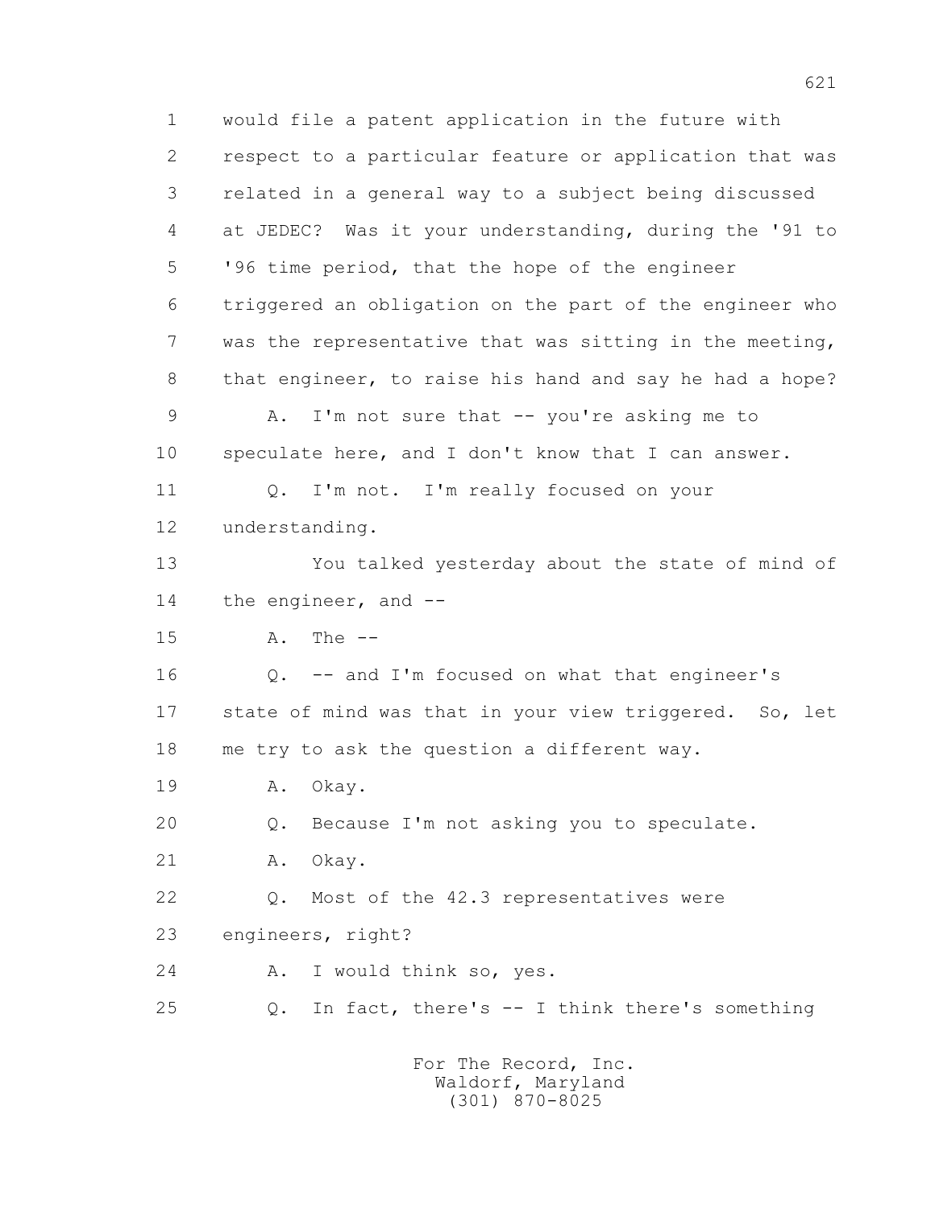1 would file a patent application in the future with
2 respect to a particular feature or application that was
3 related in a general way to a subject being discussed
4 at JEDEC? Was it your understanding, during the '91 to
5 '96 time period, that the hope of the engineer
6 triggered an obligation on the part of the engineer who
7 was the representative that was sitting in the meeting,
8 that engineer, to raise his hand and say he had a hope?
9 A. I'm not sure that -- you're asking me to
10 speculate here, and I don't know that I can answer.
11 Q. I'm not. I'm really focused on your
12 understanding.
13 You talked yesterday about the state of mind of
14 the engineer, and --
15 A. The --
16 Q. -- and I'm focused on what that engineer's
17 state of mind was that in your view triggered. So, let
18 me try to ask the question a different way.
19 A. Okay.
20 Q. Because I'm not asking you to speculate.
21 A. Okay.
22 Q. Most of the 42.3 representatives were
23 engineers, right?
24 A. I would think so, yes.
25 Q. In fact, there's -- I think there's something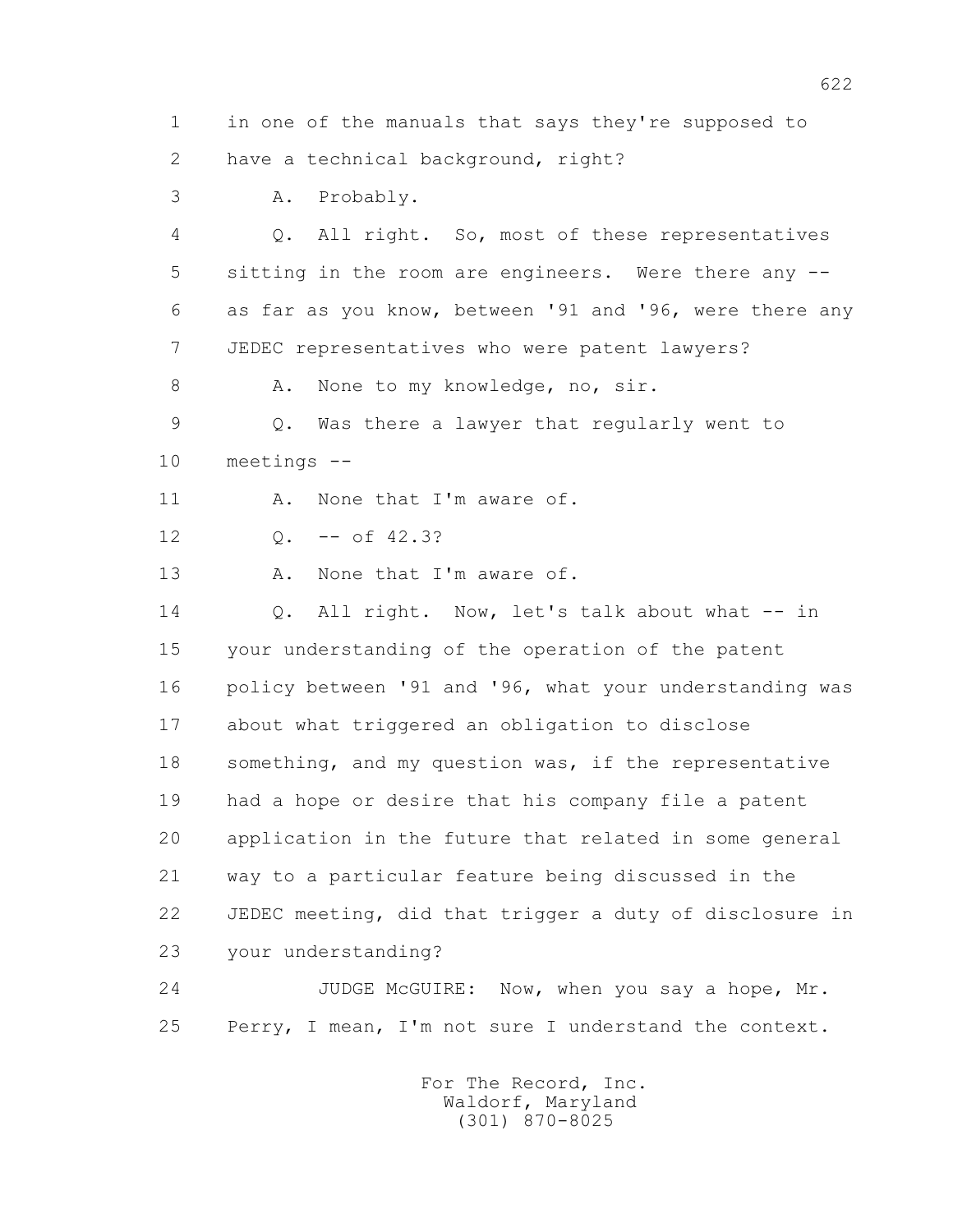1 in one of the manuals that says they're supposed to
2 have a technical background, right?

3 A. Probably.

4 Q. All right. So, most of these representatives
5 sitting in the room are engineers. Were there any --
6 as far as you know, between '91 and '96, were there any
7 JEDEC representatives who were patent lawyers?

8 A. None to my knowledge, no, sir.

9 Q. Was there a lawyer that regularly went to
10 meetings --

11 A. None that I'm aware of.

12 Q. -- of 42.3?

13 A. None that I'm aware of.

14 Q. All right. Now, let's talk about what -- in
15 your understanding of the operation of the patent
16 policy between '91 and '96, what your understanding was
17 about what triggered an obligation to disclose
18 something, and my question was, if the representative
19 had a hope or desire that his company file a patent
20 application in the future that related in some general
21 way to a particular feature being discussed in the
22 JEDEC meeting, did that trigger a duty of disclosure in
23 your understanding?

24 JUDGE McGUIRE: Now, when you say a hope, Mr.
25 Perry, I mean, I'm not sure I understand the context.

For The Record, Inc.
Waldorf, Maryland
(301) 870-8025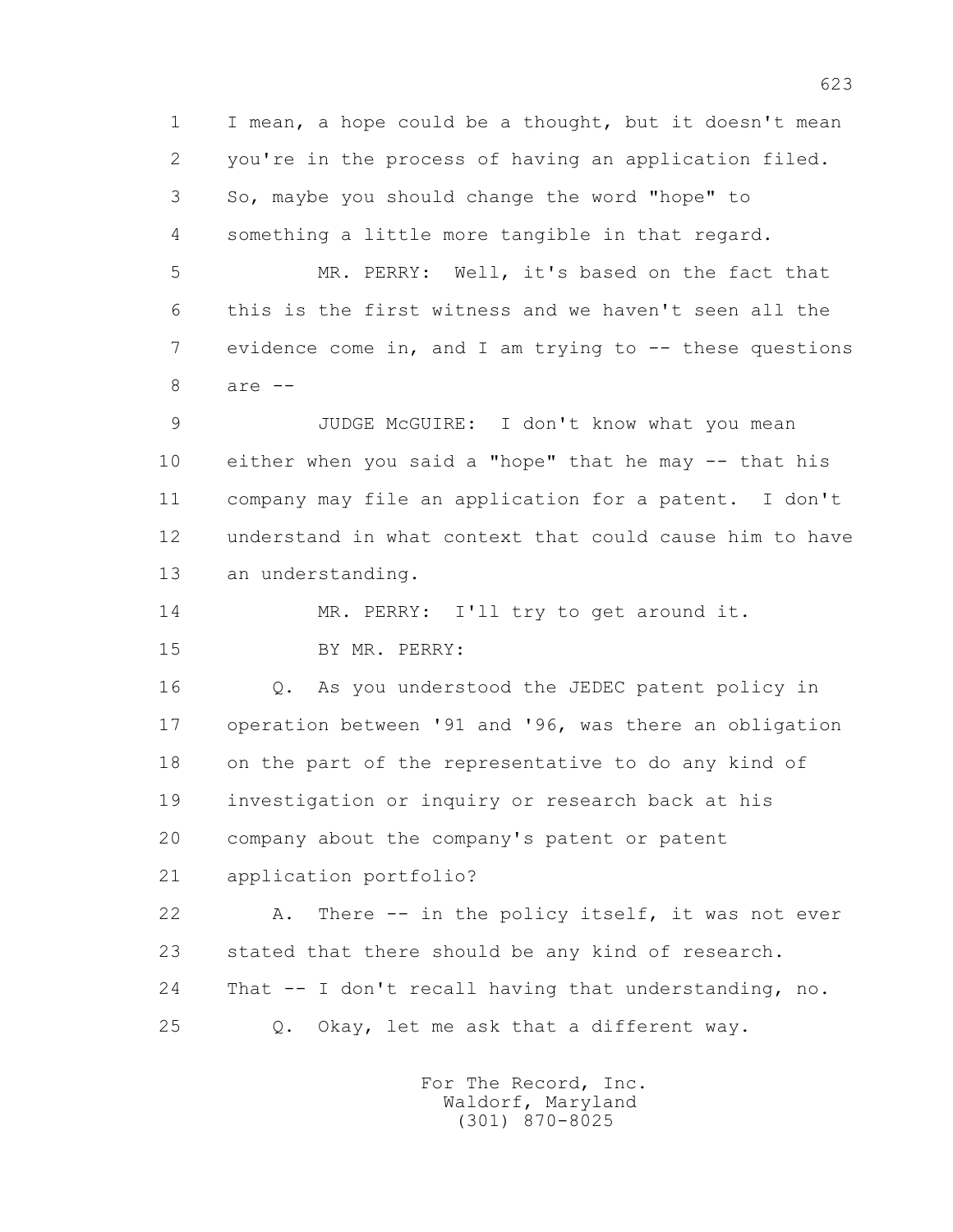1 I mean, a hope could be a thought, but it doesn't mean
2 you're in the process of having an application filed.
3 So, maybe you should change the word "hope" to
4 something a little more tangible in that regard.

5 MR. PERRY: Well, it's based on the fact that
6 this is the first witness and we haven't seen all the
7 evidence come in, and I am trying to -- these questions
8 are --

9 JUDGE McGUIRE: I don't know what you mean
10 either when you said a "hope" that he may -- that his
11 company may file an application for a patent. I don't
12 understand in what context that could cause him to have
13 an understanding.

14 MR. PERRY: I'll try to get around it.

15 BY MR. PERRY:

16 Q. As you understood the JEDEC patent policy in
17 operation between '91 and '96, was there an obligation
18 on the part of the representative to do any kind of
19 investigation or inquiry or research back at his
20 company about the company's patent or patent
21 application portfolio?

22 A. There -- in the policy itself, it was not ever
23 stated that there should be any kind of research.
24 That -- I don't recall having that understanding, no.

25 Q. Okay, let me ask that a different way.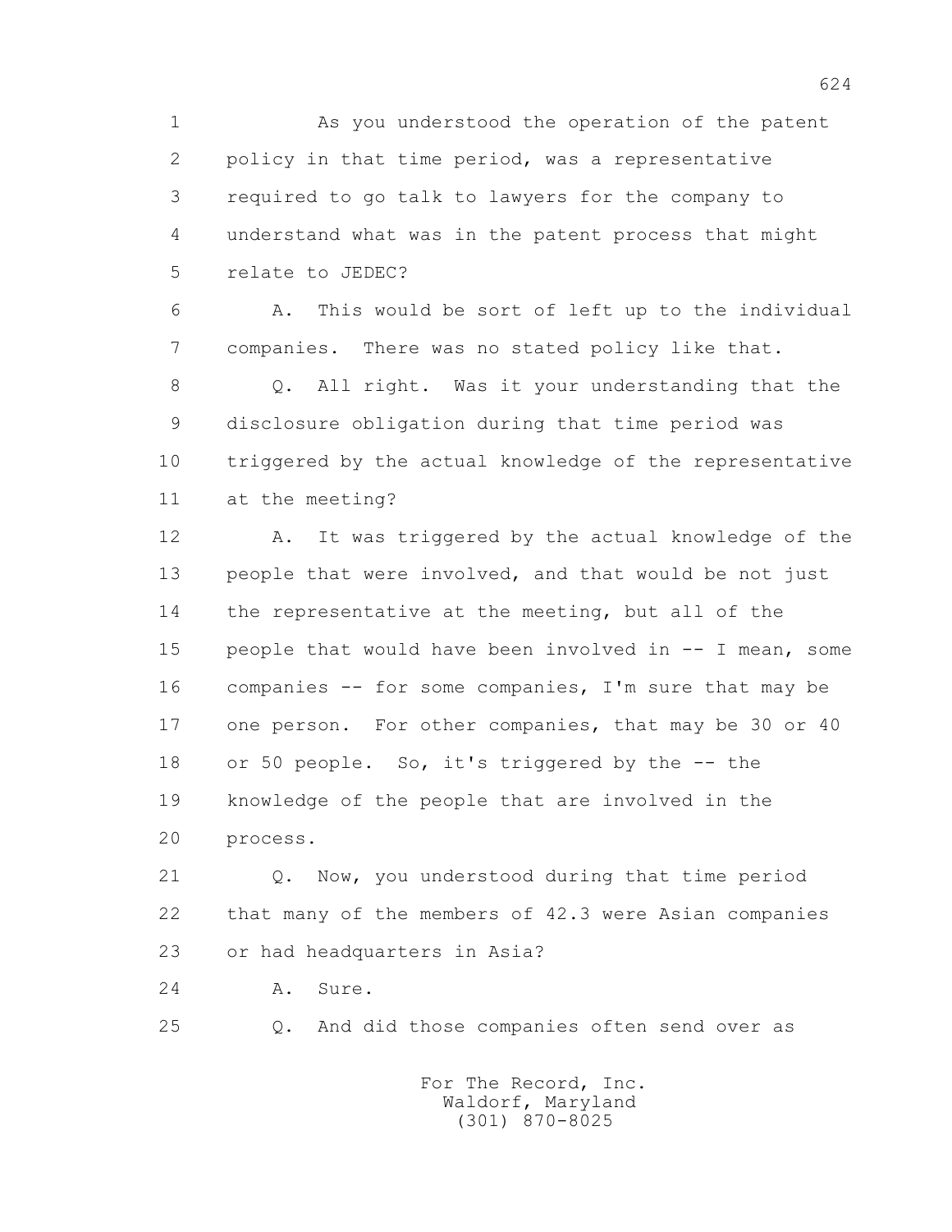1 As you understood the operation of the patent
2 policy in that time period, was a representative
3 required to go talk to lawyers for the company to
4 understand what was in the patent process that might
5 relate to JEDEC?

6 A. This would be sort of left up to the individual
7 companies. There was no stated policy like that.

8 Q. All right. Was it your understanding that the
9 disclosure obligation during that time period was
10 triggered by the actual knowledge of the representative
11 at the meeting?

12 A. It was triggered by the actual knowledge of the
13 people that were involved, and that would be not just
14 the representative at the meeting, but all of the
15 people that would have been involved in -- I mean, some
16 companies -- for some companies, I'm sure that may be
17 one person. For other companies, that may be 30 or 40
18 or 50 people. So, it's triggered by the -- the
19 knowledge of the people that are involved in the
20 process.

21 Q. Now, you understood during that time period
22 that many of the members of 42.3 were Asian companies
23 or had headquarters in Asia?

24 A. Sure.

25 Q. And did those companies often send over as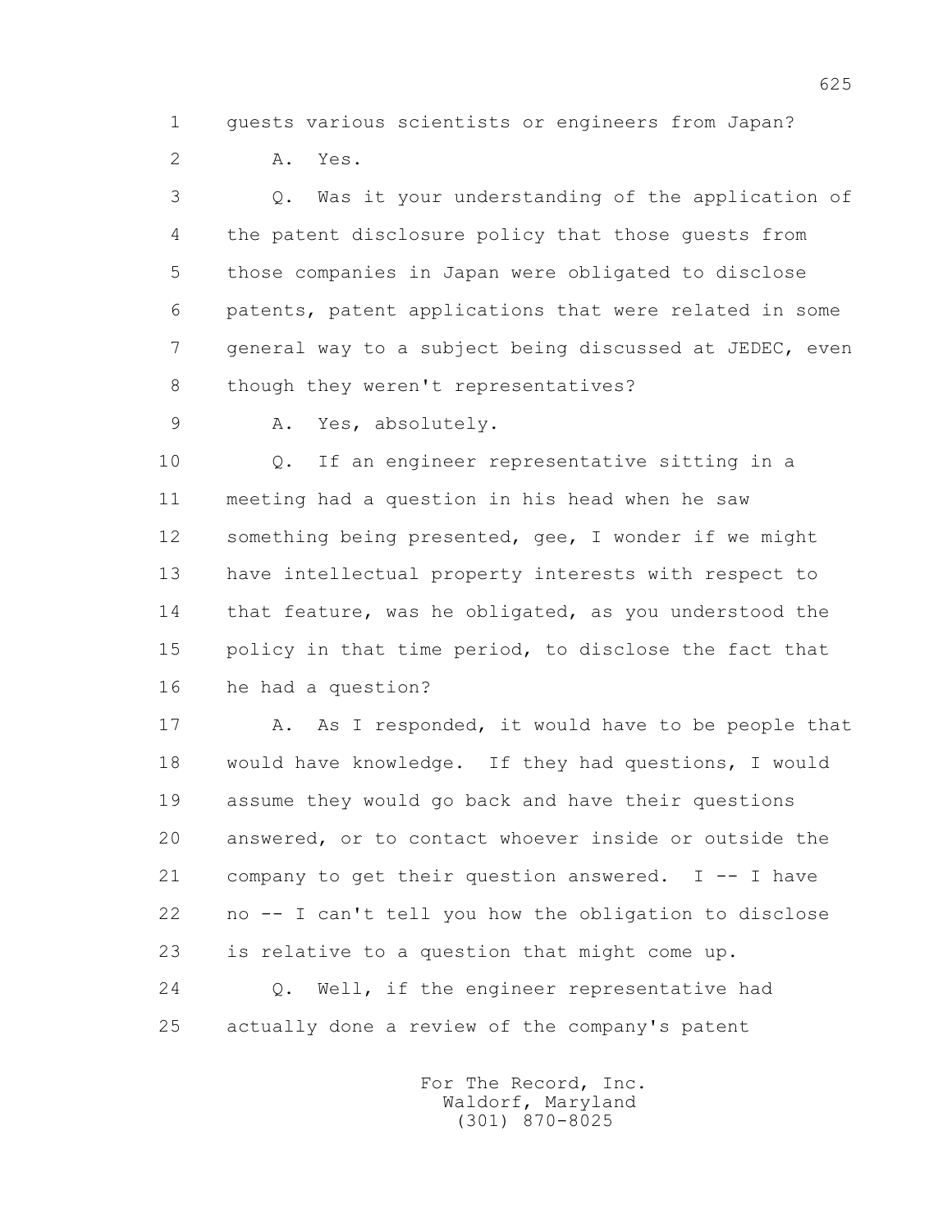1 guests various scientists or engineers from Japan?

2 A. Yes.

3 Q. Was it your understanding of the application of
4 the patent disclosure policy that those guests from
5 those companies in Japan were obligated to disclose
6 patents, patent applications that were related in some
7 general way to a subject being discussed at JEDEC, even
8 though they weren't representatives?

9 A. Yes, absolutely.

10 Q. If an engineer representative sitting in a
11 meeting had a question in his head when he saw
12 something being presented, gee, I wonder if we might
13 have intellectual property interests with respect to
14 that feature, was he obligated, as you understood the
15 policy in that time period, to disclose the fact that
16 he had a question?

17 A. As I responded, it would have to be people that
18 would have knowledge. If they had questions, I would
19 assume they would go back and have their questions
20 answered, or to contact whoever inside or outside the
21 company to get their question answered. I -- I have
22 no -- I can't tell you how the obligation to disclose
23 is relative to a question that might come up.

24 Q. Well, if the engineer representative had
25 actually done a review of the company's patent

For The Record, Inc.
Waldorf, Maryland
(301) 870-8025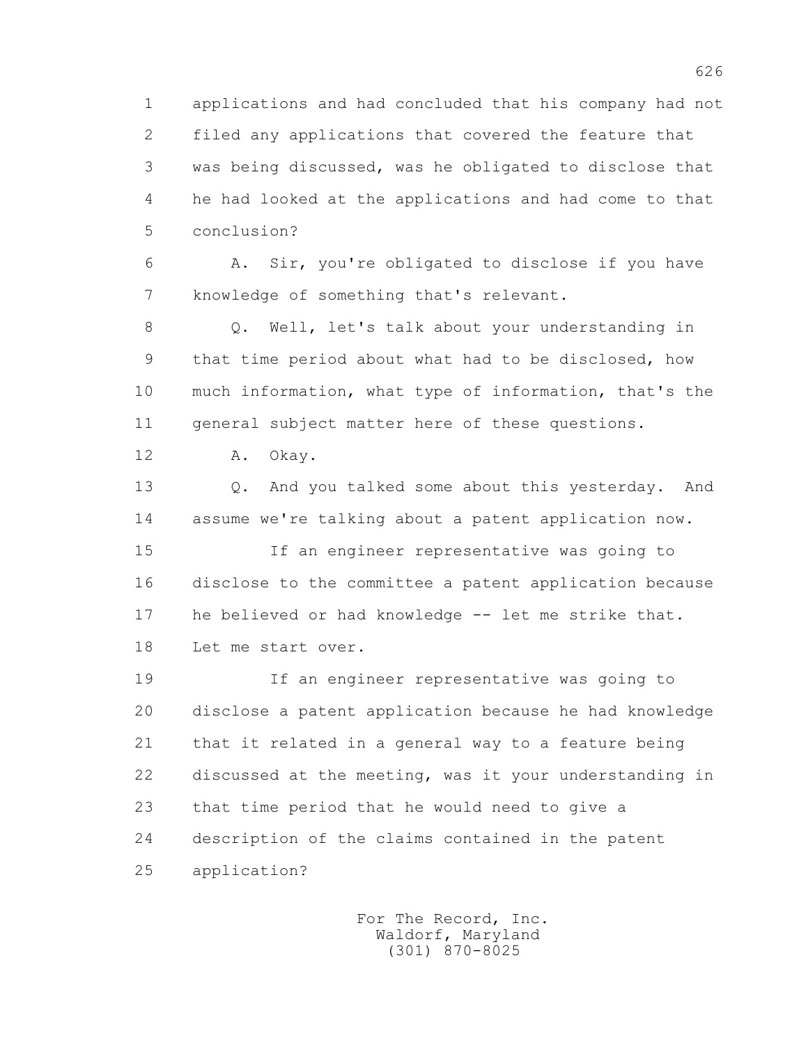1 applications and had concluded that his company had not
2 filed any applications that covered the feature that
3 was being discussed, was he obligated to disclose that
4 he had looked at the applications and had come to that
5 conclusion?

6 A. Sir, you're obligated to disclose if you have
7 knowledge of something that's relevant.

8 Q. Well, let's talk about your understanding in
9 that time period about what had to be disclosed, how
10 much information, what type of information, that's the
11 general subject matter here of these questions.

12 A. Okay.

13 Q. And you talked some about this yesterday. And
14 assume we're talking about a patent application now.

15 If an engineer representative was going to
16 disclose to the committee a patent application because
17 he believed or had knowledge -- let me strike that.
18 Let me start over.

19 If an engineer representative was going to
20 disclose a patent application because he had knowledge
21 that it related in a general way to a feature being
22 discussed at the meeting, was it your understanding in
23 that time period that he would need to give a
24 description of the claims contained in the patent
25 application?

For The Record, Inc.
Waldorf, Maryland
(301) 870-8025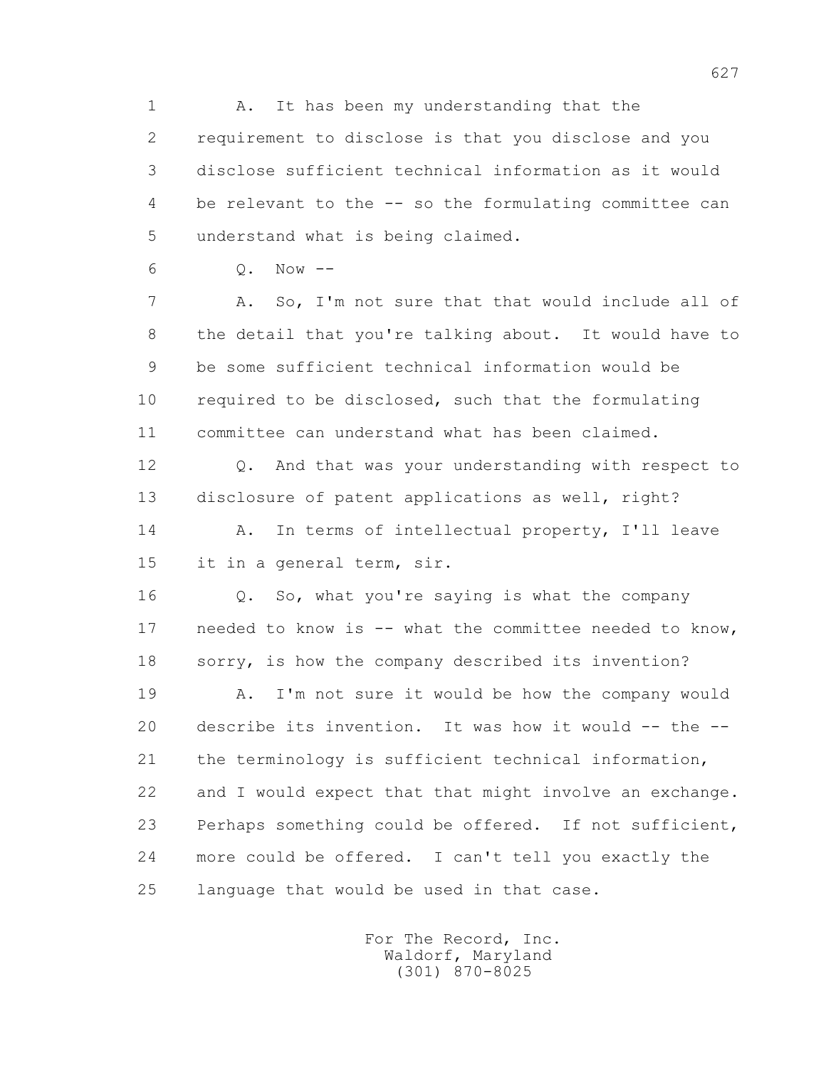1 A. It has been my understanding that the
2 requirement to disclose is that you disclose and you
3 disclose sufficient technical information as it would
4 be relevant to the -- so the formulating committee can
5 understand what is being claimed.

6 Q. Now --

7 A. So, I'm not sure that that would include all of
8 the detail that you're talking about. It would have to
9 be some sufficient technical information would be
10 required to be disclosed, such that the formulating
11 committee can understand what has been claimed.

12 Q. And that was your understanding with respect to
13 disclosure of patent applications as well, right?

14 A. In terms of intellectual property, I'll leave
15 it in a general term, sir.

16 Q. So, what you're saying is what the company
17 needed to know is -- what the committee needed to know,
18 sorry, is how the company described its invention?

19 A. I'm not sure it would be how the company would
20 describe its invention. It was how it would -- the --
21 the terminology is sufficient technical information,
22 and I would expect that that might involve an exchange.
23 Perhaps something could be offered. If not sufficient,
24 more could be offered. I can't tell you exactly the
25 language that would be used in that case.

For The Record, Inc.
Waldorf, Maryland
(301) 870-8025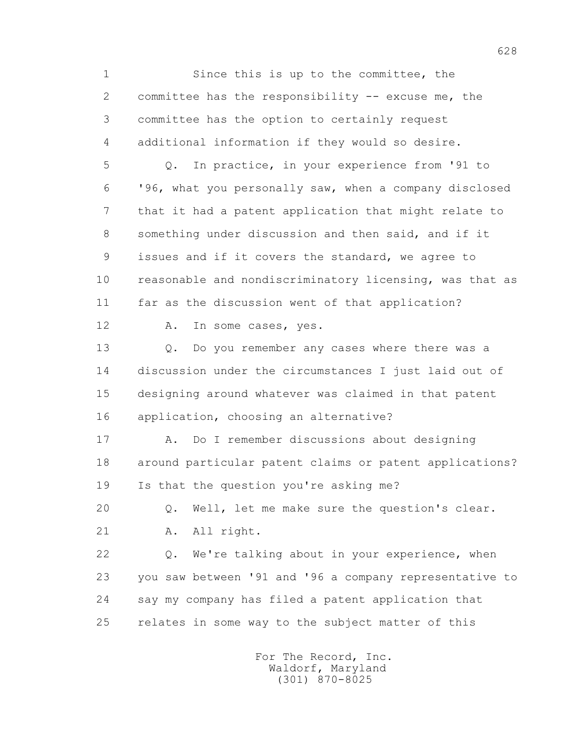1 Since this is up to the committee, the
2 committee has the responsibility -- excuse me, the
3 committee has the option to certainly request
4 additional information if they would so desire.
5 Q. In practice, in your experience from '91 to
6 '96, what you personally saw, when a company disclosed
7 that it had a patent application that might relate to
8 something under discussion and then said, and if it
9 issues and if it covers the standard, we agree to
10 reasonable and nondiscriminatory licensing, was that as
11 far as the discussion went of that application?
12 A. In some cases, yes.
13 Q. Do you remember any cases where there was a
14 discussion under the circumstances I just laid out of
15 designing around whatever was claimed in that patent
16 application, choosing an alternative?
17 A. Do I remember discussions about designing
18 around particular patent claims or patent applications?
19 Is that the question you're asking me?
20 Q. Well, let me make sure the question's clear.
21 A. All right.
22 Q. We're talking about in your experience, when
23 you saw between '91 and '96 a company representative to
24 say my company has filed a patent application that
25 relates in some way to the subject matter of this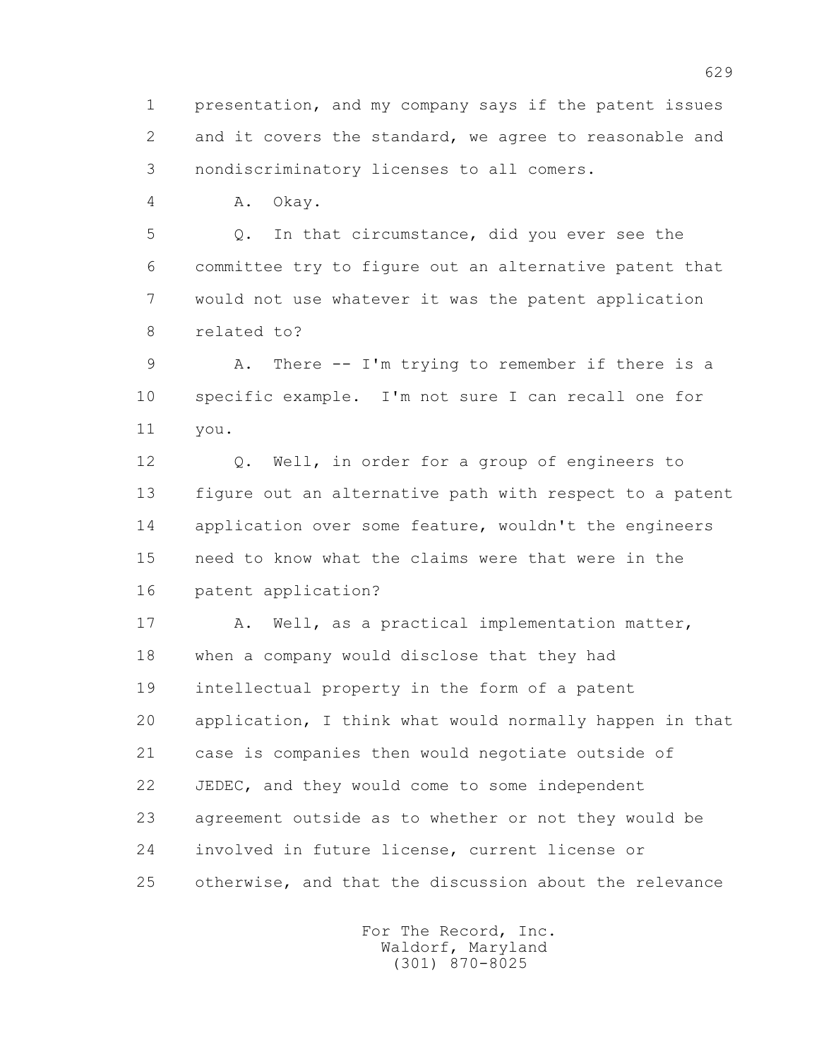1 presentation, and my company says if the patent issues
2 and it covers the standard, we agree to reasonable and
3 nondiscriminatory licenses to all comers.

4 A. Okay.

5 Q. In that circumstance, did you ever see the
6 committee try to figure out an alternative patent that
7 would not use whatever it was the patent application
8 related to?

9 A. There -- I'm trying to remember if there is a
10 specific example. I'm not sure I can recall one for
11 you.

12 Q. Well, in order for a group of engineers to
13 figure out an alternative path with respect to a patent
14 application over some feature, wouldn't the engineers
15 need to know what the claims were that were in the
16 patent application?

17 A. Well, as a practical implementation matter,
18 when a company would disclose that they had
19 intellectual property in the form of a patent
20 application, I think what would normally happen in that
21 case is companies then would negotiate outside of
22 JEDEC, and they would come to some independent
23 agreement outside as to whether or not they would be
24 involved in future license, current license or
25 otherwise, and that the discussion about the relevance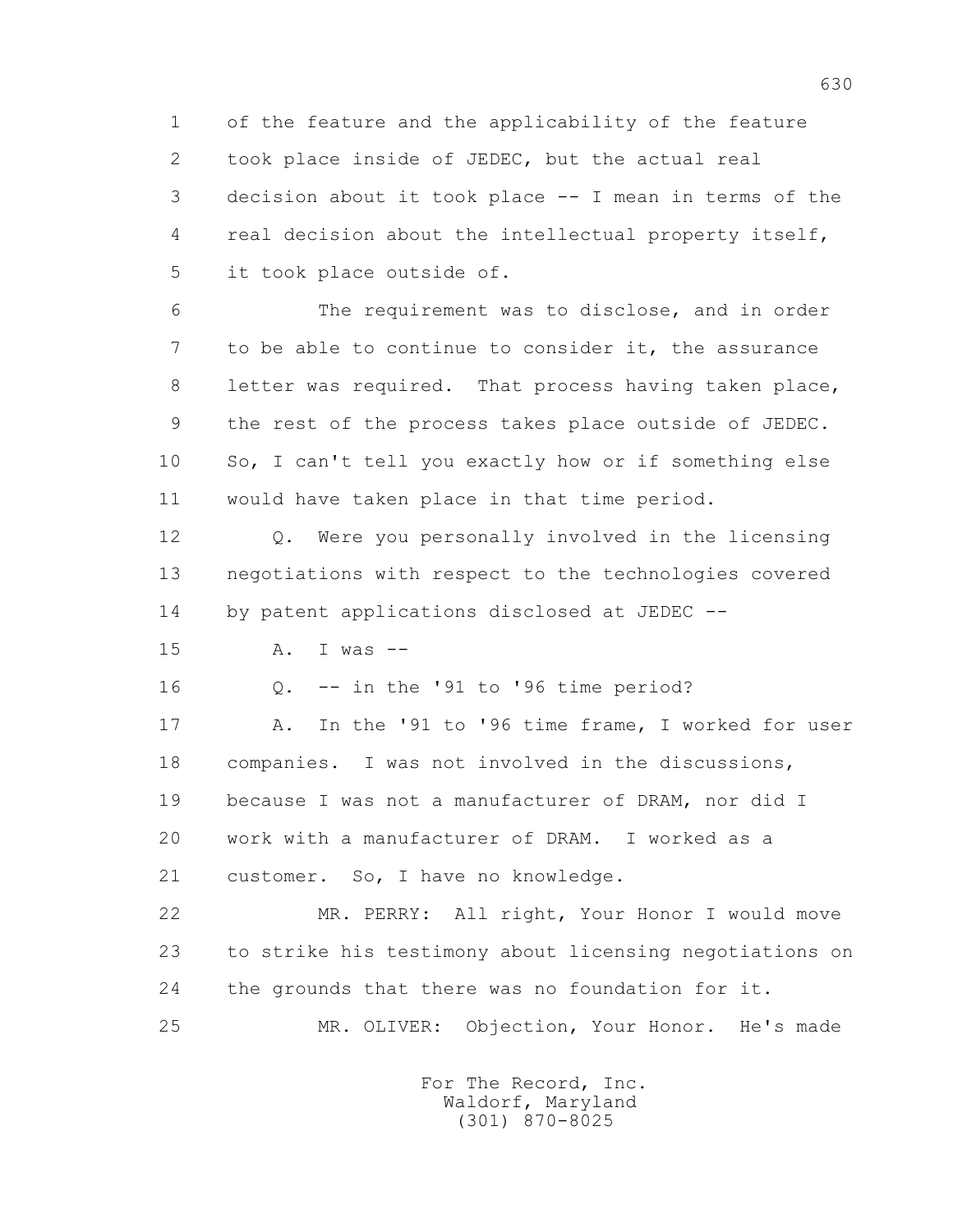of the feature and the applicability of the feature took place inside of JEDEC, but the actual real decision about it took place -- I mean in terms of the real decision about the intellectual property itself, it took place outside of.

The requirement was to disclose, and in order to be able to continue to consider it, the assurance letter was required. That process having taken place, the rest of the process takes place outside of JEDEC. So, I can't tell you exactly how or if something else would have taken place in that time period.

Q. Were you personally involved in the licensing negotiations with respect to the technologies covered by patent applications disclosed at JEDEC --

A. I was --

Q. -- in the '91 to '96 time period?

A. In the '91 to '96 time frame, I worked for user companies. I was not involved in the discussions, because I was not a manufacturer of DRAM, nor did I work with a manufacturer of DRAM. I worked as a customer. So, I have no knowledge.

MR. PERRY: All right, Your Honor I would move to strike his testimony about licensing negotiations on the grounds that there was no foundation for it.

MR. OLIVER: Objection, Your Honor. He's made

For The Record, Inc.
Waldorf, Maryland
(301) 870-8025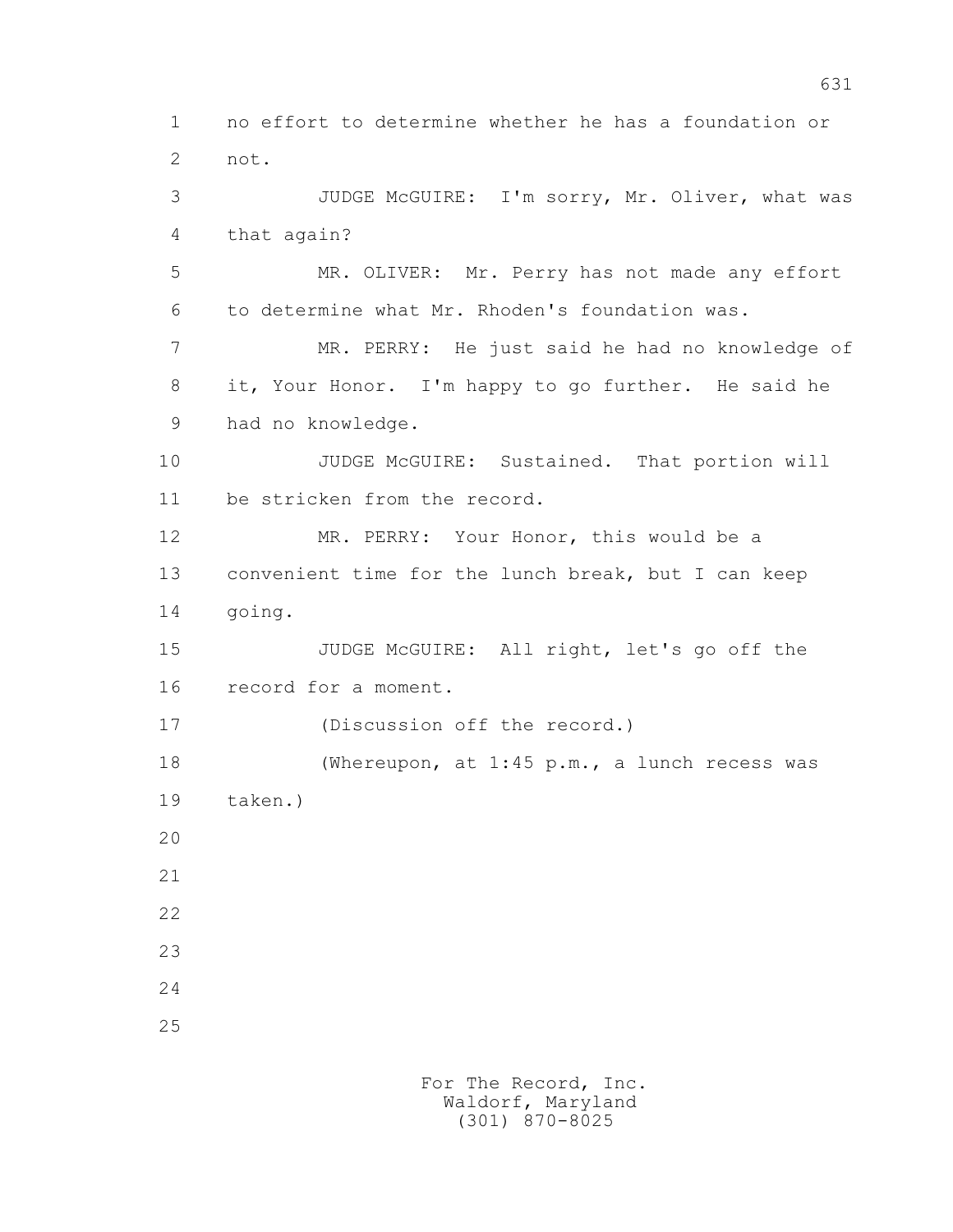no effort to determine whether he has a foundation or not.

JUDGE McGUIRE: I'm sorry, Mr. Oliver, what was that again?

MR. OLIVER: Mr. Perry has not made any effort to determine what Mr. Rhoden's foundation was.

MR. PERRY: He just said he had no knowledge of it, Your Honor. I'm happy to go further. He said he had no knowledge.

JUDGE McGUIRE: Sustained. That portion will be stricken from the record.

MR. PERRY: Your Honor, this would be a convenient time for the lunch break, but I can keep going.

JUDGE McGUIRE: All right, let's go off the record for a moment.

(Discussion off the record.)

(Whereupon, at 1:45 p.m., a lunch recess was taken.)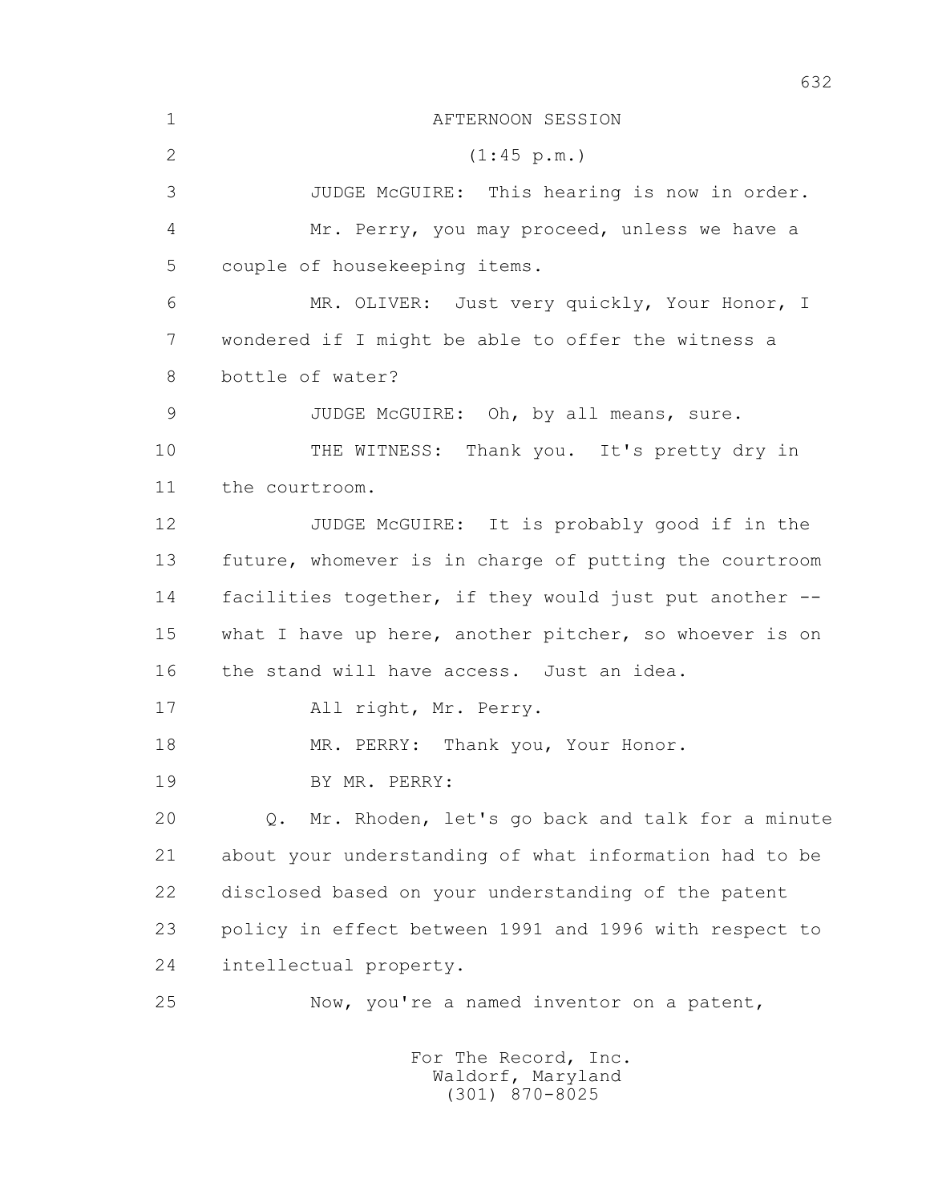AFTERNOON SESSION

(1:45 p.m.)

JUDGE McGUIRE: This hearing is now in order.

Mr. Perry, you may proceed, unless we have a couple of housekeeping items.

MR. OLIVER: Just very quickly, Your Honor, I wondered if I might be able to offer the witness a bottle of water?

JUDGE McGUIRE: Oh, by all means, sure.

THE WITNESS: Thank you. It's pretty dry in the courtroom.

JUDGE McGUIRE: It is probably good if in the future, whomever is in charge of putting the courtroom facilities together, if they would just put another -- what I have up here, another pitcher, so whoever is on the stand will have access. Just an idea.

All right, Mr. Perry.

MR. PERRY: Thank you, Your Honor.

BY MR. PERRY:

Q. Mr. Rhoden, let's go back and talk for a minute about your understanding of what information had to be disclosed based on your understanding of the patent policy in effect between 1991 and 1996 with respect to intellectual property.

Now, you're a named inventor on a patent,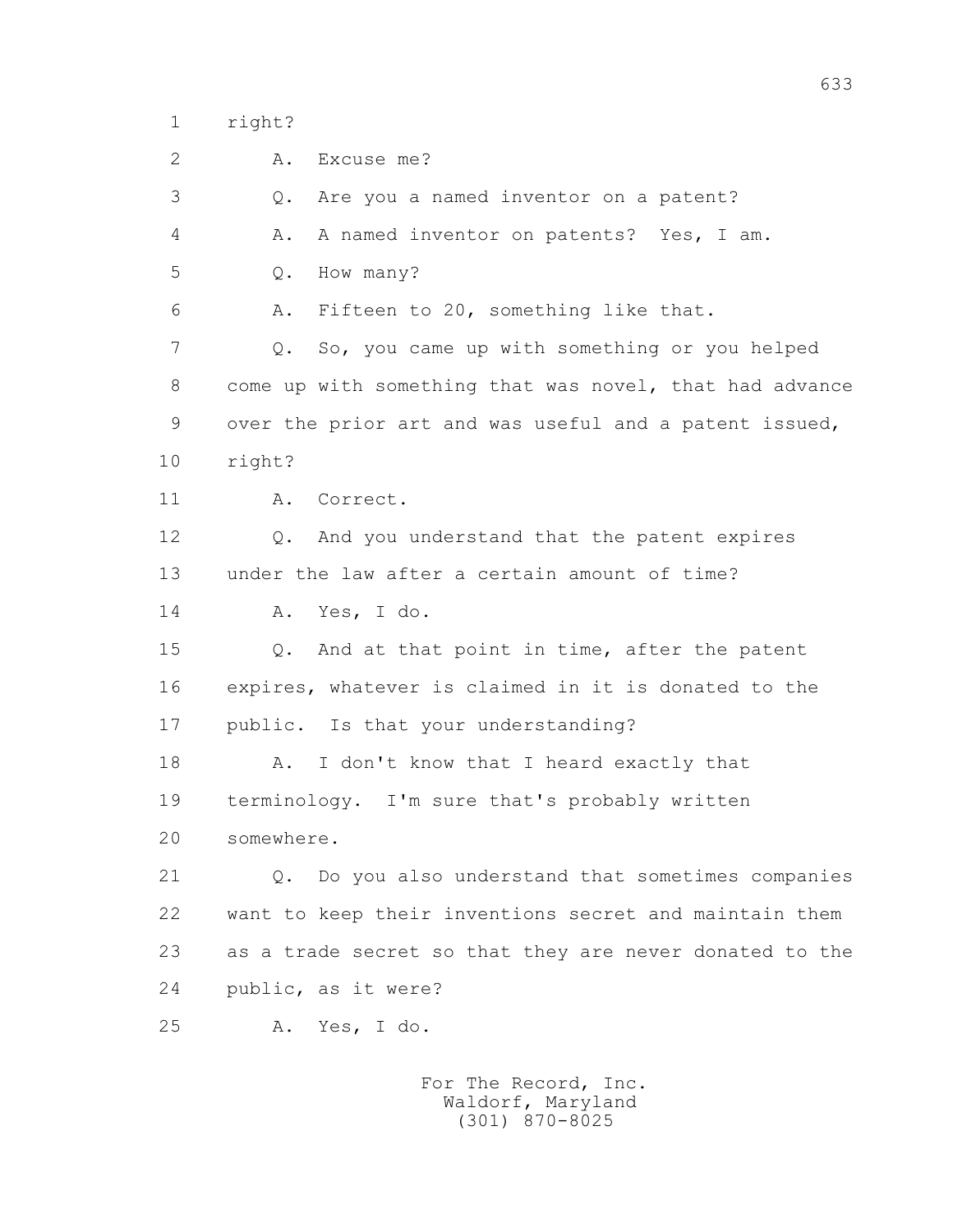1 right?

2 A. Excuse me?

3 Q. Are you a named inventor on a patent?

4 A. A named inventor on patents? Yes, I am.

5 Q. How many?

6 A. Fifteen to 20, something like that.

7 Q. So, you came up with something or you helped

8 come up with something that was novel, that had advance

9 over the prior art and was useful and a patent issued,

10 right?

11 A. Correct.

12 Q. And you understand that the patent expires

13 under the law after a certain amount of time?

14 A. Yes, I do.

15 Q. And at that point in time, after the patent

16 expires, whatever is claimed in it is donated to the

17 public. Is that your understanding?

18 A. I don't know that I heard exactly that

19 terminology. I'm sure that's probably written

20 somewhere.

21 Q. Do you also understand that sometimes companies

22 want to keep their inventions secret and maintain them

23 as a trade secret so that they are never donated to the

24 public, as it were?

25 A. Yes, I do.

For The Record, Inc.
Waldorf, Maryland
(301) 870-8025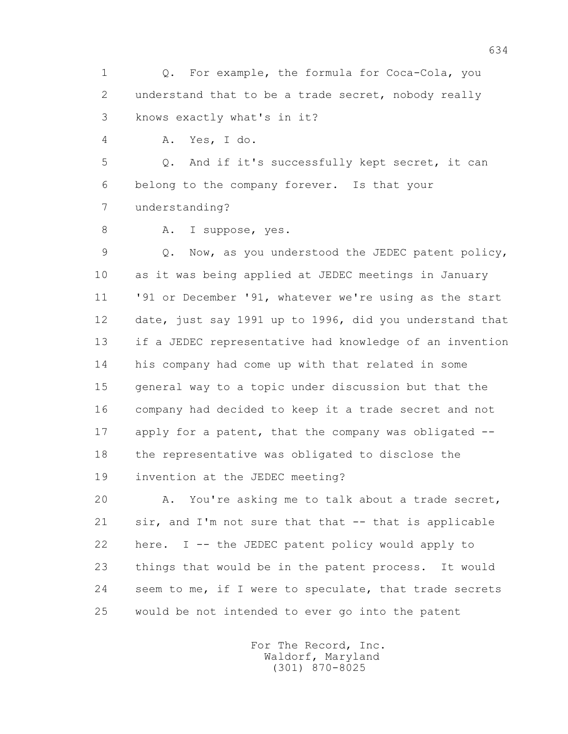1 Q. For example, the formula for Coca-Cola, you
2 understand that to be a trade secret, nobody really
3 knows exactly what's in it?
4 A. Yes, I do.
5 Q. And if it's successfully kept secret, it can
6 belong to the company forever. Is that your
7 understanding?
8 A. I suppose, yes.
9 Q. Now, as you understood the JEDEC patent policy,
10 as it was being applied at JEDEC meetings in January
11 '91 or December '91, whatever we're using as the start
12 date, just say 1991 up to 1996, did you understand that
13 if a JEDEC representative had knowledge of an invention
14 his company had come up with that related in some
15 general way to a topic under discussion but that the
16 company had decided to keep it a trade secret and not
17 apply for a patent, that the company was obligated --
18 the representative was obligated to disclose the
19 invention at the JEDEC meeting?
20 A. You're asking me to talk about a trade secret,
21 sir, and I'm not sure that that -- that is applicable
22 here. I -- the JEDEC patent policy would apply to
23 things that would be in the patent process. It would
24 seem to me, if I were to speculate, that trade secrets
25 would be not intended to ever go into the patent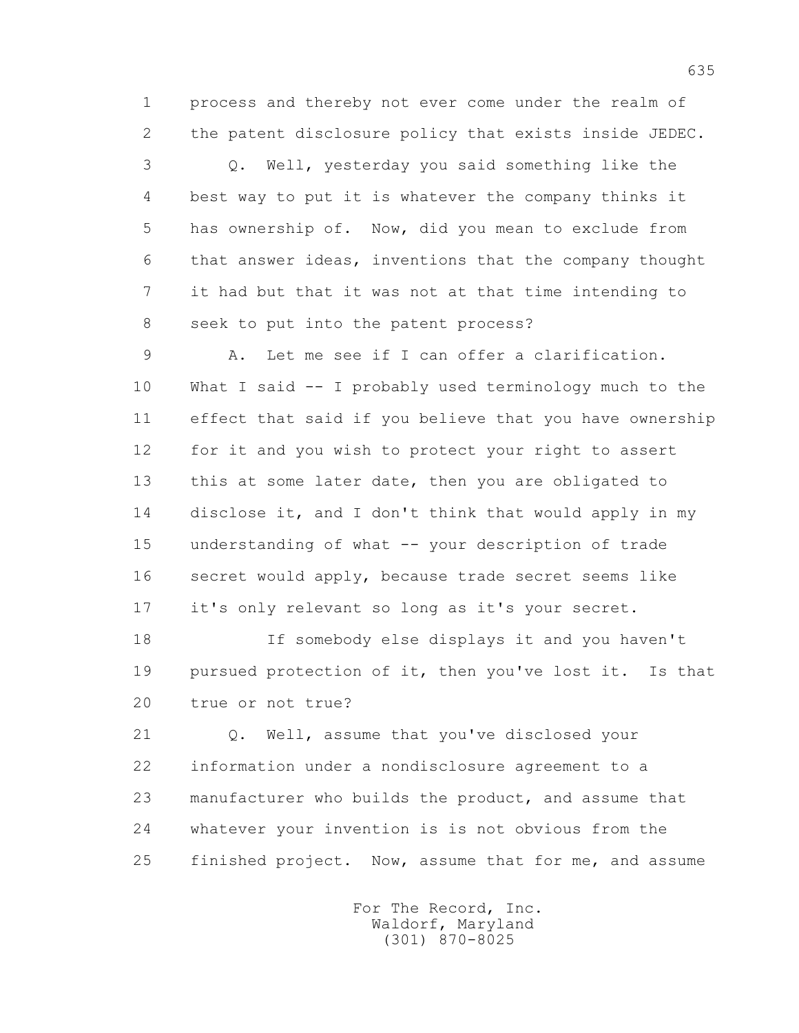1 process and thereby not ever come under the realm of
2 the patent disclosure policy that exists inside JEDEC.
3 Q. Well, yesterday you said something like the
4 best way to put it is whatever the company thinks it
5 has ownership of. Now, did you mean to exclude from
6 that answer ideas, inventions that the company thought
7 it had but that it was not at that time intending to
8 seek to put into the patent process?
9 A. Let me see if I can offer a clarification.
10 What I said -- I probably used terminology much to the
11 effect that said if you believe that you have ownership
12 for it and you wish to protect your right to assert
13 this at some later date, then you are obligated to
14 disclose it, and I don't think that would apply in my
15 understanding of what -- your description of trade
16 secret would apply, because trade secret seems like
17 it's only relevant so long as it's your secret.
18 If somebody else displays it and you haven't
19 pursued protection of it, then you've lost it. Is that
20 true or not true?
21 Q. Well, assume that you've disclosed your
22 information under a nondisclosure agreement to a
23 manufacturer who builds the product, and assume that
24 whatever your invention is is not obvious from the
25 finished project. Now, assume that for me, and assume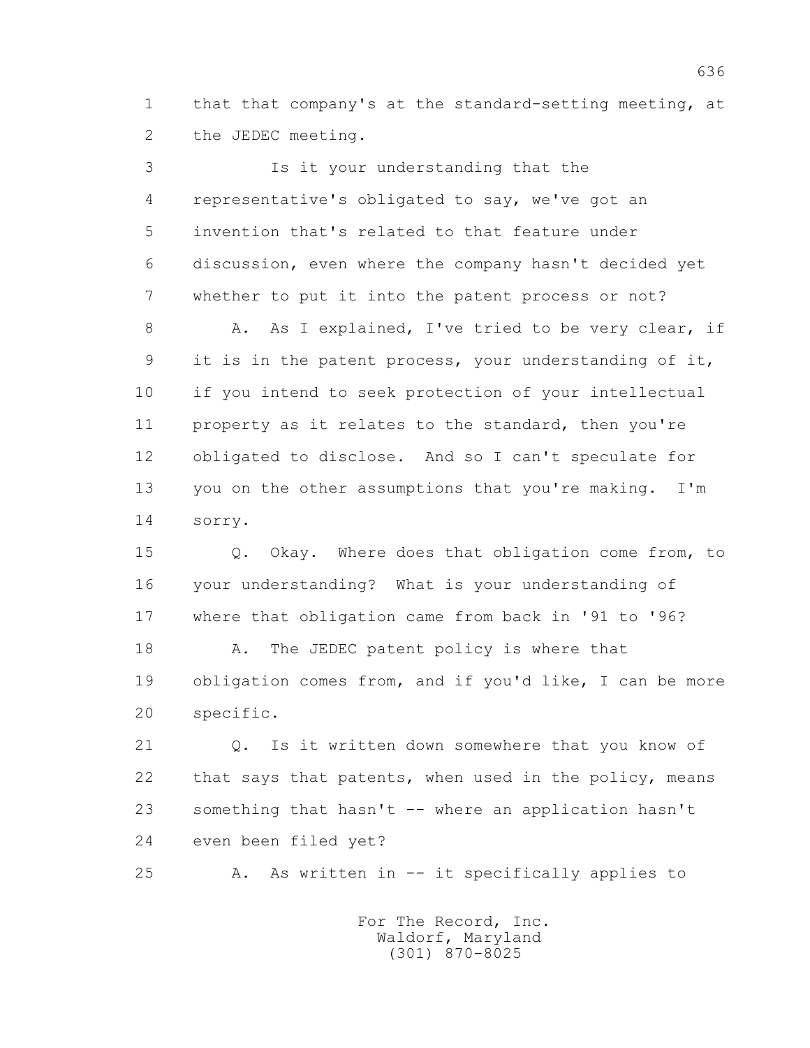1 that that company's at the standard-setting meeting, at
2 the JEDEC meeting.

3 Is it your understanding that the
4 representative's obligated to say, we've got an
5 invention that's related to that feature under
6 discussion, even where the company hasn't decided yet
7 whether to put it into the patent process or not?

8 A. As I explained, I've tried to be very clear, if
9 it is in the patent process, your understanding of it,
10 if you intend to seek protection of your intellectual
11 property as it relates to the standard, then you're
12 obligated to disclose. And so I can't speculate for
13 you on the other assumptions that you're making. I'm
14 sorry.

15 Q. Okay. Where does that obligation come from, to
16 your understanding? What is your understanding of
17 where that obligation came from back in '91 to '96?

18 A. The JEDEC patent policy is where that
19 obligation comes from, and if you'd like, I can be more
20 specific.

21 Q. Is it written down somewhere that you know of
22 that says that patents, when used in the policy, means
23 something that hasn't -- where an application hasn't
24 even been filed yet?

25 A. As written in -- it specifically applies to

For The Record, Inc.
Waldorf, Maryland
(301) 870-8025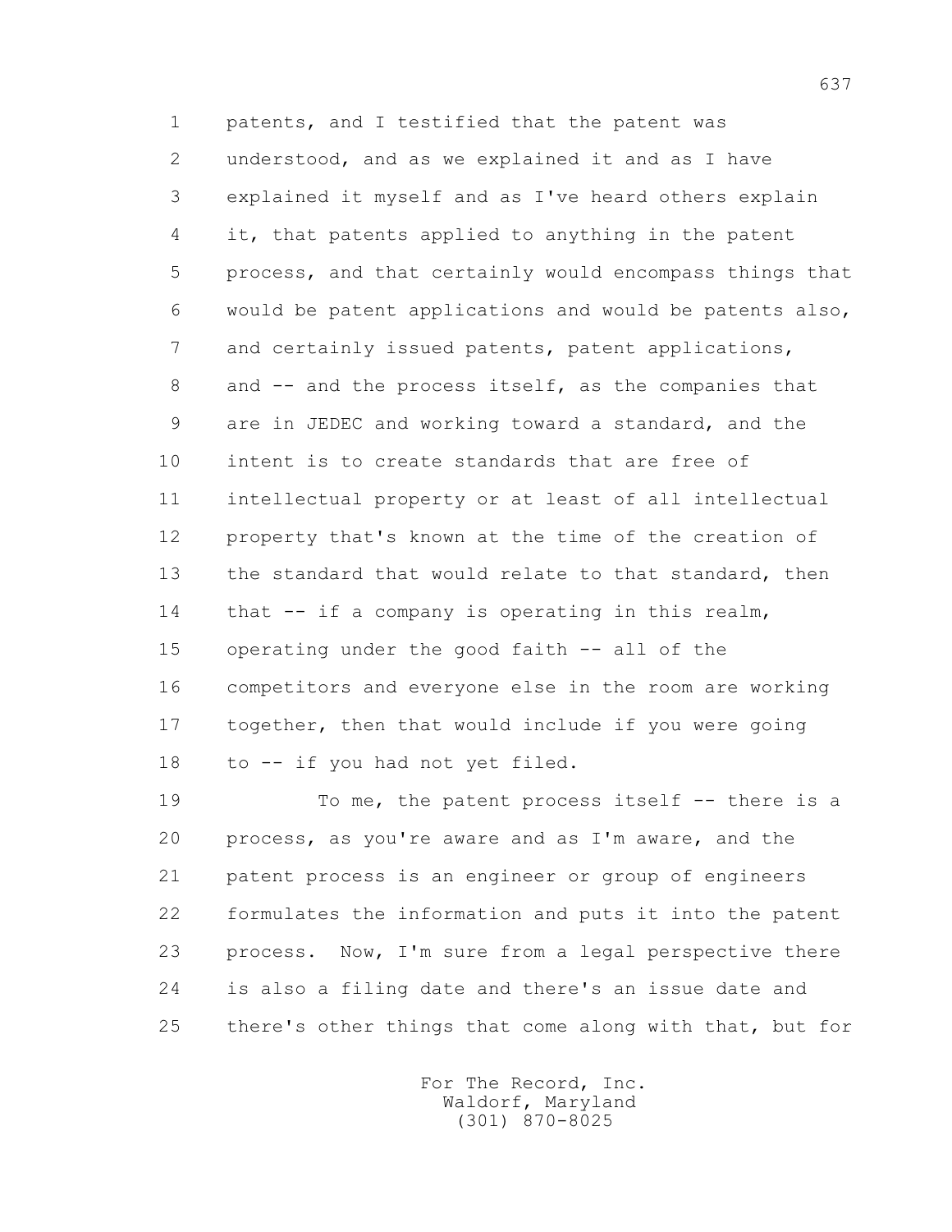patents, and I testified that the patent was understood, and as we explained it and as I have explained it myself and as I've heard others explain it, that patents applied to anything in the patent process, and that certainly would encompass things that would be patent applications and would be patents also, and certainly issued patents, patent applications, and -- and the process itself, as the companies that are in JEDEC and working toward a standard, and the intent is to create standards that are free of intellectual property or at least of all intellectual property that's known at the time of the creation of the standard that would relate to that standard, then that -- if a company is operating in this realm, operating under the good faith -- all of the competitors and everyone else in the room are working together, then that would include if you were going to -- if you had not yet filed.

To me, the patent process itself -- there is a process, as you're aware and as I'm aware, and the patent process is an engineer or group of engineers formulates the information and puts it into the patent process. Now, I'm sure from a legal perspective there is also a filing date and there's an issue date and there's other things that come along with that, but for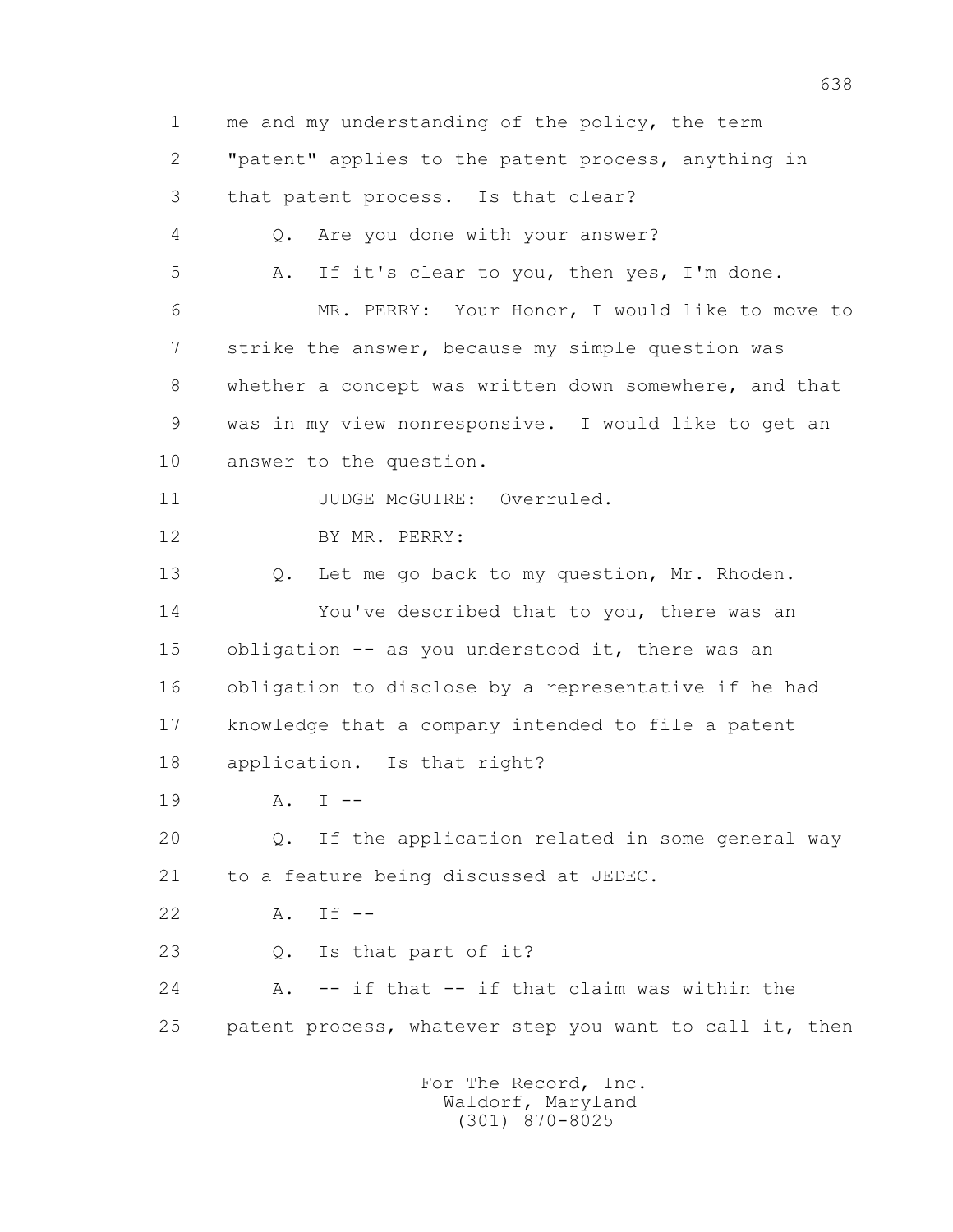me and my understanding of the policy, the term "patent" applies to the patent process, anything in that patent process. Is that clear?

Q. Are you done with your answer?

A. If it's clear to you, then yes, I'm done.

MR. PERRY: Your Honor, I would like to move to strike the answer, because my simple question was whether a concept was written down somewhere, and that was in my view nonresponsive. I would like to get an answer to the question.

JUDGE McGUIRE: Overruled.

BY MR. PERRY:

Q. Let me go back to my question, Mr. Rhoden.

You've described that to you, there was an obligation -- as you understood it, there was an obligation to disclose by a representative if he had knowledge that a company intended to file a patent application. Is that right?

A. I --

Q. If the application related in some general way to a feature being discussed at JEDEC.

A. If --

Q. Is that part of it?

A. -- if that -- if that claim was within the patent process, whatever step you want to call it, then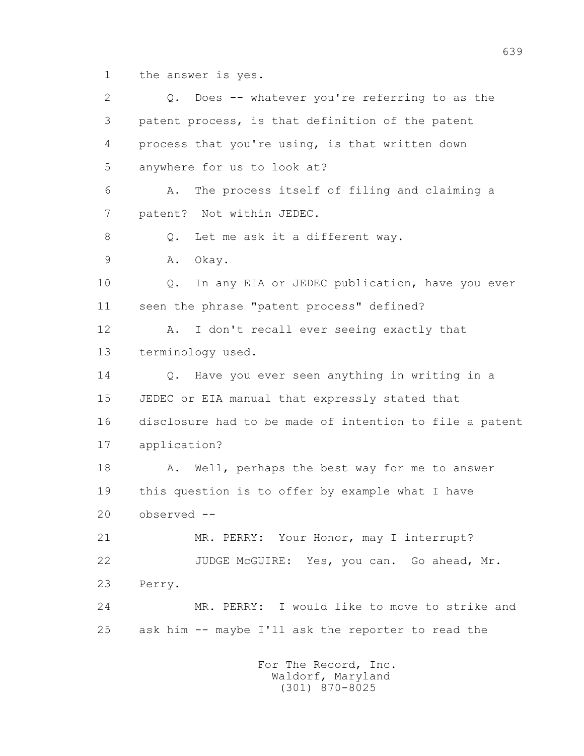1 the answer is yes.

2 Q. Does -- whatever you're referring to as the

3 patent process, is that definition of the patent

4 process that you're using, is that written down

5 anywhere for us to look at?

6 A. The process itself of filing and claiming a

7 patent? Not within JEDEC.

8 Q. Let me ask it a different way.

9 A. Okay.

10 Q. In any EIA or JEDEC publication, have you ever

11 seen the phrase "patent process" defined?

12 A. I don't recall ever seeing exactly that

13 terminology used.

14 Q. Have you ever seen anything in writing in a

15 JEDEC or EIA manual that expressly stated that

16 disclosure had to be made of intention to file a patent

17 application?

18 A. Well, perhaps the best way for me to answer

19 this question is to offer by example what I have

20 observed --

21 MR. PERRY: Your Honor, may I interrupt?

22 JUDGE McGUIRE: Yes, you can. Go ahead, Mr.

23 Perry.

24 MR. PERRY: I would like to move to strike and

25 ask him -- maybe I'll ask the reporter to read the

For The Record, Inc.
Waldorf, Maryland
(301) 870-8025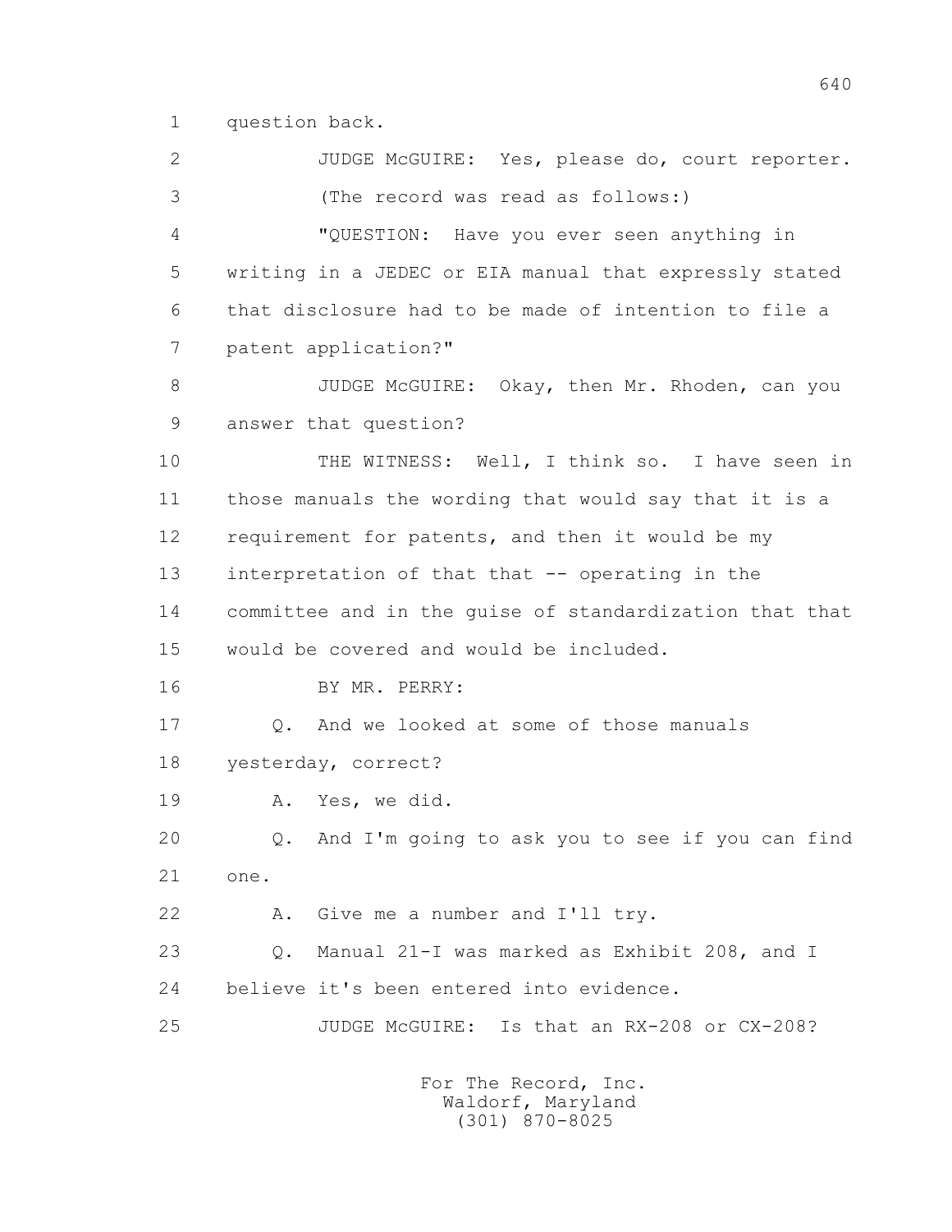1 question back.

2 JUDGE McGUIRE: Yes, please do, court reporter.

3 (The record was read as follows:)

4 "QUESTION: Have you ever seen anything in

5 writing in a JEDEC or EIA manual that expressly stated

6 that disclosure had to be made of intention to file a

7 patent application?"

8 JUDGE McGUIRE: Okay, then Mr. Rhoden, can you

9 answer that question?

10 THE WITNESS: Well, I think so. I have seen in

11 those manuals the wording that would say that it is a

12 requirement for patents, and then it would be my

13 interpretation of that that -- operating in the

14 committee and in the guise of standardization that that

15 would be covered and would be included.

16 BY MR. PERRY:

17 Q. And we looked at some of those manuals

18 yesterday, correct?

19 A. Yes, we did.

20 Q. And I'm going to ask you to see if you can find

21 one.

22 A. Give me a number and I'll try.

23 Q. Manual 21-I was marked as Exhibit 208, and I

24 believe it's been entered into evidence.

25 JUDGE McGUIRE: Is that an RX-208 or CX-208?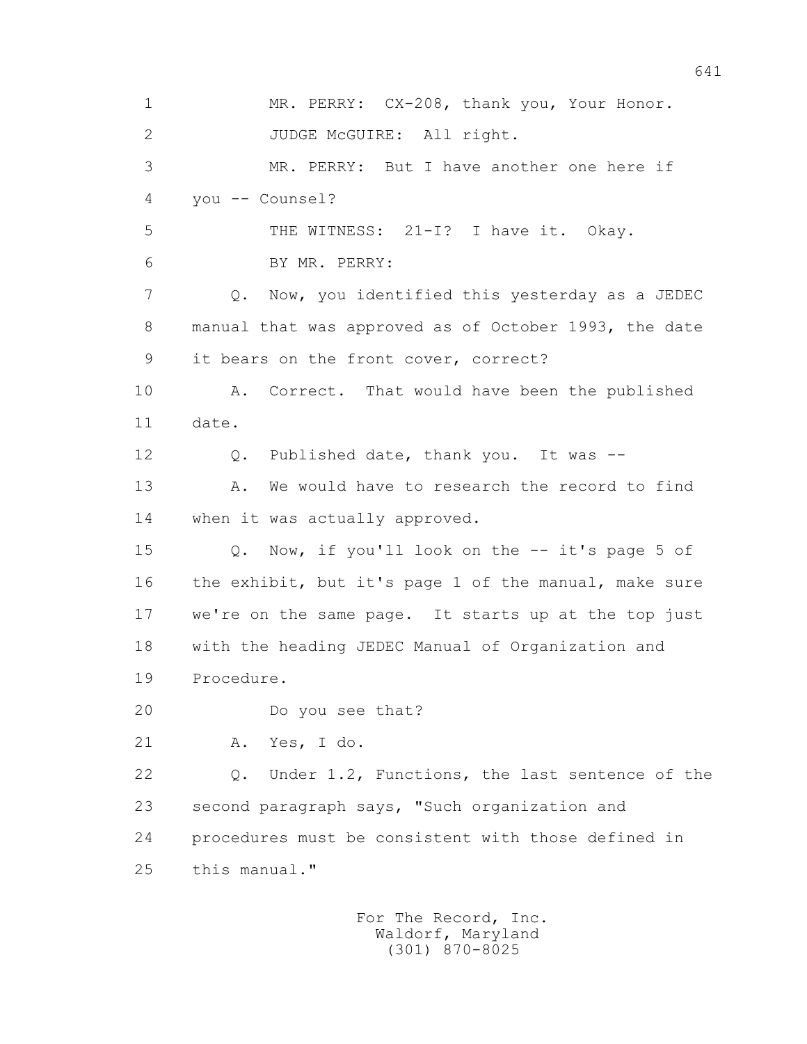1 MR. PERRY: CX-208, thank you, Your Honor.

2 JUDGE McGUIRE: All right.

3 MR. PERRY: But I have another one here if

4 you -- Counsel?

5 THE WITNESS: 21-I? I have it. Okay.

6 BY MR. PERRY:

7 Q. Now, you identified this yesterday as a JEDEC

8 manual that was approved as of October 1993, the date

9 it bears on the front cover, correct?

10 A. Correct. That would have been the published

11 date.

12 Q. Published date, thank you. It was --

13 A. We would have to research the record to find

14 when it was actually approved.

15 Q. Now, if you'll look on the -- it's page 5 of

16 the exhibit, but it's page 1 of the manual, make sure

17 we're on the same page. It starts up at the top just

18 with the heading JEDEC Manual of Organization and

19 Procedure.

20 Do you see that?

21 A. Yes, I do.

22 Q. Under 1.2, Functions, the last sentence of the

23 second paragraph says, "Such organization and

24 procedures must be consistent with those defined in

25 this manual."

For The Record, Inc.
Waldorf, Maryland
(301) 870-8025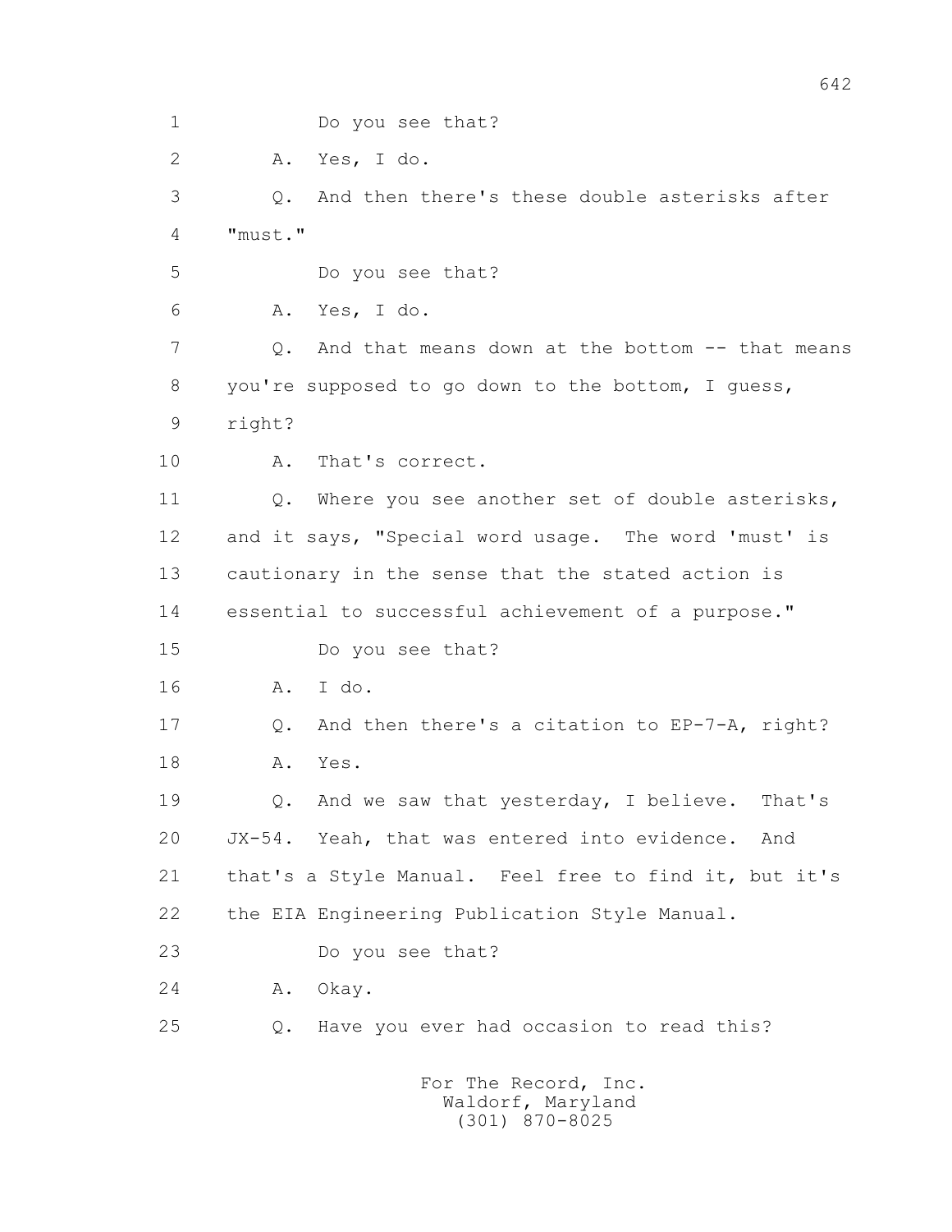1 Do you see that?

2 A. Yes, I do.

3 Q. And then there's these double asterisks after

4 "must."

5 Do you see that?

6 A. Yes, I do.

7 Q. And that means down at the bottom -- that means

8 you're supposed to go down to the bottom, I guess,

9 right?

10 A. That's correct.

11 Q. Where you see another set of double asterisks,

12 and it says, "Special word usage. The word 'must' is

13 cautionary in the sense that the stated action is

14 essential to successful achievement of a purpose."

15 Do you see that?

16 A. I do.

17 Q. And then there's a citation to EP-7-A, right?

18 A. Yes.

19 Q. And we saw that yesterday, I believe. That's

20 JX-54. Yeah, that was entered into evidence. And

21 that's a Style Manual. Feel free to find it, but it's

22 the EIA Engineering Publication Style Manual.

23 Do you see that?

24 A. Okay.

25 Q. Have you ever had occasion to read this?

For The Record, Inc.
Waldorf, Maryland
(301) 870-8025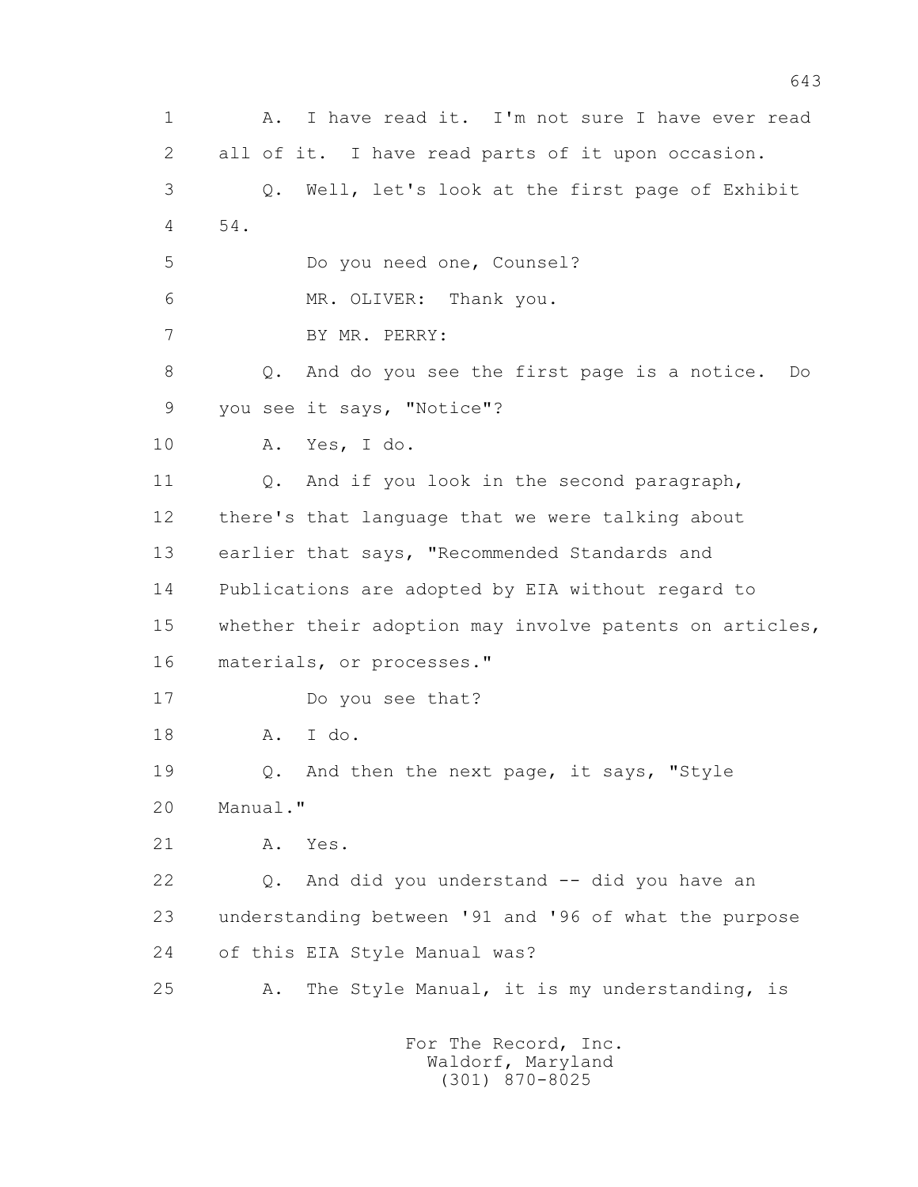1 A. I have read it. I'm not sure I have ever read
2 all of it. I have read parts of it upon occasion.
3 Q. Well, let's look at the first page of Exhibit
4 54.
5 Do you need one, Counsel?
6 MR. OLIVER: Thank you.
7 BY MR. PERRY:
8 Q. And do you see the first page is a notice. Do
9 you see it says, "Notice"?
10 A. Yes, I do.
11 Q. And if you look in the second paragraph,
12 there's that language that we were talking about
13 earlier that says, "Recommended Standards and
14 Publications are adopted by EIA without regard to
15 whether their adoption may involve patents on articles,
16 materials, or processes."
17 Do you see that?
18 A. I do.
19 Q. And then the next page, it says, "Style
20 Manual."
21 A. Yes.
22 Q. And did you understand -- did you have an
23 understanding between '91 and '96 of what the purpose
24 of this EIA Style Manual was?
25 A. The Style Manual, it is my understanding, is

For The Record, Inc.
Waldorf, Maryland
(301) 870-8025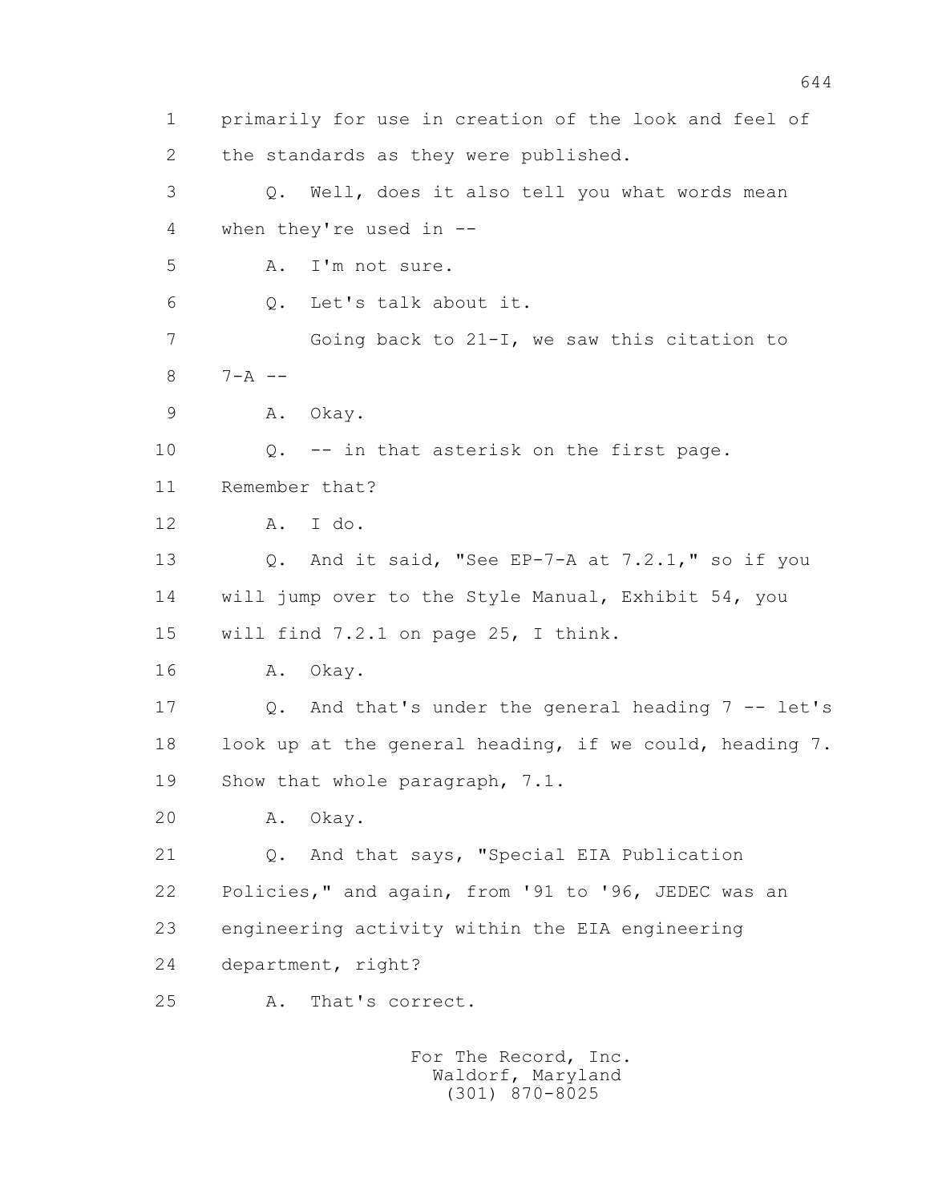1 primarily for use in creation of the look and feel of
2 the standards as they were published.
3 Q. Well, does it also tell you what words mean
4 when they're used in --
5 A. I'm not sure.
6 Q. Let's talk about it.
7 Going back to 21-I, we saw this citation to
8 7-A --
9 A. Okay.
10 Q. -- in that asterisk on the first page.
11 Remember that?
12 A. I do.
13 Q. And it said, "See EP-7-A at 7.2.1," so if you
14 will jump over to the Style Manual, Exhibit 54, you
15 will find 7.2.1 on page 25, I think.
16 A. Okay.
17 Q. And that's under the general heading 7 -- let's
18 look up at the general heading, if we could, heading 7.
19 Show that whole paragraph, 7.1.
20 A. Okay.
21 Q. And that says, "Special EIA Publication
22 Policies," and again, from '91 to '96, JEDEC was an
23 engineering activity within the EIA engineering
24 department, right?
25 A. That's correct.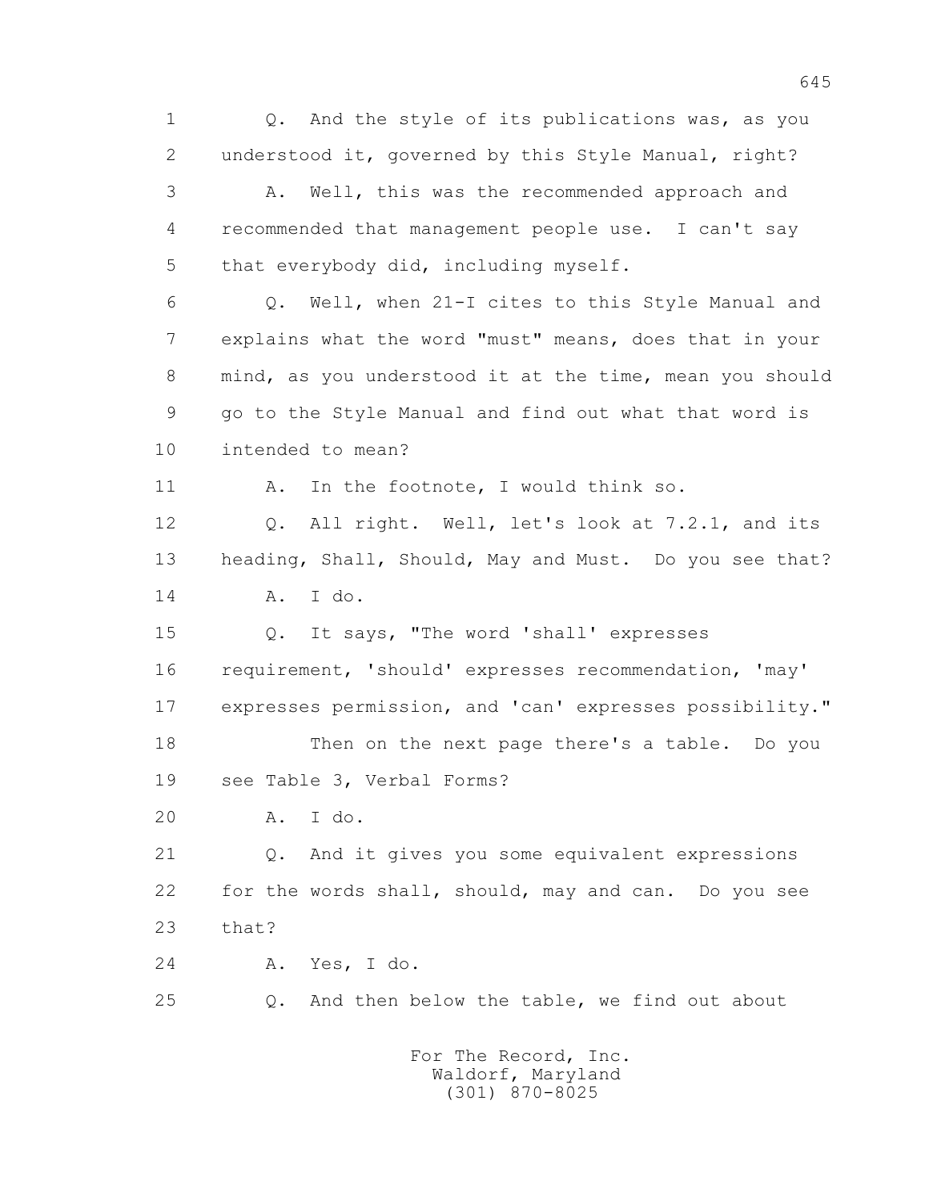Q. And the style of its publications was, as you understood it, governed by this Style Manual, right?

A. Well, this was the recommended approach and recommended that management people use. I can't say that everybody did, including myself.

Q. Well, when 21-I cites to this Style Manual and explains what the word "must" means, does that in your mind, as you understood it at the time, mean you should go to the Style Manual and find out what that word is intended to mean?

A. In the footnote, I would think so.

Q. All right. Well, let's look at 7.2.1, and its heading, Shall, Should, May and Must. Do you see that?

A. I do.

Q. It says, "The word 'shall' expresses requirement, 'should' expresses recommendation, 'may' expresses permission, and 'can' expresses possibility."

Then on the next page there's a table. Do you see Table 3, Verbal Forms?

A. I do.

Q. And it gives you some equivalent expressions for the words shall, should, may and can. Do you see that?

A. Yes, I do.

Q. And then below the table, we find out about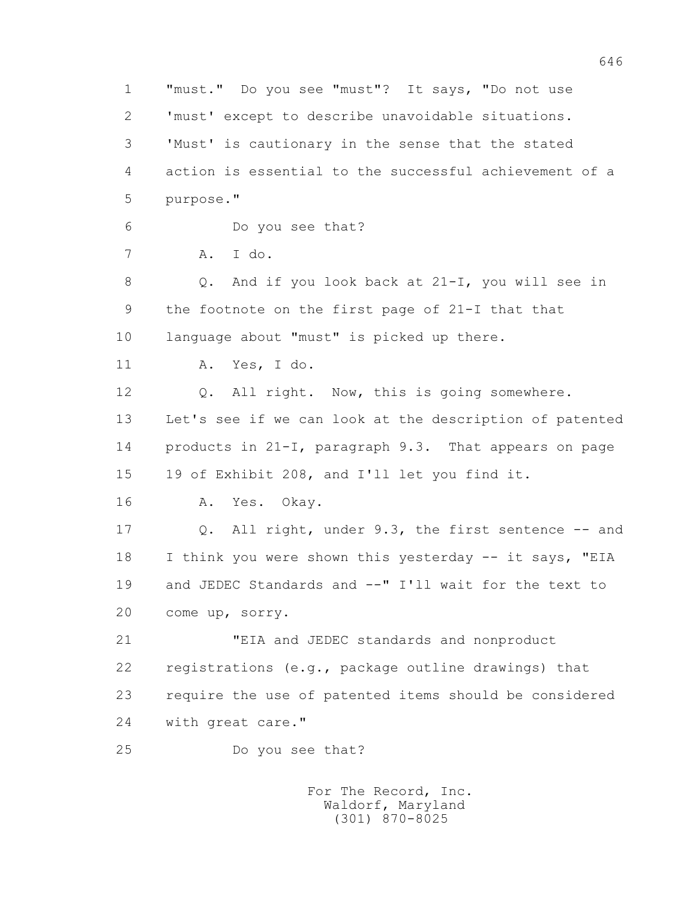1 "must." Do you see "must"? It says, "Do not use
2 'must' except to describe unavoidable situations.
3 'Must' is cautionary in the sense that the stated
4 action is essential to the successful achievement of a
5 purpose."
6 Do you see that?
7 A. I do.
8 Q. And if you look back at 21-I, you will see in
9 the footnote on the first page of 21-I that that
10 language about "must" is picked up there.
11 A. Yes, I do.
12 Q. All right. Now, this is going somewhere.
13 Let's see if we can look at the description of patented
14 products in 21-I, paragraph 9.3. That appears on page
15 19 of Exhibit 208, and I'll let you find it.
16 A. Yes. Okay.
17 Q. All right, under 9.3, the first sentence -- and
18 I think you were shown this yesterday -- it says, "EIA
19 and JEDEC Standards and --" I'll wait for the text to
20 come up, sorry.
21 "EIA and JEDEC standards and nonproduct
22 registrations (e.g., package outline drawings) that
23 require the use of patented items should be considered
24 with great care."
25 Do you see that?

For The Record, Inc.
Waldorf, Maryland
(301) 870-8025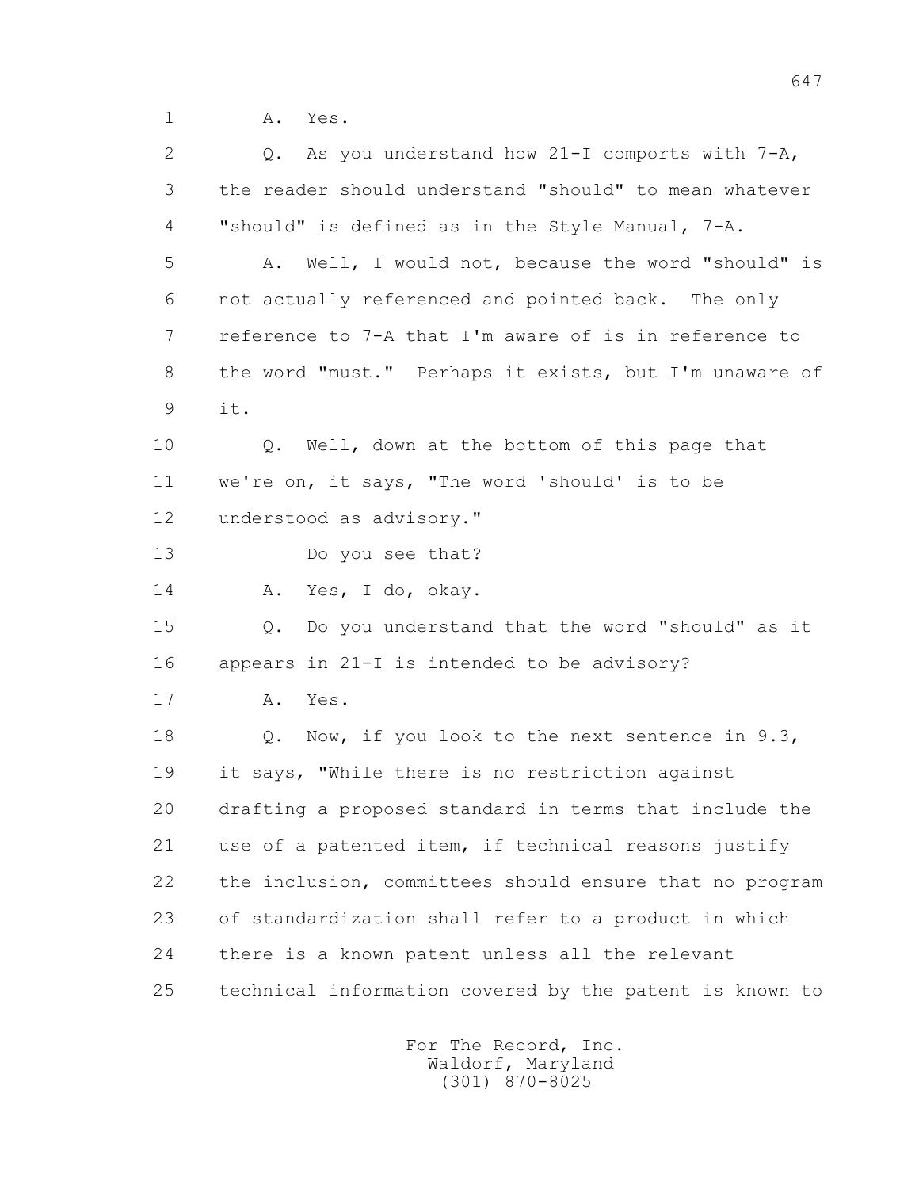1 A. Yes.

2 Q. As you understand how 21-I comports with 7-A,

3 the reader should understand "should" to mean whatever

4 "should" is defined as in the Style Manual, 7-A.

5 A. Well, I would not, because the word "should" is

6 not actually referenced and pointed back. The only

7 reference to 7-A that I'm aware of is in reference to

8 the word "must." Perhaps it exists, but I'm unaware of

9 it.

10 Q. Well, down at the bottom of this page that

11 we're on, it says, "The word 'should' is to be

12 understood as advisory."

13 Do you see that?

14 A. Yes, I do, okay.

15 Q. Do you understand that the word "should" as it

16 appears in 21-I is intended to be advisory?

17 A. Yes.

18 Q. Now, if you look to the next sentence in 9.3,

19 it says, "While there is no restriction against

20 drafting a proposed standard in terms that include the

21 use of a patented item, if technical reasons justify

22 the inclusion, committees should ensure that no program

23 of standardization shall refer to a product in which

24 there is a known patent unless all the relevant

25 technical information covered by the patent is known to

For The Record, Inc.
Waldorf, Maryland
(301) 870-8025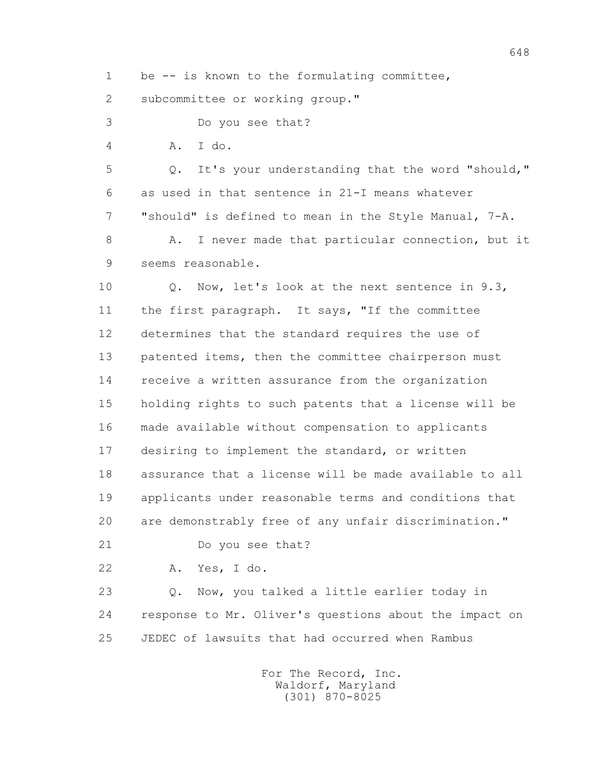1 be -- is known to the formulating committee,

2 subcommittee or working group."

3 Do you see that?

4 A. I do.

5 Q. It's your understanding that the word "should,"

6 as used in that sentence in 21-I means whatever

7 "should" is defined to mean in the Style Manual, 7-A.

8 A. I never made that particular connection, but it

9 seems reasonable.

10 Q. Now, let's look at the next sentence in 9.3,

11 the first paragraph. It says, "If the committee

12 determines that the standard requires the use of

13 patented items, then the committee chairperson must

14 receive a written assurance from the organization

15 holding rights to such patents that a license will be

16 made available without compensation to applicants

17 desiring to implement the standard, or written

18 assurance that a license will be made available to all

19 applicants under reasonable terms and conditions that

20 are demonstrably free of any unfair discrimination."

21 Do you see that?

22 A. Yes, I do.

23 Q. Now, you talked a little earlier today in

24 response to Mr. Oliver's questions about the impact on

25 JEDEC of lawsuits that had occurred when Rambus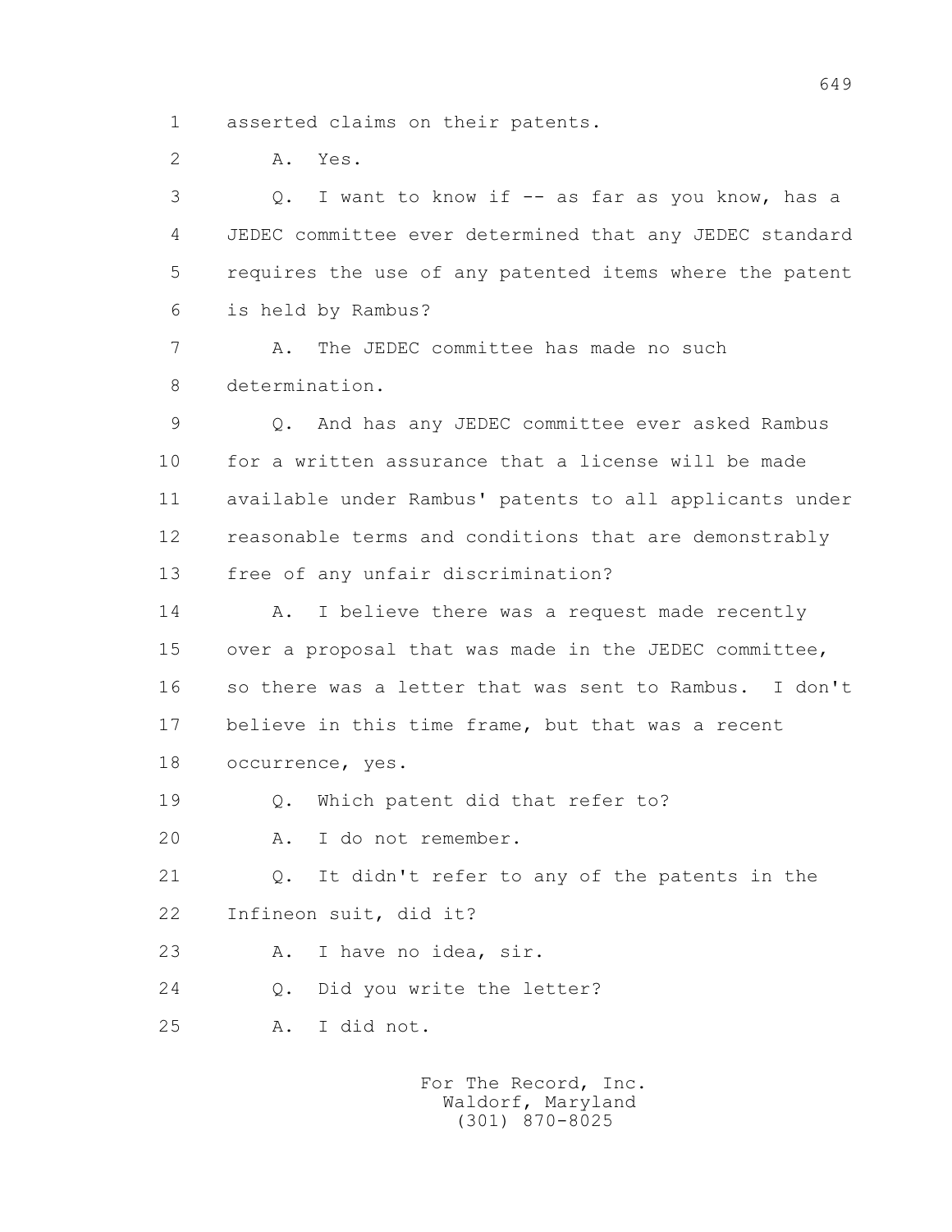1 asserted claims on their patents.

2 A. Yes.

3 Q. I want to know if -- as far as you know, has a

4 JEDEC committee ever determined that any JEDEC standard

5 requires the use of any patented items where the patent

6 is held by Rambus?

7 A. The JEDEC committee has made no such

8 determination.

9 Q. And has any JEDEC committee ever asked Rambus

10 for a written assurance that a license will be made

11 available under Rambus' patents to all applicants under

12 reasonable terms and conditions that are demonstrably

13 free of any unfair discrimination?

14 A. I believe there was a request made recently

15 over a proposal that was made in the JEDEC committee,

16 so there was a letter that was sent to Rambus. I don't

17 believe in this time frame, but that was a recent

18 occurrence, yes.

19 Q. Which patent did that refer to?

20 A. I do not remember.

21 Q. It didn't refer to any of the patents in the

22 Infineon suit, did it?

23 A. I have no idea, sir.

24 Q. Did you write the letter?

25 A. I did not.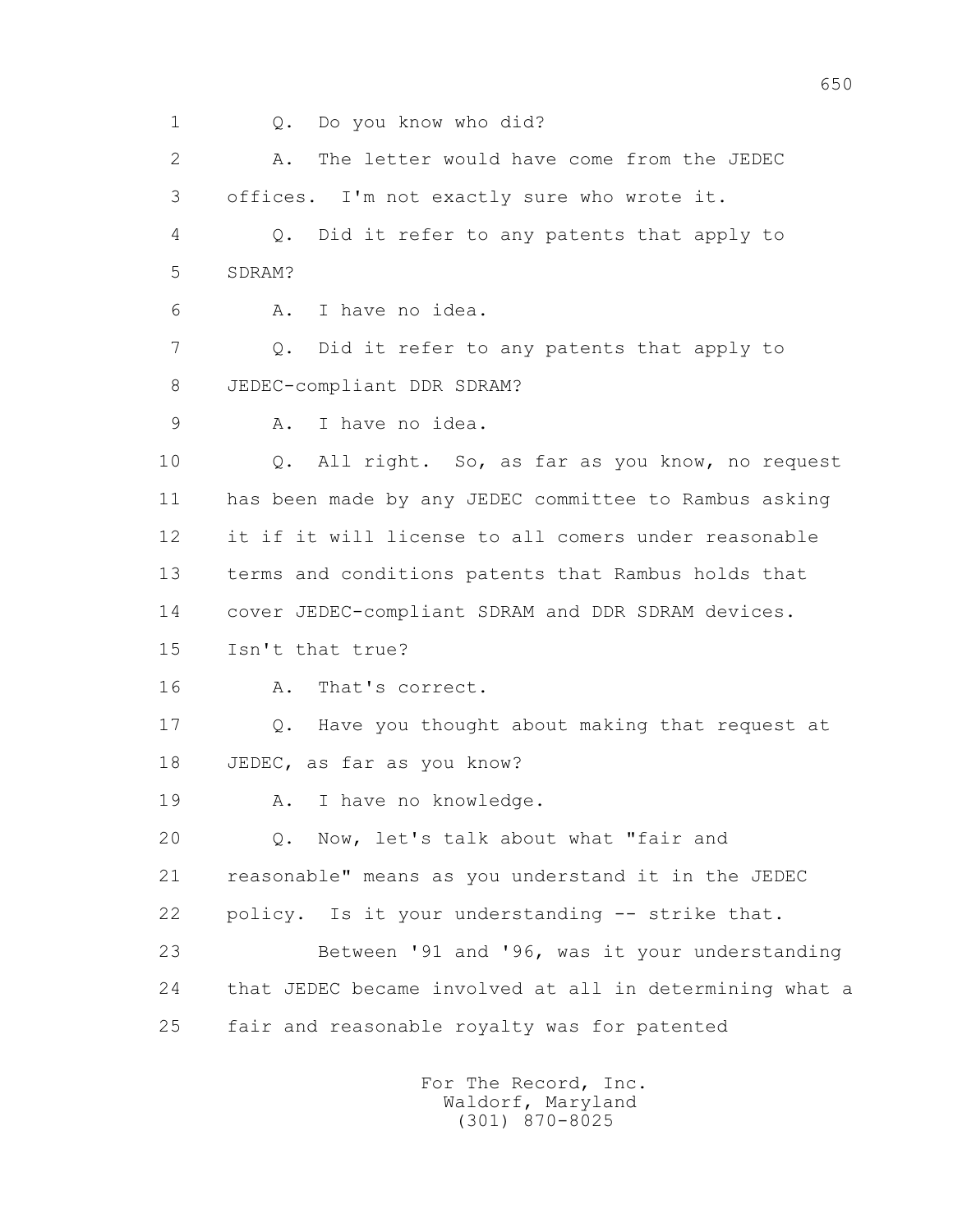1 Q. Do you know who did?

2 A. The letter would have come from the JEDEC

3 offices. I'm not exactly sure who wrote it.

4 Q. Did it refer to any patents that apply to

5 SDRAM?

6 A. I have no idea.

7 Q. Did it refer to any patents that apply to

8 JEDEC-compliant DDR SDRAM?

9 A. I have no idea.

10 Q. All right. So, as far as you know, no request

11 has been made by any JEDEC committee to Rambus asking

12 it if it will license to all comers under reasonable

13 terms and conditions patents that Rambus holds that

14 cover JEDEC-compliant SDRAM and DDR SDRAM devices.

15 Isn't that true?

16 A. That's correct.

17 Q. Have you thought about making that request at

18 JEDEC, as far as you know?

19 A. I have no knowledge.

20 Q. Now, let's talk about what "fair and

21 reasonable" means as you understand it in the JEDEC

22 policy. Is it your understanding -- strike that.

23 Between '91 and '96, was it your understanding

24 that JEDEC became involved at all in determining what a

25 fair and reasonable royalty was for patented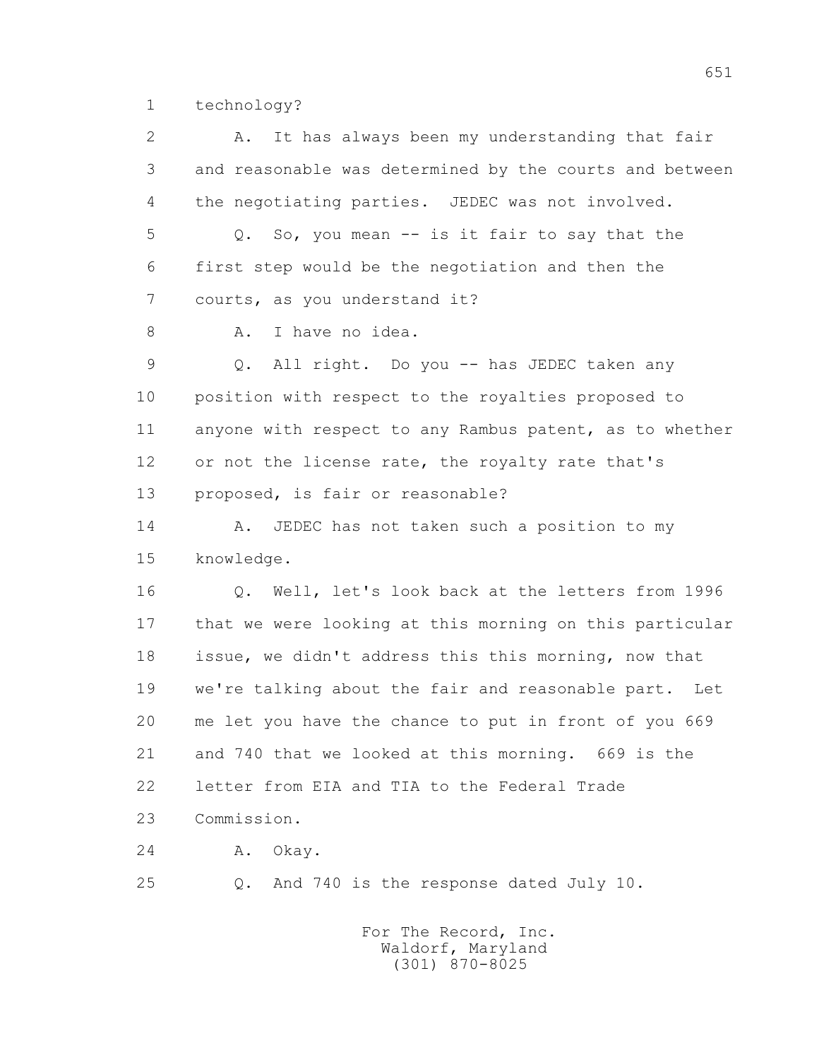1 technology?

2 A. It has always been my understanding that fair
3 and reasonable was determined by the courts and between
4 the negotiating parties. JEDEC was not involved.

5 Q. So, you mean -- is it fair to say that the
6 first step would be the negotiation and then the
7 courts, as you understand it?

8 A. I have no idea.

9 Q. All right. Do you -- has JEDEC taken any
10 position with respect to the royalties proposed to
11 anyone with respect to any Rambus patent, as to whether
12 or not the license rate, the royalty rate that's
13 proposed, is fair or reasonable?

14 A. JEDEC has not taken such a position to my
15 knowledge.

16 Q. Well, let's look back at the letters from 1996
17 that we were looking at this morning on this particular
18 issue, we didn't address this this morning, now that
19 we're talking about the fair and reasonable part. Let
20 me let you have the chance to put in front of you 669
21 and 740 that we looked at this morning. 669 is the
22 letter from EIA and TIA to the Federal Trade
23 Commission.

24 A. Okay.

25 Q. And 740 is the response dated July 10.

For The Record, Inc.
Waldorf, Maryland
(301) 870-8025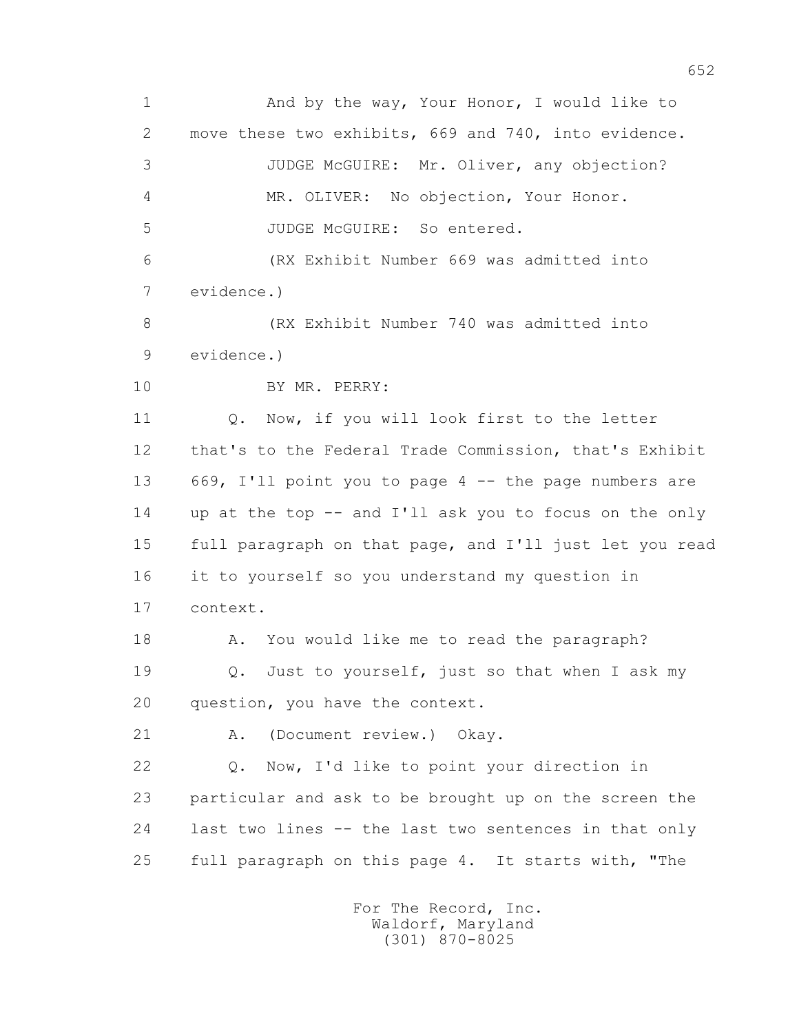1 And by the way, Your Honor, I would like to
2 move these two exhibits, 669 and 740, into evidence.
3 JUDGE McGUIRE: Mr. Oliver, any objection?
4 MR. OLIVER: No objection, Your Honor.
5 JUDGE McGUIRE: So entered.
6 (RX Exhibit Number 669 was admitted into
7 evidence.)
8 (RX Exhibit Number 740 was admitted into
9 evidence.)
10 BY MR. PERRY:
11 Q. Now, if you will look first to the letter
12 that's to the Federal Trade Commission, that's Exhibit
13 669, I'll point you to page 4 -- the page numbers are
14 up at the top -- and I'll ask you to focus on the only
15 full paragraph on that page, and I'll just let you read
16 it to yourself so you understand my question in
17 context.
18 A. You would like me to read the paragraph?
19 Q. Just to yourself, just so that when I ask my
20 question, you have the context.
21 A. (Document review.) Okay.
22 Q. Now, I'd like to point your direction in
23 particular and ask to be brought up on the screen the
24 last two lines -- the last two sentences in that only
25 full paragraph on this page 4. It starts with, "The

For The Record, Inc.
Waldorf, Maryland
(301) 870-8025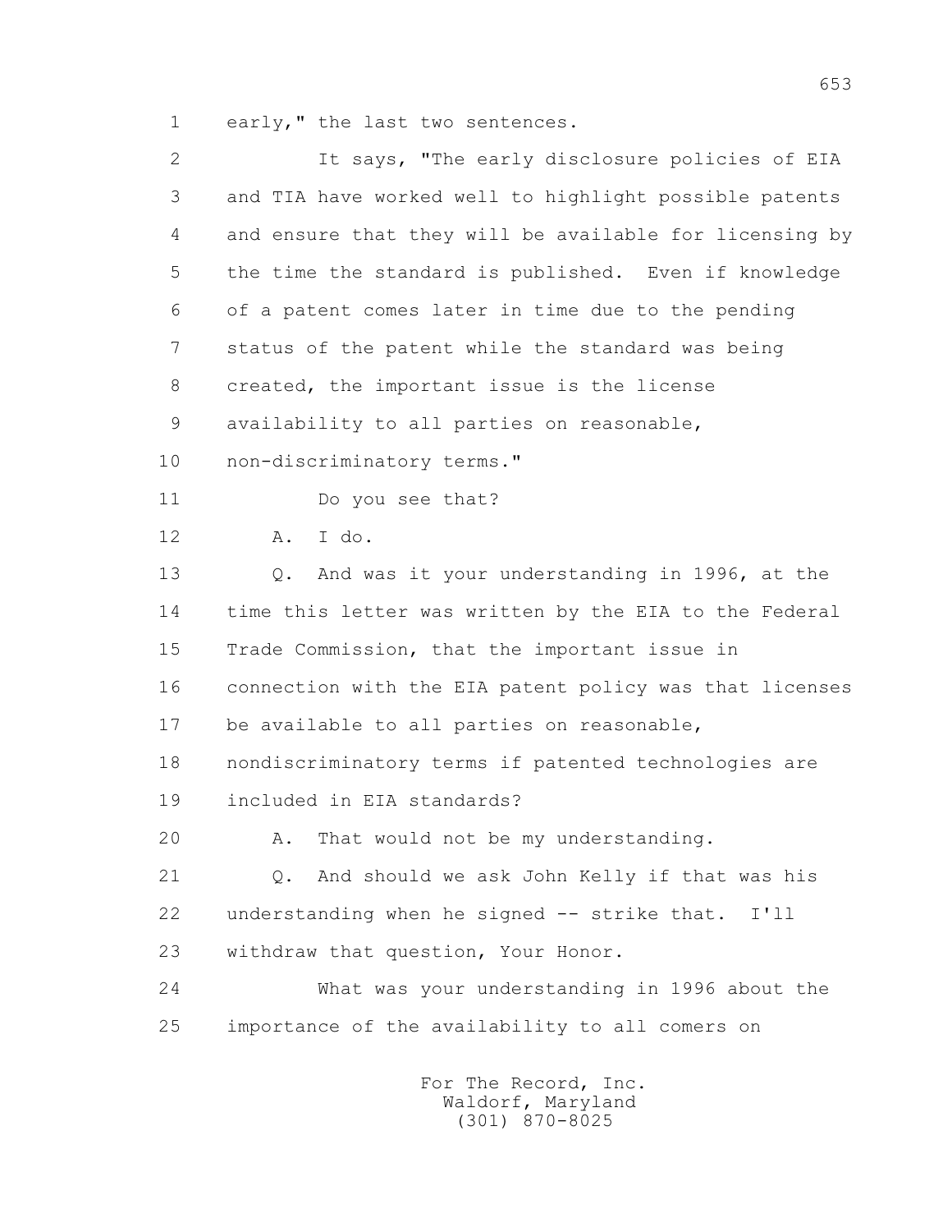early," the last two sentences.

It says, "The early disclosure policies of EIA and TIA have worked well to highlight possible patents and ensure that they will be available for licensing by the time the standard is published. Even if knowledge of a patent comes later in time due to the pending status of the patent while the standard was being created, the important issue is the license availability to all parties on reasonable, non-discriminatory terms."

Do you see that?

A. I do.

Q. And was it your understanding in 1996, at the time this letter was written by the EIA to the Federal Trade Commission, that the important issue in connection with the EIA patent policy was that licenses be available to all parties on reasonable, nondiscriminatory terms if patented technologies are included in EIA standards?

A. That would not be my understanding.

Q. And should we ask John Kelly if that was his understanding when he signed -- strike that. I'll withdraw that question, Your Honor.

What was your understanding in 1996 about the importance of the availability to all comers on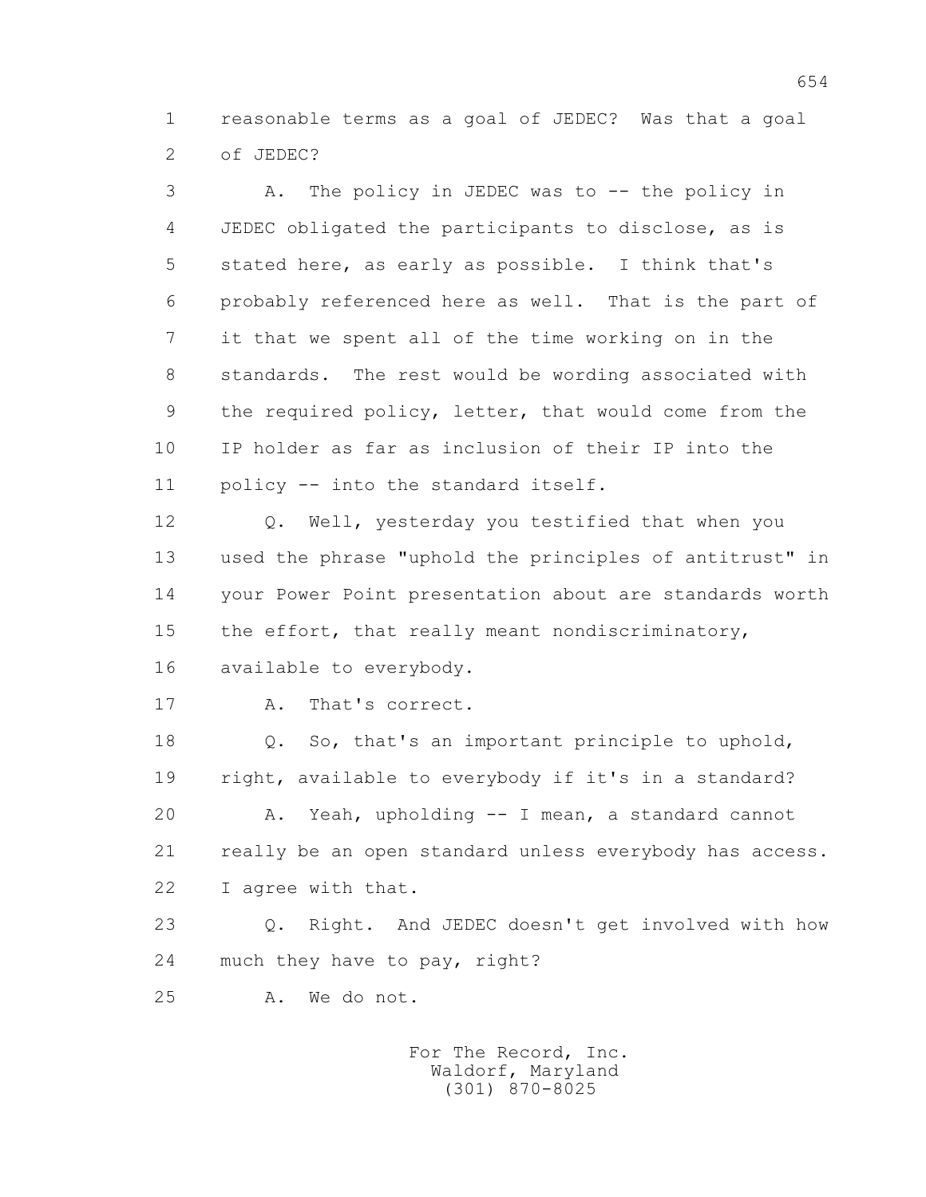1 reasonable terms as a goal of JEDEC? Was that a goal
2 of JEDEC?

3 A. The policy in JEDEC was to -- the policy in
4 JEDEC obligated the participants to disclose, as is
5 stated here, as early as possible. I think that's
6 probably referenced here as well. That is the part of
7 it that we spent all of the time working on in the
8 standards. The rest would be wording associated with
9 the required policy, letter, that would come from the
10 IP holder as far as inclusion of their IP into the
11 policy -- into the standard itself.

12 Q. Well, yesterday you testified that when you
13 used the phrase "uphold the principles of antitrust" in
14 your Power Point presentation about are standards worth
15 the effort, that really meant nondiscriminatory,
16 available to everybody.

17 A. That's correct.

18 Q. So, that's an important principle to uphold,
19 right, available to everybody if it's in a standard?

20 A. Yeah, upholding -- I mean, a standard cannot
21 really be an open standard unless everybody has access.
22 I agree with that.

23 Q. Right. And JEDEC doesn't get involved with how
24 much they have to pay, right?

25 A. We do not.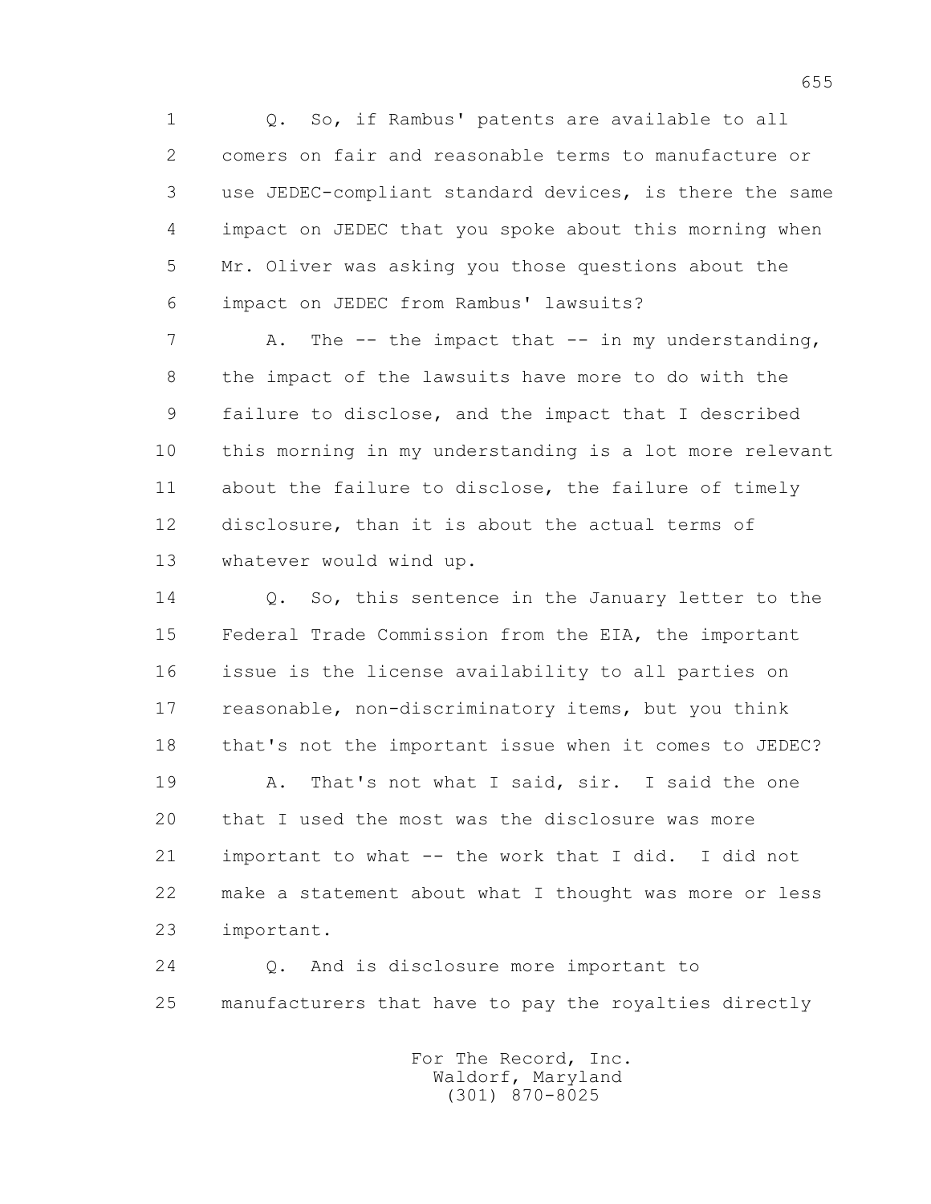1 Q. So, if Rambus' patents are available to all
2 comers on fair and reasonable terms to manufacture or
3 use JEDEC-compliant standard devices, is there the same
4 impact on JEDEC that you spoke about this morning when
5 Mr. Oliver was asking you those questions about the
6 impact on JEDEC from Rambus' lawsuits?

7 A. The -- the impact that -- in my understanding,
8 the impact of the lawsuits have more to do with the
9 failure to disclose, and the impact that I described
10 this morning in my understanding is a lot more relevant
11 about the failure to disclose, the failure of timely
12 disclosure, than it is about the actual terms of
13 whatever would wind up.

14 Q. So, this sentence in the January letter to the
15 Federal Trade Commission from the EIA, the important
16 issue is the license availability to all parties on
17 reasonable, non-discriminatory items, but you think
18 that's not the important issue when it comes to JEDEC?

19 A. That's not what I said, sir. I said the one
20 that I used the most was the disclosure was more
21 important to what -- the work that I did. I did not
22 make a statement about what I thought was more or less
23 important.

24 Q. And is disclosure more important to
25 manufacturers that have to pay the royalties directly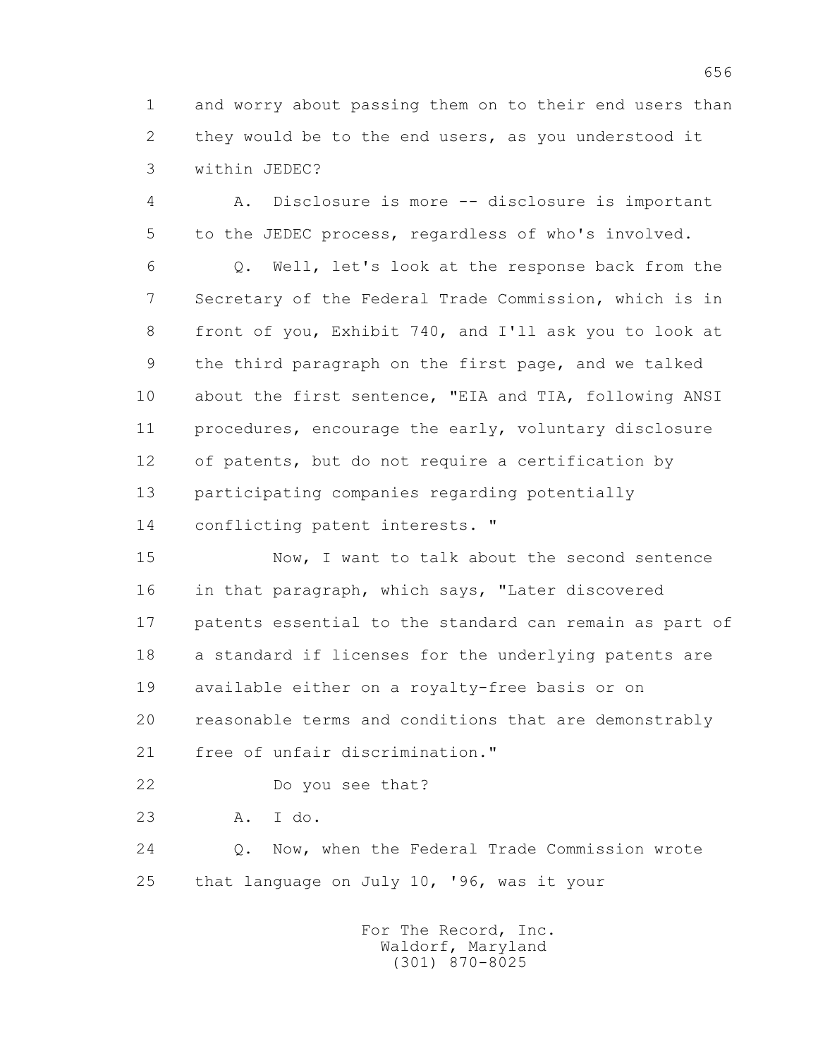1 and worry about passing them on to their end users than
2 they would be to the end users, as you understood it
3 within JEDEC?

4 A. Disclosure is more -- disclosure is important
5 to the JEDEC process, regardless of who's involved.

6 Q. Well, let's look at the response back from the
7 Secretary of the Federal Trade Commission, which is in
8 front of you, Exhibit 740, and I'll ask you to look at
9 the third paragraph on the first page, and we talked
10 about the first sentence, "EIA and TIA, following ANSI
11 procedures, encourage the early, voluntary disclosure
12 of patents, but do not require a certification by
13 participating companies regarding potentially
14 conflicting patent interests. "

15 Now, I want to talk about the second sentence
16 in that paragraph, which says, "Later discovered
17 patents essential to the standard can remain as part of
18 a standard if licenses for the underlying patents are
19 available either on a royalty-free basis or on
20 reasonable terms and conditions that are demonstrably
21 free of unfair discrimination."

22 Do you see that?

23 A. I do.

24 Q. Now, when the Federal Trade Commission wrote
25 that language on July 10, '96, was it your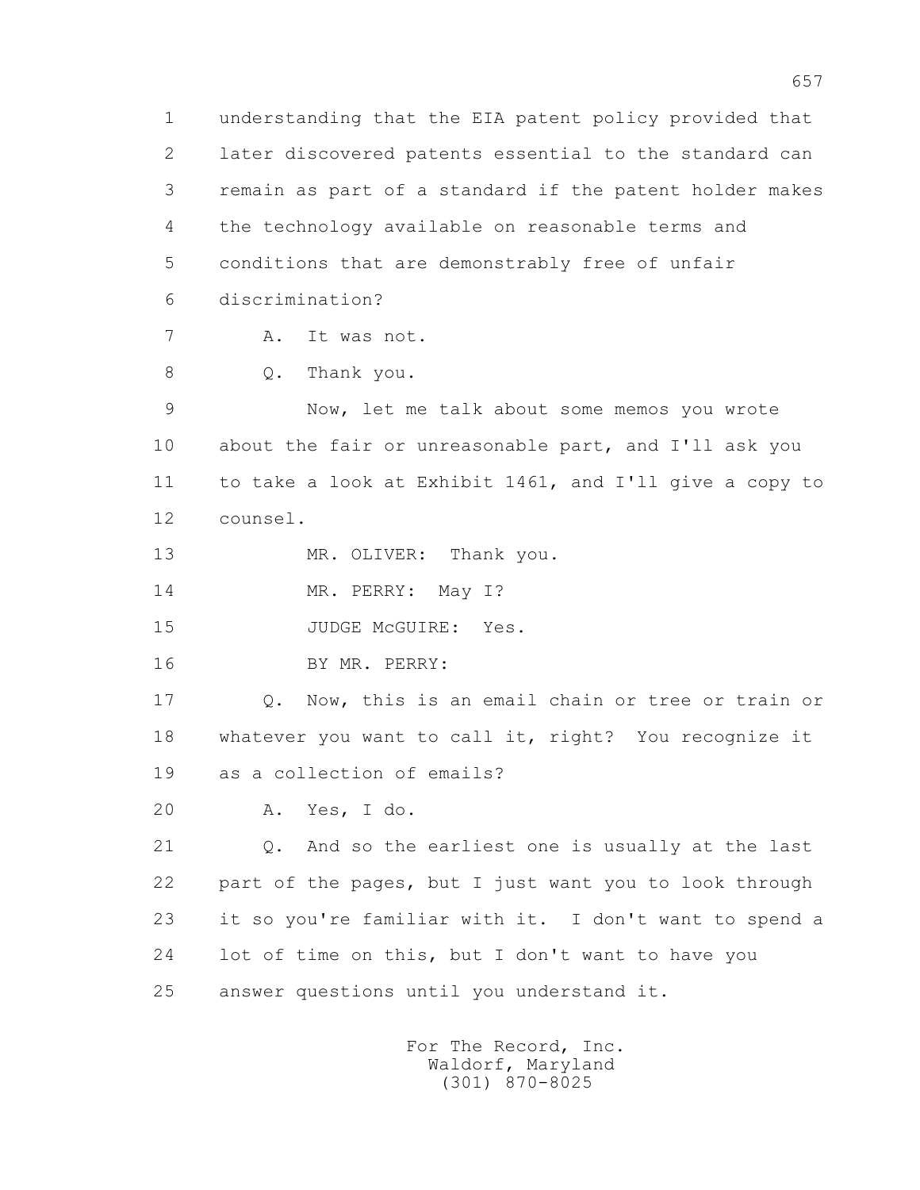1 understanding that the EIA patent policy provided that
2 later discovered patents essential to the standard can
3 remain as part of a standard if the patent holder makes
4 the technology available on reasonable terms and
5 conditions that are demonstrably free of unfair
6 discrimination?

7 A. It was not.

8 Q. Thank you.

9 Now, let me talk about some memos you wrote
10 about the fair or unreasonable part, and I'll ask you
11 to take a look at Exhibit 1461, and I'll give a copy to
12 counsel.

13 MR. OLIVER: Thank you.

14 MR. PERRY: May I?

15 JUDGE McGUIRE: Yes.

16 BY MR. PERRY:

17 Q. Now, this is an email chain or tree or train or
18 whatever you want to call it, right? You recognize it
19 as a collection of emails?

20 A. Yes, I do.

21 Q. And so the earliest one is usually at the last
22 part of the pages, but I just want you to look through
23 it so you're familiar with it. I don't want to spend a
24 lot of time on this, but I don't want to have you
25 answer questions until you understand it.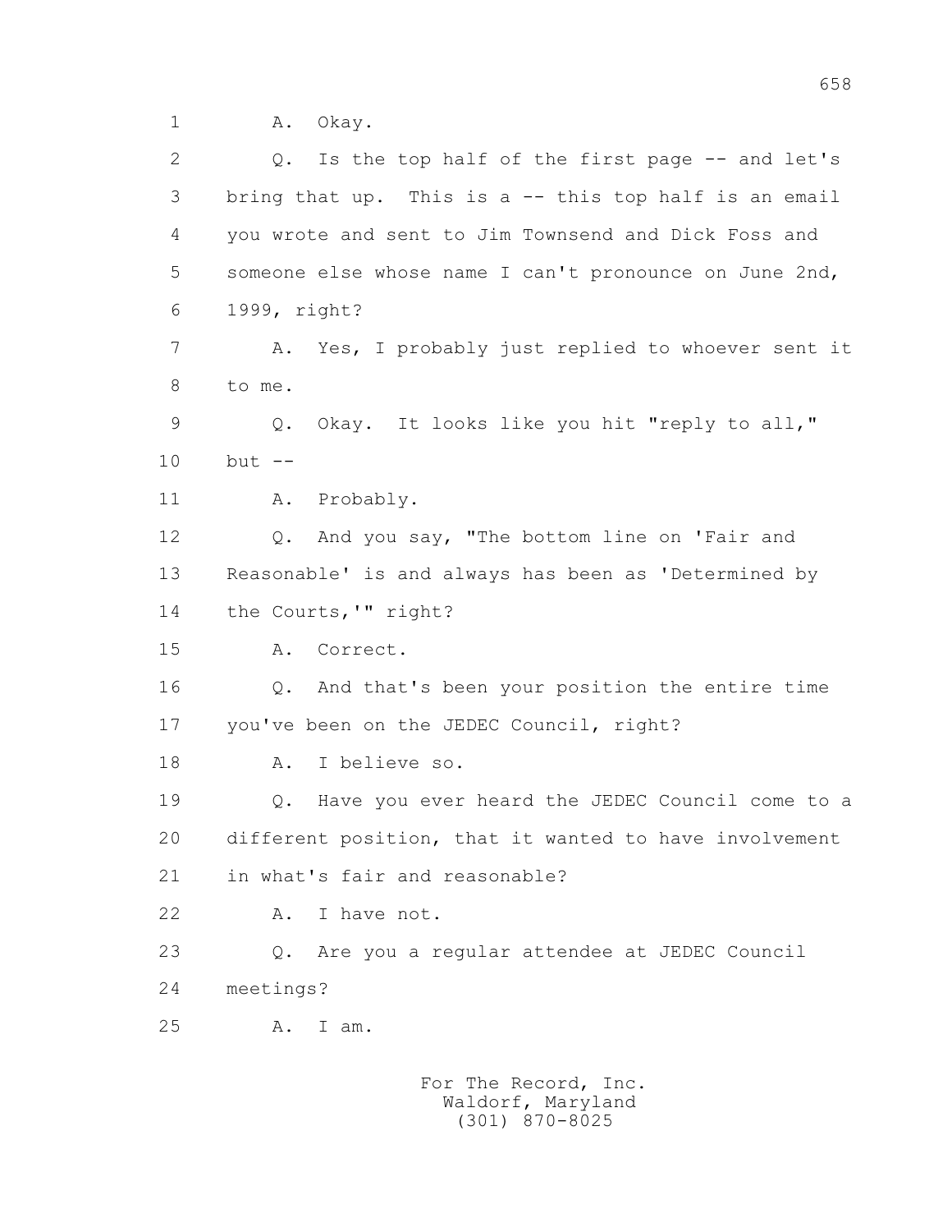1 A. Okay.

2 Q. Is the top half of the first page -- and let's

3 bring that up. This is a -- this top half is an email

4 you wrote and sent to Jim Townsend and Dick Foss and

5 someone else whose name I can't pronounce on June 2nd,

6 1999, right?

7 A. Yes, I probably just replied to whoever sent it

8 to me.

9 Q. Okay. It looks like you hit "reply to all,"

10 but --

11 A. Probably.

12 Q. And you say, "The bottom line on 'Fair and

13 Reasonable' is and always has been as 'Determined by

14 the Courts,'" right?

15 A. Correct.

16 Q. And that's been your position the entire time

17 you've been on the JEDEC Council, right?

18 A. I believe so.

19 Q. Have you ever heard the JEDEC Council come to a

20 different position, that it wanted to have involvement

21 in what's fair and reasonable?

22 A. I have not.

23 Q. Are you a regular attendee at JEDEC Council

24 meetings?

25 A. I am.

For The Record, Inc.
Waldorf, Maryland
(301) 870-8025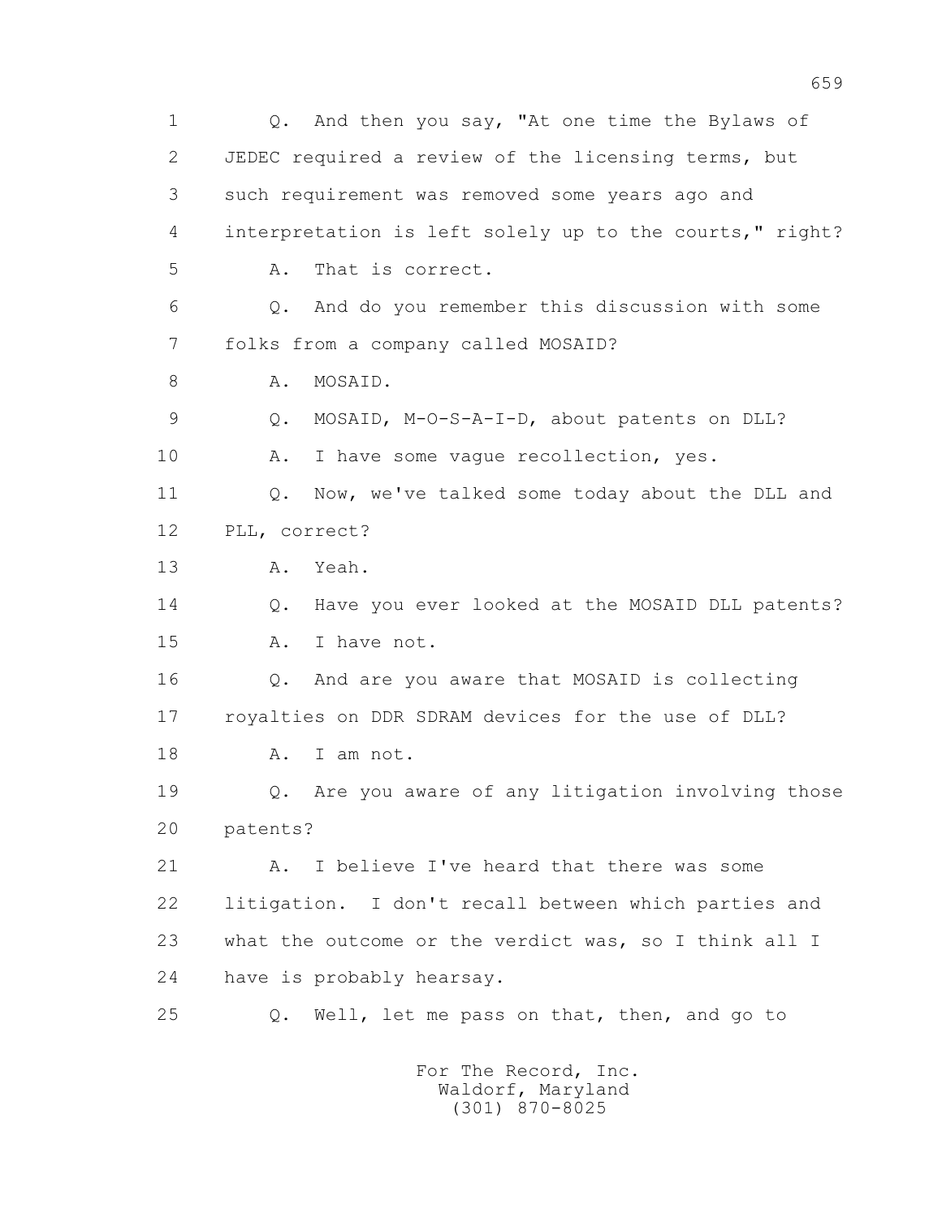1 Q. And then you say, "At one time the Bylaws of
2 JEDEC required a review of the licensing terms, but
3 such requirement was removed some years ago and
4 interpretation is left solely up to the courts," right?
5 A. That is correct.
6 Q. And do you remember this discussion with some
7 folks from a company called MOSAID?
8 A. MOSAID.
9 Q. MOSAID, M-O-S-A-I-D, about patents on DLL?
10 A. I have some vague recollection, yes.
11 Q. Now, we've talked some today about the DLL and
12 PLL, correct?
13 A. Yeah.
14 Q. Have you ever looked at the MOSAID DLL patents?
15 A. I have not.
16 Q. And are you aware that MOSAID is collecting
17 royalties on DDR SDRAM devices for the use of DLL?
18 A. I am not.
19 Q. Are you aware of any litigation involving those
20 patents?
21 A. I believe I've heard that there was some
22 litigation. I don't recall between which parties and
23 what the outcome or the verdict was, so I think all I
24 have is probably hearsay.
25 Q. Well, let me pass on that, then, and go to

For The Record, Inc.
Waldorf, Maryland
(301) 870-8025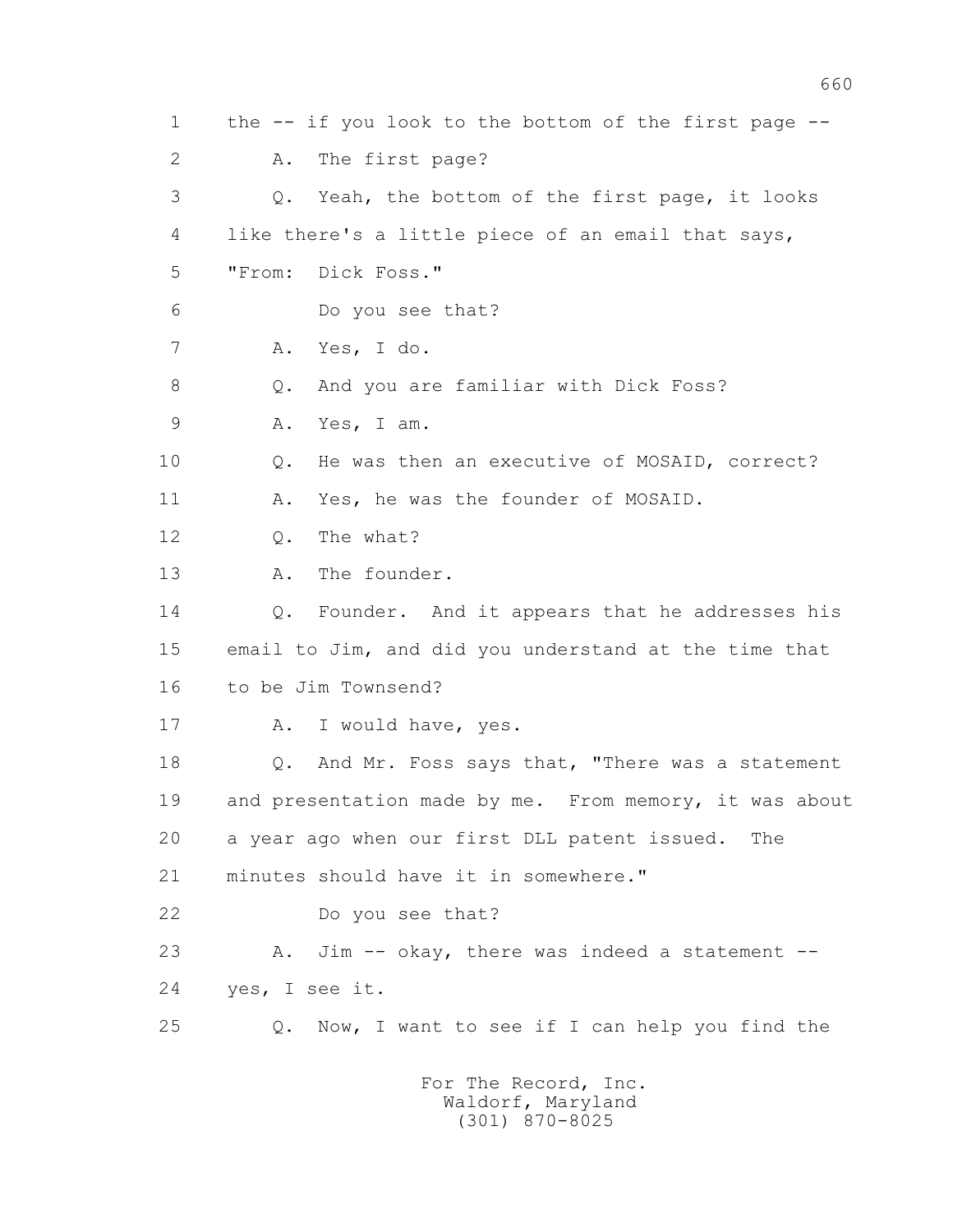1 the -- if you look to the bottom of the first page --

2 A. The first page?

3 Q. Yeah, the bottom of the first page, it looks

4 like there's a little piece of an email that says,

5 "From: Dick Foss."

6 Do you see that?

7 A. Yes, I do.

8 Q. And you are familiar with Dick Foss?

9 A. Yes, I am.

10 Q. He was then an executive of MOSAID, correct?

11 A. Yes, he was the founder of MOSAID.

12 Q. The what?

13 A. The founder.

14 Q. Founder. And it appears that he addresses his

15 email to Jim, and did you understand at the time that

16 to be Jim Townsend?

17 A. I would have, yes.

18 Q. And Mr. Foss says that, "There was a statement

19 and presentation made by me. From memory, it was about

20 a year ago when our first DLL patent issued. The

21 minutes should have it in somewhere."

22 Do you see that?

23 A. Jim -- okay, there was indeed a statement --

24 yes, I see it.

25 Q. Now, I want to see if I can help you find the

For The Record, Inc.
Waldorf, Maryland
(301) 870-8025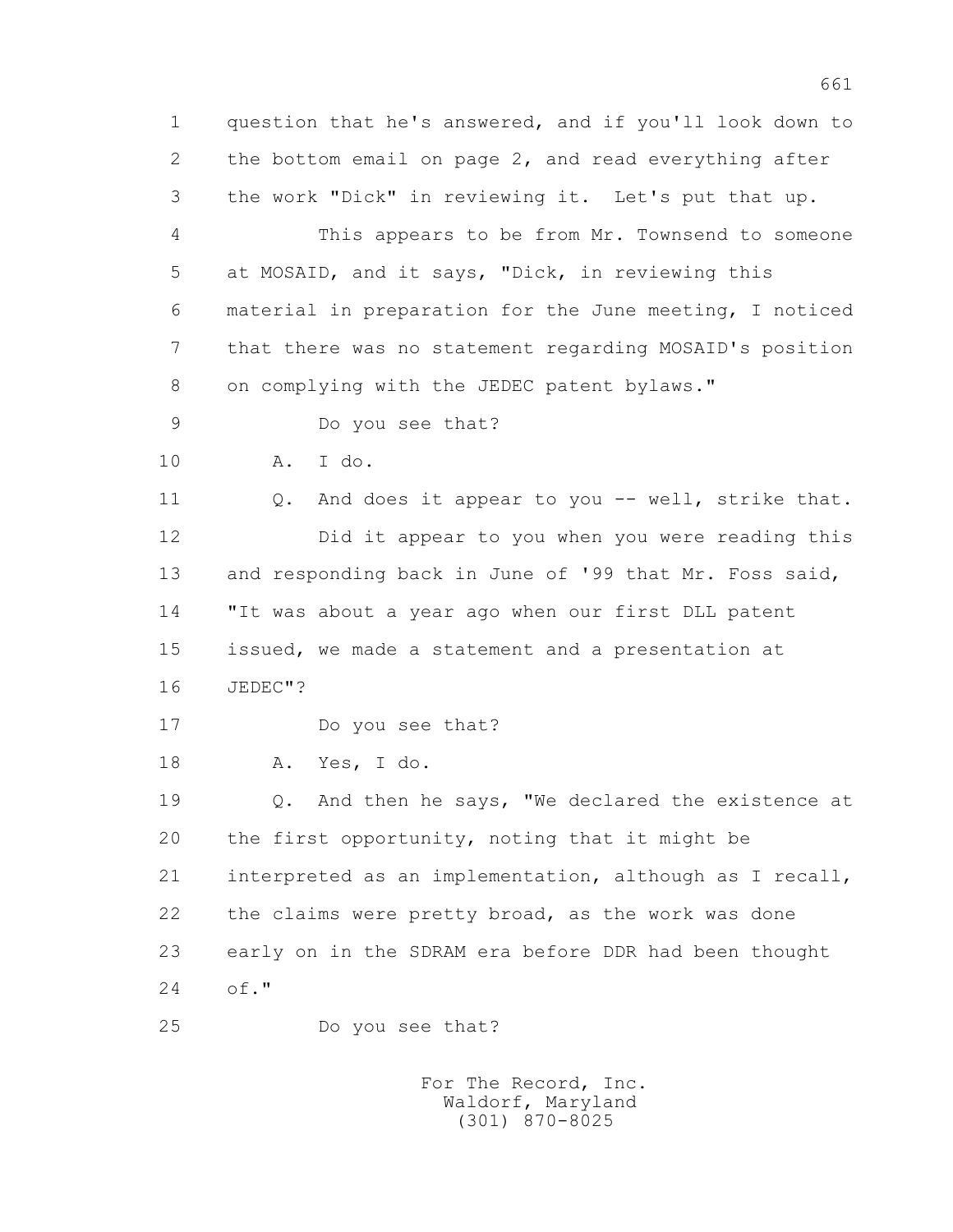1 question that he's answered, and if you'll look down to
2 the bottom email on page 2, and read everything after
3 the work "Dick" in reviewing it. Let's put that up.
4 This appears to be from Mr. Townsend to someone
5 at MOSAID, and it says, "Dick, in reviewing this
6 material in preparation for the June meeting, I noticed
7 that there was no statement regarding MOSAID's position
8 on complying with the JEDEC patent bylaws."
9 Do you see that?
10 A. I do.
11 Q. And does it appear to you -- well, strike that.
12 Did it appear to you when you were reading this
13 and responding back in June of '99 that Mr. Foss said,
14 "It was about a year ago when our first DLL patent
15 issued, we made a statement and a presentation at
16 JEDEC"?
17 Do you see that?
18 A. Yes, I do.
19 Q. And then he says, "We declared the existence at
20 the first opportunity, noting that it might be
21 interpreted as an implementation, although as I recall,
22 the claims were pretty broad, as the work was done
23 early on in the SDRAM era before DDR had been thought
24 of."
25 Do you see that?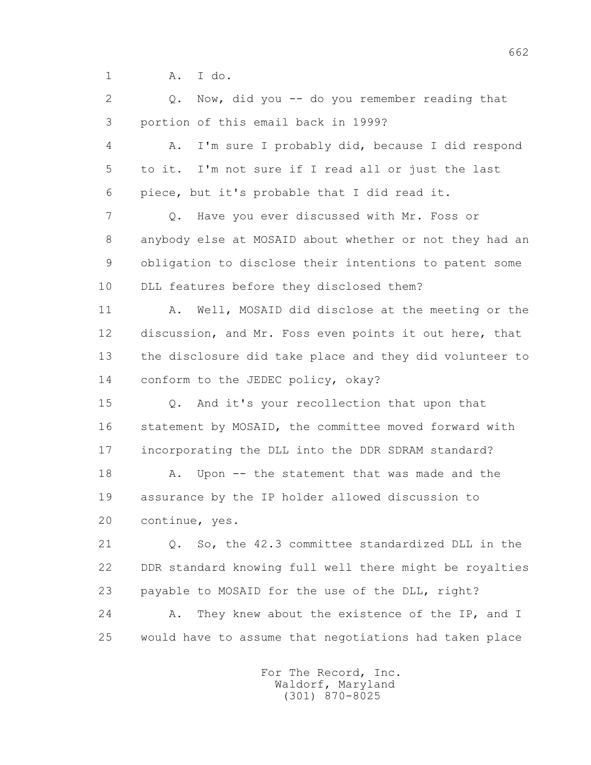1 A. I do.

2 Q. Now, did you -- do you remember reading that

3 portion of this email back in 1999?

4 A. I'm sure I probably did, because I did respond

5 to it. I'm not sure if I read all or just the last

6 piece, but it's probable that I did read it.

7 Q. Have you ever discussed with Mr. Foss or

8 anybody else at MOSAID about whether or not they had an

9 obligation to disclose their intentions to patent some

10 DLL features before they disclosed them?

11 A. Well, MOSAID did disclose at the meeting or the

12 discussion, and Mr. Foss even points it out here, that

13 the disclosure did take place and they did volunteer to

14 conform to the JEDEC policy, okay?

15 Q. And it's your recollection that upon that

16 statement by MOSAID, the committee moved forward with

17 incorporating the DLL into the DDR SDRAM standard?

18 A. Upon -- the statement that was made and the

19 assurance by the IP holder allowed discussion to

20 continue, yes.

21 Q. So, the 42.3 committee standardized DLL in the

22 DDR standard knowing full well there might be royalties

23 payable to MOSAID for the use of the DLL, right?

24 A. They knew about the existence of the IP, and I

25 would have to assume that negotiations had taken place

For The Record, Inc.
Waldorf, Maryland
(301) 870-8025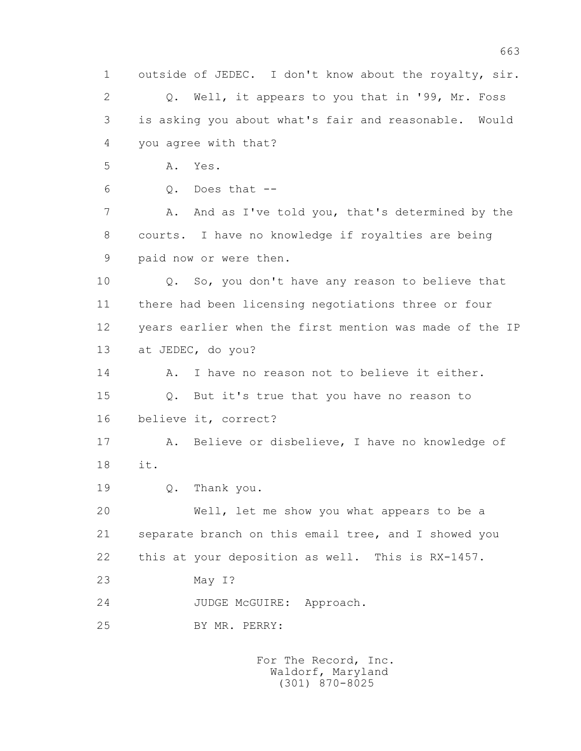1 outside of JEDEC. I don't know about the royalty, sir.

2 Q. Well, it appears to you that in '99, Mr. Foss

3 is asking you about what's fair and reasonable. Would

4 you agree with that?

5 A. Yes.

6 Q. Does that --

7 A. And as I've told you, that's determined by the

8 courts. I have no knowledge if royalties are being

9 paid now or were then.

10 Q. So, you don't have any reason to believe that

11 there had been licensing negotiations three or four

12 years earlier when the first mention was made of the IP

13 at JEDEC, do you?

14 A. I have no reason not to believe it either.

15 Q. But it's true that you have no reason to

16 believe it, correct?

17 A. Believe or disbelieve, I have no knowledge of

18 it.

19 Q. Thank you.

20 Well, let me show you what appears to be a

21 separate branch on this email tree, and I showed you

22 this at your deposition as well. This is RX-1457.

23 May I?

24 JUDGE McGUIRE: Approach.

25 BY MR. PERRY: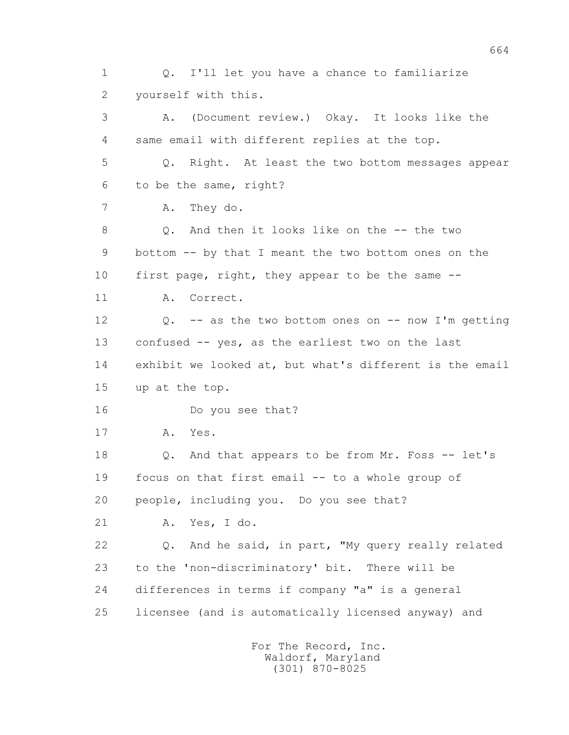1 Q. I'll let you have a chance to familiarize
2 yourself with this.
3 A. (Document review.) Okay. It looks like the
4 same email with different replies at the top.
5 Q. Right. At least the two bottom messages appear
6 to be the same, right?
7 A. They do.
8 Q. And then it looks like on the -- the two
9 bottom -- by that I meant the two bottom ones on the
10 first page, right, they appear to be the same --
11 A. Correct.
12 Q. -- as the two bottom ones on -- now I'm getting
13 confused -- yes, as the earliest two on the last
14 exhibit we looked at, but what's different is the email
15 up at the top.
16 Do you see that?
17 A. Yes.
18 Q. And that appears to be from Mr. Foss -- let's
19 focus on that first email -- to a whole group of
20 people, including you. Do you see that?
21 A. Yes, I do.
22 Q. And he said, in part, "My query really related
23 to the 'non-discriminatory' bit. There will be
24 differences in terms if company "a" is a general
25 licensee (and is automatically licensed anyway) and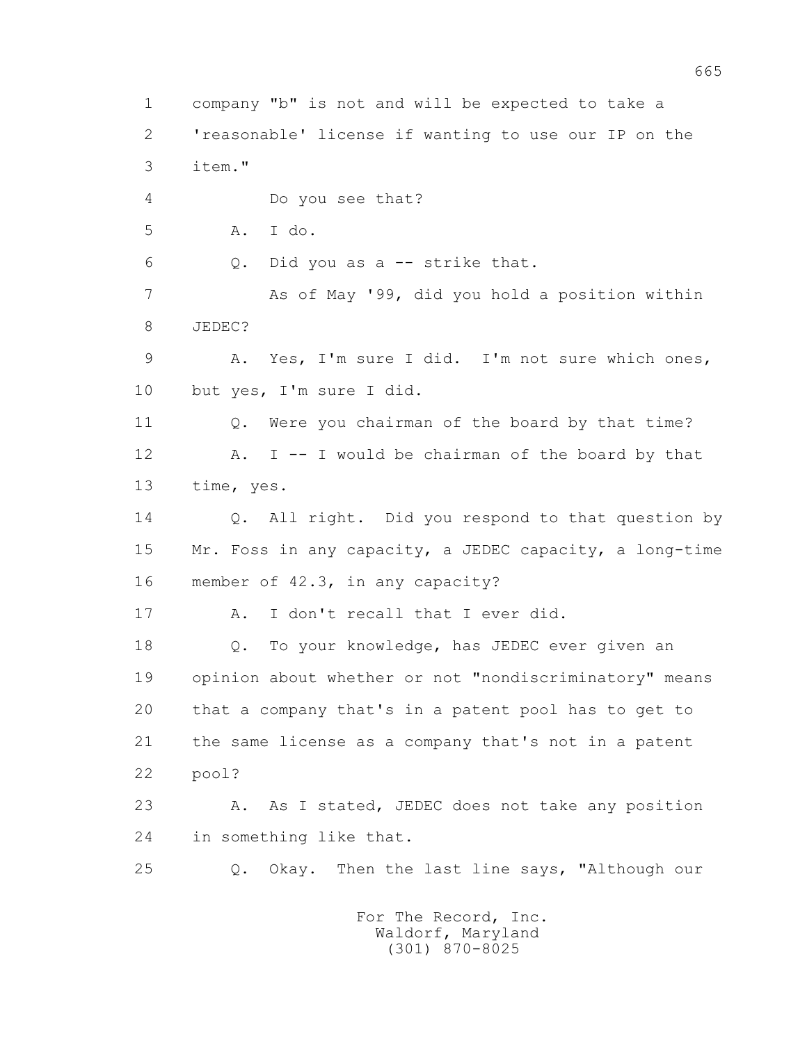1 company "b" is not and will be expected to take a
2 'reasonable' license if wanting to use our IP on the
3 item."
4 Do you see that?
5 A. I do.
6 Q. Did you as a -- strike that.
7 As of May '99, did you hold a position within
8 JEDEC?
9 A. Yes, I'm sure I did. I'm not sure which ones,
10 but yes, I'm sure I did.
11 Q. Were you chairman of the board by that time?
12 A. I -- I would be chairman of the board by that
13 time, yes.
14 Q. All right. Did you respond to that question by
15 Mr. Foss in any capacity, a JEDEC capacity, a long-time
16 member of 42.3, in any capacity?
17 A. I don't recall that I ever did.
18 Q. To your knowledge, has JEDEC ever given an
19 opinion about whether or not "nondiscriminatory" means
20 that a company that's in a patent pool has to get to
21 the same license as a company that's not in a patent
22 pool?
23 A. As I stated, JEDEC does not take any position
24 in something like that.
25 Q. Okay. Then the last line says, "Although our

For The Record, Inc.
Waldorf, Maryland
(301) 870-8025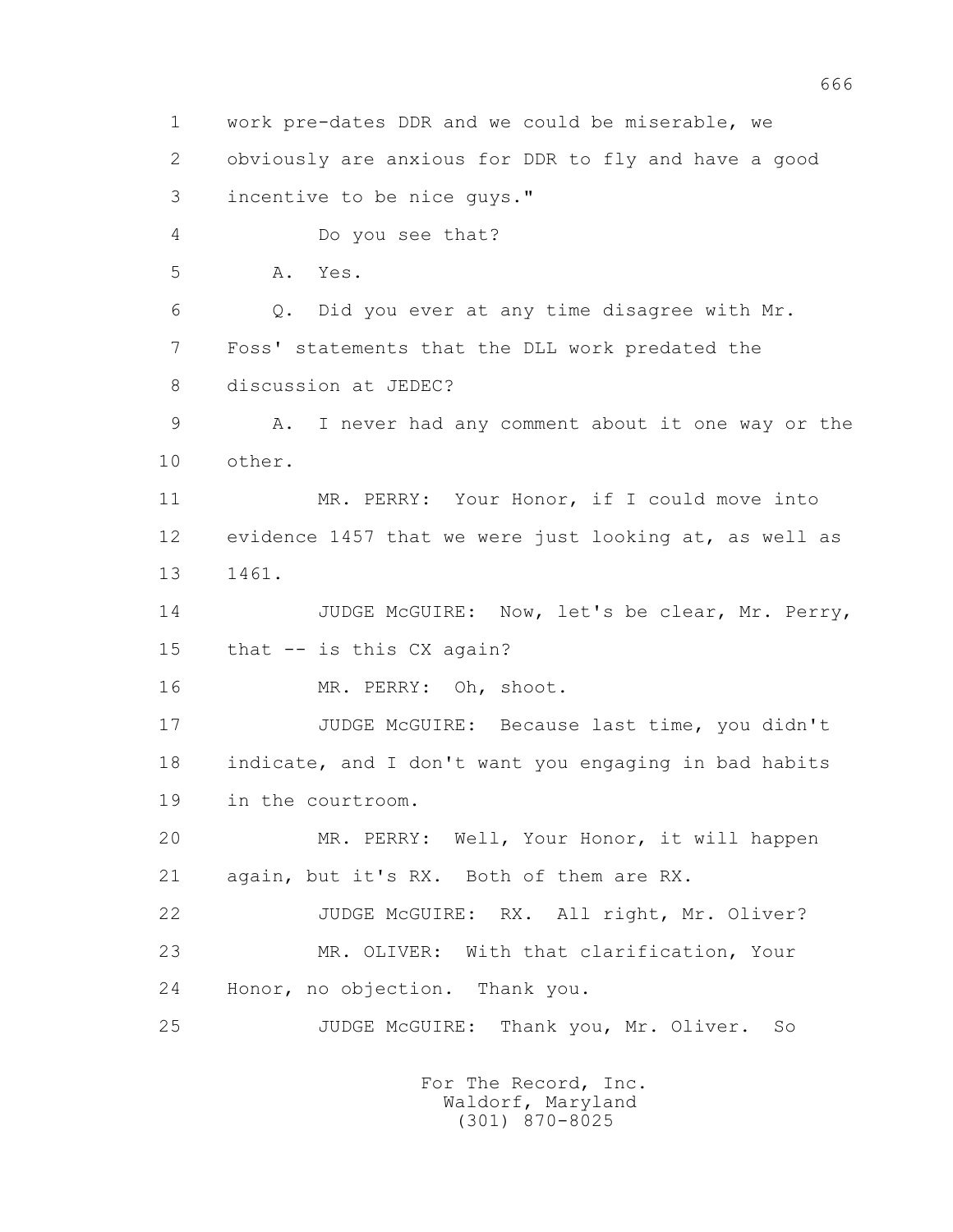1 work pre-dates DDR and we could be miserable, we
2 obviously are anxious for DDR to fly and have a good
3 incentive to be nice guys."
4 Do you see that?
5 A. Yes.
6 Q. Did you ever at any time disagree with Mr.
7 Foss' statements that the DLL work predated the
8 discussion at JEDEC?
9 A. I never had any comment about it one way or the
10 other.
11 MR. PERRY: Your Honor, if I could move into
12 evidence 1457 that we were just looking at, as well as
13 1461.
14 JUDGE McGUIRE: Now, let's be clear, Mr. Perry,
15 that -- is this CX again?
16 MR. PERRY: Oh, shoot.
17 JUDGE McGUIRE: Because last time, you didn't
18 indicate, and I don't want you engaging in bad habits
19 in the courtroom.
20 MR. PERRY: Well, Your Honor, it will happen
21 again, but it's RX. Both of them are RX.
22 JUDGE McGUIRE: RX. All right, Mr. Oliver?
23 MR. OLIVER: With that clarification, Your
24 Honor, no objection. Thank you.
25 JUDGE McGUIRE: Thank you, Mr. Oliver. So

For The Record, Inc.
Waldorf, Maryland
(301) 870-8025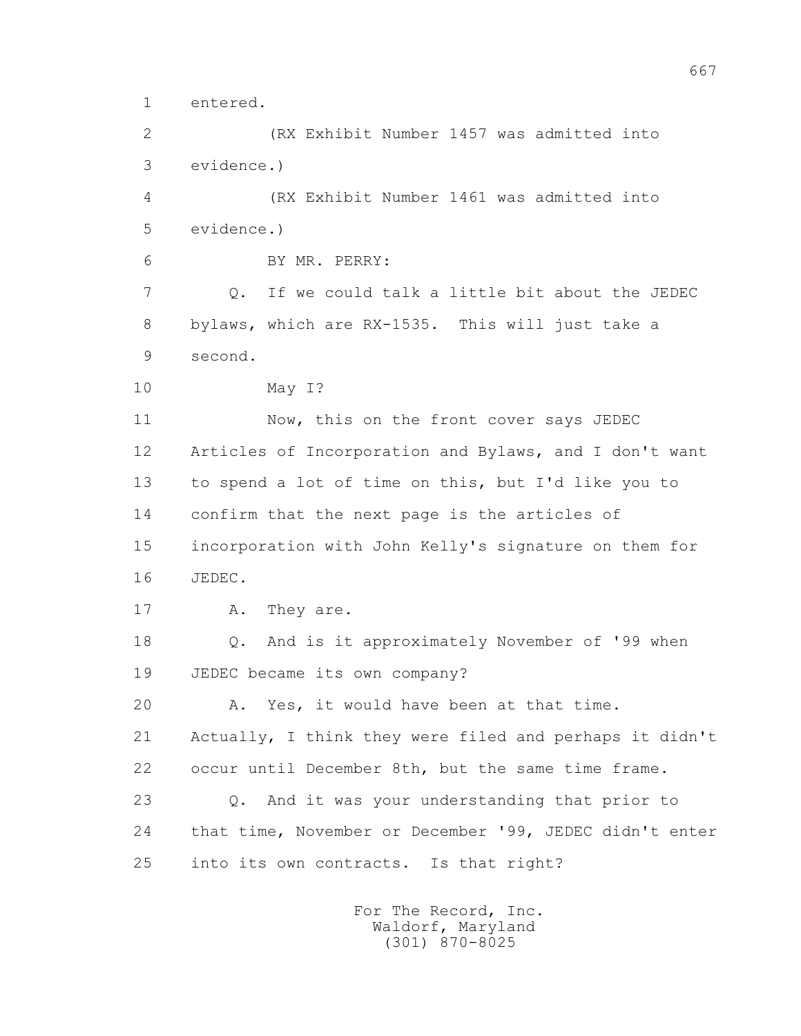1 entered.

2 (RX Exhibit Number 1457 was admitted into

3 evidence.)

4 (RX Exhibit Number 1461 was admitted into

5 evidence.)

6 BY MR. PERRY:

7 Q. If we could talk a little bit about the JEDEC

8 bylaws, which are RX-1535. This will just take a

9 second.

10 May I?

11 Now, this on the front cover says JEDEC

12 Articles of Incorporation and Bylaws, and I don't want

13 to spend a lot of time on this, but I'd like you to

14 confirm that the next page is the articles of

15 incorporation with John Kelly's signature on them for

16 JEDEC.

17 A. They are.

18 Q. And is it approximately November of '99 when

19 JEDEC became its own company?

20 A. Yes, it would have been at that time.

21 Actually, I think they were filed and perhaps it didn't

22 occur until December 8th, but the same time frame.

23 Q. And it was your understanding that prior to

24 that time, November or December '99, JEDEC didn't enter

25 into its own contracts. Is that right?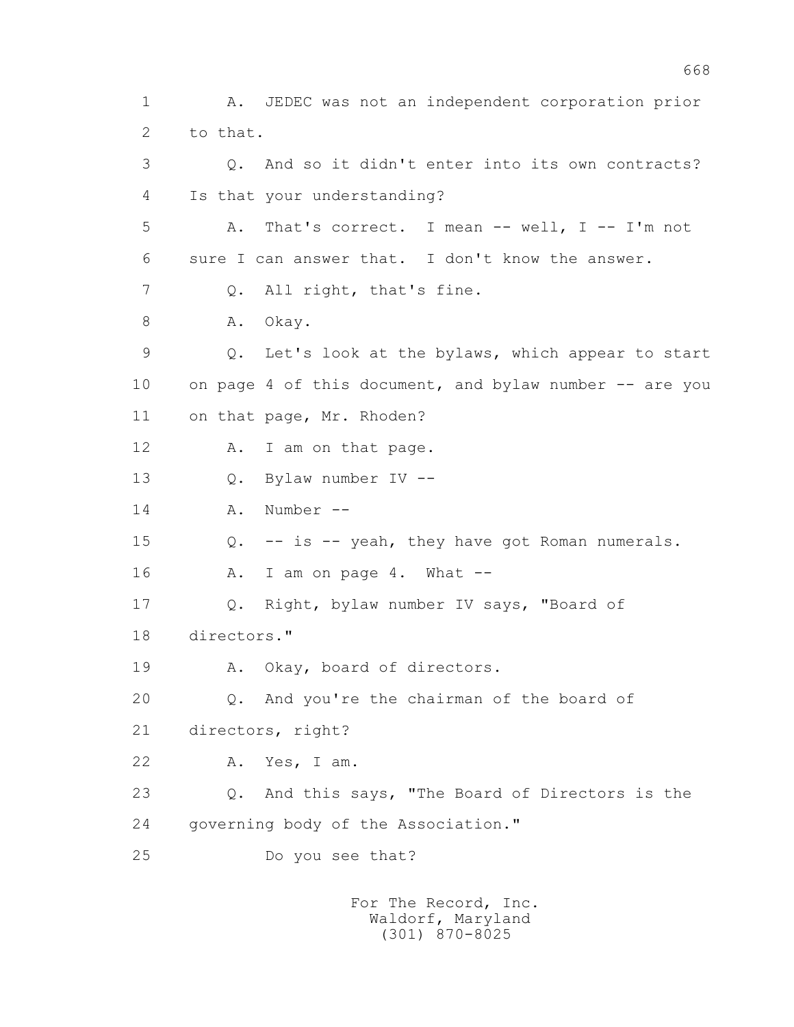A. JEDEC was not an independent corporation prior to that.

Q. And so it didn't enter into its own contracts? Is that your understanding?

A. That's correct. I mean -- well, I -- I'm not sure I can answer that. I don't know the answer.

Q. All right, that's fine.

A. Okay.

Q. Let's look at the bylaws, which appear to start on page 4 of this document, and bylaw number -- are you on that page, Mr. Rhoden?

A. I am on that page.

Q. Bylaw number IV --

A. Number --

Q. -- is -- yeah, they have got Roman numerals.

A. I am on page 4. What --

Q. Right, bylaw number IV says, "Board of directors."

A. Okay, board of directors.

Q. And you're the chairman of the board of directors, right?

A. Yes, I am.

Q. And this says, "The Board of Directors is the governing body of the Association."

Do you see that?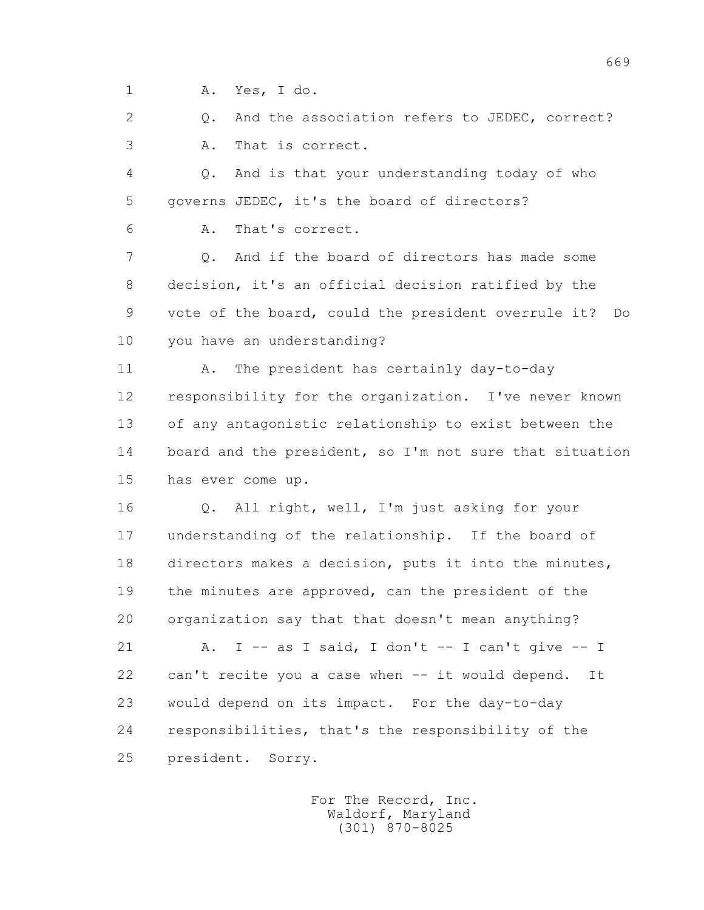1 A. Yes, I do.

2 Q. And the association refers to JEDEC, correct?

3 A. That is correct.

4 Q. And is that your understanding today of who

5 governs JEDEC, it's the board of directors?

6 A. That's correct.

7 Q. And if the board of directors has made some

8 decision, it's an official decision ratified by the

9 vote of the board, could the president overrule it? Do

10 you have an understanding?

11 A. The president has certainly day-to-day

12 responsibility for the organization. I've never known

13 of any antagonistic relationship to exist between the

14 board and the president, so I'm not sure that situation

15 has ever come up.

16 Q. All right, well, I'm just asking for your

17 understanding of the relationship. If the board of

18 directors makes a decision, puts it into the minutes,

19 the minutes are approved, can the president of the

20 organization say that that doesn't mean anything?

21 A. I -- as I said, I don't -- I can't give -- I

22 can't recite you a case when -- it would depend. It

23 would depend on its impact. For the day-to-day

24 responsibilities, that's the responsibility of the

25 president. Sorry.

For The Record, Inc.
Waldorf, Maryland
(301) 870-8025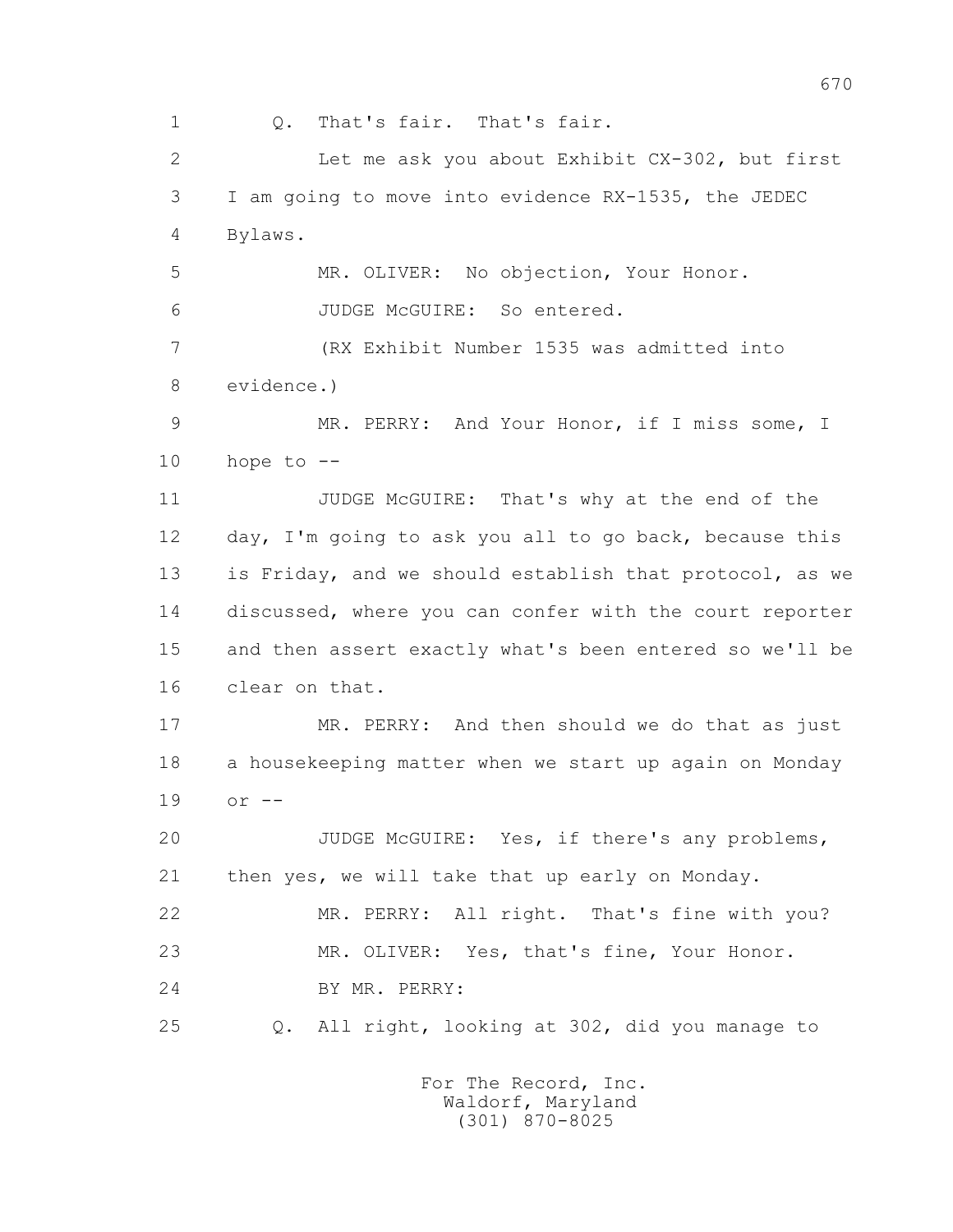1 Q. That's fair. That's fair.

2 Let me ask you about Exhibit CX-302, but first

3 I am going to move into evidence RX-1535, the JEDEC

4 Bylaws.

5 MR. OLIVER: No objection, Your Honor.

6 JUDGE McGUIRE: So entered.

7 (RX Exhibit Number 1535 was admitted into

8 evidence.)

9 MR. PERRY: And Your Honor, if I miss some, I

10 hope to --

11 JUDGE McGUIRE: That's why at the end of the

12 day, I'm going to ask you all to go back, because this

13 is Friday, and we should establish that protocol, as we

14 discussed, where you can confer with the court reporter

15 and then assert exactly what's been entered so we'll be

16 clear on that.

17 MR. PERRY: And then should we do that as just

18 a housekeeping matter when we start up again on Monday

19 or --

20 JUDGE McGUIRE: Yes, if there's any problems,

21 then yes, we will take that up early on Monday.

22 MR. PERRY: All right. That's fine with you?

23 MR. OLIVER: Yes, that's fine, Your Honor.

24 BY MR. PERRY:

25 Q. All right, looking at 302, did you manage to

For The Record, Inc.
Waldorf, Maryland
(301) 870-8025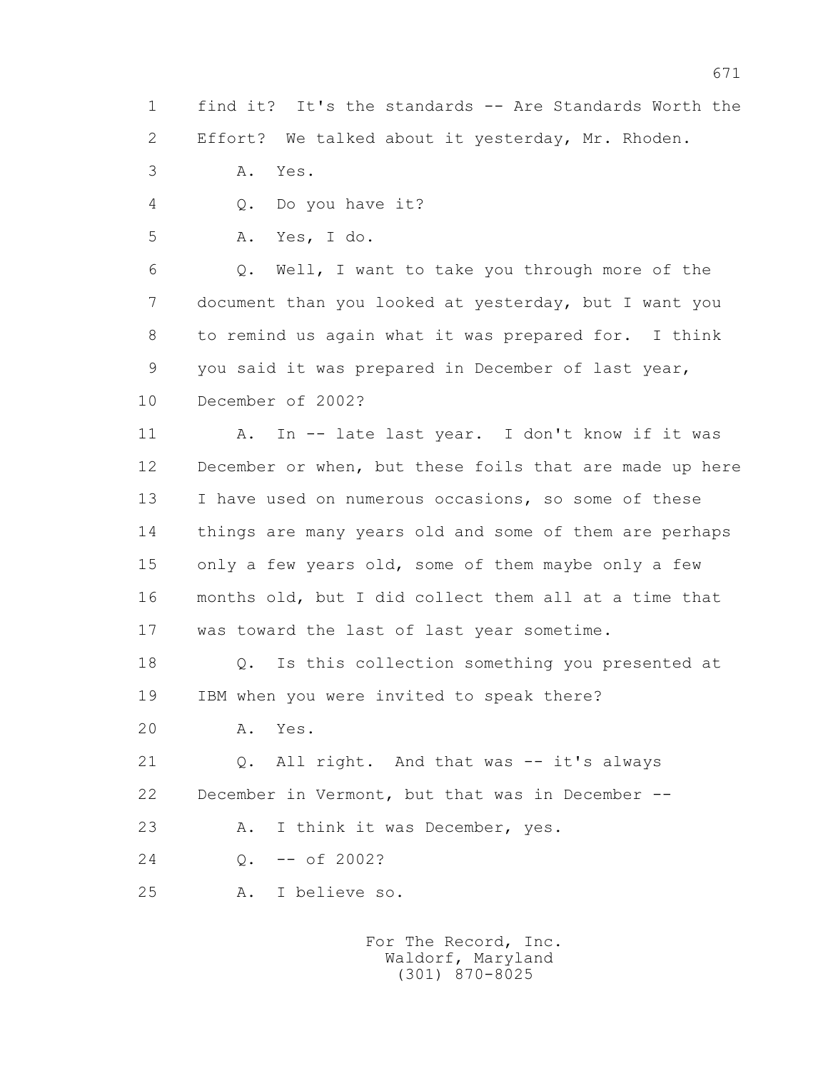1 find it? It's the standards -- Are Standards Worth the
2 Effort? We talked about it yesterday, Mr. Rhoden.
3 A. Yes.
4 Q. Do you have it?
5 A. Yes, I do.
6 Q. Well, I want to take you through more of the
7 document than you looked at yesterday, but I want you
8 to remind us again what it was prepared for. I think
9 you said it was prepared in December of last year,
10 December of 2002?
11 A. In -- late last year. I don't know if it was
12 December or when, but these foils that are made up here
13 I have used on numerous occasions, so some of these
14 things are many years old and some of them are perhaps
15 only a few years old, some of them maybe only a few
16 months old, but I did collect them all at a time that
17 was toward the last of last year sometime.
18 Q. Is this collection something you presented at
19 IBM when you were invited to speak there?
20 A. Yes.
21 Q. All right. And that was -- it's always
22 December in Vermont, but that was in December --
23 A. I think it was December, yes.
24 Q. -- of 2002?
25 A. I believe so.

For The Record, Inc.
Waldorf, Maryland
(301) 870-8025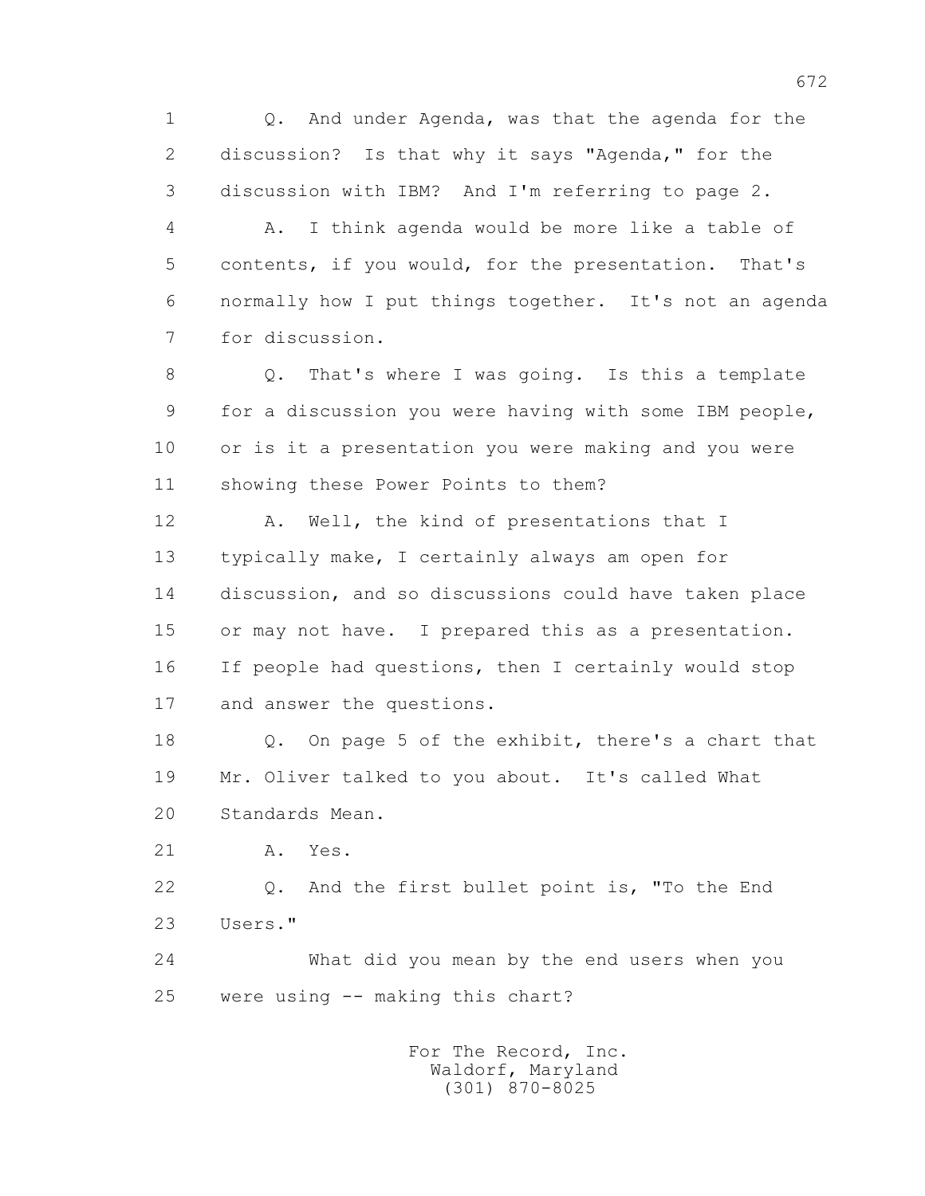1 Q. And under Agenda, was that the agenda for the
2 discussion? Is that why it says "Agenda," for the
3 discussion with IBM? And I'm referring to page 2.
4 A. I think agenda would be more like a table of
5 contents, if you would, for the presentation. That's
6 normally how I put things together. It's not an agenda
7 for discussion.
8 Q. That's where I was going. Is this a template
9 for a discussion you were having with some IBM people,
10 or is it a presentation you were making and you were
11 showing these Power Points to them?
12 A. Well, the kind of presentations that I
13 typically make, I certainly always am open for
14 discussion, and so discussions could have taken place
15 or may not have. I prepared this as a presentation.
16 If people had questions, then I certainly would stop
17 and answer the questions.
18 Q. On page 5 of the exhibit, there's a chart that
19 Mr. Oliver talked to you about. It's called What
20 Standards Mean.
21 A. Yes.
22 Q. And the first bullet point is, "To the End
23 Users."
24 What did you mean by the end users when you
25 were using -- making this chart?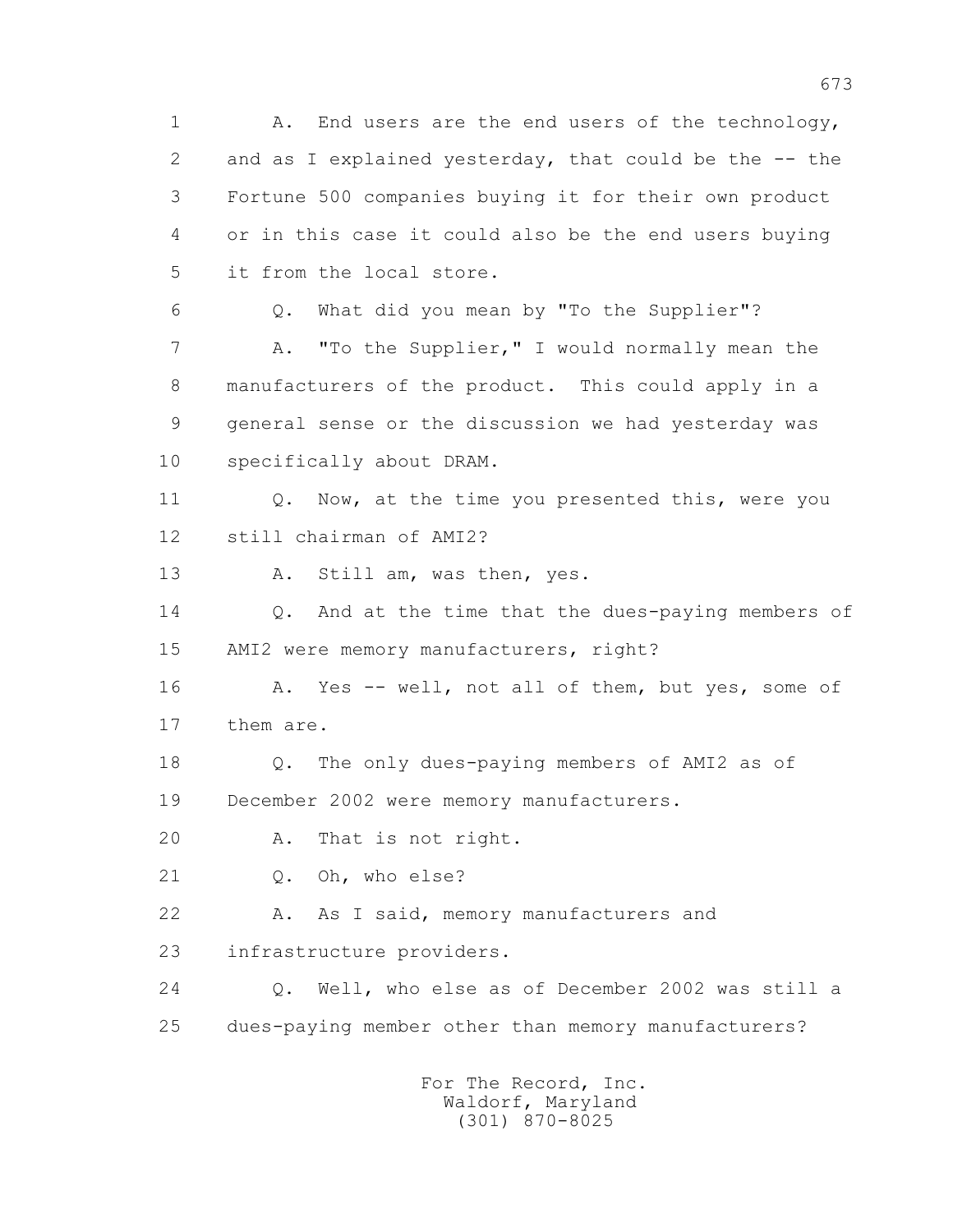1 A. End users are the end users of the technology,
2 and as I explained yesterday, that could be the -- the
3 Fortune 500 companies buying it for their own product
4 or in this case it could also be the end users buying
5 it from the local store.
6 Q. What did you mean by "To the Supplier"?
7 A. "To the Supplier," I would normally mean the
8 manufacturers of the product. This could apply in a
9 general sense or the discussion we had yesterday was
10 specifically about DRAM.
11 Q. Now, at the time you presented this, were you
12 still chairman of AMI2?
13 A. Still am, was then, yes.
14 Q. And at the time that the dues-paying members of
15 AMI2 were memory manufacturers, right?
16 A. Yes -- well, not all of them, but yes, some of
17 them are.
18 Q. The only dues-paying members of AMI2 as of
19 December 2002 were memory manufacturers.
20 A. That is not right.
21 Q. Oh, who else?
22 A. As I said, memory manufacturers and
23 infrastructure providers.
24 Q. Well, who else as of December 2002 was still a
25 dues-paying member other than memory manufacturers?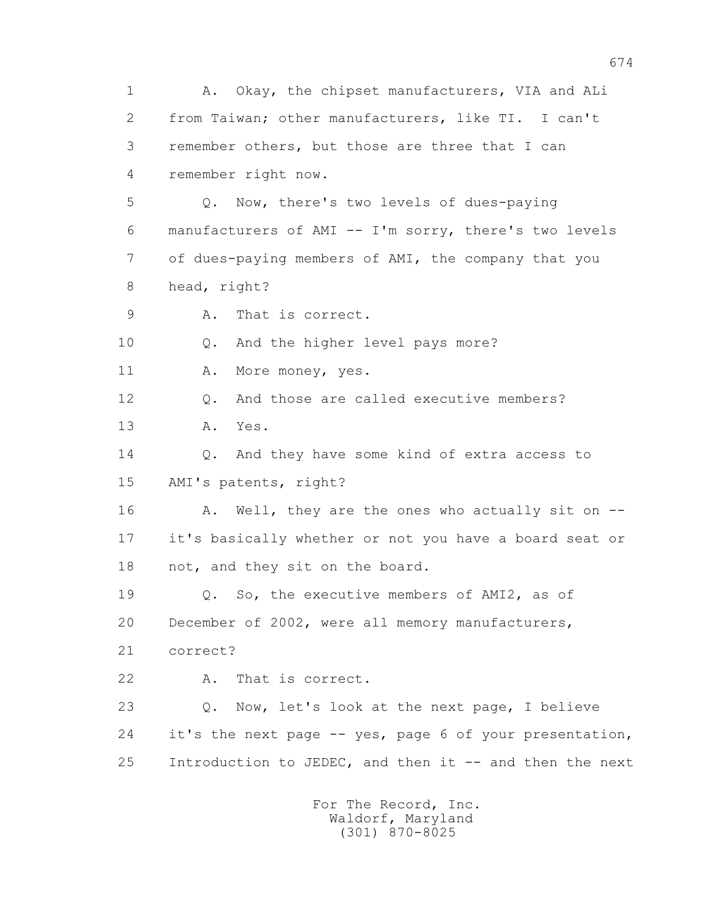1 A. Okay, the chipset manufacturers, VIA and ALi
2 from Taiwan; other manufacturers, like TI. I can't
3 remember others, but those are three that I can
4 remember right now.
5 Q. Now, there's two levels of dues-paying
6 manufacturers of AMI -- I'm sorry, there's two levels
7 of dues-paying members of AMI, the company that you
8 head, right?
9 A. That is correct.
10 Q. And the higher level pays more?
11 A. More money, yes.
12 Q. And those are called executive members?
13 A. Yes.
14 Q. And they have some kind of extra access to
15 AMI's patents, right?
16 A. Well, they are the ones who actually sit on --
17 it's basically whether or not you have a board seat or
18 not, and they sit on the board.
19 Q. So, the executive members of AMI2, as of
20 December of 2002, were all memory manufacturers,
21 correct?
22 A. That is correct.
23 Q. Now, let's look at the next page, I believe
24 it's the next page -- yes, page 6 of your presentation,
25 Introduction to JEDEC, and then it -- and then the next

For The Record, Inc.
Waldorf, Maryland
(301) 870-8025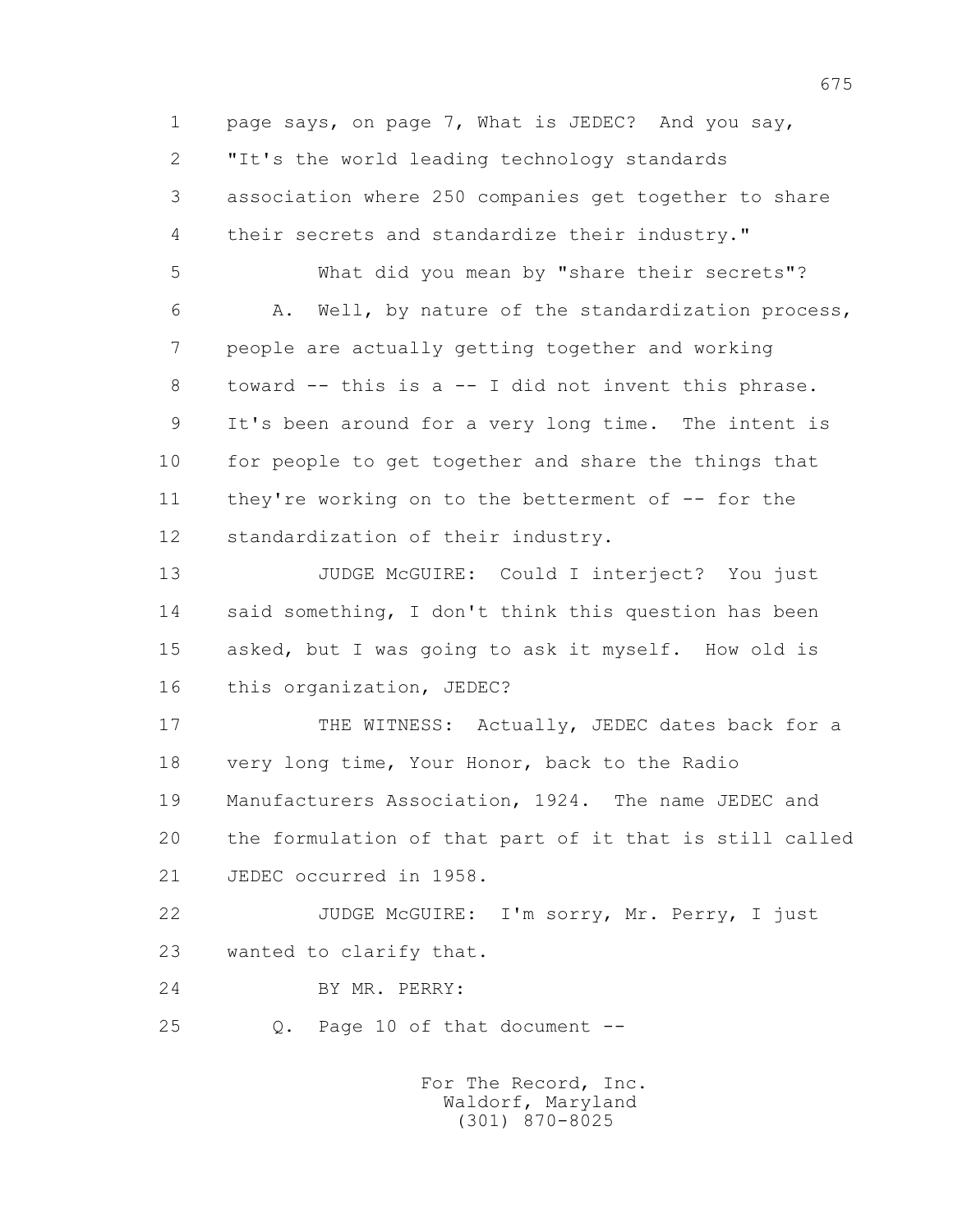page says, on page 7, What is JEDEC? And you say, "It's the world leading technology standards association where 250 companies get together to share their secrets and standardize their industry."

What did you mean by "share their secrets"?

A. Well, by nature of the standardization process, people are actually getting together and working toward -- this is a -- I did not invent this phrase. It's been around for a very long time. The intent is for people to get together and share the things that they're working on to the betterment of -- for the standardization of their industry.

JUDGE McGUIRE: Could I interject? You just said something, I don't think this question has been asked, but I was going to ask it myself. How old is this organization, JEDEC?

THE WITNESS: Actually, JEDEC dates back for a very long time, Your Honor, back to the Radio Manufacturers Association, 1924. The name JEDEC and the formulation of that part of it that is still called JEDEC occurred in 1958.

JUDGE McGUIRE: I'm sorry, Mr. Perry, I just wanted to clarify that.

BY MR. PERRY:

Q. Page 10 of that document --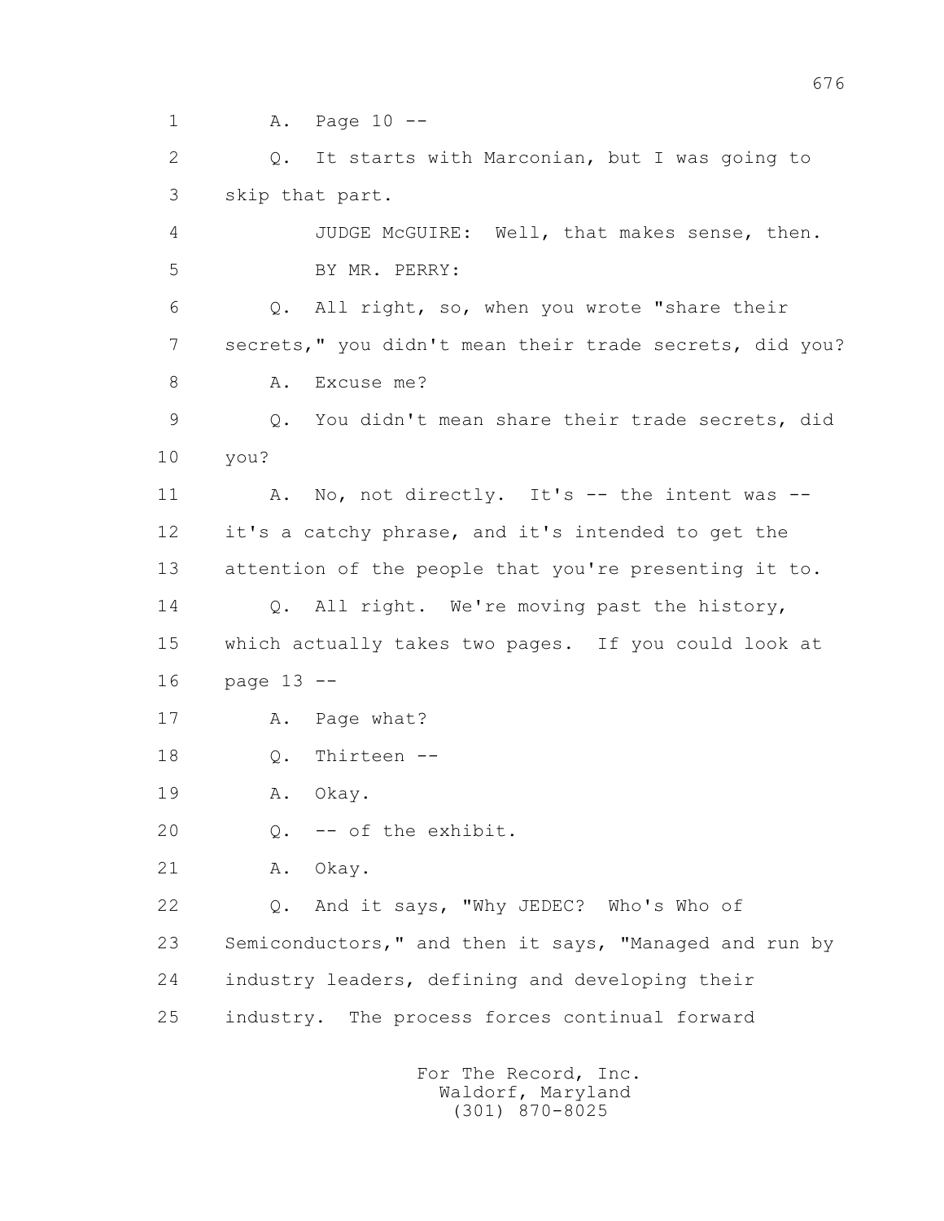1 A. Page 10 --

2 Q. It starts with Marconian, but I was going to

3 skip that part.

4 JUDGE McGUIRE: Well, that makes sense, then.

5 BY MR. PERRY:

6 Q. All right, so, when you wrote "share their

7 secrets," you didn't mean their trade secrets, did you?

8 A. Excuse me?

9 Q. You didn't mean share their trade secrets, did

10 you?

11 A. No, not directly. It's -- the intent was --

12 it's a catchy phrase, and it's intended to get the

13 attention of the people that you're presenting it to.

14 Q. All right. We're moving past the history,

15 which actually takes two pages. If you could look at

16 page 13 --

17 A. Page what?

18 Q. Thirteen --

19 A. Okay.

20 Q. -- of the exhibit.

21 A. Okay.

22 Q. And it says, "Why JEDEC? Who's Who of

23 Semiconductors," and then it says, "Managed and run by

24 industry leaders, defining and developing their

25 industry. The process forces continual forward

For The Record, Inc.
Waldorf, Maryland
(301) 870-8025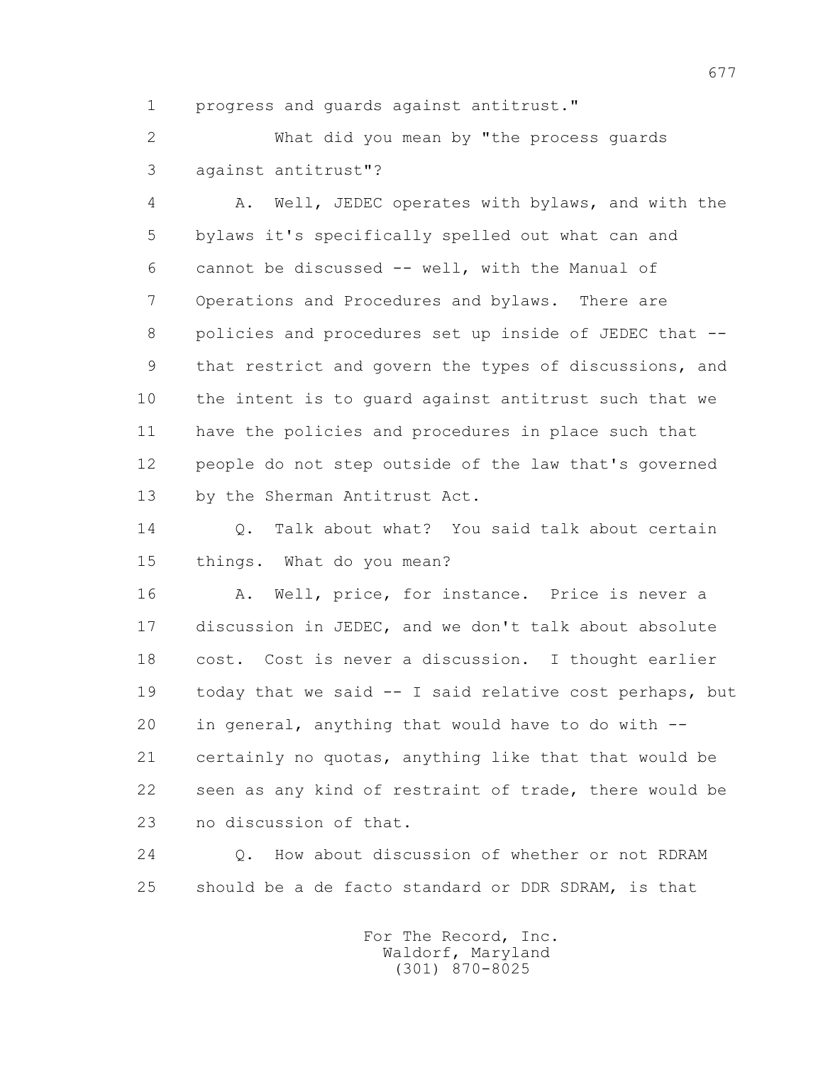1 progress and guards against antitrust."

2 What did you mean by "the process guards

3 against antitrust"?

4 A. Well, JEDEC operates with bylaws, and with the

5 bylaws it's specifically spelled out what can and

6 cannot be discussed -- well, with the Manual of

7 Operations and Procedures and bylaws. There are

8 policies and procedures set up inside of JEDEC that --

9 that restrict and govern the types of discussions, and

10 the intent is to guard against antitrust such that we

11 have the policies and procedures in place such that

12 people do not step outside of the law that's governed

13 by the Sherman Antitrust Act.

14 Q. Talk about what? You said talk about certain

15 things. What do you mean?

16 A. Well, price, for instance. Price is never a

17 discussion in JEDEC, and we don't talk about absolute

18 cost. Cost is never a discussion. I thought earlier

19 today that we said -- I said relative cost perhaps, but

20 in general, anything that would have to do with --

21 certainly no quotas, anything like that that would be

22 seen as any kind of restraint of trade, there would be

23 no discussion of that.

24 Q. How about discussion of whether or not RDRAM

25 should be a de facto standard or DDR SDRAM, is that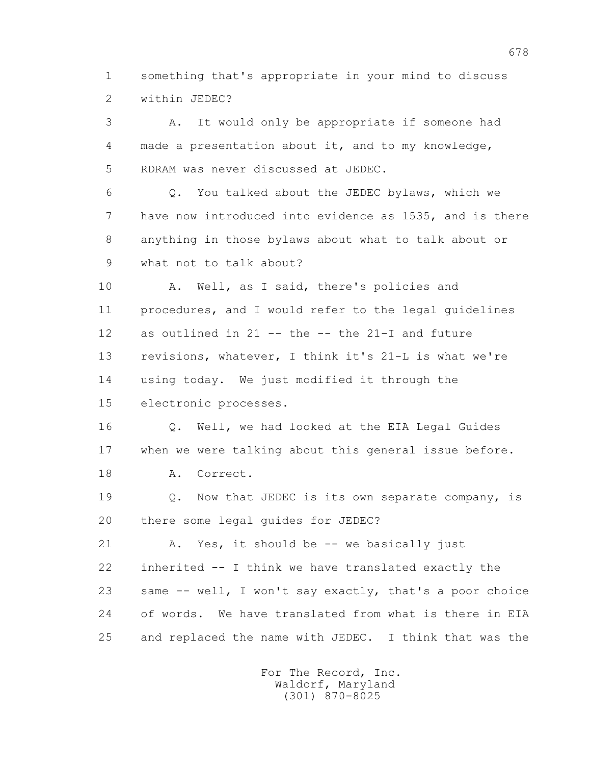1 something that's appropriate in your mind to discuss
2 within JEDEC?

3 A. It would only be appropriate if someone had
4 made a presentation about it, and to my knowledge,
5 RDRAM was never discussed at JEDEC.

6 Q. You talked about the JEDEC bylaws, which we
7 have now introduced into evidence as 1535, and is there
8 anything in those bylaws about what to talk about or
9 what not to talk about?

10 A. Well, as I said, there's policies and
11 procedures, and I would refer to the legal guidelines
12 as outlined in 21 -- the -- the 21-I and future
13 revisions, whatever, I think it's 21-L is what we're
14 using today. We just modified it through the
15 electronic processes.

16 Q. Well, we had looked at the EIA Legal Guides
17 when we were talking about this general issue before.

18 A. Correct.

19 Q. Now that JEDEC is its own separate company, is
20 there some legal guides for JEDEC?

21 A. Yes, it should be -- we basically just
22 inherited -- I think we have translated exactly the
23 same -- well, I won't say exactly, that's a poor choice
24 of words. We have translated from what is there in EIA
25 and replaced the name with JEDEC. I think that was the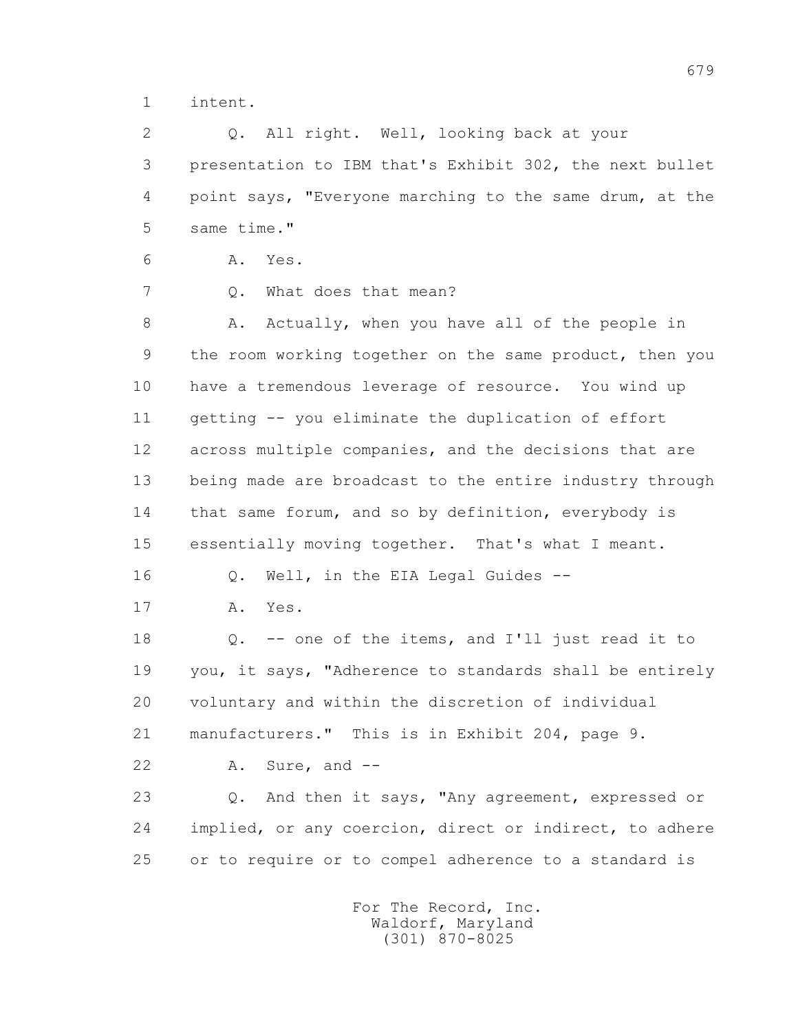1 intent.

2 Q. All right. Well, looking back at your

3 presentation to IBM that's Exhibit 302, the next bullet

4 point says, "Everyone marching to the same drum, at the

5 same time."

6 A. Yes.

7 Q. What does that mean?

8 A. Actually, when you have all of the people in

9 the room working together on the same product, then you

10 have a tremendous leverage of resource. You wind up

11 getting -- you eliminate the duplication of effort

12 across multiple companies, and the decisions that are

13 being made are broadcast to the entire industry through

14 that same forum, and so by definition, everybody is

15 essentially moving together. That's what I meant.

16 Q. Well, in the EIA Legal Guides --

17 A. Yes.

18 Q. -- one of the items, and I'll just read it to

19 you, it says, "Adherence to standards shall be entirely

20 voluntary and within the discretion of individual

21 manufacturers." This is in Exhibit 204, page 9.

22 A. Sure, and --

23 Q. And then it says, "Any agreement, expressed or

24 implied, or any coercion, direct or indirect, to adhere

25 or to require or to compel adherence to a standard is

For The Record, Inc.
Waldorf, Maryland
(301) 870-8025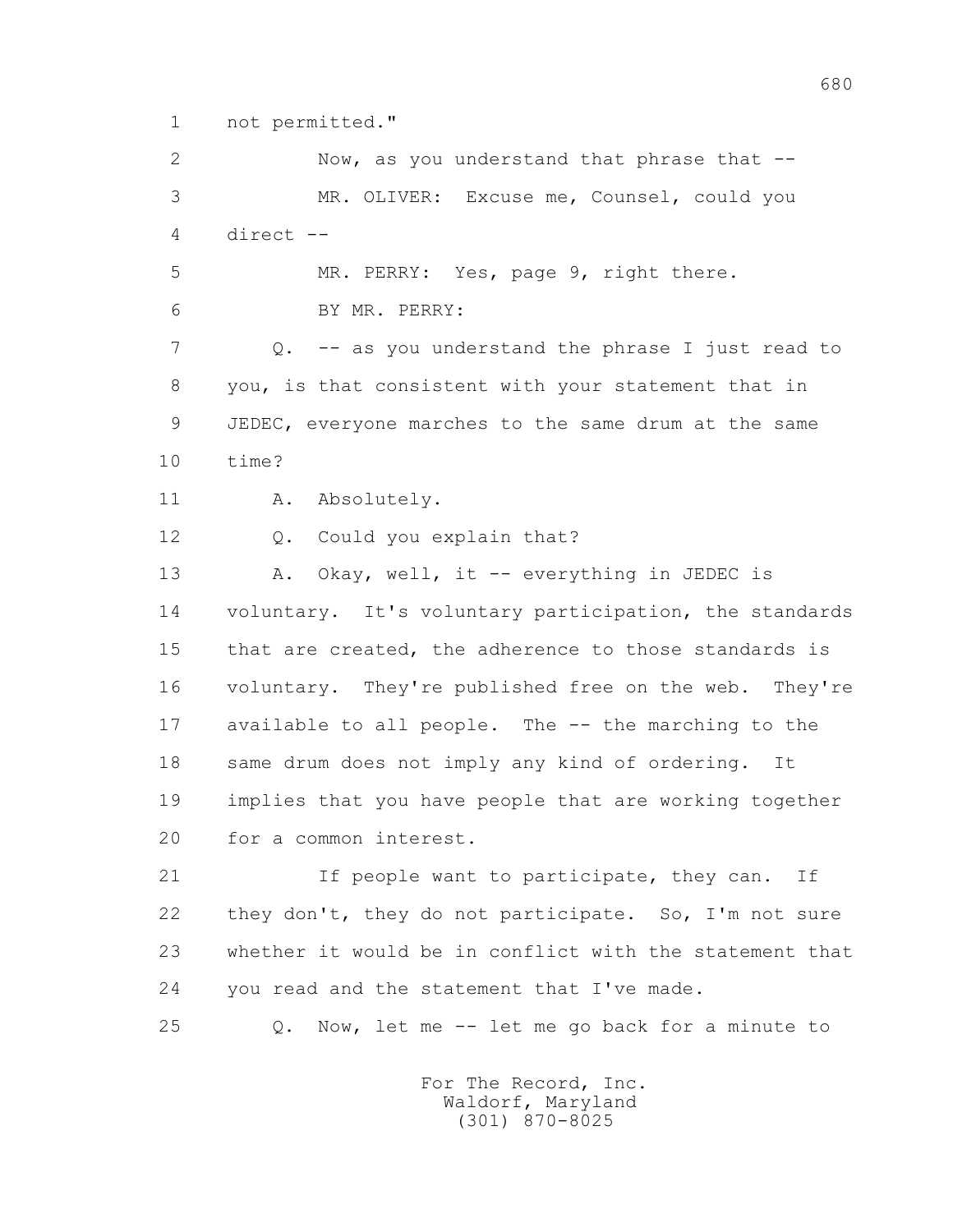not permitted."

Now, as you understand that phrase that --

MR. OLIVER: Excuse me, Counsel, could you direct --

MR. PERRY: Yes, page 9, right there.

BY MR. PERRY:

Q. -- as you understand the phrase I just read to you, is that consistent with your statement that in JEDEC, everyone marches to the same drum at the same time?

A. Absolutely.

Q. Could you explain that?

A. Okay, well, it -- everything in JEDEC is voluntary. It's voluntary participation, the standards that are created, the adherence to those standards is voluntary. They're published free on the web. They're available to all people. The -- the marching to the same drum does not imply any kind of ordering. It implies that you have people that are working together for a common interest.

If people want to participate, they can. If they don't, they do not participate. So, I'm not sure whether it would be in conflict with the statement that you read and the statement that I've made.

Q. Now, let me -- let me go back for a minute to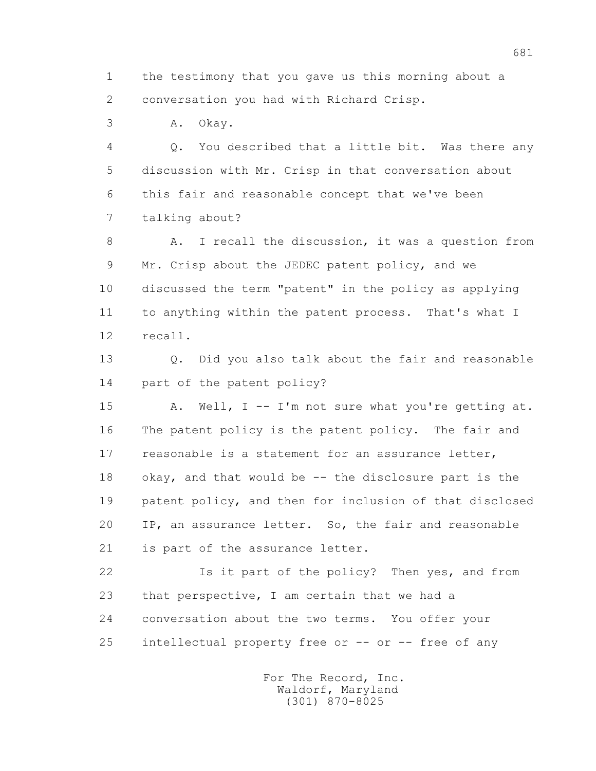the testimony that you gave us this morning about a conversation you had with Richard Crisp.

A. Okay.

Q. You described that a little bit. Was there any discussion with Mr. Crisp in that conversation about this fair and reasonable concept that we've been talking about?

A. I recall the discussion, it was a question from Mr. Crisp about the JEDEC patent policy, and we discussed the term "patent" in the policy as applying to anything within the patent process. That's what I recall.

Q. Did you also talk about the fair and reasonable part of the patent policy?

A. Well, I -- I'm not sure what you're getting at. The patent policy is the patent policy. The fair and reasonable is a statement for an assurance letter, okay, and that would be -- the disclosure part is the patent policy, and then for inclusion of that disclosed IP, an assurance letter. So, the fair and reasonable is part of the assurance letter.

Is it part of the policy? Then yes, and from that perspective, I am certain that we had a conversation about the two terms. You offer your intellectual property free or -- or -- free of any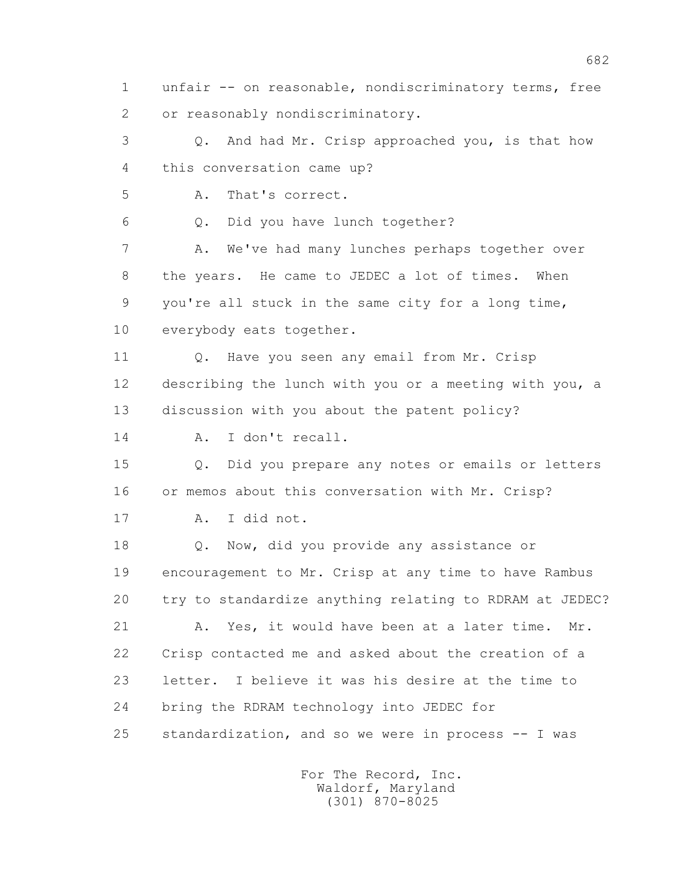1 unfair -- on reasonable, nondiscriminatory terms, free
2 or reasonably nondiscriminatory.
3 Q. And had Mr. Crisp approached you, is that how
4 this conversation came up?
5 A. That's correct.
6 Q. Did you have lunch together?
7 A. We've had many lunches perhaps together over
8 the years. He came to JEDEC a lot of times. When
9 you're all stuck in the same city for a long time,
10 everybody eats together.
11 Q. Have you seen any email from Mr. Crisp
12 describing the lunch with you or a meeting with you, a
13 discussion with you about the patent policy?
14 A. I don't recall.
15 Q. Did you prepare any notes or emails or letters
16 or memos about this conversation with Mr. Crisp?
17 A. I did not.
18 Q. Now, did you provide any assistance or
19 encouragement to Mr. Crisp at any time to have Rambus
20 try to standardize anything relating to RDRAM at JEDEC?
21 A. Yes, it would have been at a later time. Mr.
22 Crisp contacted me and asked about the creation of a
23 letter. I believe it was his desire at the time to
24 bring the RDRAM technology into JEDEC for
25 standardization, and so we were in process -- I was

For The Record, Inc.
Waldorf, Maryland
(301) 870-8025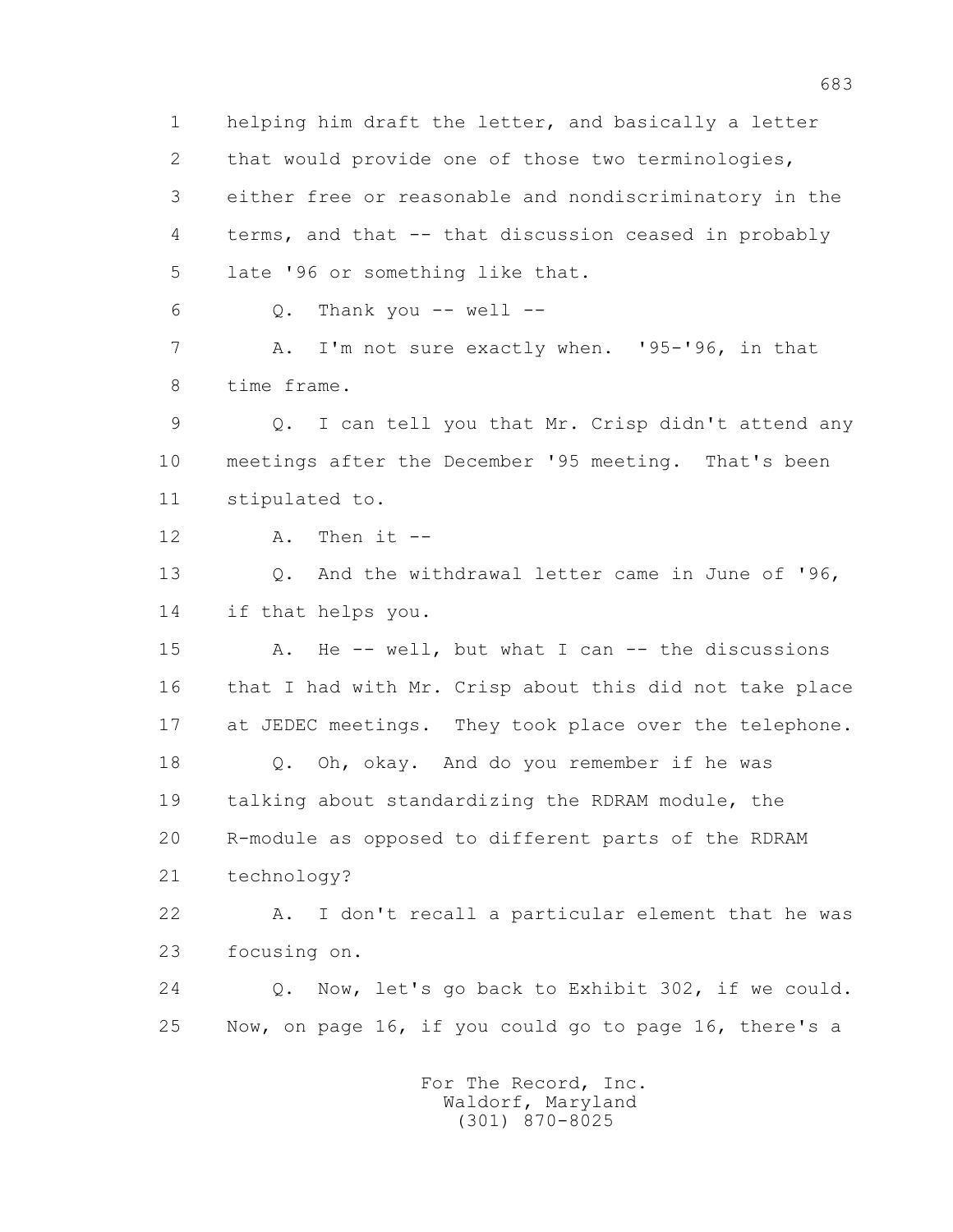1 helping him draft the letter, and basically a letter
2 that would provide one of those two terminologies,
3 either free or reasonable and nondiscriminatory in the
4 terms, and that -- that discussion ceased in probably
5 late '96 or something like that.

6 Q. Thank you -- well --

7 A. I'm not sure exactly when. '95-'96, in that
8 time frame.

9 Q. I can tell you that Mr. Crisp didn't attend any
10 meetings after the December '95 meeting. That's been
11 stipulated to.

12 A. Then it --

13 Q. And the withdrawal letter came in June of '96,
14 if that helps you.

15 A. He -- well, but what I can -- the discussions
16 that I had with Mr. Crisp about this did not take place
17 at JEDEC meetings. They took place over the telephone.

18 Q. Oh, okay. And do you remember if he was
19 talking about standardizing the RDRAM module, the
20 R-module as opposed to different parts of the RDRAM
21 technology?

22 A. I don't recall a particular element that he was
23 focusing on.

24 Q. Now, let's go back to Exhibit 302, if we could.
25 Now, on page 16, if you could go to page 16, there's a

For The Record, Inc.
Waldorf, Maryland
(301) 870-8025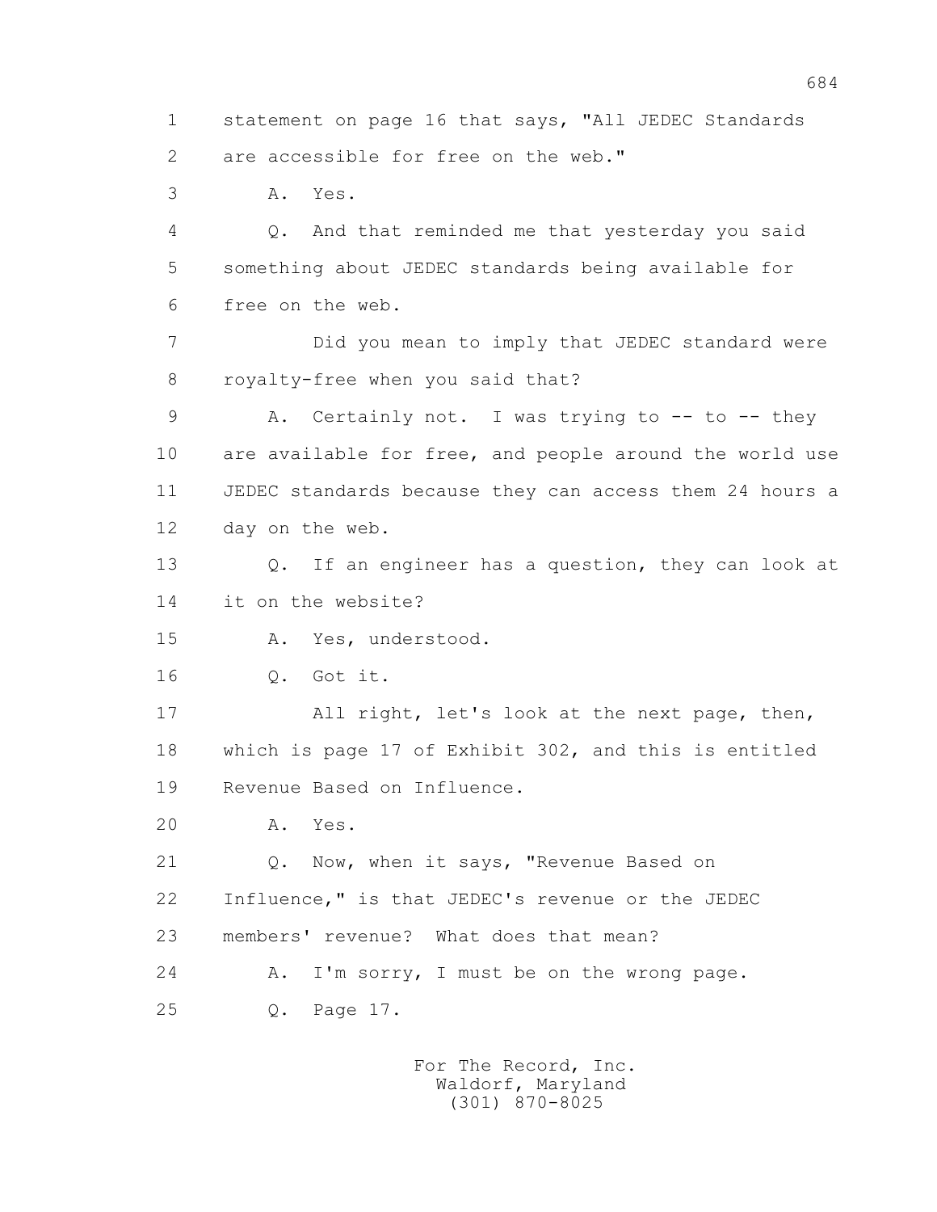1 statement on page 16 that says, "All JEDEC Standards
2 are accessible for free on the web."
3 A. Yes.
4 Q. And that reminded me that yesterday you said
5 something about JEDEC standards being available for
6 free on the web.
7 Did you mean to imply that JEDEC standard were
8 royalty-free when you said that?
9 A. Certainly not. I was trying to -- to -- they
10 are available for free, and people around the world use
11 JEDEC standards because they can access them 24 hours a
12 day on the web.
13 Q. If an engineer has a question, they can look at
14 it on the website?
15 A. Yes, understood.
16 Q. Got it.
17 All right, let's look at the next page, then,
18 which is page 17 of Exhibit 302, and this is entitled
19 Revenue Based on Influence.
20 A. Yes.
21 Q. Now, when it says, "Revenue Based on
22 Influence," is that JEDEC's revenue or the JEDEC
23 members' revenue? What does that mean?
24 A. I'm sorry, I must be on the wrong page.
25 Q. Page 17.

For The Record, Inc.
Waldorf, Maryland
(301) 870-8025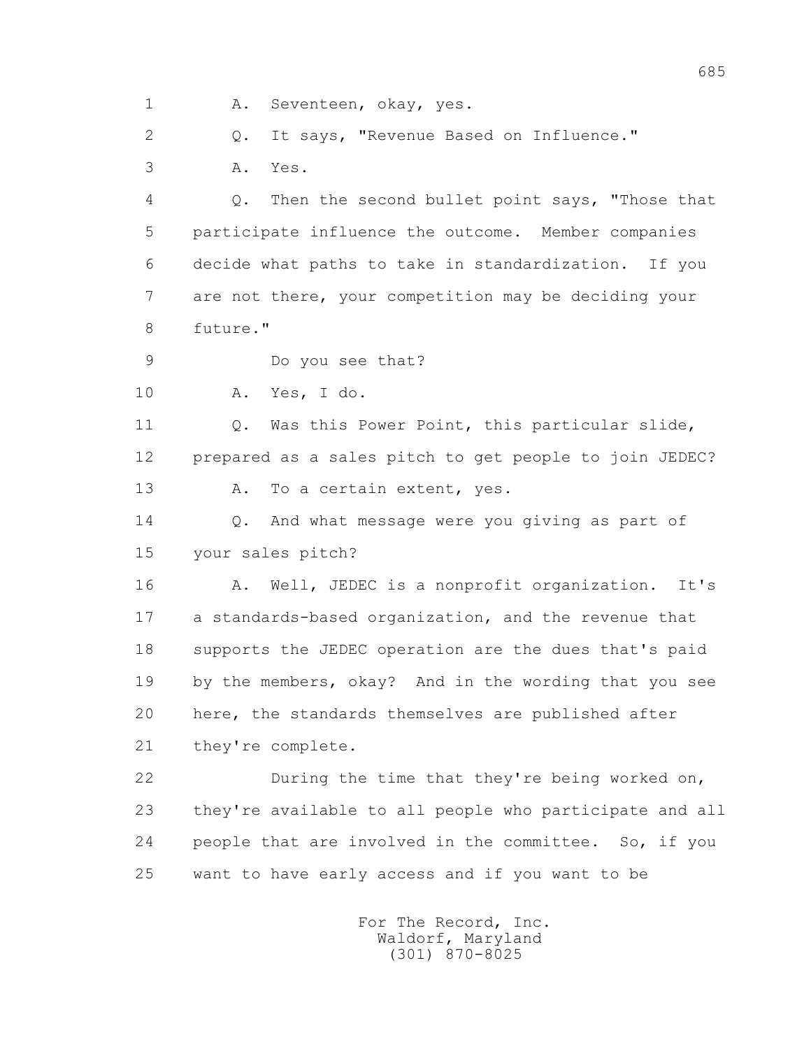1 A. Seventeen, okay, yes.

2 Q. It says, "Revenue Based on Influence."

3 A. Yes.

4 Q. Then the second bullet point says, "Those that

5 participate influence the outcome. Member companies

6 decide what paths to take in standardization. If you

7 are not there, your competition may be deciding your

8 future."

9 Do you see that?

10 A. Yes, I do.

11 Q. Was this Power Point, this particular slide,

12 prepared as a sales pitch to get people to join JEDEC?

13 A. To a certain extent, yes.

14 Q. And what message were you giving as part of

15 your sales pitch?

16 A. Well, JEDEC is a nonprofit organization. It's

17 a standards-based organization, and the revenue that

18 supports the JEDEC operation are the dues that's paid

19 by the members, okay? And in the wording that you see

20 here, the standards themselves are published after

21 they're complete.

22 During the time that they're being worked on,

23 they're available to all people who participate and all

24 people that are involved in the committee. So, if you

25 want to have early access and if you want to be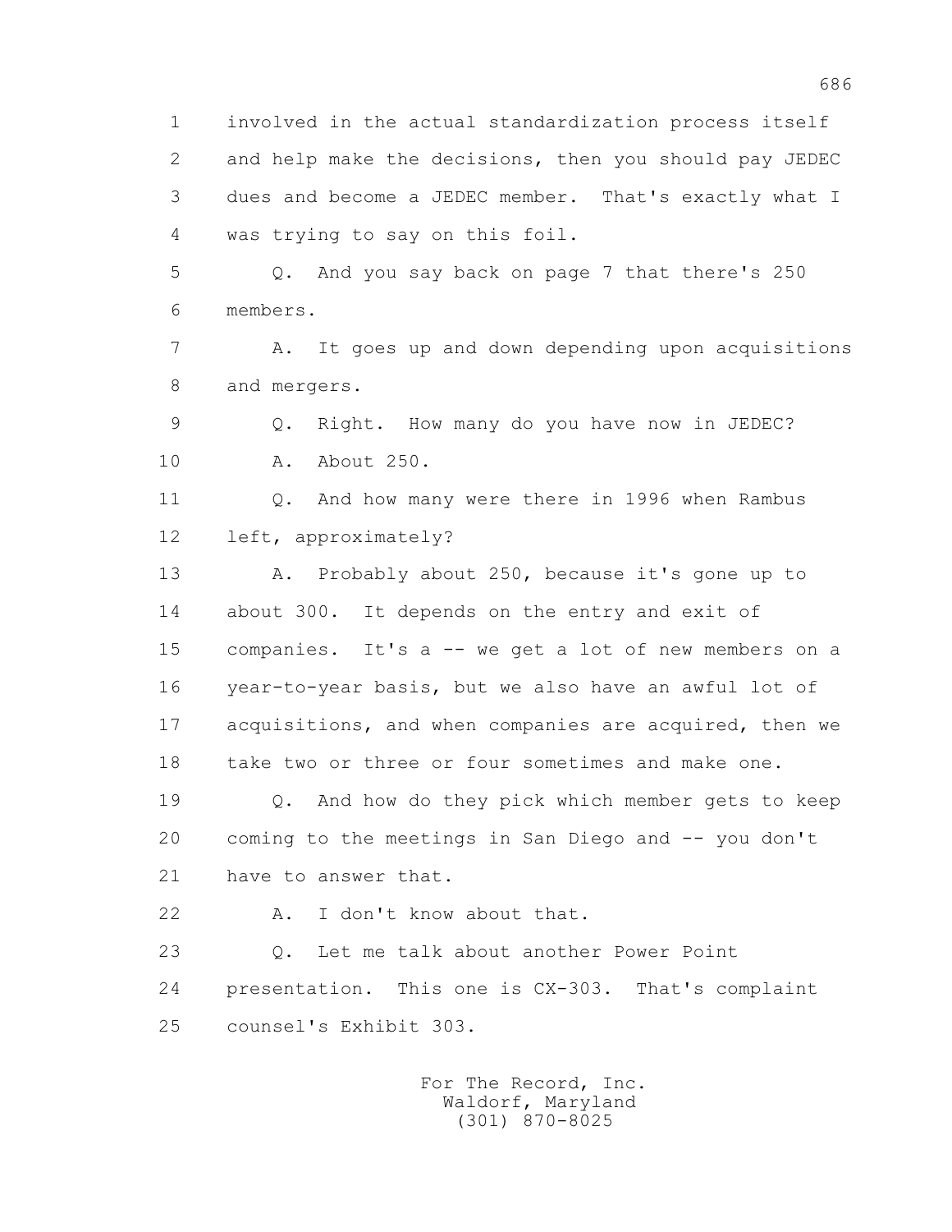1 involved in the actual standardization process itself
2 and help make the decisions, then you should pay JEDEC
3 dues and become a JEDEC member. That's exactly what I
4 was trying to say on this foil.

5 Q. And you say back on page 7 that there's 250
6 members.

7 A. It goes up and down depending upon acquisitions
8 and mergers.

9 Q. Right. How many do you have now in JEDEC?

10 A. About 250.

11 Q. And how many were there in 1996 when Rambus
12 left, approximately?

13 A. Probably about 250, because it's gone up to
14 about 300. It depends on the entry and exit of
15 companies. It's a -- we get a lot of new members on a
16 year-to-year basis, but we also have an awful lot of
17 acquisitions, and when companies are acquired, then we
18 take two or three or four sometimes and make one.

19 Q. And how do they pick which member gets to keep
20 coming to the meetings in San Diego and -- you don't
21 have to answer that.

22 A. I don't know about that.

23 Q. Let me talk about another Power Point
24 presentation. This one is CX-303. That's complaint
25 counsel's Exhibit 303.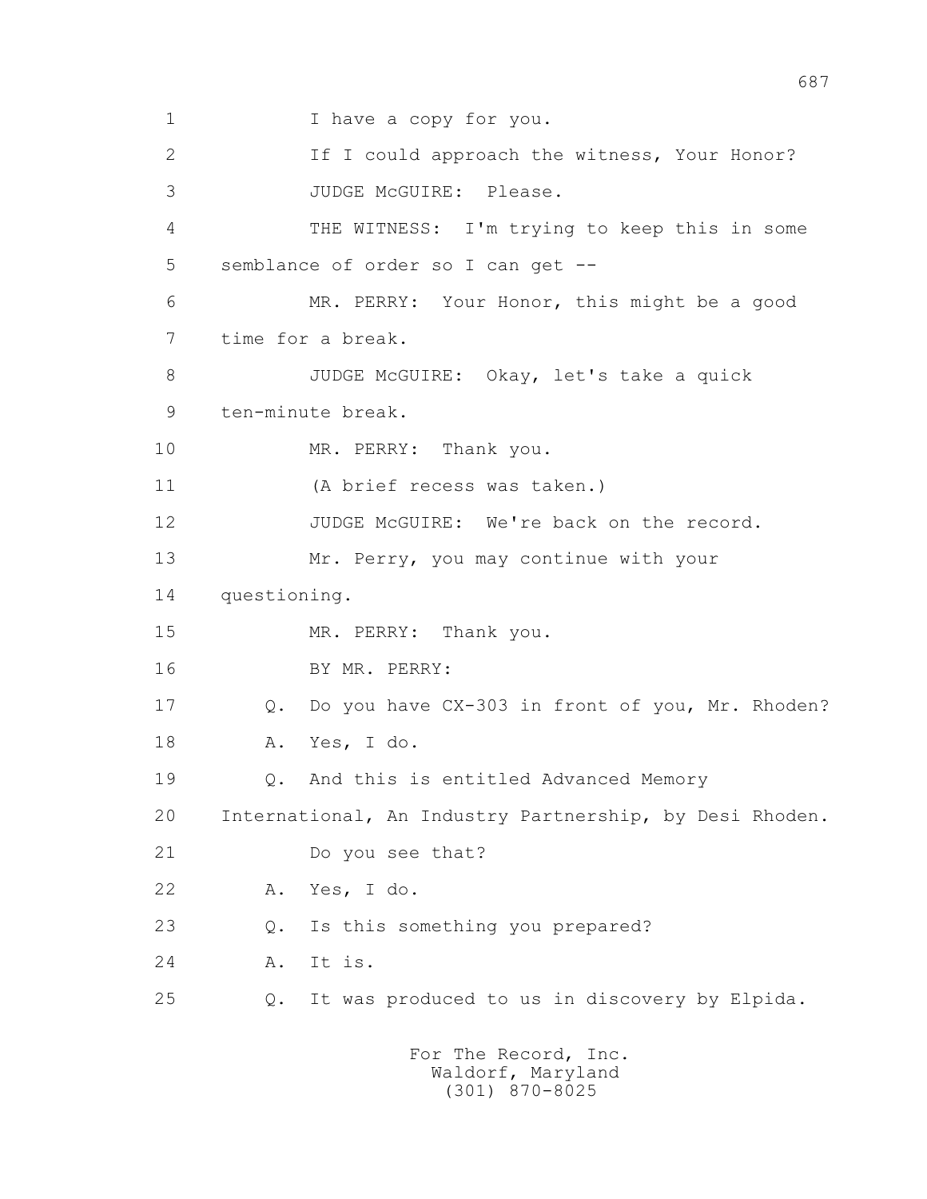1 I have a copy for you.

2 If I could approach the witness, Your Honor?

3 JUDGE McGUIRE: Please.

4 THE WITNESS: I'm trying to keep this in some

5 semblance of order so I can get --

6 MR. PERRY: Your Honor, this might be a good

7 time for a break.

8 JUDGE McGUIRE: Okay, let's take a quick

9 ten-minute break.

10 MR. PERRY: Thank you.

11 (A brief recess was taken.)

12 JUDGE McGUIRE: We're back on the record.

13 Mr. Perry, you may continue with your

14 questioning.

15 MR. PERRY: Thank you.

16 BY MR. PERRY:

17 Q. Do you have CX-303 in front of you, Mr. Rhoden?

18 A. Yes, I do.

19 Q. And this is entitled Advanced Memory

20 International, An Industry Partnership, by Desi Rhoden.

21 Do you see that?

22 A. Yes, I do.

23 Q. Is this something you prepared?

24 A. It is.

25 Q. It was produced to us in discovery by Elpida.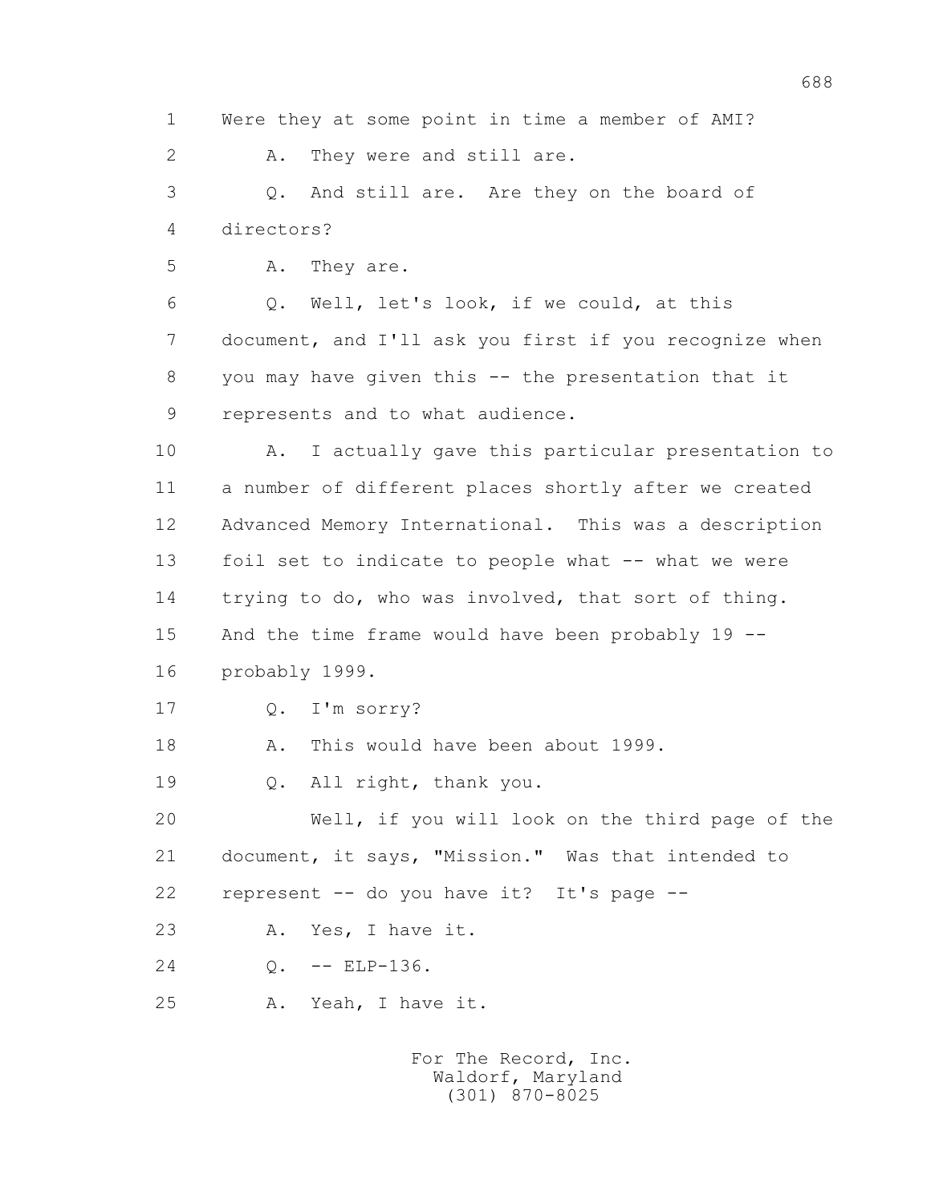1 Were they at some point in time a member of AMI?

2 A. They were and still are.

3 Q. And still are. Are they on the board of

4 directors?

5 A. They are.

6 Q. Well, let's look, if we could, at this

7 document, and I'll ask you first if you recognize when

8 you may have given this -- the presentation that it

9 represents and to what audience.

10 A. I actually gave this particular presentation to

11 a number of different places shortly after we created

12 Advanced Memory International. This was a description

13 foil set to indicate to people what -- what we were

14 trying to do, who was involved, that sort of thing.

15 And the time frame would have been probably 19 --

16 probably 1999.

17 Q. I'm sorry?

18 A. This would have been about 1999.

19 Q. All right, thank you.

20 Well, if you will look on the third page of the

21 document, it says, "Mission." Was that intended to

22 represent -- do you have it? It's page --

23 A. Yes, I have it.

24 Q. -- ELP-136.

25 A. Yeah, I have it.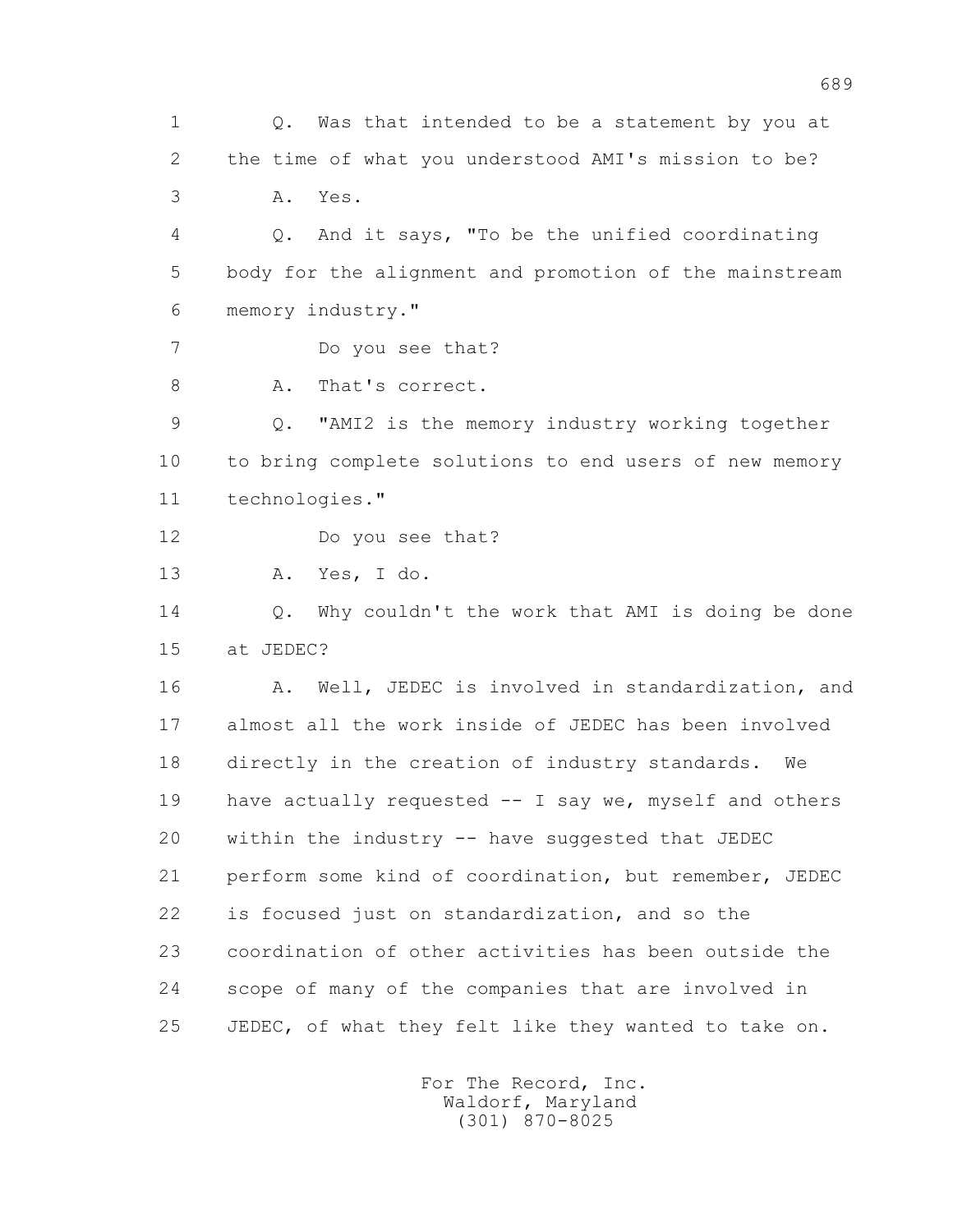1 Q. Was that intended to be a statement by you at
2 the time of what you understood AMI's mission to be?
3 A. Yes.
4 Q. And it says, "To be the unified coordinating
5 body for the alignment and promotion of the mainstream
6 memory industry."
7 Do you see that?
8 A. That's correct.
9 Q. "AMI2 is the memory industry working together
10 to bring complete solutions to end users of new memory
11 technologies."
12 Do you see that?
13 A. Yes, I do.
14 Q. Why couldn't the work that AMI is doing be done
15 at JEDEC?
16 A. Well, JEDEC is involved in standardization, and
17 almost all the work inside of JEDEC has been involved
18 directly in the creation of industry standards. We
19 have actually requested -- I say we, myself and others
20 within the industry -- have suggested that JEDEC
21 perform some kind of coordination, but remember, JEDEC
22 is focused just on standardization, and so the
23 coordination of other activities has been outside the
24 scope of many of the companies that are involved in
25 JEDEC, of what they felt like they wanted to take on.

For The Record, Inc.
Waldorf, Maryland
(301) 870-8025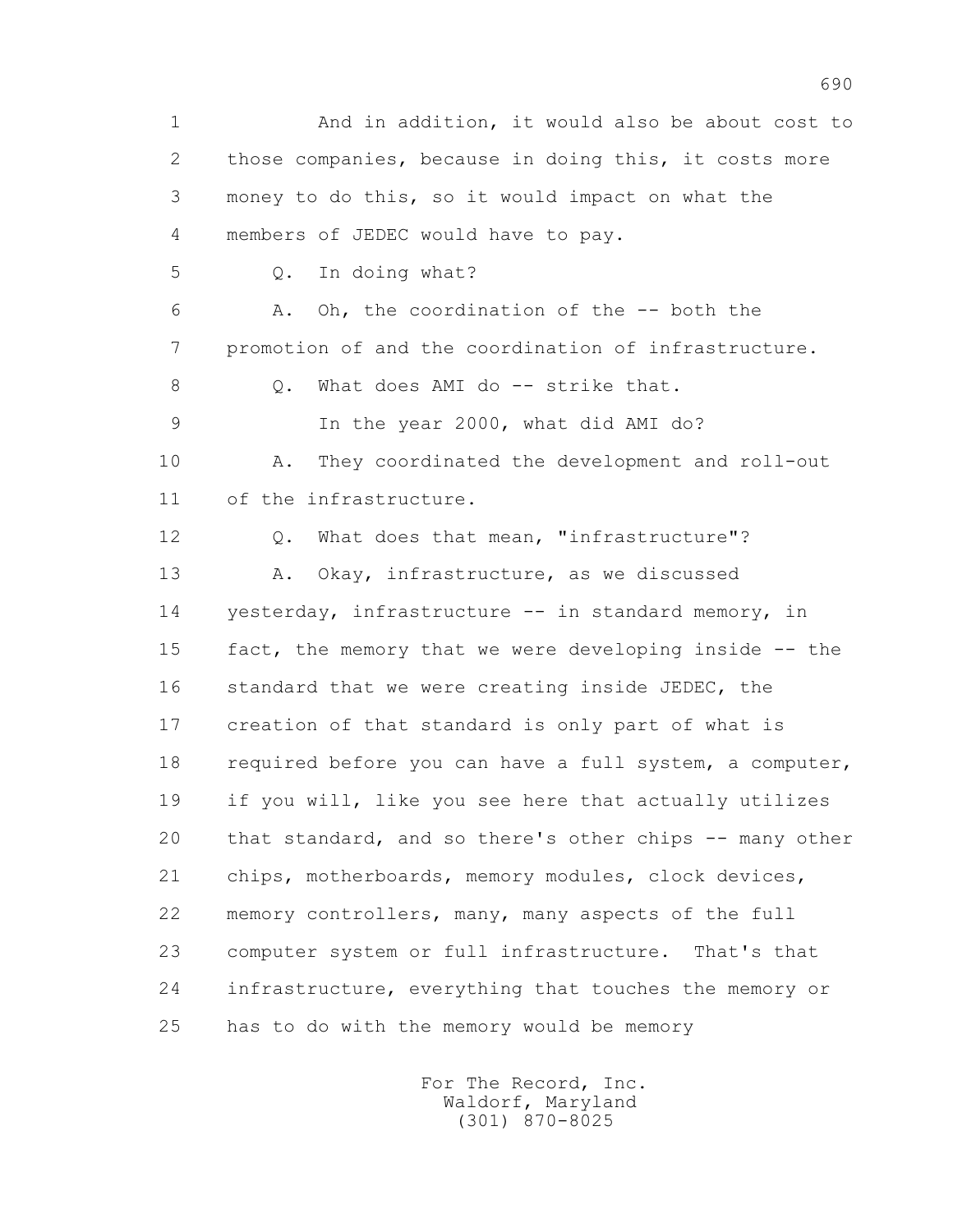1 And in addition, it would also be about cost to
2 those companies, because in doing this, it costs more
3 money to do this, so it would impact on what the
4 members of JEDEC would have to pay.
5 Q. In doing what?
6 A. Oh, the coordination of the -- both the
7 promotion of and the coordination of infrastructure.
8 Q. What does AMI do -- strike that.
9 In the year 2000, what did AMI do?
10 A. They coordinated the development and roll-out
11 of the infrastructure.
12 Q. What does that mean, "infrastructure"?
13 A. Okay, infrastructure, as we discussed
14 yesterday, infrastructure -- in standard memory, in
15 fact, the memory that we were developing inside -- the
16 standard that we were creating inside JEDEC, the
17 creation of that standard is only part of what is
18 required before you can have a full system, a computer,
19 if you will, like you see here that actually utilizes
20 that standard, and so there's other chips -- many other
21 chips, motherboards, memory modules, clock devices,
22 memory controllers, many, many aspects of the full
23 computer system or full infrastructure. That's that
24 infrastructure, everything that touches the memory or
25 has to do with the memory would be memory

For The Record, Inc.
Waldorf, Maryland
(301) 870-8025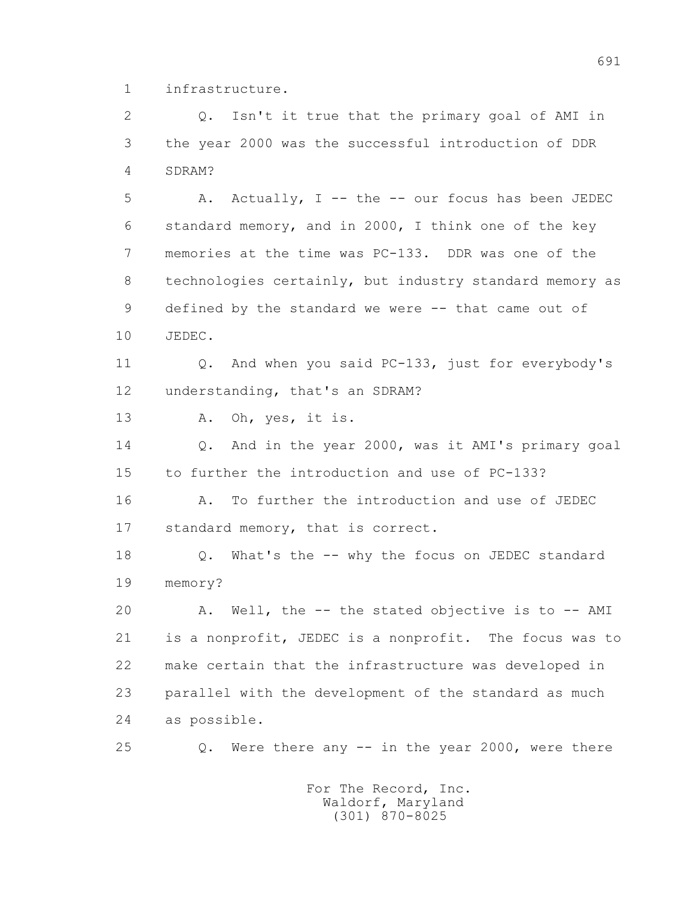1 infrastructure.

2 Q. Isn't it true that the primary goal of AMI in

3 the year 2000 was the successful introduction of DDR

4 SDRAM?

5 A. Actually, I -- the -- our focus has been JEDEC

6 standard memory, and in 2000, I think one of the key

7 memories at the time was PC-133. DDR was one of the

8 technologies certainly, but industry standard memory as

9 defined by the standard we were -- that came out of

10 JEDEC.

11 Q. And when you said PC-133, just for everybody's

12 understanding, that's an SDRAM?

13 A. Oh, yes, it is.

14 Q. And in the year 2000, was it AMI's primary goal

15 to further the introduction and use of PC-133?

16 A. To further the introduction and use of JEDEC

17 standard memory, that is correct.

18 Q. What's the -- why the focus on JEDEC standard

19 memory?

20 A. Well, the -- the stated objective is to -- AMI

21 is a nonprofit, JEDEC is a nonprofit. The focus was to

22 make certain that the infrastructure was developed in

23 parallel with the development of the standard as much

24 as possible.

25 Q. Were there any -- in the year 2000, were there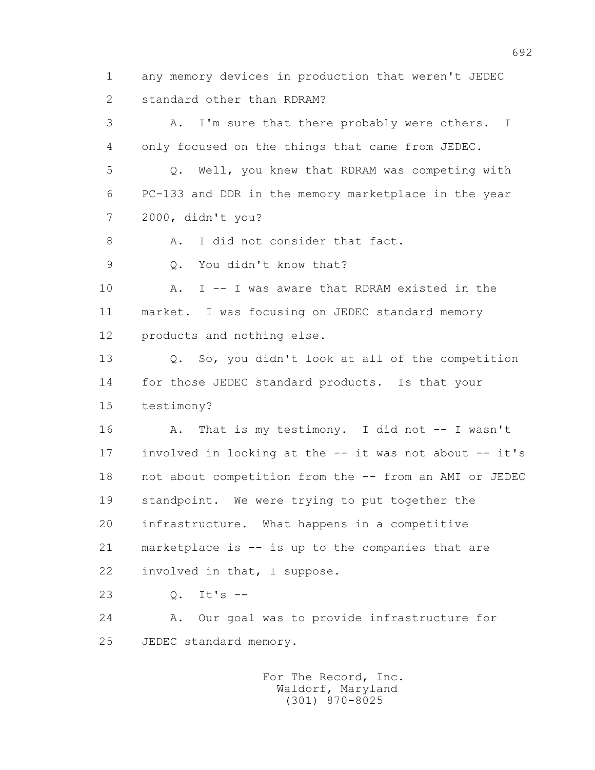1 any memory devices in production that weren't JEDEC
2 standard other than RDRAM?

3 A. I'm sure that there probably were others. I
4 only focused on the things that came from JEDEC.

5 Q. Well, you knew that RDRAM was competing with
6 PC-133 and DDR in the memory marketplace in the year
7 2000, didn't you?

8 A. I did not consider that fact.

9 Q. You didn't know that?

10 A. I -- I was aware that RDRAM existed in the
11 market. I was focusing on JEDEC standard memory
12 products and nothing else.

13 Q. So, you didn't look at all of the competition
14 for those JEDEC standard products. Is that your
15 testimony?

16 A. That is my testimony. I did not -- I wasn't
17 involved in looking at the -- it was not about -- it's
18 not about competition from the -- from an AMI or JEDEC
19 standpoint. We were trying to put together the
20 infrastructure. What happens in a competitive
21 marketplace is -- is up to the companies that are
22 involved in that, I suppose.

23 Q. It's --

24 A. Our goal was to provide infrastructure for
25 JEDEC standard memory.

For The Record, Inc.
Waldorf, Maryland
(301) 870-8025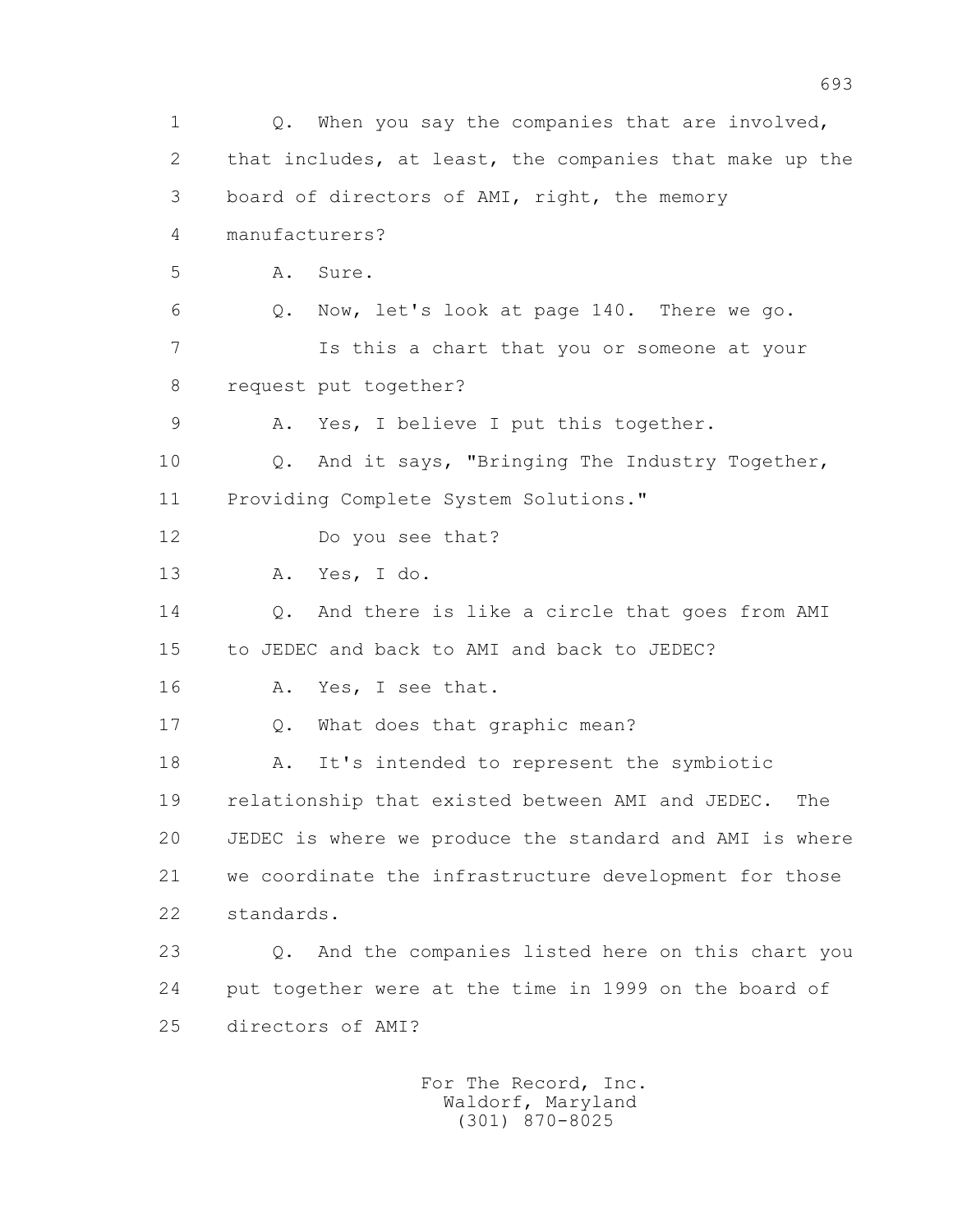1 Q. When you say the companies that are involved,
2 that includes, at least, the companies that make up the
3 board of directors of AMI, right, the memory
4 manufacturers?
5 A. Sure.
6 Q. Now, let's look at page 140. There we go.
7 Is this a chart that you or someone at your
8 request put together?
9 A. Yes, I believe I put this together.
10 Q. And it says, "Bringing The Industry Together,
11 Providing Complete System Solutions."
12 Do you see that?
13 A. Yes, I do.
14 Q. And there is like a circle that goes from AMI
15 to JEDEC and back to AMI and back to JEDEC?
16 A. Yes, I see that.
17 Q. What does that graphic mean?
18 A. It's intended to represent the symbiotic
19 relationship that existed between AMI and JEDEC. The
20 JEDEC is where we produce the standard and AMI is where
21 we coordinate the infrastructure development for those
22 standards.
23 Q. And the companies listed here on this chart you
24 put together were at the time in 1999 on the board of
25 directors of AMI?

For The Record, Inc.
Waldorf, Maryland
(301) 870-8025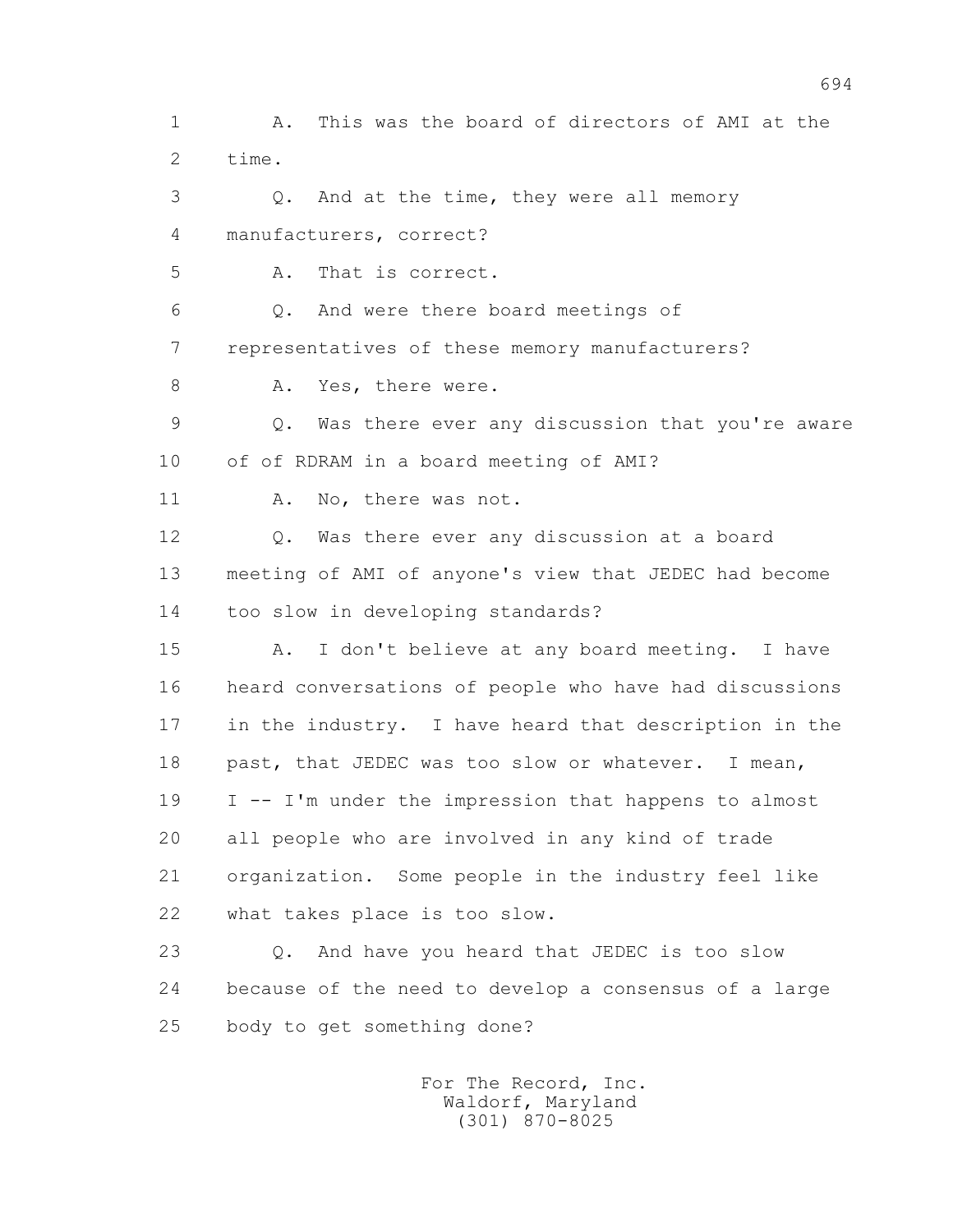1 A. This was the board of directors of AMI at the
2 time.

3 Q. And at the time, they were all memory
4 manufacturers, correct?

5 A. That is correct.

6 Q. And were there board meetings of
7 representatives of these memory manufacturers?

8 A. Yes, there were.

9 Q. Was there ever any discussion that you're aware
10 of of RDRAM in a board meeting of AMI?

11 A. No, there was not.

12 Q. Was there ever any discussion at a board
13 meeting of AMI of anyone's view that JEDEC had become
14 too slow in developing standards?

15 A. I don't believe at any board meeting. I have
16 heard conversations of people who have had discussions
17 in the industry. I have heard that description in the
18 past, that JEDEC was too slow or whatever. I mean,
19 I -- I'm under the impression that happens to almost
20 all people who are involved in any kind of trade
21 organization. Some people in the industry feel like
22 what takes place is too slow.

23 Q. And have you heard that JEDEC is too slow
24 because of the need to develop a consensus of a large
25 body to get something done?

For The Record, Inc.
Waldorf, Maryland
(301) 870-8025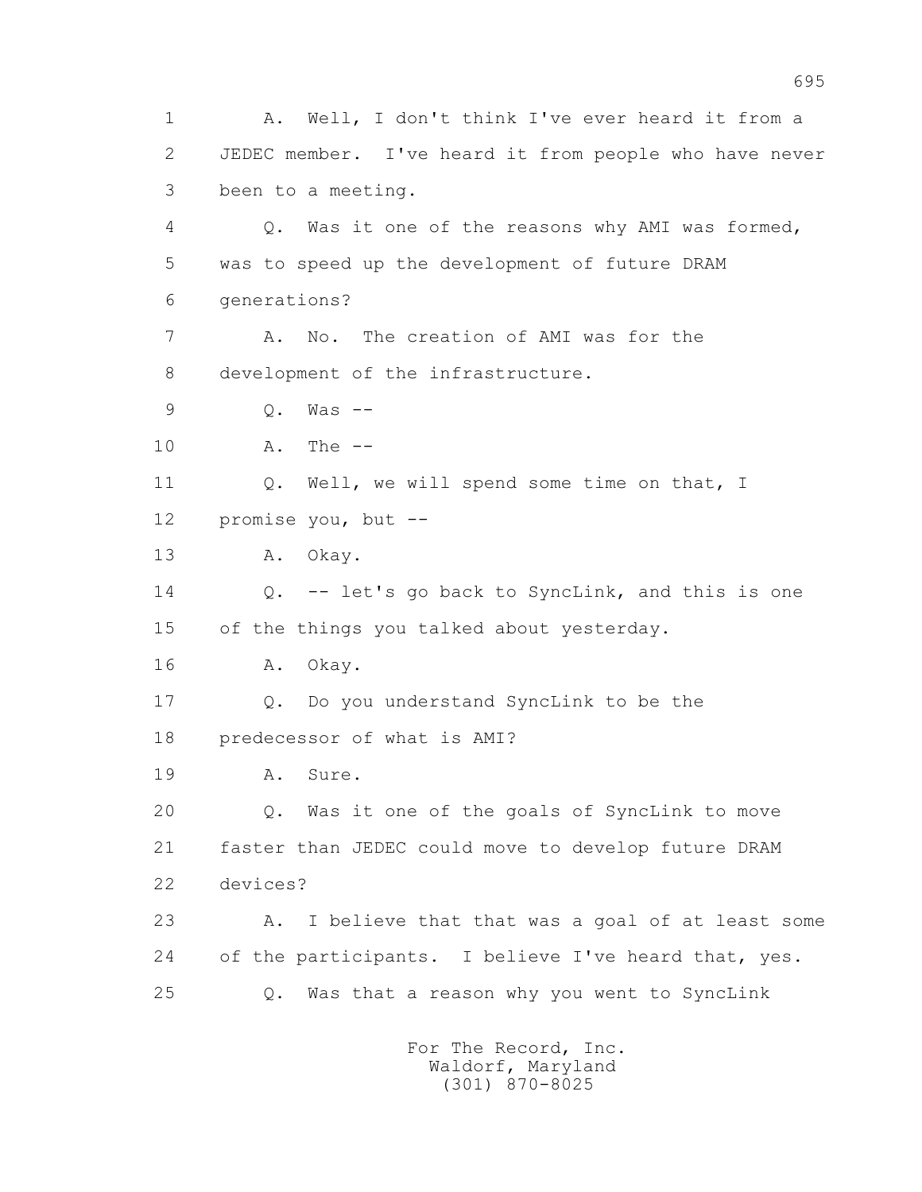1 A. Well, I don't think I've ever heard it from a
2 JEDEC member. I've heard it from people who have never
3 been to a meeting.
4 Q. Was it one of the reasons why AMI was formed,
5 was to speed up the development of future DRAM
6 generations?
7 A. No. The creation of AMI was for the
8 development of the infrastructure.
9 Q. Was --
10 A. The --
11 Q. Well, we will spend some time on that, I
12 promise you, but --
13 A. Okay.
14 Q. -- let's go back to SyncLink, and this is one
15 of the things you talked about yesterday.
16 A. Okay.
17 Q. Do you understand SyncLink to be the
18 predecessor of what is AMI?
19 A. Sure.
20 Q. Was it one of the goals of SyncLink to move
21 faster than JEDEC could move to develop future DRAM
22 devices?
23 A. I believe that that was a goal of at least some
24 of the participants. I believe I've heard that, yes.
25 Q. Was that a reason why you went to SyncLink

For The Record, Inc.
Waldorf, Maryland
(301) 870-8025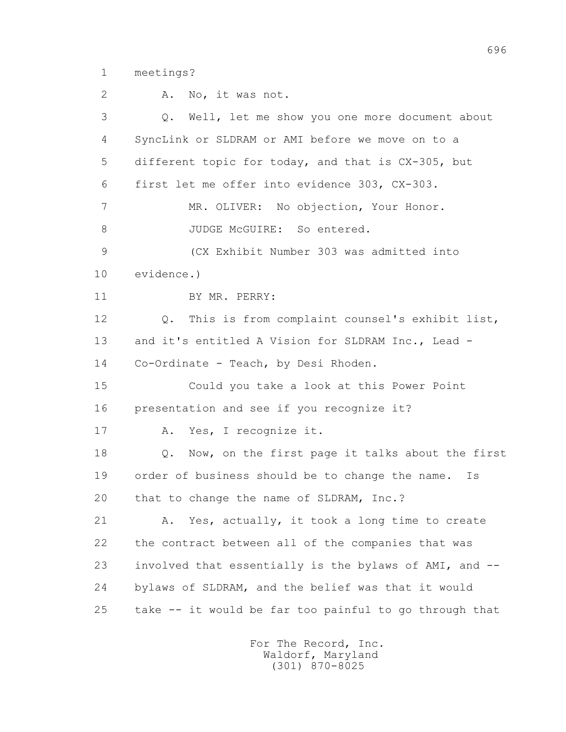1 meetings?

2 A. No, it was not.

3 Q. Well, let me show you one more document about

4 SyncLink or SLDRAM or AMI before we move on to a

5 different topic for today, and that is CX-305, but

6 first let me offer into evidence 303, CX-303.

7 MR. OLIVER: No objection, Your Honor.

8 JUDGE McGUIRE: So entered.

9 (CX Exhibit Number 303 was admitted into

10 evidence.)

11 BY MR. PERRY:

12 Q. This is from complaint counsel's exhibit list,

13 and it's entitled A Vision for SLDRAM Inc., Lead -

14 Co-Ordinate - Teach, by Desi Rhoden.

15 Could you take a look at this Power Point

16 presentation and see if you recognize it?

17 A. Yes, I recognize it.

18 Q. Now, on the first page it talks about the first

19 order of business should be to change the name. Is

20 that to change the name of SLDRAM, Inc.?

21 A. Yes, actually, it took a long time to create

22 the contract between all of the companies that was

23 involved that essentially is the bylaws of AMI, and --

24 bylaws of SLDRAM, and the belief was that it would

25 take -- it would be far too painful to go through that

For The Record, Inc.
Waldorf, Maryland
(301) 870-8025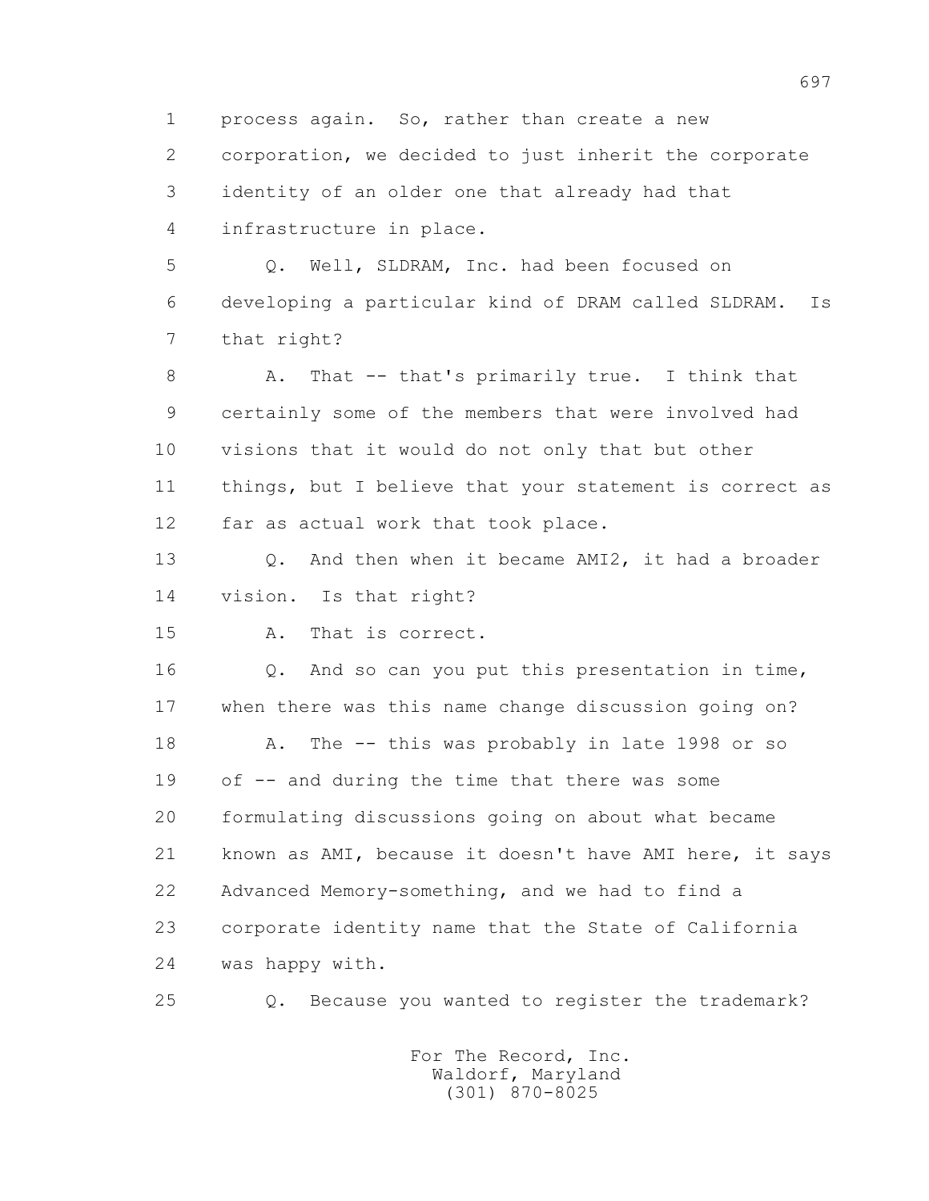1 process again. So, rather than create a new
2 corporation, we decided to just inherit the corporate
3 identity of an older one that already had that
4 infrastructure in place.

5 Q. Well, SLDRAM, Inc. had been focused on
6 developing a particular kind of DRAM called SLDRAM. Is
7 that right?

8 A. That -- that's primarily true. I think that
9 certainly some of the members that were involved had
10 visions that it would do not only that but other
11 things, but I believe that your statement is correct as
12 far as actual work that took place.

13 Q. And then when it became AMI2, it had a broader
14 vision. Is that right?

15 A. That is correct.

16 Q. And so can you put this presentation in time,
17 when there was this name change discussion going on?

18 A. The -- this was probably in late 1998 or so
19 of -- and during the time that there was some
20 formulating discussions going on about what became
21 known as AMI, because it doesn't have AMI here, it says
22 Advanced Memory-something, and we had to find a
23 corporate identity name that the State of California
24 was happy with.

25 Q. Because you wanted to register the trademark?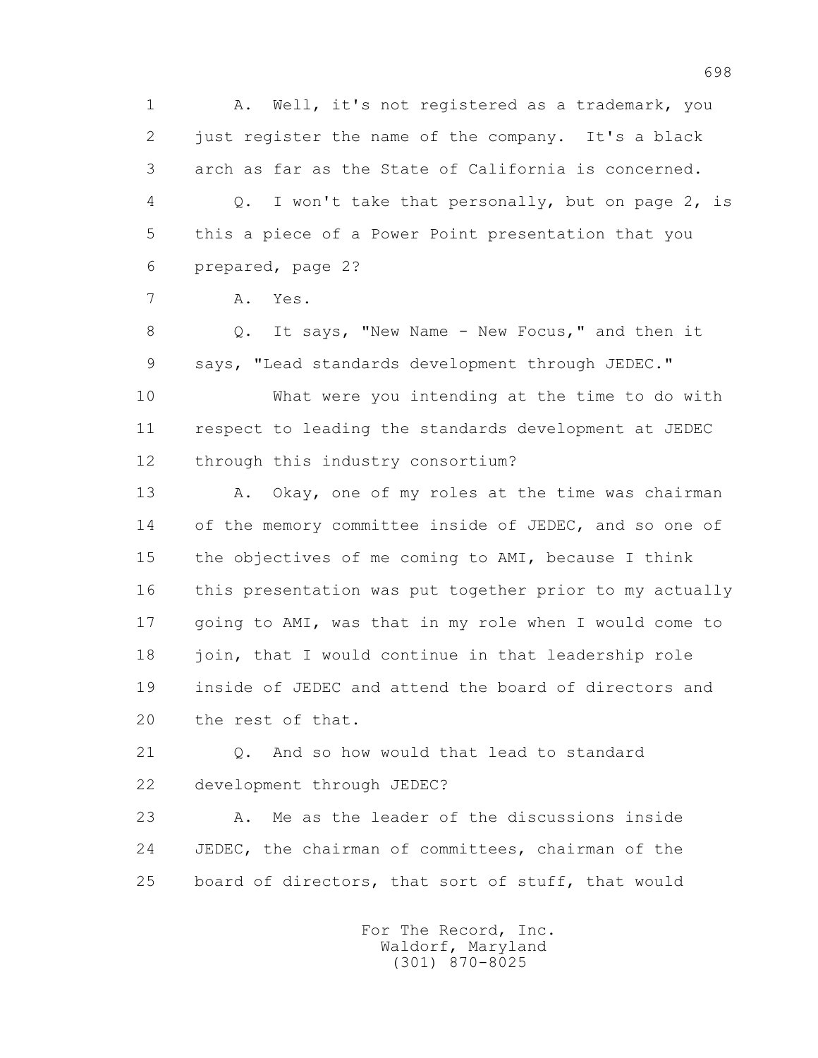1 A. Well, it's not registered as a trademark, you
2 just register the name of the company. It's a black
3 arch as far as the State of California is concerned.
4 Q. I won't take that personally, but on page 2, is
5 this a piece of a Power Point presentation that you
6 prepared, page 2?
7 A. Yes.
8 Q. It says, "New Name - New Focus," and then it
9 says, "Lead standards development through JEDEC."
10 What were you intending at the time to do with
11 respect to leading the standards development at JEDEC
12 through this industry consortium?
13 A. Okay, one of my roles at the time was chairman
14 of the memory committee inside of JEDEC, and so one of
15 the objectives of me coming to AMI, because I think
16 this presentation was put together prior to my actually
17 going to AMI, was that in my role when I would come to
18 join, that I would continue in that leadership role
19 inside of JEDEC and attend the board of directors and
20 the rest of that.
21 Q. And so how would that lead to standard
22 development through JEDEC?
23 A. Me as the leader of the discussions inside
24 JEDEC, the chairman of committees, chairman of the
25 board of directors, that sort of stuff, that would

For The Record, Inc.
Waldorf, Maryland
(301) 870-8025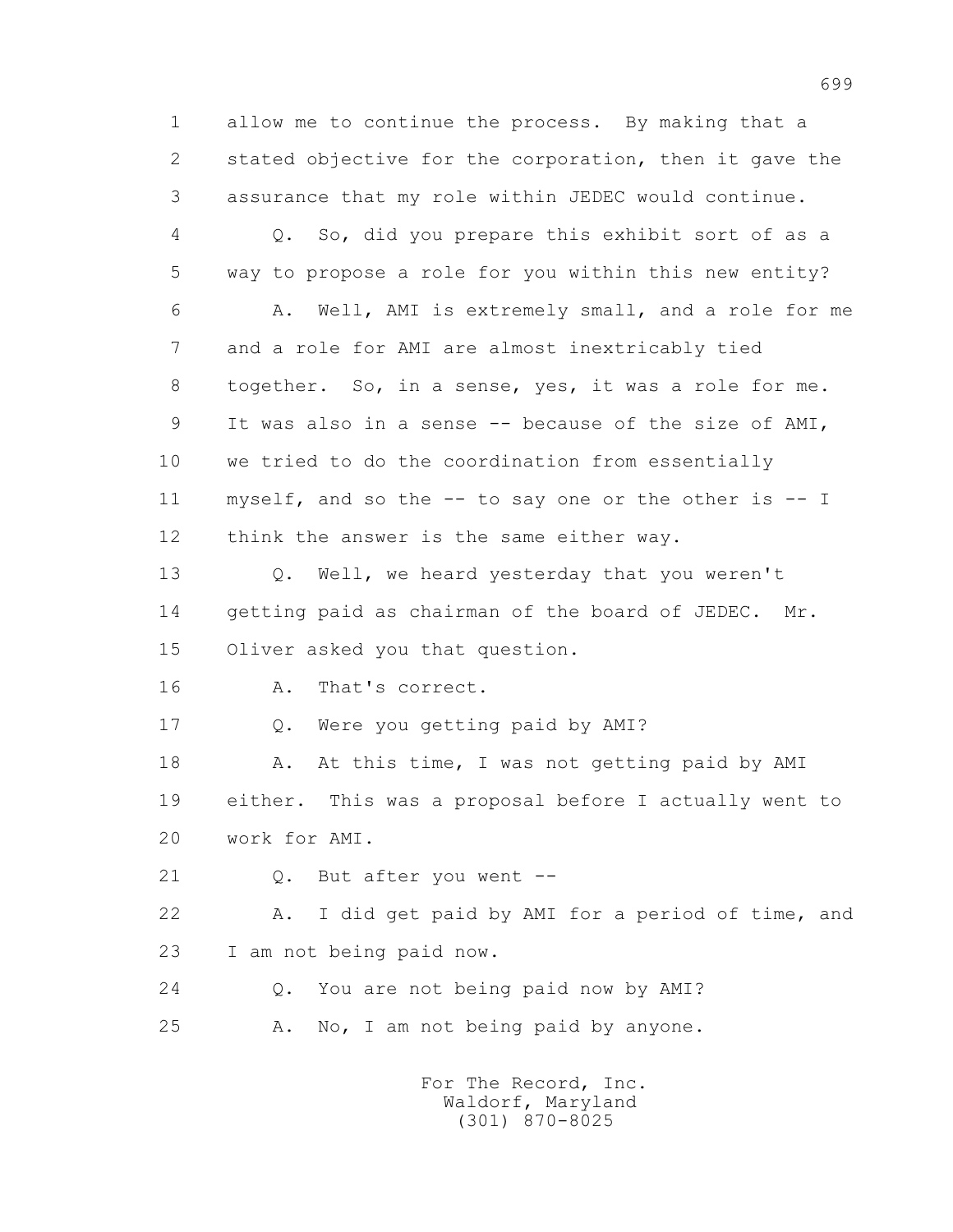1 allow me to continue the process. By making that a
2 stated objective for the corporation, then it gave the
3 assurance that my role within JEDEC would continue.

4 Q. So, did you prepare this exhibit sort of as a
5 way to propose a role for you within this new entity?

6 A. Well, AMI is extremely small, and a role for me
7 and a role for AMI are almost inextricably tied
8 together. So, in a sense, yes, it was a role for me.
9 It was also in a sense -- because of the size of AMI,
10 we tried to do the coordination from essentially
11 myself, and so the -- to say one or the other is -- I
12 think the answer is the same either way.

13 Q. Well, we heard yesterday that you weren't
14 getting paid as chairman of the board of JEDEC. Mr.
15 Oliver asked you that question.

16 A. That's correct.

17 Q. Were you getting paid by AMI?

18 A. At this time, I was not getting paid by AMI
19 either. This was a proposal before I actually went to
20 work for AMI.

21 Q. But after you went --

22 A. I did get paid by AMI for a period of time, and
23 I am not being paid now.

24 Q. You are not being paid now by AMI?

25 A. No, I am not being paid by anyone.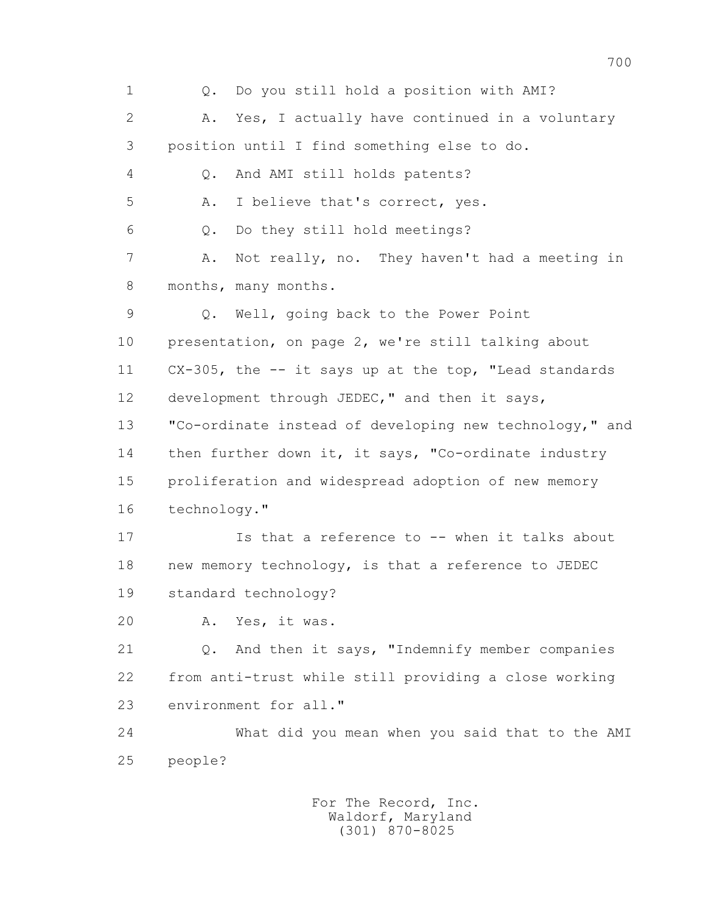1 Q. Do you still hold a position with AMI?

2 A. Yes, I actually have continued in a voluntary

3 position until I find something else to do.

4 Q. And AMI still holds patents?

5 A. I believe that's correct, yes.

6 Q. Do they still hold meetings?

7 A. Not really, no. They haven't had a meeting in

8 months, many months.

9 Q. Well, going back to the Power Point

10 presentation, on page 2, we're still talking about

11 CX-305, the -- it says up at the top, "Lead standards

12 development through JEDEC," and then it says,

13 "Co-ordinate instead of developing new technology," and

14 then further down it, it says, "Co-ordinate industry

15 proliferation and widespread adoption of new memory

16 technology."

17 Is that a reference to -- when it talks about

18 new memory technology, is that a reference to JEDEC

19 standard technology?

20 A. Yes, it was.

21 Q. And then it says, "Indemnify member companies

22 from anti-trust while still providing a close working

23 environment for all."

24 What did you mean when you said that to the AMI

25 people?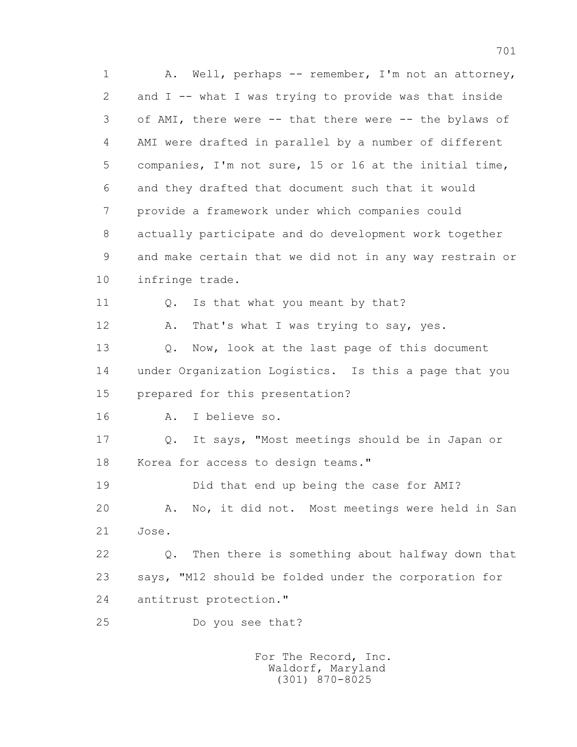1 A. Well, perhaps -- remember, I'm not an attorney,
2 and I -- what I was trying to provide was that inside
3 of AMI, there were -- that there were -- the bylaws of
4 AMI were drafted in parallel by a number of different
5 companies, I'm not sure, 15 or 16 at the initial time,
6 and they drafted that document such that it would
7 provide a framework under which companies could
8 actually participate and do development work together
9 and make certain that we did not in any way restrain or
10 infringe trade.

11 Q. Is that what you meant by that?

12 A. That's what I was trying to say, yes.

13 Q. Now, look at the last page of this document
14 under Organization Logistics. Is this a page that you
15 prepared for this presentation?

16 A. I believe so.

17 Q. It says, "Most meetings should be in Japan or
18 Korea for access to design teams."

19 Did that end up being the case for AMI?

20 A. No, it did not. Most meetings were held in San
21 Jose.

22 Q. Then there is something about halfway down that
23 says, "M12 should be folded under the corporation for
24 antitrust protection."

25 Do you see that?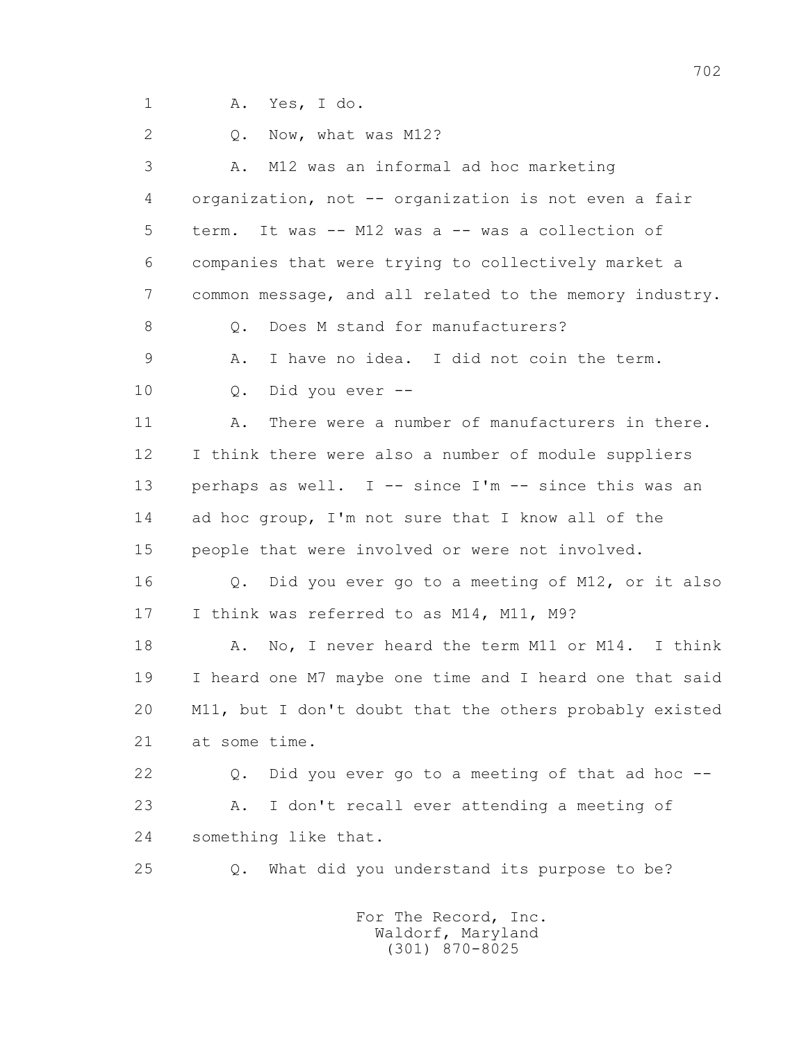1 A. Yes, I do.

2 Q. Now, what was M12?

3 A. M12 was an informal ad hoc marketing

4 organization, not -- organization is not even a fair

5 term. It was -- M12 was a -- was a collection of

6 companies that were trying to collectively market a

7 common message, and all related to the memory industry.

8 Q. Does M stand for manufacturers?

9 A. I have no idea. I did not coin the term.

10 Q. Did you ever --

11 A. There were a number of manufacturers in there.

12 I think there were also a number of module suppliers

13 perhaps as well. I -- since I'm -- since this was an

14 ad hoc group, I'm not sure that I know all of the

15 people that were involved or were not involved.

16 Q. Did you ever go to a meeting of M12, or it also

17 I think was referred to as M14, M11, M9?

18 A. No, I never heard the term M11 or M14. I think

19 I heard one M7 maybe one time and I heard one that said

20 M11, but I don't doubt that the others probably existed

21 at some time.

22 Q. Did you ever go to a meeting of that ad hoc --

23 A. I don't recall ever attending a meeting of

24 something like that.

25 Q. What did you understand its purpose to be?

For The Record, Inc.
Waldorf, Maryland
(301) 870-8025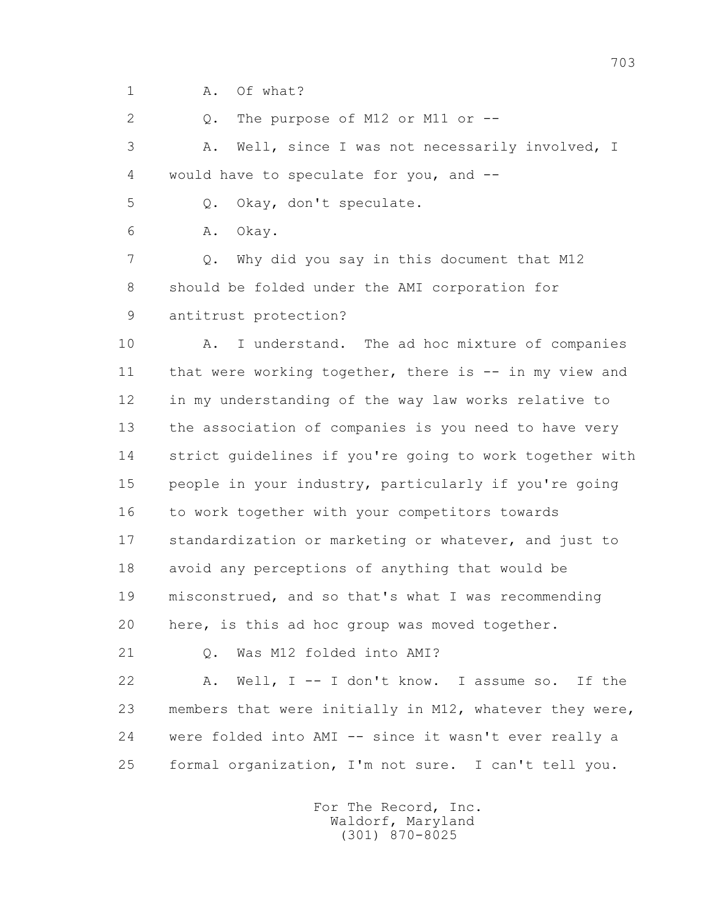1 A. Of what?

2 Q. The purpose of M12 or M11 or --

3 A. Well, since I was not necessarily involved, I

4 would have to speculate for you, and --

5 Q. Okay, don't speculate.

6 A. Okay.

7 Q. Why did you say in this document that M12

8 should be folded under the AMI corporation for

9 antitrust protection?

10 A. I understand. The ad hoc mixture of companies

11 that were working together, there is -- in my view and

12 in my understanding of the way law works relative to

13 the association of companies is you need to have very

14 strict guidelines if you're going to work together with

15 people in your industry, particularly if you're going

16 to work together with your competitors towards

17 standardization or marketing or whatever, and just to

18 avoid any perceptions of anything that would be

19 misconstrued, and so that's what I was recommending

20 here, is this ad hoc group was moved together.

21 Q. Was M12 folded into AMI?

22 A. Well, I -- I don't know. I assume so. If the

23 members that were initially in M12, whatever they were,

24 were folded into AMI -- since it wasn't ever really a

25 formal organization, I'm not sure. I can't tell you.

For The Record, Inc.
Waldorf, Maryland
(301) 870-8025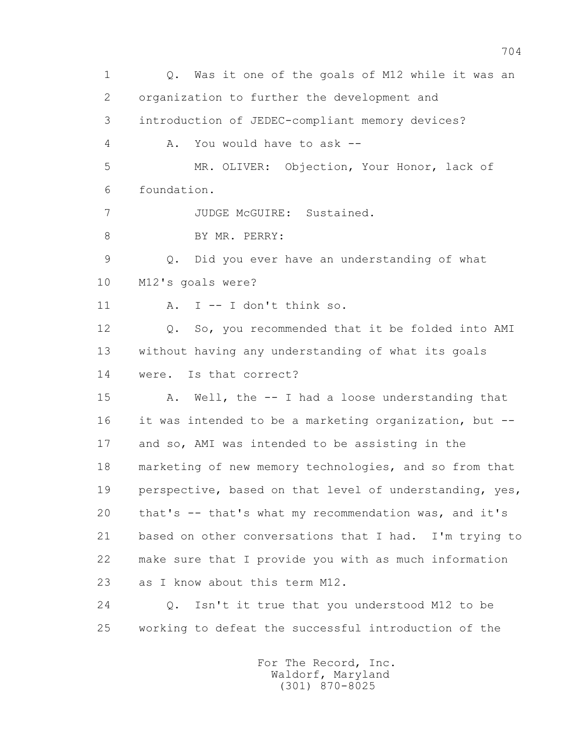1 Q. Was it one of the goals of M12 while it was an
2 organization to further the development and
3 introduction of JEDEC-compliant memory devices?
4 A. You would have to ask --
5 MR. OLIVER: Objection, Your Honor, lack of
6 foundation.
7 JUDGE McGUIRE: Sustained.
8 BY MR. PERRY:
9 Q. Did you ever have an understanding of what
10 M12's goals were?
11 A. I -- I don't think so.
12 Q. So, you recommended that it be folded into AMI
13 without having any understanding of what its goals
14 were. Is that correct?
15 A. Well, the -- I had a loose understanding that
16 it was intended to be a marketing organization, but --
17 and so, AMI was intended to be assisting in the
18 marketing of new memory technologies, and so from that
19 perspective, based on that level of understanding, yes,
20 that's -- that's what my recommendation was, and it's
21 based on other conversations that I had. I'm trying to
22 make sure that I provide you with as much information
23 as I know about this term M12.
24 Q. Isn't it true that you understood M12 to be
25 working to defeat the successful introduction of the

For The Record, Inc.
Waldorf, Maryland
(301) 870-8025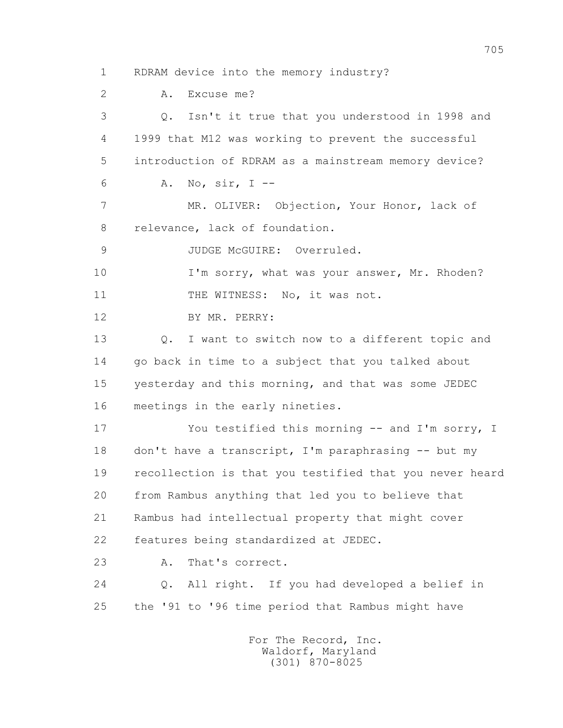1 RDRAM device into the memory industry?

2 A. Excuse me?

3 Q. Isn't it true that you understood in 1998 and

4 1999 that M12 was working to prevent the successful

5 introduction of RDRAM as a mainstream memory device?

6 A. No, sir, I --

7 MR. OLIVER: Objection, Your Honor, lack of

8 relevance, lack of foundation.

9 JUDGE McGUIRE: Overruled.

10 I'm sorry, what was your answer, Mr. Rhoden?

11 THE WITNESS: No, it was not.

12 BY MR. PERRY:

13 Q. I want to switch now to a different topic and

14 go back in time to a subject that you talked about

15 yesterday and this morning, and that was some JEDEC

16 meetings in the early nineties.

17 You testified this morning -- and I'm sorry, I

18 don't have a transcript, I'm paraphrasing -- but my

19 recollection is that you testified that you never heard

20 from Rambus anything that led you to believe that

21 Rambus had intellectual property that might cover

22 features being standardized at JEDEC.

23 A. That's correct.

24 Q. All right. If you had developed a belief in

25 the '91 to '96 time period that Rambus might have

For The Record, Inc.
Waldorf, Maryland
(301) 870-8025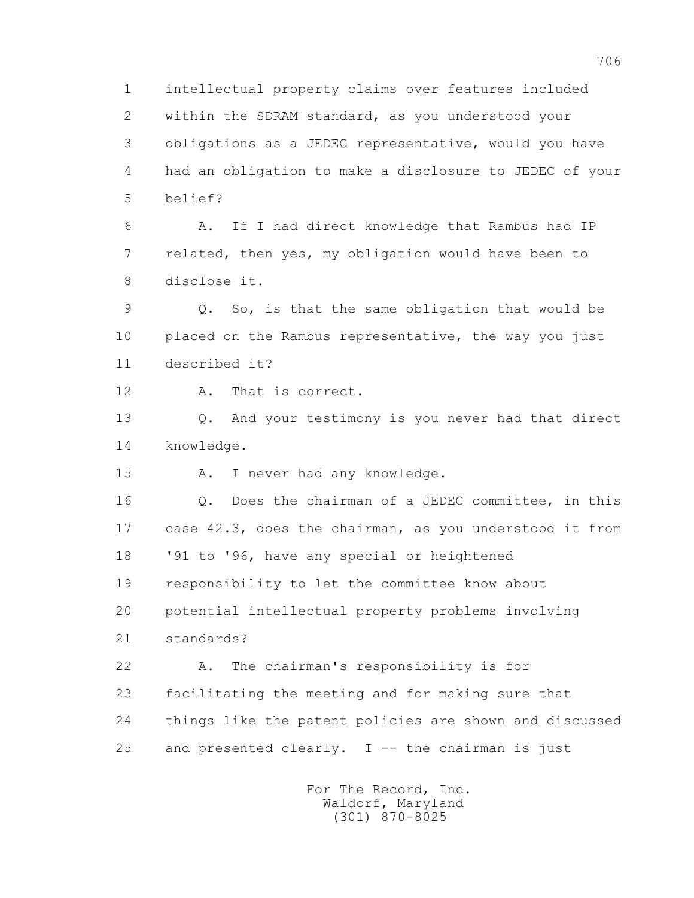1 intellectual property claims over features included
2 within the SDRAM standard, as you understood your
3 obligations as a JEDEC representative, would you have
4 had an obligation to make a disclosure to JEDEC of your
5 belief?

6 A. If I had direct knowledge that Rambus had IP
7 related, then yes, my obligation would have been to
8 disclose it.

9 Q. So, is that the same obligation that would be
10 placed on the Rambus representative, the way you just
11 described it?

12 A. That is correct.

13 Q. And your testimony is you never had that direct
14 knowledge.

15 A. I never had any knowledge.

16 Q. Does the chairman of a JEDEC committee, in this
17 case 42.3, does the chairman, as you understood it from
18 '91 to '96, have any special or heightened
19 responsibility to let the committee know about
20 potential intellectual property problems involving
21 standards?

22 A. The chairman's responsibility is for
23 facilitating the meeting and for making sure that
24 things like the patent policies are shown and discussed
25 and presented clearly. I -- the chairman is just

For The Record, Inc.
Waldorf, Maryland
(301) 870-8025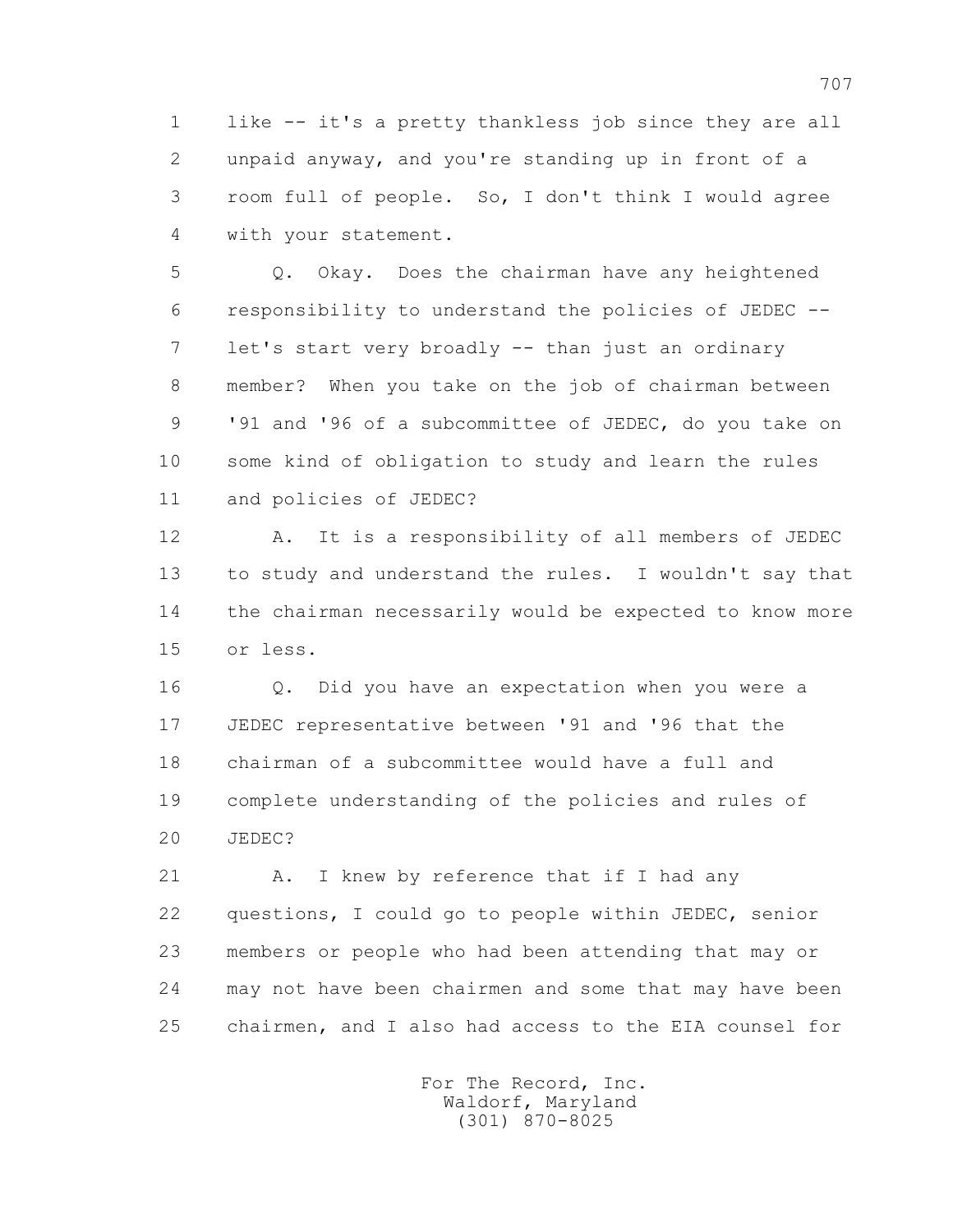like -- it's a pretty thankless job since they are all unpaid anyway, and you're standing up in front of a room full of people. So, I don't think I would agree with your statement.

Q. Okay. Does the chairman have any heightened responsibility to understand the policies of JEDEC -- let's start very broadly -- than just an ordinary member? When you take on the job of chairman between '91 and '96 of a subcommittee of JEDEC, do you take on some kind of obligation to study and learn the rules and policies of JEDEC?

A. It is a responsibility of all members of JEDEC to study and understand the rules. I wouldn't say that the chairman necessarily would be expected to know more or less.

Q. Did you have an expectation when you were a JEDEC representative between '91 and '96 that the chairman of a subcommittee would have a full and complete understanding of the policies and rules of JEDEC?

A. I knew by reference that if I had any questions, I could go to people within JEDEC, senior members or people who had been attending that may or may not have been chairmen and some that may have been chairmen, and I also had access to the EIA counsel for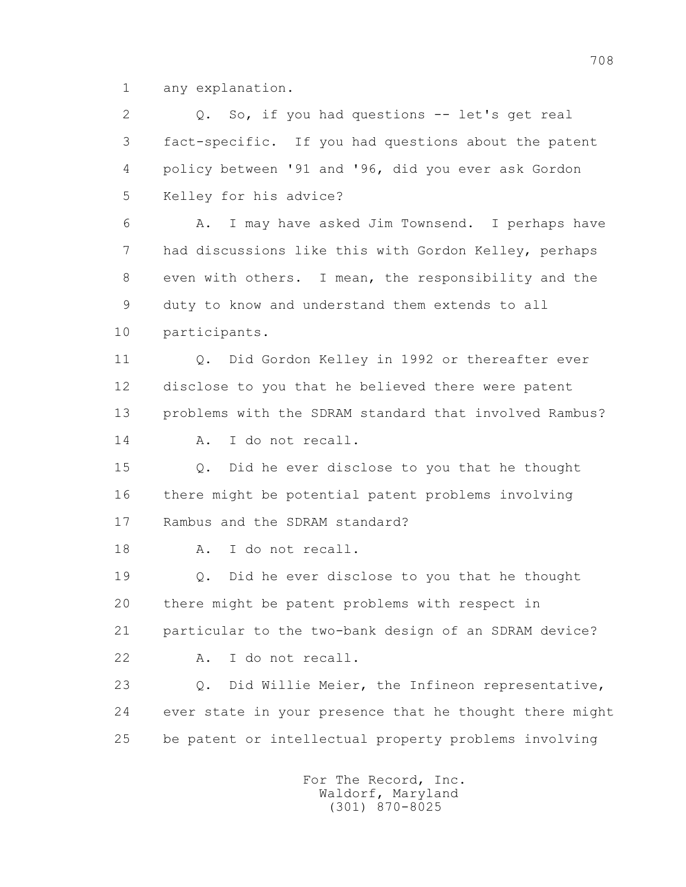1 any explanation.

2 Q. So, if you had questions -- let's get real

3 fact-specific. If you had questions about the patent

4 policy between '91 and '96, did you ever ask Gordon

5 Kelley for his advice?

6 A. I may have asked Jim Townsend. I perhaps have

7 had discussions like this with Gordon Kelley, perhaps

8 even with others. I mean, the responsibility and the

9 duty to know and understand them extends to all

10 participants.

11 Q. Did Gordon Kelley in 1992 or thereafter ever

12 disclose to you that he believed there were patent

13 problems with the SDRAM standard that involved Rambus?

14 A. I do not recall.

15 Q. Did he ever disclose to you that he thought

16 there might be potential patent problems involving

17 Rambus and the SDRAM standard?

18 A. I do not recall.

19 Q. Did he ever disclose to you that he thought

20 there might be patent problems with respect in

21 particular to the two-bank design of an SDRAM device?

22 A. I do not recall.

23 Q. Did Willie Meier, the Infineon representative,

24 ever state in your presence that he thought there might

25 be patent or intellectual property problems involving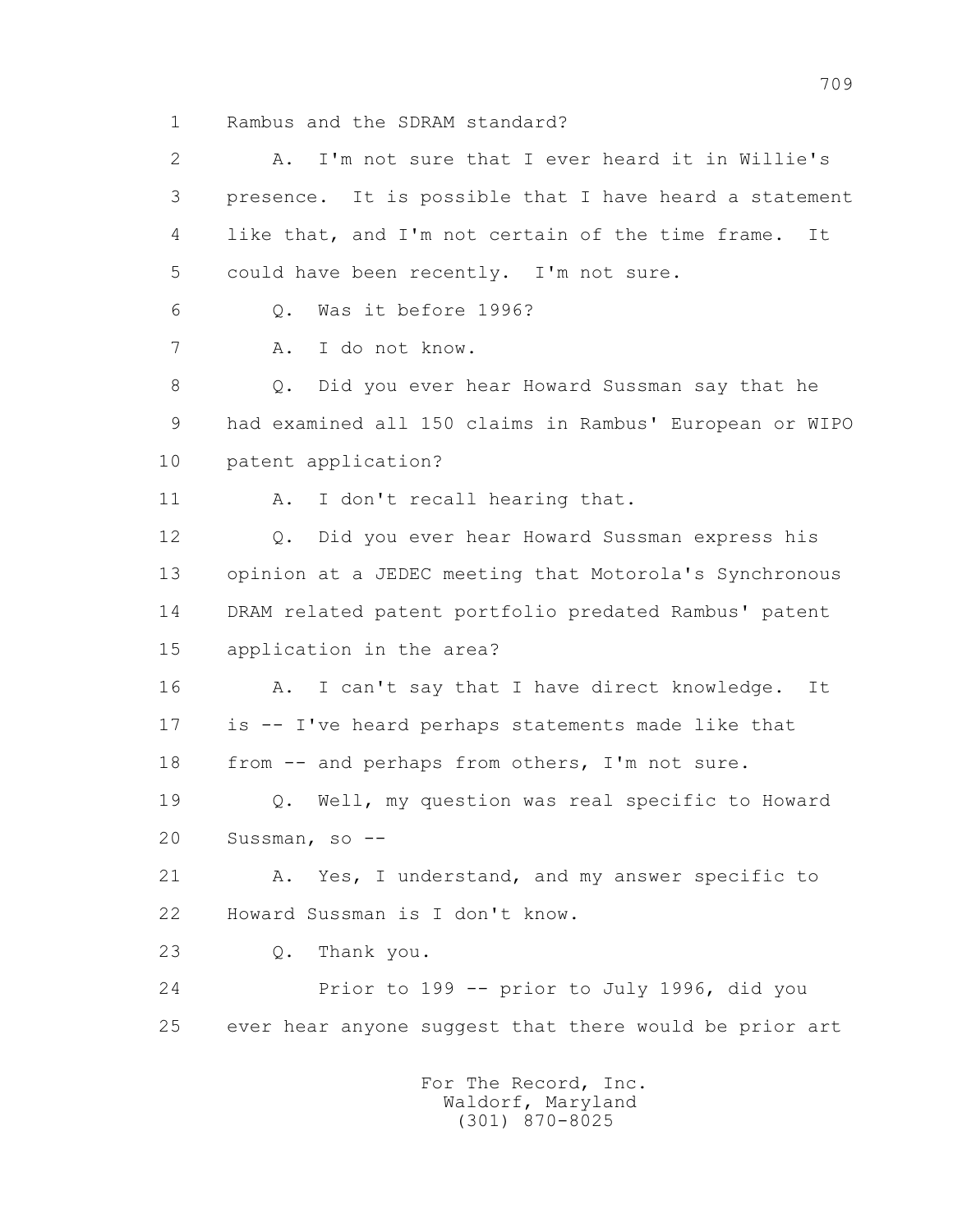1 Rambus and the SDRAM standard?

2 A. I'm not sure that I ever heard it in Willie's

3 presence. It is possible that I have heard a statement

4 like that, and I'm not certain of the time frame. It

5 could have been recently. I'm not sure.

6 Q. Was it before 1996?

7 A. I do not know.

8 Q. Did you ever hear Howard Sussman say that he

9 had examined all 150 claims in Rambus' European or WIPO

10 patent application?

11 A. I don't recall hearing that.

12 Q. Did you ever hear Howard Sussman express his

13 opinion at a JEDEC meeting that Motorola's Synchronous

14 DRAM related patent portfolio predated Rambus' patent

15 application in the area?

16 A. I can't say that I have direct knowledge. It

17 is -- I've heard perhaps statements made like that

18 from -- and perhaps from others, I'm not sure.

19 Q. Well, my question was real specific to Howard

20 Sussman, so --

21 A. Yes, I understand, and my answer specific to

22 Howard Sussman is I don't know.

23 Q. Thank you.

24 Prior to 199 -- prior to July 1996, did you

25 ever hear anyone suggest that there would be prior art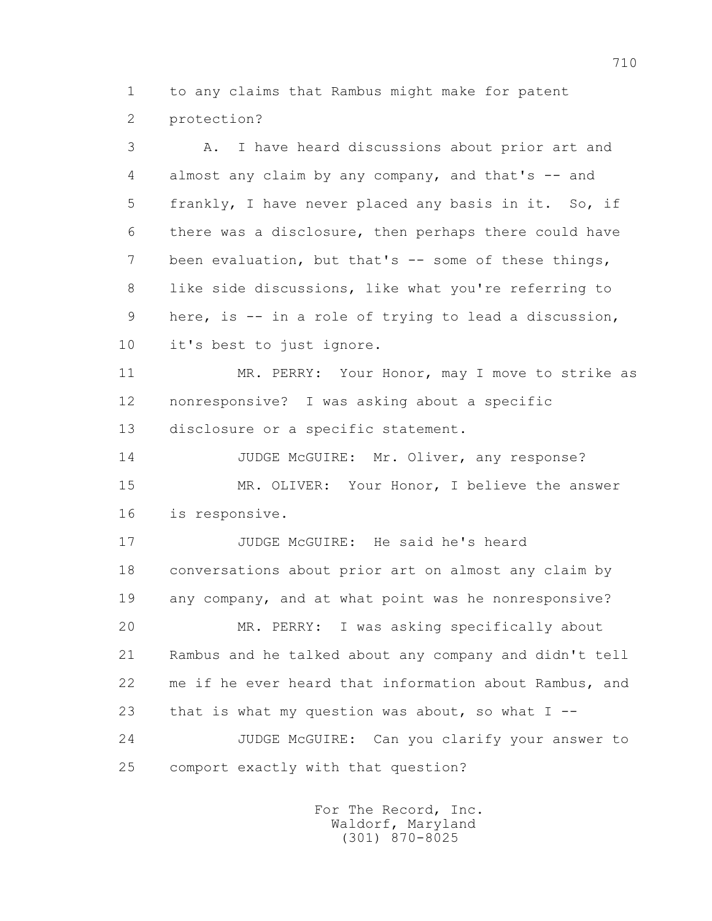1 to any claims that Rambus might make for patent
2 protection?

3 A. I have heard discussions about prior art and
4 almost any claim by any company, and that's -- and
5 frankly, I have never placed any basis in it. So, if
6 there was a disclosure, then perhaps there could have
7 been evaluation, but that's -- some of these things,
8 like side discussions, like what you're referring to
9 here, is -- in a role of trying to lead a discussion,
10 it's best to just ignore.

11 MR. PERRY: Your Honor, may I move to strike as
12 nonresponsive? I was asking about a specific
13 disclosure or a specific statement.

14 JUDGE McGUIRE: Mr. Oliver, any response?

15 MR. OLIVER: Your Honor, I believe the answer
16 is responsive.

17 JUDGE McGUIRE: He said he's heard
18 conversations about prior art on almost any claim by
19 any company, and at what point was he nonresponsive?

20 MR. PERRY: I was asking specifically about
21 Rambus and he talked about any company and didn't tell
22 me if he ever heard that information about Rambus, and
23 that is what my question was about, so what I --

24 JUDGE McGUIRE: Can you clarify your answer to
25 comport exactly with that question?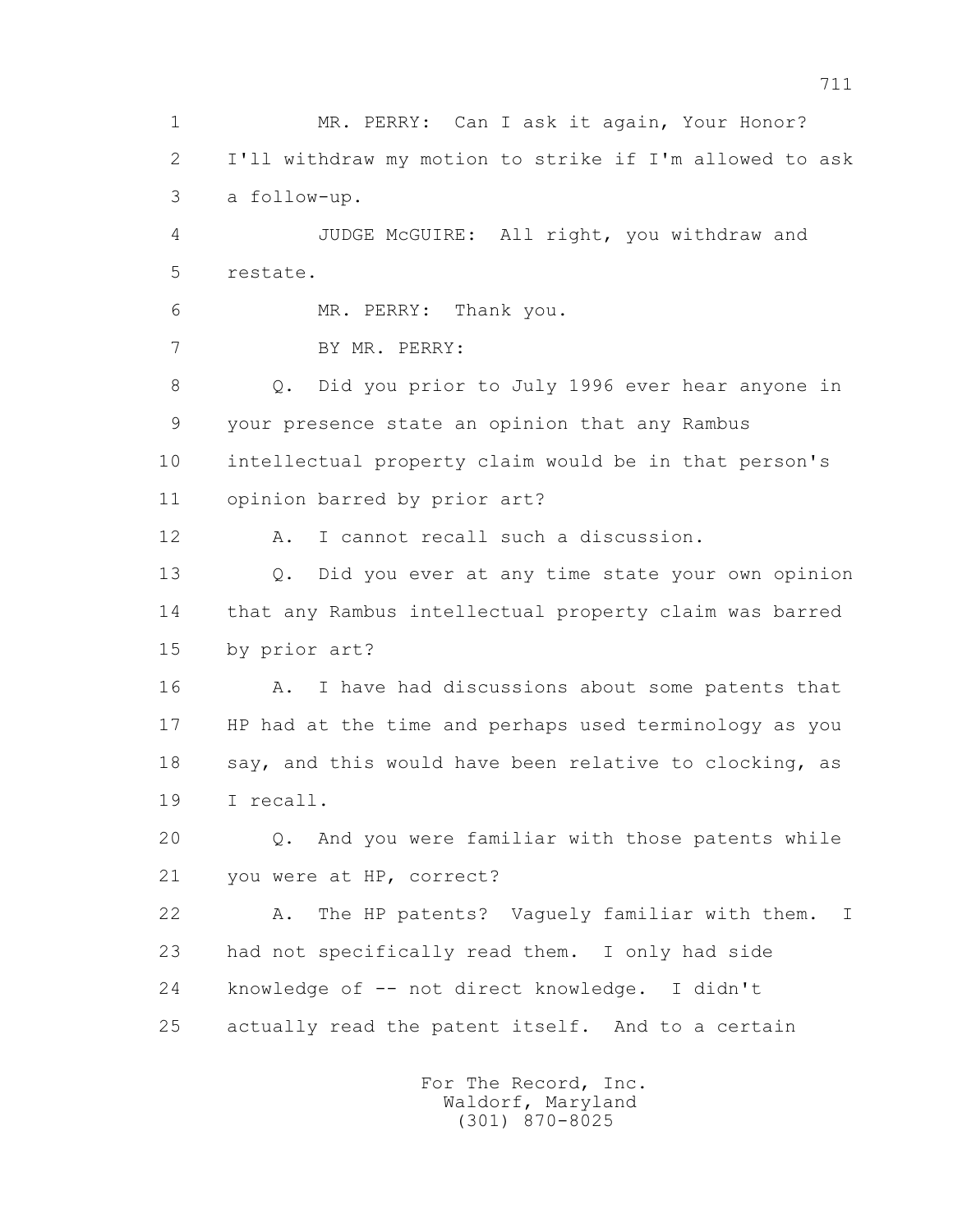1 MR. PERRY: Can I ask it again, Your Honor?
2 I'll withdraw my motion to strike if I'm allowed to ask
3 a follow-up.
4 JUDGE McGUIRE: All right, you withdraw and
5 restate.
6 MR. PERRY: Thank you.
7 BY MR. PERRY:
8 Q. Did you prior to July 1996 ever hear anyone in
9 your presence state an opinion that any Rambus
10 intellectual property claim would be in that person's
11 opinion barred by prior art?
12 A. I cannot recall such a discussion.
13 Q. Did you ever at any time state your own opinion
14 that any Rambus intellectual property claim was barred
15 by prior art?
16 A. I have had discussions about some patents that
17 HP had at the time and perhaps used terminology as you
18 say, and this would have been relative to clocking, as
19 I recall.
20 Q. And you were familiar with those patents while
21 you were at HP, correct?
22 A. The HP patents? Vaguely familiar with them. I
23 had not specifically read them. I only had side
24 knowledge of -- not direct knowledge. I didn't
25 actually read the patent itself. And to a certain

For The Record, Inc.
Waldorf, Maryland
(301) 870-8025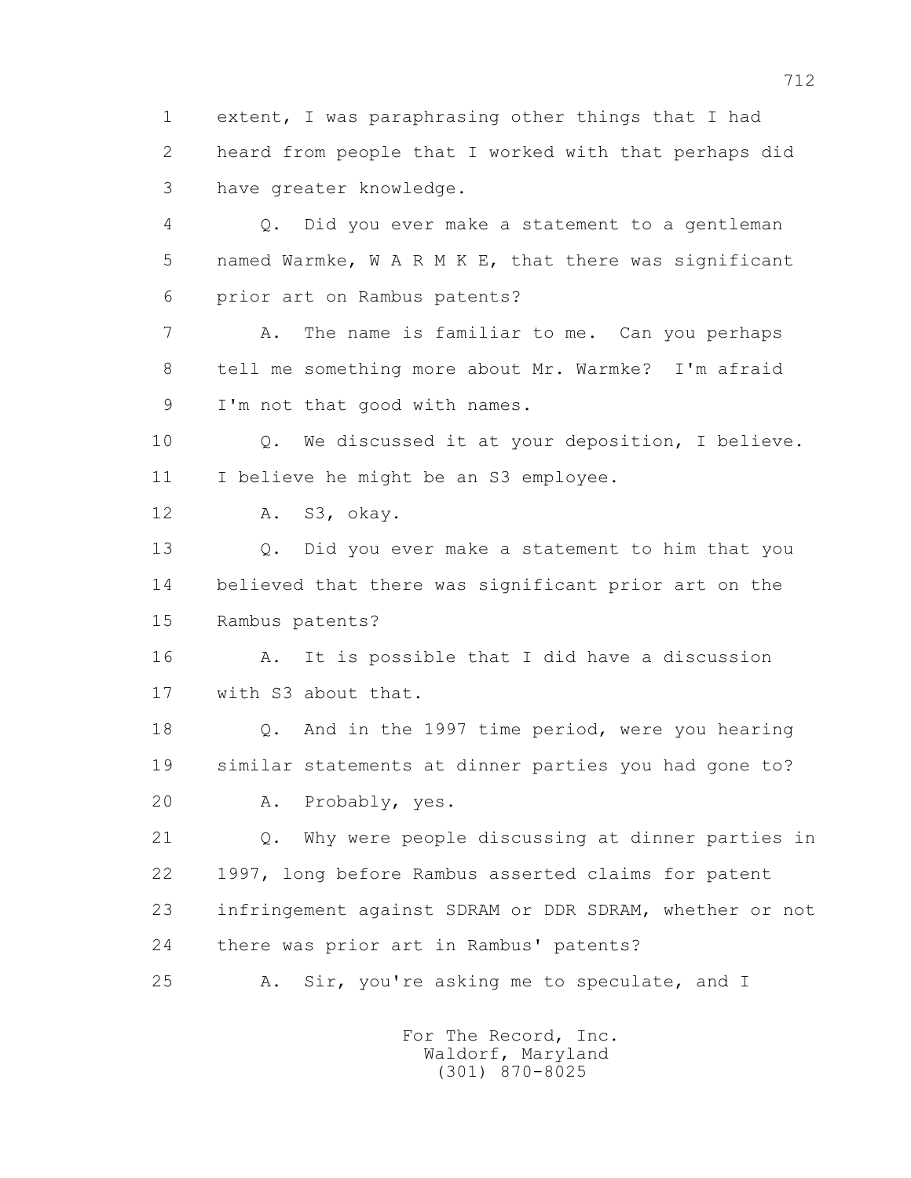1 extent, I was paraphrasing other things that I had
2 heard from people that I worked with that perhaps did
3 have greater knowledge.

4 Q. Did you ever make a statement to a gentleman
5 named Warmke, W A R M K E, that there was significant
6 prior art on Rambus patents?

7 A. The name is familiar to me. Can you perhaps
8 tell me something more about Mr. Warmke? I'm afraid
9 I'm not that good with names.

10 Q. We discussed it at your deposition, I believe.
11 I believe he might be an S3 employee.

12 A. S3, okay.

13 Q. Did you ever make a statement to him that you
14 believed that there was significant prior art on the
15 Rambus patents?

16 A. It is possible that I did have a discussion
17 with S3 about that.

18 Q. And in the 1997 time period, were you hearing
19 similar statements at dinner parties you had gone to?

20 A. Probably, yes.

21 Q. Why were people discussing at dinner parties in
22 1997, long before Rambus asserted claims for patent
23 infringement against SDRAM or DDR SDRAM, whether or not
24 there was prior art in Rambus' patents?

25 A. Sir, you're asking me to speculate, and I

For The Record, Inc.
Waldorf, Maryland
(301) 870-8025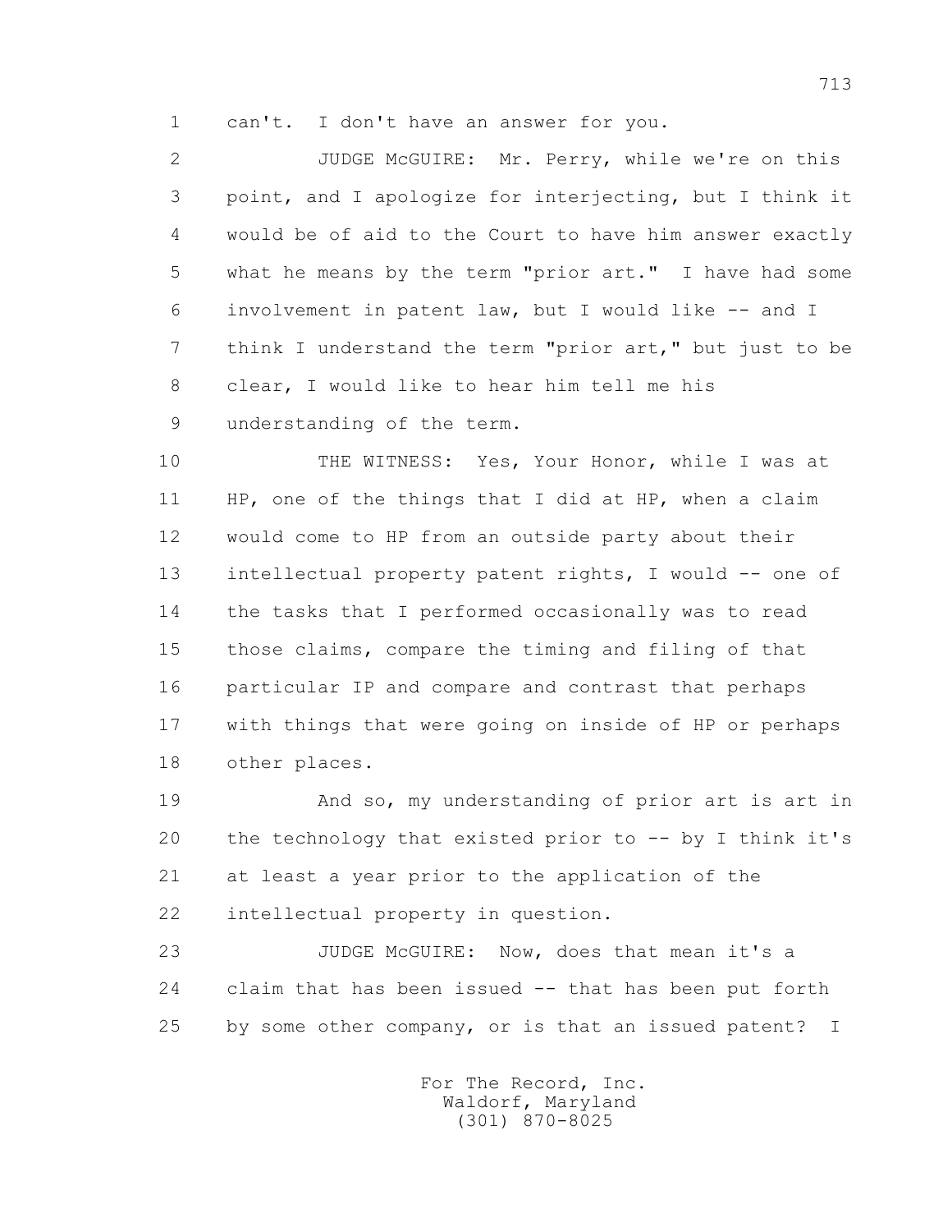can't. I don't have an answer for you.

JUDGE McGUIRE: Mr. Perry, while we're on this point, and I apologize for interjecting, but I think it would be of aid to the Court to have him answer exactly what he means by the term "prior art." I have had some involvement in patent law, but I would like -- and I think I understand the term "prior art," but just to be clear, I would like to hear him tell me his understanding of the term.

THE WITNESS: Yes, Your Honor, while I was at HP, one of the things that I did at HP, when a claim would come to HP from an outside party about their intellectual property patent rights, I would -- one of the tasks that I performed occasionally was to read those claims, compare the timing and filing of that particular IP and compare and contrast that perhaps with things that were going on inside of HP or perhaps other places.

And so, my understanding of prior art is art in the technology that existed prior to -- by I think it's at least a year prior to the application of the intellectual property in question.

JUDGE McGUIRE: Now, does that mean it's a claim that has been issued -- that has been put forth by some other company, or is that an issued patent? I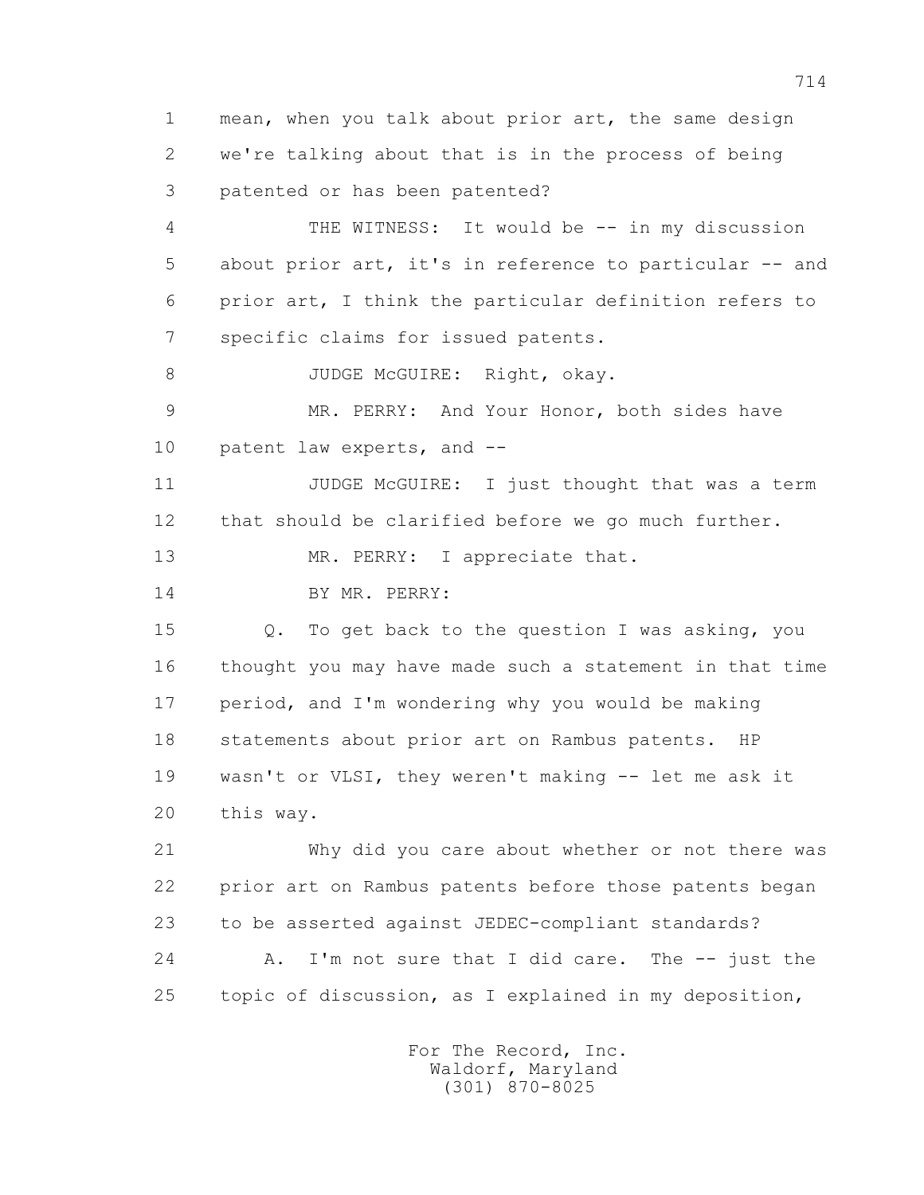1 mean, when you talk about prior art, the same design
2 we're talking about that is in the process of being
3 patented or has been patented?

4 THE WITNESS: It would be -- in my discussion
5 about prior art, it's in reference to particular -- and
6 prior art, I think the particular definition refers to
7 specific claims for issued patents.

8 JUDGE McGUIRE: Right, okay.

9 MR. PERRY: And Your Honor, both sides have
10 patent law experts, and --

11 JUDGE McGUIRE: I just thought that was a term
12 that should be clarified before we go much further.

13 MR. PERRY: I appreciate that.

14 BY MR. PERRY:

15 Q. To get back to the question I was asking, you
16 thought you may have made such a statement in that time
17 period, and I'm wondering why you would be making
18 statements about prior art on Rambus patents. HP
19 wasn't or VLSI, they weren't making -- let me ask it
20 this way.

21 Why did you care about whether or not there was
22 prior art on Rambus patents before those patents began
23 to be asserted against JEDEC-compliant standards?

24 A. I'm not sure that I did care. The -- just the
25 topic of discussion, as I explained in my deposition,

For The Record, Inc.
Waldorf, Maryland
(301) 870-8025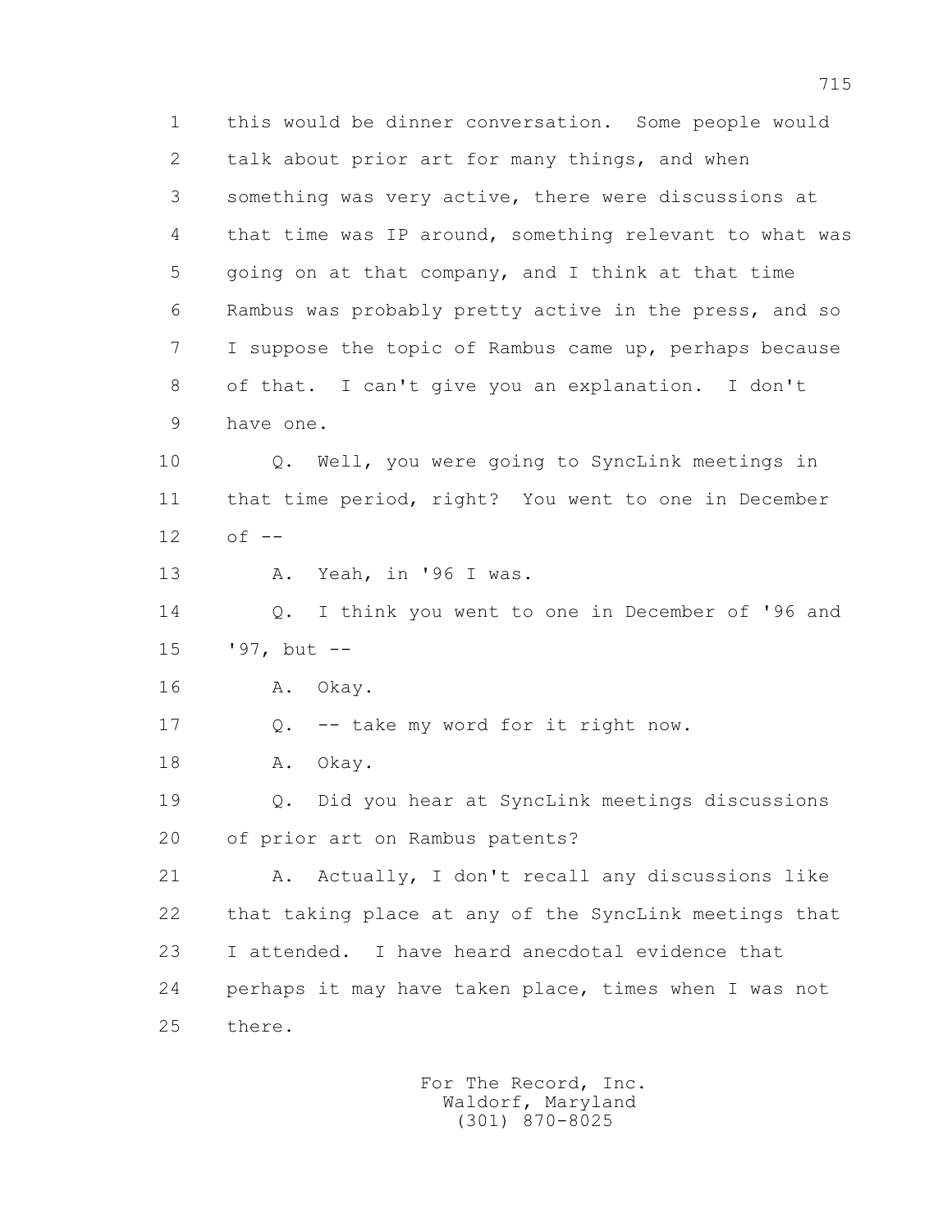1 this would be dinner conversation. Some people would
2 talk about prior art for many things, and when
3 something was very active, there were discussions at
4 that time was IP around, something relevant to what was
5 going on at that company, and I think at that time
6 Rambus was probably pretty active in the press, and so
7 I suppose the topic of Rambus came up, perhaps because
8 of that. I can't give you an explanation. I don't
9 have one.

10 Q. Well, you were going to SyncLink meetings in
11 that time period, right? You went to one in December
12 of --

13 A. Yeah, in '96 I was.

14 Q. I think you went to one in December of '96 and
15 '97, but --

16 A. Okay.

17 Q. -- take my word for it right now.

18 A. Okay.

19 Q. Did you hear at SyncLink meetings discussions
20 of prior art on Rambus patents?

21 A. Actually, I don't recall any discussions like
22 that taking place at any of the SyncLink meetings that
23 I attended. I have heard anecdotal evidence that
24 perhaps it may have taken place, times when I was not
25 there.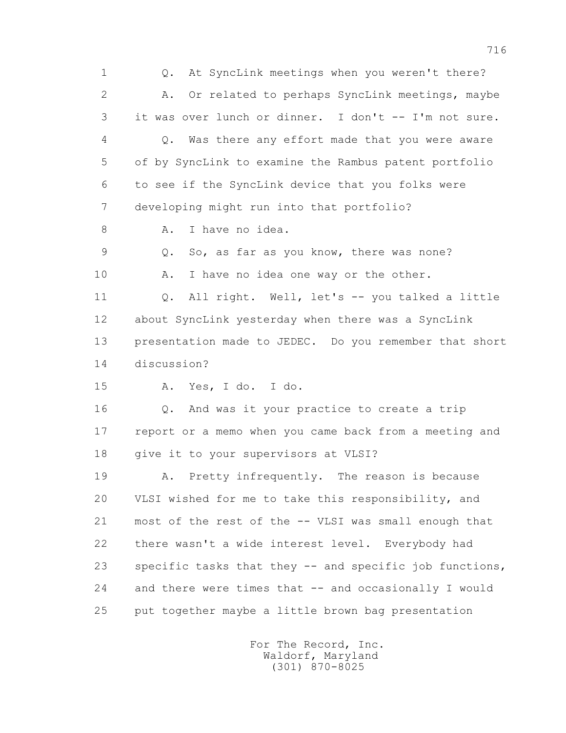1 Q. At SyncLink meetings when you weren't there?

2 A. Or related to perhaps SyncLink meetings, maybe

3 it was over lunch or dinner. I don't -- I'm not sure.

4 Q. Was there any effort made that you were aware

5 of by SyncLink to examine the Rambus patent portfolio

6 to see if the SyncLink device that you folks were

7 developing might run into that portfolio?

8 A. I have no idea.

9 Q. So, as far as you know, there was none?

10 A. I have no idea one way or the other.

11 Q. All right. Well, let's -- you talked a little

12 about SyncLink yesterday when there was a SyncLink

13 presentation made to JEDEC. Do you remember that short

14 discussion?

15 A. Yes, I do. I do.

16 Q. And was it your practice to create a trip

17 report or a memo when you came back from a meeting and

18 give it to your supervisors at VLSI?

19 A. Pretty infrequently. The reason is because

20 VLSI wished for me to take this responsibility, and

21 most of the rest of the -- VLSI was small enough that

22 there wasn't a wide interest level. Everybody had

23 specific tasks that they -- and specific job functions,

24 and there were times that -- and occasionally I would

25 put together maybe a little brown bag presentation

For The Record, Inc.
Waldorf, Maryland
(301) 870-8025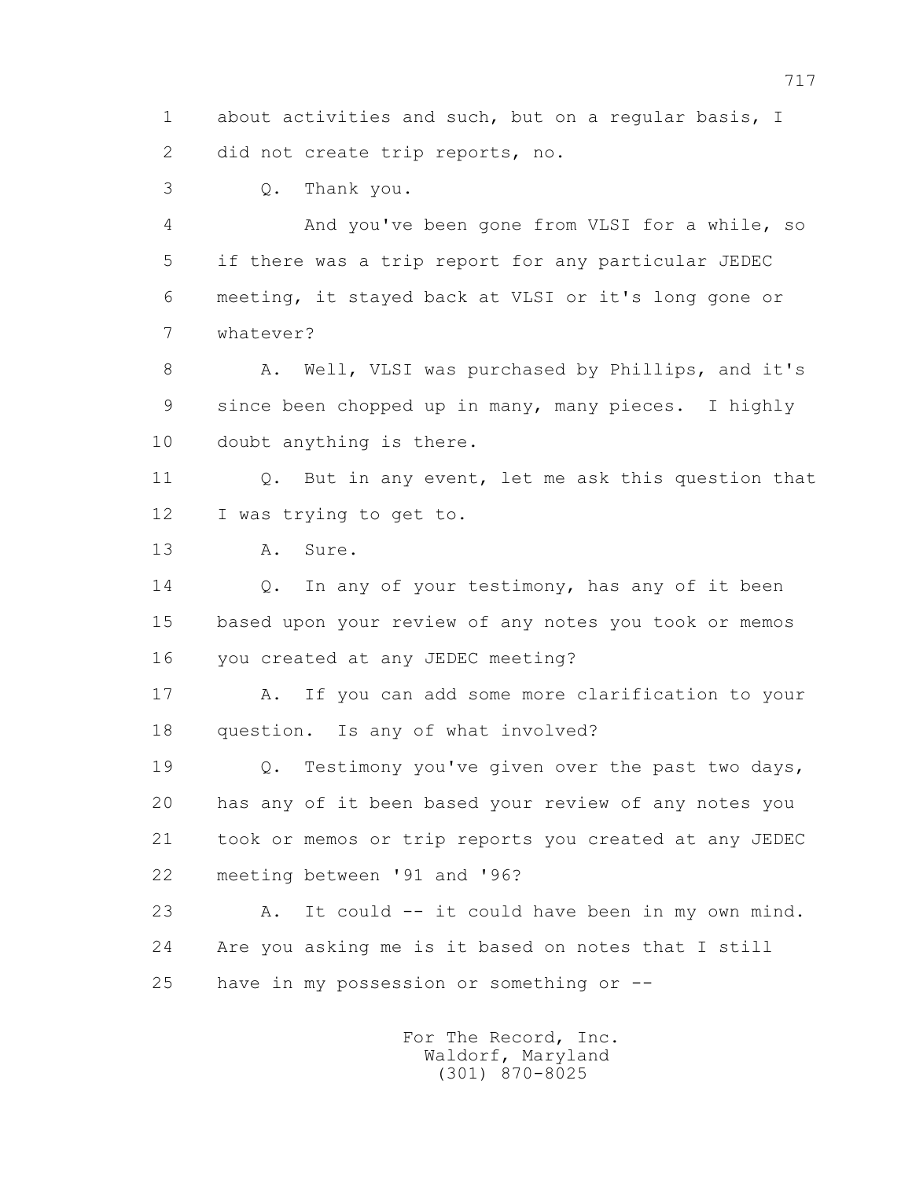1 about activities and such, but on a regular basis, I
2 did not create trip reports, no.

3 Q. Thank you.

4 And you've been gone from VLSI for a while, so
5 if there was a trip report for any particular JEDEC
6 meeting, it stayed back at VLSI or it's long gone or
7 whatever?

8 A. Well, VLSI was purchased by Phillips, and it's
9 since been chopped up in many, many pieces. I highly
10 doubt anything is there.

11 Q. But in any event, let me ask this question that
12 I was trying to get to.

13 A. Sure.

14 Q. In any of your testimony, has any of it been
15 based upon your review of any notes you took or memos
16 you created at any JEDEC meeting?

17 A. If you can add some more clarification to your
18 question. Is any of what involved?

19 Q. Testimony you've given over the past two days,
20 has any of it been based your review of any notes you
21 took or memos or trip reports you created at any JEDEC
22 meeting between '91 and '96?

23 A. It could -- it could have been in my own mind.
24 Are you asking me is it based on notes that I still
25 have in my possession or something or --

For The Record, Inc.
Waldorf, Maryland
(301) 870-8025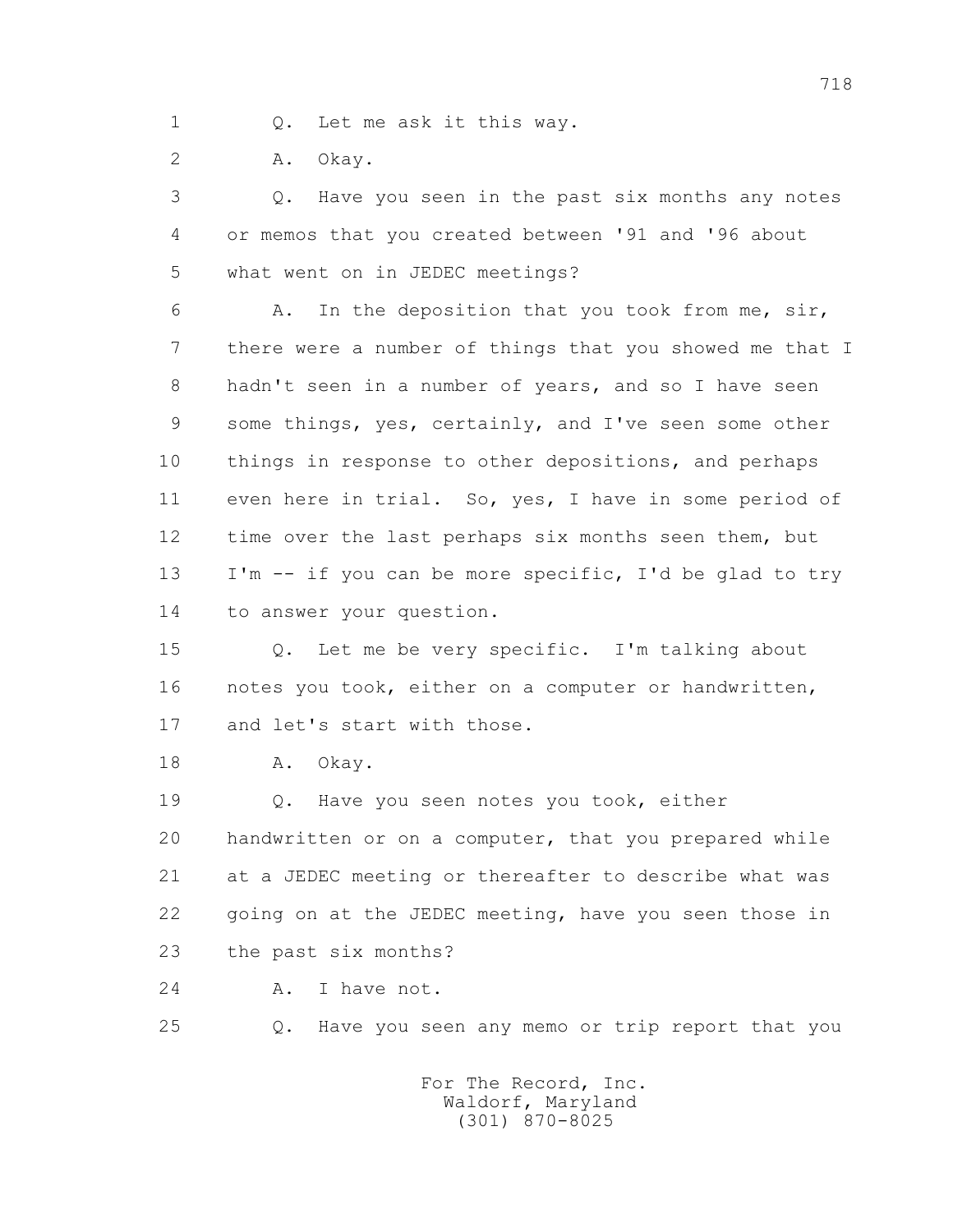1 Q. Let me ask it this way.

2 A. Okay.

3 Q. Have you seen in the past six months any notes

4 or memos that you created between '91 and '96 about

5 what went on in JEDEC meetings?

6 A. In the deposition that you took from me, sir,

7 there were a number of things that you showed me that I

8 hadn't seen in a number of years, and so I have seen

9 some things, yes, certainly, and I've seen some other

10 things in response to other depositions, and perhaps

11 even here in trial. So, yes, I have in some period of

12 time over the last perhaps six months seen them, but

13 I'm -- if you can be more specific, I'd be glad to try

14 to answer your question.

15 Q. Let me be very specific. I'm talking about

16 notes you took, either on a computer or handwritten,

17 and let's start with those.

18 A. Okay.

19 Q. Have you seen notes you took, either

20 handwritten or on a computer, that you prepared while

21 at a JEDEC meeting or thereafter to describe what was

22 going on at the JEDEC meeting, have you seen those in

23 the past six months?

24 A. I have not.

25 Q. Have you seen any memo or trip report that you

For The Record, Inc.
Waldorf, Maryland
(301) 870-8025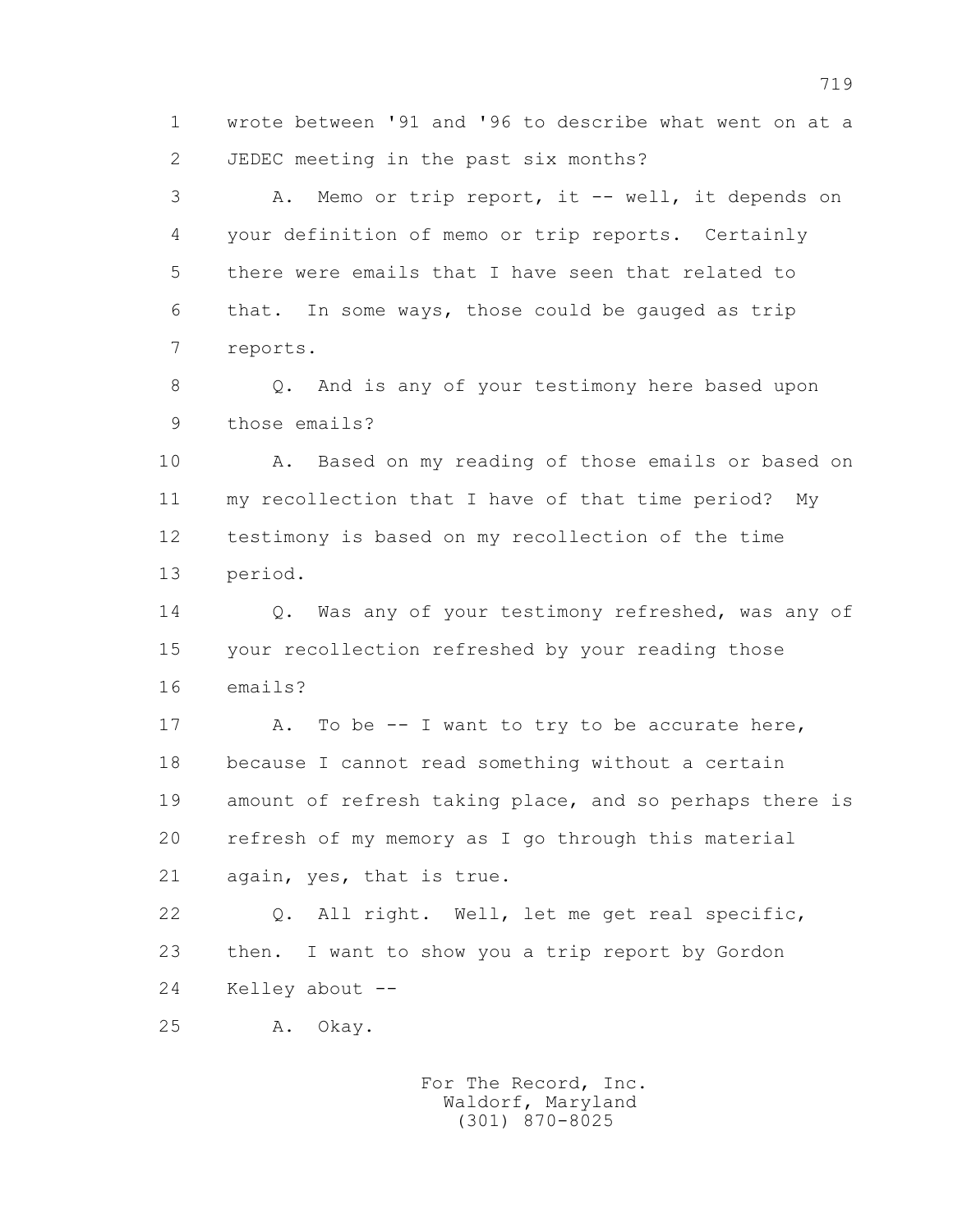1 wrote between '91 and '96 to describe what went on at a
2 JEDEC meeting in the past six months?

3 A. Memo or trip report, it -- well, it depends on
4 your definition of memo or trip reports. Certainly
5 there were emails that I have seen that related to
6 that. In some ways, those could be gauged as trip
7 reports.

8 Q. And is any of your testimony here based upon
9 those emails?

10 A. Based on my reading of those emails or based on
11 my recollection that I have of that time period? My
12 testimony is based on my recollection of the time
13 period.

14 Q. Was any of your testimony refreshed, was any of
15 your recollection refreshed by your reading those
16 emails?

17 A. To be -- I want to try to be accurate here,
18 because I cannot read something without a certain
19 amount of refresh taking place, and so perhaps there is
20 refresh of my memory as I go through this material
21 again, yes, that is true.

22 Q. All right. Well, let me get real specific,
23 then. I want to show you a trip report by Gordon
24 Kelley about --

25 A. Okay.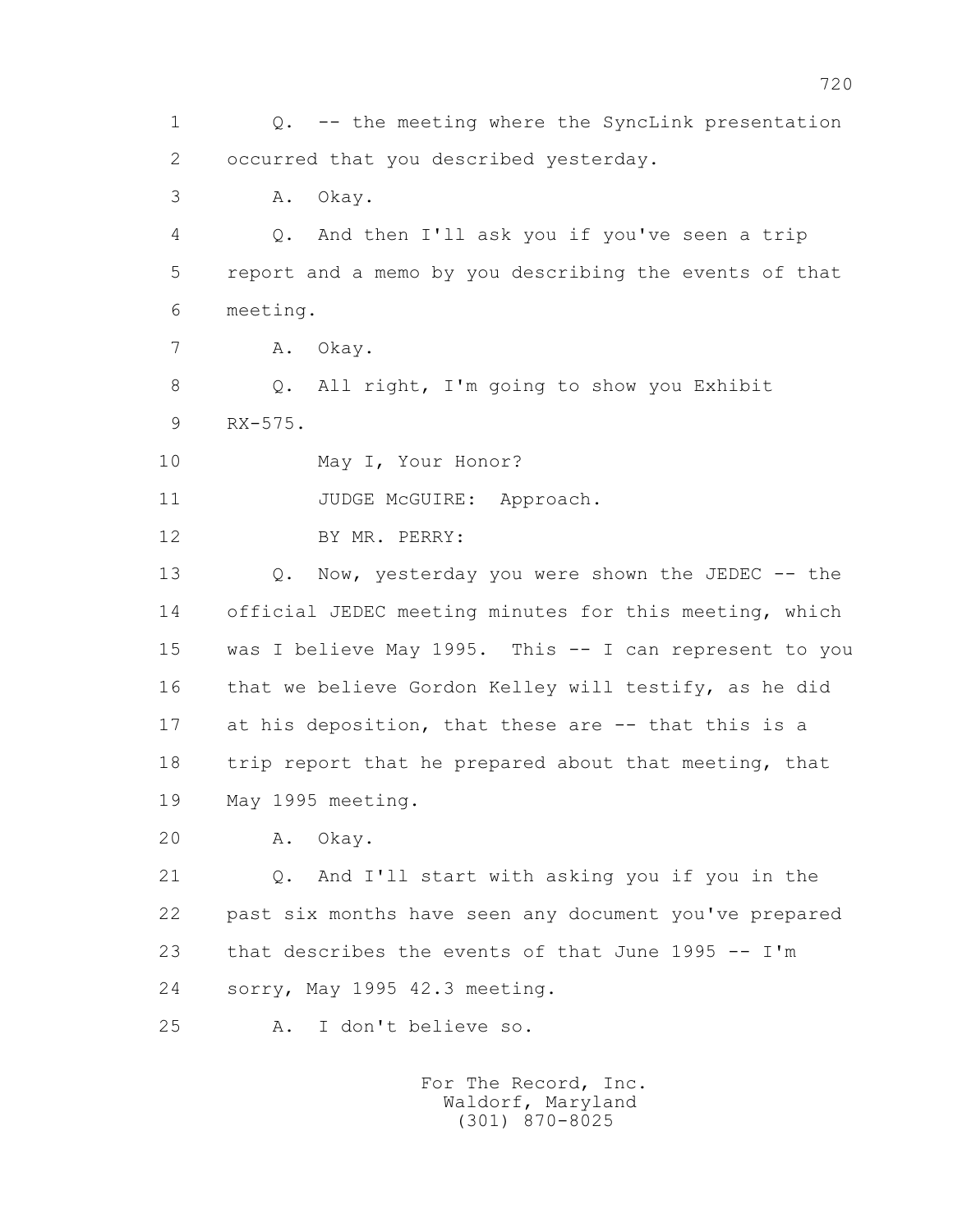1 Q. -- the meeting where the SyncLink presentation
2 occurred that you described yesterday.
3 A. Okay.
4 Q. And then I'll ask you if you've seen a trip
5 report and a memo by you describing the events of that
6 meeting.
7 A. Okay.
8 Q. All right, I'm going to show you Exhibit
9 RX-575.
10 May I, Your Honor?
11 JUDGE McGUIRE: Approach.
12 BY MR. PERRY:
13 Q. Now, yesterday you were shown the JEDEC -- the
14 official JEDEC meeting minutes for this meeting, which
15 was I believe May 1995. This -- I can represent to you
16 that we believe Gordon Kelley will testify, as he did
17 at his deposition, that these are -- that this is a
18 trip report that he prepared about that meeting, that
19 May 1995 meeting.
20 A. Okay.
21 Q. And I'll start with asking you if you in the
22 past six months have seen any document you've prepared
23 that describes the events of that June 1995 -- I'm
24 sorry, May 1995 42.3 meeting.
25 A. I don't believe so.

For The Record, Inc.
Waldorf, Maryland
(301) 870-8025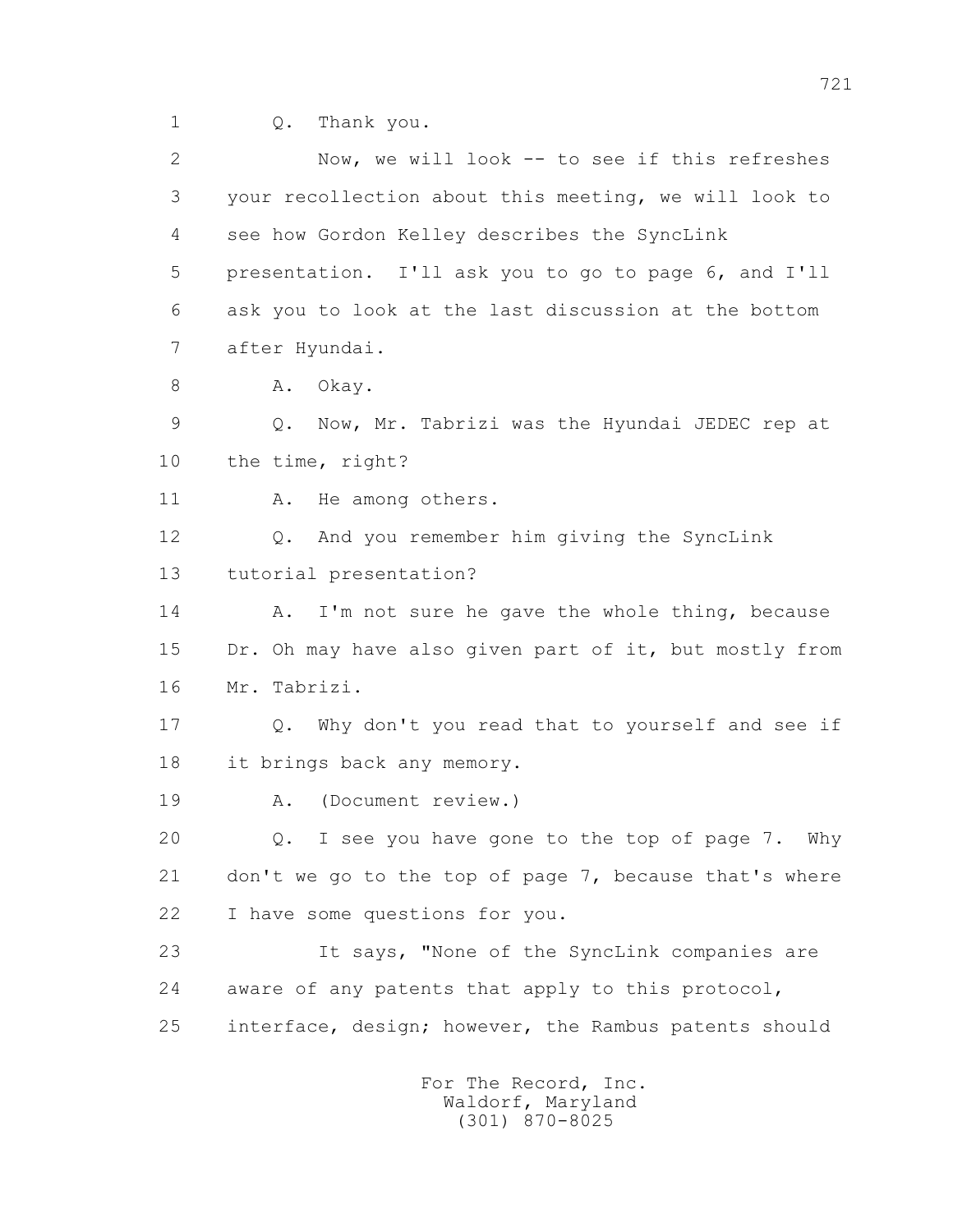1 Q. Thank you.

2 Now, we will look -- to see if this refreshes

3 your recollection about this meeting, we will look to

4 see how Gordon Kelley describes the SyncLink

5 presentation. I'll ask you to go to page 6, and I'll

6 ask you to look at the last discussion at the bottom

7 after Hyundai.

8 A. Okay.

9 Q. Now, Mr. Tabrizi was the Hyundai JEDEC rep at

10 the time, right?

11 A. He among others.

12 Q. And you remember him giving the SyncLink

13 tutorial presentation?

14 A. I'm not sure he gave the whole thing, because

15 Dr. Oh may have also given part of it, but mostly from

16 Mr. Tabrizi.

17 Q. Why don't you read that to yourself and see if

18 it brings back any memory.

19 A. (Document review.)

20 Q. I see you have gone to the top of page 7. Why

21 don't we go to the top of page 7, because that's where

22 I have some questions for you.

23 It says, "None of the SyncLink companies are

24 aware of any patents that apply to this protocol,

25 interface, design; however, the Rambus patents should

For The Record, Inc.
Waldorf, Maryland
(301) 870-8025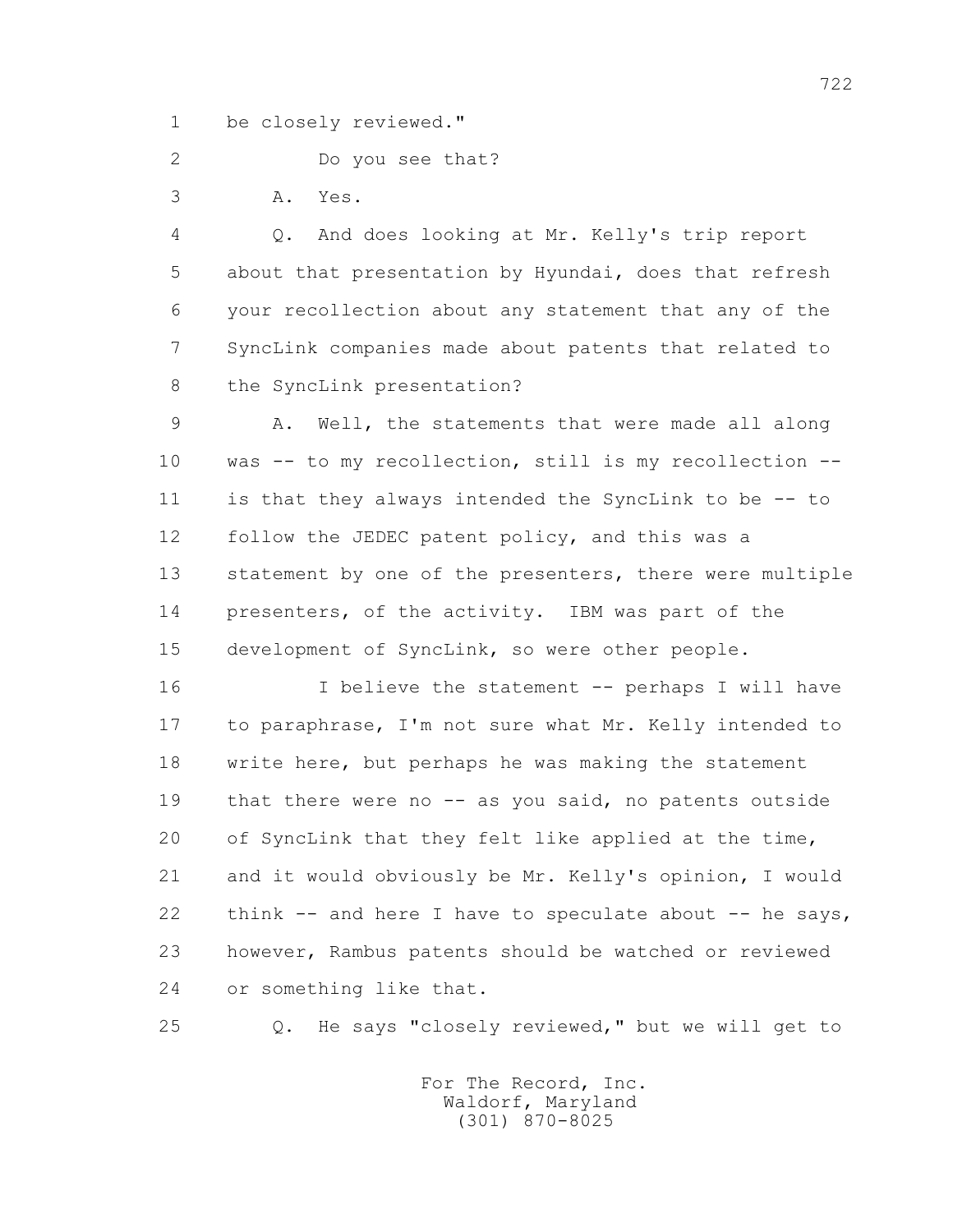1 be closely reviewed."

2 Do you see that?

3 A. Yes.

4 Q. And does looking at Mr. Kelly's trip report

5 about that presentation by Hyundai, does that refresh

6 your recollection about any statement that any of the

7 SyncLink companies made about patents that related to

8 the SyncLink presentation?

9 A. Well, the statements that were made all along

10 was -- to my recollection, still is my recollection --

11 is that they always intended the SyncLink to be -- to

12 follow the JEDEC patent policy, and this was a

13 statement by one of the presenters, there were multiple

14 presenters, of the activity. IBM was part of the

15 development of SyncLink, so were other people.

16 I believe the statement -- perhaps I will have

17 to paraphrase, I'm not sure what Mr. Kelly intended to

18 write here, but perhaps he was making the statement

19 that there were no -- as you said, no patents outside

20 of SyncLink that they felt like applied at the time,

21 and it would obviously be Mr. Kelly's opinion, I would

22 think -- and here I have to speculate about -- he says,

23 however, Rambus patents should be watched or reviewed

24 or something like that.

25 Q. He says "closely reviewed," but we will get to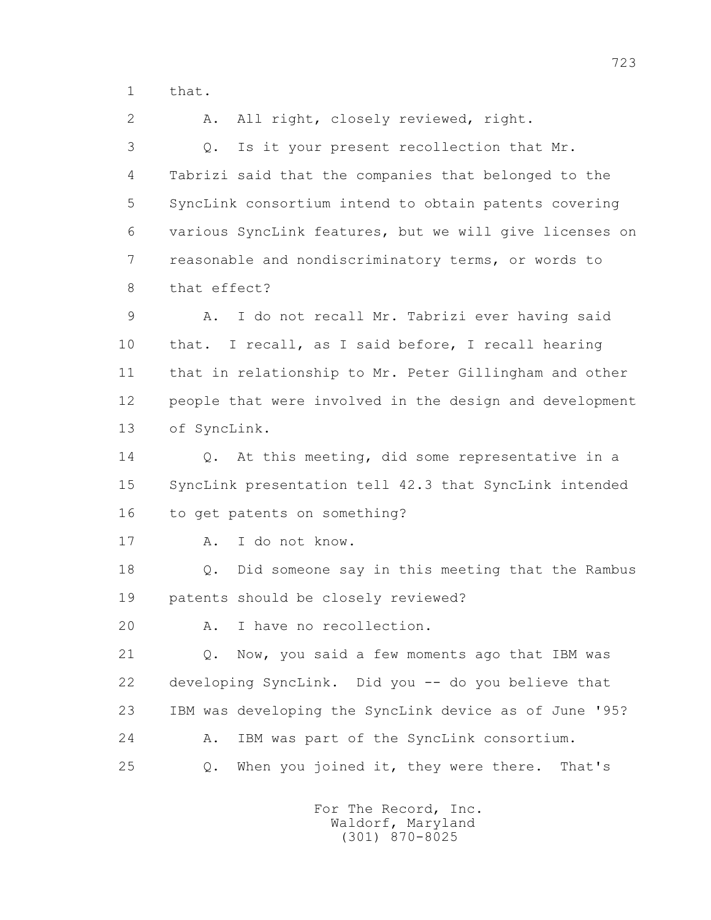1 that.

2 A. All right, closely reviewed, right.

3 Q. Is it your present recollection that Mr.
4 Tabrizi said that the companies that belonged to the
5 SyncLink consortium intend to obtain patents covering
6 various SyncLink features, but we will give licenses on
7 reasonable and nondiscriminatory terms, or words to
8 that effect?

9 A. I do not recall Mr. Tabrizi ever having said
10 that. I recall, as I said before, I recall hearing
11 that in relationship to Mr. Peter Gillingham and other
12 people that were involved in the design and development
13 of SyncLink.

14 Q. At this meeting, did some representative in a
15 SyncLink presentation tell 42.3 that SyncLink intended
16 to get patents on something?

17 A. I do not know.

18 Q. Did someone say in this meeting that the Rambus
19 patents should be closely reviewed?

20 A. I have no recollection.

21 Q. Now, you said a few moments ago that IBM was
22 developing SyncLink. Did you -- do you believe that
23 IBM was developing the SyncLink device as of June '95?

24 A. IBM was part of the SyncLink consortium.

25 Q. When you joined it, they were there. That's

For The Record, Inc.
Waldorf, Maryland
(301) 870-8025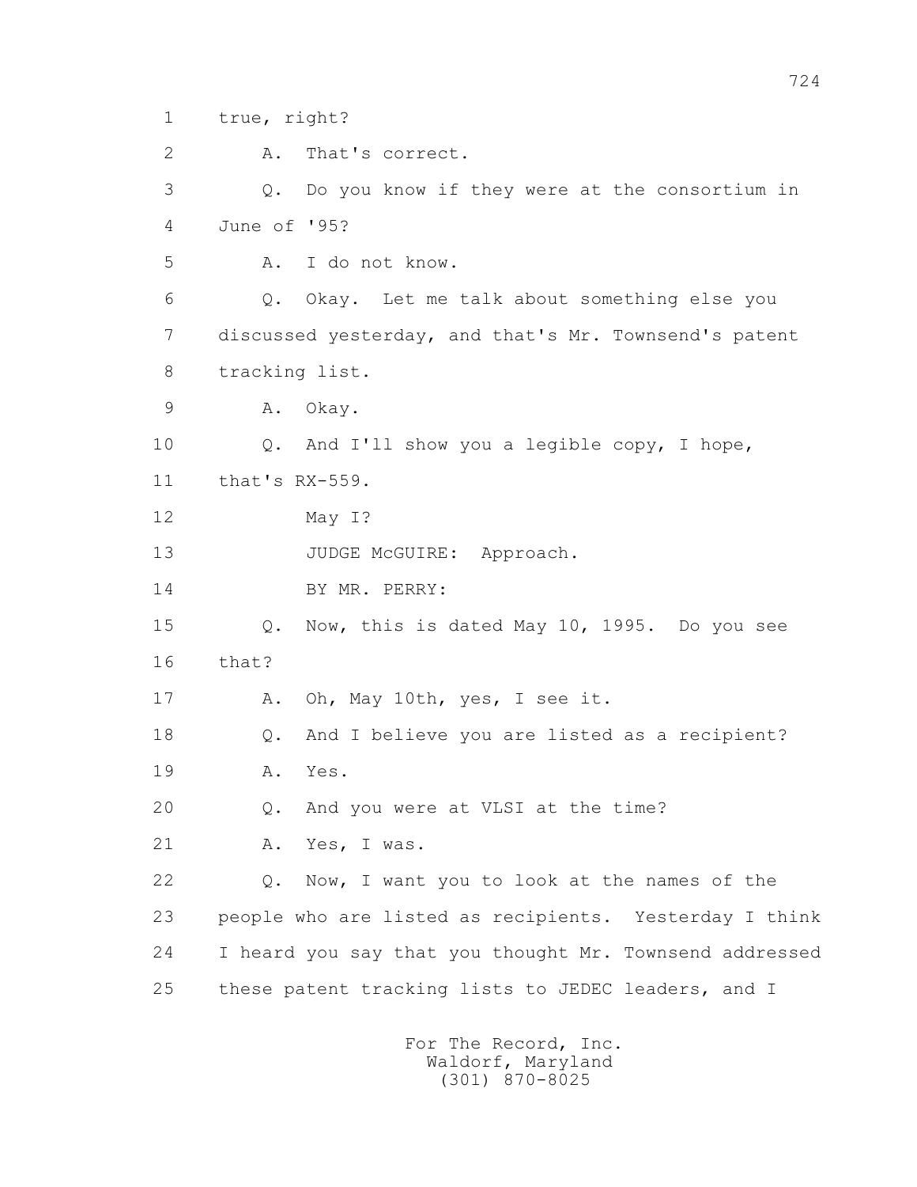1 true, right?

2 A. That's correct.

3 Q. Do you know if they were at the consortium in

4 June of '95?

5 A. I do not know.

6 Q. Okay. Let me talk about something else you

7 discussed yesterday, and that's Mr. Townsend's patent

8 tracking list.

9 A. Okay.

10 Q. And I'll show you a legible copy, I hope,

11 that's RX-559.

12 May I?

13 JUDGE McGUIRE: Approach.

14 BY MR. PERRY:

15 Q. Now, this is dated May 10, 1995. Do you see

16 that?

17 A. Oh, May 10th, yes, I see it.

18 Q. And I believe you are listed as a recipient?

19 A. Yes.

20 Q. And you were at VLSI at the time?

21 A. Yes, I was.

22 Q. Now, I want you to look at the names of the

23 people who are listed as recipients. Yesterday I think

24 I heard you say that you thought Mr. Townsend addressed

25 these patent tracking lists to JEDEC leaders, and I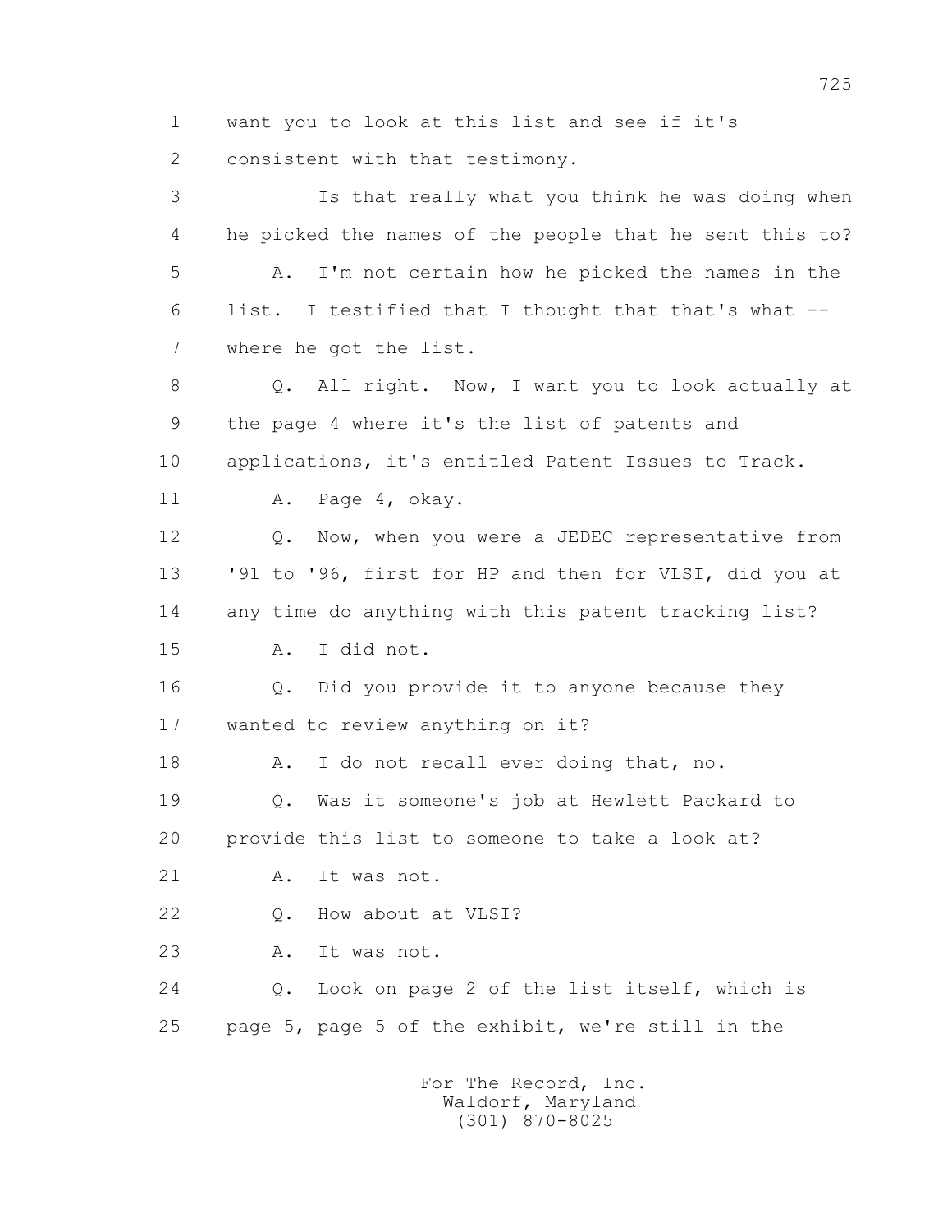1 want you to look at this list and see if it's
2 consistent with that testimony.
3 Is that really what you think he was doing when
4 he picked the names of the people that he sent this to?
5 A. I'm not certain how he picked the names in the
6 list. I testified that I thought that that's what --
7 where he got the list.
8 Q. All right. Now, I want you to look actually at
9 the page 4 where it's the list of patents and
10 applications, it's entitled Patent Issues to Track.
11 A. Page 4, okay.
12 Q. Now, when you were a JEDEC representative from
13 '91 to '96, first for HP and then for VLSI, did you at
14 any time do anything with this patent tracking list?
15 A. I did not.
16 Q. Did you provide it to anyone because they
17 wanted to review anything on it?
18 A. I do not recall ever doing that, no.
19 Q. Was it someone's job at Hewlett Packard to
20 provide this list to someone to take a look at?
21 A. It was not.
22 Q. How about at VLSI?
23 A. It was not.
24 Q. Look on page 2 of the list itself, which is
25 page 5, page 5 of the exhibit, we're still in the

For The Record, Inc.
Waldorf, Maryland
(301) 870-8025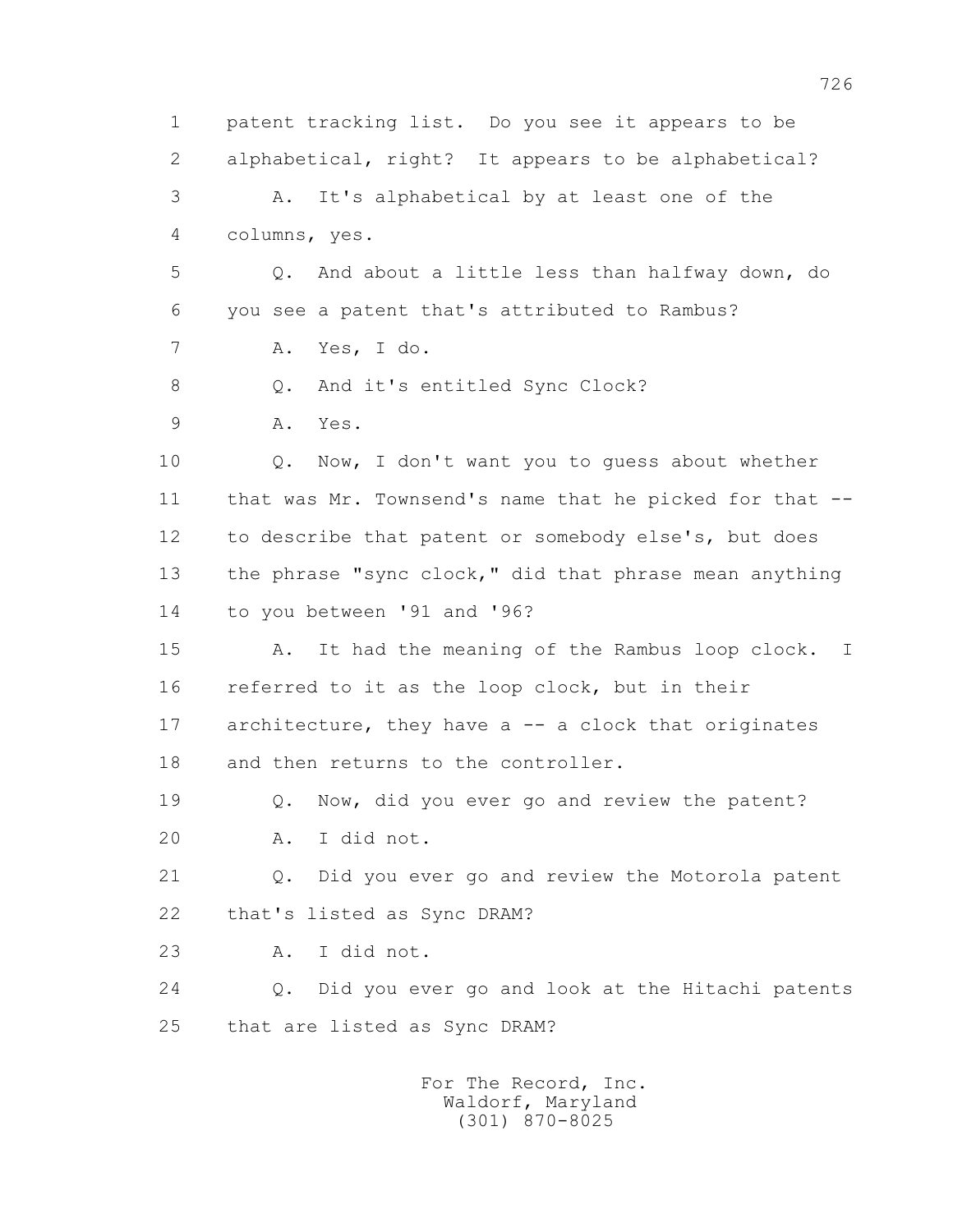1 patent tracking list. Do you see it appears to be
2 alphabetical, right? It appears to be alphabetical?
3 A. It's alphabetical by at least one of the
4 columns, yes.
5 Q. And about a little less than halfway down, do
6 you see a patent that's attributed to Rambus?
7 A. Yes, I do.
8 Q. And it's entitled Sync Clock?
9 A. Yes.
10 Q. Now, I don't want you to guess about whether
11 that was Mr. Townsend's name that he picked for that --
12 to describe that patent or somebody else's, but does
13 the phrase "sync clock," did that phrase mean anything
14 to you between '91 and '96?
15 A. It had the meaning of the Rambus loop clock. I
16 referred to it as the loop clock, but in their
17 architecture, they have a -- a clock that originates
18 and then returns to the controller.
19 Q. Now, did you ever go and review the patent?
20 A. I did not.
21 Q. Did you ever go and review the Motorola patent
22 that's listed as Sync DRAM?
23 A. I did not.
24 Q. Did you ever go and look at the Hitachi patents
25 that are listed as Sync DRAM?

For The Record, Inc.
Waldorf, Maryland
(301) 870-8025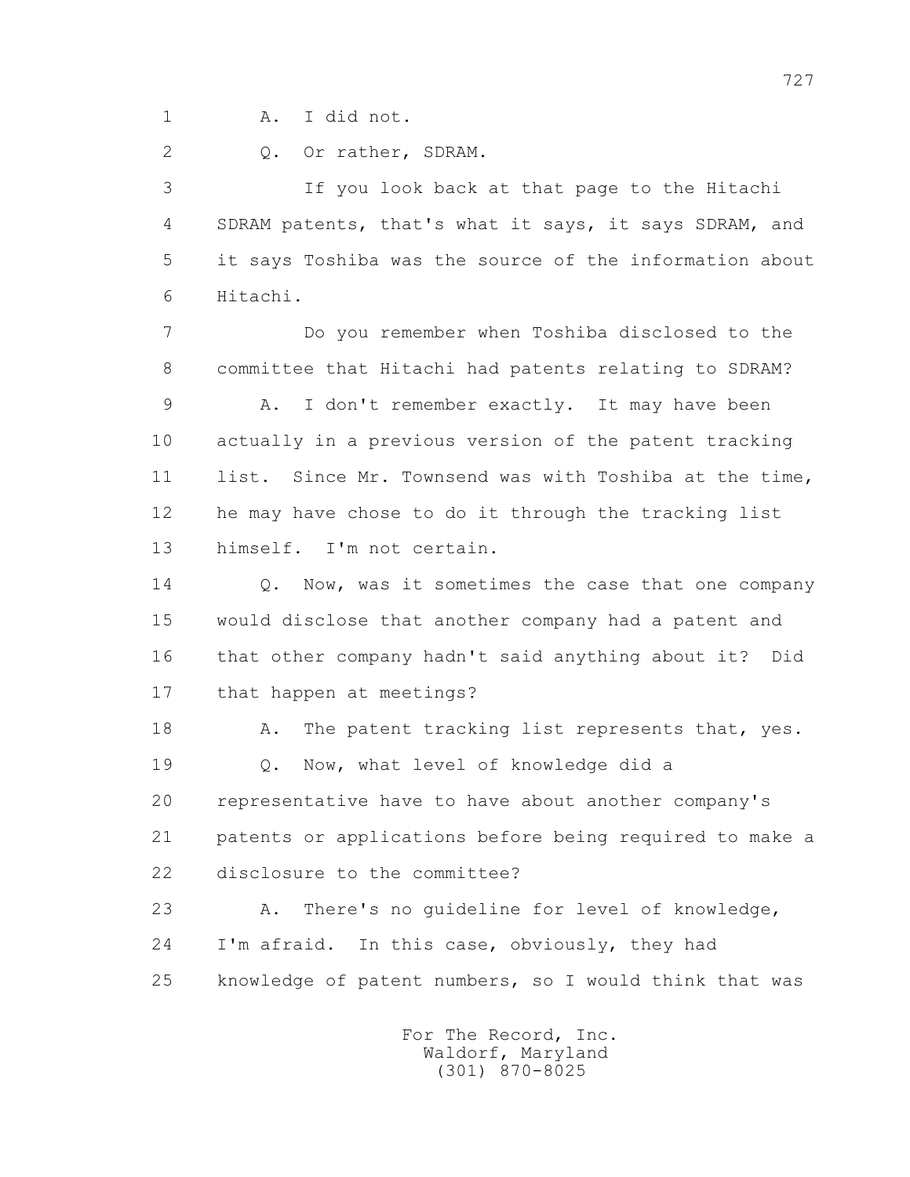1 A. I did not.

2 Q. Or rather, SDRAM.

3 If you look back at that page to the Hitachi
4 SDRAM patents, that's what it says, it says SDRAM, and
5 it says Toshiba was the source of the information about
6 Hitachi.

7 Do you remember when Toshiba disclosed to the
8 committee that Hitachi had patents relating to SDRAM?

9 A. I don't remember exactly. It may have been
10 actually in a previous version of the patent tracking
11 list. Since Mr. Townsend was with Toshiba at the time,
12 he may have chose to do it through the tracking list
13 himself. I'm not certain.

14 Q. Now, was it sometimes the case that one company
15 would disclose that another company had a patent and
16 that other company hadn't said anything about it? Did
17 that happen at meetings?

18 A. The patent tracking list represents that, yes.

19 Q. Now, what level of knowledge did a
20 representative have to have about another company's
21 patents or applications before being required to make a
22 disclosure to the committee?

23 A. There's no guideline for level of knowledge,
24 I'm afraid. In this case, obviously, they had
25 knowledge of patent numbers, so I would think that was

For The Record, Inc.
Waldorf, Maryland
(301) 870-8025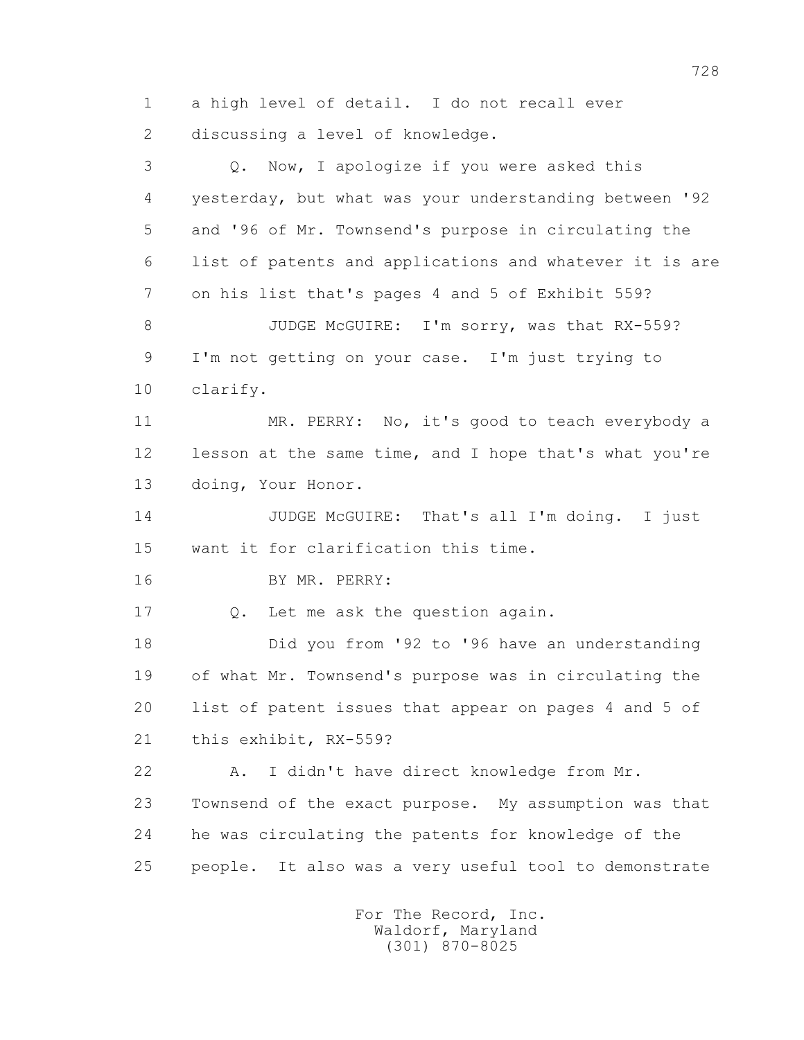1 a high level of detail. I do not recall ever
2 discussing a level of knowledge.

3 Q. Now, I apologize if you were asked this
4 yesterday, but what was your understanding between '92
5 and '96 of Mr. Townsend's purpose in circulating the
6 list of patents and applications and whatever it is are
7 on his list that's pages 4 and 5 of Exhibit 559?

8 JUDGE McGUIRE: I'm sorry, was that RX-559?
9 I'm not getting on your case. I'm just trying to
10 clarify.

11 MR. PERRY: No, it's good to teach everybody a
12 lesson at the same time, and I hope that's what you're
13 doing, Your Honor.

14 JUDGE McGUIRE: That's all I'm doing. I just
15 want it for clarification this time.

16 BY MR. PERRY:

17 Q. Let me ask the question again.

18 Did you from '92 to '96 have an understanding
19 of what Mr. Townsend's purpose was in circulating the
20 list of patent issues that appear on pages 4 and 5 of
21 this exhibit, RX-559?

22 A. I didn't have direct knowledge from Mr.
23 Townsend of the exact purpose. My assumption was that
24 he was circulating the patents for knowledge of the
25 people. It also was a very useful tool to demonstrate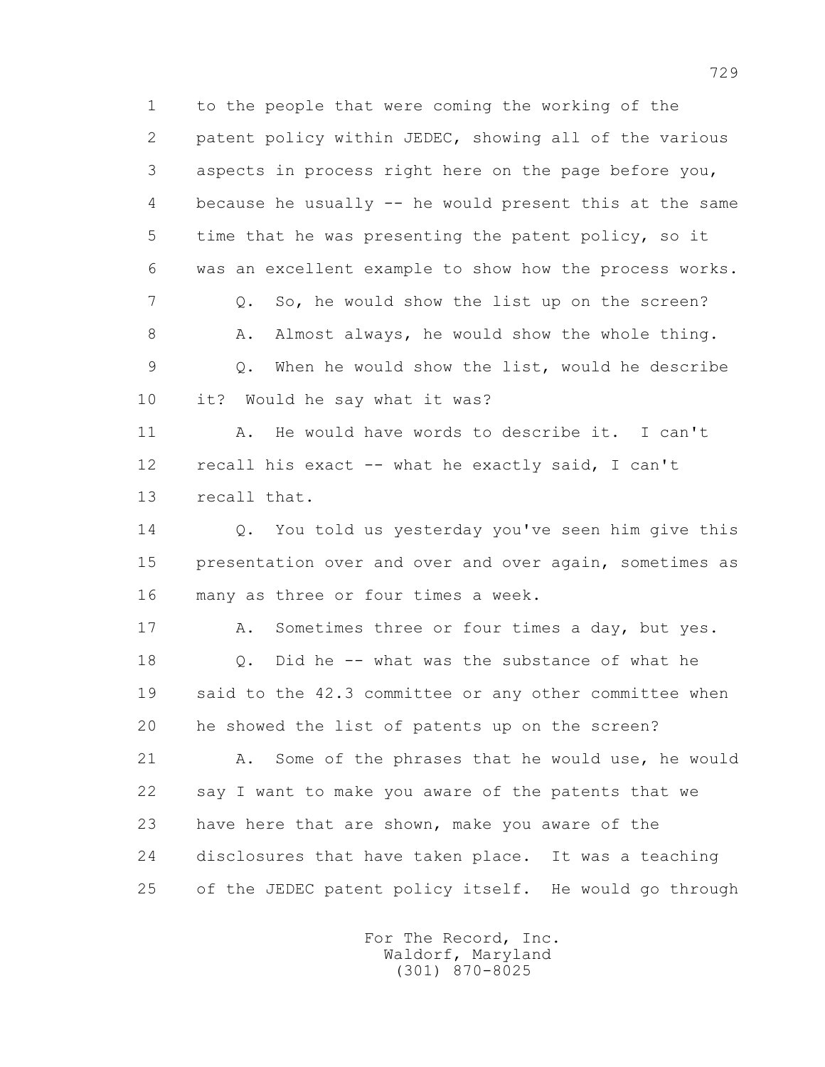1 to the people that were coming the working of the
2 patent policy within JEDEC, showing all of the various
3 aspects in process right here on the page before you,
4 because he usually -- he would present this at the same
5 time that he was presenting the patent policy, so it
6 was an excellent example to show how the process works.

7 Q. So, he would show the list up on the screen?

8 A. Almost always, he would show the whole thing.

9 Q. When he would show the list, would he describe
10 it? Would he say what it was?

11 A. He would have words to describe it. I can't
12 recall his exact -- what he exactly said, I can't
13 recall that.

14 Q. You told us yesterday you've seen him give this
15 presentation over and over and over again, sometimes as
16 many as three or four times a week.

17 A. Sometimes three or four times a day, but yes.

18 Q. Did he -- what was the substance of what he
19 said to the 42.3 committee or any other committee when
20 he showed the list of patents up on the screen?

21 A. Some of the phrases that he would use, he would
22 say I want to make you aware of the patents that we
23 have here that are shown, make you aware of the
24 disclosures that have taken place. It was a teaching
25 of the JEDEC patent policy itself. He would go through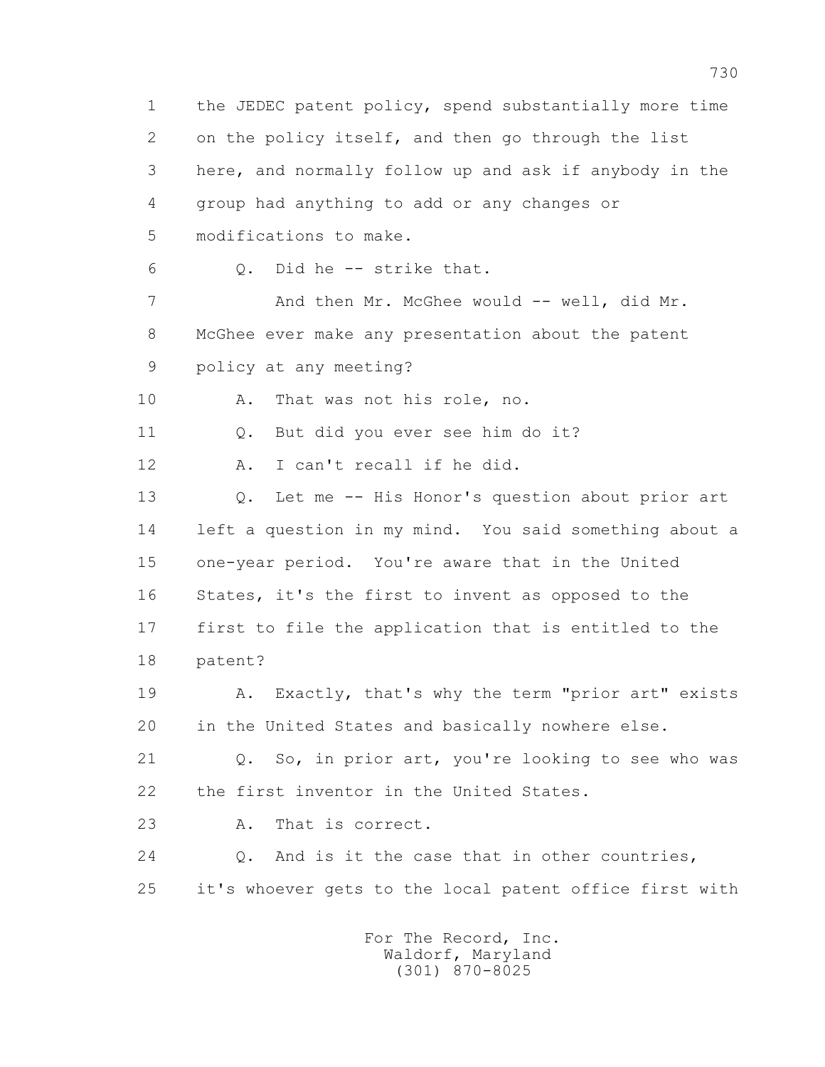1 the JEDEC patent policy, spend substantially more time
2 on the policy itself, and then go through the list
3 here, and normally follow up and ask if anybody in the
4 group had anything to add or any changes or
5 modifications to make.

6 Q. Did he -- strike that.

7 And then Mr. McGhee would -- well, did Mr.
8 McGhee ever make any presentation about the patent
9 policy at any meeting?

10 A. That was not his role, no.

11 Q. But did you ever see him do it?

12 A. I can't recall if he did.

13 Q. Let me -- His Honor's question about prior art
14 left a question in my mind. You said something about a
15 one-year period. You're aware that in the United
16 States, it's the first to invent as opposed to the
17 first to file the application that is entitled to the
18 patent?

19 A. Exactly, that's why the term "prior art" exists
20 in the United States and basically nowhere else.

21 Q. So, in prior art, you're looking to see who was
22 the first inventor in the United States.

23 A. That is correct.

24 Q. And is it the case that in other countries,
25 it's whoever gets to the local patent office first with

For The Record, Inc.
Waldorf, Maryland
(301) 870-8025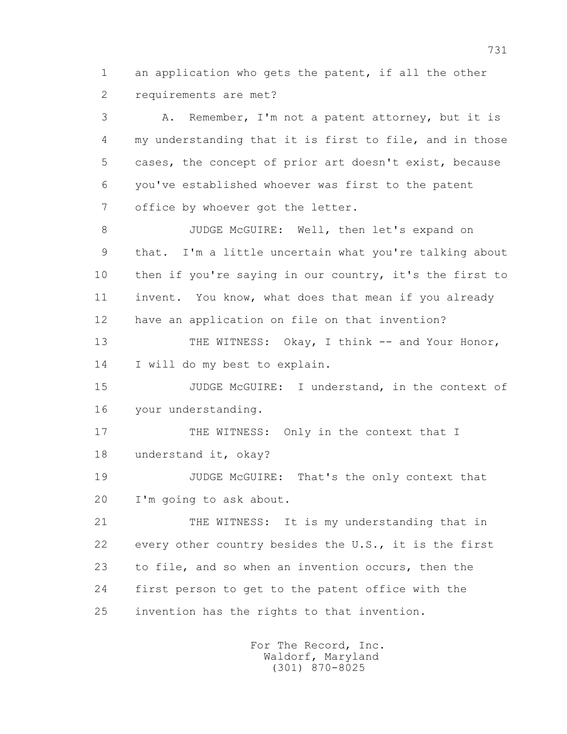1 an application who gets the patent, if all the other
2 requirements are met?

3 A. Remember, I'm not a patent attorney, but it is
4 my understanding that it is first to file, and in those
5 cases, the concept of prior art doesn't exist, because
6 you've established whoever was first to the patent
7 office by whoever got the letter.

8 JUDGE McGUIRE: Well, then let's expand on
9 that. I'm a little uncertain what you're talking about
10 then if you're saying in our country, it's the first to
11 invent. You know, what does that mean if you already
12 have an application on file on that invention?

13 THE WITNESS: Okay, I think -- and Your Honor,
14 I will do my best to explain.

15 JUDGE McGUIRE: I understand, in the context of
16 your understanding.

17 THE WITNESS: Only in the context that I
18 understand it, okay?

19 JUDGE McGUIRE: That's the only context that
20 I'm going to ask about.

21 THE WITNESS: It is my understanding that in
22 every other country besides the U.S., it is the first
23 to file, and so when an invention occurs, then the
24 first person to get to the patent office with the
25 invention has the rights to that invention.

For The Record, Inc.
Waldorf, Maryland
(301) 870-8025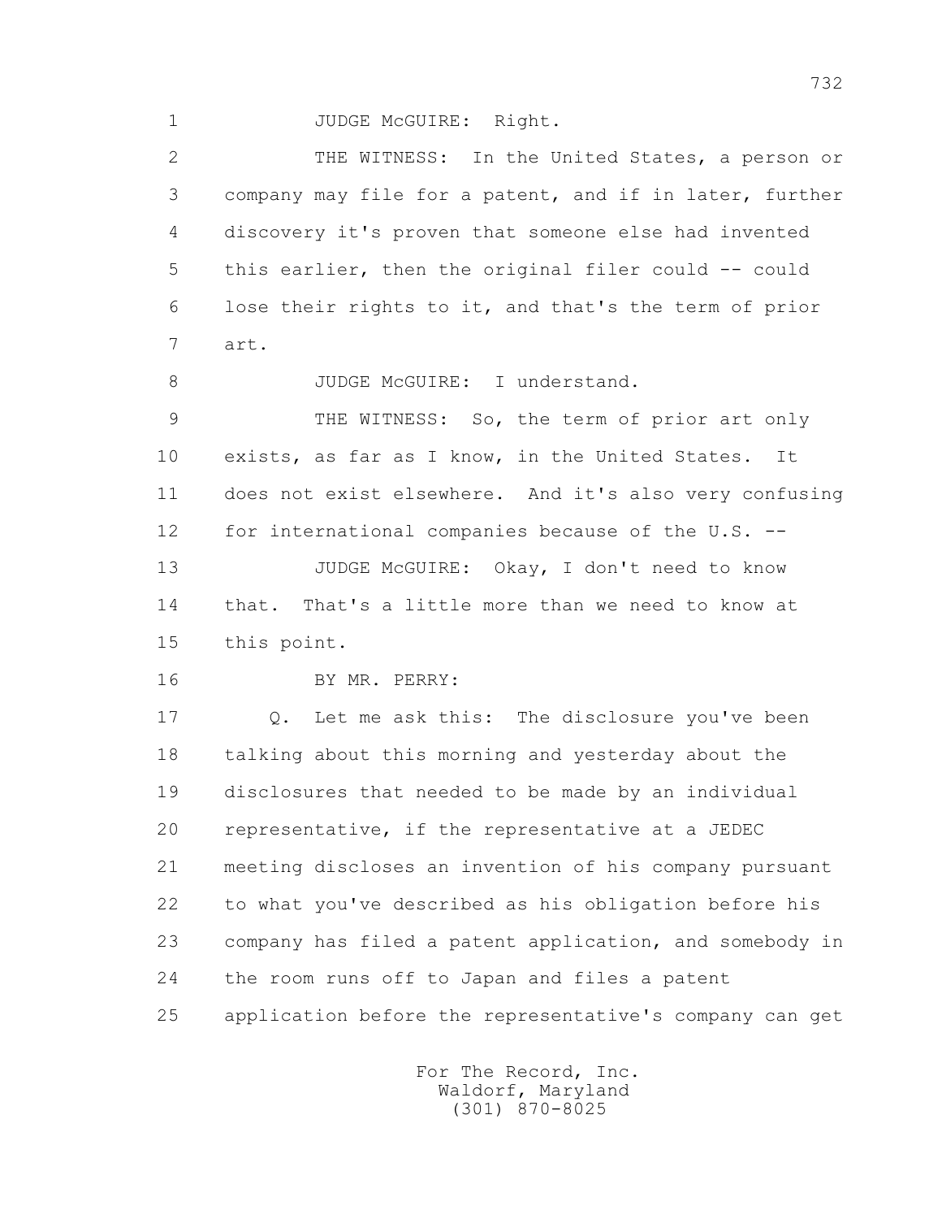1 JUDGE McGUIRE: Right.

2 THE WITNESS: In the United States, a person or
3 company may file for a patent, and if in later, further
4 discovery it's proven that someone else had invented
5 this earlier, then the original filer could -- could
6 lose their rights to it, and that's the term of prior
7 art.

8 JUDGE McGUIRE: I understand.

9 THE WITNESS: So, the term of prior art only
10 exists, as far as I know, in the United States. It
11 does not exist elsewhere. And it's also very confusing
12 for international companies because of the U.S. --

13 JUDGE McGUIRE: Okay, I don't need to know
14 that. That's a little more than we need to know at
15 this point.

16 BY MR. PERRY:

17 Q. Let me ask this: The disclosure you've been
18 talking about this morning and yesterday about the
19 disclosures that needed to be made by an individual
20 representative, if the representative at a JEDEC
21 meeting discloses an invention of his company pursuant
22 to what you've described as his obligation before his
23 company has filed a patent application, and somebody in
24 the room runs off to Japan and files a patent
25 application before the representative's company can get

For The Record, Inc.
Waldorf, Maryland
(301) 870-8025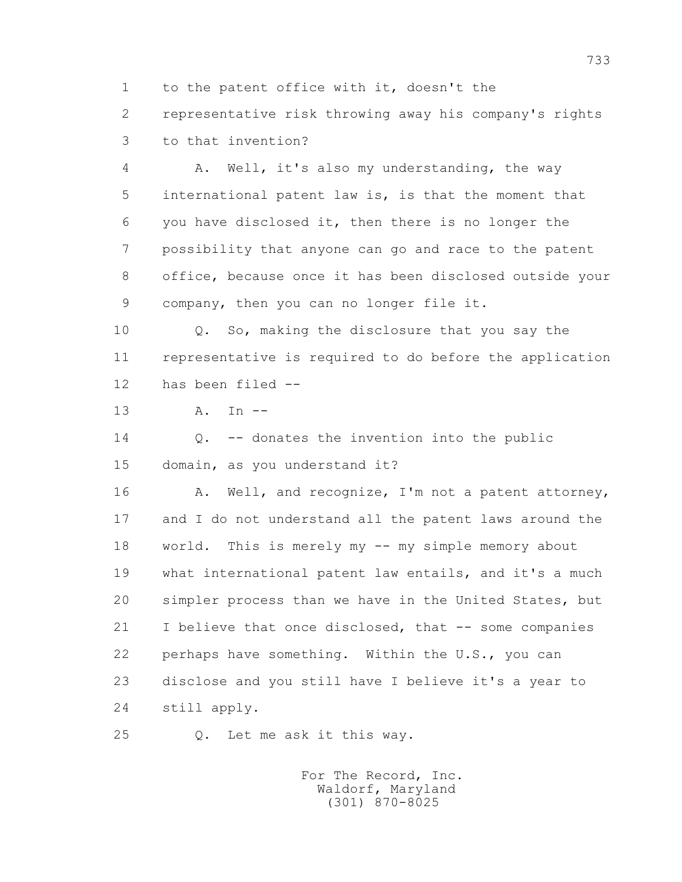1 to the patent office with it, doesn't the
2 representative risk throwing away his company's rights
3 to that invention?

4 A. Well, it's also my understanding, the way
5 international patent law is, is that the moment that
6 you have disclosed it, then there is no longer the
7 possibility that anyone can go and race to the patent
8 office, because once it has been disclosed outside your
9 company, then you can no longer file it.

10 Q. So, making the disclosure that you say the
11 representative is required to do before the application
12 has been filed --

13 A. In --

14 Q. -- donates the invention into the public
15 domain, as you understand it?

16 A. Well, and recognize, I'm not a patent attorney,
17 and I do not understand all the patent laws around the
18 world. This is merely my -- my simple memory about
19 what international patent law entails, and it's a much
20 simpler process than we have in the United States, but
21 I believe that once disclosed, that -- some companies
22 perhaps have something. Within the U.S., you can
23 disclose and you still have I believe it's a year to
24 still apply.

25 Q. Let me ask it this way.

For The Record, Inc.
Waldorf, Maryland
(301) 870-8025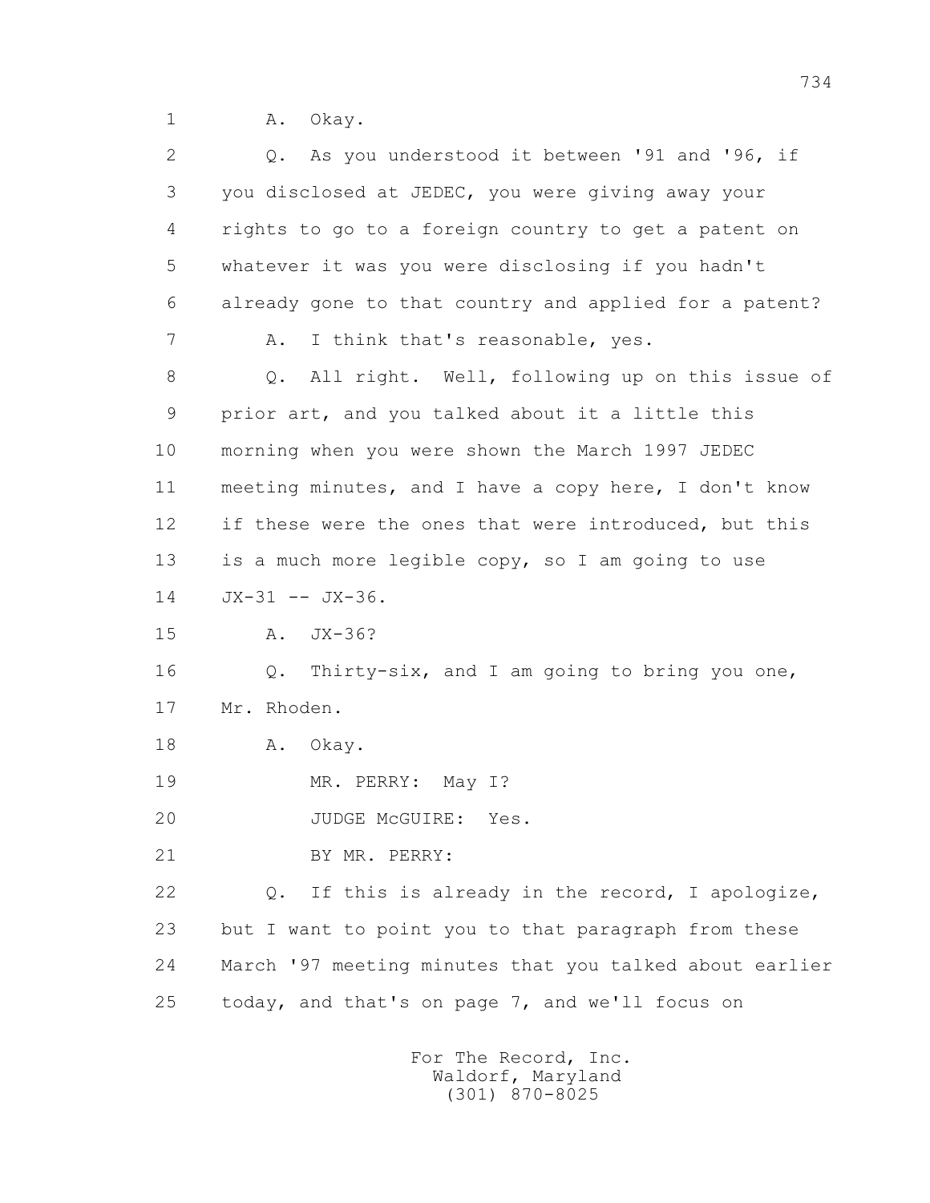1 A. Okay.

2 Q. As you understood it between '91 and '96, if

3 you disclosed at JEDEC, you were giving away your

4 rights to go to a foreign country to get a patent on

5 whatever it was you were disclosing if you hadn't

6 already gone to that country and applied for a patent?

7 A. I think that's reasonable, yes.

8 Q. All right. Well, following up on this issue of

9 prior art, and you talked about it a little this

10 morning when you were shown the March 1997 JEDEC

11 meeting minutes, and I have a copy here, I don't know

12 if these were the ones that were introduced, but this

13 is a much more legible copy, so I am going to use

14 JX-31 -- JX-36.

15 A. JX-36?

16 Q. Thirty-six, and I am going to bring you one,

17 Mr. Rhoden.

18 A. Okay.

19 MR. PERRY: May I?

20 JUDGE McGUIRE: Yes.

21 BY MR. PERRY:

22 Q. If this is already in the record, I apologize,

23 but I want to point you to that paragraph from these

24 March '97 meeting minutes that you talked about earlier

25 today, and that's on page 7, and we'll focus on

For The Record, Inc.
Waldorf, Maryland
(301) 870-8025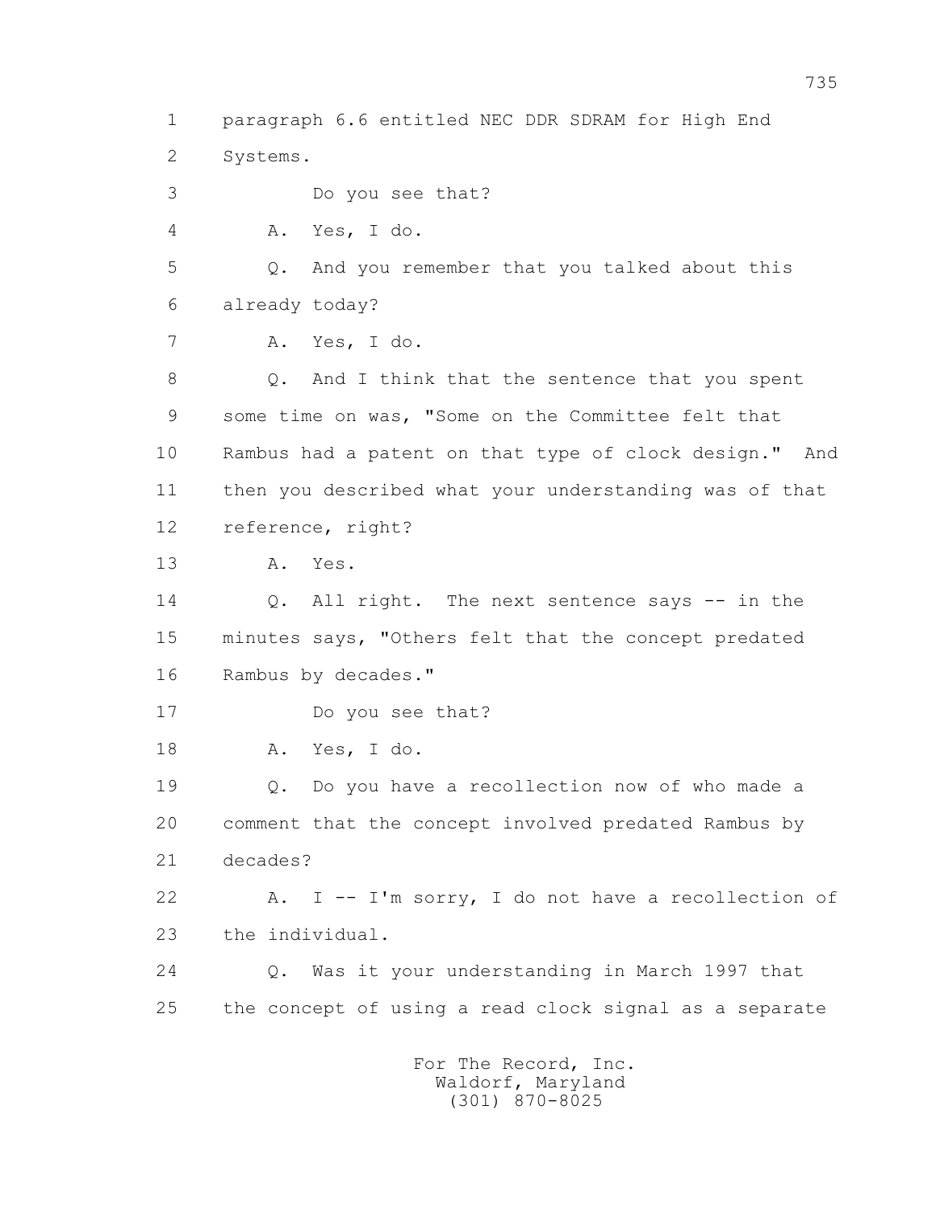1 paragraph 6.6 entitled NEC DDR SDRAM for High End
2 Systems.
3 Do you see that?
4 A. Yes, I do.
5 Q. And you remember that you talked about this
6 already today?
7 A. Yes, I do.
8 Q. And I think that the sentence that you spent
9 some time on was, "Some on the Committee felt that
10 Rambus had a patent on that type of clock design." And
11 then you described what your understanding was of that
12 reference, right?
13 A. Yes.
14 Q. All right. The next sentence says -- in the
15 minutes says, "Others felt that the concept predated
16 Rambus by decades."
17 Do you see that?
18 A. Yes, I do.
19 Q. Do you have a recollection now of who made a
20 comment that the concept involved predated Rambus by
21 decades?
22 A. I -- I'm sorry, I do not have a recollection of
23 the individual.
24 Q. Was it your understanding in March 1997 that
25 the concept of using a read clock signal as a separate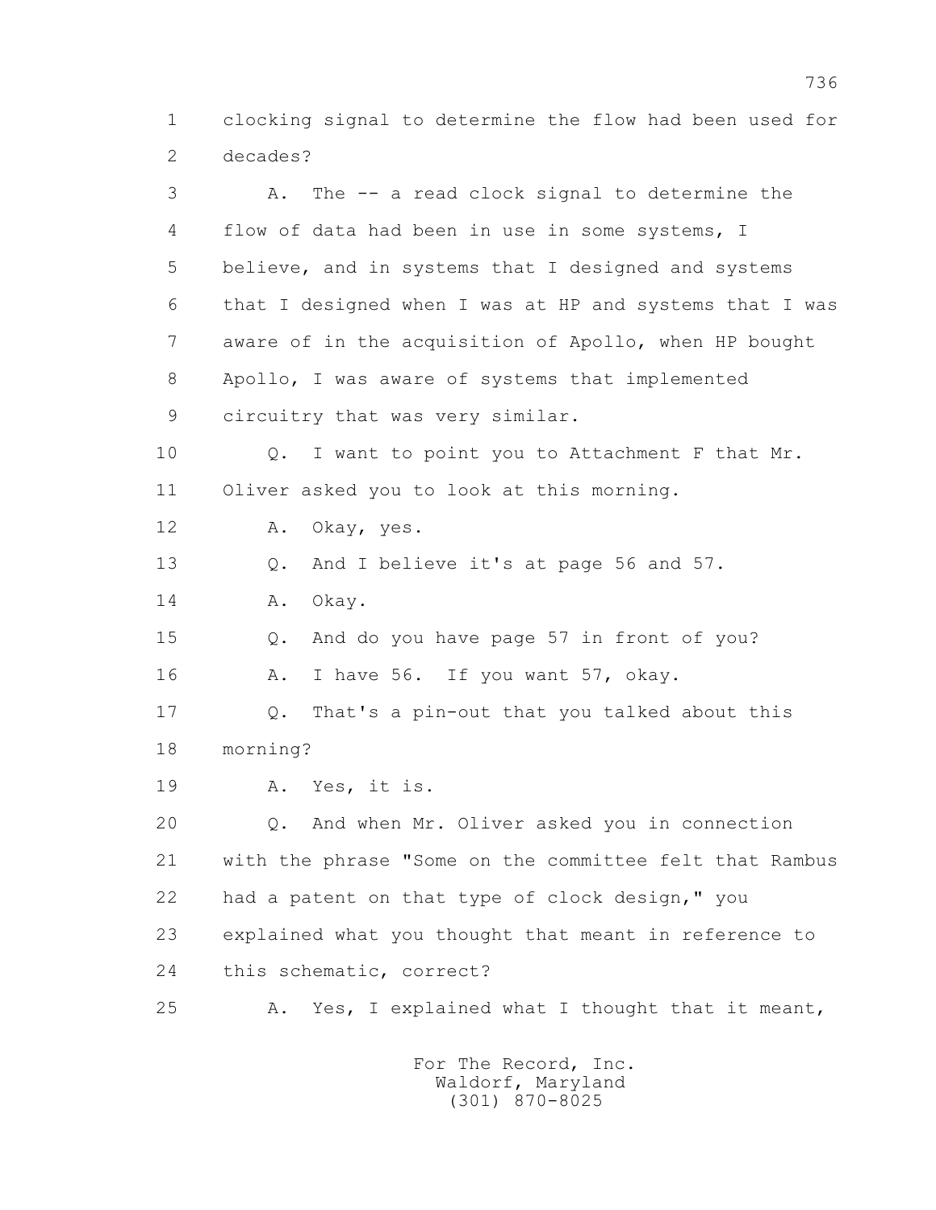1 clocking signal to determine the flow had been used for
2 decades?

3 A. The -- a read clock signal to determine the
4 flow of data had been in use in some systems, I
5 believe, and in systems that I designed and systems
6 that I designed when I was at HP and systems that I was
7 aware of in the acquisition of Apollo, when HP bought
8 Apollo, I was aware of systems that implemented
9 circuitry that was very similar.

10 Q. I want to point you to Attachment F that Mr.
11 Oliver asked you to look at this morning.

12 A. Okay, yes.

13 Q. And I believe it's at page 56 and 57.

14 A. Okay.

15 Q. And do you have page 57 in front of you?

16 A. I have 56. If you want 57, okay.

17 Q. That's a pin-out that you talked about this
18 morning?

19 A. Yes, it is.

20 Q. And when Mr. Oliver asked you in connection
21 with the phrase "Some on the committee felt that Rambus
22 had a patent on that type of clock design," you
23 explained what you thought that meant in reference to
24 this schematic, correct?

25 A. Yes, I explained what I thought that it meant,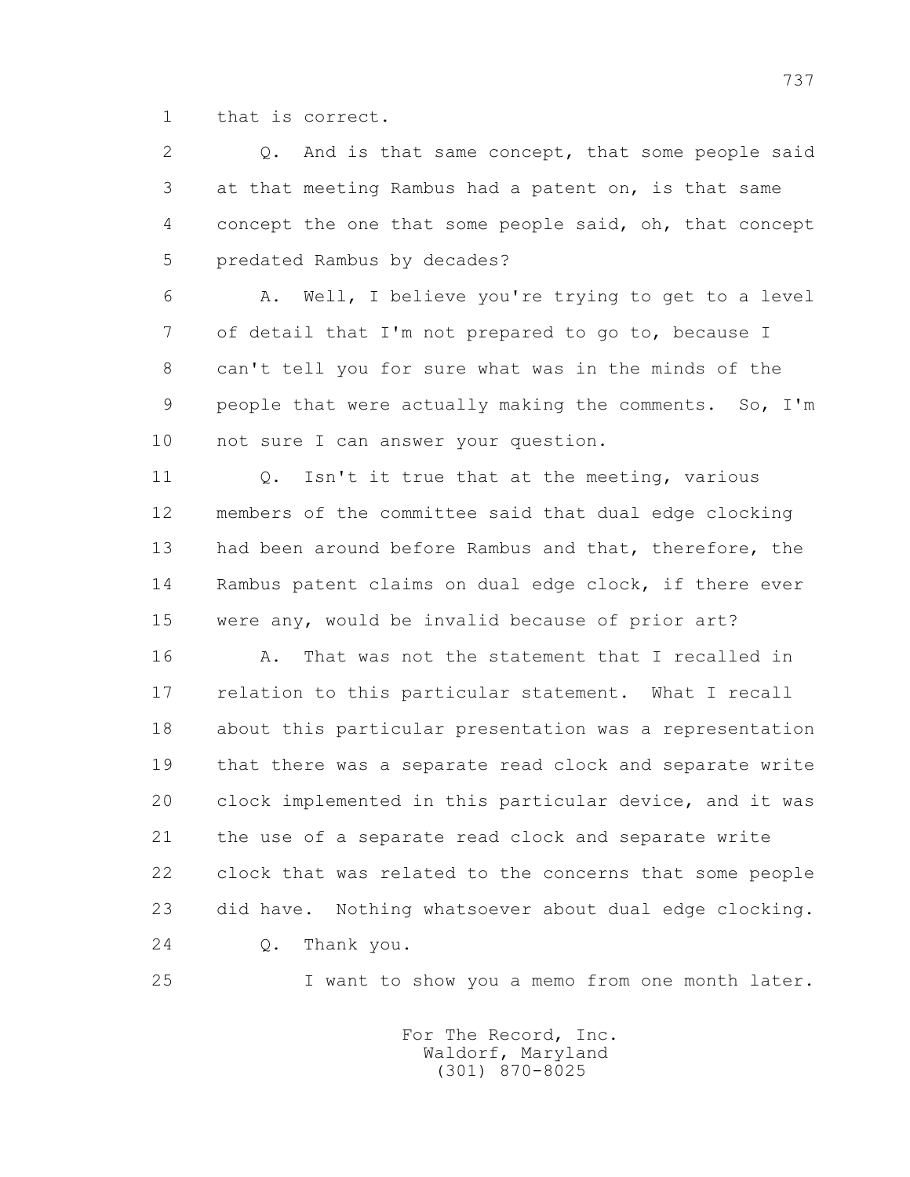1 that is correct.

2 Q. And is that same concept, that some people said
3 at that meeting Rambus had a patent on, is that same
4 concept the one that some people said, oh, that concept
5 predated Rambus by decades?

6 A. Well, I believe you're trying to get to a level
7 of detail that I'm not prepared to go to, because I
8 can't tell you for sure what was in the minds of the
9 people that were actually making the comments. So, I'm
10 not sure I can answer your question.

11 Q. Isn't it true that at the meeting, various
12 members of the committee said that dual edge clocking
13 had been around before Rambus and that, therefore, the
14 Rambus patent claims on dual edge clock, if there ever
15 were any, would be invalid because of prior art?

16 A. That was not the statement that I recalled in
17 relation to this particular statement. What I recall
18 about this particular presentation was a representation
19 that there was a separate read clock and separate write
20 clock implemented in this particular device, and it was
21 the use of a separate read clock and separate write
22 clock that was related to the concerns that some people
23 did have. Nothing whatsoever about dual edge clocking.

24 Q. Thank you.

25 I want to show you a memo from one month later.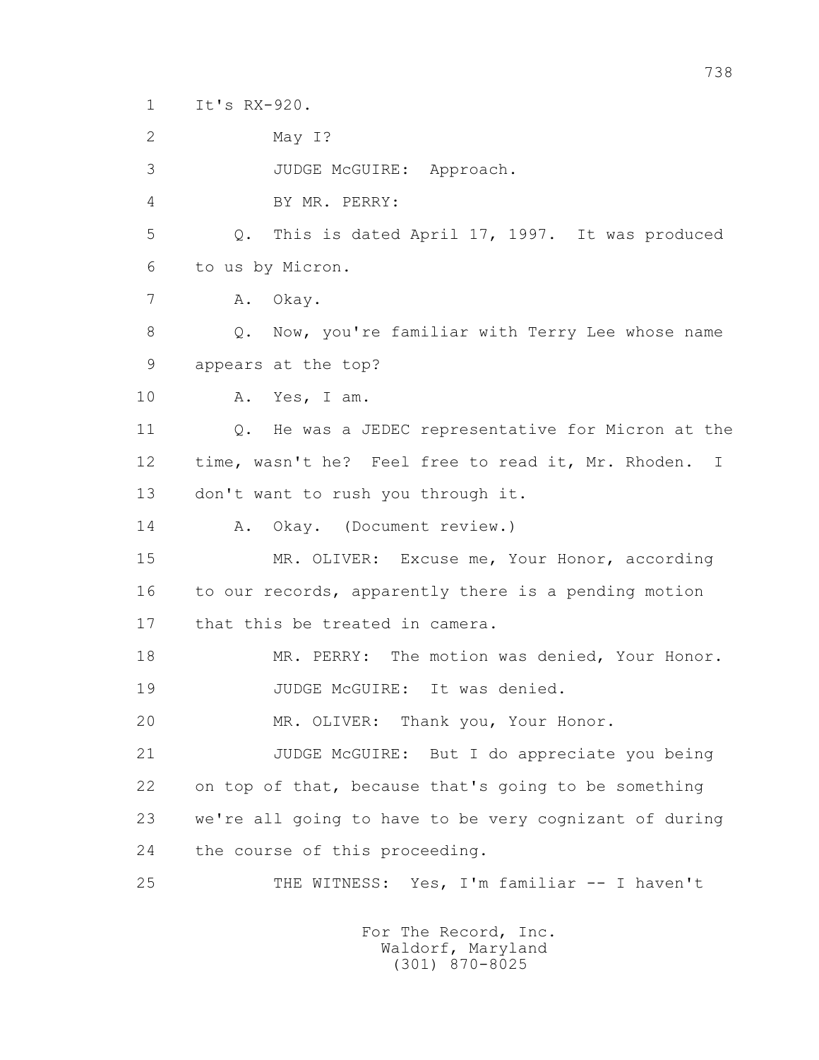1 It's RX-920.

2 May I?

3 JUDGE McGUIRE: Approach.

4 BY MR. PERRY:

5 Q. This is dated April 17, 1997. It was produced

6 to us by Micron.

7 A. Okay.

8 Q. Now, you're familiar with Terry Lee whose name

9 appears at the top?

10 A. Yes, I am.

11 Q. He was a JEDEC representative for Micron at the

12 time, wasn't he? Feel free to read it, Mr. Rhoden. I

13 don't want to rush you through it.

14 A. Okay. (Document review.)

15 MR. OLIVER: Excuse me, Your Honor, according

16 to our records, apparently there is a pending motion

17 that this be treated in camera.

18 MR. PERRY: The motion was denied, Your Honor.

19 JUDGE McGUIRE: It was denied.

20 MR. OLIVER: Thank you, Your Honor.

21 JUDGE McGUIRE: But I do appreciate you being

22 on top of that, because that's going to be something

23 we're all going to have to be very cognizant of during

24 the course of this proceeding.

25 THE WITNESS: Yes, I'm familiar -- I haven't

For The Record, Inc.
Waldorf, Maryland
(301) 870-8025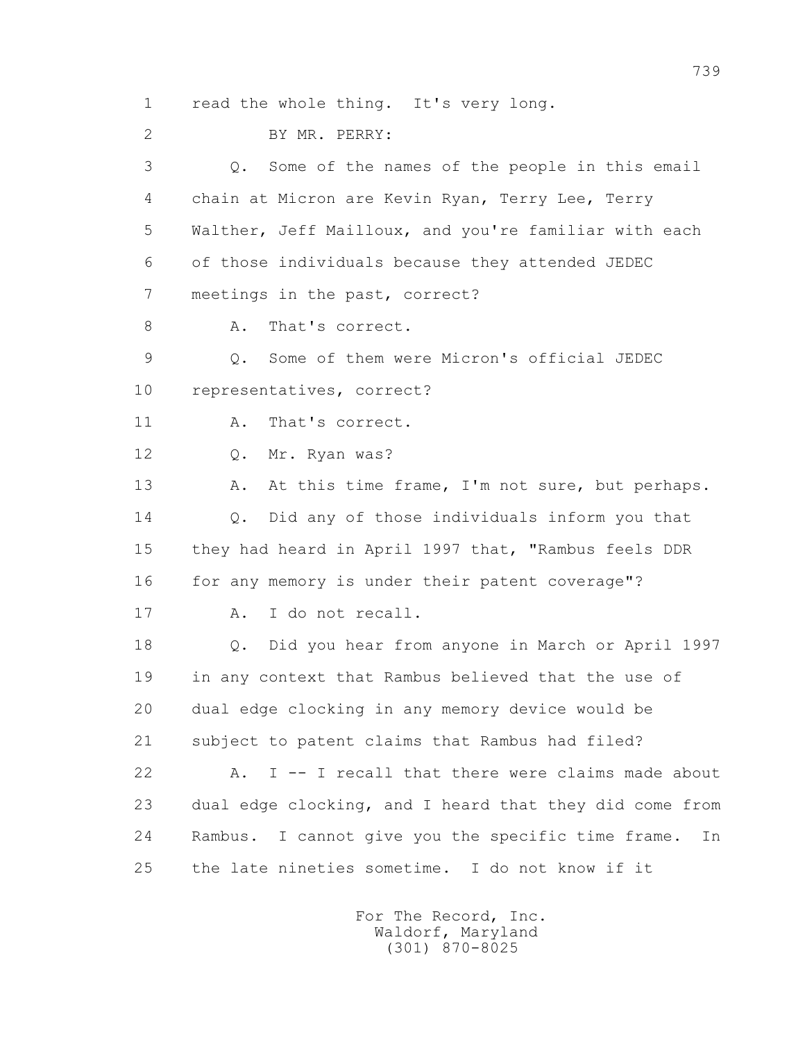1 read the whole thing. It's very long.

2 BY MR. PERRY:

3 Q. Some of the names of the people in this email

4 chain at Micron are Kevin Ryan, Terry Lee, Terry

5 Walther, Jeff Mailloux, and you're familiar with each

6 of those individuals because they attended JEDEC

7 meetings in the past, correct?

8 A. That's correct.

9 Q. Some of them were Micron's official JEDEC

10 representatives, correct?

11 A. That's correct.

12 Q. Mr. Ryan was?

13 A. At this time frame, I'm not sure, but perhaps.

14 Q. Did any of those individuals inform you that

15 they had heard in April 1997 that, "Rambus feels DDR

16 for any memory is under their patent coverage"?

17 A. I do not recall.

18 Q. Did you hear from anyone in March or April 1997

19 in any context that Rambus believed that the use of

20 dual edge clocking in any memory device would be

21 subject to patent claims that Rambus had filed?

22 A. I -- I recall that there were claims made about

23 dual edge clocking, and I heard that they did come from

24 Rambus. I cannot give you the specific time frame. In

25 the late nineties sometime. I do not know if it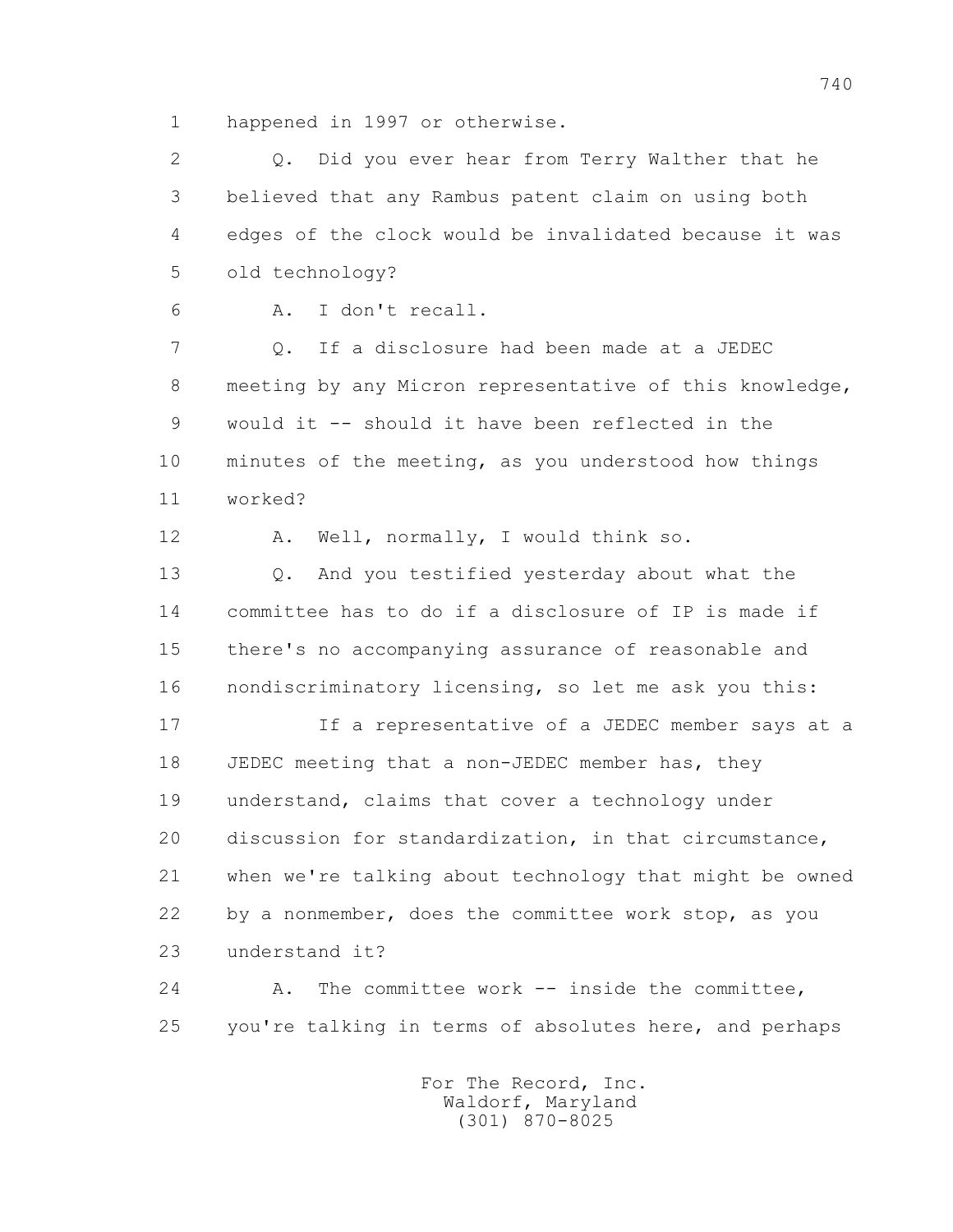happened in 1997 or otherwise.

Q. Did you ever hear from Terry Walther that he believed that any Rambus patent claim on using both edges of the clock would be invalidated because it was old technology?

A. I don't recall.

Q. If a disclosure had been made at a JEDEC meeting by any Micron representative of this knowledge, would it -- should it have been reflected in the minutes of the meeting, as you understood how things worked?

A. Well, normally, I would think so.

Q. And you testified yesterday about what the committee has to do if a disclosure of IP is made if there's no accompanying assurance of reasonable and nondiscriminatory licensing, so let me ask you this:

If a representative of a JEDEC member says at a JEDEC meeting that a non-JEDEC member has, they understand, claims that cover a technology under discussion for standardization, in that circumstance, when we're talking about technology that might be owned by a nonmember, does the committee work stop, as you understand it?

A. The committee work -- inside the committee, you're talking in terms of absolutes here, and perhaps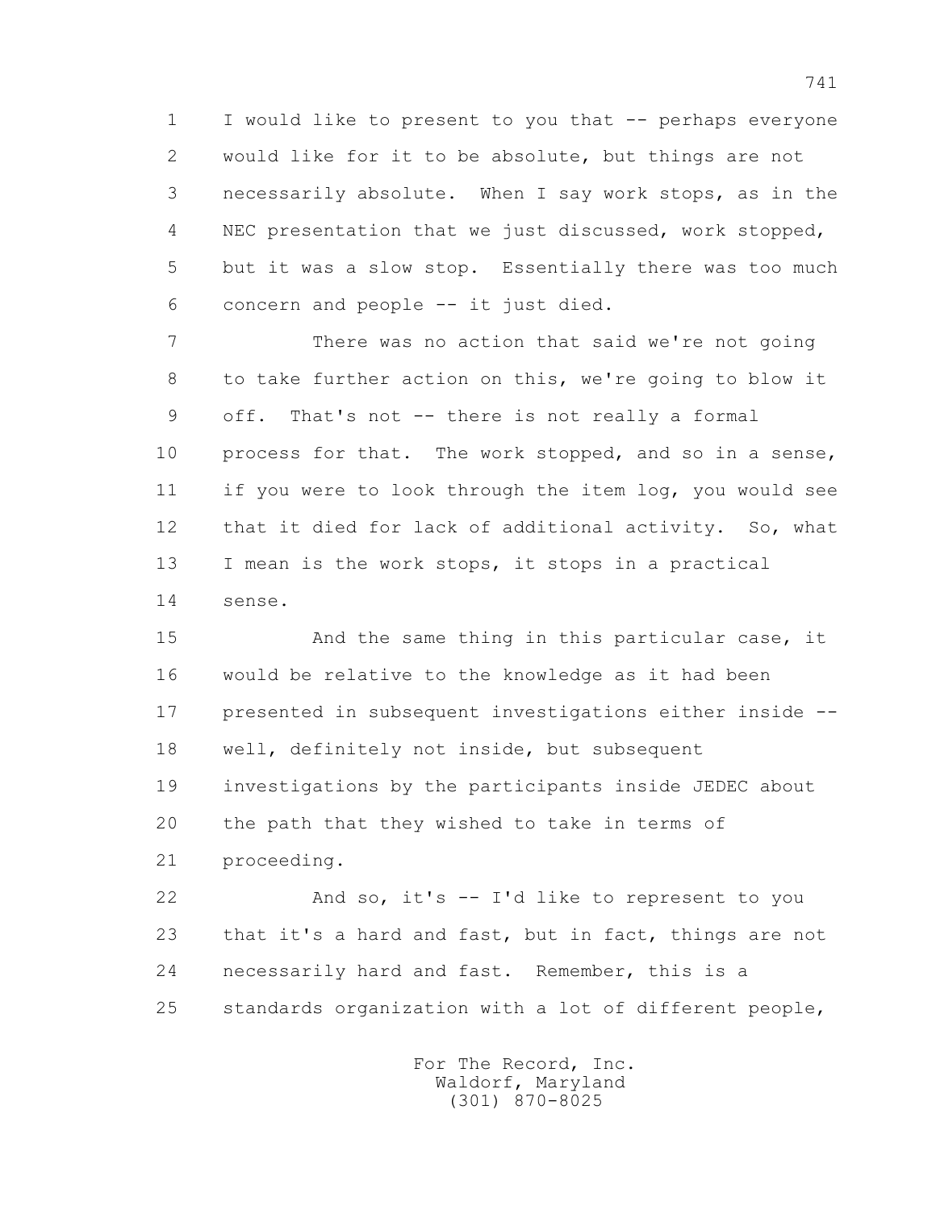1 I would like to present to you that -- perhaps everyone
2 would like for it to be absolute, but things are not
3 necessarily absolute. When I say work stops, as in the
4 NEC presentation that we just discussed, work stopped,
5 but it was a slow stop. Essentially there was too much
6 concern and people -- it just died.

7 There was no action that said we're not going
8 to take further action on this, we're going to blow it
9 off. That's not -- there is not really a formal
10 process for that. The work stopped, and so in a sense,
11 if you were to look through the item log, you would see
12 that it died for lack of additional activity. So, what
13 I mean is the work stops, it stops in a practical
14 sense.

15 And the same thing in this particular case, it
16 would be relative to the knowledge as it had been
17 presented in subsequent investigations either inside --
18 well, definitely not inside, but subsequent
19 investigations by the participants inside JEDEC about
20 the path that they wished to take in terms of
21 proceeding.

22 And so, it's -- I'd like to represent to you
23 that it's a hard and fast, but in fact, things are not
24 necessarily hard and fast. Remember, this is a
25 standards organization with a lot of different people,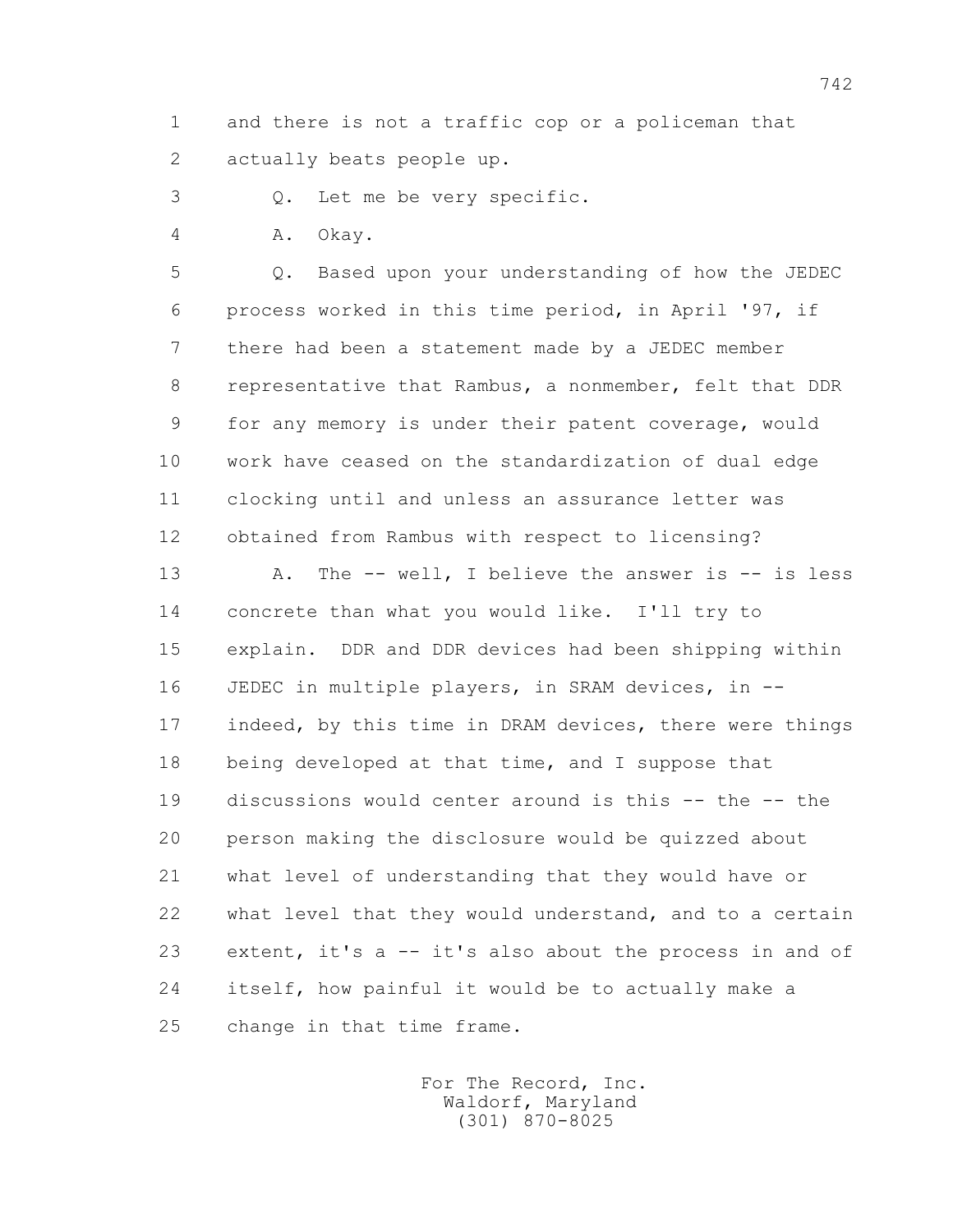1 and there is not a traffic cop or a policeman that
2 actually beats people up.

3 Q. Let me be very specific.

4 A. Okay.

5 Q. Based upon your understanding of how the JEDEC
6 process worked in this time period, in April '97, if
7 there had been a statement made by a JEDEC member
8 representative that Rambus, a nonmember, felt that DDR
9 for any memory is under their patent coverage, would
10 work have ceased on the standardization of dual edge
11 clocking until and unless an assurance letter was
12 obtained from Rambus with respect to licensing?

13 A. The -- well, I believe the answer is -- is less
14 concrete than what you would like. I'll try to
15 explain. DDR and DDR devices had been shipping within
16 JEDEC in multiple players, in SRAM devices, in --
17 indeed, by this time in DRAM devices, there were things
18 being developed at that time, and I suppose that
19 discussions would center around is this -- the -- the
20 person making the disclosure would be quizzed about
21 what level of understanding that they would have or
22 what level that they would understand, and to a certain
23 extent, it's a -- it's also about the process in and of
24 itself, how painful it would be to actually make a
25 change in that time frame.

For The Record, Inc.
Waldorf, Maryland
(301) 870-8025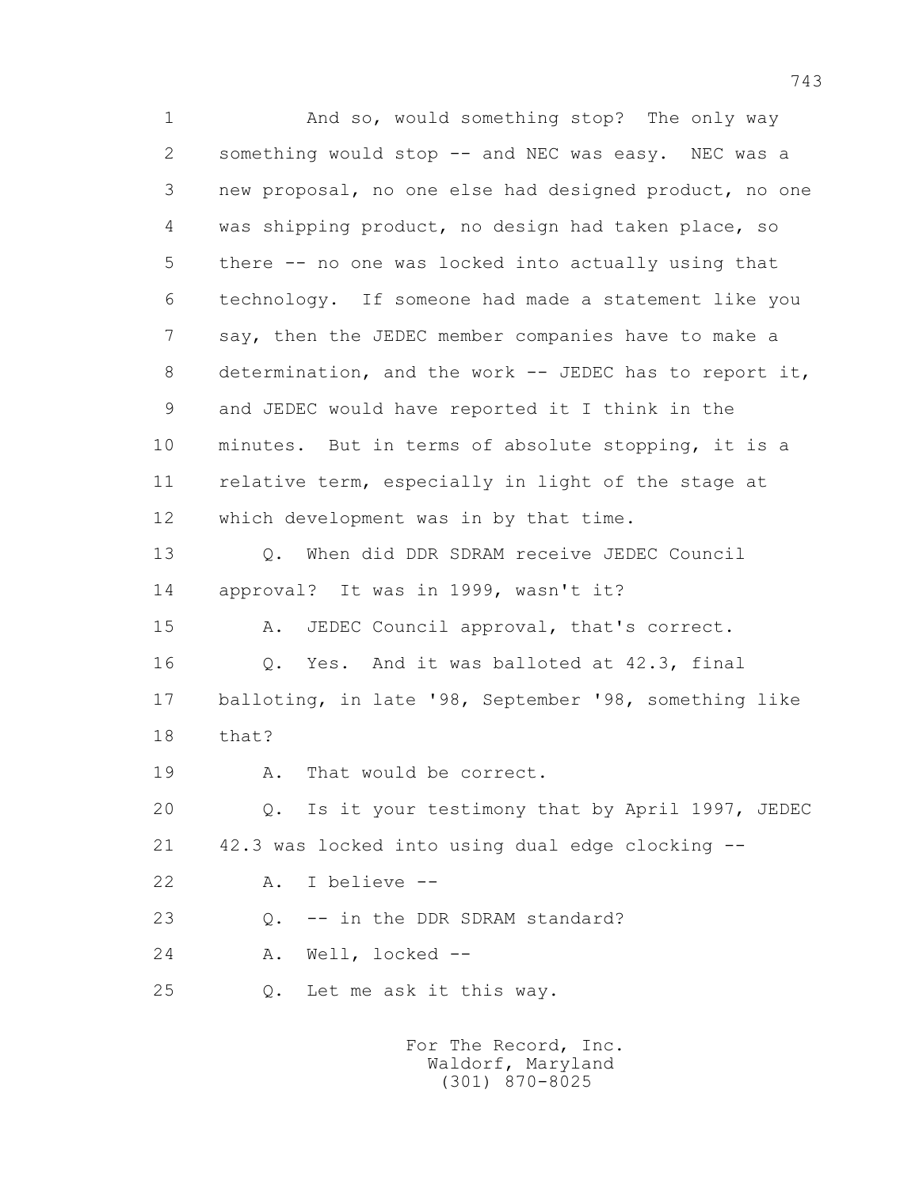1 And so, would something stop? The only way
2 something would stop -- and NEC was easy. NEC was a
3 new proposal, no one else had designed product, no one
4 was shipping product, no design had taken place, so
5 there -- no one was locked into actually using that
6 technology. If someone had made a statement like you
7 say, then the JEDEC member companies have to make a
8 determination, and the work -- JEDEC has to report it,
9 and JEDEC would have reported it I think in the
10 minutes. But in terms of absolute stopping, it is a
11 relative term, especially in light of the stage at
12 which development was in by that time.
13 Q. When did DDR SDRAM receive JEDEC Council
14 approval? It was in 1999, wasn't it?
15 A. JEDEC Council approval, that's correct.
16 Q. Yes. And it was balloted at 42.3, final
17 balloting, in late '98, September '98, something like
18 that?
19 A. That would be correct.
20 Q. Is it your testimony that by April 1997, JEDEC
21 42.3 was locked into using dual edge clocking --
22 A. I believe --
23 Q. -- in the DDR SDRAM standard?
24 A. Well, locked --
25 Q. Let me ask it this way.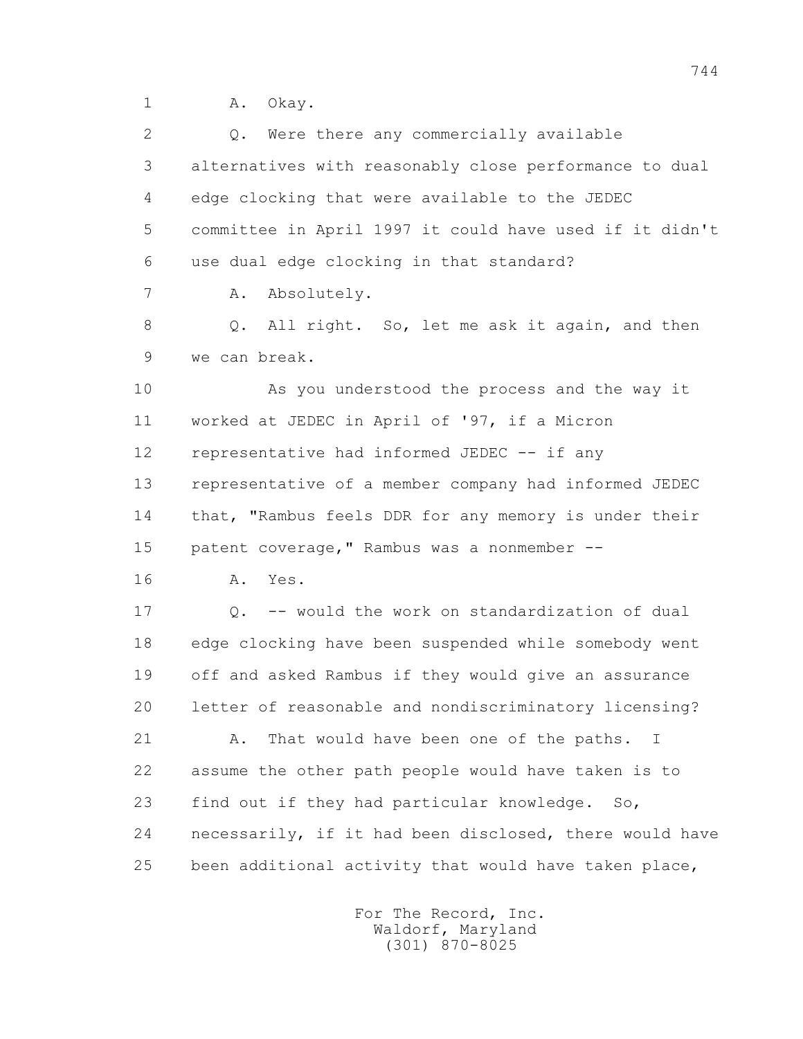1 A. Okay.

2 Q. Were there any commercially available

3 alternatives with reasonably close performance to dual

4 edge clocking that were available to the JEDEC

5 committee in April 1997 it could have used if it didn't

6 use dual edge clocking in that standard?

7 A. Absolutely.

8 Q. All right. So, let me ask it again, and then

9 we can break.

10 As you understood the process and the way it

11 worked at JEDEC in April of '97, if a Micron

12 representative had informed JEDEC -- if any

13 representative of a member company had informed JEDEC

14 that, "Rambus feels DDR for any memory is under their

15 patent coverage," Rambus was a nonmember --

16 A. Yes.

17 Q. -- would the work on standardization of dual

18 edge clocking have been suspended while somebody went

19 off and asked Rambus if they would give an assurance

20 letter of reasonable and nondiscriminatory licensing?

21 A. That would have been one of the paths. I

22 assume the other path people would have taken is to

23 find out if they had particular knowledge. So,

24 necessarily, if it had been disclosed, there would have

25 been additional activity that would have taken place,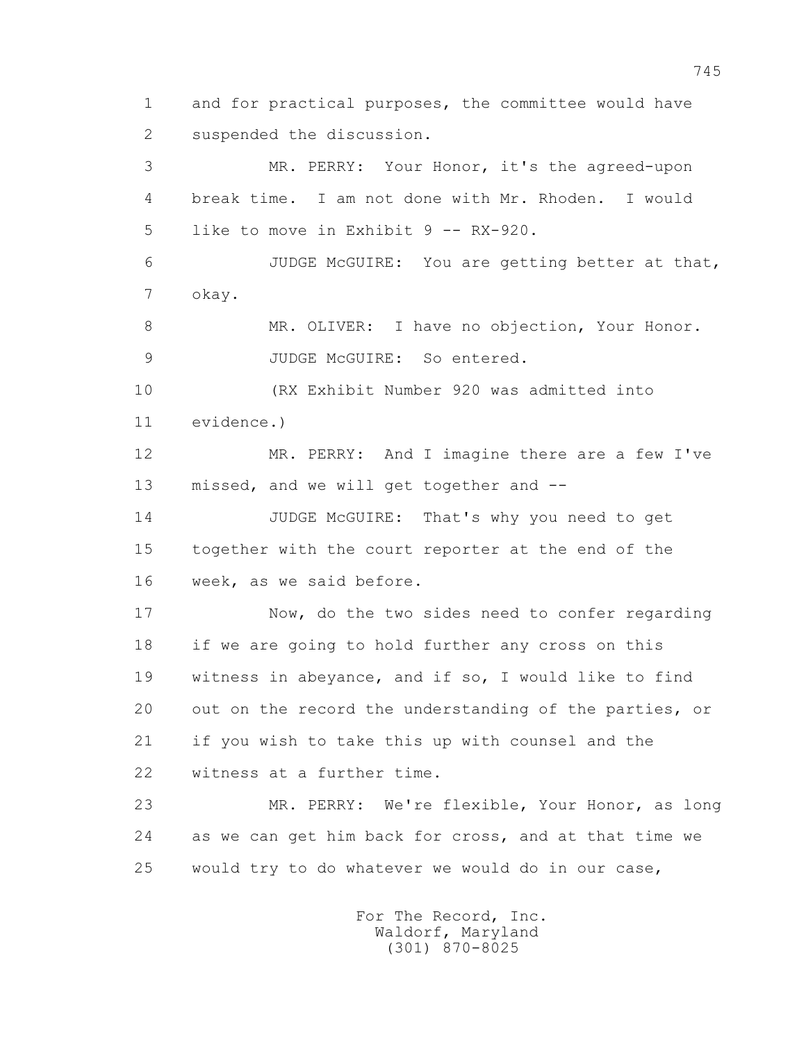1 and for practical purposes, the committee would have
2 suspended the discussion.

3 MR. PERRY: Your Honor, it's the agreed-upon
4 break time. I am not done with Mr. Rhoden. I would
5 like to move in Exhibit 9 -- RX-920.

6 JUDGE McGUIRE: You are getting better at that,
7 okay.

8 MR. OLIVER: I have no objection, Your Honor.

9 JUDGE McGUIRE: So entered.

10 (RX Exhibit Number 920 was admitted into
11 evidence.)

12 MR. PERRY: And I imagine there are a few I've
13 missed, and we will get together and --

14 JUDGE McGUIRE: That's why you need to get
15 together with the court reporter at the end of the
16 week, as we said before.

17 Now, do the two sides need to confer regarding
18 if we are going to hold further any cross on this
19 witness in abeyance, and if so, I would like to find
20 out on the record the understanding of the parties, or
21 if you wish to take this up with counsel and the
22 witness at a further time.

23 MR. PERRY: We're flexible, Your Honor, as long
24 as we can get him back for cross, and at that time we
25 would try to do whatever we would do in our case,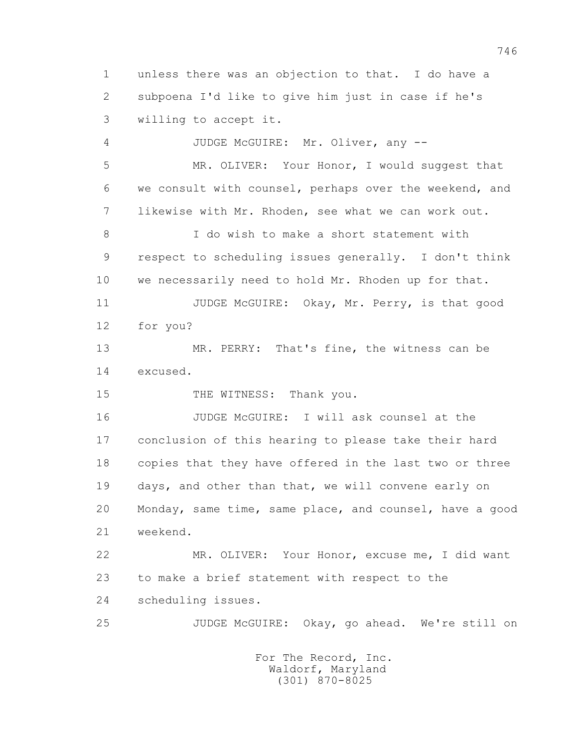1 unless there was an objection to that. I do have a
2 subpoena I'd like to give him just in case if he's
3 willing to accept it.

4 JUDGE McGUIRE: Mr. Oliver, any --

5 MR. OLIVER: Your Honor, I would suggest that
6 we consult with counsel, perhaps over the weekend, and
7 likewise with Mr. Rhoden, see what we can work out.

8 I do wish to make a short statement with
9 respect to scheduling issues generally. I don't think
10 we necessarily need to hold Mr. Rhoden up for that.

11 JUDGE McGUIRE: Okay, Mr. Perry, is that good
12 for you?

13 MR. PERRY: That's fine, the witness can be
14 excused.

15 THE WITNESS: Thank you.

16 JUDGE McGUIRE: I will ask counsel at the
17 conclusion of this hearing to please take their hard
18 copies that they have offered in the last two or three
19 days, and other than that, we will convene early on
20 Monday, same time, same place, and counsel, have a good
21 weekend.

22 MR. OLIVER: Your Honor, excuse me, I did want
23 to make a brief statement with respect to the
24 scheduling issues.

25 JUDGE McGUIRE: Okay, go ahead. We're still on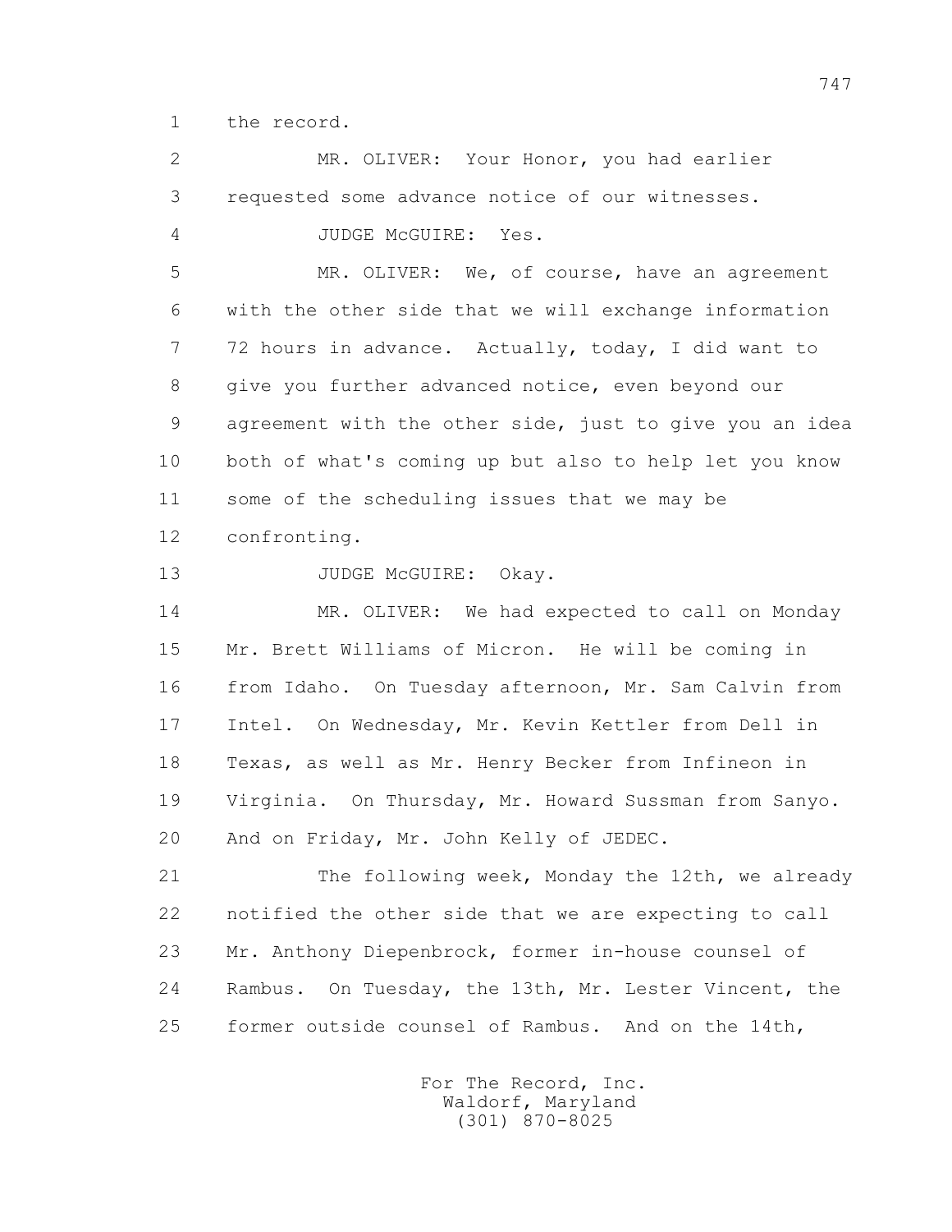1 the record.

2 MR. OLIVER: Your Honor, you had earlier

3 requested some advance notice of our witnesses.

4 JUDGE McGUIRE: Yes.

5 MR. OLIVER: We, of course, have an agreement

6 with the other side that we will exchange information

7 72 hours in advance. Actually, today, I did want to

8 give you further advanced notice, even beyond our

9 agreement with the other side, just to give you an idea

10 both of what's coming up but also to help let you know

11 some of the scheduling issues that we may be

12 confronting.

13 JUDGE McGUIRE: Okay.

14 MR. OLIVER: We had expected to call on Monday

15 Mr. Brett Williams of Micron. He will be coming in

16 from Idaho. On Tuesday afternoon, Mr. Sam Calvin from

17 Intel. On Wednesday, Mr. Kevin Kettler from Dell in

18 Texas, as well as Mr. Henry Becker from Infineon in

19 Virginia. On Thursday, Mr. Howard Sussman from Sanyo.

20 And on Friday, Mr. John Kelly of JEDEC.

21 The following week, Monday the 12th, we already

22 notified the other side that we are expecting to call

23 Mr. Anthony Diepenbrock, former in-house counsel of

24 Rambus. On Tuesday, the 13th, Mr. Lester Vincent, the

25 former outside counsel of Rambus. And on the 14th,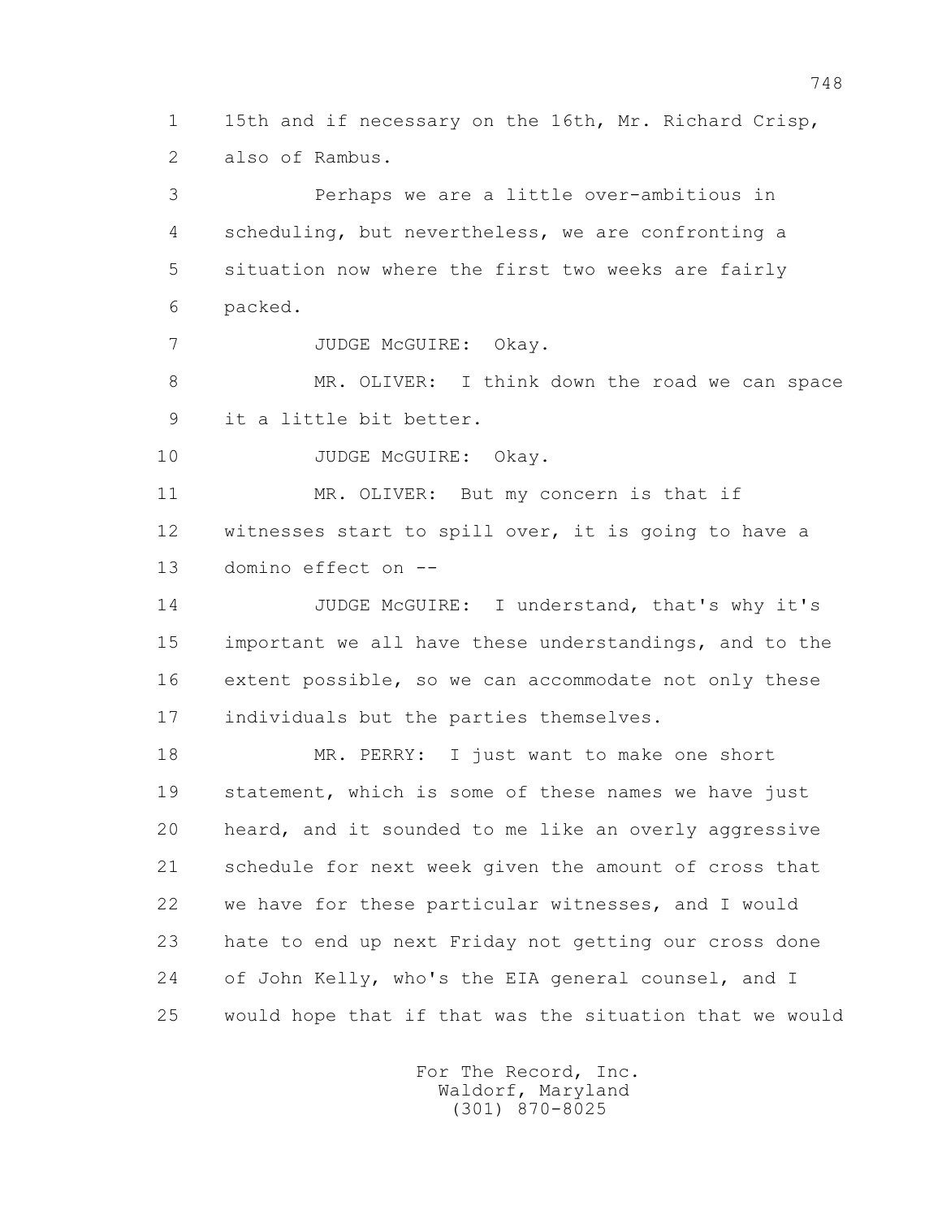15th and if necessary on the 16th, Mr. Richard Crisp, also of Rambus.

Perhaps we are a little over-ambitious in scheduling, but nevertheless, we are confronting a situation now where the first two weeks are fairly packed.

JUDGE McGUIRE: Okay.

MR. OLIVER: I think down the road we can space it a little bit better.

JUDGE McGUIRE: Okay.

MR. OLIVER: But my concern is that if witnesses start to spill over, it is going to have a domino effect on --

JUDGE McGUIRE: I understand, that's why it's important we all have these understandings, and to the extent possible, so we can accommodate not only these individuals but the parties themselves.

MR. PERRY: I just want to make one short statement, which is some of these names we have just heard, and it sounded to me like an overly aggressive schedule for next week given the amount of cross that we have for these particular witnesses, and I would hate to end up next Friday not getting our cross done of John Kelly, who's the EIA general counsel, and I would hope that if that was the situation that we would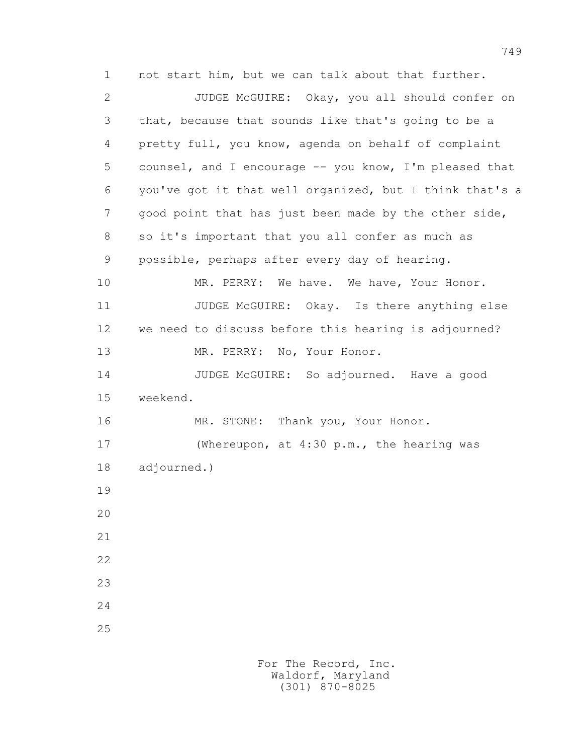not start him, but we can talk about that further.

JUDGE McGUIRE: Okay, you all should confer on that, because that sounds like that's going to be a pretty full, you know, agenda on behalf of complaint counsel, and I encourage -- you know, I'm pleased that you've got it that well organized, but I think that's a good point that has just been made by the other side, so it's important that you all confer as much as possible, perhaps after every day of hearing.

MR. PERRY: We have. We have, Your Honor.

JUDGE McGUIRE: Okay. Is there anything else we need to discuss before this hearing is adjourned?

MR. PERRY: No, Your Honor.

JUDGE McGUIRE: So adjourned. Have a good weekend.

MR. STONE: Thank you, Your Honor.

(Whereupon, at 4:30 p.m., the hearing was adjourned.)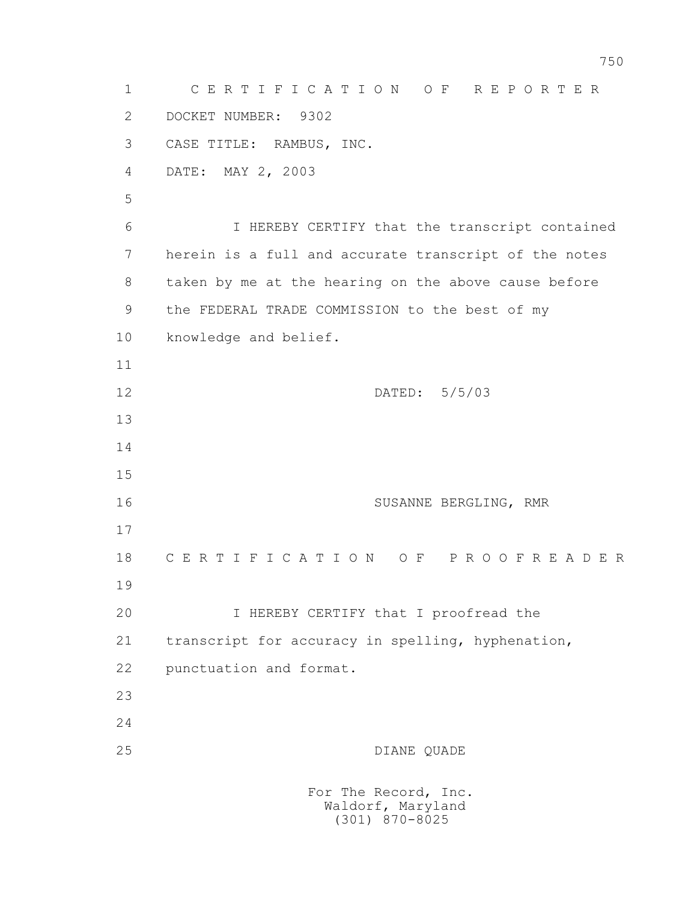# C E R T I F I C A T I O N   O F   R E P O R T E R

DOCKET NUMBER: 9302

CASE TITLE: RAMBUS, INC.

DATE: MAY 2, 2003

I HEREBY CERTIFY that the transcript contained herein is a full and accurate transcript of the notes taken by me at the hearing on the above cause before the FEDERAL TRADE COMMISSION to the best of my knowledge and belief.

DATED: 5/5/03

SUSANNE BERGLING, RMR

# C E R T I F I C A T I O N   O F   P R O O F R E A D E R

I HEREBY CERTIFY that I proofread the transcript for accuracy in spelling, hyphenation, punctuation and format.

DIANE QUADE

For The Record, Inc.
Waldorf, Maryland
(301) 870-8025